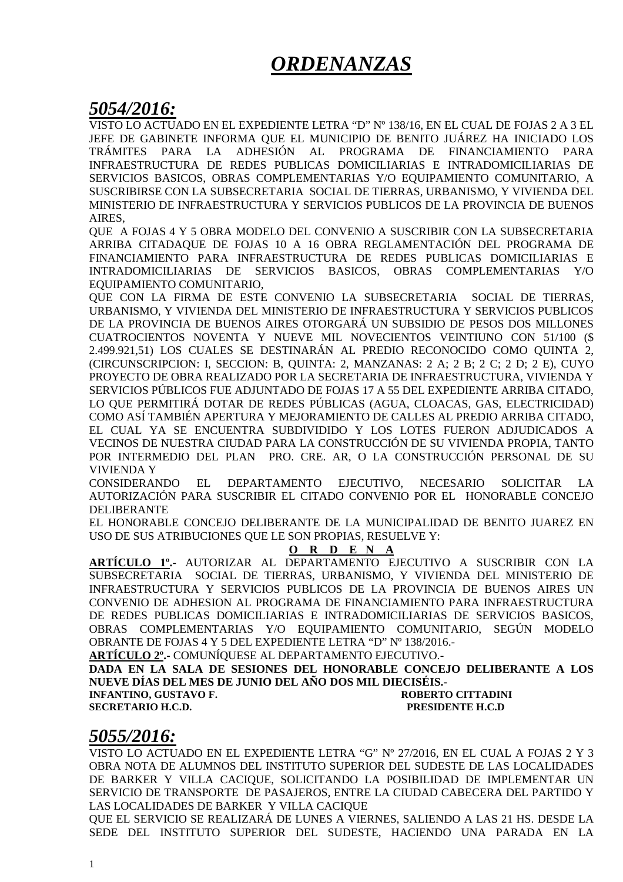# *ORDENANZAS*

## *5054/2016:*

VISTO LO ACTUADO EN EL EXPEDIENTE LETRA "D" Nº 138/16, EN EL CUAL DE FOJAS 2 A 3 EL JEFE DE GABINETE INFORMA QUE EL MUNICIPIO DE BENITO JUÁREZ HA INICIADO LOS TRÁMITES PARA LA ADHESIÓN AL PROGRAMA DE FINANCIAMIENTO PARA INFRAESTRUCTURA DE REDES PUBLICAS DOMICILIARIAS E INTRADOMICILIARIAS DE SERVICIOS BASICOS, OBRAS COMPLEMENTARIAS Y/O EQUIPAMIENTO COMUNITARIO, A SUSCRIBIRSE CON LA SUBSECRETARIA SOCIAL DE TIERRAS, URBANISMO, Y VIVIENDA DEL MINISTERIO DE INFRAESTRUCTURA Y SERVICIOS PUBLICOS DE LA PROVINCIA DE BUENOS AIRES,

QUE A FOJAS 4 Y 5 OBRA MODELO DEL CONVENIO A SUSCRIBIR CON LA SUBSECRETARIA ARRIBA CITADAQUE DE FOJAS 10 A 16 OBRA REGLAMENTACIÓN DEL PROGRAMA DE FINANCIAMIENTO PARA INFRAESTRUCTURA DE REDES PUBLICAS DOMICILIARIAS E INTRADOMICILIARIAS DE SERVICIOS BASICOS, OBRAS COMPLEMENTARIAS Y/O EQUIPAMIENTO COMUNITARIO,

QUE CON LA FIRMA DE ESTE CONVENIO LA SUBSECRETARIA SOCIAL DE TIERRAS, URBANISMO, Y VIVIENDA DEL MINISTERIO DE INFRAESTRUCTURA Y SERVICIOS PUBLICOS DE LA PROVINCIA DE BUENOS AIRES OTORGARÁ UN SUBSIDIO DE PESOS DOS MILLONES CUATROCIENTOS NOVENTA Y NUEVE MIL NOVECIENTOS VEINTIUNO CON 51/100 ($ 2.499.921,51) LOS CUALES SE DESTINARÁN AL PREDIO RECONOCIDO COMO QUINTA 2, (CIRCUNSCRIPCION: I, SECCION: B, QUINTA: 2, MANZANAS: 2 A; 2 B; 2 C; 2 D; 2 E), CUYO PROYECTO DE OBRA REALIZADO POR LA SECRETARIA DE INFRAESTRUCTURA, VIVIENDA Y SERVICIOS PÚBLICOS FUE ADJUNTADO DE FOJAS 17 A 55 DEL EXPEDIENTE ARRIBA CITADO, LO QUE PERMITIRÁ DOTAR DE REDES PÚBLICAS (AGUA, CLOACAS, GAS, ELECTRICIDAD) COMO ASÍ TAMBIÉN APERTURA Y MEJORAMIENTO DE CALLES AL PREDIO ARRIBA CITADO, EL CUAL YA SE ENCUENTRA SUBDIVIDIDO Y LOS LOTES FUERON ADJUDICADOS A VECINOS DE NUESTRA CIUDAD PARA LA CONSTRUCCIÓN DE SU VIVIENDA PROPIA, TANTO POR INTERMEDIO DEL PLAN PRO. CRE. AR, O LA CONSTRUCCIÓN PERSONAL DE SU VIVIENDA Y

CONSIDERANDO EL DEPARTAMENTO EJECUTIVO, NECESARIO SOLICITAR LA AUTORIZACIÓN PARA SUSCRIBIR EL CITADO CONVENIO POR EL HONORABLE CONCEJO DELIBERANTE

EL HONORABLE CONCEJO DELIBERANTE DE LA MUNICIPALIDAD DE BENITO JUAREZ EN USO DE SUS ATRIBUCIONES QUE LE SON PROPIAS, RESUELVE Y:

**O R D E N A**

**ARTÍCULO 1º.-** AUTORIZAR AL DEPARTAMENTO EJECUTIVO A SUSCRIBIR CON LA SUBSECRETARIA SOCIAL DE TIERRAS, URBANISMO, Y VIVIENDA DEL MINISTERIO DE INFRAESTRUCTURA Y SERVICIOS PUBLICOS DE LA PROVINCIA DE BUENOS AIRES UN CONVENIO DE ADHESION AL PROGRAMA DE FINANCIAMIENTO PARA INFRAESTRUCTURA DE REDES PUBLICAS DOMICILIARIAS E INTRADOMICILIARIAS DE SERVICIOS BASICOS, OBRAS COMPLEMENTARIAS Y/O EQUIPAMIENTO COMUNITARIO, SEGÚN MODELO OBRANTE DE FOJAS 4 Y 5 DEL EXPEDIENTE LETRA "D" Nº 138/2016.-

**ARTÍCULO 2º.-** COMUNÍQUESE AL DEPARTAMENTO EJECUTIVO.-

**DADA EN LA SALA DE SESIONES DEL HONORABLE CONCEJO DELIBERANTE A LOS NUEVE DÍAS DEL MES DE JUNIO DEL AÑO DOS MIL DIECISÉIS.-**

**INFANTINO, GUSTAVO F.** — **ROBERTO CITTADINI**
**SECRETARIO H.C.D.** — **PRESIDENTE H.C.D**

## *5055/2016:*

VISTO LO ACTUADO EN EL EXPEDIENTE LETRA "G" Nº 27/2016, EN EL CUAL A FOJAS 2 Y 3 OBRA NOTA DE ALUMNOS DEL INSTITUTO SUPERIOR DEL SUDESTE DE LAS LOCALIDADES DE BARKER Y VILLA CACIQUE, SOLICITANDO LA POSIBILIDAD DE IMPLEMENTAR UN SERVICIO DE TRANSPORTE DE PASAJEROS, ENTRE LA CIUDAD CABECERA DEL PARTIDO Y LAS LOCALIDADES DE BARKER Y VILLA CACIQUE

QUE EL SERVICIO SE REALIZARÁ DE LUNES A VIERNES, SALIENDO A LAS 21 HS. DESDE LA SEDE DEL INSTITUTO SUPERIOR DEL SUDESTE, HACIENDO UNA PARADA EN LA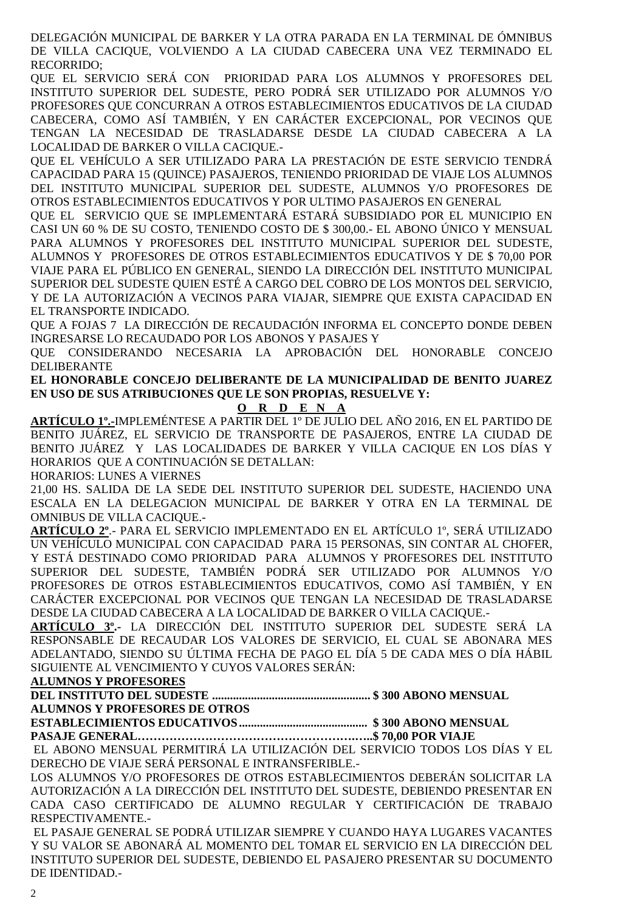DELEGACIÓN MUNICIPAL DE BARKER Y LA OTRA PARADA EN LA TERMINAL DE ÓMNIBUS DE VILLA CACIQUE, VOLVIENDO A LA CIUDAD CABECERA UNA VEZ TERMINADO EL RECORRIDO;

QUE EL SERVICIO SERÁ CON PRIORIDAD PARA LOS ALUMNOS Y PROFESORES DEL INSTITUTO SUPERIOR DEL SUDESTE, PERO PODRÁ SER UTILIZADO POR ALUMNOS Y/O PROFESORES QUE CONCURRAN A OTROS ESTABLECIMIENTOS EDUCATIVOS DE LA CIUDAD CABECERA, COMO ASÍ TAMBIÉN, Y EN CARÁCTER EXCEPCIONAL, POR VECINOS QUE TENGAN LA NECESIDAD DE TRASLADARSE DESDE LA CIUDAD CABECERA A LA LOCALIDAD DE BARKER O VILLA CACIQUE.-

QUE EL VEHÍCULO A SER UTILIZADO PARA LA PRESTACIÓN DE ESTE SERVICIO TENDRÁ CAPACIDAD PARA 15 (QUINCE) PASAJEROS, TENIENDO PRIORIDAD DE VIAJE LOS ALUMNOS DEL INSTITUTO MUNICIPAL SUPERIOR DEL SUDESTE, ALUMNOS Y/O PROFESORES DE OTROS ESTABLECIMIENTOS EDUCATIVOS Y POR ULTIMO PASAJEROS EN GENERAL

QUE EL SERVICIO QUE SE IMPLEMENTARÁ ESTARÁ SUBSIDIADO POR EL MUNICIPIO EN CASI UN 60 % DE SU COSTO, TENIENDO COSTO DE $ 300,00.- EL ABONO ÚNICO Y MENSUAL PARA ALUMNOS Y PROFESORES DEL INSTITUTO MUNICIPAL SUPERIOR DEL SUDESTE, ALUMNOS Y PROFESORES DE OTROS ESTABLECIMIENTOS EDUCATIVOS Y DE $ 70,00 POR VIAJE PARA EL PÚBLICO EN GENERAL, SIENDO LA DIRECCIÓN DEL INSTITUTO MUNICIPAL SUPERIOR DEL SUDESTE QUIEN ESTÉ A CARGO DEL COBRO DE LOS MONTOS DEL SERVICIO, Y DE LA AUTORIZACIÓN A VECINOS PARA VIAJAR, SIEMPRE QUE EXISTA CAPACIDAD EN EL TRANSPORTE INDICADO.

QUE A FOJAS 7 LA DIRECCIÓN DE RECAUDACIÓN INFORMA EL CONCEPTO DONDE DEBEN INGRESARSE LO RECAUDADO POR LOS ABONOS Y PASAJES Y

QUE CONSIDERANDO NECESARIA LA APROBACIÓN DEL HONORABLE CONCEJO DELIBERANTE

**EL HONORABLE CONCEJO DELIBERANTE DE LA MUNICIPALIDAD DE BENITO JUAREZ EN USO DE SUS ATRIBUCIONES QUE LE SON PROPIAS, RESUELVE Y:**

**O R D E N A**

**ARTÍCULO 1º.-**IMPLEMÉNTESE A PARTIR DEL 1º DE JULIO DEL AÑO 2016, EN EL PARTIDO DE BENITO JUÁREZ, EL SERVICIO DE TRANSPORTE DE PASAJEROS, ENTRE LA CIUDAD DE BENITO JUÁREZ Y LAS LOCALIDADES DE BARKER Y VILLA CACIQUE EN LOS DÍAS Y HORARIOS QUE A CONTINUACIÓN SE DETALLAN:

HORARIOS: LUNES A VIERNES

21,00 HS. SALIDA DE LA SEDE DEL INSTITUTO SUPERIOR DEL SUDESTE, HACIENDO UNA ESCALA EN LA DELEGACION MUNICIPAL DE BARKER Y OTRA EN LA TERMINAL DE OMNIBUS DE VILLA CACIQUE.-

**ARTÍCULO 2º**.- PARA EL SERVICIO IMPLEMENTADO EN EL ARTÍCULO 1º, SERÁ UTILIZADO UN VEHÍCULO MUNICIPAL CON CAPACIDAD PARA 15 PERSONAS, SIN CONTAR AL CHOFER, Y ESTÁ DESTINADO COMO PRIORIDAD PARA ALUMNOS Y PROFESORES DEL INSTITUTO SUPERIOR DEL SUDESTE, TAMBIÉN PODRÁ SER UTILIZADO POR ALUMNOS Y/O PROFESORES DE OTROS ESTABLECIMIENTOS EDUCATIVOS, COMO ASÍ TAMBIÉN, Y EN CARÁCTER EXCEPCIONAL POR VECINOS QUE TENGAN LA NECESIDAD DE TRASLADARSE DESDE LA CIUDAD CABECERA A LA LOCALIDAD DE BARKER O VILLA CACIQUE.-

**ARTÍCULO 3º.-** LA DIRECCIÓN DEL INSTITUTO SUPERIOR DEL SUDESTE SERÁ LA RESPONSABLE DE RECAUDAR LOS VALORES DE SERVICIO, EL CUAL SE ABONARA MES ADELANTADO, SIENDO SU ÚLTIMA FECHA DE PAGO EL DÍA 5 DE CADA MES O DÍA HÁBIL SIGUIENTE AL VENCIMIENTO Y CUYOS VALORES SERÁN:

**ALUMNOS Y PROFESORES**

**DEL INSTITUTO DEL SUDESTE ..................................................... $ 300 ABONO MENSUAL**

**ALUMNOS Y PROFESORES DE OTROS**

**ESTABLECIMIENTOS EDUCATIVOS........................................... $ 300 ABONO MENSUAL**

**PASAJE GENERAL…………………………………………………...$ 70,00 POR VIAJE**

EL ABONO MENSUAL PERMITIRÁ LA UTILIZACIÓN DEL SERVICIO TODOS LOS DÍAS Y EL DERECHO DE VIAJE SERÁ PERSONAL E INTRANSFERIBLE.-

LOS ALUMNOS Y/O PROFESORES DE OTROS ESTABLECIMIENTOS DEBERÁN SOLICITAR LA AUTORIZACIÓN A LA DIRECCIÓN DEL INSTITUTO DEL SUDESTE, DEBIENDO PRESENTAR EN CADA CASO CERTIFICADO DE ALUMNO REGULAR Y CERTIFICACIÓN DE TRABAJO RESPECTIVAMENTE.-

EL PASAJE GENERAL SE PODRÁ UTILIZAR SIEMPRE Y CUANDO HAYA LUGARES VACANTES Y SU VALOR SE ABONARÁ AL MOMENTO DEL TOMAR EL SERVICIO EN LA DIRECCIÓN DEL INSTITUTO SUPERIOR DEL SUDESTE, DEBIENDO EL PASAJERO PRESENTAR SU DOCUMENTO DE IDENTIDAD.-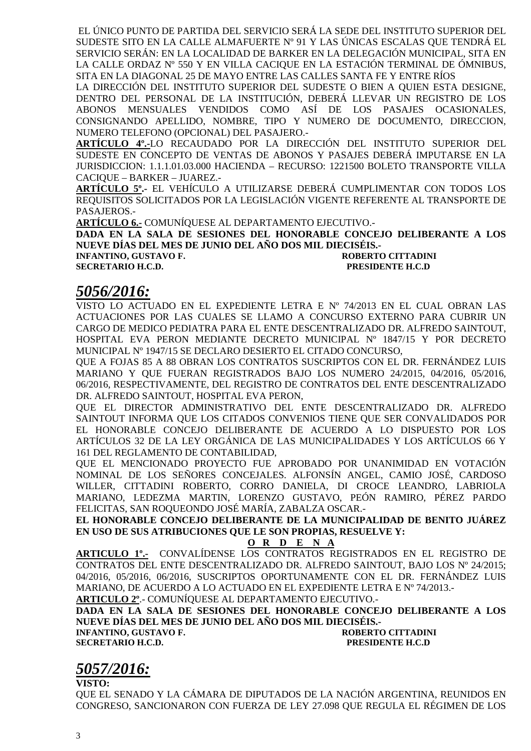EL ÚNICO PUNTO DE PARTIDA DEL SERVICIO SERÁ LA SEDE DEL INSTITUTO SUPERIOR DEL SUDESTE SITO EN LA CALLE ALMAFUERTE Nº 91 Y LAS ÚNICAS ESCALAS QUE TENDRÁ EL SERVICIO SERÁN: EN LA LOCALIDAD DE BARKER EN LA DELEGACIÓN MUNICIPAL, SITA EN LA CALLE ORDAZ Nº 550 Y EN VILLA CACIQUE EN LA ESTACIÓN TERMINAL DE ÓMNIBUS, SITA EN LA DIAGONAL 25 DE MAYO ENTRE LAS CALLES SANTA FE Y ENTRE RÍOS

LA DIRECCIÓN DEL INSTITUTO SUPERIOR DEL SUDESTE O BIEN A QUIEN ESTA DESIGNE, DENTRO DEL PERSONAL DE LA INSTITUCIÓN, DEBERÁ LLEVAR UN REGISTRO DE LOS ABONOS MENSUALES VENDIDOS COMO ASÍ DE LOS PASAJES OCASIONALES, CONSIGNANDO APELLIDO, NOMBRE, TIPO Y NUMERO DE DOCUMENTO, DIRECCION, NUMERO TELEFONO (OPCIONAL) DEL PASAJERO.-

**ARTÍCULO 4º.-**LO RECAUDADO POR LA DIRECCIÓN DEL INSTITUTO SUPERIOR DEL SUDESTE EN CONCEPTO DE VENTAS DE ABONOS Y PASAJES DEBERÁ IMPUTARSE EN LA JURISDICCION: 1.1.1.01.03.000 HACIENDA – RECURSO: 1221500 BOLETO TRANSPORTE VILLA CACIQUE – BARKER – JUAREZ.-

**ARTÍCULO 5º.-** EL VEHÍCULO A UTILIZARSE DEBERÁ CUMPLIMENTAR CON TODOS LOS REQUISITOS SOLICITADOS POR LA LEGISLACIÓN VIGENTE REFERENTE AL TRANSPORTE DE PASAJEROS.-

**ARTÍCULO 6.-** COMUNÍQUESE AL DEPARTAMENTO EJECUTIVO.-

**DADA EN LA SALA DE SESIONES DEL HONORABLE CONCEJO DELIBERANTE A LOS NUEVE DÍAS DEL MES DE JUNIO DEL AÑO DOS MIL DIECISÉIS.-**

**INFANTINO, GUSTAVO F.** — **ROBERTO CITTADINI**
**SECRETARIO H.C.D.** — **PRESIDENTE H.C.D**

## *5056/2016:*

VISTO LO ACTUADO EN EL EXPEDIENTE LETRA E Nº 74/2013 EN EL CUAL OBRAN LAS ACTUACIONES POR LAS CUALES SE LLAMO A CONCURSO EXTERNO PARA CUBRIR UN CARGO DE MEDICO PEDIATRA PARA EL ENTE DESCENTRALIZADO DR. ALFREDO SAINTOUT, HOSPITAL EVA PERON MEDIANTE DECRETO MUNICIPAL Nº 1847/15 Y POR DECRETO MUNICIPAL Nº 1947/15 SE DECLARO DESIERTO EL CITADO CONCURSO,

QUE A FOJAS 85 A 88 OBRAN LOS CONTRATOS SUSCRIPTOS CON EL DR. FERNÁNDEZ LUIS MARIANO Y QUE FUERAN REGISTRADOS BAJO LOS NUMERO 24/2015, 04/2016, 05/2016, 06/2016, RESPECTIVAMENTE, DEL REGISTRO DE CONTRATOS DEL ENTE DESCENTRALIZADO DR. ALFREDO SAINTOUT, HOSPITAL EVA PERON,

QUE EL DIRECTOR ADMINISTRATIVO DEL ENTE DESCENTRALIZADO DR. ALFREDO SAINTOUT INFORMA QUE LOS CITADOS CONVENIOS TIENE QUE SER CONVALIDADOS POR EL HONORABLE CONCEJO DELIBERANTE DE ACUERDO A LO DISPUESTO POR LOS ARTÍCULOS 32 DE LA LEY ORGÁNICA DE LAS MUNICIPALIDADES Y LOS ARTÍCULOS 66 Y 161 DEL REGLAMENTO DE CONTABILIDAD,

QUE EL MENCIONADO PROYECTO FUE APROBADO POR UNANIMIDAD EN VOTACIÓN NOMINAL DE LOS SEÑORES CONCEJALES. ALFONSÍN ANGEL, CAMIO JOSÉ, CARDOSO WILLER, CITTADINI ROBERTO, CORRO DANIELA, DI CROCE LEANDRO, LABRIOLA MARIANO, LEDEZMA MARTIN, LORENZO GUSTAVO, PEÓN RAMIRO, PÉREZ PARDO FELICITAS, SAN ROQUEONDO JOSÉ MARÍA, ZABALZA OSCAR.-

**EL HONORABLE CONCEJO DELIBERANTE DE LA MUNICIPALIDAD DE BENITO JUÁREZ EN USO DE SUS ATRIBUCIONES QUE LE SON PROPIAS, RESUELVE Y:**

**O R D E N A**

**ARTICULO 1º.-** CONVALÍDENSE LOS CONTRATOS REGISTRADOS EN EL REGISTRO DE CONTRATOS DEL ENTE DESCENTRALIZADO DR. ALFREDO SAINTOUT, BAJO LOS Nº 24/2015; 04/2016, 05/2016, 06/2016, SUSCRIPTOS OPORTUNAMENTE CON EL DR. FERNÁNDEZ LUIS MARIANO, DE ACUERDO A LO ACTUADO EN EL EXPEDIENTE LETRA E Nº 74/2013.-

**ARTICULO 2º**.- COMUNÍQUESE AL DEPARTAMENTO EJECUTIVO.-

**DADA EN LA SALA DE SESIONES DEL HONORABLE CONCEJO DELIBERANTE A LOS NUEVE DÍAS DEL MES DE JUNIO DEL AÑO DOS MIL DIECISÉIS.-**

**INFANTINO, GUSTAVO F.** — **ROBERTO CITTADINI**
**SECRETARIO H.C.D.** — **PRESIDENTE H.C.D**

## *5057/2016:*

**VISTO:**

QUE EL SENADO Y LA CÁMARA DE DIPUTADOS DE LA NACIÓN ARGENTINA, REUNIDOS EN CONGRESO, SANCIONARON CON FUERZA DE LEY 27.098 QUE REGULA EL RÉGIMEN DE LOS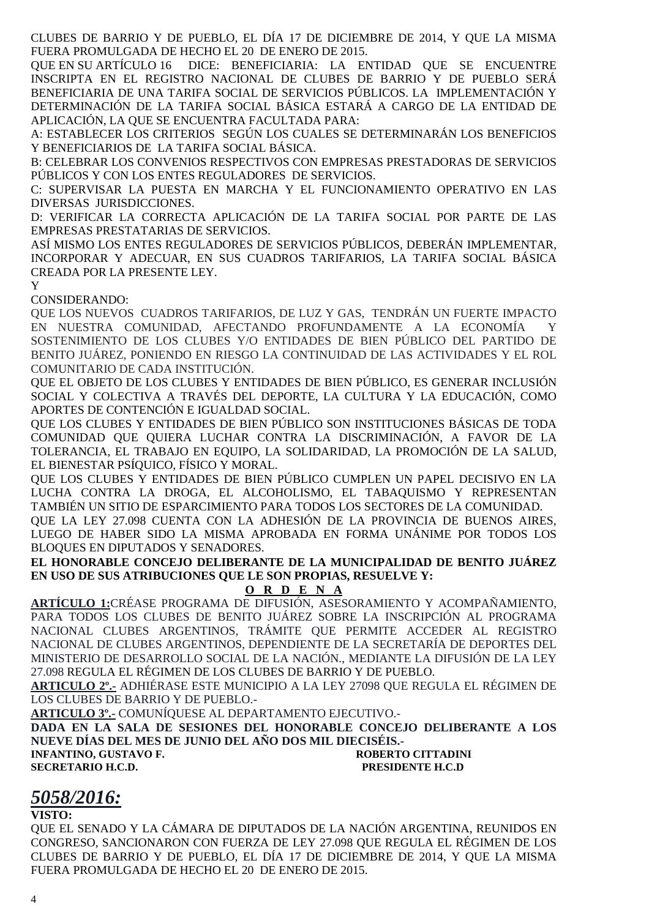CLUBES DE BARRIO Y DE PUEBLO, EL DÍA 17 DE DICIEMBRE DE 2014, Y QUE LA MISMA FUERA PROMULGADA DE HECHO EL 20 DE ENERO DE 2015.

QUE EN SU ARTÍCULO 16 DICE: BENEFICIARIA: LA ENTIDAD QUE SE ENCUENTRE INSCRIPTA EN EL REGISTRO NACIONAL DE CLUBES DE BARRIO Y DE PUEBLO SERÁ BENEFICIARIA DE UNA TARIFA SOCIAL DE SERVICIOS PÚBLICOS. LA IMPLEMENTACIÓN Y DETERMINACIÓN DE LA TARIFA SOCIAL BÁSICA ESTARÁ A CARGO DE LA ENTIDAD DE APLICACIÓN, LA QUE SE ENCUENTRA FACULTADA PARA:

A: ESTABLECER LOS CRITERIOS SEGÚN LOS CUALES SE DETERMINARÁN LOS BENEFICIOS Y BENEFICIARIOS DE LA TARIFA SOCIAL BÁSICA.

B: CELEBRAR LOS CONVENIOS RESPECTIVOS CON EMPRESAS PRESTADORAS DE SERVICIOS PÚBLICOS Y CON LOS ENTES REGULADORES DE SERVICIOS.

C: SUPERVISAR LA PUESTA EN MARCHA Y EL FUNCIONAMIENTO OPERATIVO EN LAS DIVERSAS JURISDICCIONES.

D: VERIFICAR LA CORRECTA APLICACIÓN DE LA TARIFA SOCIAL POR PARTE DE LAS EMPRESAS PRESTATARIAS DE SERVICIOS.

ASÍ MISMO LOS ENTES REGULADORES DE SERVICIOS PÚBLICOS, DEBERÁN IMPLEMENTAR, INCORPORAR Y ADECUAR, EN SUS CUADROS TARIFARIOS, LA TARIFA SOCIAL BÁSICA CREADA POR LA PRESENTE LEY.

Y

CONSIDERANDO:

QUE LOS NUEVOS CUADROS TARIFARIOS, DE LUZ Y GAS, TENDRÁN UN FUERTE IMPACTO EN NUESTRA COMUNIDAD, AFECTANDO PROFUNDAMENTE A LA ECONOMÍA Y SOSTENIMIENTO DE LOS CLUBES Y/O ENTIDADES DE BIEN PÚBLICO DEL PARTIDO DE BENITO JUÁREZ, PONIENDO EN RIESGO LA CONTINUIDAD DE LAS ACTIVIDADES Y EL ROL COMUNITARIO DE CADA INSTITUCIÓN.

QUE EL OBJETO DE LOS CLUBES Y ENTIDADES DE BIEN PÚBLICO, ES GENERAR INCLUSIÓN SOCIAL Y COLECTIVA A TRAVÉS DEL DEPORTE, LA CULTURA Y LA EDUCACIÓN, COMO APORTES DE CONTENCIÓN E IGUALDAD SOCIAL.

QUE LOS CLUBES Y ENTIDADES DE BIEN PÚBLICO SON INSTITUCIONES BÁSICAS DE TODA COMUNIDAD QUE QUIERA LUCHAR CONTRA LA DISCRIMINACIÓN, A FAVOR DE LA TOLERANCIA, EL TRABAJO EN EQUIPO, LA SOLIDARIDAD, LA PROMOCIÓN DE LA SALUD, EL BIENESTAR PSÍQUICO, FÍSICO Y MORAL.

QUE LOS CLUBES Y ENTIDADES DE BIEN PÚBLICO CUMPLEN UN PAPEL DECISIVO EN LA LUCHA CONTRA LA DROGA, EL ALCOHOLISMO, EL TABAQUISMO Y REPRESENTAN TAMBIÉN UN SITIO DE ESPARCIMIENTO PARA TODOS LOS SECTORES DE LA COMUNIDAD.

QUE LA LEY 27.098 CUENTA CON LA ADHESIÓN DE LA PROVINCIA DE BUENOS AIRES, LUEGO DE HABER SIDO LA MISMA APROBADA EN FORMA UNÁNIME POR TODOS LOS BLOQUES EN DIPUTADOS Y SENADORES.

**EL HONORABLE CONCEJO DELIBERANTE DE LA MUNICIPALIDAD DE BENITO JUÁREZ EN USO DE SUS ATRIBUCIONES QUE LE SON PROPIAS, RESUELVE Y:**

**O R D E N A**

**ARTÍCULO 1:** CRÉASE PROGRAMA DE DIFUSIÓN, ASESORAMIENTO Y ACOMPAÑAMIENTO, PARA TODOS LOS CLUBES DE BENITO JUÁREZ SOBRE LA INSCRIPCIÓN AL PROGRAMA NACIONAL CLUBES ARGENTINOS, TRÁMITE QUE PERMITE ACCEDER AL REGISTRO NACIONAL DE CLUBES ARGENTINOS, DEPENDIENTE DE LA SECRETARÍA DE DEPORTES DEL MINISTERIO DE DESARROLLO SOCIAL DE LA NACIÓN., MEDIANTE LA DIFUSIÓN DE LA LEY 27.098 REGULA EL RÉGIMEN DE LOS CLUBES DE BARRIO Y DE PUEBLO.

**ARTICULO 2º.-** ADHIÉRASE ESTE MUNICIPIO A LA LEY 27098 QUE REGULA EL RÉGIMEN DE LOS CLUBES DE BARRIO Y DE PUEBLO.-

**ARTICULO 3º.-** COMUNÍQUESE AL DEPARTAMENTO EJECUTIVO.-

**DADA EN LA SALA DE SESIONES DEL HONORABLE CONCEJO DELIBERANTE A LOS NUEVE DÍAS DEL MES DE JUNIO DEL AÑO DOS MIL DIECISÉIS.-**

**INFANTINO, GUSTAVO F.** — **SECRETARIO H.C.D.**

**ROBERTO CITTADINI** — **PRESIDENTE H.C.D**

## ***5058/2016:***

**VISTO:**

QUE EL SENADO Y LA CÁMARA DE DIPUTADOS DE LA NACIÓN ARGENTINA, REUNIDOS EN CONGRESO, SANCIONARON CON FUERZA DE LEY 27.098 QUE REGULA EL RÉGIMEN DE LOS CLUBES DE BARRIO Y DE PUEBLO, EL DÍA 17 DE DICIEMBRE DE 2014, Y QUE LA MISMA FUERA PROMULGADA DE HECHO EL 20 DE ENERO DE 2015.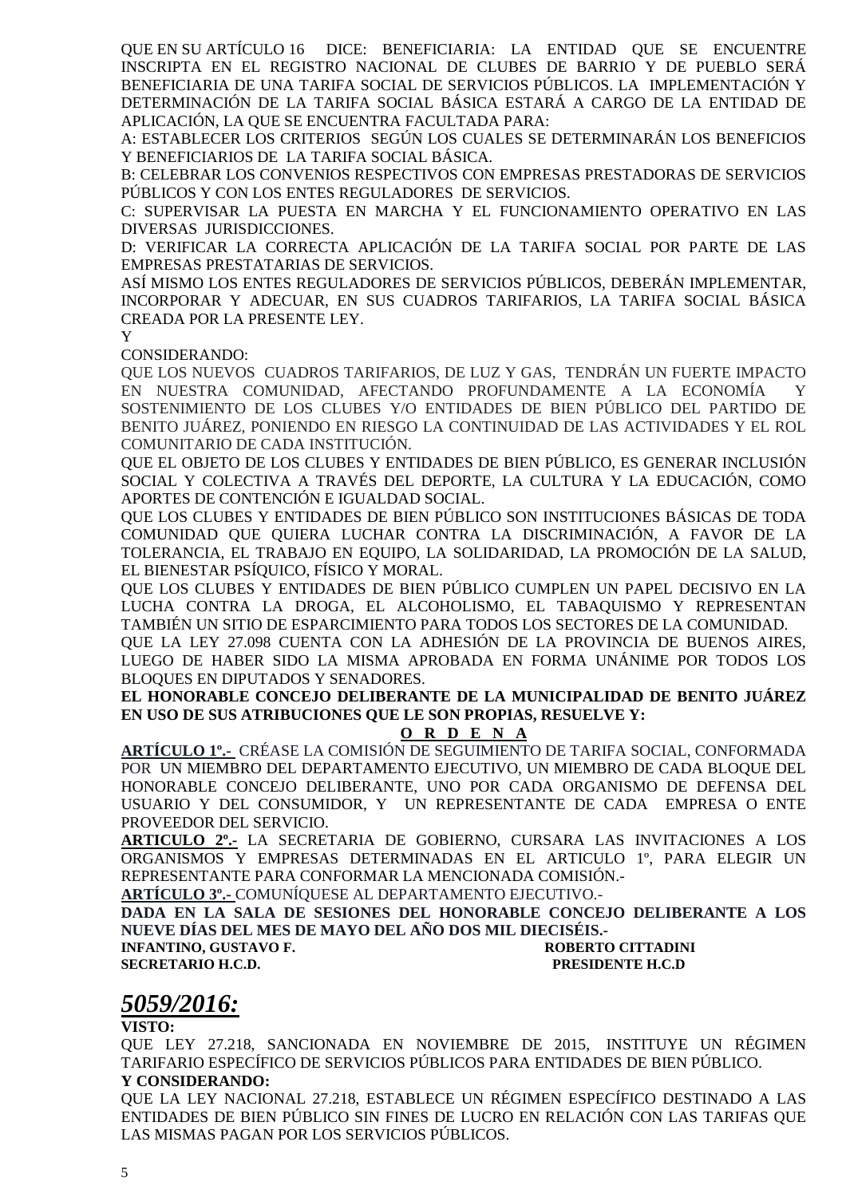QUE EN SU ARTÍCULO 16 DICE: BENEFICIARIA: LA ENTIDAD QUE SE ENCUENTRE INSCRIPTA EN EL REGISTRO NACIONAL DE CLUBES DE BARRIO Y DE PUEBLO SERÁ BENEFICIARIA DE UNA TARIFA SOCIAL DE SERVICIOS PÚBLICOS. LA IMPLEMENTACIÓN Y DETERMINACIÓN DE LA TARIFA SOCIAL BÁSICA ESTARÁ A CARGO DE LA ENTIDAD DE APLICACIÓN, LA QUE SE ENCUENTRA FACULTADA PARA:

A: ESTABLECER LOS CRITERIOS SEGÚN LOS CUALES SE DETERMINARÁN LOS BENEFICIOS Y BENEFICIARIOS DE LA TARIFA SOCIAL BÁSICA.

B: CELEBRAR LOS CONVENIOS RESPECTIVOS CON EMPRESAS PRESTADORAS DE SERVICIOS PÚBLICOS Y CON LOS ENTES REGULADORES DE SERVICIOS.

C: SUPERVISAR LA PUESTA EN MARCHA Y EL FUNCIONAMIENTO OPERATIVO EN LAS DIVERSAS JURISDICCIONES.

D: VERIFICAR LA CORRECTA APLICACIÓN DE LA TARIFA SOCIAL POR PARTE DE LAS EMPRESAS PRESTATARIAS DE SERVICIOS.

ASÍ MISMO LOS ENTES REGULADORES DE SERVICIOS PÚBLICOS, DEBERÁN IMPLEMENTAR, INCORPORAR Y ADECUAR, EN SUS CUADROS TARIFARIOS, LA TARIFA SOCIAL BÁSICA CREADA POR LA PRESENTE LEY.

Y

CONSIDERANDO:

QUE LOS NUEVOS CUADROS TARIFARIOS, DE LUZ Y GAS, TENDRÁN UN FUERTE IMPACTO EN NUESTRA COMUNIDAD, AFECTANDO PROFUNDAMENTE A LA ECONOMÍA Y SOSTENIMIENTO DE LOS CLUBES Y/O ENTIDADES DE BIEN PÚBLICO DEL PARTIDO DE BENITO JUÁREZ, PONIENDO EN RIESGO LA CONTINUIDAD DE LAS ACTIVIDADES Y EL ROL COMUNITARIO DE CADA INSTITUCIÓN.

QUE EL OBJETO DE LOS CLUBES Y ENTIDADES DE BIEN PÚBLICO, ES GENERAR INCLUSIÓN SOCIAL Y COLECTIVA A TRAVÉS DEL DEPORTE, LA CULTURA Y LA EDUCACIÓN, COMO APORTES DE CONTENCIÓN E IGUALDAD SOCIAL.

QUE LOS CLUBES Y ENTIDADES DE BIEN PÚBLICO SON INSTITUCIONES BÁSICAS DE TODA COMUNIDAD QUE QUIERA LUCHAR CONTRA LA DISCRIMINACIÓN, A FAVOR DE LA TOLERANCIA, EL TRABAJO EN EQUIPO, LA SOLIDARIDAD, LA PROMOCIÓN DE LA SALUD, EL BIENESTAR PSÍQUICO, FÍSICO Y MORAL.

QUE LOS CLUBES Y ENTIDADES DE BIEN PÚBLICO CUMPLEN UN PAPEL DECISIVO EN LA LUCHA CONTRA LA DROGA, EL ALCOHOLISMO, EL TABAQUISMO Y REPRESENTAN TAMBIÉN UN SITIO DE ESPARCIMIENTO PARA TODOS LOS SECTORES DE LA COMUNIDAD.

QUE LA LEY 27.098 CUENTA CON LA ADHESIÓN DE LA PROVINCIA DE BUENOS AIRES, LUEGO DE HABER SIDO LA MISMA APROBADA EN FORMA UNÁNIME POR TODOS LOS BLOQUES EN DIPUTADOS Y SENADORES.

**EL HONORABLE CONCEJO DELIBERANTE DE LA MUNICIPALIDAD DE BENITO JUÁREZ EN USO DE SUS ATRIBUCIONES QUE LE SON PROPIAS, RESUELVE Y:**

**<u>O R D E N A</u>**

**<u>ARTÍCULO 1º.-</u>** CRÉASE LA COMISIÓN DE SEGUIMIENTO DE TARIFA SOCIAL, CONFORMADA POR UN MIEMBRO DEL DEPARTAMENTO EJECUTIVO, UN MIEMBRO DE CADA BLOQUE DEL HONORABLE CONCEJO DELIBERANTE, UNO POR CADA ORGANISMO DE DEFENSA DEL USUARIO Y DEL CONSUMIDOR, Y UN REPRESENTANTE DE CADA EMPRESA O ENTE PROVEEDOR DEL SERVICIO.

**<u>ARTICULO 2º.-</u>** LA SECRETARIA DE GOBIERNO, CURSARA LAS INVITACIONES A LOS ORGANISMOS Y EMPRESAS DETERMINADAS EN EL ARTICULO 1º, PARA ELEGIR UN REPRESENTANTE PARA CONFORMAR LA MENCIONADA COMISIÓN.-

**<u>ARTÍCULO 3º.-</u>** COMUNÍQUESE AL DEPARTAMENTO EJECUTIVO.-

**DADA EN LA SALA DE SESIONES DEL HONORABLE CONCEJO DELIBERANTE A LOS NUEVE DÍAS DEL MES DE MAYO DEL AÑO DOS MIL DIECISÉIS.-**

**INFANTINO, GUSTAVO F.** — **ROBERTO CITTADINI**
**SECRETARIO H.C.D.** — **PRESIDENTE H.C.D**

## ***<u>5059/2016:</u>***

**VISTO:**

QUE LEY 27.218, SANCIONADA EN NOVIEMBRE DE 2015, INSTITUYE UN RÉGIMEN TARIFARIO ESPECÍFICO DE SERVICIOS PÚBLICOS PARA ENTIDADES DE BIEN PÚBLICO.

**Y CONSIDERANDO:**

QUE LA LEY NACIONAL 27.218, ESTABLECE UN RÉGIMEN ESPECÍFICO DESTINADO A LAS ENTIDADES DE BIEN PÚBLICO SIN FINES DE LUCRO EN RELACIÓN CON LAS TARIFAS QUE LAS MISMAS PAGAN POR LOS SERVICIOS PÚBLICOS.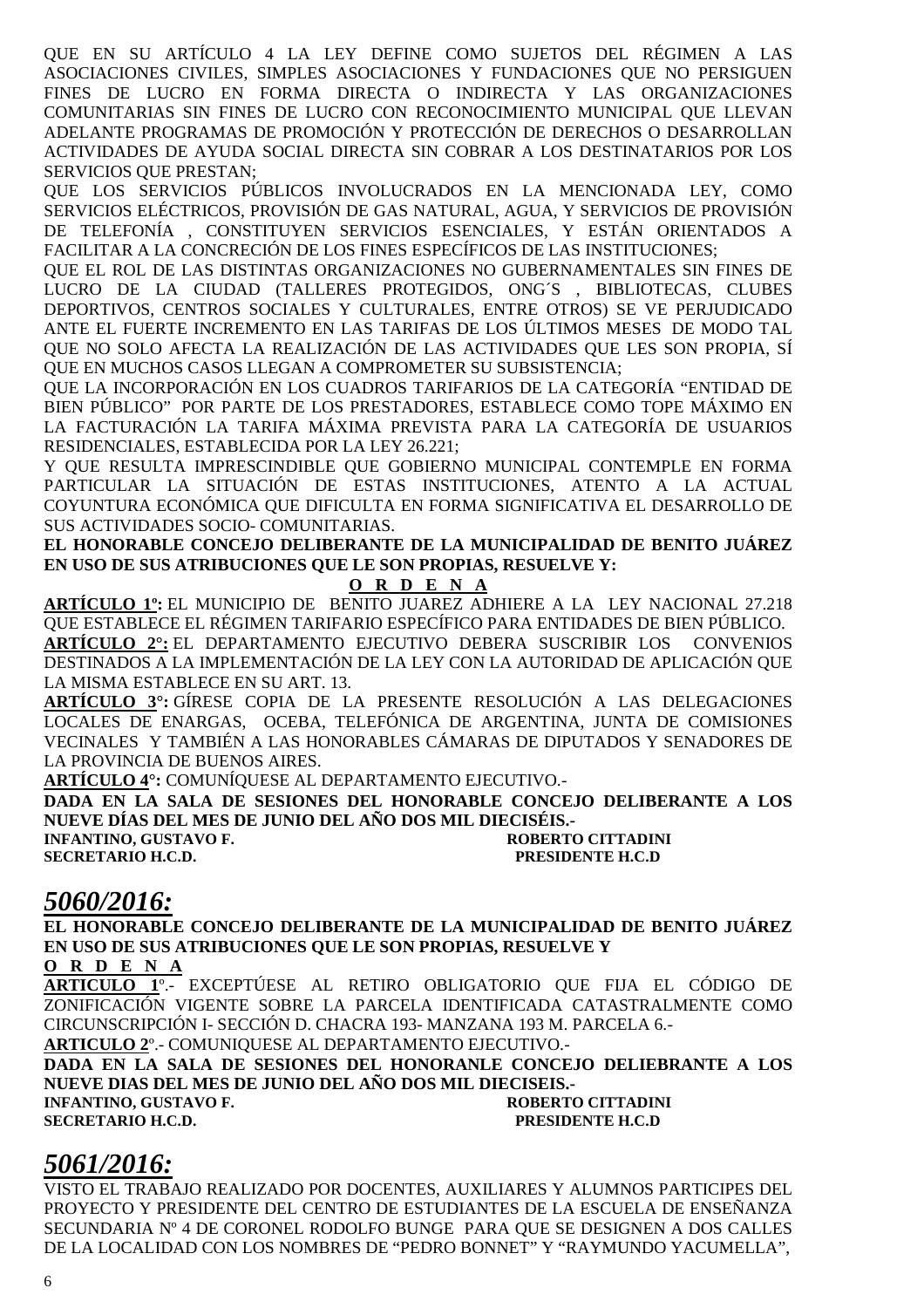QUE EN SU ARTÍCULO 4 LA LEY DEFINE COMO SUJETOS DEL RÉGIMEN A LAS ASOCIACIONES CIVILES, SIMPLES ASOCIACIONES Y FUNDACIONES QUE NO PERSIGUEN FINES DE LUCRO EN FORMA DIRECTA O INDIRECTA Y LAS ORGANIZACIONES COMUNITARIAS SIN FINES DE LUCRO CON RECONOCIMIENTO MUNICIPAL QUE LLEVAN ADELANTE PROGRAMAS DE PROMOCIÓN Y PROTECCIÓN DE DERECHOS O DESARROLLAN ACTIVIDADES DE AYUDA SOCIAL DIRECTA SIN COBRAR A LOS DESTINATARIOS POR LOS SERVICIOS QUE PRESTAN;

QUE LOS SERVICIOS PÚBLICOS INVOLUCRADOS EN LA MENCIONADA LEY, COMO SERVICIOS ELÉCTRICOS, PROVISIÓN DE GAS NATURAL, AGUA, Y SERVICIOS DE PROVISIÓN DE TELEFONÍA , CONSTITUYEN SERVICIOS ESENCIALES, Y ESTÁN ORIENTADOS A FACILITAR A LA CONCRECIÓN DE LOS FINES ESPECÍFICOS DE LAS INSTITUCIONES;

QUE EL ROL DE LAS DISTINTAS ORGANIZACIONES NO GUBERNAMENTALES SIN FINES DE LUCRO DE LA CIUDAD (TALLERES PROTEGIDOS, ONG´S , BIBLIOTECAS, CLUBES DEPORTIVOS, CENTROS SOCIALES Y CULTURALES, ENTRE OTROS) SE VE PERJUDICADO ANTE EL FUERTE INCREMENTO EN LAS TARIFAS DE LOS ÚLTIMOS MESES DE MODO TAL QUE NO SOLO AFECTA LA REALIZACIÓN DE LAS ACTIVIDADES QUE LES SON PROPIA, SÍ QUE EN MUCHOS CASOS LLEGAN A COMPROMETER SU SUBSISTENCIA;

QUE LA INCORPORACIÓN EN LOS CUADROS TARIFARIOS DE LA CATEGORÍA "ENTIDAD DE BIEN PÚBLICO" POR PARTE DE LOS PRESTADORES, ESTABLECE COMO TOPE MÁXIMO EN LA FACTURACIÓN LA TARIFA MÁXIMA PREVISTA PARA LA CATEGORÍA DE USUARIOS RESIDENCIALES, ESTABLECIDA POR LA LEY 26.221;

Y QUE RESULTA IMPRESCINDIBLE QUE GOBIERNO MUNICIPAL CONTEMPLE EN FORMA PARTICULAR LA SITUACIÓN DE ESTAS INSTITUCIONES, ATENTO A LA ACTUAL COYUNTURA ECONÓMICA QUE DIFICULTA EN FORMA SIGNIFICATIVA EL DESARROLLO DE SUS ACTIVIDADES SOCIO- COMUNITARIAS.

**EL HONORABLE CONCEJO DELIBERANTE DE LA MUNICIPALIDAD DE BENITO JUÁREZ EN USO DE SUS ATRIBUCIONES QUE LE SON PROPIAS, RESUELVE Y:**

**O R D E N A**

**ARTÍCULO 1º:** EL MUNICIPIO DE BENITO JUAREZ ADHIERE A LA LEY NACIONAL 27.218 QUE ESTABLECE EL RÉGIMEN TARIFARIO ESPECÍFICO PARA ENTIDADES DE BIEN PÚBLICO.

**ARTÍCULO 2°:** EL DEPARTAMENTO EJECUTIVO DEBERA SUSCRIBIR LOS CONVENIOS DESTINADOS A LA IMPLEMENTACIÓN DE LA LEY CON LA AUTORIDAD DE APLICACIÓN QUE LA MISMA ESTABLECE EN SU ART. 13.

**ARTÍCULO 3°:** GÍRESE COPIA DE LA PRESENTE RESOLUCIÓN A LAS DELEGACIONES LOCALES DE ENARGAS, OCEBA, TELEFÓNICA DE ARGENTINA, JUNTA DE COMISIONES VECINALES Y TAMBIÉN A LAS HONORABLES CÁMARAS DE DIPUTADOS Y SENADORES DE LA PROVINCIA DE BUENOS AIRES.

**ARTÍCULO 4°:** COMUNÍQUESE AL DEPARTAMENTO EJECUTIVO.-

**DADA EN LA SALA DE SESIONES DEL HONORABLE CONCEJO DELIBERANTE A LOS NUEVE DÍAS DEL MES DE JUNIO DEL AÑO DOS MIL DIECISÉIS.-**

**INFANTINO, GUSTAVO F.** — **ROBERTO CITTADINI**
**SECRETARIO H.C.D.** — **PRESIDENTE H.C.D**

## *5060/2016:*

**EL HONORABLE CONCEJO DELIBERANTE DE LA MUNICIPALIDAD DE BENITO JUÁREZ EN USO DE SUS ATRIBUCIONES QUE LE SON PROPIAS, RESUELVE Y**

**O R D E N A**

**ARTICULO 1º**.- EXCEPTÚESE AL RETIRO OBLIGATORIO QUE FIJA EL CÓDIGO DE ZONIFICACIÓN VIGENTE SOBRE LA PARCELA IDENTIFICADA CATASTRALMENTE COMO CIRCUNSCRIPCIÓN I- SECCIÓN D. CHACRA 193- MANZANA 193 M. PARCELA 6.-

**ARTICULO 2º**.- COMUNIQUESE AL DEPARTAMENTO EJECUTIVO.-

**DADA EN LA SALA DE SESIONES DEL HONORANLE CONCEJO DELIEBRANTE A LOS NUEVE DIAS DEL MES DE JUNIO DEL AÑO DOS MIL DIECISEIS.-**

**INFANTINO, GUSTAVO F.** — **ROBERTO CITTADINI**
**SECRETARIO H.C.D.** — **PRESIDENTE H.C.D**

## *5061/2016:*

VISTO EL TRABAJO REALIZADO POR DOCENTES, AUXILIARES Y ALUMNOS PARTICIPES DEL PROYECTO Y PRESIDENTE DEL CENTRO DE ESTUDIANTES DE LA ESCUELA DE ENSEÑANZA SECUNDARIA Nº 4 DE CORONEL RODOLFO BUNGE PARA QUE SE DESIGNEN A DOS CALLES DE LA LOCALIDAD CON LOS NOMBRES DE "PEDRO BONNET" Y "RAYMUNDO YACUMELLA",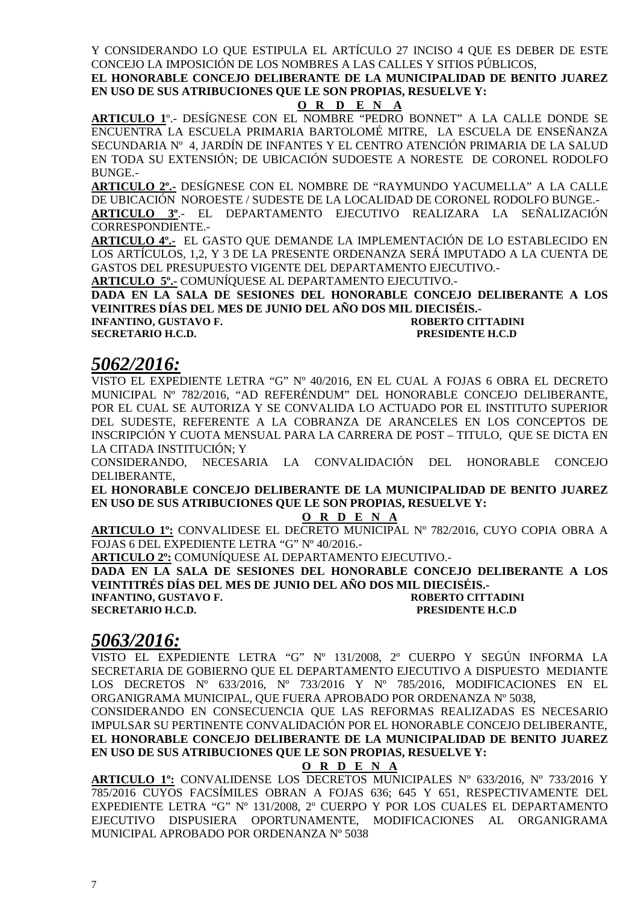Y CONSIDERANDO LO QUE ESTIPULA EL ARTÍCULO 27 INCISO 4 QUE ES DEBER DE ESTE CONCEJO LA IMPOSICIÓN DE LOS NOMBRES A LAS CALLES Y SITIOS PÚBLICOS,

**EL HONORABLE CONCEJO DELIBERANTE DE LA MUNICIPALIDAD DE BENITO JUAREZ EN USO DE SUS ATRIBUCIONES QUE LE SON PROPIAS, RESUELVE Y:**

**O R D E N A**

**ARTICULO 1**º.- DESÍGNESE CON EL NOMBRE "PEDRO BONNET" A LA CALLE DONDE SE ENCUENTRA LA ESCUELA PRIMARIA BARTOLOMÉ MITRE, LA ESCUELA DE ENSEÑANZA SECUNDARIA Nº 4, JARDÍN DE INFANTES Y EL CENTRO ATENCIÓN PRIMARIA DE LA SALUD EN TODA SU EXTENSIÓN; DE UBICACIÓN SUDOESTE A NORESTE DE CORONEL RODOLFO BUNGE.-

**ARTICULO 2º.-** DESÍGNESE CON EL NOMBRE DE "RAYMUNDO YACUMELLA" A LA CALLE DE UBICACIÓN NOROESTE / SUDESTE DE LA LOCALIDAD DE CORONEL RODOLFO BUNGE.-

**ARTICULO 3º**.- EL DEPARTAMENTO EJECUTIVO REALIZARA LA SEÑALIZACIÓN CORRESPONDIENTE.-

**ARTICULO 4º.-** EL GASTO QUE DEMANDE LA IMPLEMENTACIÓN DE LO ESTABLECIDO EN LOS ARTÍCULOS, 1,2, Y 3 DE LA PRESENTE ORDENANZA SERÁ IMPUTADO A LA CUENTA DE GASTOS DEL PRESUPUESTO VIGENTE DEL DEPARTAMENTO EJECUTIVO.-

**ARTICULO 5º.-** COMUNÍQUESE AL DEPARTAMENTO EJECUTIVO.-

**DADA EN LA SALA DE SESIONES DEL HONORABLE CONCEJO DELIBERANTE A LOS VEINITRES DÍAS DEL MES DE JUNIO DEL AÑO DOS MIL DIECISÉIS.-**

**INFANTINO, GUSTAVO F.** — **ROBERTO CITTADINI**
**SECRETARIO H.C.D.** — **PRESIDENTE H.C.D**

## *5062/2016:*

VISTO EL EXPEDIENTE LETRA "G" Nº 40/2016, EN EL CUAL A FOJAS 6 OBRA EL DECRETO MUNICIPAL Nº 782/2016, "AD REFERÉNDUM" DEL HONORABLE CONCEJO DELIBERANTE, POR EL CUAL SE AUTORIZA Y SE CONVALIDA LO ACTUADO POR EL INSTITUTO SUPERIOR DEL SUDESTE, REFERENTE A LA COBRANZA DE ARANCELES EN LOS CONCEPTOS DE INSCRIPCIÓN Y CUOTA MENSUAL PARA LA CARRERA DE POST – TITULO, QUE SE DICTA EN LA CITADA INSTITUCIÓN; Y

CONSIDERANDO, NECESARIA LA CONVALIDACIÓN DEL HONORABLE CONCEJO DELIBERANTE,

**EL HONORABLE CONCEJO DELIBERANTE DE LA MUNICIPALIDAD DE BENITO JUAREZ EN USO DE SUS ATRIBUCIONES QUE LE SON PROPIAS, RESUELVE Y:**

**O R D E N A**

**ARTICULO 1º:** CONVALIDESE EL DECRETO MUNICIPAL Nº 782/2016, CUYO COPIA OBRA A FOJAS 6 DEL EXPEDIENTE LETRA "G" Nº 40/2016.-

**ARTICULO 2º:** COMUNÍQUESE AL DEPARTAMENTO EJECUTIVO.-

**DADA EN LA SALA DE SESIONES DEL HONORABLE CONCEJO DELIBERANTE A LOS VEINTITRÉS DÍAS DEL MES DE JUNIO DEL AÑO DOS MIL DIECISÉIS.-**

**INFANTINO, GUSTAVO F.** — **ROBERTO CITTADINI**
**SECRETARIO H.C.D.** — **PRESIDENTE H.C.D**

## *5063/2016:*

VISTO EL EXPEDIENTE LETRA "G" Nº 131/2008, 2º CUERPO Y SEGÚN INFORMA LA SECRETARIA DE GOBIERNO QUE EL DEPARTAMENTO EJECUTIVO A DISPUESTO MEDIANTE LOS DECRETOS Nº 633/2016, Nº 733/2016 Y Nº 785/2016, MODIFICACIONES EN EL ORGANIGRAMA MUNICIPAL, QUE FUERA APROBADO POR ORDENANZA Nº 5038,

CONSIDERANDO EN CONSECUENCIA QUE LAS REFORMAS REALIZADAS ES NECESARIO IMPULSAR SU PERTINENTE CONVALIDACIÓN POR EL HONORABLE CONCEJO DELIBERANTE,

**EL HONORABLE CONCEJO DELIBERANTE DE LA MUNICIPALIDAD DE BENITO JUAREZ EN USO DE SUS ATRIBUCIONES QUE LE SON PROPIAS, RESUELVE Y:**

**O R D E N A**

**ARTICULO 1º:** CONVALIDENSE LOS DECRETOS MUNICIPALES Nº 633/2016, Nº 733/2016 Y 785/2016 CUYOS FACSÍMILES OBRAN A FOJAS 636; 645 Y 651, RESPECTIVAMENTE DEL EXPEDIENTE LETRA "G" Nº 131/2008, 2º CUERPO Y POR LOS CUALES EL DEPARTAMENTO EJECUTIVO DISPUSIERA OPORTUNAMENTE, MODIFICACIONES AL ORGANIGRAMA MUNICIPAL APROBADO POR ORDENANZA Nº 5038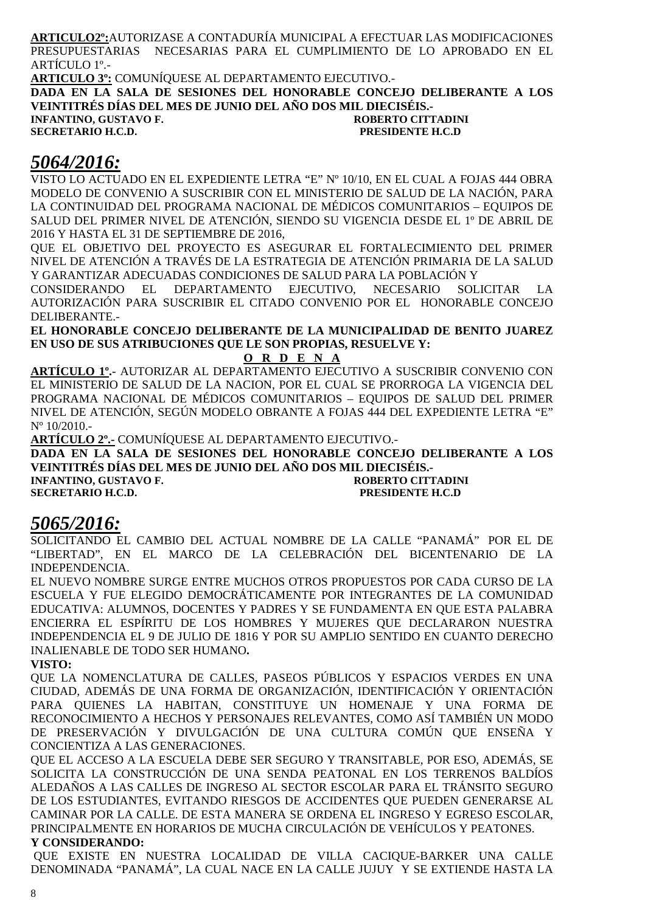**ARTICULO2º:**AUTORIZASE A CONTADURÍA MUNICIPAL A EFECTUAR LAS MODIFICACIONES PRESUPUESTARIAS NECESARIAS PARA EL CUMPLIMIENTO DE LO APROBADO EN EL ARTÍCULO 1º.-

**ARTICULO 3º:** COMUNÍQUESE AL DEPARTAMENTO EJECUTIVO.-

**DADA EN LA SALA DE SESIONES DEL HONORABLE CONCEJO DELIBERANTE A LOS VEINTITRÉS DÍAS DEL MES DE JUNIO DEL AÑO DOS MIL DIECISÉIS.-**

**INFANTINO, GUSTAVO F.** — **ROBERTO CITTADINI**
**SECRETARIO H.C.D.** — **PRESIDENTE H.C.D**

## *5064/2016:*

VISTO LO ACTUADO EN EL EXPEDIENTE LETRA "E" Nº 10/10, EN EL CUAL A FOJAS 444 OBRA MODELO DE CONVENIO A SUSCRIBIR CON EL MINISTERIO DE SALUD DE LA NACIÓN, PARA LA CONTINUIDAD DEL PROGRAMA NACIONAL DE MÉDICOS COMUNITARIOS – EQUIPOS DE SALUD DEL PRIMER NIVEL DE ATENCIÓN, SIENDO SU VIGENCIA DESDE EL 1º DE ABRIL DE 2016 Y HASTA EL 31 DE SEPTIEMBRE DE 2016,

QUE EL OBJETIVO DEL PROYECTO ES ASEGURAR EL FORTALECIMIENTO DEL PRIMER NIVEL DE ATENCIÓN A TRAVÉS DE LA ESTRATEGIA DE ATENCIÓN PRIMARIA DE LA SALUD Y GARANTIZAR ADECUADAS CONDICIONES DE SALUD PARA LA POBLACIÓN Y

CONSIDERANDO EL DEPARTAMENTO EJECUTIVO, NECESARIO SOLICITAR LA AUTORIZACIÓN PARA SUSCRIBIR EL CITADO CONVENIO POR EL HONORABLE CONCEJO DELIBERANTE.-

**EL HONORABLE CONCEJO DELIBERANTE DE LA MUNICIPALIDAD DE BENITO JUAREZ EN USO DE SUS ATRIBUCIONES QUE LE SON PROPIAS, RESUELVE Y:**

**O R D E N A**

**ARTÍCULO 1º.-** AUTORIZAR AL DEPARTAMENTO EJECUTIVO A SUSCRIBIR CONVENIO CON EL MINISTERIO DE SALUD DE LA NACION, POR EL CUAL SE PRORROGA LA VIGENCIA DEL PROGRAMA NACIONAL DE MÉDICOS COMUNITARIOS – EQUIPOS DE SALUD DEL PRIMER NIVEL DE ATENCIÓN, SEGÚN MODELO OBRANTE A FOJAS 444 DEL EXPEDIENTE LETRA "E" Nº 10/2010.-

**ARTÍCULO 2º.-** COMUNÍQUESE AL DEPARTAMENTO EJECUTIVO.-

**DADA EN LA SALA DE SESIONES DEL HONORABLE CONCEJO DELIBERANTE A LOS VEINTITRÉS DÍAS DEL MES DE JUNIO DEL AÑO DOS MIL DIECISÉIS.-**

**INFANTINO, GUSTAVO F.** — **ROBERTO CITTADINI**
**SECRETARIO H.C.D.** — **PRESIDENTE H.C.D**

## *5065/2016:*

SOLICITANDO EL CAMBIO DEL ACTUAL NOMBRE DE LA CALLE "PANAMÁ" POR EL DE "LIBERTAD", EN EL MARCO DE LA CELEBRACIÓN DEL BICENTENARIO DE LA INDEPENDENCIA.

EL NUEVO NOMBRE SURGE ENTRE MUCHOS OTROS PROPUESTOS POR CADA CURSO DE LA ESCUELA Y FUE ELEGIDO DEMOCRÁTICAMENTE POR INTEGRANTES DE LA COMUNIDAD EDUCATIVA: ALUMNOS, DOCENTES Y PADRES Y SE FUNDAMENTA EN QUE ESTA PALABRA ENCIERRA EL ESPÍRITU DE LOS HOMBRES Y MUJERES QUE DECLARARON NUESTRA INDEPENDENCIA EL 9 DE JULIO DE 1816 Y POR SU AMPLIO SENTIDO EN CUANTO DERECHO INALIENABLE DE TODO SER HUMANO**.**

**VISTO:**

QUE LA NOMENCLATURA DE CALLES, PASEOS PÚBLICOS Y ESPACIOS VERDES EN UNA CIUDAD, ADEMÁS DE UNA FORMA DE ORGANIZACIÓN, IDENTIFICACIÓN Y ORIENTACIÓN PARA QUIENES LA HABITAN, CONSTITUYE UN HOMENAJE Y UNA FORMA DE RECONOCIMIENTO A HECHOS Y PERSONAJES RELEVANTES, COMO ASÍ TAMBIÉN UN MODO DE PRESERVACIÓN Y DIVULGACIÓN DE UNA CULTURA COMÚN QUE ENSEÑA Y CONCIENTIZA A LAS GENERACIONES.

QUE EL ACCESO A LA ESCUELA DEBE SER SEGURO Y TRANSITABLE, POR ESO, ADEMÁS, SE SOLICITA LA CONSTRUCCIÓN DE UNA SENDA PEATONAL EN LOS TERRENOS BALDÍOS ALEDAÑOS A LAS CALLES DE INGRESO AL SECTOR ESCOLAR PARA EL TRÁNSITO SEGURO DE LOS ESTUDIANTES, EVITANDO RIESGOS DE ACCIDENTES QUE PUEDEN GENERARSE AL CAMINAR POR LA CALLE. DE ESTA MANERA SE ORDENA EL INGRESO Y EGRESO ESCOLAR, PRINCIPALMENTE EN HORARIOS DE MUCHA CIRCULACIÓN DE VEHÍCULOS Y PEATONES.

**Y CONSIDERANDO:**

QUE EXISTE EN NUESTRA LOCALIDAD DE VILLA CACIQUE-BARKER UNA CALLE DENOMINADA "PANAMÁ", LA CUAL NACE EN LA CALLE JUJUY Y SE EXTIENDE HASTA LA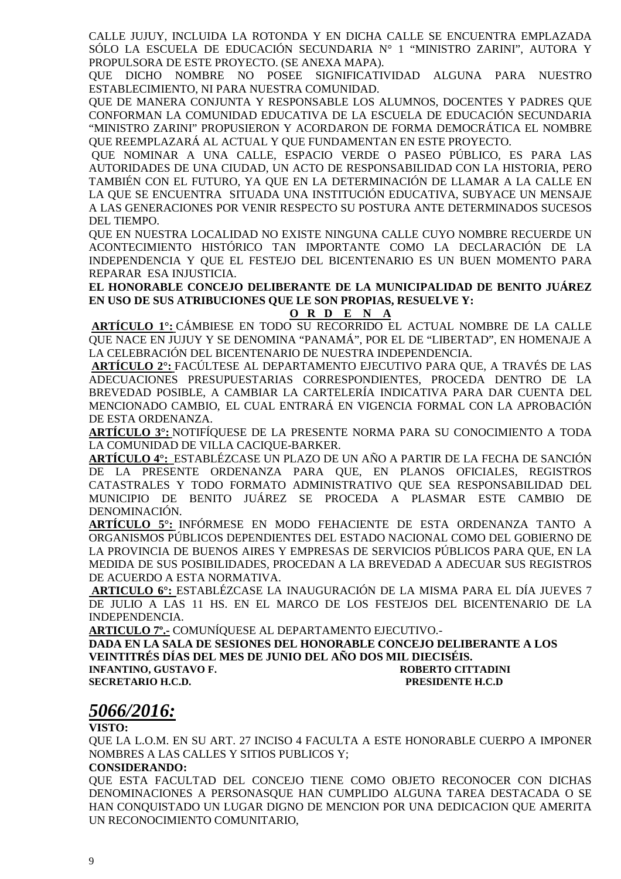CALLE JUJUY, INCLUIDA LA ROTONDA Y EN DICHA CALLE SE ENCUENTRA EMPLAZADA SÓLO LA ESCUELA DE EDUCACIÓN SECUNDARIA N° 1 "MINISTRO ZARINI", AUTORA Y PROPULSORA DE ESTE PROYECTO. (SE ANEXA MAPA).

QUE DICHO NOMBRE NO POSEE SIGNIFICATIVIDAD ALGUNA PARA NUESTRO ESTABLECIMIENTO, NI PARA NUESTRA COMUNIDAD.

QUE DE MANERA CONJUNTA Y RESPONSABLE LOS ALUMNOS, DOCENTES Y PADRES QUE CONFORMAN LA COMUNIDAD EDUCATIVA DE LA ESCUELA DE EDUCACIÓN SECUNDARIA "MINISTRO ZARINI" PROPUSIERON Y ACORDARON DE FORMA DEMOCRÁTICA EL NOMBRE QUE REEMPLAZARÁ AL ACTUAL Y QUE FUNDAMENTAN EN ESTE PROYECTO.

QUE NOMINAR A UNA CALLE, ESPACIO VERDE O PASEO PÚBLICO, ES PARA LAS AUTORIDADES DE UNA CIUDAD, UN ACTO DE RESPONSABILIDAD CON LA HISTORIA, PERO TAMBIÉN CON EL FUTURO, YA QUE EN LA DETERMINACIÓN DE LLAMAR A LA CALLE EN LA QUE SE ENCUENTRA SITUADA UNA INSTITUCIÓN EDUCATIVA, SUBYACE UN MENSAJE A LAS GENERACIONES POR VENIR RESPECTO SU POSTURA ANTE DETERMINADOS SUCESOS DEL TIEMPO.

QUE EN NUESTRA LOCALIDAD NO EXISTE NINGUNA CALLE CUYO NOMBRE RECUERDE UN ACONTECIMIENTO HISTÓRICO TAN IMPORTANTE COMO LA DECLARACIÓN DE LA INDEPENDENCIA Y QUE EL FESTEJO DEL BICENTENARIO ES UN BUEN MOMENTO PARA REPARAR ESA INJUSTICIA.

**EL HONORABLE CONCEJO DELIBERANTE DE LA MUNICIPALIDAD DE BENITO JUÁREZ EN USO DE SUS ATRIBUCIONES QUE LE SON PROPIAS, RESUELVE Y:**

**O R D E N A**

**ARTÍCULO 1°:** CÁMBIESE EN TODO SU RECORRIDO EL ACTUAL NOMBRE DE LA CALLE QUE NACE EN JUJUY Y SE DENOMINA "PANAMÁ", POR EL DE "LIBERTAD", EN HOMENAJE A LA CELEBRACIÓN DEL BICENTENARIO DE NUESTRA INDEPENDENCIA.

**ARTÍCULO 2°:** FACÚLTESE AL DEPARTAMENTO EJECUTIVO PARA QUE, A TRAVÉS DE LAS ADECUACIONES PRESUPUESTARIAS CORRESPONDIENTES, PROCEDA DENTRO DE LA BREVEDAD POSIBLE, A CAMBIAR LA CARTELERÍA INDICATIVA PARA DAR CUENTA DEL MENCIONADO CAMBIO, EL CUAL ENTRARÁ EN VIGENCIA FORMAL CON LA APROBACIÓN DE ESTA ORDENANZA.

**ARTÍCULO 3°:** NOTIFÍQUESE DE LA PRESENTE NORMA PARA SU CONOCIMIENTO A TODA LA COMUNIDAD DE VILLA CACIQUE-BARKER.

**ARTÍCULO 4°:** ESTABLÉZCASE UN PLAZO DE UN AÑO A PARTIR DE LA FECHA DE SANCIÓN DE LA PRESENTE ORDENANZA PARA QUE, EN PLANOS OFICIALES, REGISTROS CATASTRALES Y TODO FORMATO ADMINISTRATIVO QUE SEA RESPONSABILIDAD DEL MUNICIPIO DE BENITO JUÁREZ SE PROCEDA A PLASMAR ESTE CAMBIO DE DENOMINACIÓN.

**ARTÍCULO 5°:** INFÓRMESE EN MODO FEHACIENTE DE ESTA ORDENANZA TANTO A ORGANISMOS PÚBLICOS DEPENDIENTES DEL ESTADO NACIONAL COMO DEL GOBIERNO DE LA PROVINCIA DE BUENOS AIRES Y EMPRESAS DE SERVICIOS PÚBLICOS PARA QUE, EN LA MEDIDA DE SUS POSIBILIDADES, PROCEDAN A LA BREVEDAD A ADECUAR SUS REGISTROS DE ACUERDO A ESTA NORMATIVA.

**ARTICULO 6°:** ESTABLÉZCASE LA INAUGURACIÓN DE LA MISMA PARA EL DÍA JUEVES 7 DE JULIO A LAS 11 HS. EN EL MARCO DE LOS FESTEJOS DEL BICENTENARIO DE LA INDEPENDENCIA.

**ARTICULO 7º.-** COMUNÍQUESE AL DEPARTAMENTO EJECUTIVO.-

**DADA EN LA SALA DE SESIONES DEL HONORABLE CONCEJO DELIBERANTE A LOS VEINTITRÉS DÍAS DEL MES DE JUNIO DEL AÑO DOS MIL DIECISÉIS.**

**INFANTINO, GUSTAVO F.** — **ROBERTO CITTADINI**
**SECRETARIO H.C.D.** — **PRESIDENTE H.C.D**

## ***5066/2016:***

**VISTO:**

QUE LA L.O.M. EN SU ART. 27 INCISO 4 FACULTA A ESTE HONORABLE CUERPO A IMPONER NOMBRES A LAS CALLES Y SITIOS PUBLICOS Y;

**CONSIDERANDO:**

QUE ESTA FACULTAD DEL CONCEJO TIENE COMO OBJETO RECONOCER CON DICHAS DENOMINACIONES A PERSONASQUE HAN CUMPLIDO ALGUNA TAREA DESTACADA O SE HAN CONQUISTADO UN LUGAR DIGNO DE MENCION POR UNA DEDICACION QUE AMERITA UN RECONOCIMIENTO COMUNITARIO,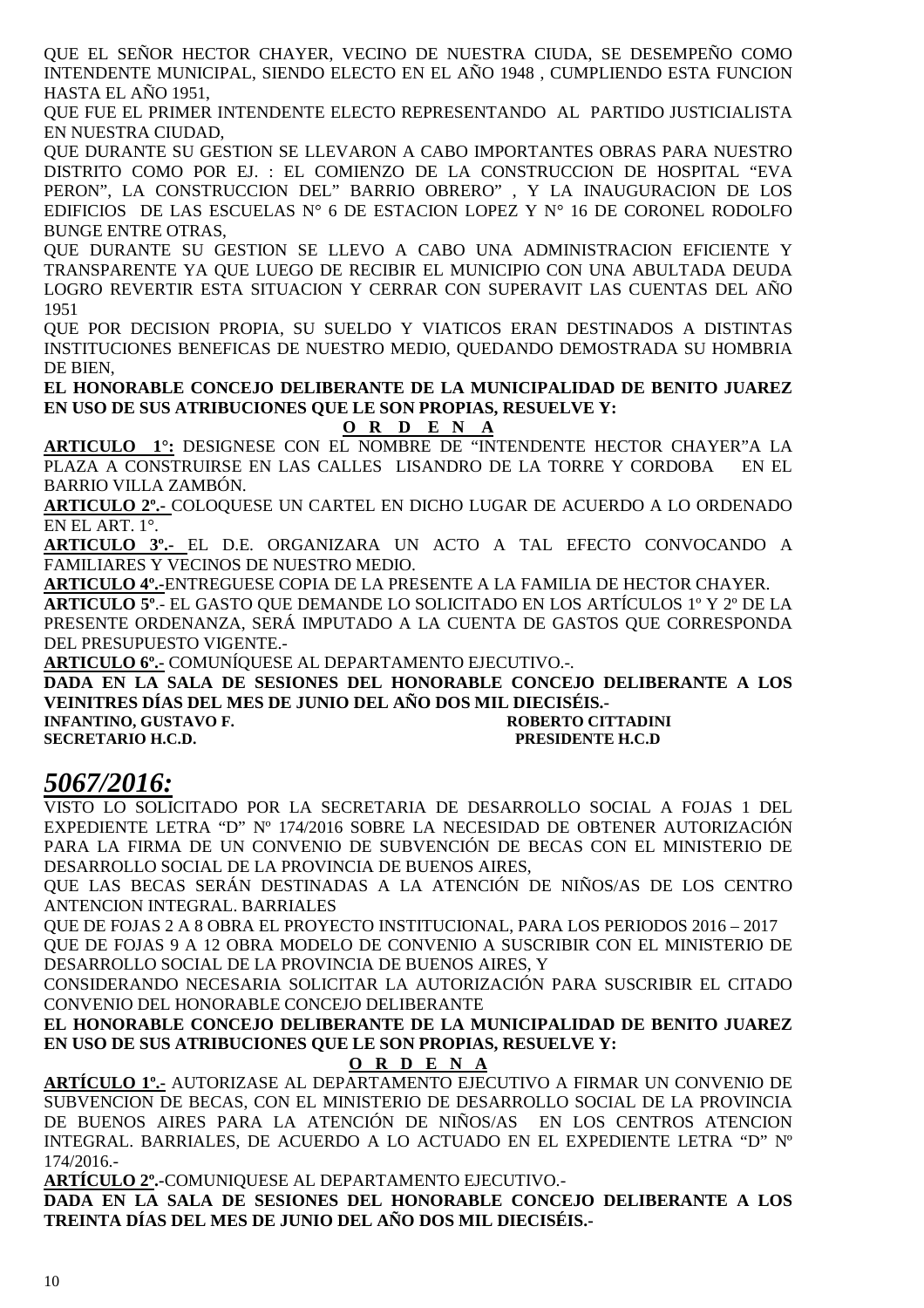QUE EL SEÑOR HECTOR CHAYER, VECINO DE NUESTRA CIUDA, SE DESEMPEÑO COMO INTENDENTE MUNICIPAL, SIENDO ELECTO EN EL AÑO 1948 , CUMPLIENDO ESTA FUNCION HASTA EL AÑO 1951,

QUE FUE EL PRIMER INTENDENTE ELECTO REPRESENTANDO AL PARTIDO JUSTICIALISTA EN NUESTRA CIUDAD,

QUE DURANTE SU GESTION SE LLEVARON A CABO IMPORTANTES OBRAS PARA NUESTRO DISTRITO COMO POR EJ. : EL COMIENZO DE LA CONSTRUCCION DE HOSPITAL "EVA PERON", LA CONSTRUCCION DEL" BARRIO OBRERO" , Y LA INAUGURACION DE LOS EDIFICIOS DE LAS ESCUELAS N° 6 DE ESTACION LOPEZ Y N° 16 DE CORONEL RODOLFO BUNGE ENTRE OTRAS,

QUE DURANTE SU GESTION SE LLEVO A CABO UNA ADMINISTRACION EFICIENTE Y TRANSPARENTE YA QUE LUEGO DE RECIBIR EL MUNICIPIO CON UNA ABULTADA DEUDA LOGRO REVERTIR ESTA SITUACION Y CERRAR CON SUPERAVIT LAS CUENTAS DEL AÑO 1951

QUE POR DECISION PROPIA, SU SUELDO Y VIATICOS ERAN DESTINADOS A DISTINTAS INSTITUCIONES BENEFICAS DE NUESTRO MEDIO, QUEDANDO DEMOSTRADA SU HOMBRIA DE BIEN,

**EL HONORABLE CONCEJO DELIBERANTE DE LA MUNICIPALIDAD DE BENITO JUAREZ EN USO DE SUS ATRIBUCIONES QUE LE SON PROPIAS, RESUELVE Y:**

**O R D E N A**

**ARTICULO 1°:** DESIGNESE CON EL NOMBRE DE "INTENDENTE HECTOR CHAYER"A LA PLAZA A CONSTRUIRSE EN LAS CALLES LISANDRO DE LA TORRE Y CORDOBA EN EL BARRIO VILLA ZAMBÓN.

**ARTICULO 2º.-** COLOQUESE UN CARTEL EN DICHO LUGAR DE ACUERDO A LO ORDENADO EN EL ART. 1°.

**ARTICULO 3º.-** EL D.E. ORGANIZARA UN ACTO A TAL EFECTO CONVOCANDO A FAMILIARES Y VECINOS DE NUESTRO MEDIO.

**ARTICULO 4º.-**ENTREGUESE COPIA DE LA PRESENTE A LA FAMILIA DE HECTOR CHAYER.

**ARTICULO 5º**.- EL GASTO QUE DEMANDE LO SOLICITADO EN LOS ARTÍCULOS 1º Y 2º DE LA PRESENTE ORDENANZA, SERÁ IMPUTADO A LA CUENTA DE GASTOS QUE CORRESPONDA DEL PRESUPUESTO VIGENTE.-

**ARTICULO 6º.-** COMUNÍQUESE AL DEPARTAMENTO EJECUTIVO.-.

**DADA EN LA SALA DE SESIONES DEL HONORABLE CONCEJO DELIBERANTE A LOS VEINITRES DÍAS DEL MES DE JUNIO DEL AÑO DOS MIL DIECISÉIS.-**

**INFANTINO, GUSTAVO F.** — **ROBERTO CITTADINI**
**SECRETARIO H.C.D.** — **PRESIDENTE H.C.D**

## *5067/2016:*

VISTO LO SOLICITADO POR LA SECRETARIA DE DESARROLLO SOCIAL A FOJAS 1 DEL EXPEDIENTE LETRA "D" Nº 174/2016 SOBRE LA NECESIDAD DE OBTENER AUTORIZACIÓN PARA LA FIRMA DE UN CONVENIO DE SUBVENCIÓN DE BECAS CON EL MINISTERIO DE DESARROLLO SOCIAL DE LA PROVINCIA DE BUENOS AIRES,

QUE LAS BECAS SERÁN DESTINADAS A LA ATENCIÓN DE NIÑOS/AS DE LOS CENTRO ANTENCION INTEGRAL. BARRIALES

QUE DE FOJAS 2 A 8 OBRA EL PROYECTO INSTITUCIONAL, PARA LOS PERIODOS 2016 – 2017

QUE DE FOJAS 9 A 12 OBRA MODELO DE CONVENIO A SUSCRIBIR CON EL MINISTERIO DE DESARROLLO SOCIAL DE LA PROVINCIA DE BUENOS AIRES, Y

CONSIDERANDO NECESARIA SOLICITAR LA AUTORIZACIÓN PARA SUSCRIBIR EL CITADO CONVENIO DEL HONORABLE CONCEJO DELIBERANTE

**EL HONORABLE CONCEJO DELIBERANTE DE LA MUNICIPALIDAD DE BENITO JUAREZ EN USO DE SUS ATRIBUCIONES QUE LE SON PROPIAS, RESUELVE Y:**

**O R D E N A**

**ARTÍCULO 1º.-** AUTORIZASE AL DEPARTAMENTO EJECUTIVO A FIRMAR UN CONVENIO DE SUBVENCION DE BECAS, CON EL MINISTERIO DE DESARROLLO SOCIAL DE LA PROVINCIA DE BUENOS AIRES PARA LA ATENCIÓN DE NIÑOS/AS EN LOS CENTROS ATENCION INTEGRAL. BARRIALES, DE ACUERDO A LO ACTUADO EN EL EXPEDIENTE LETRA "D" Nº 174/2016.-

**ARTÍCULO 2º.-**COMUNIQUESE AL DEPARTAMENTO EJECUTIVO.-

**DADA EN LA SALA DE SESIONES DEL HONORABLE CONCEJO DELIBERANTE A LOS TREINTA DÍAS DEL MES DE JUNIO DEL AÑO DOS MIL DIECISÉIS.-**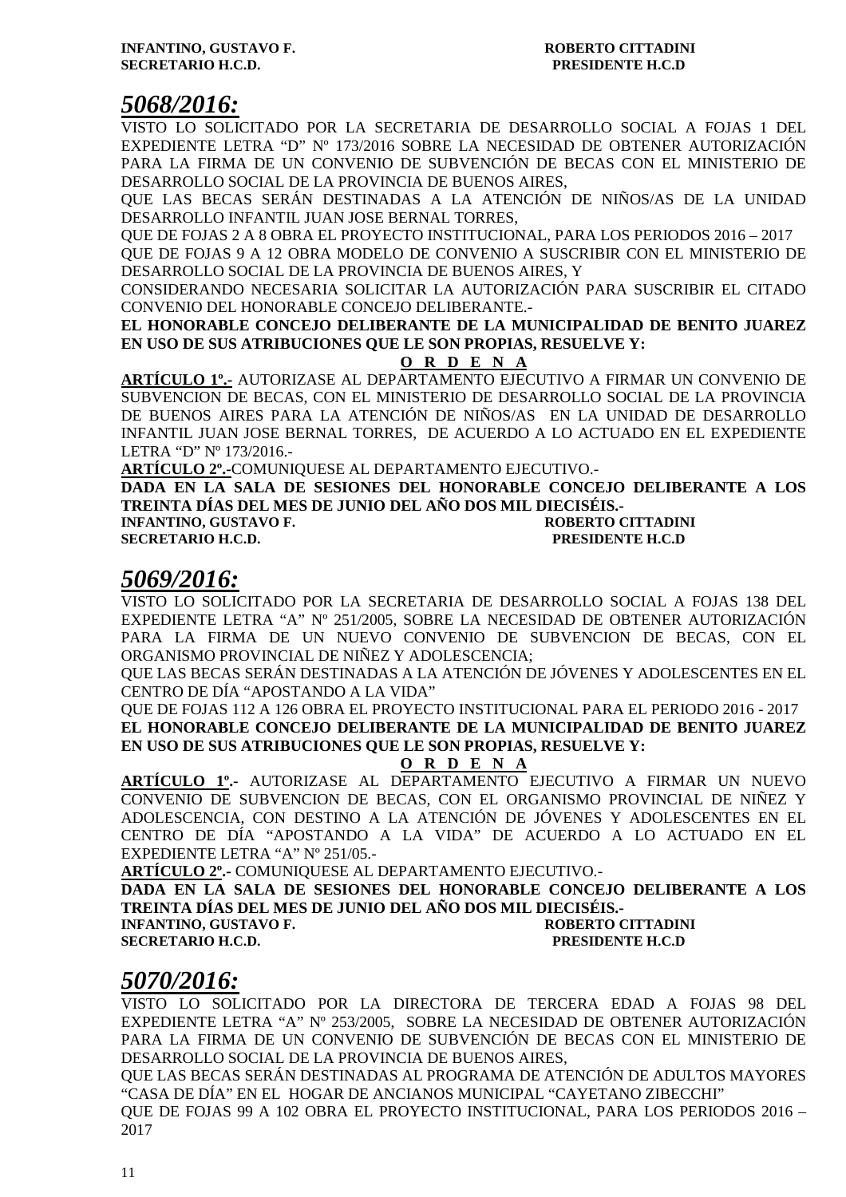**INFANTINO, GUSTAVO F.** **ROBERTO CITTADINI**
**SECRETARIO H.C.D.** **PRESIDENTE H.C.D**

## *5068/2016:*

VISTO LO SOLICITADO POR LA SECRETARIA DE DESARROLLO SOCIAL A FOJAS 1 DEL EXPEDIENTE LETRA "D" Nº 173/2016 SOBRE LA NECESIDAD DE OBTENER AUTORIZACIÓN PARA LA FIRMA DE UN CONVENIO DE SUBVENCIÓN DE BECAS CON EL MINISTERIO DE DESARROLLO SOCIAL DE LA PROVINCIA DE BUENOS AIRES,
QUE LAS BECAS SERÁN DESTINADAS A LA ATENCIÓN DE NIÑOS/AS DE LA UNIDAD DESARROLLO INFANTIL JUAN JOSE BERNAL TORRES,
QUE DE FOJAS 2 A 8 OBRA EL PROYECTO INSTITUCIONAL, PARA LOS PERIODOS 2016 – 2017
QUE DE FOJAS 9 A 12 OBRA MODELO DE CONVENIO A SUSCRIBIR CON EL MINISTERIO DE DESARROLLO SOCIAL DE LA PROVINCIA DE BUENOS AIRES, Y
CONSIDERANDO NECESARIA SOLICITAR LA AUTORIZACIÓN PARA SUSCRIBIR EL CITADO CONVENIO DEL HONORABLE CONCEJO DELIBERANTE.-
**EL HONORABLE CONCEJO DELIBERANTE DE LA MUNICIPALIDAD DE BENITO JUAREZ EN USO DE SUS ATRIBUCIONES QUE LE SON PROPIAS, RESUELVE Y:**

**O R D E N A**

**ARTÍCULO 1º.-** AUTORIZASE AL DEPARTAMENTO EJECUTIVO A FIRMAR UN CONVENIO DE SUBVENCION DE BECAS, CON EL MINISTERIO DE DESARROLLO SOCIAL DE LA PROVINCIA DE BUENOS AIRES PARA LA ATENCIÓN DE NIÑOS/AS EN LA UNIDAD DE DESARROLLO INFANTIL JUAN JOSE BERNAL TORRES, DE ACUERDO A LO ACTUADO EN EL EXPEDIENTE LETRA "D" Nº 173/2016.-
**ARTÍCULO 2º.-**COMUNIQUESE AL DEPARTAMENTO EJECUTIVO.-
**DADA EN LA SALA DE SESIONES DEL HONORABLE CONCEJO DELIBERANTE A LOS TREINTA DÍAS DEL MES DE JUNIO DEL AÑO DOS MIL DIECISÉIS.-**
**INFANTINO, GUSTAVO F.** **ROBERTO CITTADINI**
**SECRETARIO H.C.D.** **PRESIDENTE H.C.D**

## *5069/2016:*

VISTO LO SOLICITADO POR LA SECRETARIA DE DESARROLLO SOCIAL A FOJAS 138 DEL EXPEDIENTE LETRA "A" Nº 251/2005, SOBRE LA NECESIDAD DE OBTENER AUTORIZACIÓN PARA LA FIRMA DE UN NUEVO CONVENIO DE SUBVENCION DE BECAS, CON EL ORGANISMO PROVINCIAL DE NIÑEZ Y ADOLESCENCIA;
QUE LAS BECAS SERÁN DESTINADAS A LA ATENCIÓN DE JÓVENES Y ADOLESCENTES EN EL CENTRO DE DÍA "APOSTANDO A LA VIDA"
QUE DE FOJAS 112 A 126 OBRA EL PROYECTO INSTITUCIONAL PARA EL PERIODO 2016 - 2017
**EL HONORABLE CONCEJO DELIBERANTE DE LA MUNICIPALIDAD DE BENITO JUAREZ EN USO DE SUS ATRIBUCIONES QUE LE SON PROPIAS, RESUELVE Y:**

**O R D E N A**

**ARTÍCULO 1º.-** AUTORIZASE AL DEPARTAMENTO EJECUTIVO A FIRMAR UN NUEVO CONVENIO DE SUBVENCION DE BECAS, CON EL ORGANISMO PROVINCIAL DE NIÑEZ Y ADOLESCENCIA, CON DESTINO A LA ATENCIÓN DE JÓVENES Y ADOLESCENTES EN EL CENTRO DE DÍA "APOSTANDO A LA VIDA" DE ACUERDO A LO ACTUADO EN EL EXPEDIENTE LETRA "A" Nº 251/05.-
**ARTÍCULO 2º.-** COMUNIQUESE AL DEPARTAMENTO EJECUTIVO.-
**DADA EN LA SALA DE SESIONES DEL HONORABLE CONCEJO DELIBERANTE A LOS TREINTA DÍAS DEL MES DE JUNIO DEL AÑO DOS MIL DIECISÉIS.-**
**INFANTINO, GUSTAVO F.** **ROBERTO CITTADINI**
**SECRETARIO H.C.D.** **PRESIDENTE H.C.D**

## *5070/2016:*

VISTO LO SOLICITADO POR LA DIRECTORA DE TERCERA EDAD A FOJAS 98 DEL EXPEDIENTE LETRA "A" Nº 253/2005, SOBRE LA NECESIDAD DE OBTENER AUTORIZACIÓN PARA LA FIRMA DE UN CONVENIO DE SUBVENCIÓN DE BECAS CON EL MINISTERIO DE DESARROLLO SOCIAL DE LA PROVINCIA DE BUENOS AIRES,
QUE LAS BECAS SERÁN DESTINADAS AL PROGRAMA DE ATENCIÓN DE ADULTOS MAYORES "CASA DE DÍA" EN EL HOGAR DE ANCIANOS MUNICIPAL "CAYETANO ZIBECCHI"
QUE DE FOJAS 99 A 102 OBRA EL PROYECTO INSTITUCIONAL, PARA LOS PERIODOS 2016 – 2017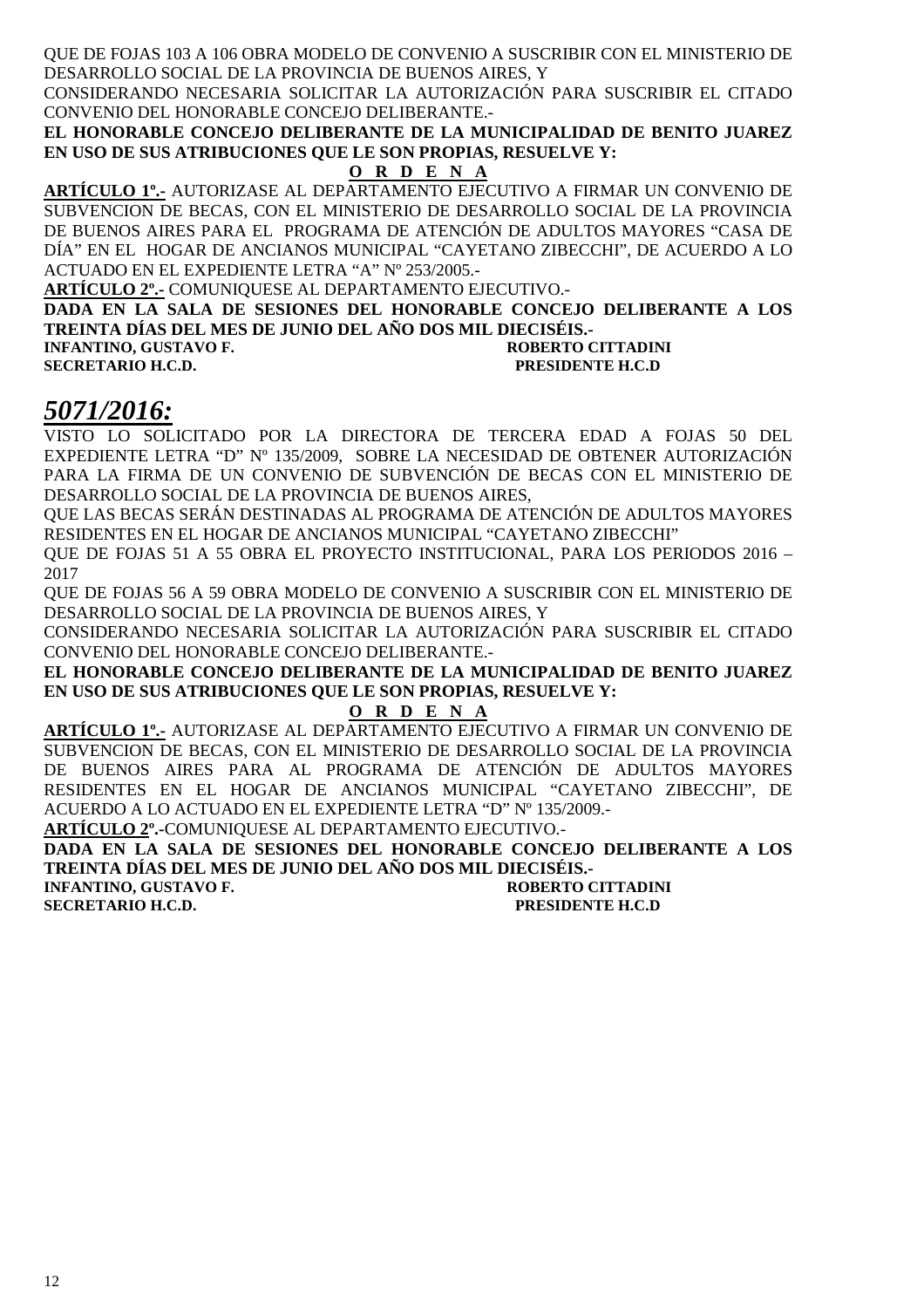QUE DE FOJAS 103 A 106 OBRA MODELO DE CONVENIO A SUSCRIBIR CON EL MINISTERIO DE DESARROLLO SOCIAL DE LA PROVINCIA DE BUENOS AIRES, Y

CONSIDERANDO NECESARIA SOLICITAR LA AUTORIZACIÓN PARA SUSCRIBIR EL CITADO CONVENIO DEL HONORABLE CONCEJO DELIBERANTE.-

**EL HONORABLE CONCEJO DELIBERANTE DE LA MUNICIPALIDAD DE BENITO JUAREZ EN USO DE SUS ATRIBUCIONES QUE LE SON PROPIAS, RESUELVE Y:**

**O R D E N A**

**ARTÍCULO 1º.-** AUTORIZASE AL DEPARTAMENTO EJECUTIVO A FIRMAR UN CONVENIO DE SUBVENCION DE BECAS, CON EL MINISTERIO DE DESARROLLO SOCIAL DE LA PROVINCIA DE BUENOS AIRES PARA EL PROGRAMA DE ATENCIÓN DE ADULTOS MAYORES "CASA DE DÍA" EN EL HOGAR DE ANCIANOS MUNICIPAL "CAYETANO ZIBECCHI", DE ACUERDO A LO ACTUADO EN EL EXPEDIENTE LETRA "A" Nº 253/2005.-

**ARTÍCULO 2º.-** COMUNIQUESE AL DEPARTAMENTO EJECUTIVO.-

**DADA EN LA SALA DE SESIONES DEL HONORABLE CONCEJO DELIBERANTE A LOS TREINTA DÍAS DEL MES DE JUNIO DEL AÑO DOS MIL DIECISÉIS.-**

**INFANTINO, GUSTAVO F.** — **ROBERTO CITTADINI**
**SECRETARIO H.C.D.** — **PRESIDENTE H.C.D**

## *5071/2016:*

VISTO LO SOLICITADO POR LA DIRECTORA DE TERCERA EDAD A FOJAS 50 DEL EXPEDIENTE LETRA "D" Nº 135/2009, SOBRE LA NECESIDAD DE OBTENER AUTORIZACIÓN PARA LA FIRMA DE UN CONVENIO DE SUBVENCIÓN DE BECAS CON EL MINISTERIO DE DESARROLLO SOCIAL DE LA PROVINCIA DE BUENOS AIRES,

QUE LAS BECAS SERÁN DESTINADAS AL PROGRAMA DE ATENCIÓN DE ADULTOS MAYORES RESIDENTES EN EL HOGAR DE ANCIANOS MUNICIPAL "CAYETANO ZIBECCHI"

QUE DE FOJAS 51 A 55 OBRA EL PROYECTO INSTITUCIONAL, PARA LOS PERIODOS 2016 – 2017

QUE DE FOJAS 56 A 59 OBRA MODELO DE CONVENIO A SUSCRIBIR CON EL MINISTERIO DE DESARROLLO SOCIAL DE LA PROVINCIA DE BUENOS AIRES, Y

CONSIDERANDO NECESARIA SOLICITAR LA AUTORIZACIÓN PARA SUSCRIBIR EL CITADO CONVENIO DEL HONORABLE CONCEJO DELIBERANTE.-

**EL HONORABLE CONCEJO DELIBERANTE DE LA MUNICIPALIDAD DE BENITO JUAREZ EN USO DE SUS ATRIBUCIONES QUE LE SON PROPIAS, RESUELVE Y:**

**O R D E N A**

**ARTÍCULO 1º.-** AUTORIZASE AL DEPARTAMENTO EJECUTIVO A FIRMAR UN CONVENIO DE SUBVENCION DE BECAS, CON EL MINISTERIO DE DESARROLLO SOCIAL DE LA PROVINCIA DE BUENOS AIRES PARA AL PROGRAMA DE ATENCIÓN DE ADULTOS MAYORES RESIDENTES EN EL HOGAR DE ANCIANOS MUNICIPAL "CAYETANO ZIBECCHI", DE ACUERDO A LO ACTUADO EN EL EXPEDIENTE LETRA "D" Nº 135/2009.-

**ARTÍCULO 2º.-**COMUNIQUESE AL DEPARTAMENTO EJECUTIVO.-

**DADA EN LA SALA DE SESIONES DEL HONORABLE CONCEJO DELIBERANTE A LOS TREINTA DÍAS DEL MES DE JUNIO DEL AÑO DOS MIL DIECISÉIS.-**

**INFANTINO, GUSTAVO F.** — **ROBERTO CITTADINI**
**SECRETARIO H.C.D.** — **PRESIDENTE H.C.D**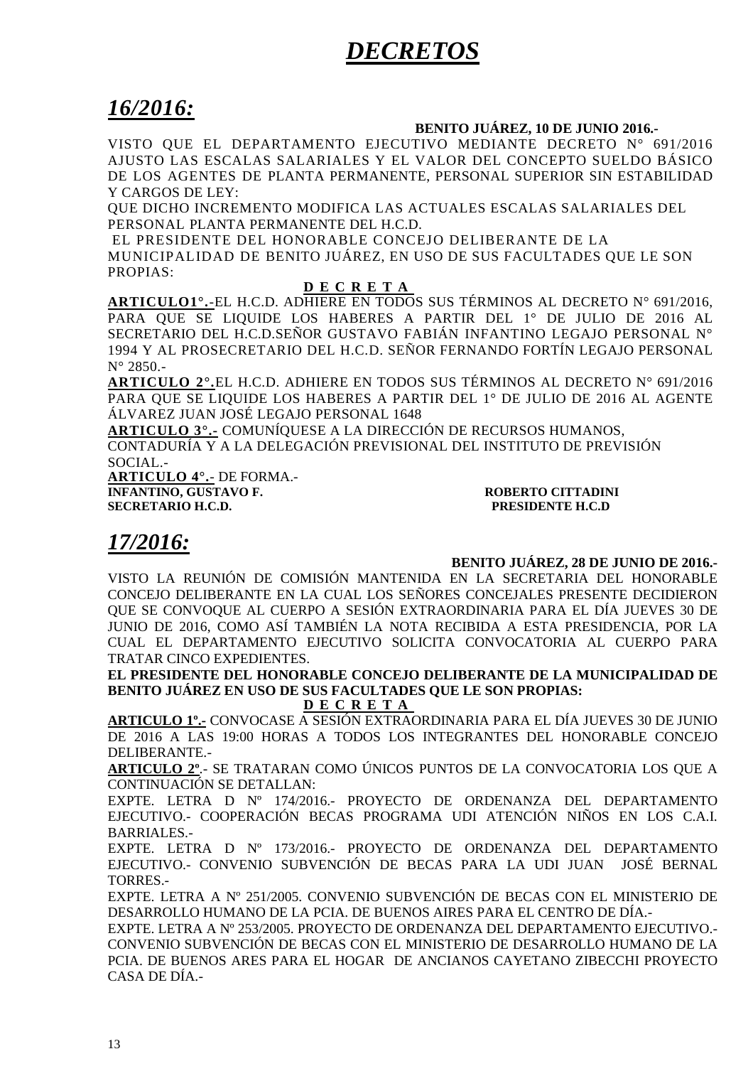# *DECRETOS*

## *16/2016:*

**BENITO JUÁREZ, 10 DE JUNIO 2016.-**

VISTO QUE EL DEPARTAMENTO EJECUTIVO MEDIANTE DECRETO N° 691/2016 AJUSTO LAS ESCALAS SALARIALES Y EL VALOR DEL CONCEPTO SUELDO BÁSICO DE LOS AGENTES DE PLANTA PERMANENTE, PERSONAL SUPERIOR SIN ESTABILIDAD Y CARGOS DE LEY:

QUE DICHO INCREMENTO MODIFICA LAS ACTUALES ESCALAS SALARIALES DEL PERSONAL PLANTA PERMANENTE DEL H.C.D.

EL PRESIDENTE DEL HONORABLE CONCEJO DELIBERANTE DE LA MUNICIPALIDAD DE BENITO JUÁREZ, EN USO DE SUS FACULTADES QUE LE SON PROPIAS:

**D E C R E T A**

**ARTICULO1°.-**EL H.C.D. ADHIERE EN TODOS SUS TÉRMINOS AL DECRETO N° 691/2016, PARA QUE SE LIQUIDE LOS HABERES A PARTIR DEL 1° DE JULIO DE 2016 AL SECRETARIO DEL H.C.D.SEÑOR GUSTAVO FABIÁN INFANTINO LEGAJO PERSONAL N° 1994 Y AL PROSECRETARIO DEL H.C.D. SEÑOR FERNANDO FORTÍN LEGAJO PERSONAL N° 2850.-

**ARTICULO 2°.**EL H.C.D. ADHIERE EN TODOS SUS TÉRMINOS AL DECRETO N° 691/2016 PARA QUE SE LIQUIDE LOS HABERES A PARTIR DEL 1° DE JULIO DE 2016 AL AGENTE ÁLVAREZ JUAN JOSÉ LEGAJO PERSONAL 1648

**ARTICULO 3°.-** COMUNÍQUESE A LA DIRECCIÓN DE RECURSOS HUMANOS, CONTADURÍA Y A LA DELEGACIÓN PREVISIONAL DEL INSTITUTO DE PREVISIÓN SOCIAL.-

**ARTICULO 4°.**- DE FORMA.-

**INFANTINO, GUSTAVO F.** — **ROBERTO CITTADINI**
**SECRETARIO H.C.D.** — **PRESIDENTE H.C.D**

## *17/2016:*

**BENITO JUÁREZ, 28 DE JUNIO DE 2016.-**

VISTO LA REUNIÓN DE COMISIÓN MANTENIDA EN LA SECRETARIA DEL HONORABLE CONCEJO DELIBERANTE EN LA CUAL LOS SEÑORES CONCEJALES PRESENTE DECIDIERON QUE SE CONVOQUE AL CUERPO A SESIÓN EXTRAORDINARIA PARA EL DÍA JUEVES 30 DE JUNIO DE 2016, COMO ASÍ TAMBIÉN LA NOTA RECIBIDA A ESTA PRESIDENCIA, POR LA CUAL EL DEPARTAMENTO EJECUTIVO SOLICITA CONVOCATORIA AL CUERPO PARA TRATAR CINCO EXPEDIENTES.

**EL PRESIDENTE DEL HONORABLE CONCEJO DELIBERANTE DE LA MUNICIPALIDAD DE BENITO JUÁREZ EN USO DE SUS FACULTADES QUE LE SON PROPIAS:**

**D E C R E T A**

**ARTICULO 1º.-** CONVOCASE A SESIÓN EXTRAORDINARIA PARA EL DÍA JUEVES 30 DE JUNIO DE 2016 A LAS 19:00 HORAS A TODOS LOS INTEGRANTES DEL HONORABLE CONCEJO DELIBERANTE.-

**ARTICULO 2º**.- SE TRATARAN COMO ÚNICOS PUNTOS DE LA CONVOCATORIA LOS QUE A CONTINUACIÓN SE DETALLAN:

EXPTE. LETRA D Nº 174/2016.- PROYECTO DE ORDENANZA DEL DEPARTAMENTO EJECUTIVO.- COOPERACIÓN BECAS PROGRAMA UDI ATENCIÓN NIÑOS EN LOS C.A.I. BARRIALES.-

EXPTE. LETRA D Nº 173/2016.- PROYECTO DE ORDENANZA DEL DEPARTAMENTO EJECUTIVO.- CONVENIO SUBVENCIÓN DE BECAS PARA LA UDI JUAN JOSÉ BERNAL TORRES.-

EXPTE. LETRA A Nº 251/2005. CONVENIO SUBVENCIÓN DE BECAS CON EL MINISTERIO DE DESARROLLO HUMANO DE LA PCIA. DE BUENOS AIRES PARA EL CENTRO DE DÍA.-

EXPTE. LETRA A Nº 253/2005. PROYECTO DE ORDENANZA DEL DEPARTAMENTO EJECUTIVO.- CONVENIO SUBVENCIÓN DE BECAS CON EL MINISTERIO DE DESARROLLO HUMANO DE LA PCIA. DE BUENOS ARES PARA EL HOGAR DE ANCIANOS CAYETANO ZIBECCHI PROYECTO CASA DE DÍA.-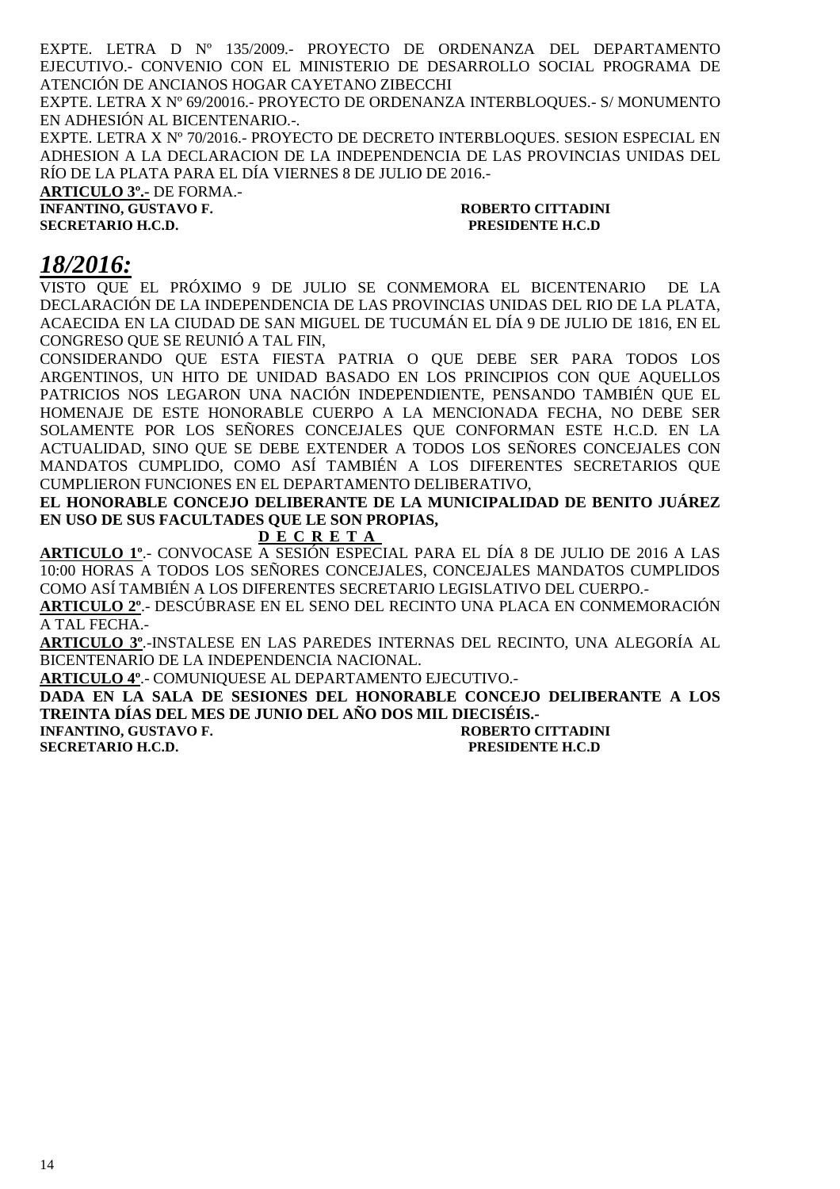EXPTE. LETRA D Nº 135/2009.- PROYECTO DE ORDENANZA DEL DEPARTAMENTO EJECUTIVO.- CONVENIO CON EL MINISTERIO DE DESARROLLO SOCIAL PROGRAMA DE ATENCIÓN DE ANCIANOS HOGAR CAYETANO ZIBECCHI

EXPTE. LETRA X Nº 69/20016.- PROYECTO DE ORDENANZA INTERBLOQUES.- S/ MONUMENTO EN ADHESIÓN AL BICENTENARIO.-.

EXPTE. LETRA X Nº 70/2016.- PROYECTO DE DECRETO INTERBLOQUES. SESION ESPECIAL EN ADHESION A LA DECLARACION DE LA INDEPENDENCIA DE LAS PROVINCIAS UNIDAS DEL RÍO DE LA PLATA PARA EL DÍA VIERNES 8 DE JULIO DE 2016.-

**ARTICULO 3º.-** DE FORMA.-

**INFANTINO, GUSTAVO F.** **ROBERTO CITTADINI**
**SECRETARIO H.C.D.** **PRESIDENTE H.C.D**

## ***18/2016:***

VISTO QUE EL PRÓXIMO 9 DE JULIO SE CONMEMORA EL BICENTENARIO DE LA DECLARACIÓN DE LA INDEPENDENCIA DE LAS PROVINCIAS UNIDAS DEL RIO DE LA PLATA, ACAECIDA EN LA CIUDAD DE SAN MIGUEL DE TUCUMÁN EL DÍA 9 DE JULIO DE 1816, EN EL CONGRESO QUE SE REUNIÓ A TAL FIN,

CONSIDERANDO QUE ESTA FIESTA PATRIA O QUE DEBE SER PARA TODOS LOS ARGENTINOS, UN HITO DE UNIDAD BASADO EN LOS PRINCIPIOS CON QUE AQUELLOS PATRICIOS NOS LEGARON UNA NACIÓN INDEPENDIENTE, PENSANDO TAMBIÉN QUE EL HOMENAJE DE ESTE HONORABLE CUERPO A LA MENCIONADA FECHA, NO DEBE SER SOLAMENTE POR LOS SEÑORES CONCEJALES QUE CONFORMAN ESTE H.C.D. EN LA ACTUALIDAD, SINO QUE SE DEBE EXTENDER A TODOS LOS SEÑORES CONCEJALES CON MANDATOS CUMPLIDO, COMO ASÍ TAMBIÉN A LOS DIFERENTES SECRETARIOS QUE CUMPLIERON FUNCIONES EN EL DEPARTAMENTO DELIBERATIVO,

**EL HONORABLE CONCEJO DELIBERANTE DE LA MUNICIPALIDAD DE BENITO JUÁREZ EN USO DE SUS FACULTADES QUE LE SON PROPIAS,**

**D E C R E T A**

**ARTICULO 1º**.- CONVOCASE A SESIÓN ESPECIAL PARA EL DÍA 8 DE JULIO DE 2016 A LAS 10:00 HORAS A TODOS LOS SEÑORES CONCEJALES, CONCEJALES MANDATOS CUMPLIDOS COMO ASÍ TAMBIÉN A LOS DIFERENTES SECRETARIO LEGISLATIVO DEL CUERPO.-

**ARTICULO 2º**.- DESCÚBRASE EN EL SENO DEL RECINTO UNA PLACA EN CONMEMORACIÓN A TAL FECHA.-

**ARTICULO 3º**.-INSTALESE EN LAS PAREDES INTERNAS DEL RECINTO, UNA ALEGORÍA AL BICENTENARIO DE LA INDEPENDENCIA NACIONAL.

**ARTICULO 4º**.- COMUNIQUESE AL DEPARTAMENTO EJECUTIVO.-

**DADA EN LA SALA DE SESIONES DEL HONORABLE CONCEJO DELIBERANTE A LOS TREINTA DÍAS DEL MES DE JUNIO DEL AÑO DOS MIL DIECISÉIS.-**

**INFANTINO, GUSTAVO F.** **ROBERTO CITTADINI**
**SECRETARIO H.C.D.** **PRESIDENTE H.C.D**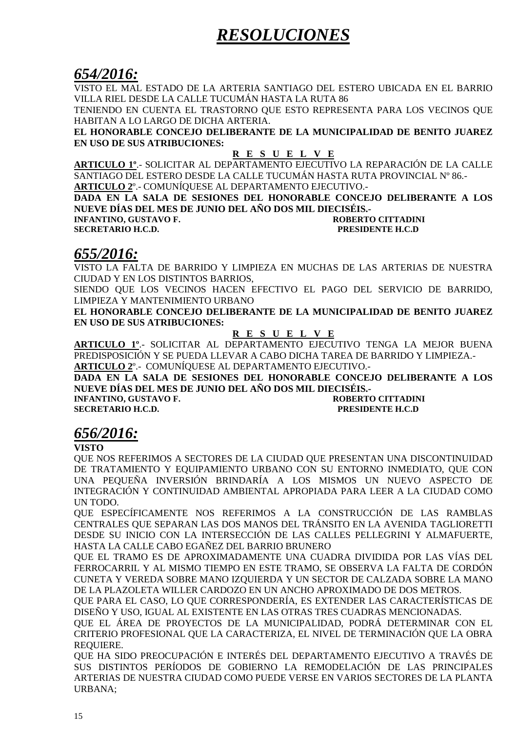# ***RESOLUCIONES***

## ***654/2016:***

VISTO EL MAL ESTADO DE LA ARTERIA SANTIAGO DEL ESTERO UBICADA EN EL BARRIO VILLA RIEL DESDE LA CALLE TUCUMÁN HASTA LA RUTA 86

TENIENDO EN CUENTA EL TRASTORNO QUE ESTO REPRESENTA PARA LOS VECINOS QUE HABITAN A LO LARGO DE DICHA ARTERIA.

**EL HONORABLE CONCEJO DELIBERANTE DE LA MUNICIPALIDAD DE BENITO JUAREZ EN USO DE SUS ATRIBUCIONES:**

**R E S U E L V E**

**ARTICULO 1º**.- SOLICITAR AL DEPARTAMENTO EJECUTIVO LA REPARACIÓN DE LA CALLE SANTIAGO DEL ESTERO DESDE LA CALLE TUCUMÁN HASTA RUTA PROVINCIAL Nº 86.-

**ARTICULO 2**º.- COMUNÍQUESE AL DEPARTAMENTO EJECUTIVO.-

**DADA EN LA SALA DE SESIONES DEL HONORABLE CONCEJO DELIBERANTE A LOS NUEVE DÍAS DEL MES DE JUNIO DEL AÑO DOS MIL DIECISÉIS.-**

**INFANTINO, GUSTAVO F.** — **SECRETARIO H.C.D.**
**ROBERTO CITTADINI** — **PRESIDENTE H.C.D**

## ***655/2016:***

VISTO LA FALTA DE BARRIDO Y LIMPIEZA EN MUCHAS DE LAS ARTERIAS DE NUESTRA CIUDAD Y EN LOS DISTINTOS BARRIOS,

SIENDO QUE LOS VECINOS HACEN EFECTIVO EL PAGO DEL SERVICIO DE BARRIDO, LIMPIEZA Y MANTENIMIENTO URBANO

**EL HONORABLE CONCEJO DELIBERANTE DE LA MUNICIPALIDAD DE BENITO JUAREZ EN USO DE SUS ATRIBUCIONES:**

**R E S U E L V E**

**ARTICULO 1º**.- SOLICITAR AL DEPARTAMENTO EJECUTIVO TENGA LA MEJOR BUENA PREDISPOSICIÓN Y SE PUEDA LLEVAR A CABO DICHA TAREA DE BARRIDO Y LIMPIEZA.-

**ARTICULO 2**º.- COMUNÍQUESE AL DEPARTAMENTO EJECUTIVO.-

**DADA EN LA SALA DE SESIONES DEL HONORABLE CONCEJO DELIBERANTE A LOS NUEVE DÍAS DEL MES DE JUNIO DEL AÑO DOS MIL DIECISÉIS.-**

**INFANTINO, GUSTAVO F.** — **SECRETARIO H.C.D.**
**ROBERTO CITTADINI** — **PRESIDENTE H.C.D**

## ***656/2016:***

**VISTO**

QUE NOS REFERIMOS A SECTORES DE LA CIUDAD QUE PRESENTAN UNA DISCONTINUIDAD DE TRATAMIENTO Y EQUIPAMIENTO URBANO CON SU ENTORNO INMEDIATO, QUE CON UNA PEQUEÑA INVERSIÓN BRINDARÍA A LOS MISMOS UN NUEVO ASPECTO DE INTEGRACIÓN Y CONTINUIDAD AMBIENTAL APROPIADA PARA LEER A LA CIUDAD COMO UN TODO.

QUE ESPECÍFICAMENTE NOS REFERIMOS A LA CONSTRUCCIÓN DE LAS RAMBLAS CENTRALES QUE SEPARAN LAS DOS MANOS DEL TRÁNSITO EN LA AVENIDA TAGLIORETTI DESDE SU INICIO CON LA INTERSECCIÓN DE LAS CALLES PELLEGRINI Y ALMAFUERTE, HASTA LA CALLE CABO EGAÑEZ DEL BARRIO BRUNERO

QUE EL TRAMO ES DE APROXIMADAMENTE UNA CUADRA DIVIDIDA POR LAS VÍAS DEL FERROCARRIL Y AL MISMO TIEMPO EN ESTE TRAMO, SE OBSERVA LA FALTA DE CORDÓN CUNETA Y VEREDA SOBRE MANO IZQUIERDA Y UN SECTOR DE CALZADA SOBRE LA MANO DE LA PLAZOLETA WILLER CARDOZO EN UN ANCHO APROXIMADO DE DOS METROS.

QUE PARA EL CASO, LO QUE CORRESPONDERÍA, ES EXTENDER LAS CARACTERÍSTICAS DE DISEÑO Y USO, IGUAL AL EXISTENTE EN LAS OTRAS TRES CUADRAS MENCIONADAS.

QUE EL ÁREA DE PROYECTOS DE LA MUNICIPALIDAD, PODRÁ DETERMINAR CON EL CRITERIO PROFESIONAL QUE LA CARACTERIZA, EL NIVEL DE TERMINACIÓN QUE LA OBRA REQUIERE.

QUE HA SIDO PREOCUPACIÓN E INTERÉS DEL DEPARTAMENTO EJECUTIVO A TRAVÉS DE SUS DISTINTOS PERÍODOS DE GOBIERNO LA REMODELACIÓN DE LAS PRINCIPALES ARTERIAS DE NUESTRA CIUDAD COMO PUEDE VERSE EN VARIOS SECTORES DE LA PLANTA URBANA;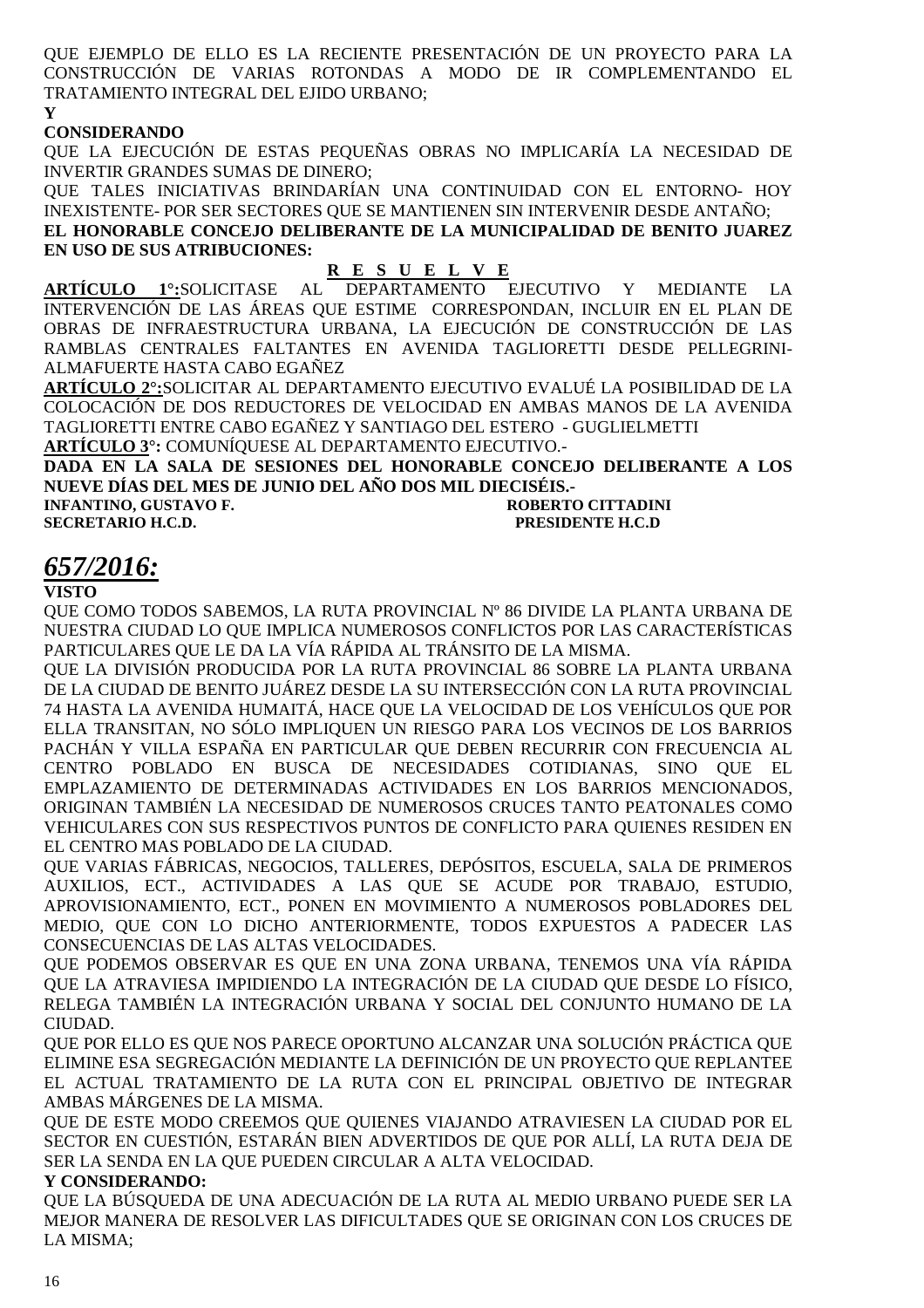QUE EJEMPLO DE ELLO ES LA RECIENTE PRESENTACIÓN DE UN PROYECTO PARA LA CONSTRUCCIÓN DE VARIAS ROTONDAS A MODO DE IR COMPLEMENTANDO EL TRATAMIENTO INTEGRAL DEL EJIDO URBANO;

**Y**

**CONSIDERANDO**

QUE LA EJECUCIÓN DE ESTAS PEQUEÑAS OBRAS NO IMPLICARÍA LA NECESIDAD DE INVERTIR GRANDES SUMAS DE DINERO;

QUE TALES INICIATIVAS BRINDARÍAN UNA CONTINUIDAD CON EL ENTORNO- HOY INEXISTENTE- POR SER SECTORES QUE SE MANTIENEN SIN INTERVENIR DESDE ANTAÑO;

**EL HONORABLE CONCEJO DELIBERANTE DE LA MUNICIPALIDAD DE BENITO JUAREZ EN USO DE SUS ATRIBUCIONES:**

**R E S U E L V E**

**ARTÍCULO 1°:**SOLICITASE AL DEPARTAMENTO EJECUTIVO Y MEDIANTE LA INTERVENCIÓN DE LAS ÁREAS QUE ESTIME CORRESPONDAN, INCLUIR EN EL PLAN DE OBRAS DE INFRAESTRUCTURA URBANA, LA EJECUCIÓN DE CONSTRUCCIÓN DE LAS RAMBLAS CENTRALES FALTANTES EN AVENIDA TAGLIORETTI DESDE PELLEGRINI-ALMAFUERTE HASTA CABO EGAÑEZ

**ARTÍCULO 2°:**SOLICITAR AL DEPARTAMENTO EJECUTIVO EVALUÉ LA POSIBILIDAD DE LA COLOCACIÓN DE DOS REDUCTORES DE VELOCIDAD EN AMBAS MANOS DE LA AVENIDA TAGLIORETTI ENTRE CABO EGAÑEZ Y SANTIAGO DEL ESTERO - GUGLIELMETTI

**ARTÍCULO 3°:** COMUNÍQUESE AL DEPARTAMENTO EJECUTIVO.-

**DADA EN LA SALA DE SESIONES DEL HONORABLE CONCEJO DELIBERANTE A LOS NUEVE DÍAS DEL MES DE JUNIO DEL AÑO DOS MIL DIECISÉIS.-**

**INFANTINO, GUSTAVO F.** — **ROBERTO CITTADINI**
**SECRETARIO H.C.D.** — **PRESIDENTE H.C.D**

## *657/2016:*

**VISTO**

QUE COMO TODOS SABEMOS, LA RUTA PROVINCIAL Nº 86 DIVIDE LA PLANTA URBANA DE NUESTRA CIUDAD LO QUE IMPLICA NUMEROSOS CONFLICTOS POR LAS CARACTERÍSTICAS PARTICULARES QUE LE DA LA VÍA RÁPIDA AL TRÁNSITO DE LA MISMA.

QUE LA DIVISIÓN PRODUCIDA POR LA RUTA PROVINCIAL 86 SOBRE LA PLANTA URBANA DE LA CIUDAD DE BENITO JUÁREZ DESDE LA SU INTERSECCIÓN CON LA RUTA PROVINCIAL 74 HASTA LA AVENIDA HUMAITÁ, HACE QUE LA VELOCIDAD DE LOS VEHÍCULOS QUE POR ELLA TRANSITAN, NO SÓLO IMPLIQUEN UN RIESGO PARA LOS VECINOS DE LOS BARRIOS PACHÁN Y VILLA ESPAÑA EN PARTICULAR QUE DEBEN RECURRIR CON FRECUENCIA AL CENTRO POBLADO EN BUSCA DE NECESIDADES COTIDIANAS, SINO QUE EL EMPLAZAMIENTO DE DETERMINADAS ACTIVIDADES EN LOS BARRIOS MENCIONADOS, ORIGINAN TAMBIÉN LA NECESIDAD DE NUMEROSOS CRUCES TANTO PEATONALES COMO VEHICULARES CON SUS RESPECTIVOS PUNTOS DE CONFLICTO PARA QUIENES RESIDEN EN EL CENTRO MAS POBLADO DE LA CIUDAD.

QUE VARIAS FÁBRICAS, NEGOCIOS, TALLERES, DEPÓSITOS, ESCUELA, SALA DE PRIMEROS AUXILIOS, ECT., ACTIVIDADES A LAS QUE SE ACUDE POR TRABAJO, ESTUDIO, APROVISIONAMIENTO, ECT., PONEN EN MOVIMIENTO A NUMEROSOS POBLADORES DEL MEDIO, QUE CON LO DICHO ANTERIORMENTE, TODOS EXPUESTOS A PADECER LAS CONSECUENCIAS DE LAS ALTAS VELOCIDADES.

QUE PODEMOS OBSERVAR ES QUE EN UNA ZONA URBANA, TENEMOS UNA VÍA RÁPIDA QUE LA ATRAVIESA IMPIDIENDO LA INTEGRACIÓN DE LA CIUDAD QUE DESDE LO FÍSICO, RELEGA TAMBIÉN LA INTEGRACIÓN URBANA Y SOCIAL DEL CONJUNTO HUMANO DE LA CIUDAD.

QUE POR ELLO ES QUE NOS PARECE OPORTUNO ALCANZAR UNA SOLUCIÓN PRÁCTICA QUE ELIMINE ESA SEGREGACIÓN MEDIANTE LA DEFINICIÓN DE UN PROYECTO QUE REPLANTEE EL ACTUAL TRATAMIENTO DE LA RUTA CON EL PRINCIPAL OBJETIVO DE INTEGRAR AMBAS MÁRGENES DE LA MISMA.

QUE DE ESTE MODO CREEMOS QUE QUIENES VIAJANDO ATRAVIESEN LA CIUDAD POR EL SECTOR EN CUESTIÓN, ESTARÁN BIEN ADVERTIDOS DE QUE POR ALLÍ, LA RUTA DEJA DE SER LA SENDA EN LA QUE PUEDEN CIRCULAR A ALTA VELOCIDAD.

**Y CONSIDERANDO:**

QUE LA BÚSQUEDA DE UNA ADECUACIÓN DE LA RUTA AL MEDIO URBANO PUEDE SER LA MEJOR MANERA DE RESOLVER LAS DIFICULTADES QUE SE ORIGINAN CON LOS CRUCES DE LA MISMA;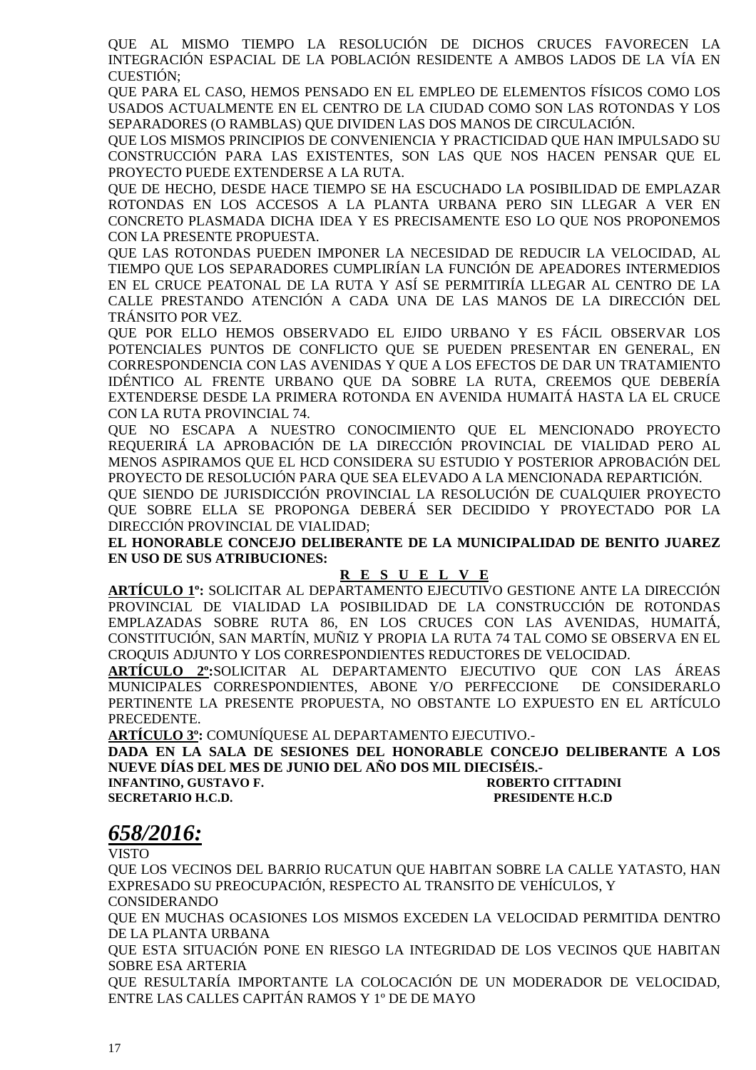QUE AL MISMO TIEMPO LA RESOLUCIÓN DE DICHOS CRUCES FAVORECEN LA INTEGRACIÓN ESPACIAL DE LA POBLACIÓN RESIDENTE A AMBOS LADOS DE LA VÍA EN CUESTIÓN;

QUE PARA EL CASO, HEMOS PENSADO EN EL EMPLEO DE ELEMENTOS FÍSICOS COMO LOS USADOS ACTUALMENTE EN EL CENTRO DE LA CIUDAD COMO SON LAS ROTONDAS Y LOS SEPARADORES (O RAMBLAS) QUE DIVIDEN LAS DOS MANOS DE CIRCULACIÓN.

QUE LOS MISMOS PRINCIPIOS DE CONVENIENCIA Y PRACTICIDAD QUE HAN IMPULSADO SU CONSTRUCCIÓN PARA LAS EXISTENTES, SON LAS QUE NOS HACEN PENSAR QUE EL PROYECTO PUEDE EXTENDERSE A LA RUTA.

QUE DE HECHO, DESDE HACE TIEMPO SE HA ESCUCHADO LA POSIBILIDAD DE EMPLAZAR ROTONDAS EN LOS ACCESOS A LA PLANTA URBANA PERO SIN LLEGAR A VER EN CONCRETO PLASMADA DICHA IDEA Y ES PRECISAMENTE ESO LO QUE NOS PROPONEMOS CON LA PRESENTE PROPUESTA.

QUE LAS ROTONDAS PUEDEN IMPONER LA NECESIDAD DE REDUCIR LA VELOCIDAD, AL TIEMPO QUE LOS SEPARADORES CUMPLIRÍAN LA FUNCIÓN DE APEADORES INTERMEDIOS EN EL CRUCE PEATONAL DE LA RUTA Y ASÍ SE PERMITIRÍA LLEGAR AL CENTRO DE LA CALLE PRESTANDO ATENCIÓN A CADA UNA DE LAS MANOS DE LA DIRECCIÓN DEL TRÁNSITO POR VEZ.

QUE POR ELLO HEMOS OBSERVADO EL EJIDO URBANO Y ES FÁCIL OBSERVAR LOS POTENCIALES PUNTOS DE CONFLICTO QUE SE PUEDEN PRESENTAR EN GENERAL, EN CORRESPONDENCIA CON LAS AVENIDAS Y QUE A LOS EFECTOS DE DAR UN TRATAMIENTO IDÉNTICO AL FRENTE URBANO QUE DA SOBRE LA RUTA, CREEMOS QUE DEBERÍA EXTENDERSE DESDE LA PRIMERA ROTONDA EN AVENIDA HUMAITÁ HASTA LA EL CRUCE CON LA RUTA PROVINCIAL 74.

QUE NO ESCAPA A NUESTRO CONOCIMIENTO QUE EL MENCIONADO PROYECTO REQUERIRÁ LA APROBACIÓN DE LA DIRECCIÓN PROVINCIAL DE VIALIDAD PERO AL MENOS ASPIRAMOS QUE EL HCD CONSIDERA SU ESTUDIO Y POSTERIOR APROBACIÓN DEL PROYECTO DE RESOLUCIÓN PARA QUE SEA ELEVADO A LA MENCIONADA REPARTICIÓN.

QUE SIENDO DE JURISDICCIÓN PROVINCIAL LA RESOLUCIÓN DE CUALQUIER PROYECTO QUE SOBRE ELLA SE PROPONGA DEBERÁ SER DECIDIDO Y PROYECTADO POR LA DIRECCIÓN PROVINCIAL DE VIALIDAD;

**EL HONORABLE CONCEJO DELIBERANTE DE LA MUNICIPALIDAD DE BENITO JUAREZ EN USO DE SUS ATRIBUCIONES:**

**R E S U E L V E**

**ARTÍCULO 1º:** SOLICITAR AL DEPARTAMENTO EJECUTIVO GESTIONE ANTE LA DIRECCIÓN PROVINCIAL DE VIALIDAD LA POSIBILIDAD DE LA CONSTRUCCIÓN DE ROTONDAS EMPLAZADAS SOBRE RUTA 86, EN LOS CRUCES CON LAS AVENIDAS, HUMAITÁ, CONSTITUCIÓN, SAN MARTÍN, MUÑIZ Y PROPIA LA RUTA 74 TAL COMO SE OBSERVA EN EL CROQUIS ADJUNTO Y LOS CORRESPONDIENTES REDUCTORES DE VELOCIDAD.

**ARTÍCULO 2º:**SOLICITAR AL DEPARTAMENTO EJECUTIVO QUE CON LAS ÁREAS MUNICIPALES CORRESPONDIENTES, ABONE Y/O PERFECCIONE DE CONSIDERARLO PERTINENTE LA PRESENTE PROPUESTA, NO OBSTANTE LO EXPUESTO EN EL ARTÍCULO PRECEDENTE.

**ARTÍCULO 3º:** COMUNÍQUESE AL DEPARTAMENTO EJECUTIVO.-

**DADA EN LA SALA DE SESIONES DEL HONORABLE CONCEJO DELIBERANTE A LOS NUEVE DÍAS DEL MES DE JUNIO DEL AÑO DOS MIL DIECISÉIS.-**

**INFANTINO, GUSTAVO F.** — **ROBERTO CITTADINI**
**SECRETARIO H.C.D.** — **PRESIDENTE H.C.D**

## *658/2016:*

VISTO

QUE LOS VECINOS DEL BARRIO RUCATUN QUE HABITAN SOBRE LA CALLE YATASTO, HAN EXPRESADO SU PREOCUPACIÓN, RESPECTO AL TRANSITO DE VEHÍCULOS, Y

CONSIDERANDO

QUE EN MUCHAS OCASIONES LOS MISMOS EXCEDEN LA VELOCIDAD PERMITIDA DENTRO DE LA PLANTA URBANA

QUE ESTA SITUACIÓN PONE EN RIESGO LA INTEGRIDAD DE LOS VECINOS QUE HABITAN SOBRE ESA ARTERIA

QUE RESULTARÍA IMPORTANTE LA COLOCACIÓN DE UN MODERADOR DE VELOCIDAD, ENTRE LAS CALLES CAPITÁN RAMOS Y 1º DE DE MAYO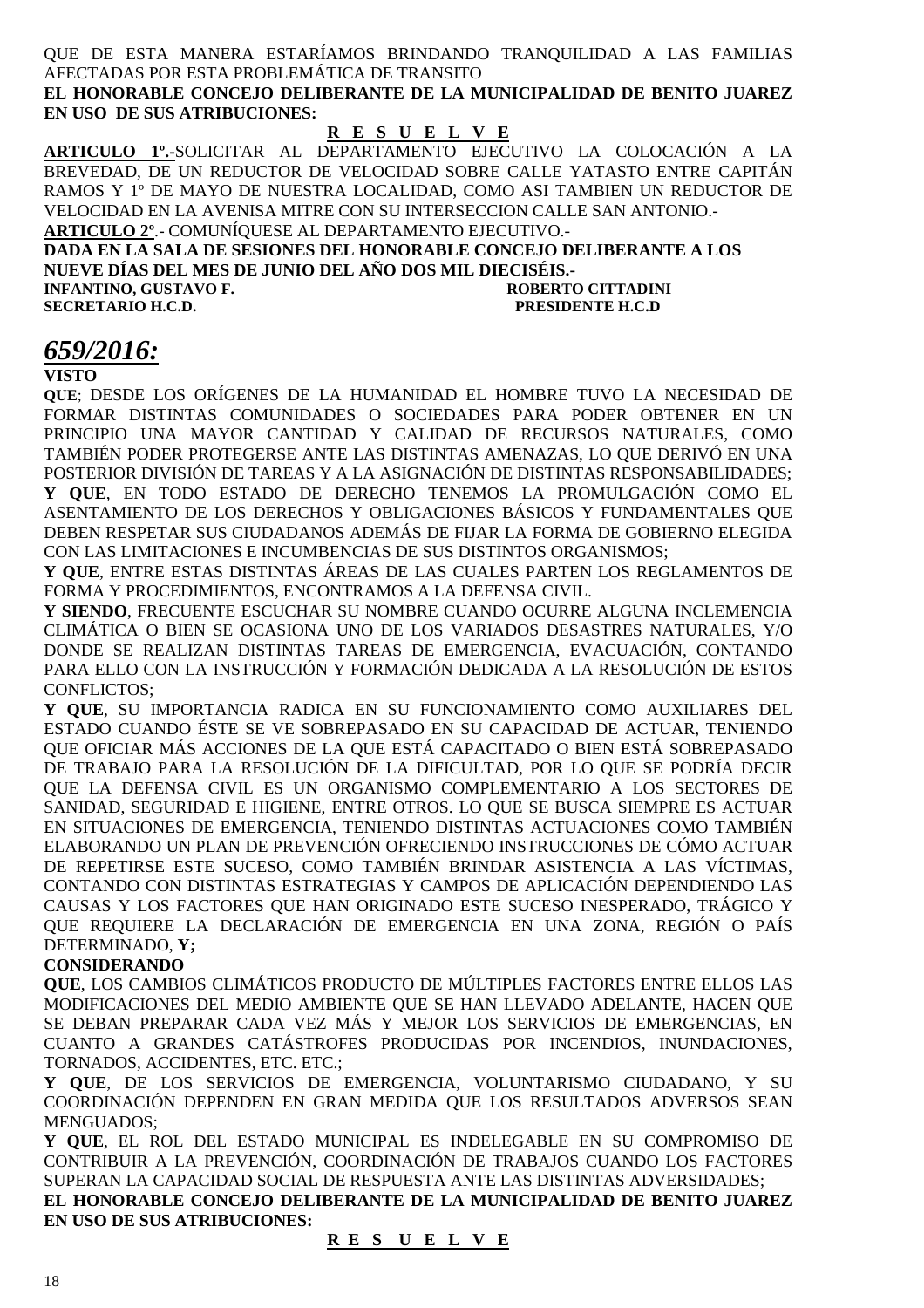QUE DE ESTA MANERA ESTARÍAMOS BRINDANDO TRANQUILIDAD A LAS FAMILIAS AFECTADAS POR ESTA PROBLEMÁTICA DE TRANSITO

**EL HONORABLE CONCEJO DELIBERANTE DE LA MUNICIPALIDAD DE BENITO JUAREZ EN USO DE SUS ATRIBUCIONES:**

**R E S U E L V E**

**ARTICULO 1º.-**SOLICITAR AL DEPARTAMENTO EJECUTIVO LA COLOCACIÓN A LA BREVEDAD, DE UN REDUCTOR DE VELOCIDAD SOBRE CALLE YATASTO ENTRE CAPITÁN RAMOS Y 1º DE MAYO DE NUESTRA LOCALIDAD, COMO ASI TAMBIEN UN REDUCTOR DE VELOCIDAD EN LA AVENISA MITRE CON SU INTERSECCION CALLE SAN ANTONIO.-

**ARTICULO 2º**.- COMUNÍQUESE AL DEPARTAMENTO EJECUTIVO.-

**DADA EN LA SALA DE SESIONES DEL HONORABLE CONCEJO DELIBERANTE A LOS NUEVE DÍAS DEL MES DE JUNIO DEL AÑO DOS MIL DIECISÉIS.-**

**INFANTINO, GUSTAVO F.** — **ROBERTO CITTADINI**
**SECRETARIO H.C.D.** — **PRESIDENTE H.C.D**

## *659/2016:*

**VISTO**

**QUE**; DESDE LOS ORÍGENES DE LA HUMANIDAD EL HOMBRE TUVO LA NECESIDAD DE FORMAR DISTINTAS COMUNIDADES O SOCIEDADES PARA PODER OBTENER EN UN PRINCIPIO UNA MAYOR CANTIDAD Y CALIDAD DE RECURSOS NATURALES, COMO TAMBIÉN PODER PROTEGERSE ANTE LAS DISTINTAS AMENAZAS, LO QUE DERIVÓ EN UNA POSTERIOR DIVISIÓN DE TAREAS Y A LA ASIGNACIÓN DE DISTINTAS RESPONSABILIDADES;

**Y QUE**, EN TODO ESTADO DE DERECHO TENEMOS LA PROMULGACIÓN COMO EL ASENTAMIENTO DE LOS DERECHOS Y OBLIGACIONES BÁSICOS Y FUNDAMENTALES QUE DEBEN RESPETAR SUS CIUDADANOS ADEMÁS DE FIJAR LA FORMA DE GOBIERNO ELEGIDA CON LAS LIMITACIONES E INCUMBENCIAS DE SUS DISTINTOS ORGANISMOS;

**Y QUE**, ENTRE ESTAS DISTINTAS ÁREAS DE LAS CUALES PARTEN LOS REGLAMENTOS DE FORMA Y PROCEDIMIENTOS, ENCONTRAMOS A LA DEFENSA CIVIL.

**Y SIENDO**, FRECUENTE ESCUCHAR SU NOMBRE CUANDO OCURRE ALGUNA INCLEMENCIA CLIMÁTICA O BIEN SE OCASIONA UNO DE LOS VARIADOS DESASTRES NATURALES, Y/O DONDE SE REALIZAN DISTINTAS TAREAS DE EMERGENCIA, EVACUACIÓN, CONTANDO PARA ELLO CON LA INSTRUCCIÓN Y FORMACIÓN DEDICADA A LA RESOLUCIÓN DE ESTOS CONFLICTOS;

**Y QUE**, SU IMPORTANCIA RADICA EN SU FUNCIONAMIENTO COMO AUXILIARES DEL ESTADO CUANDO ÉSTE SE VE SOBREPASADO EN SU CAPACIDAD DE ACTUAR, TENIENDO QUE OFICIAR MÁS ACCIONES DE LA QUE ESTÁ CAPACITADO O BIEN ESTÁ SOBREPASADO DE TRABAJO PARA LA RESOLUCIÓN DE LA DIFICULTAD, POR LO QUE SE PODRÍA DECIR QUE LA DEFENSA CIVIL ES UN ORGANISMO COMPLEMENTARIO A LOS SECTORES DE SANIDAD, SEGURIDAD E HIGIENE, ENTRE OTROS. LO QUE SE BUSCA SIEMPRE ES ACTUAR EN SITUACIONES DE EMERGENCIA, TENIENDO DISTINTAS ACTUACIONES COMO TAMBIÉN ELABORANDO UN PLAN DE PREVENCIÓN OFRECIENDO INSTRUCCIONES DE CÓMO ACTUAR DE REPETIRSE ESTE SUCESO, COMO TAMBIÉN BRINDAR ASISTENCIA A LAS VÍCTIMAS, CONTANDO CON DISTINTAS ESTRATEGIAS Y CAMPOS DE APLICACIÓN DEPENDIENDO LAS CAUSAS Y LOS FACTORES QUE HAN ORIGINADO ESTE SUCESO INESPERADO, TRÁGICO Y QUE REQUIERE LA DECLARACIÓN DE EMERGENCIA EN UNA ZONA, REGIÓN O PAÍS DETERMINADO, **Y;**

**CONSIDERANDO**

**QUE**, LOS CAMBIOS CLIMÁTICOS PRODUCTO DE MÚLTIPLES FACTORES ENTRE ELLOS LAS MODIFICACIONES DEL MEDIO AMBIENTE QUE SE HAN LLEVADO ADELANTE, HACEN QUE SE DEBAN PREPARAR CADA VEZ MÁS Y MEJOR LOS SERVICIOS DE EMERGENCIAS, EN CUANTO A GRANDES CATÁSTROFES PRODUCIDAS POR INCENDIOS, INUNDACIONES, TORNADOS, ACCIDENTES, ETC. ETC.;

**Y QUE**, DE LOS SERVICIOS DE EMERGENCIA, VOLUNTARISMO CIUDADANO, Y SU COORDINACIÓN DEPENDEN EN GRAN MEDIDA QUE LOS RESULTADOS ADVERSOS SEAN MENGUADOS;

**Y QUE**, EL ROL DEL ESTADO MUNICIPAL ES INDELEGABLE EN SU COMPROMISO DE CONTRIBUIR A LA PREVENCIÓN, COORDINACIÓN DE TRABAJOS CUANDO LOS FACTORES SUPERAN LA CAPACIDAD SOCIAL DE RESPUESTA ANTE LAS DISTINTAS ADVERSIDADES;

**EL HONORABLE CONCEJO DELIBERANTE DE LA MUNICIPALIDAD DE BENITO JUAREZ EN USO DE SUS ATRIBUCIONES:**

**R E S U E L V E**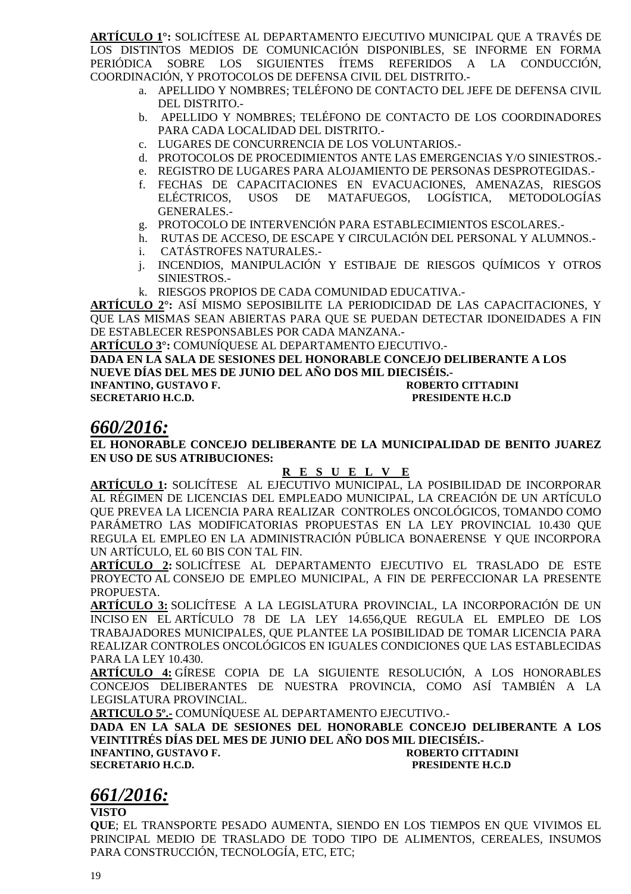**ARTÍCULO 1°:** SOLICÍTESE AL DEPARTAMENTO EJECUTIVO MUNICIPAL QUE A TRAVÉS DE LOS DISTINTOS MEDIOS DE COMUNICACIÓN DISPONIBLES, SE INFORME EN FORMA PERIÓDICA SOBRE LOS SIGUIENTES ÍTEMS REFERIDOS A LA CONDUCCIÓN, COORDINACIÓN, Y PROTOCOLOS DE DEFENSA CIVIL DEL DISTRITO.-

a. APELLIDO Y NOMBRES; TELÉFONO DE CONTACTO DEL JEFE DE DEFENSA CIVIL DEL DISTRITO.-
b. APELLIDO Y NOMBRES; TELÉFONO DE CONTACTO DE LOS COORDINADORES PARA CADA LOCALIDAD DEL DISTRITO.-
c. LUGARES DE CONCURRENCIA DE LOS VOLUNTARIOS.-
d. PROTOCOLOS DE PROCEDIMIENTOS ANTE LAS EMERGENCIAS Y/O SINIESTROS.-
e. REGISTRO DE LUGARES PARA ALOJAMIENTO DE PERSONAS DESPROTEGIDAS.-
f. FECHAS DE CAPACITACIONES EN EVACUACIONES, AMENAZAS, RIESGOS ELÉCTRICOS, USOS DE MATAFUEGOS, LOGÍSTICA, METODOLOGÍAS GENERALES.-
g. PROTOCOLO DE INTERVENCIÓN PARA ESTABLECIMIENTOS ESCOLARES.-
h. RUTAS DE ACCESO, DE ESCAPE Y CIRCULACIÓN DEL PERSONAL Y ALUMNOS.-
i. CATÁSTROFES NATURALES.-
j. INCENDIOS, MANIPULACIÓN Y ESTIBAJE DE RIESGOS QUÍMICOS Y OTROS SINIESTROS.-
k. RIESGOS PROPIOS DE CADA COMUNIDAD EDUCATIVA.-

**ARTÍCULO 2°:** ASÍ MISMO SEPOSIBILITE LA PERIODICIDAD DE LAS CAPACITACIONES, Y QUE LAS MISMAS SEAN ABIERTAS PARA QUE SE PUEDAN DETECTAR IDONEIDADES A FIN DE ESTABLECER RESPONSABLES POR CADA MANZANA.-

**ARTÍCULO 3°:** COMUNÍQUESE AL DEPARTAMENTO EJECUTIVO.-

**DADA EN LA SALA DE SESIONES DEL HONORABLE CONCEJO DELIBERANTE A LOS NUEVE DÍAS DEL MES DE JUNIO DEL AÑO DOS MIL DIECISÉIS.-**

**INFANTINO, GUSTAVO F.** — **ROBERTO CITTADINI**
**SECRETARIO H.C.D.** — **PRESIDENTE H.C.D**

## *660/2016:*

**EL HONORABLE CONCEJO DELIBERANTE DE LA MUNICIPALIDAD DE BENITO JUAREZ EN USO DE SUS ATRIBUCIONES:**

**R E S U E L V E**

**ARTÍCULO 1:** SOLICÍTESE AL EJECUTIVO MUNICIPAL, LA POSIBILIDAD DE INCORPORAR AL RÉGIMEN DE LICENCIAS DEL EMPLEADO MUNICIPAL, LA CREACIÓN DE UN ARTÍCULO QUE PREVEA LA LICENCIA PARA REALIZAR CONTROLES ONCOLÓGICOS, TOMANDO COMO PARÁMETRO LAS MODIFICATORIAS PROPUESTAS EN LA LEY PROVINCIAL 10.430 QUE REGULA EL EMPLEO EN LA ADMINISTRACIÓN PÚBLICA BONAERENSE Y QUE INCORPORA UN ARTÍCULO, EL 60 BIS CON TAL FIN.

**ARTÍCULO 2:** SOLICÍTESE AL DEPARTAMENTO EJECUTIVO EL TRASLADO DE ESTE PROYECTO AL CONSEJO DE EMPLEO MUNICIPAL, A FIN DE PERFECCIONAR LA PRESENTE PROPUESTA.

**ARTÍCULO 3:** SOLICÍTESE A LA LEGISLATURA PROVINCIAL, LA INCORPORACIÓN DE UN INCISO EN EL ARTÍCULO 78 DE LA LEY 14.656,QUE REGULA EL EMPLEO DE LOS TRABAJADORES MUNICIPALES, QUE PLANTEE LA POSIBILIDAD DE TOMAR LICENCIA PARA REALIZAR CONTROLES ONCOLÓGICOS EN IGUALES CONDICIONES QUE LAS ESTABLECIDAS PARA LA LEY 10.430.

**ARTÍCULO 4:** GÍRESE COPIA DE LA SIGUIENTE RESOLUCIÓN, A LOS HONORABLES CONCEJOS DELIBERANTES DE NUESTRA PROVINCIA, COMO ASÍ TAMBIÉN A LA LEGISLATURA PROVINCIAL.

**ARTICULO 5º.-** COMUNÍQUESE AL DEPARTAMENTO EJECUTIVO.-

**DADA EN LA SALA DE SESIONES DEL HONORABLE CONCEJO DELIBERANTE A LOS VEINTITRÉS DÍAS DEL MES DE JUNIO DEL AÑO DOS MIL DIECISÉIS.-**

**INFANTINO, GUSTAVO F.** — **ROBERTO CITTADINI**
**SECRETARIO H.C.D.** — **PRESIDENTE H.C.D**

## *661/2016:*

**VISTO**

**QUE**; EL TRANSPORTE PESADO AUMENTA, SIENDO EN LOS TIEMPOS EN QUE VIVIMOS EL PRINCIPAL MEDIO DE TRASLADO DE TODO TIPO DE ALIMENTOS, CEREALES, INSUMOS PARA CONSTRUCCIÓN, TECNOLOGÍA, ETC, ETC;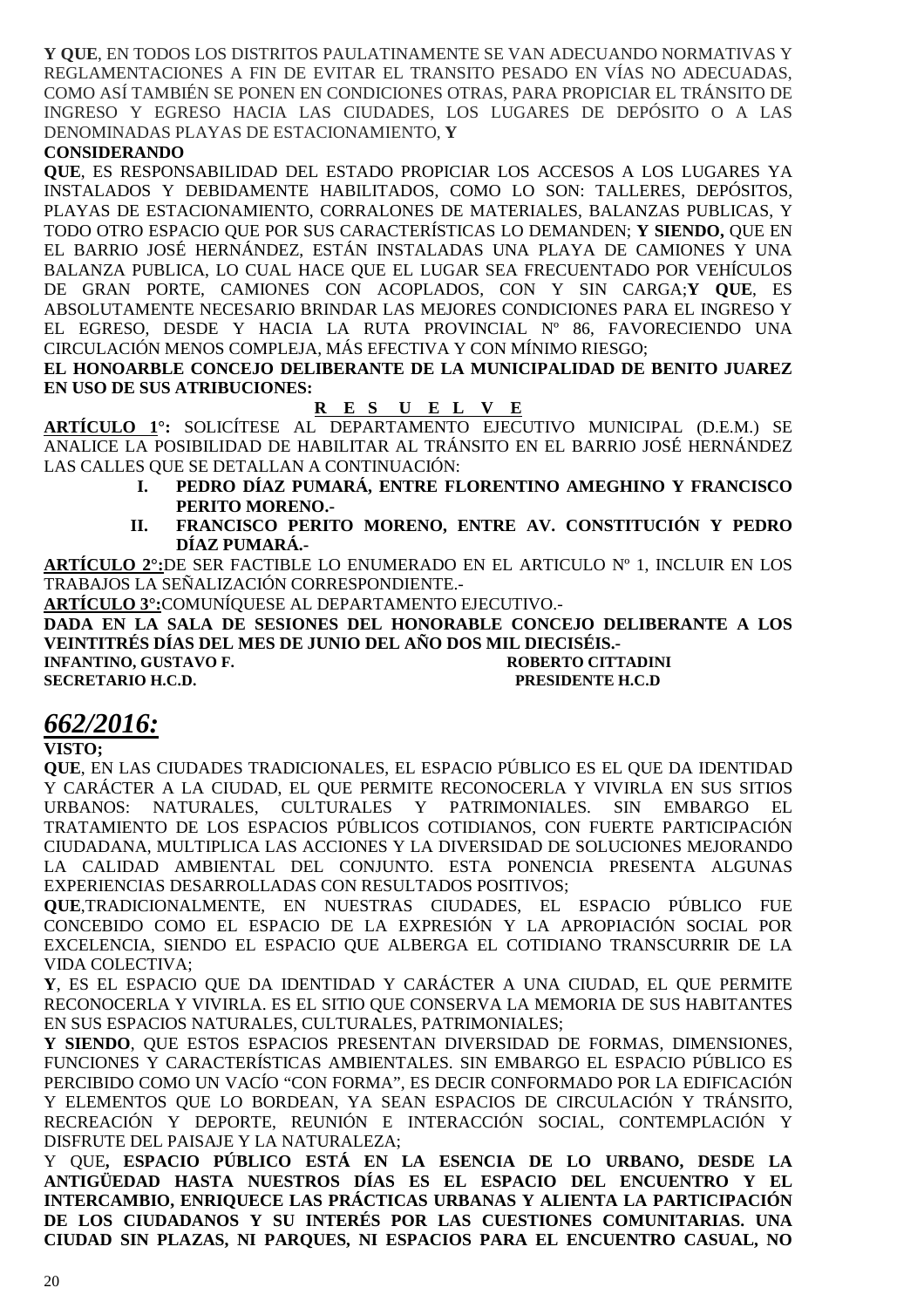**Y QUE**, EN TODOS LOS DISTRITOS PAULATINAMENTE SE VAN ADECUANDO NORMATIVAS Y REGLAMENTACIONES A FIN DE EVITAR EL TRANSITO PESADO EN VÍAS NO ADECUADAS, COMO ASÍ TAMBIÉN SE PONEN EN CONDICIONES OTRAS, PARA PROPICIAR EL TRÁNSITO DE INGRESO Y EGRESO HACIA LAS CIUDADES, LOS LUGARES DE DEPÓSITO O A LAS DENOMINADAS PLAYAS DE ESTACIONAMIENTO, **Y**

**CONSIDERANDO**

**QUE**, ES RESPONSABILIDAD DEL ESTADO PROPICIAR LOS ACCESOS A LOS LUGARES YA INSTALADOS Y DEBIDAMENTE HABILITADOS, COMO LO SON: TALLERES, DEPÓSITOS, PLAYAS DE ESTACIONAMIENTO, CORRALONES DE MATERIALES, BALANZAS PUBLICAS, Y TODO OTRO ESPACIO QUE POR SUS CARACTERÍSTICAS LO DEMANDEN; **Y SIENDO,** QUE EN EL BARRIO JOSÉ HERNÁNDEZ, ESTÁN INSTALADAS UNA PLAYA DE CAMIONES Y UNA BALANZA PUBLICA, LO CUAL HACE QUE EL LUGAR SEA FRECUENTADO POR VEHÍCULOS DE GRAN PORTE, CAMIONES CON ACOPLADOS, CON Y SIN CARGA;**Y QUE**, ES ABSOLUTAMENTE NECESARIO BRINDAR LAS MEJORES CONDICIONES PARA EL INGRESO Y EL EGRESO, DESDE Y HACIA LA RUTA PROVINCIAL Nº 86, FAVORECIENDO UNA CIRCULACIÓN MENOS COMPLEJA, MÁS EFECTIVA Y CON MÍNIMO RIESGO;

**EL HONOARBLE CONCEJO DELIBERANTE DE LA MUNICIPALIDAD DE BENITO JUAREZ EN USO DE SUS ATRIBUCIONES:**

**R E S U E L V E**

**ARTÍCULO 1°:** SOLICÍTESE AL DEPARTAMENTO EJECUTIVO MUNICIPAL (D.E.M.) SE ANALICE LA POSIBILIDAD DE HABILITAR AL TRÁNSITO EN EL BARRIO JOSÉ HERNÁNDEZ LAS CALLES QUE SE DETALLAN A CONTINUACIÓN:

I. **PEDRO DÍAZ PUMARÁ, ENTRE FLORENTINO AMEGHINO Y FRANCISCO PERITO MORENO.-**
II. **FRANCISCO PERITO MORENO, ENTRE AV. CONSTITUCIÓN Y PEDRO DÍAZ PUMARÁ.-**

**ARTÍCULO 2°:**DE SER FACTIBLE LO ENUMERADO EN EL ARTICULO Nº 1, INCLUIR EN LOS TRABAJOS LA SEÑALIZACIÓN CORRESPONDIENTE.-

**ARTÍCULO 3°:**COMUNÍQUESE AL DEPARTAMENTO EJECUTIVO.-

**DADA EN LA SALA DE SESIONES DEL HONORABLE CONCEJO DELIBERANTE A LOS VEINTITRÉS DÍAS DEL MES DE JUNIO DEL AÑO DOS MIL DIECISÉIS.-**

**INFANTINO, GUSTAVO F.** — **ROBERTO CITTADINI**
**SECRETARIO H.C.D.** — **PRESIDENTE H.C.D**

## *662/2016:*

**VISTO;**

**QUE**, EN LAS CIUDADES TRADICIONALES, EL ESPACIO PÚBLICO ES EL QUE DA IDENTIDAD Y CARÁCTER A LA CIUDAD, EL QUE PERMITE RECONOCERLA Y VIVIRLA EN SUS SITIOS URBANOS: NATURALES, CULTURALES Y PATRIMONIALES. SIN EMBARGO EL TRATAMIENTO DE LOS ESPACIOS PÚBLICOS COTIDIANOS, CON FUERTE PARTICIPACIÓN CIUDADANA, MULTIPLICA LAS ACCIONES Y LA DIVERSIDAD DE SOLUCIONES MEJORANDO LA CALIDAD AMBIENTAL DEL CONJUNTO. ESTA PONENCIA PRESENTA ALGUNAS EXPERIENCIAS DESARROLLADAS CON RESULTADOS POSITIVOS;

**QUE**,TRADICIONALMENTE, EN NUESTRAS CIUDADES, EL ESPACIO PÚBLICO FUE CONCEBIDO COMO EL ESPACIO DE LA EXPRESIÓN Y LA APROPIACIÓN SOCIAL POR EXCELENCIA, SIENDO EL ESPACIO QUE ALBERGA EL COTIDIANO TRANSCURRIR DE LA VIDA COLECTIVA;

**Y**, ES EL ESPACIO QUE DA IDENTIDAD Y CARÁCTER A UNA CIUDAD, EL QUE PERMITE RECONOCERLA Y VIVIRLA. ES EL SITIO QUE CONSERVA LA MEMORIA DE SUS HABITANTES EN SUS ESPACIOS NATURALES, CULTURALES, PATRIMONIALES;

**Y SIENDO**, QUE ESTOS ESPACIOS PRESENTAN DIVERSIDAD DE FORMAS, DIMENSIONES, FUNCIONES Y CARACTERÍSTICAS AMBIENTALES. SIN EMBARGO EL ESPACIO PÚBLICO ES PERCIBIDO COMO UN VACÍO "CON FORMA", ES DECIR CONFORMADO POR LA EDIFICACIÓN Y ELEMENTOS QUE LO BORDEAN, YA SEAN ESPACIOS DE CIRCULACIÓN Y TRÁNSITO, RECREACIÓN Y DEPORTE, REUNIÓN E INTERACCIÓN SOCIAL, CONTEMPLACIÓN Y DISFRUTE DEL PAISAJE Y LA NATURALEZA;

Y QUE**, ESPACIO PÚBLICO ESTÁ EN LA ESENCIA DE LO URBANO, DESDE LA ANTIGÜEDAD HASTA NUESTROS DÍAS ES EL ESPACIO DEL ENCUENTRO Y EL INTERCAMBIO, ENRIQUECE LAS PRÁCTICAS URBANAS Y ALIENTA LA PARTICIPACIÓN DE LOS CIUDADANOS Y SU INTERÉS POR LAS CUESTIONES COMUNITARIAS. UNA CIUDAD SIN PLAZAS, NI PARQUES, NI ESPACIOS PARA EL ENCUENTRO CASUAL, NO**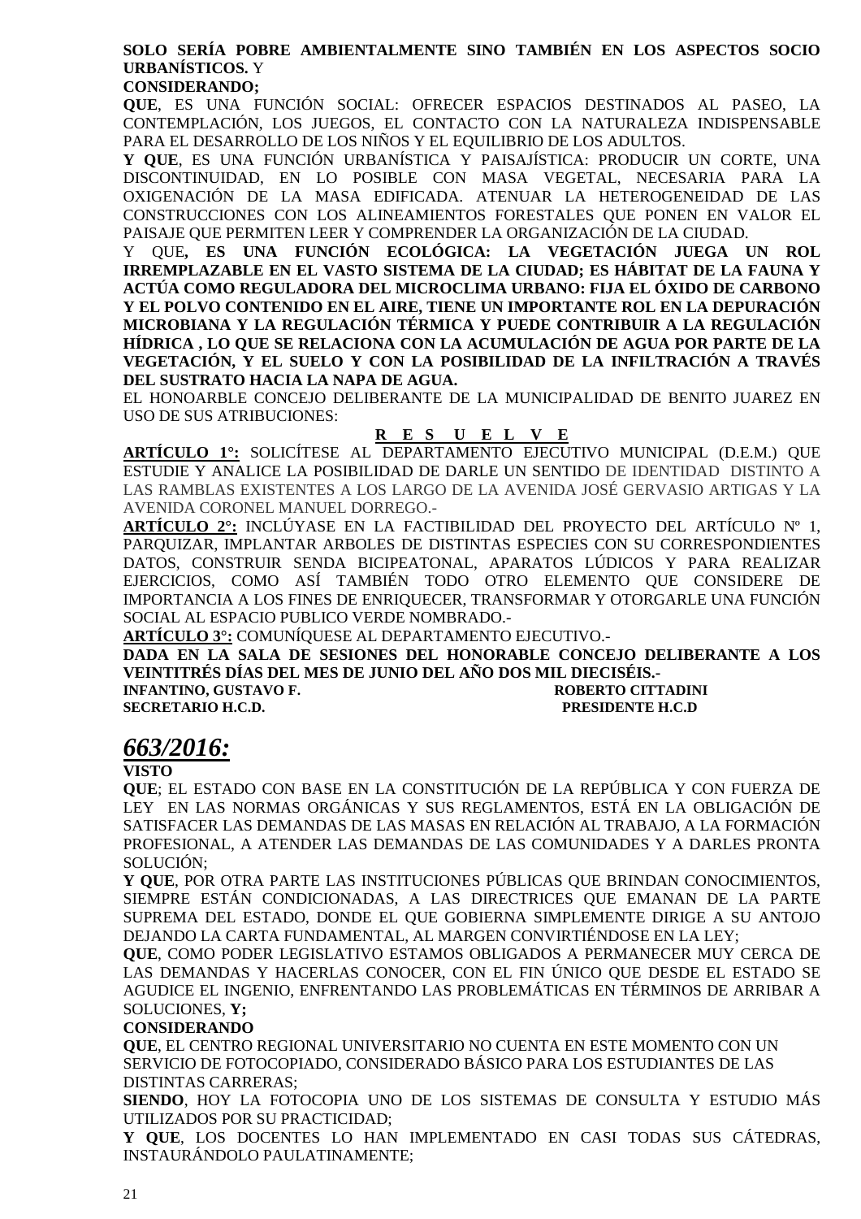**SOLO SERÍA POBRE AMBIENTALMENTE SINO TAMBIÉN EN LOS ASPECTOS SOCIO URBANÍSTICOS.** Y

**CONSIDERANDO;**

**QUE**, ES UNA FUNCIÓN SOCIAL: OFRECER ESPACIOS DESTINADOS AL PASEO, LA CONTEMPLACIÓN, LOS JUEGOS, EL CONTACTO CON LA NATURALEZA INDISPENSABLE PARA EL DESARROLLO DE LOS NIÑOS Y EL EQUILIBRIO DE LOS ADULTOS.

**Y QUE**, ES UNA FUNCIÓN URBANÍSTICA Y PAISAJÍSTICA: PRODUCIR UN CORTE, UNA DISCONTINUIDAD, EN LO POSIBLE CON MASA VEGETAL, NECESARIA PARA LA OXIGENACIÓN DE LA MASA EDIFICADA. ATENUAR LA HETEROGENEIDAD DE LAS CONSTRUCCIONES CON LOS ALINEAMIENTOS FORESTALES QUE PONEN EN VALOR EL PAISAJE QUE PERMITEN LEER Y COMPRENDER LA ORGANIZACIÓN DE LA CIUDAD.

Y QUE**, ES UNA FUNCIÓN ECOLÓGICA: LA VEGETACIÓN JUEGA UN ROL IRREMPLAZABLE EN EL VASTO SISTEMA DE LA CIUDAD; ES HÁBITAT DE LA FAUNA Y ACTÚA COMO REGULADORA DEL MICROCLIMA URBANO: FIJA EL ÓXIDO DE CARBONO Y EL POLVO CONTENIDO EN EL AIRE, TIENE UN IMPORTANTE ROL EN LA DEPURACIÓN MICROBIANA Y LA REGULACIÓN TÉRMICA Y PUEDE CONTRIBUIR A LA REGULACIÓN HÍDRICA , LO QUE SE RELACIONA CON LA ACUMULACIÓN DE AGUA POR PARTE DE LA VEGETACIÓN, Y EL SUELO Y CON LA POSIBILIDAD DE LA INFILTRACIÓN A TRAVÉS DEL SUSTRATO HACIA LA NAPA DE AGUA.**

EL HONOARBLE CONCEJO DELIBERANTE DE LA MUNICIPALIDAD DE BENITO JUAREZ EN USO DE SUS ATRIBUCIONES:

**R E S U E L V E**

**ARTÍCULO 1°:** SOLICÍTESE AL DEPARTAMENTO EJECUTIVO MUNICIPAL (D.E.M.) QUE ESTUDIE Y ANALICE LA POSIBILIDAD DE DARLE UN SENTIDO DE IDENTIDAD DISTINTO A LAS RAMBLAS EXISTENTES A LOS LARGO DE LA AVENIDA JOSÉ GERVASIO ARTIGAS Y LA AVENIDA CORONEL MANUEL DORREGO.-

**ARTÍCULO 2°:** INCLÚYASE EN LA FACTIBILIDAD DEL PROYECTO DEL ARTÍCULO Nº 1, PARQUIZAR, IMPLANTAR ARBOLES DE DISTINTAS ESPECIES CON SU CORRESPONDIENTES DATOS, CONSTRUIR SENDA BICIPEATONAL, APARATOS LÚDICOS Y PARA REALIZAR EJERCICIOS, COMO ASÍ TAMBIÉN TODO OTRO ELEMENTO QUE CONSIDERE DE IMPORTANCIA A LOS FINES DE ENRIQUECER, TRANSFORMAR Y OTORGARLE UNA FUNCIÓN SOCIAL AL ESPACIO PUBLICO VERDE NOMBRADO.-

**ARTÍCULO 3°:** COMUNÍQUESE AL DEPARTAMENTO EJECUTIVO.-

**DADA EN LA SALA DE SESIONES DEL HONORABLE CONCEJO DELIBERANTE A LOS VEINTITRÉS DÍAS DEL MES DE JUNIO DEL AÑO DOS MIL DIECISÉIS.-**

**INFANTINO, GUSTAVO F.** — **ROBERTO CITTADINI**
**SECRETARIO H.C.D.** — **PRESIDENTE H.C.D**

## *663/2016:*

**VISTO**

**QUE**; EL ESTADO CON BASE EN LA CONSTITUCIÓN DE LA REPÚBLICA Y CON FUERZA DE LEY EN LAS NORMAS ORGÁNICAS Y SUS REGLAMENTOS, ESTÁ EN LA OBLIGACIÓN DE SATISFACER LAS DEMANDAS DE LAS MASAS EN RELACIÓN AL TRABAJO, A LA FORMACIÓN PROFESIONAL, A ATENDER LAS DEMANDAS DE LAS COMUNIDADES Y A DARLES PRONTA SOLUCIÓN;

**Y QUE**, POR OTRA PARTE LAS INSTITUCIONES PÚBLICAS QUE BRINDAN CONOCIMIENTOS, SIEMPRE ESTÁN CONDICIONADAS, A LAS DIRECTRICES QUE EMANAN DE LA PARTE SUPREMA DEL ESTADO, DONDE EL QUE GOBIERNA SIMPLEMENTE DIRIGE A SU ANTOJO DEJANDO LA CARTA FUNDAMENTAL, AL MARGEN CONVIRTIÉNDOSE EN LA LEY;

**QUE**, COMO PODER LEGISLATIVO ESTAMOS OBLIGADOS A PERMANECER MUY CERCA DE LAS DEMANDAS Y HACERLAS CONOCER, CON EL FIN ÚNICO QUE DESDE EL ESTADO SE AGUDICE EL INGENIO, ENFRENTANDO LAS PROBLEMÁTICAS EN TÉRMINOS DE ARRIBAR A SOLUCIONES, **Y;**

**CONSIDERANDO**

**QUE**, EL CENTRO REGIONAL UNIVERSITARIO NO CUENTA EN ESTE MOMENTO CON UN SERVICIO DE FOTOCOPIADO, CONSIDERADO BÁSICO PARA LOS ESTUDIANTES DE LAS DISTINTAS CARRERAS;

**SIENDO**, HOY LA FOTOCOPIA UNO DE LOS SISTEMAS DE CONSULTA Y ESTUDIO MÁS UTILIZADOS POR SU PRACTICIDAD;

**Y QUE**, LOS DOCENTES LO HAN IMPLEMENTADO EN CASI TODAS SUS CÁTEDRAS, INSTAURÁNDOLO PAULATINAMENTE;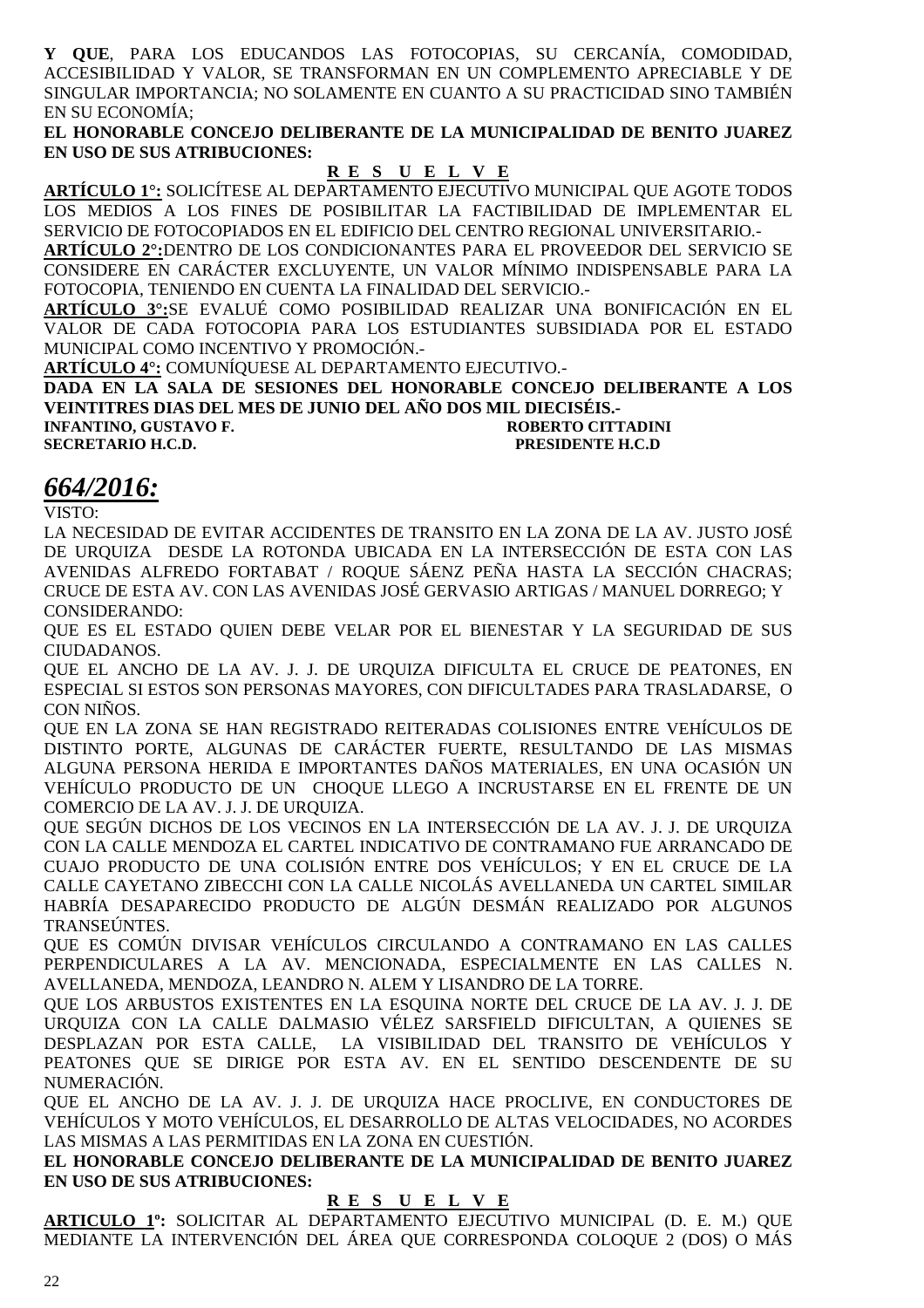**Y QUE**, PARA LOS EDUCANDOS LAS FOTOCOPIAS, SU CERCANÍA, COMODIDAD, ACCESIBILIDAD Y VALOR, SE TRANSFORMAN EN UN COMPLEMENTO APRECIABLE Y DE SINGULAR IMPORTANCIA; NO SOLAMENTE EN CUANTO A SU PRACTICIDAD SINO TAMBIÉN EN SU ECONOMÍA;

**EL HONORABLE CONCEJO DELIBERANTE DE LA MUNICIPALIDAD DE BENITO JUAREZ EN USO DE SUS ATRIBUCIONES:**

**R E S U E L V E**

**ARTÍCULO 1°:** SOLICÍTESE AL DEPARTAMENTO EJECUTIVO MUNICIPAL QUE AGOTE TODOS LOS MEDIOS A LOS FINES DE POSIBILITAR LA FACTIBILIDAD DE IMPLEMENTAR EL SERVICIO DE FOTOCOPIADOS EN EL EDIFICIO DEL CENTRO REGIONAL UNIVERSITARIO.-

**ARTÍCULO 2°:**DENTRO DE LOS CONDICIONANTES PARA EL PROVEEDOR DEL SERVICIO SE CONSIDERE EN CARÁCTER EXCLUYENTE, UN VALOR MÍNIMO INDISPENSABLE PARA LA FOTOCOPIA, TENIENDO EN CUENTA LA FINALIDAD DEL SERVICIO.-

**ARTÍCULO 3°:**SE EVALUÉ COMO POSIBILIDAD REALIZAR UNA BONIFICACIÓN EN EL VALOR DE CADA FOTOCOPIA PARA LOS ESTUDIANTES SUBSIDIADA POR EL ESTADO MUNICIPAL COMO INCENTIVO Y PROMOCIÓN.-

**ARTÍCULO 4°:** COMUNÍQUESE AL DEPARTAMENTO EJECUTIVO.-

**DADA EN LA SALA DE SESIONES DEL HONORABLE CONCEJO DELIBERANTE A LOS VEINTITRES DIAS DEL MES DE JUNIO DEL AÑO DOS MIL DIECISÉIS.-**

**INFANTINO, GUSTAVO F.** — **SECRETARIO H.C.D.**

**ROBERTO CITTADINI** — **PRESIDENTE H.C.D**

## *664/2016:*

VISTO:

LA NECESIDAD DE EVITAR ACCIDENTES DE TRANSITO EN LA ZONA DE LA AV. JUSTO JOSÉ DE URQUIZA DESDE LA ROTONDA UBICADA EN LA INTERSECCIÓN DE ESTA CON LAS AVENIDAS ALFREDO FORTABAT / ROQUE SÁENZ PEÑA HASTA LA SECCIÓN CHACRAS; CRUCE DE ESTA AV. CON LAS AVENIDAS JOSÉ GERVASIO ARTIGAS / MANUEL DORREGO; Y

CONSIDERANDO:

QUE ES EL ESTADO QUIEN DEBE VELAR POR EL BIENESTAR Y LA SEGURIDAD DE SUS CIUDADANOS.

QUE EL ANCHO DE LA AV. J. J. DE URQUIZA DIFICULTA EL CRUCE DE PEATONES, EN ESPECIAL SI ESTOS SON PERSONAS MAYORES, CON DIFICULTADES PARA TRASLADARSE, O CON NIÑOS.

QUE EN LA ZONA SE HAN REGISTRADO REITERADAS COLISIONES ENTRE VEHÍCULOS DE DISTINTO PORTE, ALGUNAS DE CARÁCTER FUERTE, RESULTANDO DE LAS MISMAS ALGUNA PERSONA HERIDA E IMPORTANTES DAÑOS MATERIALES, EN UNA OCASIÓN UN VEHÍCULO PRODUCTO DE UN CHOQUE LLEGO A INCRUSTARSE EN EL FRENTE DE UN COMERCIO DE LA AV. J. J. DE URQUIZA.

QUE SEGÚN DICHOS DE LOS VECINOS EN LA INTERSECCIÓN DE LA AV. J. J. DE URQUIZA CON LA CALLE MENDOZA EL CARTEL INDICATIVO DE CONTRAMANO FUE ARRANCADO DE CUAJO PRODUCTO DE UNA COLISIÓN ENTRE DOS VEHÍCULOS; Y EN EL CRUCE DE LA CALLE CAYETANO ZIBECCHI CON LA CALLE NICOLÁS AVELLANEDA UN CARTEL SIMILAR HABRÍA DESAPARECIDO PRODUCTO DE ALGÚN DESMÁN REALIZADO POR ALGUNOS TRANSEÚNTES.

QUE ES COMÚN DIVISAR VEHÍCULOS CIRCULANDO A CONTRAMANO EN LAS CALLES PERPENDICULARES A LA AV. MENCIONADA, ESPECIALMENTE EN LAS CALLES N. AVELLANEDA, MENDOZA, LEANDRO N. ALEM Y LISANDRO DE LA TORRE.

QUE LOS ARBUSTOS EXISTENTES EN LA ESQUINA NORTE DEL CRUCE DE LA AV. J. J. DE URQUIZA CON LA CALLE DALMASIO VÉLEZ SARSFIELD DIFICULTAN, A QUIENES SE DESPLAZAN POR ESTA CALLE, LA VISIBILIDAD DEL TRANSITO DE VEHÍCULOS Y PEATONES QUE SE DIRIGE POR ESTA AV. EN EL SENTIDO DESCENDENTE DE SU NUMERACIÓN.

QUE EL ANCHO DE LA AV. J. J. DE URQUIZA HACE PROCLIVE, EN CONDUCTORES DE VEHÍCULOS Y MOTO VEHÍCULOS, EL DESARROLLO DE ALTAS VELOCIDADES, NO ACORDES LAS MISMAS A LAS PERMITIDAS EN LA ZONA EN CUESTIÓN.

**EL HONORABLE CONCEJO DELIBERANTE DE LA MUNICIPALIDAD DE BENITO JUAREZ EN USO DE SUS ATRIBUCIONES:**

**R E S U E L V E**

**ARTICULO 1º:** SOLICITAR AL DEPARTAMENTO EJECUTIVO MUNICIPAL (D. E. M.) QUE MEDIANTE LA INTERVENCIÓN DEL ÁREA QUE CORRESPONDA COLOQUE 2 (DOS) O MÁS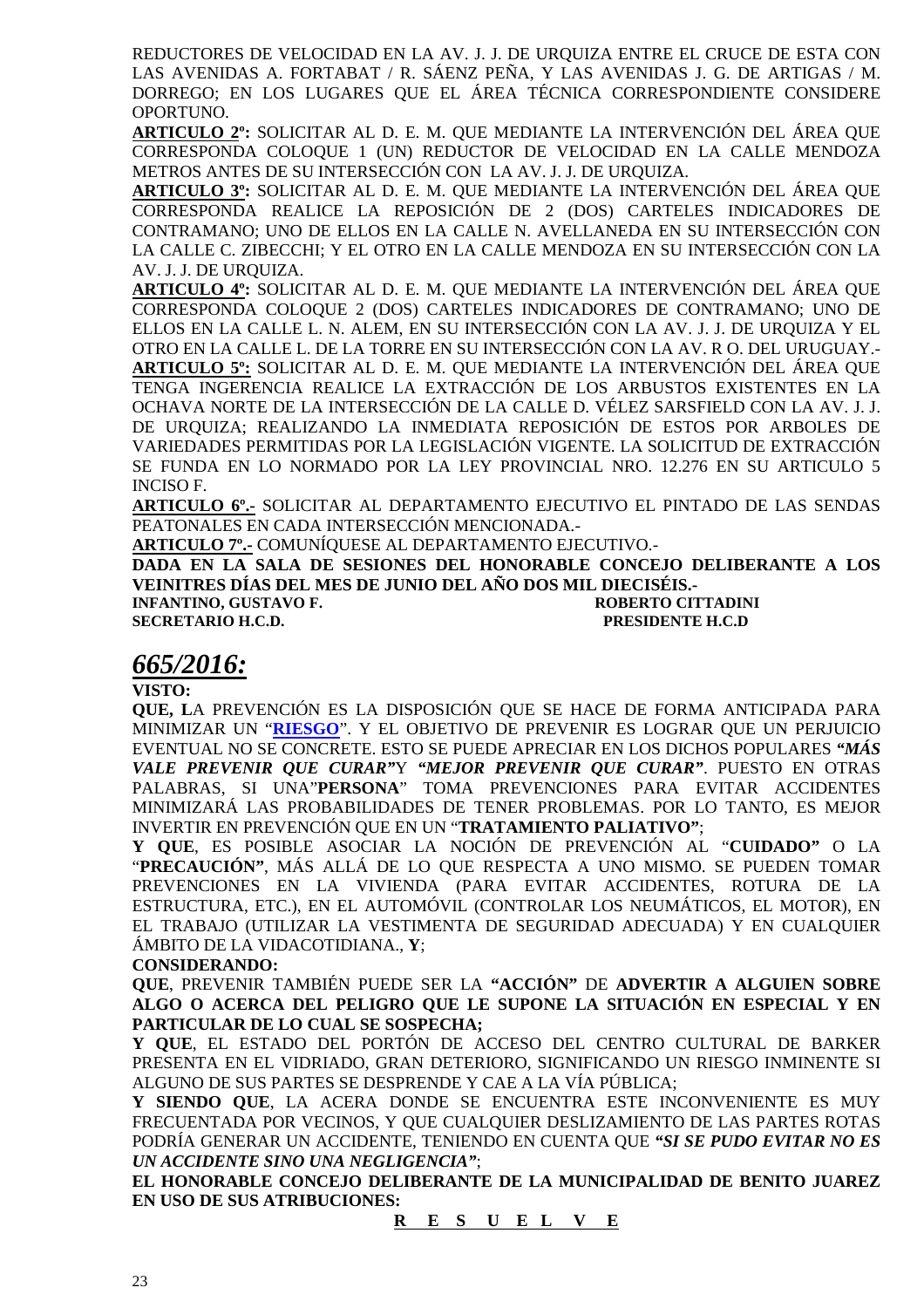REDUCTORES DE VELOCIDAD EN LA AV. J. J. DE URQUIZA ENTRE EL CRUCE DE ESTA CON LAS AVENIDAS A. FORTABAT / R. SÁENZ PEÑA, Y LAS AVENIDAS J. G. DE ARTIGAS / M. DORREGO; EN LOS LUGARES QUE EL ÁREA TÉCNICA CORRESPONDIENTE CONSIDERE OPORTUNO.

**ARTICULO 2º:** SOLICITAR AL D. E. M. QUE MEDIANTE LA INTERVENCIÓN DEL ÁREA QUE CORRESPONDA COLOQUE 1 (UN) REDUCTOR DE VELOCIDAD EN LA CALLE MENDOZA METROS ANTES DE SU INTERSECCIÓN CON LA AV. J. J. DE URQUIZA.

**ARTICULO 3º:** SOLICITAR AL D. E. M. QUE MEDIANTE LA INTERVENCIÓN DEL ÁREA QUE CORRESPONDA REALICE LA REPOSICIÓN DE 2 (DOS) CARTELES INDICADORES DE CONTRAMANO; UNO DE ELLOS EN LA CALLE N. AVELLANEDA EN SU INTERSECCIÓN CON LA CALLE C. ZIBECCHI; Y EL OTRO EN LA CALLE MENDOZA EN SU INTERSECCIÓN CON LA AV. J. J. DE URQUIZA.

**ARTICULO 4º:** SOLICITAR AL D. E. M. QUE MEDIANTE LA INTERVENCIÓN DEL ÁREA QUE CORRESPONDA COLOQUE 2 (DOS) CARTELES INDICADORES DE CONTRAMANO; UNO DE ELLOS EN LA CALLE L. N. ALEM, EN SU INTERSECCIÓN CON LA AV. J. J. DE URQUIZA Y EL OTRO EN LA CALLE L. DE LA TORRE EN SU INTERSECCIÓN CON LA AV. R O. DEL URUGUAY.-

**ARTICULO 5º:** SOLICITAR AL D. E. M. QUE MEDIANTE LA INTERVENCIÓN DEL ÁREA QUE TENGA INGERENCIA REALICE LA EXTRACCIÓN DE LOS ARBUSTOS EXISTENTES EN LA OCHAVA NORTE DE LA INTERSECCIÓN DE LA CALLE D. VÉLEZ SARSFIELD CON LA AV. J. J. DE URQUIZA; REALIZANDO LA INMEDIATA REPOSICIÓN DE ESTOS POR ARBOLES DE VARIEDADES PERMITIDAS POR LA LEGISLACIÓN VIGENTE. LA SOLICITUD DE EXTRACCIÓN SE FUNDA EN LO NORMADO POR LA LEY PROVINCIAL NRO. 12.276 EN SU ARTICULO 5 INCISO F.

**ARTICULO 6º.-** SOLICITAR AL DEPARTAMENTO EJECUTIVO EL PINTADO DE LAS SENDAS PEATONALES EN CADA INTERSECCIÓN MENCIONADA.-

**ARTICULO 7º.-** COMUNÍQUESE AL DEPARTAMENTO EJECUTIVO.-

**DADA EN LA SALA DE SESIONES DEL HONORABLE CONCEJO DELIBERANTE A LOS VEINITRES DÍAS DEL MES DE JUNIO DEL AÑO DOS MIL DIECISÉIS.-**

**INFANTINO, GUSTAVO F.** — **ROBERTO CITTADINI**
**SECRETARIO H.C.D.** — **PRESIDENTE H.C.D**

# *665/2016:*

**VISTO:**

**QUE, L**A PREVENCIÓN ES LA DISPOSICIÓN QUE SE HACE DE FORMA ANTICIPADA PARA MINIMIZAR UN "**RIESGO**". Y EL OBJETIVO DE PREVENIR ES LOGRAR QUE UN PERJUICIO EVENTUAL NO SE CONCRETE. ESTO SE PUEDE APRECIAR EN LOS DICHOS POPULARES ***"MÁS VALE PREVENIR QUE CURAR"***Y ***"MEJOR PREVENIR QUE CURAR"***. PUESTO EN OTRAS PALABRAS, SI UNA"**PERSONA**" TOMA PREVENCIONES PARA EVITAR ACCIDENTES MINIMIZARÁ LAS PROBABILIDADES DE TENER PROBLEMAS. POR LO TANTO, ES MEJOR INVERTIR EN PREVENCIÓN QUE EN UN "**TRATAMIENTO PALIATIVO"**;

**Y QUE**, ES POSIBLE ASOCIAR LA NOCIÓN DE PREVENCIÓN AL "**CUIDADO"** O LA "**PRECAUCIÓN"**, MÁS ALLÁ DE LO QUE RESPECTA A UNO MISMO. SE PUEDEN TOMAR PREVENCIONES EN LA VIVIENDA (PARA EVITAR ACCIDENTES, ROTURA DE LA ESTRUCTURA, ETC.), EN EL AUTOMÓVIL (CONTROLAR LOS NEUMÁTICOS, EL MOTOR), EN EL TRABAJO (UTILIZAR LA VESTIMENTA DE SEGURIDAD ADECUADA) Y EN CUALQUIER ÁMBITO DE LA VIDACOTIDIANA., **Y**;

**CONSIDERANDO:**

**QUE**, PREVENIR TAMBIÉN PUEDE SER LA **"ACCIÓN"** DE **ADVERTIR A ALGUIEN SOBRE ALGO O ACERCA DEL PELIGRO QUE LE SUPONE LA SITUACIÓN EN ESPECIAL Y EN PARTICULAR DE LO CUAL SE SOSPECHA;**

**Y QUE**, EL ESTADO DEL PORTÓN DE ACCESO DEL CENTRO CULTURAL DE BARKER PRESENTA EN EL VIDRIADO, GRAN DETERIORO, SIGNIFICANDO UN RIESGO INMINENTE SI ALGUNO DE SUS PARTES SE DESPRENDE Y CAE A LA VÍA PÚBLICA;

**Y SIENDO QUE**, LA ACERA DONDE SE ENCUENTRA ESTE INCONVENIENTE ES MUY FRECUENTADA POR VECINOS, Y QUE CUALQUIER DESLIZAMIENTO DE LAS PARTES ROTAS PODRÍA GENERAR UN ACCIDENTE, TENIENDO EN CUENTA QUE ***"SI SE PUDO EVITAR NO ES UN ACCIDENTE SINO UNA NEGLIGENCIA"***;

**EL HONORABLE CONCEJO DELIBERANTE DE LA MUNICIPALIDAD DE BENITO JUAREZ EN USO DE SUS ATRIBUCIONES:**

**R E S U E L V E**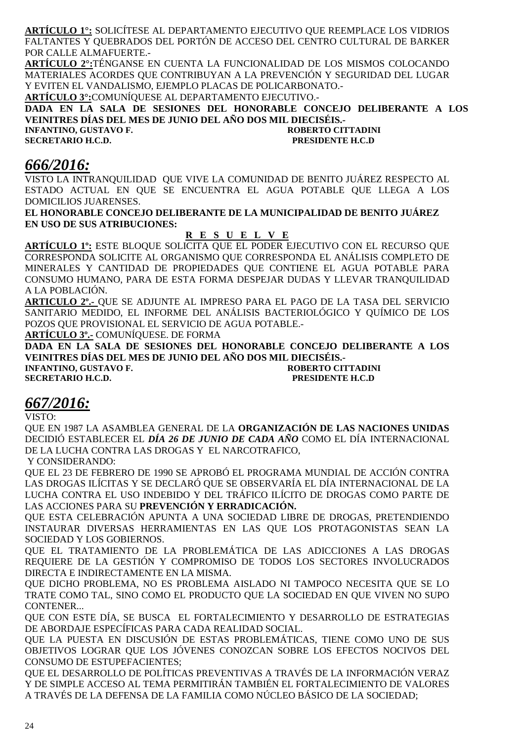**ARTÍCULO 1°:** SOLICÍTESE AL DEPARTAMENTO EJECUTIVO QUE REEMPLACE LOS VIDRIOS FALTANTES Y QUEBRADOS DEL PORTÓN DE ACCESO DEL CENTRO CULTURAL DE BARKER POR CALLE ALMAFUERTE.-

**ARTÍCULO 2°:**TÉNGANSE EN CUENTA LA FUNCIONALIDAD DE LOS MISMOS COLOCANDO MATERIALES ACORDES QUE CONTRIBUYAN A LA PREVENCIÓN Y SEGURIDAD DEL LUGAR Y EVITEN EL VANDALISMO, EJEMPLO PLACAS DE POLICARBONATO.-

**ARTÍCULO 3°:**COMUNÍQUESE AL DEPARTAMENTO EJECUTIVO.-

**DADA EN LA SALA DE SESIONES DEL HONORABLE CONCEJO DELIBERANTE A LOS VEINITRES DÍAS DEL MES DE JUNIO DEL AÑO DOS MIL DIECISÉIS.-**

**INFANTINO, GUSTAVO F.** — **ROBERTO CITTADINI**
**SECRETARIO H.C.D.** — **PRESIDENTE H.C.D**

## *666/2016:*

VISTO LA INTRANQUILIDAD QUE VIVE LA COMUNIDAD DE BENITO JUÁREZ RESPECTO AL ESTADO ACTUAL EN QUE SE ENCUENTRA EL AGUA POTABLE QUE LLEGA A LOS DOMICILIOS JUARENSES.

**EL HONORABLE CONCEJO DELIBERANTE DE LA MUNICIPALIDAD DE BENITO JUÁREZ EN USO DE SUS ATRIBUCIONES:**

**R E S U E L V E**

**ARTÍCULO 1º:** ESTE BLOQUE SOLICITA QUE EL PODER EJECUTIVO CON EL RECURSO QUE CORRESPONDA SOLICITE AL ORGANISMO QUE CORRESPONDA EL ANÁLISIS COMPLETO DE MINERALES Y CANTIDAD DE PROPIEDADES QUE CONTIENE EL AGUA POTABLE PARA CONSUMO HUMANO, PARA DE ESTA FORMA DESPEJAR DUDAS Y LLEVAR TRANQUILIDAD A LA POBLACIÓN.

**ARTICULO 2º.-** QUE SE ADJUNTE AL IMPRESO PARA EL PAGO DE LA TASA DEL SERVICIO SANITARIO MEDIDO, EL INFORME DEL ANÁLISIS BACTERIOLÓGICO Y QUÍMICO DE LOS POZOS QUE PROVISIONAL EL SERVICIO DE AGUA POTABLE.-

**ARTÍCULO 3º.-** COMUNÍQUESE. DE FORMA

**DADA EN LA SALA DE SESIONES DEL HONORABLE CONCEJO DELIBERANTE A LOS VEINITRES DÍAS DEL MES DE JUNIO DEL AÑO DOS MIL DIECISÉIS.-**

**INFANTINO, GUSTAVO F.** — **ROBERTO CITTADINI**
**SECRETARIO H.C.D.** — **PRESIDENTE H.C.D**

## *667/2016:*

VISTO:

QUE EN 1987 LA ASAMBLEA GENERAL DE LA **ORGANIZACIÓN DE LAS NACIONES UNIDAS** DECIDIÓ ESTABLECER EL ***DÍA 26 DE JUNIO DE CADA AÑO*** COMO EL DÍA INTERNACIONAL DE LA LUCHA CONTRA LAS DROGAS Y EL NARCOTRAFICO,

Y CONSIDERANDO:

QUE EL 23 DE FEBRERO DE 1990 SE APROBÓ EL PROGRAMA MUNDIAL DE ACCIÓN CONTRA LAS DROGAS ILÍCITAS Y SE DECLARÓ QUE SE OBSERVARÍA EL DÍA INTERNACIONAL DE LA LUCHA CONTRA EL USO INDEBIDO Y DEL TRÁFICO ILÍCITO DE DROGAS COMO PARTE DE LAS ACCIONES PARA SU **PREVENCIÓN Y ERRADICACIÓN.**

QUE ESTA CELEBRACIÓN APUNTA A UNA SOCIEDAD LIBRE DE DROGAS, PRETENDIENDO INSTAURAR DIVERSAS HERRAMIENTAS EN LAS QUE LOS PROTAGONISTAS SEAN LA SOCIEDAD Y LOS GOBIERNOS.

QUE EL TRATAMIENTO DE LA PROBLEMÁTICA DE LAS ADICCIONES A LAS DROGAS REQUIERE DE LA GESTIÓN Y COMPROMISO DE TODOS LOS SECTORES INVOLUCRADOS DIRECTA E INDIRECTAMENTE EN LA MISMA.

QUE DICHO PROBLEMA, NO ES PROBLEMA AISLADO NI TAMPOCO NECESITA QUE SE LO TRATE COMO TAL, SINO COMO EL PRODUCTO QUE LA SOCIEDAD EN QUE VIVEN NO SUPO CONTENER...

QUE CON ESTE DÍA, SE BUSCA EL FORTALECIMIENTO Y DESARROLLO DE ESTRATEGIAS DE ABORDAJE ESPECÍFICAS PARA CADA REALIDAD SOCIAL.

QUE LA PUESTA EN DISCUSIÓN DE ESTAS PROBLEMÁTICAS, TIENE COMO UNO DE SUS OBJETIVOS LOGRAR QUE LOS JÓVENES CONOZCAN SOBRE LOS EFECTOS NOCIVOS DEL CONSUMO DE ESTUPEFACIENTES;

QUE EL DESARROLLO DE POLÍTICAS PREVENTIVAS A TRAVÉS DE LA INFORMACIÓN VERAZ Y DE SIMPLE ACCESO AL TEMA PERMITIRÁN TAMBIÉN EL FORTALECIMIENTO DE VALORES A TRAVÉS DE LA DEFENSA DE LA FAMILIA COMO NÚCLEO BÁSICO DE LA SOCIEDAD;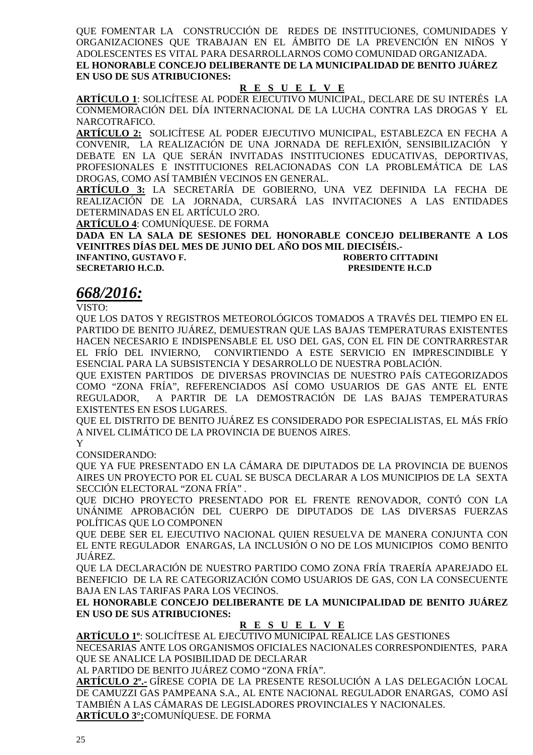QUE FOMENTAR LA CONSTRUCCIÓN DE REDES DE INSTITUCIONES, COMUNIDADES Y ORGANIZACIONES QUE TRABAJAN EN EL ÁMBITO DE LA PREVENCIÓN EN NIÑOS Y ADOLESCENTES ES VITAL PARA DESARROLLARNOS COMO COMUNIDAD ORGANIZADA.

**EL HONORABLE CONCEJO DELIBERANTE DE LA MUNICIPALIDAD DE BENITO JUÁREZ EN USO DE SUS ATRIBUCIONES:**

**R E S U E L V E**

**ARTÍCULO 1**: SOLICÍTESE AL PODER EJECUTIVO MUNICIPAL, DECLARE DE SU INTERÉS LA CONMEMORACIÓN DEL DÍA INTERNACIONAL DE LA LUCHA CONTRA LAS DROGAS Y EL NARCOTRAFICO.

**ARTÍCULO 2:** SOLICÍTESE AL PODER EJECUTIVO MUNICIPAL, ESTABLEZCA EN FECHA A CONVENIR, LA REALIZACIÓN DE UNA JORNADA DE REFLEXIÓN, SENSIBILIZACIÓN Y DEBATE EN LA QUE SERÁN INVITADAS INSTITUCIONES EDUCATIVAS, DEPORTIVAS, PROFESIONALES E INSTITUCIONES RELACIONADAS CON LA PROBLEMÁTICA DE LAS DROGAS, COMO ASÍ TAMBIÉN VECINOS EN GENERAL.

**ARTÍCULO 3:** LA SECRETARÍA DE GOBIERNO, UNA VEZ DEFINIDA LA FECHA DE REALIZACIÓN DE LA JORNADA, CURSARÁ LAS INVITACIONES A LAS ENTIDADES DETERMINADAS EN EL ARTÍCULO 2RO.

**ARTÍCULO 4**: COMUNÍQUESE. DE FORMA

**DADA EN LA SALA DE SESIONES DEL HONORABLE CONCEJO DELIBERANTE A LOS VEINITRES DÍAS DEL MES DE JUNIO DEL AÑO DOS MIL DIECISÉIS.-**

**INFANTINO, GUSTAVO F.** — **ROBERTO CITTADINI**
**SECRETARIO H.C.D.** — **PRESIDENTE H.C.D**

## *668/2016:*

VISTO:

QUE LOS DATOS Y REGISTROS METEOROLÓGICOS TOMADOS A TRAVÉS DEL TIEMPO EN EL PARTIDO DE BENITO JUÁREZ, DEMUESTRAN QUE LAS BAJAS TEMPERATURAS EXISTENTES HACEN NECESARIO E INDISPENSABLE EL USO DEL GAS, CON EL FIN DE CONTRARRESTAR EL FRÍO DEL INVIERNO, CONVIRTIENDO A ESTE SERVICIO EN IMPRESCINDIBLE Y ESENCIAL PARA LA SUBSISTENCIA Y DESARROLLO DE NUESTRA POBLACIÓN.

QUE EXISTEN PARTIDOS DE DIVERSAS PROVINCIAS DE NUESTRO PAÍS CATEGORIZADOS COMO "ZONA FRÍA", REFERENCIADOS ASÍ COMO USUARIOS DE GAS ANTE EL ENTE REGULADOR, A PARTIR DE LA DEMOSTRACIÓN DE LAS BAJAS TEMPERATURAS EXISTENTES EN ESOS LUGARES.

QUE EL DISTRITO DE BENITO JUÁREZ ES CONSIDERADO POR ESPECIALISTAS, EL MÁS FRÍO A NIVEL CLIMÁTICO DE LA PROVINCIA DE BUENOS AIRES.

Y

CONSIDERANDO:

QUE YA FUE PRESENTADO EN LA CÁMARA DE DIPUTADOS DE LA PROVINCIA DE BUENOS AIRES UN PROYECTO POR EL CUAL SE BUSCA DECLARAR A LOS MUNICIPIOS DE LA SEXTA SECCIÓN ELECTORAL "ZONA FRÍA" .

QUE DICHO PROYECTO PRESENTADO POR EL FRENTE RENOVADOR, CONTÓ CON LA UNÁNIME APROBACIÓN DEL CUERPO DE DIPUTADOS DE LAS DIVERSAS FUERZAS POLÍTICAS QUE LO COMPONEN

QUE DEBE SER EL EJECUTIVO NACIONAL QUIEN RESUELVA DE MANERA CONJUNTA CON EL ENTE REGULADOR ENARGAS, LA INCLUSIÓN O NO DE LOS MUNICIPIOS COMO BENITO JUÁREZ.

QUE LA DECLARACIÓN DE NUESTRO PARTIDO COMO ZONA FRÍA TRAERÍA APAREJADO EL BENEFICIO DE LA RE CATEGORIZACIÓN COMO USUARIOS DE GAS, CON LA CONSECUENTE BAJA EN LAS TARIFAS PARA LOS VECINOS.

**EL HONORABLE CONCEJO DELIBERANTE DE LA MUNICIPALIDAD DE BENITO JUÁREZ EN USO DE SUS ATRIBUCIONES:**

**R E S U E L V E**

**ARTÍCULO 1º**: SOLICÍTESE AL EJECUTIVO MUNICIPAL REALICE LAS GESTIONES NECESARIAS ANTE LOS ORGANISMOS OFICIALES NACIONALES CORRESPONDIENTES, PARA QUE SE ANALICE LA POSIBILIDAD DE DECLARAR AL PARTIDO DE BENITO JUÁREZ COMO "ZONA FRÍA".

**ARTÍCULO 2º.-** GÍRESE COPIA DE LA PRESENTE RESOLUCIÓN A LAS DELEGACIÓN LOCAL DE CAMUZZI GAS PAMPEANA S.A., AL ENTE NACIONAL REGULADOR ENARGAS, COMO ASÍ TAMBIÉN A LAS CÁMARAS DE LEGISLADORES PROVINCIALES Y NACIONALES.

**ARTÍCULO 3°:**COMUNÍQUESE. DE FORMA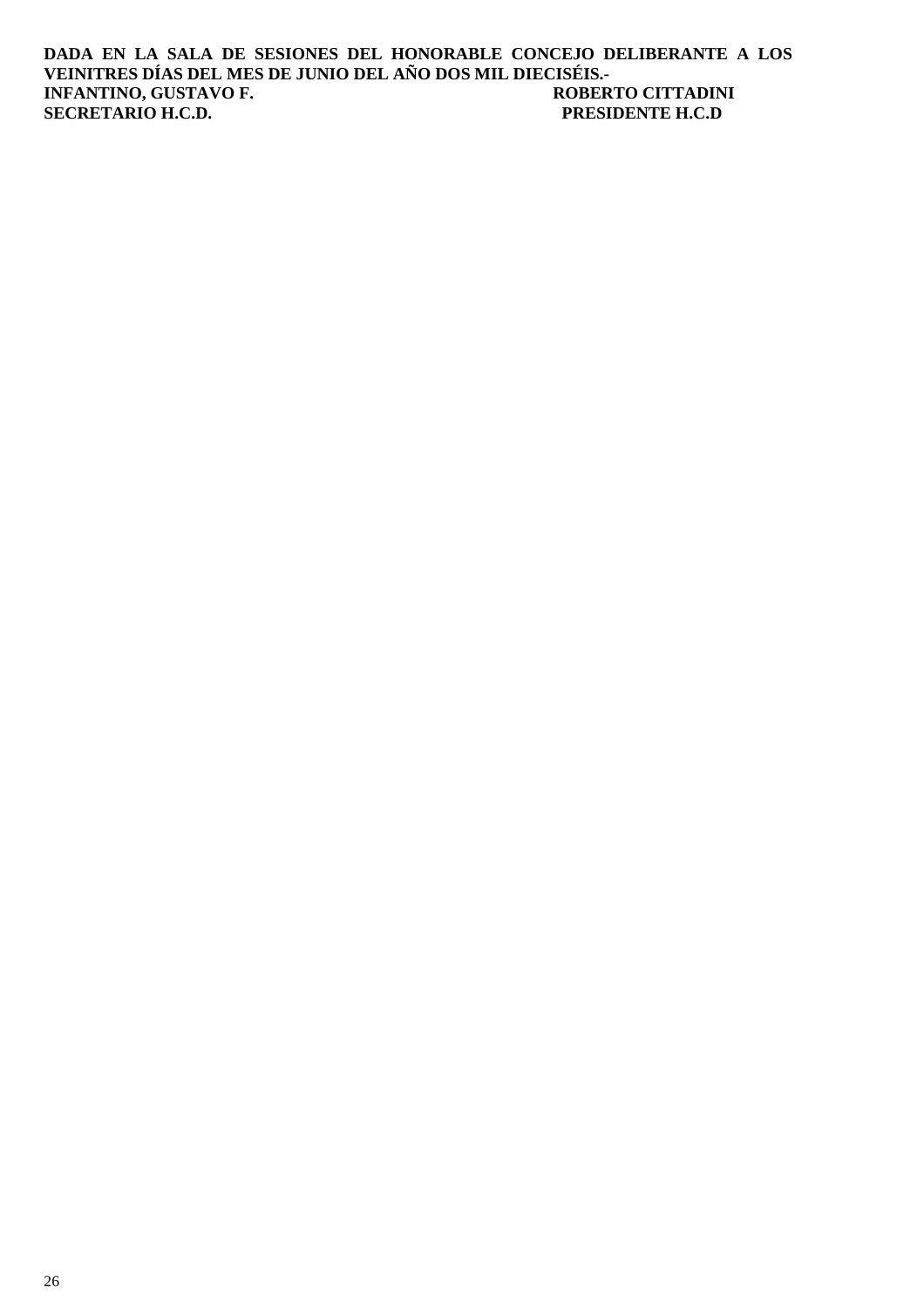**DADA EN LA SALA DE SESIONES DEL HONORABLE CONCEJO DELIBERANTE A LOS VEINITRES DÍAS DEL MES DE JUNIO DEL AÑO DOS MIL DIECISÉIS.-**

| | |
|---|---|
| **INFANTINO, GUSTAVO F.** | **ROBERTO CITTADINI** |
| **SECRETARIO H.C.D.** | **PRESIDENTE H.C.D** |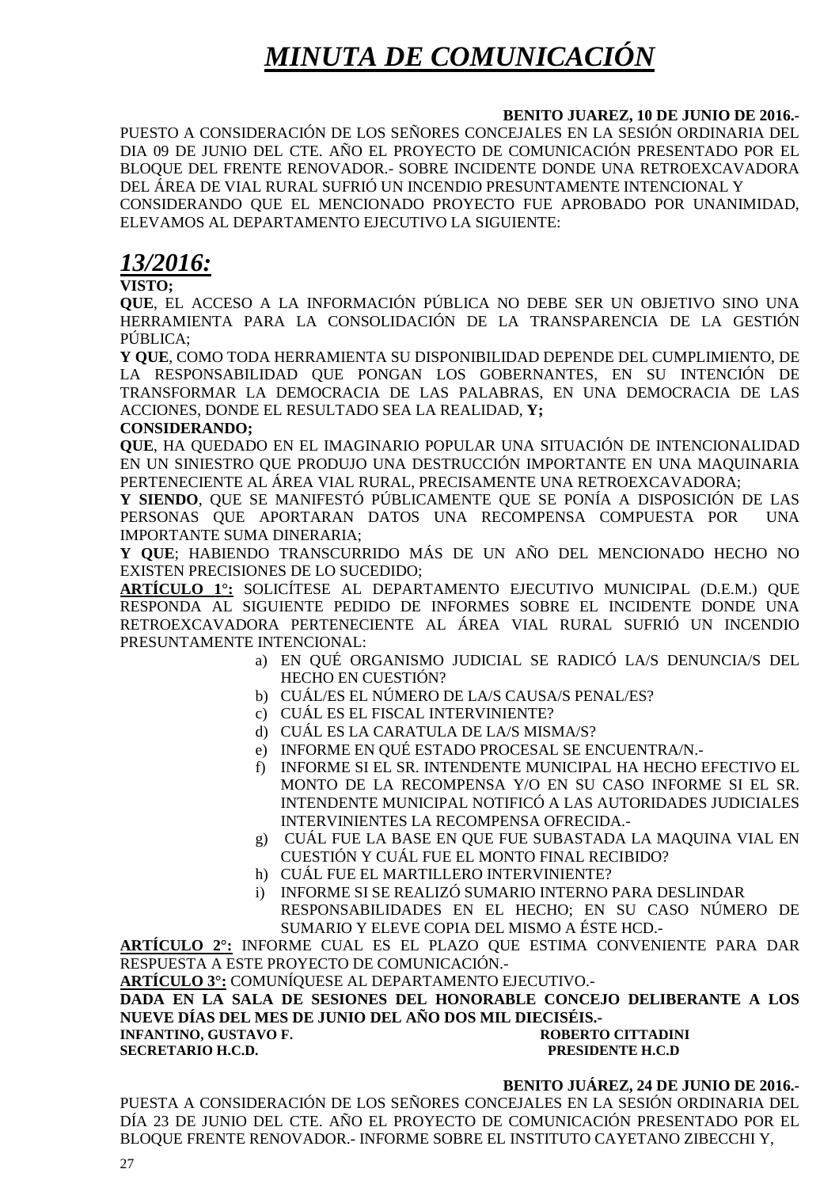# *MINUTA DE COMUNICACIÓN*

**BENITO JUAREZ, 10 DE JUNIO DE 2016.-**

PUESTO A CONSIDERACIÓN DE LOS SEÑORES CONCEJALES EN LA SESIÓN ORDINARIA DEL DIA 09 DE JUNIO DEL CTE. AÑO EL PROYECTO DE COMUNICACIÓN PRESENTADO POR EL BLOQUE DEL FRENTE RENOVADOR.- SOBRE INCIDENTE DONDE UNA RETROEXCAVADORA DEL ÁREA DE VIAL RURAL SUFRIÓ UN INCENDIO PRESUNTAMENTE INTENCIONAL Y CONSIDERANDO QUE EL MENCIONADO PROYECTO FUE APROBADO POR UNANIMIDAD, ELEVAMOS AL DEPARTAMENTO EJECUTIVO LA SIGUIENTE:

## *13/2016:*

**VISTO;**

**QUE**, EL ACCESO A LA INFORMACIÓN PÚBLICA NO DEBE SER UN OBJETIVO SINO UNA HERRAMIENTA PARA LA CONSOLIDACIÓN DE LA TRANSPARENCIA DE LA GESTIÓN PÚBLICA;

**Y QUE**, COMO TODA HERRAMIENTA SU DISPONIBILIDAD DEPENDE DEL CUMPLIMIENTO, DE LA RESPONSABILIDAD QUE PONGAN LOS GOBERNANTES, EN SU INTENCIÓN DE TRANSFORMAR LA DEMOCRACIA DE LAS PALABRAS, EN UNA DEMOCRACIA DE LAS ACCIONES, DONDE EL RESULTADO SEA LA REALIDAD, **Y;**

**CONSIDERANDO;**

**QUE**, HA QUEDADO EN EL IMAGINARIO POPULAR UNA SITUACIÓN DE INTENCIONALIDAD EN UN SINIESTRO QUE PRODUJO UNA DESTRUCCIÓN IMPORTANTE EN UNA MAQUINARIA PERTENECIENTE AL ÁREA VIAL RURAL, PRECISAMENTE UNA RETROEXCAVADORA;

**Y SIENDO**, QUE SE MANIFESTÓ PÚBLICAMENTE QUE SE PONÍA A DISPOSICIÓN DE LAS PERSONAS QUE APORTARAN DATOS UNA RECOMPENSA COMPUESTA POR UNA IMPORTANTE SUMA DINERARIA;

**Y QUE**; HABIENDO TRANSCURRIDO MÁS DE UN AÑO DEL MENCIONADO HECHO NO EXISTEN PRECISIONES DE LO SUCEDIDO;

**ARTÍCULO 1°:** SOLICÍTESE AL DEPARTAMENTO EJECUTIVO MUNICIPAL (D.E.M.) QUE RESPONDA AL SIGUIENTE PEDIDO DE INFORMES SOBRE EL INCIDENTE DONDE UNA RETROEXCAVADORA PERTENECIENTE AL ÁREA VIAL RURAL SUFRIÓ UN INCENDIO PRESUNTAMENTE INTENCIONAL:

a) EN QUÉ ORGANISMO JUDICIAL SE RADICÓ LA/S DENUNCIA/S DEL HECHO EN CUESTIÓN?
b) CUÁL/ES EL NÚMERO DE LA/S CAUSA/S PENAL/ES?
c) CUÁL ES EL FISCAL INTERVINIENTE?
d) CUÁL ES LA CARATULA DE LA/S MISMA/S?
e) INFORME EN QUÉ ESTADO PROCESAL SE ENCUENTRA/N.-
f) INFORME SI EL SR. INTENDENTE MUNICIPAL HA HECHO EFECTIVO EL MONTO DE LA RECOMPENSA Y/O EN SU CASO INFORME SI EL SR. INTENDENTE MUNICIPAL NOTIFICÓ A LAS AUTORIDADES JUDICIALES INTERVINIENTES LA RECOMPENSA OFRECIDA.-
g) CUÁL FUE LA BASE EN QUE FUE SUBASTADA LA MAQUINA VIAL EN CUESTIÓN Y CUÁL FUE EL MONTO FINAL RECIBIDO?
h) CUÁL FUE EL MARTILLERO INTERVINIENTE?
i) INFORME SI SE REALIZÓ SUMARIO INTERNO PARA DESLINDAR RESPONSABILIDADES EN EL HECHO; EN SU CASO NÚMERO DE SUMARIO Y ELEVE COPIA DEL MISMO A ÉSTE HCD.-

**ARTÍCULO 2°:** INFORME CUAL ES EL PLAZO QUE ESTIMA CONVENIENTE PARA DAR RESPUESTA A ESTE PROYECTO DE COMUNICACIÓN.-

**ARTÍCULO 3°:** COMUNÍQUESE AL DEPARTAMENTO EJECUTIVO.-

**DADA EN LA SALA DE SESIONES DEL HONORABLE CONCEJO DELIBERANTE A LOS NUEVE DÍAS DEL MES DE JUNIO DEL AÑO DOS MIL DIECISÉIS.-**

**INFANTINO, GUSTAVO F.** — **SECRETARIO H.C.D.**

**ROBERTO CITTADINI** — **PRESIDENTE H.C.D**

**BENITO JUÁREZ, 24 DE JUNIO DE 2016.-**

PUESTA A CONSIDERACIÓN DE LOS SEÑORES CONCEJALES EN LA SESIÓN ORDINARIA DEL DÍA 23 DE JUNIO DEL CTE. AÑO EL PROYECTO DE COMUNICACIÓN PRESENTADO POR EL BLOQUE FRENTE RENOVADOR.- INFORME SOBRE EL INSTITUTO CAYETANO ZIBECCHI Y,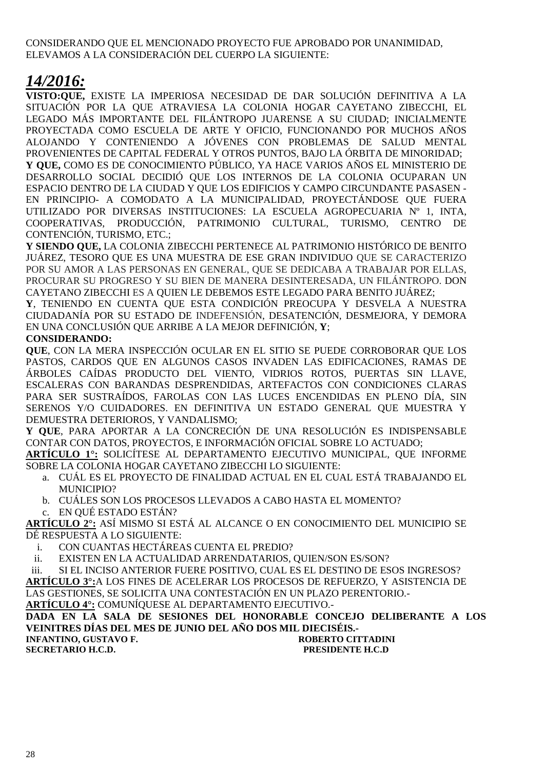CONSIDERANDO QUE EL MENCIONADO PROYECTO FUE APROBADO POR UNANIMIDAD, ELEVAMOS A LA CONSIDERACIÓN DEL CUERPO LA SIGUIENTE:

# *14/2016:*

**VISTO:QUE,** EXISTE LA IMPERIOSA NECESIDAD DE DAR SOLUCIÓN DEFINITIVA A LA SITUACIÓN POR LA QUE ATRAVIESA LA COLONIA HOGAR CAYETANO ZIBECCHI, EL LEGADO MÁS IMPORTANTE DEL FILÁNTROPO JUARENSE A SU CIUDAD; INICIALMENTE PROYECTADA COMO ESCUELA DE ARTE Y OFICIO, FUNCIONANDO POR MUCHOS AÑOS ALOJANDO Y CONTENIENDO A JÓVENES CON PROBLEMAS DE SALUD MENTAL PROVENIENTES DE CAPITAL FEDERAL Y OTROS PUNTOS, BAJO LA ÓRBITA DE MINORIDAD;

**Y QUE,** COMO ES DE CONOCIMIENTO PÚBLICO, YA HACE VARIOS AÑOS EL MINISTERIO DE DESARROLLO SOCIAL DECIDIÓ QUE LOS INTERNOS DE LA COLONIA OCUPARAN UN ESPACIO DENTRO DE LA CIUDAD Y QUE LOS EDIFICIOS Y CAMPO CIRCUNDANTE PASASEN - EN PRINCIPIO- A COMODATO A LA MUNICIPALIDAD, PROYECTÁNDOSE QUE FUERA UTILIZADO POR DIVERSAS INSTITUCIONES: LA ESCUELA AGROPECUARIA Nº 1, INTA, COOPERATIVAS, PRODUCCIÓN, PATRIMONIO CULTURAL, TURISMO, CENTRO DE CONTENCIÓN, TURISMO, ETC.;

**Y SIENDO QUE,** LA COLONIA ZIBECCHI PERTENECE AL PATRIMONIO HISTÓRICO DE BENITO JUÁREZ, TESORO QUE ES UNA MUESTRA DE ESE GRAN INDIVIDUO QUE SE CARACTERIZO POR SU AMOR A LAS PERSONAS EN GENERAL, QUE SE DEDICABA A TRABAJAR POR ELLAS, PROCURAR SU PROGRESO Y SU BIEN DE MANERA DESINTERESADA, UN FILÁNTROPO. DON CAYETANO ZIBECCHI ES A QUIEN LE DEBEMOS ESTE LEGADO PARA BENITO JUÁREZ;

**Y**, TENIENDO EN CUENTA QUE ESTA CONDICIÓN PREOCUPA Y DESVELA A NUESTRA CIUDADANÍA POR SU ESTADO DE INDEFENSIÓN, DESATENCIÓN, DESMEJORA, Y DEMORA EN UNA CONCLUSIÓN QUE ARRIBE A LA MEJOR DEFINICIÓN, **Y**;

**CONSIDERANDO:**

**QUE**, CON LA MERA INSPECCIÓN OCULAR EN EL SITIO SE PUEDE CORROBORAR QUE LOS PASTOS, CARDOS QUE EN ALGUNOS CASOS INVADEN LAS EDIFICACIONES, RAMAS DE ÁRBOLES CAÍDAS PRODUCTO DEL VIENTO, VIDRIOS ROTOS, PUERTAS SIN LLAVE, ESCALERAS CON BARANDAS DESPRENDIDAS, ARTEFACTOS CON CONDICIONES CLARAS PARA SER SUSTRAÍDOS, FAROLAS CON LAS LUCES ENCENDIDAS EN PLENO DÍA, SIN SERENOS Y/O CUIDADORES. EN DEFINITIVA UN ESTADO GENERAL QUE MUESTRA Y DEMUESTRA DETERIOROS, Y VANDALISMO;

**Y QUE**, PARA APORTAR A LA CONCRECIÓN DE UNA RESOLUCIÓN ES INDISPENSABLE CONTAR CON DATOS, PROYECTOS, E INFORMACIÓN OFICIAL SOBRE LO ACTUADO;

**ARTÍCULO 1°:** SOLICÍTESE AL DEPARTAMENTO EJECUTIVO MUNICIPAL, QUE INFORME SOBRE LA COLONIA HOGAR CAYETANO ZIBECCHI LO SIGUIENTE:

a. CUÁL ES EL PROYECTO DE FINALIDAD ACTUAL EN EL CUAL ESTÁ TRABAJANDO EL MUNICIPIO?
b. CUÁLES SON LOS PROCESOS LLEVADOS A CABO HASTA EL MOMENTO?
c. EN QUÉ ESTADO ESTÁN?

**ARTÍCULO 2°:** ASÍ MISMO SI ESTÁ AL ALCANCE O EN CONOCIMIENTO DEL MUNICIPIO SE DÉ RESPUESTA A LO SIGUIENTE:

i. CON CUANTAS HECTÁREAS CUENTA EL PREDIO?
ii. EXISTEN EN LA ACTUALIDAD ARRENDATARIOS, QUIEN/SON ES/SON?
iii. SI EL INCISO ANTERIOR FUERE POSITIVO, CUAL ES EL DESTINO DE ESOS INGRESOS?

**ARTÍCULO 3°:**A LOS FINES DE ACELERAR LOS PROCESOS DE REFUERZO, Y ASISTENCIA DE LAS GESTIONES, SE SOLICITA UNA CONTESTACIÓN EN UN PLAZO PERENTORIO.-

**ARTÍCULO 4°:** COMUNÍQUESE AL DEPARTAMENTO EJECUTIVO.-

**DADA EN LA SALA DE SESIONES DEL HONORABLE CONCEJO DELIBERANTE A LOS VEINITRES DÍAS DEL MES DE JUNIO DEL AÑO DOS MIL DIECISÉIS.-**

**INFANTINO, GUSTAVO F.** — **ROBERTO CITTADINI**
**SECRETARIO H.C.D.** — **PRESIDENTE H.C.D**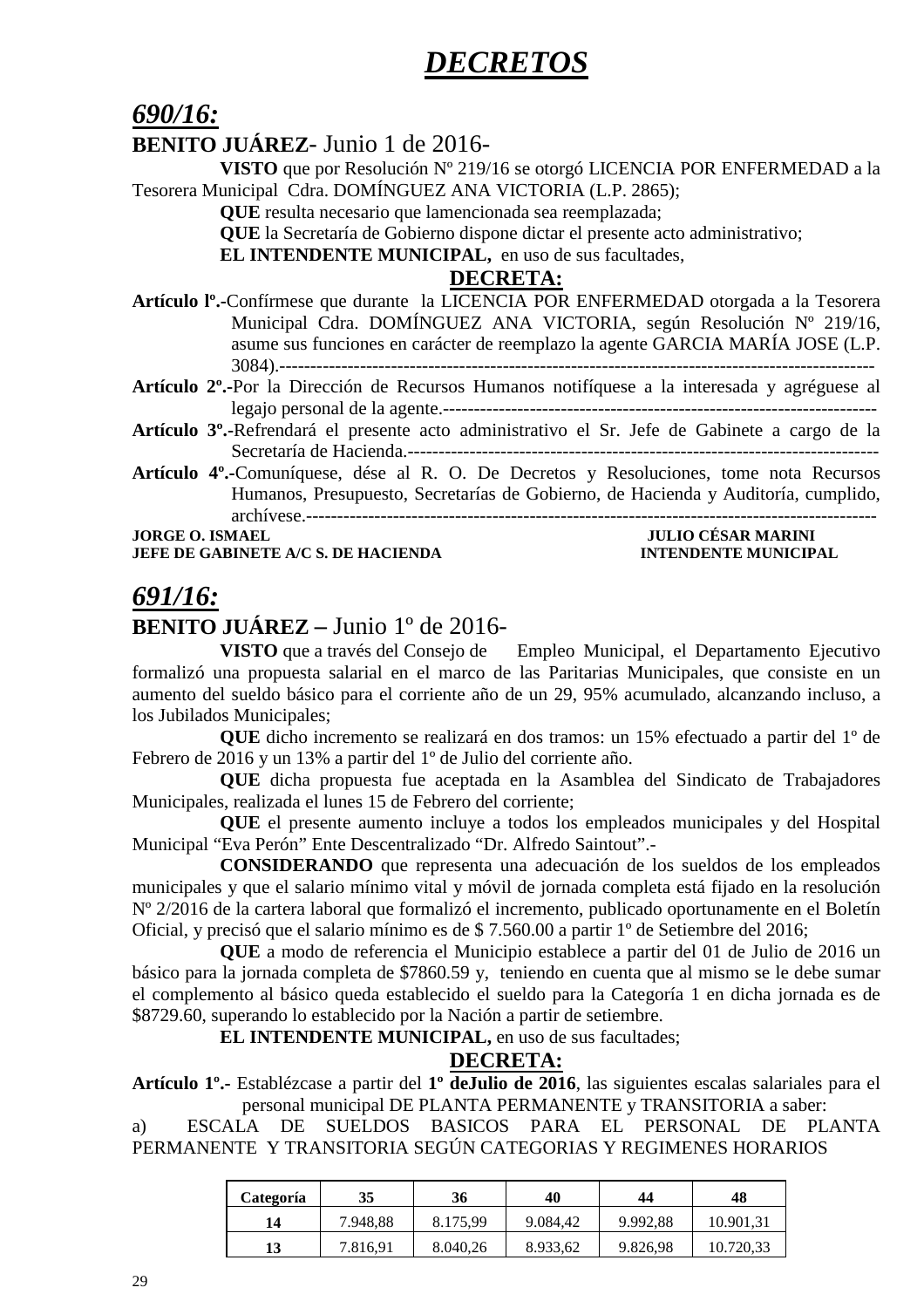# *DECRETOS*

## *690/16:*

**BENITO JUÁREZ**- Junio 1 de 2016-

**VISTO** que por Resolución Nº 219/16 se otorgó LICENCIA POR ENFERMEDAD a la Tesorera Municipal Cdra. DOMÍNGUEZ ANA VICTORIA (L.P. 2865);

**QUE** resulta necesario que lamencionada sea reemplazada;

**QUE** la Secretaría de Gobierno dispone dictar el presente acto administrativo;

**EL INTENDENTE MUNICIPAL,** en uso de sus facultades,

**DECRETA:**

**Artículo lº.-**Confírmese que durante la LICENCIA POR ENFERMEDAD otorgada a la Tesorera Municipal Cdra. DOMÍNGUEZ ANA VICTORIA, según Resolución Nº 219/16, asume sus funciones en carácter de reemplazo la agente GARCIA MARÍA JOSE (L.P. 3084).-----------------------------------------------------------------------------------------------

**Artículo 2º.-**Por la Dirección de Recursos Humanos notifíquese a la interesada y agréguese al legajo personal de la agente.--------------------------------------------------------------------

**Artículo 3º.**-Refrendará el presente acto administrativo el Sr. Jefe de Gabinete a cargo de la Secretaría de Hacienda.---------------------------------------------------------------------------

**Artículo 4º.-**Comuníquese, dése al R. O. De Decretos y Resoluciones, tome nota Recursos Humanos, Presupuesto, Secretarías de Gobierno, de Hacienda y Auditoría, cumplido, archívese.----------------------------------------------------------------------------------------------

**JORGE O. ISMAEL** — **JULIO CÉSAR MARINI**
**JEFE DE GABINETE A/C S. DE HACIENDA** — **INTENDENTE MUNICIPAL**

## *691/16:*

**BENITO JUÁREZ** – Junio 1º de 2016-

**VISTO** que a través del Consejo de Empleo Municipal, el Departamento Ejecutivo formalizó una propuesta salarial en el marco de las Paritarias Municipales, que consiste en un aumento del sueldo básico para el corriente año de un 29, 95% acumulado, alcanzando incluso, a los Jubilados Municipales;

**QUE** dicho incremento se realizará en dos tramos: un 15% efectuado a partir del 1º de Febrero de 2016 y un 13% a partir del 1º de Julio del corriente año.

**QUE** dicha propuesta fue aceptada en la Asamblea del Sindicato de Trabajadores Municipales, realizada el lunes 15 de Febrero del corriente;

**QUE** el presente aumento incluye a todos los empleados municipales y del Hospital Municipal "Eva Perón" Ente Descentralizado "Dr. Alfredo Saintout".-

**CONSIDERANDO** que representa una adecuación de los sueldos de los empleados municipales y que el salario mínimo vital y móvil de jornada completa está fijado en la resolución Nº 2/2016 de la cartera laboral que formalizó el incremento, publicado oportunamente en el Boletín Oficial, y precisó que el salario mínimo es de $ 7.560.00 a partir 1º de Setiembre del 2016;

**QUE** a modo de referencia el Municipio establece a partir del 01 de Julio de 2016 un básico para la jornada completa de $7860.59 y, teniendo en cuenta que al mismo se le debe sumar el complemento al básico queda establecido el sueldo para la Categoría 1 en dicha jornada es de $8729.60, superando lo establecido por la Nación a partir de setiembre.

**EL INTENDENTE MUNICIPAL,** en uso de sus facultades;

**DECRETA:**

**Artículo 1º.-** Establézcase a partir del **1º deJulio de 2016**, las siguientes escalas salariales para el personal municipal DE PLANTA PERMANENTE y TRANSITORIA a saber:

a) ESCALA DE SUELDOS BASICOS PARA EL PERSONAL DE PLANTA PERMANENTE Y TRANSITORIA SEGÚN CATEGORIAS Y REGIMENES HORARIOS

| Categoría | 35 | 36 | 40 | 44 | 48 |
|---|---|---|---|---|---|
| 14 | 7.948,88 | 8.175,99 | 9.084,42 | 9.992,88 | 10.901,31 |
| 13 | 7.816,91 | 8.040,26 | 8.933,62 | 9.826,98 | 10.720,33 |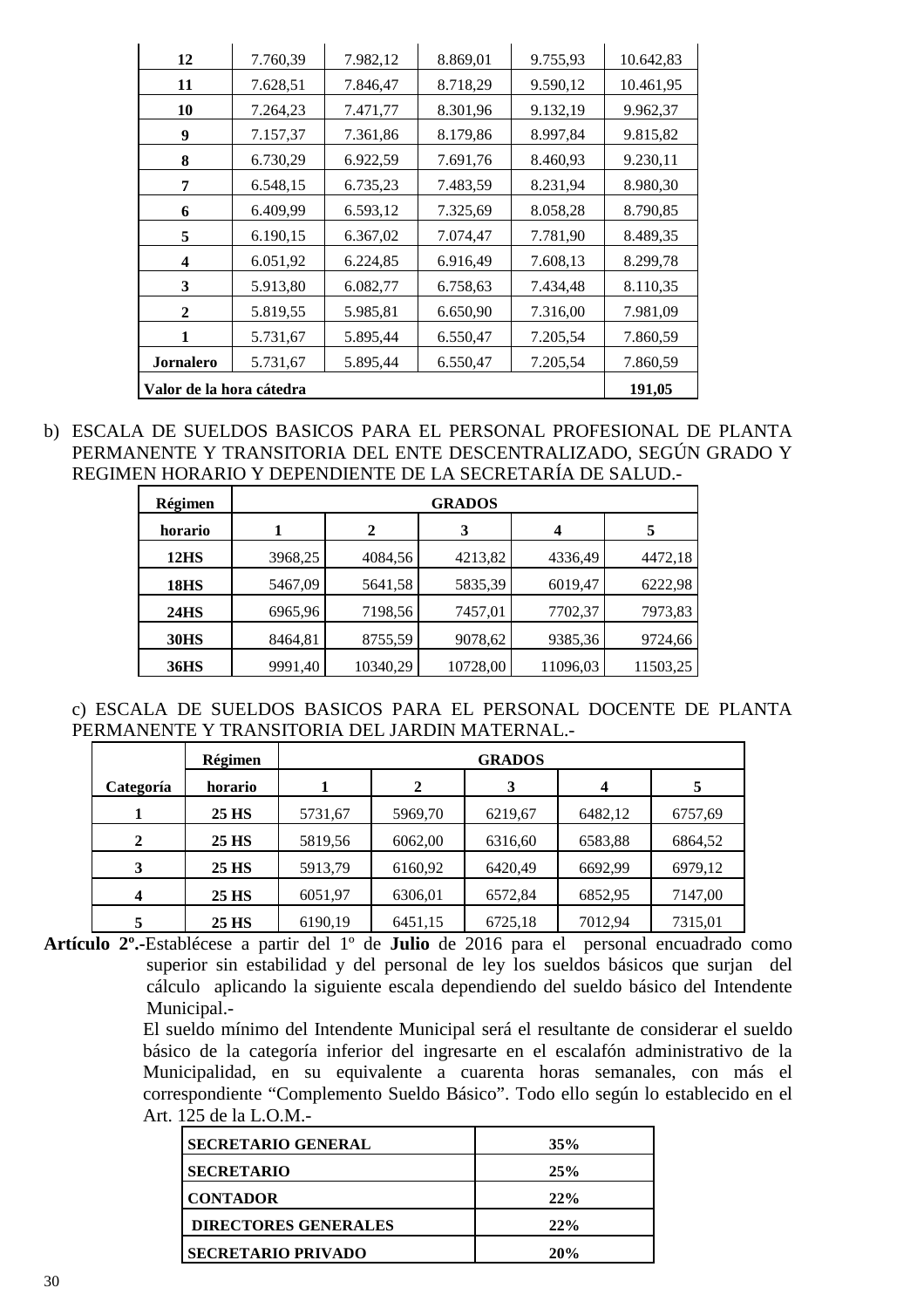| | | | | | |
|---|---|---|---|---|---|
| **12** | 7.760,39 | 7.982,12 | 8.869,01 | 9.755,93 | 10.642,83 |
| **11** | 7.628,51 | 7.846,47 | 8.718,29 | 9.590,12 | 10.461,95 |
| **10** | 7.264,23 | 7.471,77 | 8.301,96 | 9.132,19 | 9.962,37 |
| **9** | 7.157,37 | 7.361,86 | 8.179,86 | 8.997,84 | 9.815,82 |
| **8** | 6.730,29 | 6.922,59 | 7.691,76 | 8.460,93 | 9.230,11 |
| **7** | 6.548,15 | 6.735,23 | 7.483,59 | 8.231,94 | 8.980,30 |
| **6** | 6.409,99 | 6.593,12 | 7.325,69 | 8.058,28 | 8.790,85 |
| **5** | 6.190,15 | 6.367,02 | 7.074,47 | 7.781,90 | 8.489,35 |
| **4** | 6.051,92 | 6.224,85 | 6.916,49 | 7.608,13 | 8.299,78 |
| **3** | 5.913,80 | 6.082,77 | 6.758,63 | 7.434,48 | 8.110,35 |
| **2** | 5.819,55 | 5.985,81 | 6.650,90 | 7.316,00 | 7.981,09 |
| **1** | 5.731,67 | 5.895,44 | 6.550,47 | 7.205,54 | 7.860,59 |
| **Jornalero** | 5.731,67 | 5.895,44 | 6.550,47 | 7.205,54 | 7.860,59 |
| **Valor de la hora cátedra** | | | | | **191,05** |

b) ESCALA DE SUELDOS BASICOS PARA EL PERSONAL PROFESIONAL DE PLANTA PERMANENTE Y TRANSITORIA DEL ENTE DESCENTRALIZADO, SEGÚN GRADO Y REGIMEN HORARIO Y DEPENDIENTE DE LA SECRETARÍA DE SALUD.-

| **Régimen** | **GRADOS** | | | | |
|---|---|---|---|---|---|
| **horario** | **1** | **2** | **3** | **4** | **5** |
| **12HS** | 3968,25 | 4084,56 | 4213,82 | 4336,49 | 4472,18 |
| **18HS** | 5467,09 | 5641,58 | 5835,39 | 6019,47 | 6222,98 |
| **24HS** | 6965,96 | 7198,56 | 7457,01 | 7702,37 | 7973,83 |
| **30HS** | 8464,81 | 8755,59 | 9078,62 | 9385,36 | 9724,66 |
| **36HS** | 9991,40 | 10340,29 | 10728,00 | 11096,03 | 11503,25 |

c) ESCALA DE SUELDOS BASICOS PARA EL PERSONAL DOCENTE DE PLANTA PERMANENTE Y TRANSITORIA DEL JARDIN MATERNAL.-

| | **Régimen** | **GRADOS** | | | | |
|---|---|---|---|---|---|---|
| **Categoría** | **horario** | **1** | **2** | **3** | **4** | **5** |
| **1** | **25 HS** | 5731,67 | 5969,70 | 6219,67 | 6482,12 | 6757,69 |
| **2** | **25 HS** | 5819,56 | 6062,00 | 6316,60 | 6583,88 | 6864,52 |
| **3** | **25 HS** | 5913,79 | 6160,92 | 6420,49 | 6692,99 | 6979,12 |
| **4** | **25 HS** | 6051,97 | 6306,01 | 6572,84 | 6852,95 | 7147,00 |
| **5** | **25 HS** | 6190,19 | 6451,15 | 6725,18 | 7012,94 | 7315,01 |

**Artículo 2º.-**Establécese a partir del 1º de **Julio** de 2016 para el personal encuadrado como superior sin estabilidad y del personal de ley los sueldos básicos que surjan del cálculo aplicando la siguiente escala dependiendo del sueldo básico del Intendente Municipal.-

El sueldo mínimo del Intendente Municipal será el resultante de considerar el sueldo básico de la categoría inferior del ingresarte en el escalafón administrativo de la Municipalidad, en su equivalente a cuarenta horas semanales, con más el correspondiente "Complemento Sueldo Básico". Todo ello según lo establecido en el Art. 125 de la L.O.M.-

| | |
|---|---|
| **SECRETARIO GENERAL** | **35%** |
| **SECRETARIO** | **25%** |
| **CONTADOR** | **22%** |
| **DIRECTORES GENERALES** | **22%** |
| **SECRETARIO PRIVADO** | **20%** |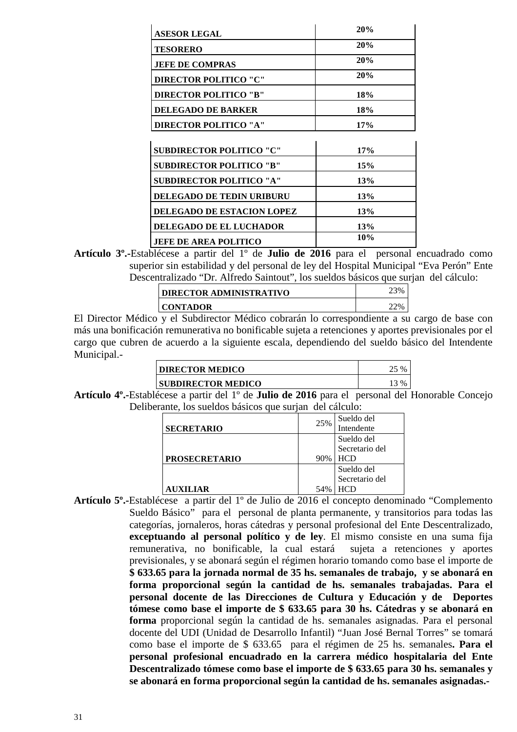| | |
|---|---|
| ASESOR LEGAL | 20% |
| TESORERO | 20% |
| JEFE DE COMPRAS | 20% |
| DIRECTOR POLITICO "C" | 20% |
| DIRECTOR POLITICO "B" | 18% |
| DELEGADO DE BARKER | 18% |
| DIRECTOR POLITICO "A" | 17% |
| SUBDIRECTOR POLITICO "C" | 17% |
| SUBDIRECTOR POLITICO "B" | 15% |
| SUBDIRECTOR POLITICO "A" | 13% |
| DELEGADO DE TEDIN URIBURU | 13% |
| DELEGADO DE ESTACION LOPEZ | 13% |
| DELEGADO DE EL LUCHADOR | 13% |
| JEFE DE AREA POLITICO | 10% |

**Artículo 3º.-**Establécese a partir del 1º de **Julio de 2016** para el personal encuadrado como superior sin estabilidad y del personal de ley del Hospital Municipal "Eva Perón" Ente Descentralizado "Dr. Alfredo Saintout", los sueldos básicos que surjan del cálculo:

| | |
|---|---|
| DIRECTOR ADMINISTRATIVO | 23% |
| CONTADOR | 22% |

El Director Médico y el Subdirector Médico cobrarán lo correspondiente a su cargo de base con más una bonificación remunerativa no bonificable sujeta a retenciones y aportes previsionales por el cargo que cubren de acuerdo a la siguiente escala, dependiendo del sueldo básico del Intendente Municipal.-

| | |
|---|---|
| DIRECTOR MEDICO | 25 % |
| SUBDIRECTOR MEDICO | 13 % |

**Artículo 4º.-**Establécese a partir del 1º de **Julio de 2016** para el personal del Honorable Concejo Deliberante, los sueldos básicos que surjan del cálculo:

| | | |
|---|---|---|
| SECRETARIO | 25% | Sueldo del Intendente |
| PROSECRETARIO | 90% | Sueldo del Secretario del HCD |
| AUXILIAR | 54% | Sueldo del Secretario del HCD |

**Artículo 5º.-**Establécese a partir del 1º de Julio de 2016 el concepto denominado "Complemento Sueldo Básico" para el personal de planta permanente, y transitorios para todas las categorías, jornaleros, horas cátedras y personal profesional del Ente Descentralizado, **exceptuando al personal político y de ley**. El mismo consiste en una suma fija remunerativa, no bonificable, la cual estará sujeta a retenciones y aportes previsionales, y se abonará según el régimen horario tomando como base el importe de **$ 633.65 para la jornada normal de 35 hs. semanales de trabajo, y se abonará en forma proporcional según la cantidad de hs. semanales trabajadas. Para el personal docente de las Direcciones de Cultura y Educación y de Deportes tómese como base el importe de $ 633.65 para 30 hs. Cátedras y se abonará en forma** proporcional según la cantidad de hs. semanales asignadas. Para el personal docente del UDI (Unidad de Desarrollo Infantil) "Juan José Bernal Torres" se tomará como base el importe de $ 633.65 para el régimen de 25 hs. semanales**. Para el personal profesional encuadrado en la carrera médico hospitalaria del Ente Descentralizado tómese como base el importe de $ 633.65 para 30 hs. semanales y se abonará en forma proporcional según la cantidad de hs. semanales asignadas.-**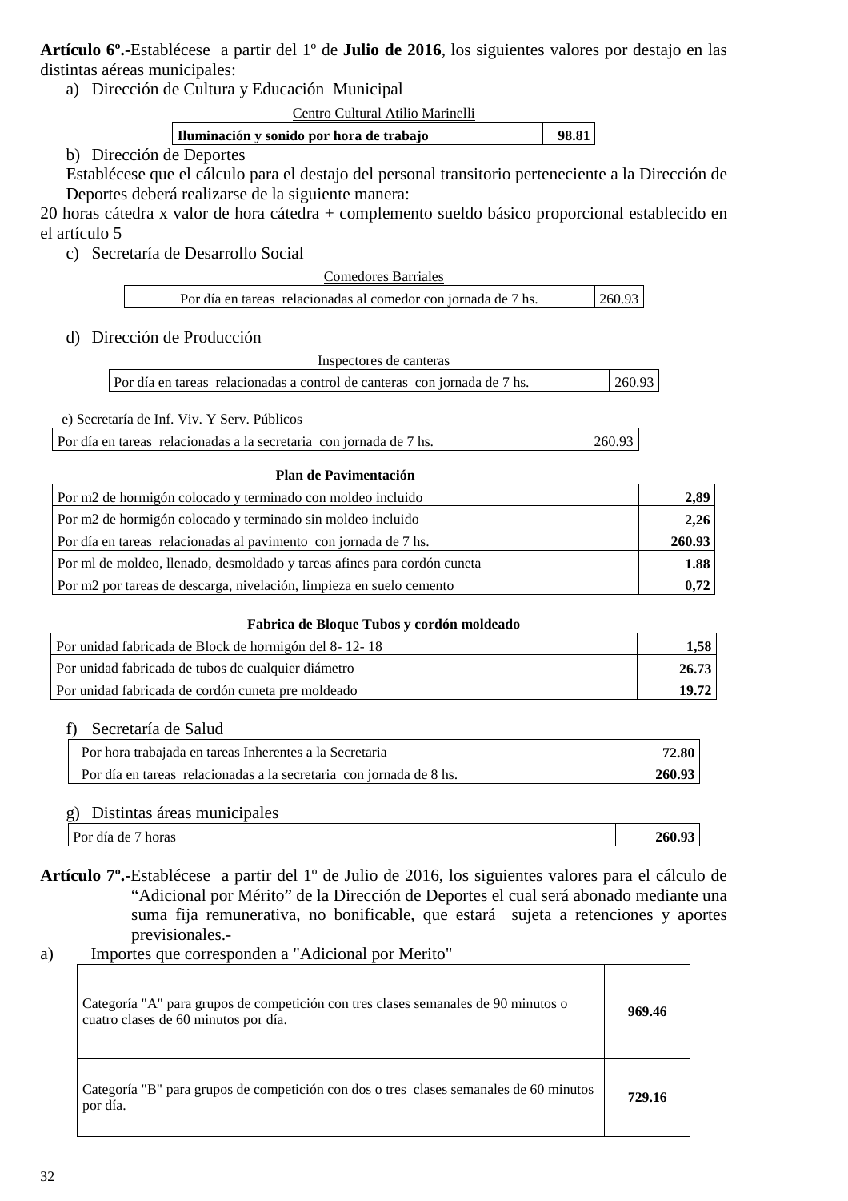**Artículo 6º.-**Establécese a partir del 1º de **Julio de 2016**, los siguientes valores por destajo en las distintas aéreas municipales:

a) Dirección de Cultura y Educación Municipal

| Centro Cultural Atilio Marinelli | |
|---|---|
| **Iluminación y sonido por hora de trabajo** | **98.81** |

b) Dirección de Deportes

Establécese que el cálculo para el destajo del personal transitorio perteneciente a la Dirección de Deportes deberá realizarse de la siguiente manera:

20 horas cátedra x valor de hora cátedra + complemento sueldo básico proporcional establecido en el artículo 5

c) Secretaría de Desarrollo Social

| Comedores Barriales | |
|---|---|
| Por día en tareas relacionadas al comedor con jornada de 7 hs. | 260.93 |

d) Dirección de Producción

| Inspectores de canteras | |
|---|---|
| Por día en tareas relacionadas a control de canteras con jornada de 7 hs. | 260.93 |

e) Secretaría de Inf. Viv. Y Serv. Públicos

| Por día en tareas relacionadas a la secretaria con jornada de 7 hs. | 260.93 |
|---|---|

| **Plan de Pavimentación** | |
|---|---|
| Por m2 de hormigón colocado y terminado con moldeo incluido | **2,89** |
| Por m2 de hormigón colocado y terminado sin moldeo incluido | **2,26** |
| Por día en tareas relacionadas al pavimento con jornada de 7 hs. | **260.93** |
| Por ml de moldeo, llenado, desmoldado y tareas afines para cordón cuneta | **1.88** |
| Por m2 por tareas de descarga, nivelación, limpieza en suelo cemento | **0,72** |

| **Fabrica de Bloque Tubos y cordón moldeado** | |
|---|---|
| Por unidad fabricada de Block de hormigón del 8- 12- 18 | **1,58** |
| Por unidad fabricada de tubos de cualquier diámetro | **26.73** |
| Por unidad fabricada de cordón cuneta pre moldeado | **19.72** |

f) Secretaría de Salud

| Por hora trabajada en tareas Inherentes a la Secretaria | **72.80** |
|---|---|
| Por día en tareas relacionadas a la secretaria con jornada de 8 hs. | **260.93** |

g) Distintas áreas municipales

| Por día de 7 horas | **260.93** |
|---|---|

**Artículo 7º.-**Establécese a partir del 1º de Julio de 2016, los siguientes valores para el cálculo de "Adicional por Mérito" de la Dirección de Deportes el cual será abonado mediante una suma fija remunerativa, no bonificable, que estará sujeta a retenciones y aportes previsionales.-

a) Importes que corresponden a "Adicional por Merito"

| Categoría "A" para grupos de competición con tres clases semanales de 90 minutos o cuatro clases de 60 minutos por día. | **969.46** |
|---|---|
| Categoría "B" para grupos de competición con dos o tres clases semanales de 60 minutos por día. | **729.16** |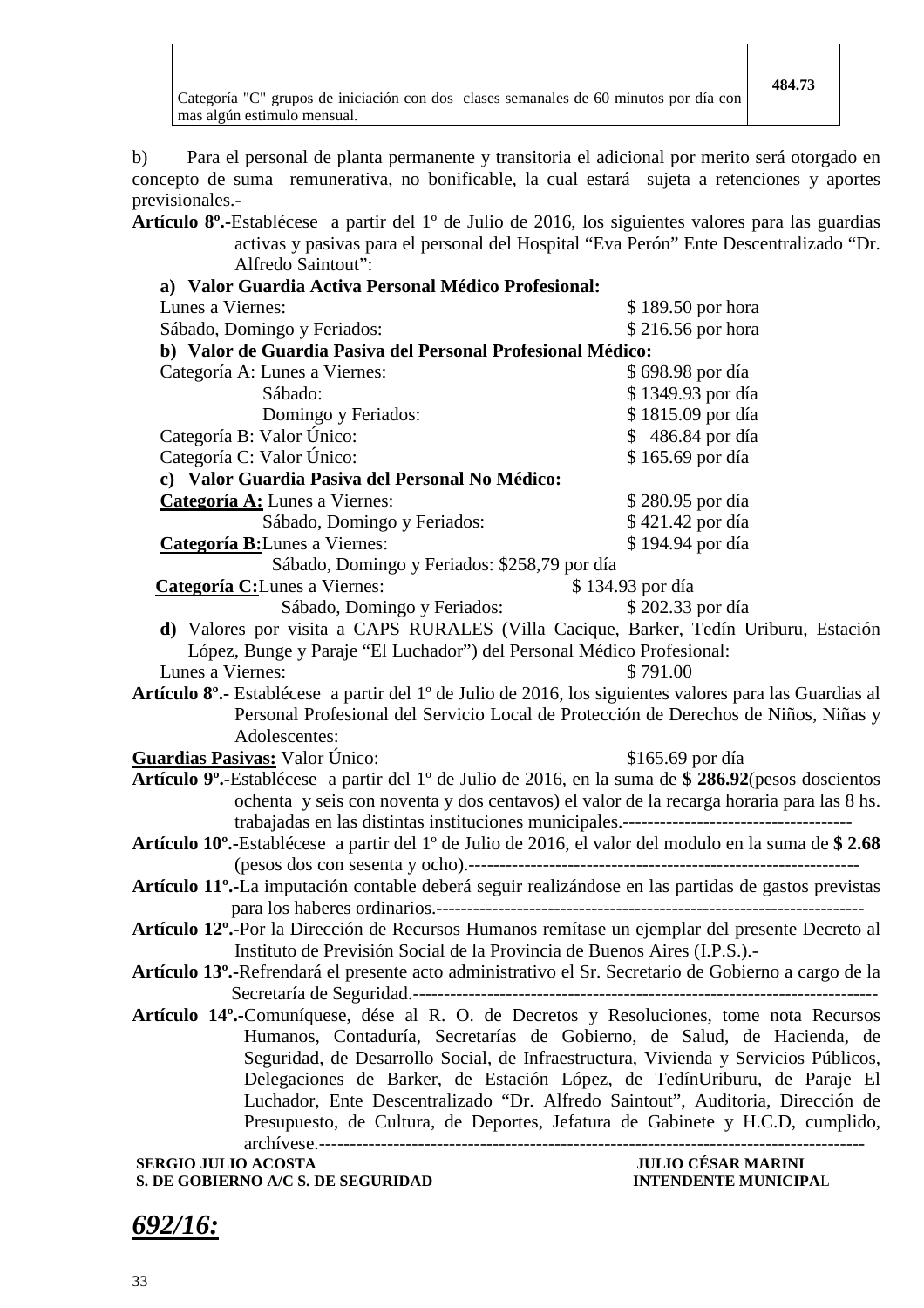| Categoría "C" grupos de iniciación con dos clases semanales de 60 minutos por día con mas algún estimulo mensual. | 484.73 |
|---|---|

b) Para el personal de planta permanente y transitoria el adicional por merito será otorgado en concepto de suma remunerativa, no bonificable, la cual estará sujeta a retenciones y aportes previsionales.-

**Artículo 8º.-**Establécese a partir del 1º de Julio de 2016, los siguientes valores para las guardias activas y pasivas para el personal del Hospital "Eva Perón" Ente Descentralizado "Dr. Alfredo Saintout":

**a) Valor Guardia Activa Personal Médico Profesional:**

Lunes a Viernes: $ 189.50 por hora
Sábado, Domingo y Feriados: $ 216.56 por hora

**b) Valor de Guardia Pasiva del Personal Profesional Médico:**

Categoría A: Lunes a Viernes: $ 698.98 por día
Sábado: $ 1349.93 por día
Domingo y Feriados: $ 1815.09 por día
Categoría B: Valor Único: $ 486.84 por día
Categoría C: Valor Único: $ 165.69 por día

**c) Valor Guardia Pasiva del Personal No Médico:**

**Categoría A:** Lunes a Viernes: $ 280.95 por día
Sábado, Domingo y Feriados: $ 421.42 por día
**Categoría B:**Lunes a Viernes: $ 194.94 por día
Sábado, Domingo y Feriados: $258,79 por día
**Categoría C:**Lunes a Viernes: $ 134.93 por día
Sábado, Domingo y Feriados: $ 202.33 por día

**d)** Valores por visita a CAPS RURALES (Villa Cacique, Barker, Tedín Uriburu, Estación López, Bunge y Paraje "El Luchador") del Personal Médico Profesional:

Lunes a Viernes: $ 791.00

**Artículo 8º.-** Establécese a partir del 1º de Julio de 2016, los siguientes valores para las Guardias al Personal Profesional del Servicio Local de Protección de Derechos de Niños, Niñas y Adolescentes:

**Guardias Pasivas:** Valor Único: $165.69 por día

**Artículo 9º.-**Establécese a partir del 1º de Julio de 2016, en la suma de **$ 286.92**(pesos doscientos ochenta y seis con noventa y dos centavos) el valor de la recarga horaria para las 8 hs. trabajadas en las distintas instituciones municipales.-------------------------------------

**Artículo 10º.-**Establécese a partir del 1º de Julio de 2016, el valor del modulo en la suma de **$ 2.68** (pesos dos con sesenta y ocho).---------------------------------------------------------------

**Artículo 11º.-**La imputación contable deberá seguir realizándose en las partidas de gastos previstas para los haberes ordinarios.---------------------------------------------------------------------

**Artículo 12º.-**Por la Dirección de Recursos Humanos remítase un ejemplar del presente Decreto al Instituto de Previsión Social de la Provincia de Buenos Aires (I.P.S.).-

**Artículo 13º.-**Refrendará el presente acto administrativo el Sr. Secretario de Gobierno a cargo de la Secretaría de Seguridad.---------------------------------------------------------------------------

**Artículo 14º.-**Comuníquese, dése al R. O. de Decretos y Resoluciones, tome nota Recursos Humanos, Contaduría, Secretarías de Gobierno, de Salud, de Hacienda, de Seguridad, de Desarrollo Social, de Infraestructura, Vivienda y Servicios Públicos, Delegaciones de Barker, de Estación López, de TedínUriburu, de Paraje El Luchador, Ente Descentralizado "Dr. Alfredo Saintout", Auditoria, Dirección de Presupuesto, de Cultura, de Deportes, Jefatura de Gabinete y H.C.D, cumplido, archívese.---------------------------------------------------------------------------------------

**SERGIO JULIO ACOSTA**
**S. DE GOBIERNO A/C S. DE SEGURIDAD**

**JULIO CÉSAR MARINI**
**INTENDENTE MUNICIPAL**

***692/16:***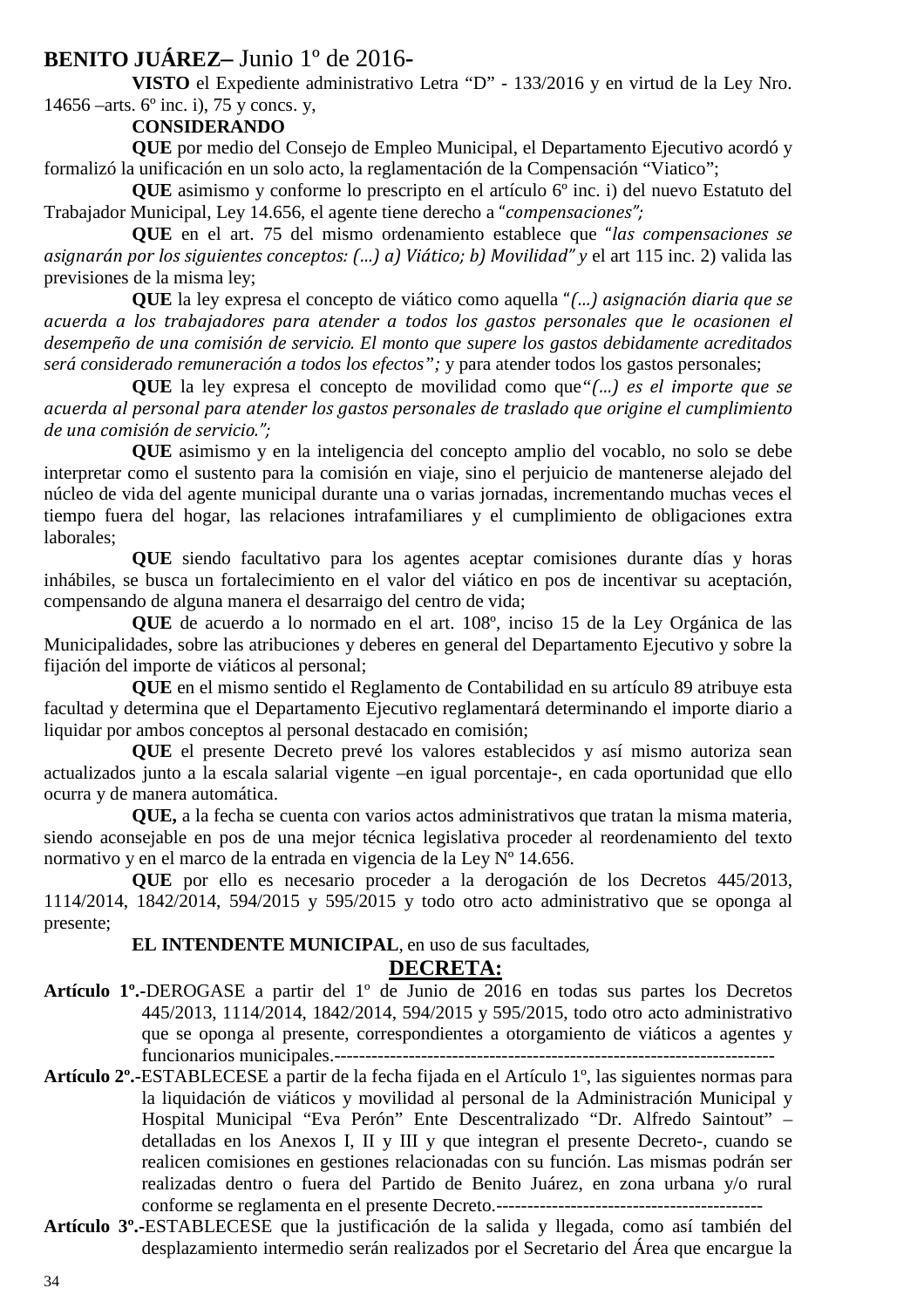**BENITO JUÁREZ–** Junio 1º de 2016-

**VISTO** el Expediente administrativo Letra "D" - 133/2016 y en virtud de la Ley Nro. 14656 –arts. 6º inc. i), 75 y concs. y,

**CONSIDERANDO**

**QUE** por medio del Consejo de Empleo Municipal, el Departamento Ejecutivo acordó y formalizó la unificación en un solo acto, la reglamentación de la Compensación "Viatico";

**QUE** asimismo y conforme lo prescripto en el artículo 6º inc. i) del nuevo Estatuto del Trabajador Municipal, Ley 14.656, el agente tiene derecho a *"compensaciones";*

**QUE** en el art. 75 del mismo ordenamiento establece que *"las compensaciones se asignarán por los siguientes conceptos: (...) a) Viático; b) Movilidad" y* el art 115 inc. 2) valida las previsiones de la misma ley;

**QUE** la ley expresa el concepto de viático como aquella *"(...) asignación diaria que se acuerda a los trabajadores para atender a todos los gastos personales que le ocasionen el desempeño de una comisión de servicio. El monto que supere los gastos debidamente acreditados será considerado remuneración a todos los efectos";* y para atender todos los gastos personales;

**QUE** la ley expresa el concepto de movilidad como que*"(...) es el importe que se acuerda al personal para atender los gastos personales de traslado que origine el cumplimiento de una comisión de servicio.";*

**QUE** asimismo y en la inteligencia del concepto amplio del vocablo, no solo se debe interpretar como el sustento para la comisión en viaje, sino el perjuicio de mantenerse alejado del núcleo de vida del agente municipal durante una o varias jornadas, incrementando muchas veces el tiempo fuera del hogar, las relaciones intrafamiliares y el cumplimiento de obligaciones extra laborales;

**QUE** siendo facultativo para los agentes aceptar comisiones durante días y horas inhábiles, se busca un fortalecimiento en el valor del viático en pos de incentivar su aceptación, compensando de alguna manera el desarraigo del centro de vida;

**QUE** de acuerdo a lo normado en el art. 108º, inciso 15 de la Ley Orgánica de las Municipalidades, sobre las atribuciones y deberes en general del Departamento Ejecutivo y sobre la fijación del importe de viáticos al personal;

**QUE** en el mismo sentido el Reglamento de Contabilidad en su artículo 89 atribuye esta facultad y determina que el Departamento Ejecutivo reglamentará determinando el importe diario a liquidar por ambos conceptos al personal destacado en comisión;

**QUE** el presente Decreto prevé los valores establecidos y así mismo autoriza sean actualizados junto a la escala salarial vigente –en igual porcentaje-, en cada oportunidad que ello ocurra y de manera automática.

**QUE,** a la fecha se cuenta con varios actos administrativos que tratan la misma materia, siendo aconsejable en pos de una mejor técnica legislativa proceder al reordenamiento del texto normativo y en el marco de la entrada en vigencia de la Ley Nº 14.656.

**QUE** por ello es necesario proceder a la derogación de los Decretos 445/2013, 1114/2014, 1842/2014, 594/2015 y 595/2015 y todo otro acto administrativo que se oponga al presente;

**EL INTENDENTE MUNICIPAL**, en uso de sus facultades,

**DECRETA:**

**Artículo 1º.-**DEROGASE a partir del 1º de Junio de 2016 en todas sus partes los Decretos 445/2013, 1114/2014, 1842/2014, 594/2015 y 595/2015, todo otro acto administrativo que se oponga al presente, correspondientes a otorgamiento de viáticos a agentes y funcionarios municipales.------------------------------------------------------------------------

**Artículo 2º.-**ESTABLECESE a partir de la fecha fijada en el Artículo 1º, las siguientes normas para la liquidación de viáticos y movilidad al personal de la Administración Municipal y Hospital Municipal "Eva Perón" Ente Descentralizado "Dr. Alfredo Saintout" –detalladas en los Anexos I, II y III y que integran el presente Decreto-, cuando se realicen comisiones en gestiones relacionadas con su función. Las mismas podrán ser realizadas dentro o fuera del Partido de Benito Juárez, en zona urbana y/o rural conforme se reglamenta en el presente Decreto.-------------------------------------------

**Artículo 3º.-**ESTABLECESE que la justificación de la salida y llegada, como así también del desplazamiento intermedio serán realizados por el Secretario del Área que encargue la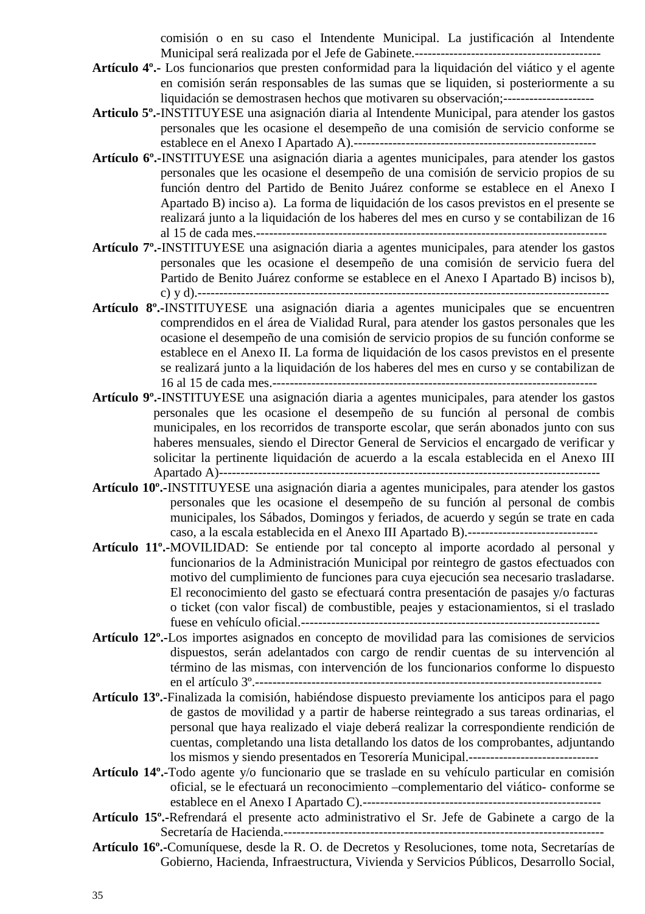comisión o en su caso el Intendente Municipal. La justificación al Intendente Municipal será realizada por el Jefe de Gabinete.-------------------------------------------

**Artículo 4º.-** Los funcionarios que presten conformidad para la liquidación del viático y el agente en comisión serán responsables de las sumas que se liquiden, si posteriormente a su liquidación se demostrasen hechos que motivaren su observación;---------------------

**Articulo 5º.-**INSTITUYESE una asignación diaria al Intendente Municipal, para atender los gastos personales que les ocasione el desempeño de una comisión de servicio conforme se establece en el Anexo I Apartado A).--------------------------------------------------------

**Artículo 6º.-**INSTITUYESE una asignación diaria a agentes municipales, para atender los gastos personales que les ocasione el desempeño de una comisión de servicio propios de su función dentro del Partido de Benito Juárez conforme se establece en el Anexo I Apartado B) inciso a). La forma de liquidación de los casos previstos en el presente se realizará junto a la liquidación de los haberes del mes en curso y se contabilizan de 16 al 15 de cada mes.--------------------------------------------------------------------------------

**Artículo 7º.-**INSTITUYESE una asignación diaria a agentes municipales, para atender los gastos personales que les ocasione el desempeño de una comisión de servicio fuera del Partido de Benito Juárez conforme se establece en el Anexo I Apartado B) incisos b), c) y d).------------------------------------------------------------------------------------------------

**Artículo 8º.-**INSTITUYESE una asignación diaria a agentes municipales que se encuentren comprendidos en el área de Vialidad Rural, para atender los gastos personales que les ocasione el desempeño de una comisión de servicio propios de su función conforme se establece en el Anexo II. La forma de liquidación de los casos previstos en el presente se realizará junto a la liquidación de los haberes del mes en curso y se contabilizan de 16 al 15 de cada mes.---------------------------------------------------------------------------

**Artículo 9º.-**INSTITUYESE una asignación diaria a agentes municipales, para atender los gastos personales que les ocasione el desempeño de su función al personal de combis municipales, en los recorridos de transporte escolar, que serán abonados junto con sus haberes mensuales, siendo el Director General de Servicios el encargado de verificar y solicitar la pertinente liquidación de acuerdo a la escala establecida en el Anexo III Apartado A)---------------------------------------------------------------------------------------

**Artículo 10º.-**INSTITUYESE una asignación diaria a agentes municipales, para atender los gastos personales que les ocasione el desempeño de su función al personal de combis municipales, los Sábados, Domingos y feriados, de acuerdo y según se trate en cada caso, a la escala establecida en el Anexo III Apartado B).------------------------------

**Artículo 11º.-**MOVILIDAD: Se entiende por tal concepto al importe acordado al personal y funcionarios de la Administración Municipal por reintegro de gastos efectuados con motivo del cumplimiento de funciones para cuya ejecución sea necesario trasladarse. El reconocimiento del gasto se efectuará contra presentación de pasajes y/o facturas o ticket (con valor fiscal) de combustible, peajes y estacionamientos, si el traslado fuese en vehículo oficial.--------------------------------------------------------------------

**Artículo 12º.-**Los importes asignados en concepto de movilidad para las comisiones de servicios dispuestos, serán adelantados con cargo de rendir cuentas de su intervención al término de las mismas, con intervención de los funcionarios conforme lo dispuesto en el artículo 3º.--------------------------------------------------------------------------------

**Artículo 13º.-**Finalizada la comisión, habiéndose dispuesto previamente los anticipos para el pago de gastos de movilidad y a partir de haberse reintegrado a sus tareas ordinarias, el personal que haya realizado el viaje deberá realizar la correspondiente rendición de cuentas, completando una lista detallando los datos de los comprobantes, adjuntando los mismos y siendo presentados en Tesorería Municipal.------------------------------

**Artículo 14º.-**Todo agente y/o funcionario que se traslade en su vehículo particular en comisión oficial, se le efectuará un reconocimiento –complementario del viático- conforme se establece en el Anexo I Apartado C).------------------------------------------------------

**Artículo 15º.-**Refrendará el presente acto administrativo el Sr. Jefe de Gabinete a cargo de la Secretaría de Hacienda.--------------------------------------------------------------------------

**Artículo 16º.-**Comuníquese, desde la R. O. de Decretos y Resoluciones, tome nota, Secretarías de Gobierno, Hacienda, Infraestructura, Vivienda y Servicios Públicos, Desarrollo Social,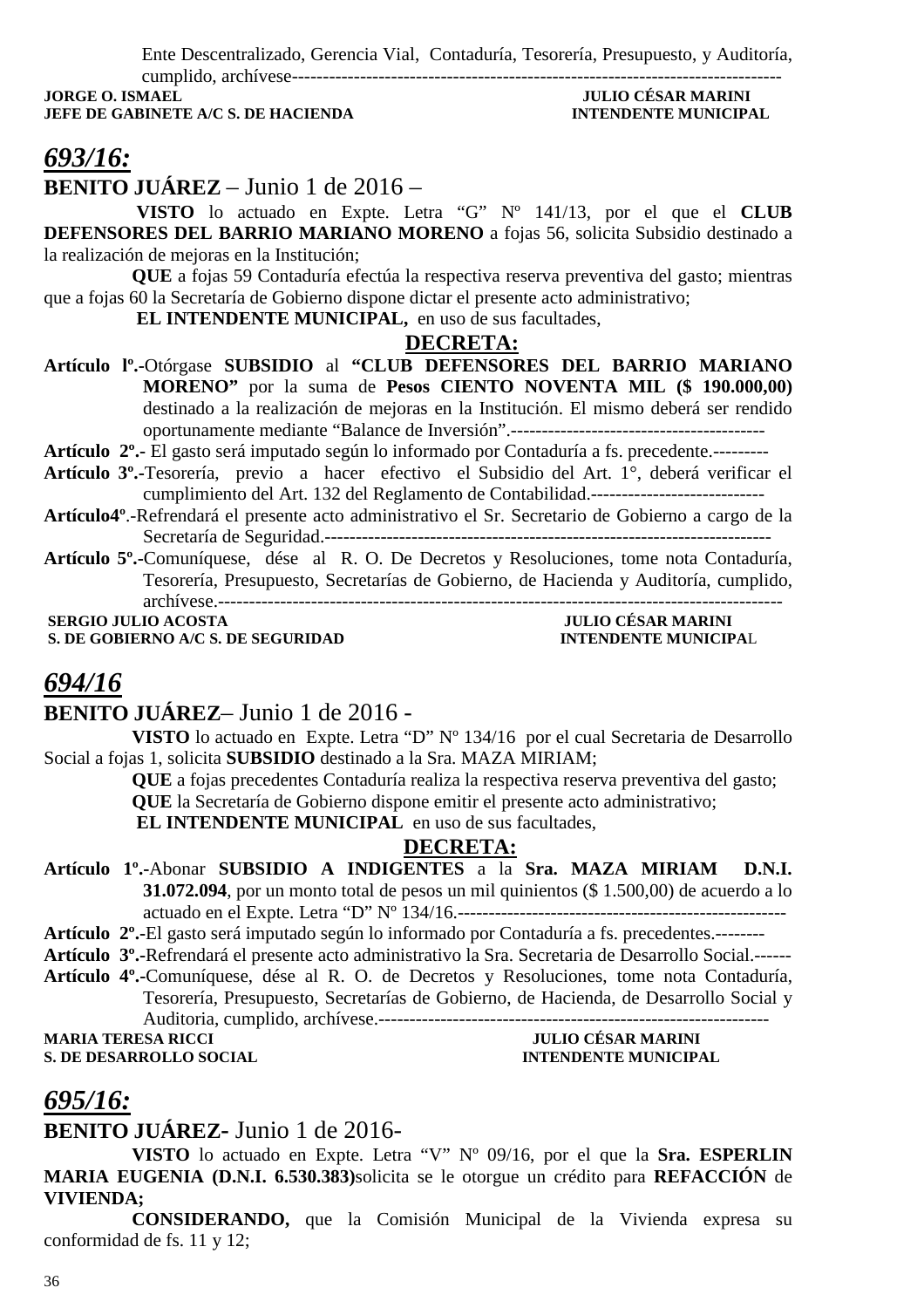Ente Descentralizado, Gerencia Vial, Contaduría, Tesorería, Presupuesto, y Auditoría, cumplido, archívese------------------------------------------------------------------------------

**JORGE O. ISMAEL** **JULIO CÉSAR MARINI**
**JEFE DE GABINETE A/C S. DE HACIENDA** **INTENDENTE MUNICIPAL**

## *693/16:*

**BENITO JUÁREZ** – Junio 1 de 2016 –

**VISTO** lo actuado en Expte. Letra "G" Nº 141/13, por el que el **CLUB DEFENSORES DEL BARRIO MARIANO MORENO** a fojas 56, solicita Subsidio destinado a la realización de mejoras en la Institución;

**QUE** a fojas 59 Contaduría efectúa la respectiva reserva preventiva del gasto; mientras que a fojas 60 la Secretaría de Gobierno dispone dictar el presente acto administrativo;

**EL INTENDENTE MUNICIPAL,** en uso de sus facultades,

**DECRETA:**

**Artículo lº.-**Otórgase **SUBSIDIO** al **"CLUB DEFENSORES DEL BARRIO MARIANO MORENO"** por la suma de **Pesos CIENTO NOVENTA MIL ($ 190.000,00)** destinado a la realización de mejoras en la Institución. El mismo deberá ser rendido oportunamente mediante "Balance de Inversión".-----------------------------------------

**Artículo 2º.-** El gasto será imputado según lo informado por Contaduría a fs. precedente.---------

**Artículo 3º.-**Tesorería, previo a hacer efectivo el Subsidio del Art. 1°, deberá verificar el cumplimiento del Art. 132 del Reglamento de Contabilidad.----------------------------

**Artículo4º**.-Refrendará el presente acto administrativo el Sr. Secretario de Gobierno a cargo de la Secretaría de Seguridad.----------------------------------------------------------------------

**Artículo 5º.-**Comuníquese, dése al R. O. De Decretos y Resoluciones, tome nota Contaduría, Tesorería, Presupuesto, Secretarías de Gobierno, de Hacienda y Auditoría, cumplido, archívese.------------------------------------------------------------------------------------------

**SERGIO JULIO ACOSTA** **JULIO CÉSAR MARINI**
**S. DE GOBIERNO A/C S. DE SEGURIDAD** **INTENDENTE MUNICIPAL**

## *694/16*

**BENITO JUÁREZ**– Junio 1 de 2016 -

**VISTO** lo actuado en Expte. Letra "D" Nº 134/16 por el cual Secretaria de Desarrollo Social a fojas 1, solicita **SUBSIDIO** destinado a la Sra. MAZA MIRIAM;

**QUE** a fojas precedentes Contaduría realiza la respectiva reserva preventiva del gasto;

**QUE** la Secretaría de Gobierno dispone emitir el presente acto administrativo;

**EL INTENDENTE MUNICIPAL** en uso de sus facultades,

**DECRETA:**

**Artículo 1º.-**Abonar **SUBSIDIO A INDIGENTES** a la **Sra. MAZA MIRIAM D.N.I. 31.072.094**, por un monto total de pesos un mil quinientos ($ 1.500,00) de acuerdo a lo actuado en el Expte. Letra "D" Nº 134/16.-----------------------------------------------------

**Artículo 2º.-**El gasto será imputado según lo informado por Contaduría a fs. precedentes.--------

**Artículo 3º.-**Refrendará el presente acto administrativo la Sra. Secretaria de Desarrollo Social.------

**Artículo 4º.-**Comuníquese, dése al R. O. de Decretos y Resoluciones, tome nota Contaduría, Tesorería, Presupuesto, Secretarías de Gobierno, de Hacienda, de Desarrollo Social y Auditoria, cumplido, archívese.---------------------------------------------------------------

**MARIA TERESA RICCI** **JULIO CÉSAR MARINI**
**S. DE DESARROLLO SOCIAL** **INTENDENTE MUNICIPAL**

## *695/16:*

**BENITO JUÁREZ-** Junio 1 de 2016-

**VISTO** lo actuado en Expte. Letra "V" Nº 09/16, por el que la **Sra. ESPERLIN MARIA EUGENIA (D.N.I. 6.530.383)**solicita se le otorgue un crédito para **REFACCIÓN** de **VIVIENDA;**

**CONSIDERANDO,** que la Comisión Municipal de la Vivienda expresa su conformidad de fs. 11 y 12;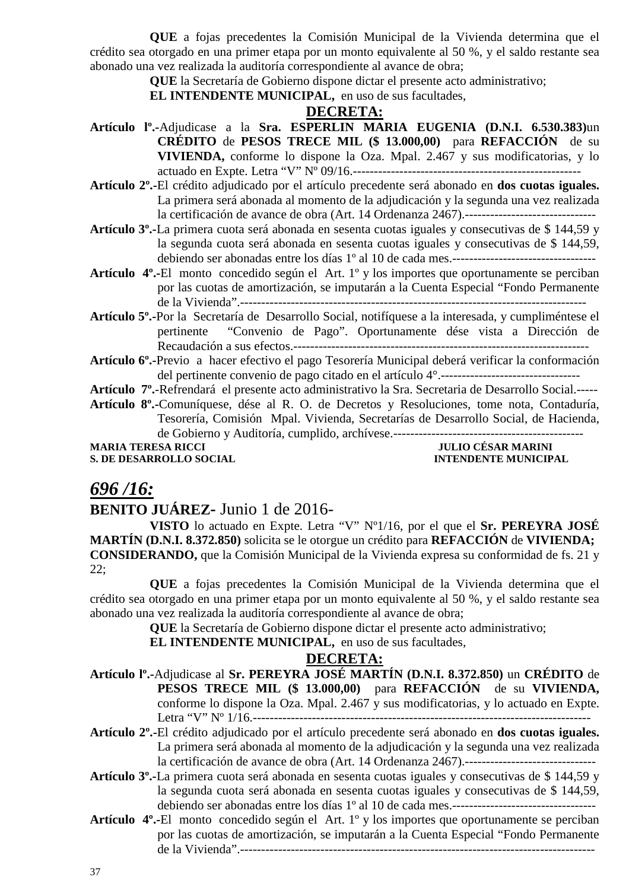**QUE** a fojas precedentes la Comisión Municipal de la Vivienda determina que el crédito sea otorgado en una primer etapa por un monto equivalente al 50 %, y el saldo restante sea abonado una vez realizada la auditoría correspondiente al avance de obra;

**QUE** la Secretaría de Gobierno dispone dictar el presente acto administrativo;

**EL INTENDENTE MUNICIPAL,** en uso de sus facultades,

**DECRETA:**

**Artículo lº.-**Adjudicase a la **Sra. ESPERLIN MARIA EUGENIA (D.N.I. 6.530.383)**un **CRÉDITO** de **PESOS TRECE MIL ($ 13.000,00)** para **REFACCIÓN** de su **VIVIENDA,** conforme lo dispone la Oza. Mpal. 2.467 y sus modificatorias, y lo actuado en Expte. Letra "V" Nº 09/16.------------------------------------------------------

**Artículo 2º.-**El crédito adjudicado por el artículo precedente será abonado en **dos cuotas iguales.** La primera será abonada al momento de la adjudicación y la segunda una vez realizada la certificación de avance de obra (Art. 14 Ordenanza 2467).-------------------------------

**Artículo 3º.-**La primera cuota será abonada en sesenta cuotas iguales y consecutivas de $ 144,59 y la segunda cuota será abonada en sesenta cuotas iguales y consecutivas de $ 144,59, debiendo ser abonadas entre los días 1º al 10 de cada mes.----------------------------------

**Artículo 4º.-**El monto concedido según el Art. 1º y los importes que oportunamente se perciban por las cuotas de amortización, se imputarán a la Cuenta Especial "Fondo Permanente de la Vivienda".---------------------------------------------------------------------------------

**Artículo 5º.-**Por la Secretaría de Desarrollo Social, notifíquese a la interesada, y cumpliméntese el pertinente "Convenio de Pago". Oportunamente dése vista a Dirección de Recaudación a sus efectos.-------------------------------------------------------------------

**Artículo 6º.-**Previo a hacer efectivo el pago Tesorería Municipal deberá verificar la conformación del pertinente convenio de pago citado en el artículo 4°.---------------------------------

**Artículo 7º.-**Refrendará el presente acto administrativo la Sra. Secretaria de Desarrollo Social.-----

**Artículo 8º.-**Comuníquese, dése al R. O. de Decretos y Resoluciones, tome nota, Contaduría, Tesorería, Comisión Mpal. Vivienda, Secretarías de Desarrollo Social, de Hacienda, de Gobierno y Auditoría, cumplido, archívese.---------------------------------------------

**MARIA TERESA RICCI** — **JULIO CÉSAR MARINI**
**S. DE DESARROLLO SOCIAL** — **INTENDENTE MUNICIPAL**

## ***696 /16:***

**BENITO JUÁREZ-** Junio 1 de 2016-

**VISTO** lo actuado en Expte. Letra "V" Nº1/16, por el que el **Sr. PEREYRA JOSÉ MARTÍN (D.N.I. 8.372.850)** solicita se le otorgue un crédito para **REFACCIÓN** de **VIVIENDA;**

**CONSIDERANDO,** que la Comisión Municipal de la Vivienda expresa su conformidad de fs. 21 y 22;

**QUE** a fojas precedentes la Comisión Municipal de la Vivienda determina que el crédito sea otorgado en una primer etapa por un monto equivalente al 50 %, y el saldo restante sea abonado una vez realizada la auditoría correspondiente al avance de obra;

**QUE** la Secretaría de Gobierno dispone dictar el presente acto administrativo;

**EL INTENDENTE MUNICIPAL,** en uso de sus facultades,

**DECRETA:**

**Artículo lº.-**Adjudicase al **Sr. PEREYRA JOSÉ MARTÍN (D.N.I. 8.372.850)** un **CRÉDITO** de **PESOS TRECE MIL ($ 13.000,00)** para **REFACCIÓN** de su **VIVIENDA,** conforme lo dispone la Oza. Mpal. 2.467 y sus modificatorias, y lo actuado en Expte. Letra "V" Nº 1/16.---------------------------------------------------------------------------------

**Artículo 2º.-**El crédito adjudicado por el artículo precedente será abonado en **dos cuotas iguales.** La primera será abonada al momento de la adjudicación y la segunda una vez realizada la certificación de avance de obra (Art. 14 Ordenanza 2467).-------------------------------

**Artículo 3º.-**La primera cuota será abonada en sesenta cuotas iguales y consecutivas de $ 144,59 y la segunda cuota será abonada en sesenta cuotas iguales y consecutivas de $ 144,59, debiendo ser abonadas entre los días 1º al 10 de cada mes.----------------------------------

**Artículo 4º.-**El monto concedido según el Art. 1º y los importes que oportunamente se perciban por las cuotas de amortización, se imputarán a la Cuenta Especial "Fondo Permanente de la Vivienda".---------------------------------------------------------------------------------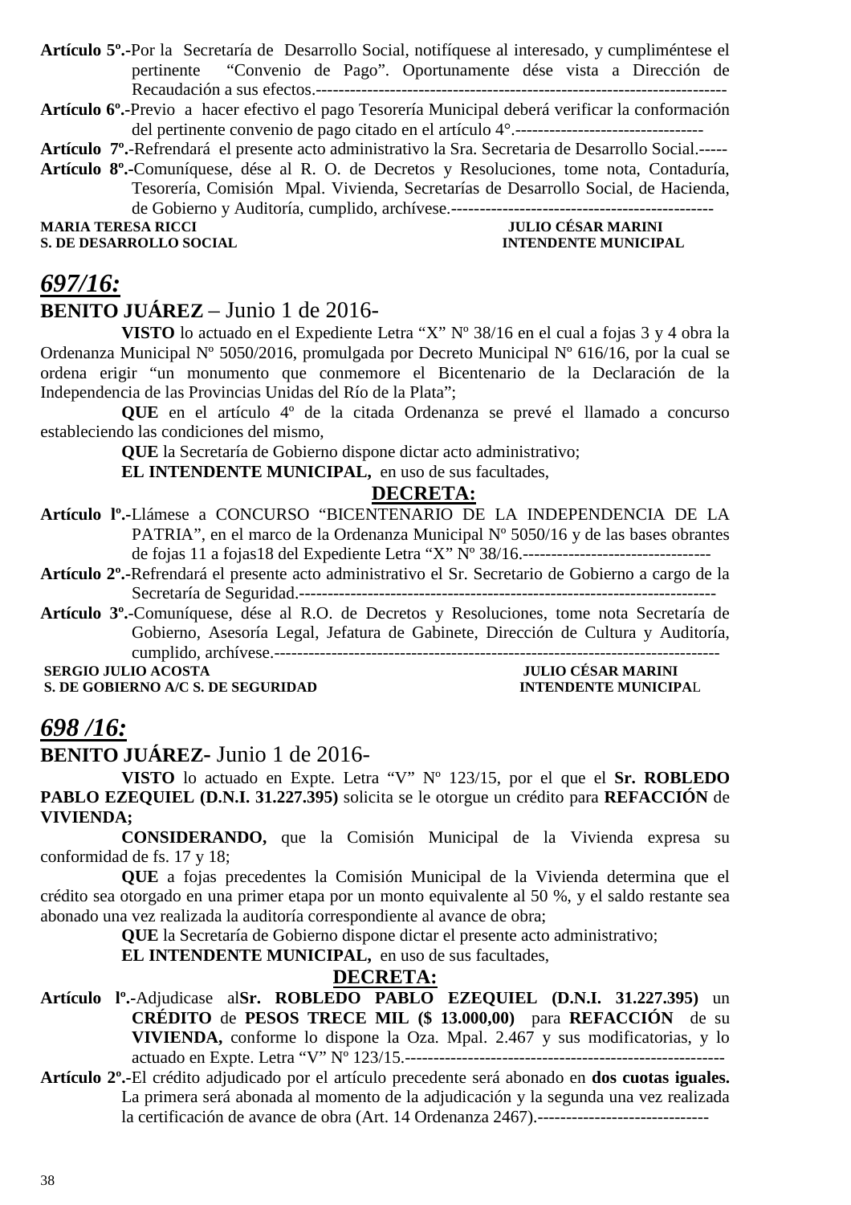**Artículo 5º.-**Por la Secretaría de Desarrollo Social, notifíquese al interesado, y cumpliméntese el pertinente "Convenio de Pago". Oportunamente dése vista a Dirección de Recaudación a sus efectos.------------------------------------------------------------------------

**Artículo 6º.-**Previo a hacer efectivo el pago Tesorería Municipal deberá verificar la conformación del pertinente convenio de pago citado en el artículo 4°.---------------------------------

**Artículo 7º.-**Refrendará el presente acto administrativo la Sra. Secretaria de Desarrollo Social.-----

**Artículo 8º.-**Comuníquese, dése al R. O. de Decretos y Resoluciones, tome nota, Contaduría, Tesorería, Comisión Mpal. Vivienda, Secretarías de Desarrollo Social, de Hacienda, de Gobierno y Auditoría, cumplido, archívese.----------------------------------------------

**MARIA TERESA RICCI** — **JULIO CÉSAR MARINI**
**S. DE DESARROLLO SOCIAL** — **INTENDENTE MUNICIPAL**

## *697/16:*

**BENITO JUÁREZ** – Junio 1 de 2016-

**VISTO** lo actuado en el Expediente Letra "X" Nº 38/16 en el cual a fojas 3 y 4 obra la Ordenanza Municipal Nº 5050/2016, promulgada por Decreto Municipal Nº 616/16, por la cual se ordena erigir "un monumento que conmemore el Bicentenario de la Declaración de la Independencia de las Provincias Unidas del Río de la Plata";

**QUE** en el artículo 4º de la citada Ordenanza se prevé el llamado a concurso estableciendo las condiciones del mismo,

**QUE** la Secretaría de Gobierno dispone dictar acto administrativo;

**EL INTENDENTE MUNICIPAL,** en uso de sus facultades,

**DECRETA:**

**Artículo lº.-**Llámese a CONCURSO "BICENTENARIO DE LA INDEPENDENCIA DE LA PATRIA", en el marco de la Ordenanza Municipal Nº 5050/16 y de las bases obrantes de fojas 11 a fojas18 del Expediente Letra "X" Nº 38/16.---------------------------------

**Artículo 2º.-**Refrendará el presente acto administrativo el Sr. Secretario de Gobierno a cargo de la Secretaría de Seguridad.-------------------------------------------------------------------------

**Artículo 3º.-**Comuníquese, dése al R.O. de Decretos y Resoluciones, tome nota Secretaría de Gobierno, Asesoría Legal, Jefatura de Gabinete, Dirección de Cultura y Auditoría, cumplido, archívese.------------------------------------------------------------------------------

**SERGIO JULIO ACOSTA** — **JULIO CÉSAR MARINI**
**S. DE GOBIERNO A/C S. DE SEGURIDAD** — **INTENDENTE MUNICIPAL**

## *698 /16:*

**BENITO JUÁREZ-** Junio 1 de 2016-

**VISTO** lo actuado en Expte. Letra "V" Nº 123/15, por el que el **Sr. ROBLEDO PABLO EZEQUIEL (D.N.I. 31.227.395)** solicita se le otorgue un crédito para **REFACCIÓN** de **VIVIENDA;**

**CONSIDERANDO,** que la Comisión Municipal de la Vivienda expresa su conformidad de fs. 17 y 18;

**QUE** a fojas precedentes la Comisión Municipal de la Vivienda determina que el crédito sea otorgado en una primer etapa por un monto equivalente al 50 %, y el saldo restante sea abonado una vez realizada la auditoría correspondiente al avance de obra;

**QUE** la Secretaría de Gobierno dispone dictar el presente acto administrativo;

**EL INTENDENTE MUNICIPAL,** en uso de sus facultades,

**DECRETA:**

**Artículo lº.-**Adjudicase al**Sr. ROBLEDO PABLO EZEQUIEL (D.N.I. 31.227.395)** un **CRÉDITO** de **PESOS TRECE MIL ($ 13.000,00)** para **REFACCIÓN** de su **VIVIENDA,** conforme lo dispone la Oza. Mpal. 2.467 y sus modificatorias, y lo actuado en Expte. Letra "V" Nº 123/15.-------------------------------------------------------

**Artículo 2º.-**El crédito adjudicado por el artículo precedente será abonado en **dos cuotas iguales.** La primera será abonada al momento de la adjudicación y la segunda una vez realizada la certificación de avance de obra (Art. 14 Ordenanza 2467).------------------------------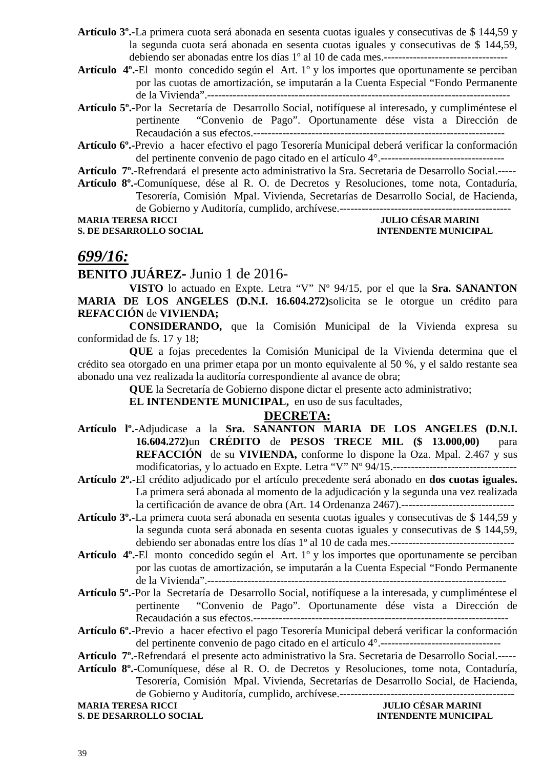**Artículo 3º.-**La primera cuota será abonada en sesenta cuotas iguales y consecutivas de $ 144,59 y la segunda cuota será abonada en sesenta cuotas iguales y consecutivas de $ 144,59, debiendo ser abonadas entre los días 1º al 10 de cada mes.----------------------------------

**Artículo 4º.-**El monto concedido según el Art. 1º y los importes que oportunamente se perciban por las cuotas de amortización, se imputarán a la Cuenta Especial "Fondo Permanente de la Vivienda".-----------------------------------------------------------------------------------

**Artículo 5º.-**Por la Secretaría de Desarrollo Social, notifíquese al interesado, y cumpliméntese el pertinente "Convenio de Pago". Oportunamente dése vista a Dirección de Recaudación a sus efectos.----------------------------------------------------------------------

**Artículo 6º.-**Previo a hacer efectivo el pago Tesorería Municipal deberá verificar la conformación del pertinente convenio de pago citado en el artículo 4°.----------------------------------

**Artículo 7º.-**Refrendará el presente acto administrativo la Sra. Secretaria de Desarrollo Social.-----

**Artículo 8º.-**Comuníquese, dése al R. O. de Decretos y Resoluciones, tome nota, Contaduría, Tesorería, Comisión Mpal. Vivienda, Secretarías de Desarrollo Social, de Hacienda, de Gobierno y Auditoría, cumplido, archívese.-----------------------------------------------

**MARIA TERESA RICCI** — **S. DE DESARROLLO SOCIAL**
**JULIO CÉSAR MARINI** — **INTENDENTE MUNICIPAL**

## *699/16:*

**BENITO JUÁREZ-** Junio 1 de 2016-

**VISTO** lo actuado en Expte. Letra "V" Nº 94/15, por el que la **Sra. SANANTON MARIA DE LOS ANGELES (D.N.I. 16.604.272)**solicita se le otorgue un crédito para **REFACCIÓN** de **VIVIENDA;**

**CONSIDERANDO,** que la Comisión Municipal de la Vivienda expresa su conformidad de fs. 17 y 18;

**QUE** a fojas precedentes la Comisión Municipal de la Vivienda determina que el crédito sea otorgado en una primer etapa por un monto equivalente al 50 %, y el saldo restante sea abonado una vez realizada la auditoría correspondiente al avance de obra;

**QUE** la Secretaría de Gobierno dispone dictar el presente acto administrativo;

**EL INTENDENTE MUNICIPAL,** en uso de sus facultades,

**DECRETA:**

**Artículo lº.-**Adjudicase a la **Sra. SANANTON MARIA DE LOS ANGELES (D.N.I. 16.604.272)**un **CRÉDITO** de **PESOS TRECE MIL ($ 13.000,00)** para **REFACCIÓN** de su **VIVIENDA,** conforme lo dispone la Oza. Mpal. 2.467 y sus modificatorias, y lo actuado en Expte. Letra "V" Nº 94/15.----------------------------------

**Artículo 2º.-**El crédito adjudicado por el artículo precedente será abonado en **dos cuotas iguales.** La primera será abonada al momento de la adjudicación y la segunda una vez realizada la certificación de avance de obra (Art. 14 Ordenanza 2467).-------------------------------

**Artículo 3º.-**La primera cuota será abonada en sesenta cuotas iguales y consecutivas de $ 144,59 y la segunda cuota será abonada en sesenta cuotas iguales y consecutivas de $ 144,59, debiendo ser abonadas entre los días 1º al 10 de cada mes.----------------------------------

**Artículo 4º.-**El monto concedido según el Art. 1º y los importes que oportunamente se perciban por las cuotas de amortización, se imputarán a la Cuenta Especial "Fondo Permanente de la Vivienda".-----------------------------------------------------------------------------------

**Artículo 5º.-**Por la Secretaría de Desarrollo Social, notifíquese a la interesada, y cumpliméntese el pertinente "Convenio de Pago". Oportunamente dése vista a Dirección de Recaudación a sus efectos.----------------------------------------------------------------------

**Artículo 6º.-**Previo a hacer efectivo el pago Tesorería Municipal deberá verificar la conformación del pertinente convenio de pago citado en el artículo 4°.---------------------------------

**Artículo 7º.-**Refrendará el presente acto administrativo la Sra. Secretaria de Desarrollo Social.-----

**Artículo 8º.-**Comuníquese, dése al R. O. de Decretos y Resoluciones, tome nota, Contaduría, Tesorería, Comisión Mpal. Vivienda, Secretarías de Desarrollo Social, de Hacienda, de Gobierno y Auditoría, cumplido, archívese.------------------------------------------------

**MARIA TERESA RICCI** — **S. DE DESARROLLO SOCIAL**
**JULIO CÉSAR MARINI** — **INTENDENTE MUNICIPAL**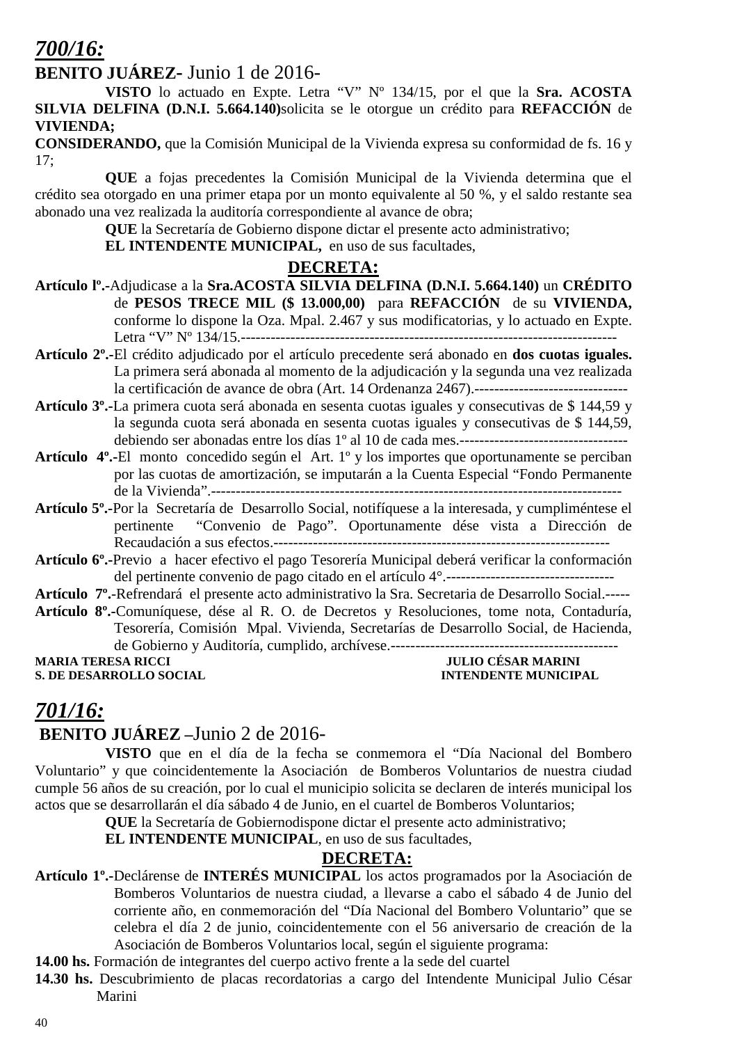## *700/16:*

**BENITO JUÁREZ-** Junio 1 de 2016-

**VISTO** lo actuado en Expte. Letra "V" Nº 134/15, por el que la **Sra. ACOSTA SILVIA DELFINA (D.N.I. 5.664.140)**solicita se le otorgue un crédito para **REFACCIÓN** de **VIVIENDA;**

**CONSIDERANDO,** que la Comisión Municipal de la Vivienda expresa su conformidad de fs. 16 y 17;

**QUE** a fojas precedentes la Comisión Municipal de la Vivienda determina que el crédito sea otorgado en una primer etapa por un monto equivalente al 50 %, y el saldo restante sea abonado una vez realizada la auditoría correspondiente al avance de obra;

**QUE** la Secretaría de Gobierno dispone dictar el presente acto administrativo;

**EL INTENDENTE MUNICIPAL,** en uso de sus facultades,

**DECRETA:**

**Artículo lº.-**Adjudicase a la **Sra.ACOSTA SILVIA DELFINA (D.N.I. 5.664.140)** un **CRÉDITO** de **PESOS TRECE MIL ($ 13.000,00)** para **REFACCIÓN** de su **VIVIENDA,** conforme lo dispone la Oza. Mpal. 2.467 y sus modificatorias, y lo actuado en Expte. Letra "V" Nº 134/15.------------------------------------------------------------------------------

**Artículo 2º.-**El crédito adjudicado por el artículo precedente será abonado en **dos cuotas iguales.** La primera será abonada al momento de la adjudicación y la segunda una vez realizada la certificación de avance de obra (Art. 14 Ordenanza 2467).-------------------------------

**Artículo 3º.-**La primera cuota será abonada en sesenta cuotas iguales y consecutivas de $ 144,59 y la segunda cuota será abonada en sesenta cuotas iguales y consecutivas de $ 144,59, debiendo ser abonadas entre los días 1º al 10 de cada mes.----------------------------------

**Artículo 4º.-**El monto concedido según el Art. 1º y los importes que oportunamente se perciban por las cuotas de amortización, se imputarán a la Cuenta Especial "Fondo Permanente de la Vivienda".-----------------------------------------------------------------------------------

**Artículo 5º.-**Por la Secretaría de Desarrollo Social, notifíquese a la interesada, y cumpliméntese el pertinente "Convenio de Pago". Oportunamente dése vista a Dirección de Recaudación a sus efectos.-------------------------------------------------------------------

**Artículo 6º.-**Previo a hacer efectivo el pago Tesorería Municipal deberá verificar la conformación del pertinente convenio de pago citado en el artículo 4°.----------------------------------

**Artículo 7º.-**Refrendará el presente acto administrativo la Sra. Secretaria de Desarrollo Social.-----

**Artículo 8º.-**Comuníquese, dése al R. O. de Decretos y Resoluciones, tome nota, Contaduría, Tesorería, Comisión Mpal. Vivienda, Secretarías de Desarrollo Social, de Hacienda, de Gobierno y Auditoría, cumplido, archívese.----------------------------------------------

**MARIA TERESA RICCI** — **JULIO CÉSAR MARINI**
**S. DE DESARROLLO SOCIAL** — **INTENDENTE MUNICIPAL**

## *701/16:*

**BENITO JUÁREZ –**Junio 2 de 2016-

**VISTO** que en el día de la fecha se conmemora el "Día Nacional del Bombero Voluntario" y que coincidentemente la Asociación de Bomberos Voluntarios de nuestra ciudad cumple 56 años de su creación, por lo cual el municipio solicita se declaren de interés municipal los actos que se desarrollarán el día sábado 4 de Junio, en el cuartel de Bomberos Voluntarios;

**QUE** la Secretaría de Gobiernodispone dictar el presente acto administrativo;

**EL INTENDENTE MUNICIPAL**, en uso de sus facultades,

**DECRETA:**

**Artículo 1º.-**Declárense de **INTERÉS MUNICIPAL** los actos programados por la Asociación de Bomberos Voluntarios de nuestra ciudad, a llevarse a cabo el sábado 4 de Junio del corriente año, en conmemoración del "Día Nacional del Bombero Voluntario" que se celebra el día 2 de junio, coincidentemente con el 56 aniversario de creación de la Asociación de Bomberos Voluntarios local, según el siguiente programa:

**14.00 hs.** Formación de integrantes del cuerpo activo frente a la sede del cuartel

**14.30 hs.** Descubrimiento de placas recordatorias a cargo del Intendente Municipal Julio César Marini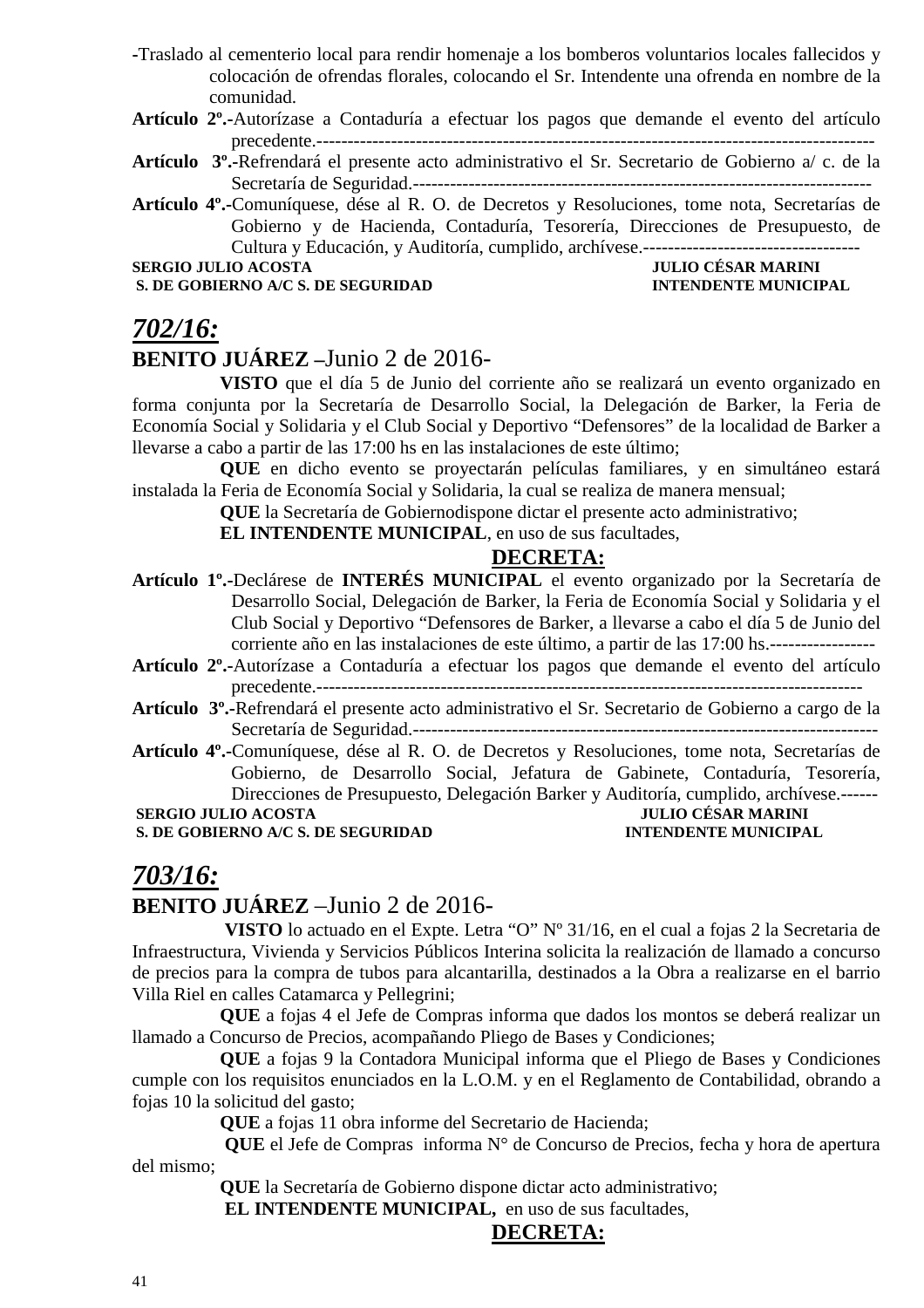-Traslado al cementerio local para rendir homenaje a los bomberos voluntarios locales fallecidos y colocación de ofrendas florales, colocando el Sr. Intendente una ofrenda en nombre de la comunidad.

**Artículo 2º.-**Autorízase a Contaduría a efectuar los pagos que demande el evento del artículo precedente.-------------------------------------------------------------------------------------------

**Artículo 3º.-**Refrendará el presente acto administrativo el Sr. Secretario de Gobierno a/ c. de la Secretaría de Seguridad.--------------------------------------------------------------------------

**Artículo 4º.-**Comuníquese, dése al R. O. de Decretos y Resoluciones, tome nota, Secretarías de Gobierno y de Hacienda, Contaduría, Tesorería, Direcciones de Presupuesto, de Cultura y Educación, y Auditoría, cumplido, archívese.-----------------------------------

**SERGIO JULIO ACOSTA** — **JULIO CÉSAR MARINI**
**S. DE GOBIERNO A/C S. DE SEGURIDAD** — **INTENDENTE MUNICIPAL**

## *702/16:*

**BENITO JUÁREZ** –Junio 2 de 2016-

**VISTO** que el día 5 de Junio del corriente año se realizará un evento organizado en forma conjunta por la Secretaría de Desarrollo Social, la Delegación de Barker, la Feria de Economía Social y Solidaria y el Club Social y Deportivo “Defensores” de la localidad de Barker a llevarse a cabo a partir de las 17:00 hs en las instalaciones de este último;

**QUE** en dicho evento se proyectarán películas familiares, y en simultáneo estará instalada la Feria de Economía Social y Solidaria, la cual se realiza de manera mensual;

**QUE** la Secretaría de Gobiernodispone dictar el presente acto administrativo;

**EL INTENDENTE MUNICIPAL**, en uso de sus facultades,

**DECRETA:**

**Artículo 1º.-**Declárese de **INTERÉS MUNICIPAL** el evento organizado por la Secretaría de Desarrollo Social, Delegación de Barker, la Feria de Economía Social y Solidaria y el Club Social y Deportivo “Defensores de Barker, a llevarse a cabo el día 5 de Junio del corriente año en las instalaciones de este último, a partir de las 17:00 hs.-----------------

**Artículo 2º.-**Autorízase a Contaduría a efectuar los pagos que demande el evento del artículo precedente.-----------------------------------------------------------------------------------------

**Artículo 3º.-**Refrendará el presente acto administrativo el Sr. Secretario de Gobierno a cargo de la Secretaría de Seguridad.--------------------------------------------------------------------------

**Artículo 4º.-**Comuníquese, dése al R. O. de Decretos y Resoluciones, tome nota, Secretarías de Gobierno, de Desarrollo Social, Jefatura de Gabinete, Contaduría, Tesorería, Direcciones de Presupuesto, Delegación Barker y Auditoría, cumplido, archívese.------

**SERGIO JULIO ACOSTA** — **JULIO CÉSAR MARINI**
**S. DE GOBIERNO A/C S. DE SEGURIDAD** — **INTENDENTE MUNICIPAL**

## *703/16:*

**BENITO JUÁREZ** –Junio 2 de 2016-

**VISTO** lo actuado en el Expte. Letra “O” Nº 31/16, en el cual a fojas 2 la Secretaria de Infraestructura, Vivienda y Servicios Públicos Interina solicita la realización de llamado a concurso de precios para la compra de tubos para alcantarilla, destinados a la Obra a realizarse en el barrio Villa Riel en calles Catamarca y Pellegrini;

**QUE** a fojas 4 el Jefe de Compras informa que dados los montos se deberá realizar un llamado a Concurso de Precios, acompañando Pliego de Bases y Condiciones;

**QUE** a fojas 9 la Contadora Municipal informa que el Pliego de Bases y Condiciones cumple con los requisitos enunciados en la L.O.M. y en el Reglamento de Contabilidad, obrando a fojas 10 la solicitud del gasto;

**QUE** a fojas 11 obra informe del Secretario de Hacienda;

**QUE** el Jefe de Compras informa N° de Concurso de Precios, fecha y hora de apertura del mismo;

**QUE** la Secretaría de Gobierno dispone dictar acto administrativo;

**EL INTENDENTE MUNICIPAL,** en uso de sus facultades,

**DECRETA:**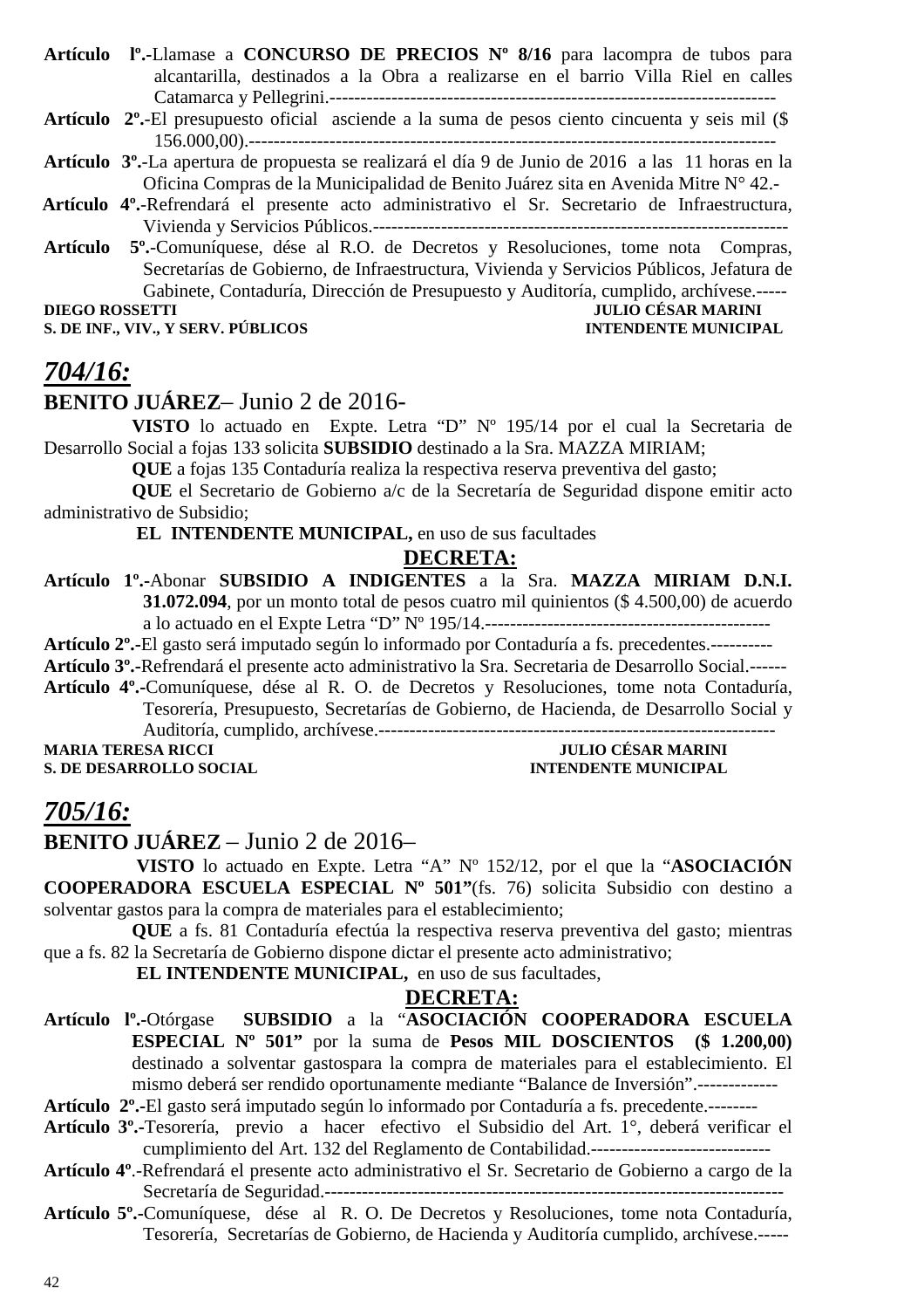**Artículo lº.-**Llamase a **CONCURSO DE PRECIOS Nº 8/16** para lacompra de tubos para alcantarilla, destinados a la Obra a realizarse en el barrio Villa Riel en calles Catamarca y Pellegrini.------------------------------------------------------------------------

**Artículo 2º.-**El presupuesto oficial asciende a la suma de pesos ciento cincuenta y seis mil ($ 156.000,00).-----------------------------------------------------------------------------------

**Artículo 3º.-**La apertura de propuesta se realizará el día 9 de Junio de 2016 a las 11 horas en la Oficina Compras de la Municipalidad de Benito Juárez sita en Avenida Mitre N° 42.-

**Artículo 4º.-**Refrendará el presente acto administrativo el Sr. Secretario de Infraestructura, Vivienda y Servicios Públicos.--------------------------------------------------------------------

**Artículo 5º.-**Comuníquese, dése al R.O. de Decretos y Resoluciones, tome nota Compras, Secretarías de Gobierno, de Infraestructura, Vivienda y Servicios Públicos, Jefatura de Gabinete, Contaduría, Dirección de Presupuesto y Auditoría, cumplido, archívese.-----

**DIEGO ROSSETTI** — **JULIO CÉSAR MARINI**
**S. DE INF., VIV., Y SERV. PÚBLICOS** — **INTENDENTE MUNICIPAL**

## *704/16:*

**BENITO JUÁREZ**– Junio 2 de 2016-

**VISTO** lo actuado en Expte. Letra “D” Nº 195/14 por el cual la Secretaria de Desarrollo Social a fojas 133 solicita **SUBSIDIO** destinado a la Sra. MAZZA MIRIAM;

**QUE** a fojas 135 Contaduría realiza la respectiva reserva preventiva del gasto;

**QUE** el Secretario de Gobierno a/c de la Secretaría de Seguridad dispone emitir acto administrativo de Subsidio;

**EL INTENDENTE MUNICIPAL,** en uso de sus facultades

**DECRETA:**

**Artículo 1º.-**Abonar **SUBSIDIO A INDIGENTES** a la Sra. **MAZZA MIRIAM D.N.I. 31.072.094**, por un monto total de pesos cuatro mil quinientos ($ 4.500,00) de acuerdo a lo actuado en el Expte Letra “D” Nº 195/14.----------------------------------------------

**Artículo 2º.-**El gasto será imputado según lo informado por Contaduría a fs. precedentes.----------

**Artículo 3º.-**Refrendará el presente acto administrativo la Sra. Secretaria de Desarrollo Social.------

**Artículo 4º.-**Comuníquese, dése al R. O. de Decretos y Resoluciones, tome nota Contaduría, Tesorería, Presupuesto, Secretarías de Gobierno, de Hacienda, de Desarrollo Social y Auditoría, cumplido, archívese.----------------------------------------------------------------

**MARIA TERESA RICCI** — **JULIO CÉSAR MARINI**
**S. DE DESARROLLO SOCIAL** — **INTENDENTE MUNICIPAL**

## *705/16:*

**BENITO JUÁREZ** – Junio 2 de 2016–

**VISTO** lo actuado en Expte. Letra “A” Nº 152/12, por el que la “**ASOCIACIÓN COOPERADORA ESCUELA ESPECIAL Nº 501”**(fs. 76) solicita Subsidio con destino a solventar gastos para la compra de materiales para el establecimiento;

**QUE** a fs. 81 Contaduría efectúa la respectiva reserva preventiva del gasto; mientras que a fs. 82 la Secretaría de Gobierno dispone dictar el presente acto administrativo;

**EL INTENDENTE MUNICIPAL,** en uso de sus facultades,

**DECRETA:**

**Artículo lº.-**Otórgase **SUBSIDIO** a la “**ASOCIACIÓN COOPERADORA ESCUELA ESPECIAL Nº 501”** por la suma de **Pesos MIL DOSCIENTOS ($ 1.200,00)** destinado a solventar gastospara la compra de materiales para el establecimiento. El mismo deberá ser rendido oportunamente mediante “Balance de Inversión”.-------------

**Artículo 2º.-**El gasto será imputado según lo informado por Contaduría a fs. precedente.--------

**Artículo 3º.-**Tesorería, previo a hacer efectivo el Subsidio del Art. 1°, deberá verificar el cumplimiento del Art. 132 del Reglamento de Contabilidad.-----------------------------

**Artículo 4º**.-Refrendará el presente acto administrativo el Sr. Secretario de Gobierno a cargo de la Secretaría de Seguridad.-----------------------------------------------------------------------

**Artículo 5º.-**Comuníquese, dése al R. O. De Decretos y Resoluciones, tome nota Contaduría, Tesorería, Secretarías de Gobierno, de Hacienda y Auditoría cumplido, archívese.-----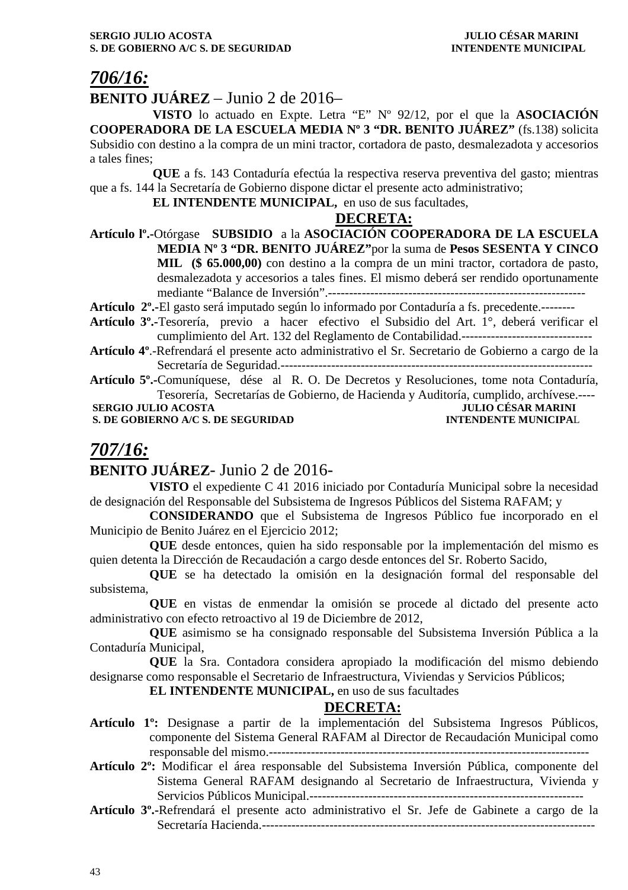## *706/16:*

**BENITO JUÁREZ** – Junio 2 de 2016–

**VISTO** lo actuado en Expte. Letra "E" Nº 92/12, por el que la **ASOCIACIÓN COOPERADORA DE LA ESCUELA MEDIA Nº 3 "DR. BENITO JUÁREZ"** (fs.138) solicita Subsidio con destino a la compra de un mini tractor, cortadora de pasto, desmalezadota y accesorios a tales fines;

**QUE** a fs. 143 Contaduría efectúa la respectiva reserva preventiva del gasto; mientras que a fs. 144 la Secretaría de Gobierno dispone dictar el presente acto administrativo;

**EL INTENDENTE MUNICIPAL,** en uso de sus facultades,

**DECRETA:**

**Artículo lº.-**Otórgase **SUBSIDIO** a la **ASOCIACIÓN COOPERADORA DE LA ESCUELA MEDIA Nº 3 "DR. BENITO JUÁREZ"**por la suma de **Pesos SESENTA Y CINCO MIL ($ 65.000,00)** con destino a la compra de un mini tractor, cortadora de pasto, desmalezadota y accesorios a tales fines. El mismo deberá ser rendido oportunamente mediante "Balance de Inversión".------------------------------------------------------------

**Artículo 2º.-**El gasto será imputado según lo informado por Contaduría a fs. precedente.--------

**Artículo 3º.-**Tesorería, previo a hacer efectivo el Subsidio del Art. 1°, deberá verificar el cumplimiento del Art. 132 del Reglamento de Contabilidad.-------------------------------

**Artículo 4º**.-Refrendará el presente acto administrativo el Sr. Secretario de Gobierno a cargo de la Secretaría de Seguridad.------------------------------------------------------------------------

**Artículo 5º.-**Comuníquese, dése al R. O. De Decretos y Resoluciones, tome nota Contaduría, Tesorería, Secretarías de Gobierno, de Hacienda y Auditoría, cumplido, archívese.----

**SERGIO JULIO ACOSTA** — **JULIO CÉSAR MARINI**
**S. DE GOBIERNO A/C S. DE SEGURIDAD** — **INTENDENTE MUNICIPAL**

## *707/16:*

**BENITO JUÁREZ**- Junio 2 de 2016-

**VISTO** el expediente C 41 2016 iniciado por Contaduría Municipal sobre la necesidad de designación del Responsable del Subsistema de Ingresos Públicos del Sistema RAFAM; y

**CONSIDERANDO** que el Subsistema de Ingresos Público fue incorporado en el Municipio de Benito Juárez en el Ejercicio 2012;

**QUE** desde entonces, quien ha sido responsable por la implementación del mismo es quien detenta la Dirección de Recaudación a cargo desde entonces del Sr. Roberto Sacido,

**QUE** se ha detectado la omisión en la designación formal del responsable del subsistema,

**QUE** en vistas de enmendar la omisión se procede al dictado del presente acto administrativo con efecto retroactivo al 19 de Diciembre de 2012,

**QUE** asimismo se ha consignado responsable del Subsistema Inversión Pública a la Contaduría Municipal,

**QUE** la Sra. Contadora considera apropiado la modificación del mismo debiendo designarse como responsable el Secretario de Infraestructura, Viviendas y Servicios Públicos;

**EL INTENDENTE MUNICIPAL,** en uso de sus facultades

**DECRETA:**

**Artículo 1º:** Designase a partir de la implementación del Subsistema Ingresos Públicos, componente del Sistema General RAFAM al Director de Recaudación Municipal como responsable del mismo.--------------------------------------------------------------------------

**Artículo 2º:** Modificar el área responsable del Subsistema Inversión Pública, componente del Sistema General RAFAM designando al Secretario de Infraestructura, Vivienda y Servicios Públicos Municipal.---------------------------------------------------------------

**Artículo 3º.-**Refrendará el presente acto administrativo el Sr. Jefe de Gabinete a cargo de la Secretaría Hacienda.----------------------------------------------------------------------------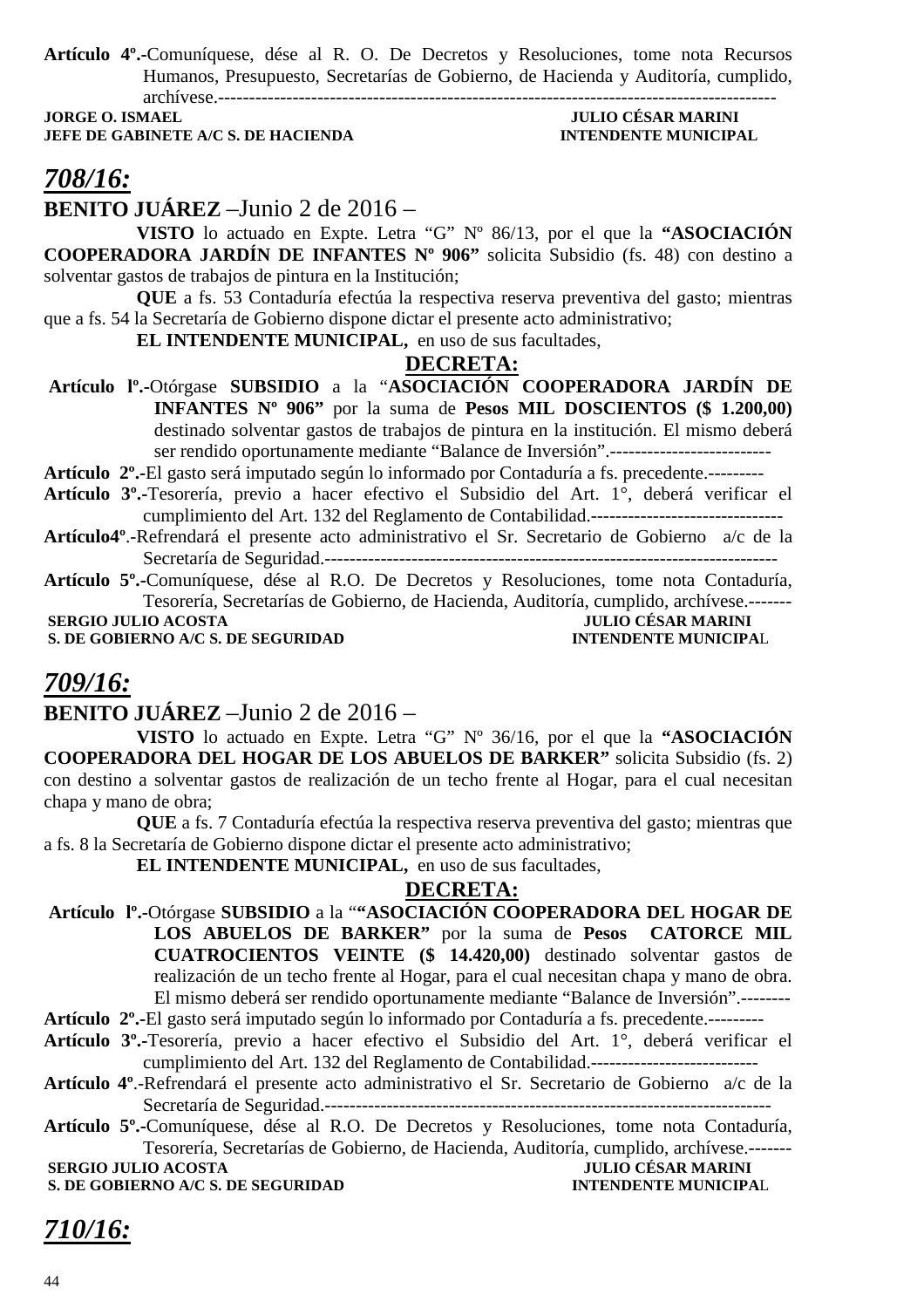**Artículo 4º.-**Comuníquese, dése al R. O. De Decretos y Resoluciones, tome nota Recursos Humanos, Presupuesto, Secretarías de Gobierno, de Hacienda y Auditoría, cumplido, archívese.-------------------------------------------------------------------------------------------

**JORGE O. ISMAEL** — **JULIO CÉSAR MARINI**
**JEFE DE GABINETE A/C S. DE HACIENDA** — **INTENDENTE MUNICIPAL**

## *708/16:*

**BENITO JUÁREZ** –Junio 2 de 2016 –

**VISTO** lo actuado en Expte. Letra "G" Nº 86/13, por el que la **"ASOCIACIÓN COOPERADORA JARDÍN DE INFANTES Nº 906"** solicita Subsidio (fs. 48) con destino a solventar gastos de trabajos de pintura en la Institución;

**QUE** a fs. 53 Contaduría efectúa la respectiva reserva preventiva del gasto; mientras que a fs. 54 la Secretaría de Gobierno dispone dictar el presente acto administrativo;

**EL INTENDENTE MUNICIPAL,** en uso de sus facultades,

**DECRETA:**

**Artículo lº.-**Otórgase **SUBSIDIO** a la "**ASOCIACIÓN COOPERADORA JARDÍN DE INFANTES Nº 906"** por la suma de **Pesos MIL DOSCIENTOS ($ 1.200,00)** destinado solventar gastos de trabajos de pintura en la institución. El mismo deberá ser rendido oportunamente mediante "Balance de Inversión".--------------------------

**Artículo 2º.-**El gasto será imputado según lo informado por Contaduría a fs. precedente.---------

**Artículo 3º.-**Tesorería, previo a hacer efectivo el Subsidio del Art. 1°, deberá verificar el cumplimiento del Art. 132 del Reglamento de Contabilidad.-------------------------------

**Artículo4º**.-Refrendará el presente acto administrativo el Sr. Secretario de Gobierno a/c de la Secretaría de Seguridad.-------------------------------------------------------------------------

**Artículo 5º.-**Comuníquese, dése al R.O. De Decretos y Resoluciones, tome nota Contaduría, Tesorería, Secretarías de Gobierno, de Hacienda, Auditoría, cumplido, archívese.-------

**SERGIO JULIO ACOSTA** — **JULIO CÉSAR MARINI**
**S. DE GOBIERNO A/C S. DE SEGURIDAD** — **INTENDENTE MUNICIPAL**

## *709/16:*

**BENITO JUÁREZ** –Junio 2 de 2016 –

**VISTO** lo actuado en Expte. Letra "G" Nº 36/16, por el que la **"ASOCIACIÓN COOPERADORA DEL HOGAR DE LOS ABUELOS DE BARKER"** solicita Subsidio (fs. 2) con destino a solventar gastos de realización de un techo frente al Hogar, para el cual necesitan chapa y mano de obra;

**QUE** a fs. 7 Contaduría efectúa la respectiva reserva preventiva del gasto; mientras que a fs. 8 la Secretaría de Gobierno dispone dictar el presente acto administrativo;

**EL INTENDENTE MUNICIPAL,** en uso de sus facultades,

**DECRETA:**

**Artículo lº.-**Otórgase **SUBSIDIO** a la "**"ASOCIACIÓN COOPERADORA DEL HOGAR DE LOS ABUELOS DE BARKER"** por la suma de **Pesos CATORCE MIL CUATROCIENTOS VEINTE ($ 14.420,00)** destinado solventar gastos de realización de un techo frente al Hogar, para el cual necesitan chapa y mano de obra. El mismo deberá ser rendido oportunamente mediante "Balance de Inversión".--------

**Artículo 2º.-**El gasto será imputado según lo informado por Contaduría a fs. precedente.---------

**Artículo 3º.-**Tesorería, previo a hacer efectivo el Subsidio del Art. 1°, deberá verificar el cumplimiento del Art. 132 del Reglamento de Contabilidad.---------------------------

**Artículo 4º**.-Refrendará el presente acto administrativo el Sr. Secretario de Gobierno a/c de la Secretaría de Seguridad.------------------------------------------------------------------------

**Artículo 5º.-**Comuníquese, dése al R.O. De Decretos y Resoluciones, tome nota Contaduría, Tesorería, Secretarías de Gobierno, de Hacienda, Auditoría, cumplido, archívese.-------

**SERGIO JULIO ACOSTA** — **JULIO CÉSAR MARINI**
**S. DE GOBIERNO A/C S. DE SEGURIDAD** — **INTENDENTE MUNICIPAL**

## *710/16:*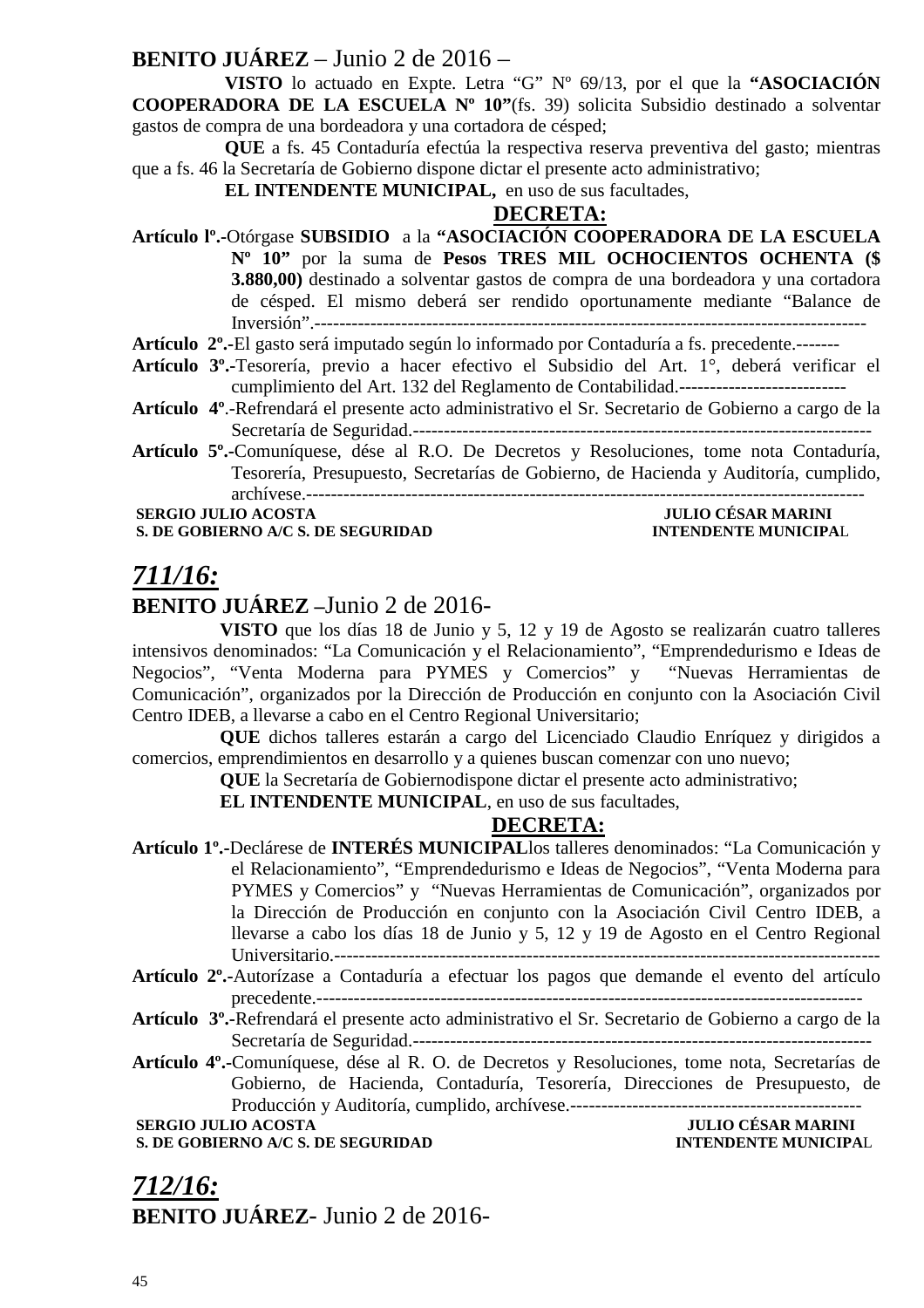**BENITO JUÁREZ** – Junio 2 de 2016 –

**VISTO** lo actuado en Expte. Letra "G" Nº 69/13, por el que la **"ASOCIACIÓN COOPERADORA DE LA ESCUELA Nº 10"**(fs. 39) solicita Subsidio destinado a solventar gastos de compra de una bordeadora y una cortadora de césped;

**QUE** a fs. 45 Contaduría efectúa la respectiva reserva preventiva del gasto; mientras que a fs. 46 la Secretaría de Gobierno dispone dictar el presente acto administrativo;

**EL INTENDENTE MUNICIPAL,** en uso de sus facultades,

**DECRETA:**

**Artículo lº.-**Otórgase **SUBSIDIO** a la **"ASOCIACIÓN COOPERADORA DE LA ESCUELA Nº 10"** por la suma de **Pesos TRES MIL OCHOCIENTOS OCHENTA ($ 3.880,00)** destinado a solventar gastos de compra de una bordeadora y una cortadora de césped. El mismo deberá ser rendido oportunamente mediante "Balance de Inversión".--------------------------------------------------------------------------------------------

**Artículo 2º.-**El gasto será imputado según lo informado por Contaduría a fs. precedente.-------

**Artículo 3º.-**Tesorería, previo a hacer efectivo el Subsidio del Art. 1°, deberá verificar el cumplimiento del Art. 132 del Reglamento de Contabilidad.----------------------------

**Artículo 4º**.-Refrendará el presente acto administrativo el Sr. Secretario de Gobierno a cargo de la Secretaría de Seguridad.------------------------------------------------------------------------

**Artículo 5º.-**Comuníquese, dése al R.O. De Decretos y Resoluciones, tome nota Contaduría, Tesorería, Presupuesto, Secretarías de Gobierno, de Hacienda y Auditoría, cumplido, archívese.------------------------------------------------------------------------------------------

**SERGIO JULIO ACOSTA** — **S. DE GOBIERNO A/C S. DE SEGURIDAD**
**JULIO CÉSAR MARINI** — **INTENDENTE MUNICIPAL**

## *711/16:*

**BENITO JUÁREZ** –Junio 2 de 2016-

**VISTO** que los días 18 de Junio y 5, 12 y 19 de Agosto se realizarán cuatro talleres intensivos denominados: "La Comunicación y el Relacionamiento", "Emprendedurismo e Ideas de Negocios", "Venta Moderna para PYMES y Comercios" y "Nuevas Herramientas de Comunicación", organizados por la Dirección de Producción en conjunto con la Asociación Civil Centro IDEB, a llevarse a cabo en el Centro Regional Universitario;

**QUE** dichos talleres estarán a cargo del Licenciado Claudio Enríquez y dirigidos a comercios, emprendimientos en desarrollo y a quienes buscan comenzar con uno nuevo;

**QUE** la Secretaría de Gobiernodispone dictar el presente acto administrativo;

**EL INTENDENTE MUNICIPAL**, en uso de sus facultades,

**DECRETA:**

**Artículo 1º.-**Declárese de **INTERÉS MUNICIPAL**los talleres denominados: "La Comunicación y el Relacionamiento", "Emprendedurismo e Ideas de Negocios", "Venta Moderna para PYMES y Comercios" y "Nuevas Herramientas de Comunicación", organizados por la Dirección de Producción en conjunto con la Asociación Civil Centro IDEB, a llevarse a cabo los días 18 de Junio y 5, 12 y 19 de Agosto en el Centro Regional Universitario.--------------------------------------------------------------------------------------------

**Artículo 2º.-**Autorízase a Contaduría a efectuar los pagos que demande el evento del artículo precedente.-------------------------------------------------------------------------------------

**Artículo 3º.-**Refrendará el presente acto administrativo el Sr. Secretario de Gobierno a cargo de la Secretaría de Seguridad.------------------------------------------------------------------------

**Artículo 4º.-**Comuníquese, dése al R. O. de Decretos y Resoluciones, tome nota, Secretarías de Gobierno, de Hacienda, Contaduría, Tesorería, Direcciones de Presupuesto, de Producción y Auditoría, cumplido, archívese.-----------------------------------------------

**SERGIO JULIO ACOSTA** — **S. DE GOBIERNO A/C S. DE SEGURIDAD**
**JULIO CÉSAR MARINI** — **INTENDENTE MUNICIPAL**

## *712/16:*

**BENITO JUÁREZ**- Junio 2 de 2016-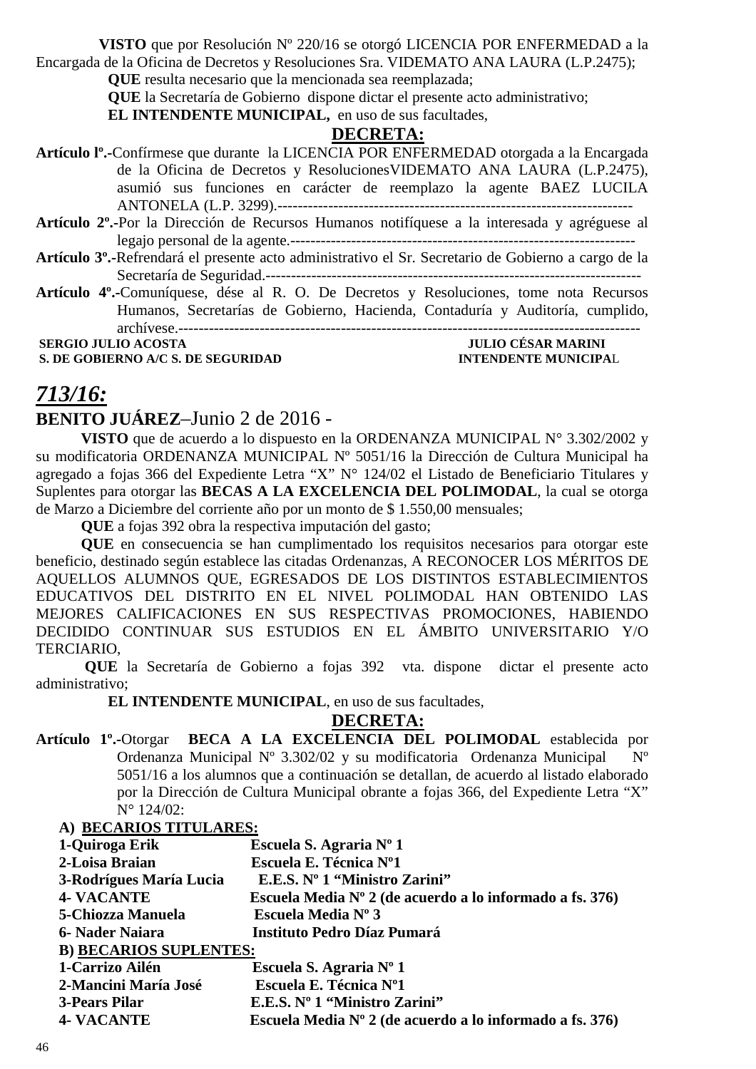**VISTO** que por Resolución Nº 220/16 se otorgó LICENCIA POR ENFERMEDAD a la Encargada de la Oficina de Decretos y Resoluciones Sra. VIDEMATO ANA LAURA (L.P.2475);

**QUE** resulta necesario que la mencionada sea reemplazada;

**QUE** la Secretaría de Gobierno dispone dictar el presente acto administrativo;

**EL INTENDENTE MUNICIPAL,** en uso de sus facultades,

**DECRETA:**

**Artículo lº.-**Confírmese que durante la LICENCIA POR ENFERMEDAD otorgada a la Encargada de la Oficina de Decretos y ResolucionesVIDEMATO ANA LAURA (L.P.2475), asumió sus funciones en carácter de reemplazo la agente BAEZ LUCILA ANTONELA (L.P. 3299).----------------------------------------------------------------------

**Artículo 2º.-**Por la Dirección de Recursos Humanos notifíquese a la interesada y agréguese al legajo personal de la agente.--------------------------------------------------------------------

**Artículo 3º.-**Refrendará el presente acto administrativo el Sr. Secretario de Gobierno a cargo de la Secretaría de Seguridad.--------------------------------------------------------------------------

**Artículo 4º.-**Comuníquese, dése al R. O. De Decretos y Resoluciones, tome nota Recursos Humanos, Secretarías de Gobierno, Hacienda, Contaduría y Auditoría, cumplido, archívese.------------------------------------------------------------------------------------------

**SERGIO JULIO ACOSTA** — **JULIO CÉSAR MARINI**
**S. DE GOBIERNO A/C S. DE SEGURIDAD** — **INTENDENTE MUNICIPAL**

## ***713/16:***

**BENITO JUÁREZ**–Junio 2 de 2016 -

**VISTO** que de acuerdo a lo dispuesto en la ORDENANZA MUNICIPAL N° 3.302/2002 y su modificatoria ORDENANZA MUNICIPAL Nº 5051/16 la Dirección de Cultura Municipal ha agregado a fojas 366 del Expediente Letra "X" N° 124/02 el Listado de Beneficiario Titulares y Suplentes para otorgar las **BECAS A LA EXCELENCIA DEL POLIMODAL**, la cual se otorga de Marzo a Diciembre del corriente año por un monto de $ 1.550,00 mensuales;

**QUE** a fojas 392 obra la respectiva imputación del gasto;

**QUE** en consecuencia se han cumplimentado los requisitos necesarios para otorgar este beneficio, destinado según establece las citadas Ordenanzas, A RECONOCER LOS MÉRITOS DE AQUELLOS ALUMNOS QUE, EGRESADOS DE LOS DISTINTOS ESTABLECIMIENTOS EDUCATIVOS DEL DISTRITO EN EL NIVEL POLIMODAL HAN OBTENIDO LAS MEJORES CALIFICACIONES EN SUS RESPECTIVAS PROMOCIONES, HABIENDO DECIDIDO CONTINUAR SUS ESTUDIOS EN EL ÁMBITO UNIVERSITARIO Y/O TERCIARIO,

**QUE** la Secretaría de Gobierno a fojas 392 vta. dispone dictar el presente acto administrativo;

**EL INTENDENTE MUNICIPAL**, en uso de sus facultades,

**DECRETA:**

**Artículo 1º.-**Otorgar **BECA A LA EXCELENCIA DEL POLIMODAL** establecida por Ordenanza Municipal Nº 3.302/02 y su modificatoria Ordenanza Municipal Nº 5051/16 a los alumnos que a continuación se detallan, de acuerdo al listado elaborado por la Dirección de Cultura Municipal obrante a fojas 366, del Expediente Letra "X" N° 124/02:

**A) BECARIOS TITULARES:**

| | |
|---|---|
| **1-Quiroga Erik** | **Escuela S. Agraria Nº 1** |
| **2-Loisa Braian** | **Escuela E. Técnica Nº1** |
| **3-Rodrígues María Lucia** | **E.E.S. Nº 1 "Ministro Zarini"** |
| **4- VACANTE** | **Escuela Media Nº 2 (de acuerdo a lo informado a fs. 376)** |
| **5-Chiozza Manuela** | **Escuela Media Nº 3** |
| **6- Nader Naiara** | **Instituto Pedro Díaz Pumará** |

**B) BECARIOS SUPLENTES:**

| | |
|---|---|
| **1-Carrizo Ailén** | **Escuela S. Agraria Nº 1** |
| **2-Mancini María José** | **Escuela E. Técnica Nº1** |
| **3-Pears Pilar** | **E.E.S. Nº 1 "Ministro Zarini"** |
| **4- VACANTE** | **Escuela Media Nº 2 (de acuerdo a lo informado a fs. 376)** |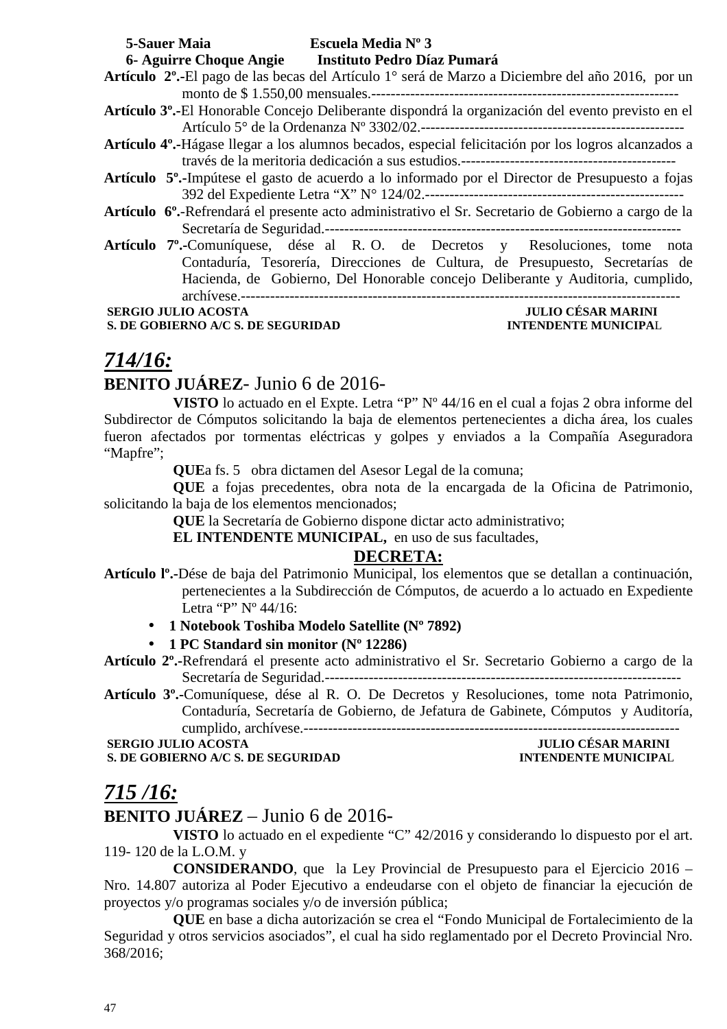**5-Sauer Maia** **Escuela Media Nº 3**
**6- Aguirre Choque Angie** **Instituto Pedro Díaz Pumará**

**Artículo 2º.-**El pago de las becas del Artículo 1° será de Marzo a Diciembre del año 2016, por un monto de $ 1.550,00 mensuales.--------------------------------------------------------------

**Artículo 3º.-**El Honorable Concejo Deliberante dispondrá la organización del evento previsto en el Artículo 5° de la Ordenanza Nº 3302/02.-----------------------------------------------------

**Artículo 4º.-**Hágase llegar a los alumnos becados, especial felicitación por los logros alcanzados a través de la meritoria dedicación a sus estudios.--------------------------------------------

**Artículo 5º.-**Impútese el gasto de acuerdo a lo informado por el Director de Presupuesto a fojas 392 del Expediente Letra "X" N° 124/02.----------------------------------------------------

**Artículo 6º.-**Refrendará el presente acto administrativo el Sr. Secretario de Gobierno a cargo de la Secretaría de Seguridad.-------------------------------------------------------------------

**Artículo 7º.-**Comuníquese, dése al R. O. de Decretos y Resoluciones, tome nota Contaduría, Tesorería, Direcciones de Cultura, de Presupuesto, Secretarías de Hacienda, de Gobierno, Del Honorable concejo Deliberante y Auditoria, cumplido, archívese.-----------------------------------------------------------------------------------

**SERGIO JULIO ACOSTA** — **S. DE GOBIERNO A/C S. DE SEGURIDAD**
**JULIO CÉSAR MARINI** — **INTENDENTE MUNICIPAL**

## *714/16:*

**BENITO JUÁREZ**- Junio 6 de 2016-

**VISTO** lo actuado en el Expte. Letra "P" Nº 44/16 en el cual a fojas 2 obra informe del Subdirector de Cómputos solicitando la baja de elementos pertenecientes a dicha área, los cuales fueron afectados por tormentas eléctricas y golpes y enviados a la Compañía Aseguradora "Mapfre";

**QUE**a fs. 5 obra dictamen del Asesor Legal de la comuna;

**QUE** a fojas precedentes, obra nota de la encargada de la Oficina de Patrimonio, solicitando la baja de los elementos mencionados;

**QUE** la Secretaría de Gobierno dispone dictar acto administrativo;

**EL INTENDENTE MUNICIPAL,** en uso de sus facultades,

**DECRETA:**

**Artículo lº.-**Dése de baja del Patrimonio Municipal, los elementos que se detallan a continuación, pertenecientes a la Subdirección de Cómputos, de acuerdo a lo actuado en Expediente Letra "P" Nº 44/16:

- **1 Notebook Toshiba Modelo Satellite (Nº 7892)**
- **1 PC Standard sin monitor (Nº 12286)**

**Artículo 2º.-**Refrendará el presente acto administrativo el Sr. Secretario Gobierno a cargo de la Secretaría de Seguridad.-------------------------------------------------------------------

**Artículo 3º.-**Comuníquese, dése al R. O. De Decretos y Resoluciones, tome nota Patrimonio, Contaduría, Secretaría de Gobierno, de Jefatura de Gabinete, Cómputos y Auditoría, cumplido, archívese.---------------------------------------------------------------------------

**SERGIO JULIO ACOSTA** — **S. DE GOBIERNO A/C S. DE SEGURIDAD**
**JULIO CÉSAR MARINI** — **INTENDENTE MUNICIPAL**

## *715 /16:*

**BENITO JUÁREZ** – Junio 6 de 2016-

**VISTO** lo actuado en el expediente "C" 42/2016 y considerando lo dispuesto por el art. 119- 120 de la L.O.M. y

**CONSIDERANDO**, que la Ley Provincial de Presupuesto para el Ejercicio 2016 – Nro. 14.807 autoriza al Poder Ejecutivo a endeudarse con el objeto de financiar la ejecución de proyectos y/o programas sociales y/o de inversión pública;

**QUE** en base a dicha autorización se crea el "Fondo Municipal de Fortalecimiento de la Seguridad y otros servicios asociados", el cual ha sido reglamentado por el Decreto Provincial Nro. 368/2016;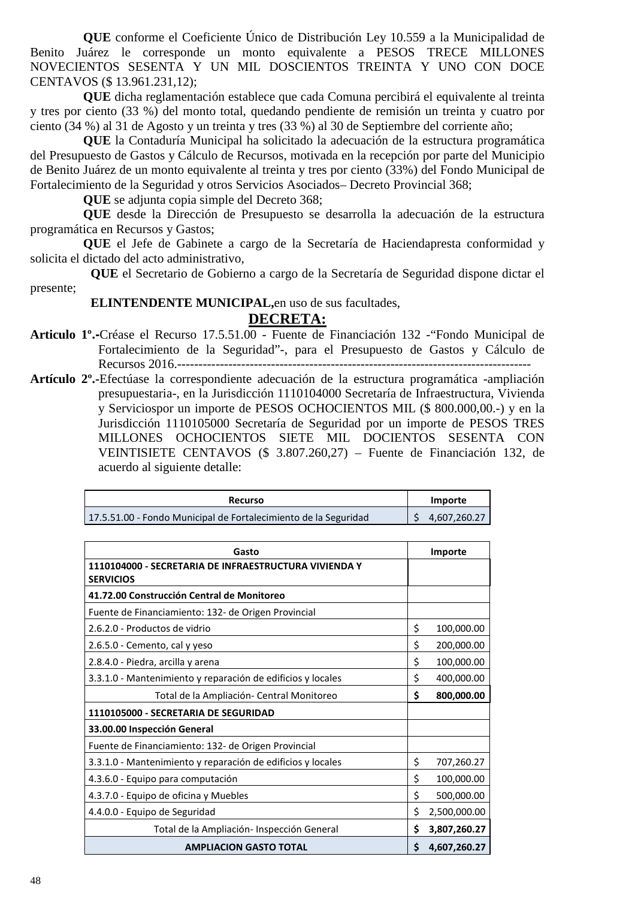**QUE** conforme el Coeficiente Único de Distribución Ley 10.559 a la Municipalidad de Benito Juárez le corresponde un monto equivalente a PESOS TRECE MILLONES NOVECIENTOS SESENTA Y UN MIL DOSCIENTOS TREINTA Y UNO CON DOCE CENTAVOS ($ 13.961.231,12);

**QUE** dicha reglamentación establece que cada Comuna percibirá el equivalente al treinta y tres por ciento (33 %) del monto total, quedando pendiente de remisión un treinta y cuatro por ciento (34 %) al 31 de Agosto y un treinta y tres (33 %) al 30 de Septiembre del corriente año;

**QUE** la Contaduría Municipal ha solicitado la adecuación de la estructura programática del Presupuesto de Gastos y Cálculo de Recursos, motivada en la recepción por parte del Municipio de Benito Juárez de un monto equivalente al treinta y tres por ciento (33%) del Fondo Municipal de Fortalecimiento de la Seguridad y otros Servicios Asociados– Decreto Provincial 368;

**QUE** se adjunta copia simple del Decreto 368;

**QUE** desde la Dirección de Presupuesto se desarrolla la adecuación de la estructura programática en Recursos y Gastos;

**QUE** el Jefe de Gabinete a cargo de la Secretaría de Haciendapresta conformidad y solicita el dictado del acto administrativo,

**QUE** el Secretario de Gobierno a cargo de la Secretaría de Seguridad dispone dictar el presente;

**ELINTENDENTE MUNICIPAL,**en uso de sus facultades,

**DECRETA:**

**Articulo 1º.-**Créase el Recurso 17.5.51.00 - Fuente de Financiación 132 -"Fondo Municipal de Fortalecimiento de la Seguridad"-, para el Presupuesto de Gastos y Cálculo de Recursos 2016.-----------------------------------------------------------------------------------

**Artículo 2º.-**Efectúase la correspondiente adecuación de la estructura programática -ampliación presupuestaria-, en la Jurisdicción 1110104000 Secretaría de Infraestructura, Vivienda y Serviciospor un importe de PESOS OCHOCIENTOS MIL ($ 800.000,00.-) y en la Jurisdicción 1110105000 Secretaría de Seguridad por un importe de PESOS TRES MILLONES OCHOCIENTOS SIETE MIL DOCIENTOS SESENTA CON VEINTISIETE CENTAVOS ($ 3.807.260,27) – Fuente de Financiación 132, de acuerdo al siguiente detalle:

| Recurso | Importe |
|---|---|
| 17.5.51.00 - Fondo Municipal de Fortalecimiento de la Seguridad | $ 4,607,260.27 |

| Gasto | Importe |
|---|---|
| **1110104000 - SECRETARIA DE INFRAESTRUCTURA VIVIENDA Y SERVICIOS** | |
| **41.72.00 Construcción Central de Monitoreo** | |
| Fuente de Financiamiento: 132- de Origen Provincial | |
| 2.6.2.0 - Productos de vidrio | $ 100,000.00 |
| 2.6.5.0 - Cemento, cal y yeso | $ 200,000.00 |
| 2.8.4.0 - Piedra, arcilla y arena | $ 100,000.00 |
| 3.3.1.0 - Mantenimiento y reparación de edificios y locales | $ 400,000.00 |
| Total de la Ampliación- Central Monitoreo | **$ 800,000.00** |
| **1110105000 - SECRETARIA DE SEGURIDAD** | |
| **33.00.00 Inspección General** | |
| Fuente de Financiamiento: 132- de Origen Provincial | |
| 3.3.1.0 - Mantenimiento y reparación de edificios y locales | $ 707,260.27 |
| 4.3.6.0 - Equipo para computación | $ 100,000.00 |
| 4.3.7.0 - Equipo de oficina y Muebles | $ 500,000.00 |
| 4.4.0.0 - Equipo de Seguridad | $ 2,500,000.00 |
| Total de la Ampliación- Inspección General | **$ 3,807,260.27** |
| **AMPLIACION GASTO TOTAL** | **$ 4,607,260.27** |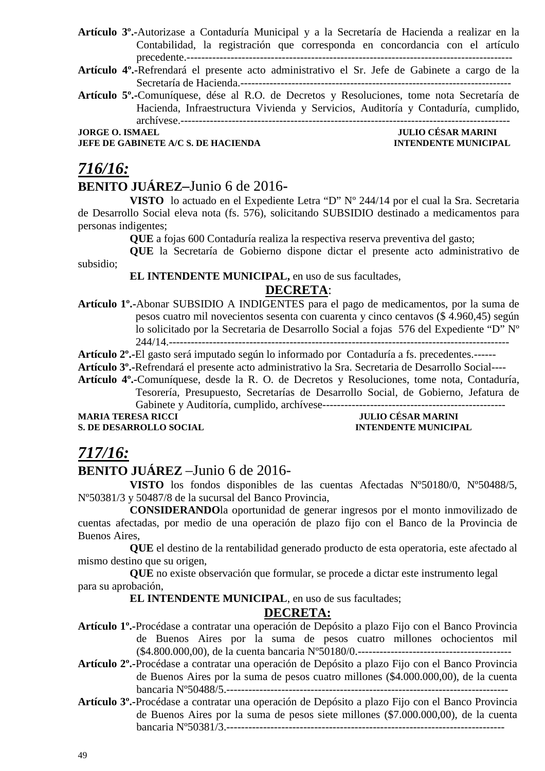**Artículo 3º.-**Autorizase a Contaduría Municipal y a la Secretaría de Hacienda a realizar en la Contabilidad, la registración que corresponda en concordancia con el artículo precedente.----------------------------------------------------------------------------------------

**Artículo 4º.-**Refrendará el presente acto administrativo el Sr. Jefe de Gabinete a cargo de la Secretaría de Hacienda.-------------------------------------------------------------------------

**Artículo 5º.-**Comuníquese, dése al R.O. de Decretos y Resoluciones, tome nota Secretaría de Hacienda, Infraestructura Vivienda y Servicios, Auditoría y Contaduría, cumplido, archívese.--------------------------------------------------------------------------------------

**JORGE O. ISMAEL** — **JULIO CÉSAR MARINI**
**JEFE DE GABINETE A/C S. DE HACIENDA** — **INTENDENTE MUNICIPAL**

## *716/16:*

**BENITO JUÁREZ–**Junio 6 de 2016-

**VISTO** lo actuado en el Expediente Letra "D" Nº 244/14 por el cual la Sra. Secretaria de Desarrollo Social eleva nota (fs. 576), solicitando SUBSIDIO destinado a medicamentos para personas indigentes;

**QUE** a fojas 600 Contaduría realiza la respectiva reserva preventiva del gasto;

**QUE** la Secretaría de Gobierno dispone dictar el presente acto administrativo de subsidio;

**EL INTENDENTE MUNICIPAL,** en uso de sus facultades,

**DECRETA**:

**Artículo 1º.-**Abonar SUBSIDIO A INDIGENTES para el pago de medicamentos, por la suma de pesos cuatro mil novecientos sesenta con cuarenta y cinco centavos ($ 4.960,45) según lo solicitado por la Secretaria de Desarrollo Social a fojas 576 del Expediente "D" Nº 244/14.-----------------------------------------------------------------------------------------

**Artículo 2º.-**El gasto será imputado según lo informado por Contaduría a fs. precedentes.------

**Artículo 3º.-**Refrendará el presente acto administrativo la Sra. Secretaria de Desarrollo Social----

**Artículo 4º.-**Comuníquese, desde la R. O. de Decretos y Resoluciones, tome nota, Contaduría, Tesorería, Presupuesto, Secretarías de Desarrollo Social, de Gobierno, Jefatura de Gabinete y Auditoría, cumplido, archívese--------------------------------------------------

**MARIA TERESA RICCI** — **JULIO CÉSAR MARINI**
**S. DE DESARROLLO SOCIAL** — **INTENDENTE MUNICIPAL**

## *717/16:*

**BENITO JUÁREZ** –Junio 6 de 2016-

**VISTO** los fondos disponibles de las cuentas Afectadas Nº50180/0, Nº50488/5, Nº50381/3 y 50487/8 de la sucursal del Banco Provincia,

**CONSIDERANDO**la oportunidad de generar ingresos por el monto inmovilizado de cuentas afectadas, por medio de una operación de plazo fijo con el Banco de la Provincia de Buenos Aires,

**QUE** el destino de la rentabilidad generado producto de esta operatoria, este afectado al mismo destino que su origen,

**QUE** no existe observación que formular, se procede a dictar este instrumento legal para su aprobación,

**EL INTENDENTE MUNICIPAL**, en uso de sus facultades;

**DECRETA:**

**Artículo 1º.-**Procédase a contratar una operación de Depósito a plazo Fijo con el Banco Provincia de Buenos Aires por la suma de pesos cuatro millones ochocientos mil ($4.800.000,00), de la cuenta bancaria Nº50180/0.------------------------------------------

**Artículo 2º.-**Procédase a contratar una operación de Depósito a plazo Fijo con el Banco Provincia de Buenos Aires por la suma de pesos cuatro millones ($4.000.000,00), de la cuenta bancaria Nº50488/5.---------------------------------------------------------------------------

**Artículo 3º.-**Procédase a contratar una operación de Depósito a plazo Fijo con el Banco Provincia de Buenos Aires por la suma de pesos siete millones ($7.000.000,00), de la cuenta bancaria Nº50381/3.--------------------------------------------------------------------------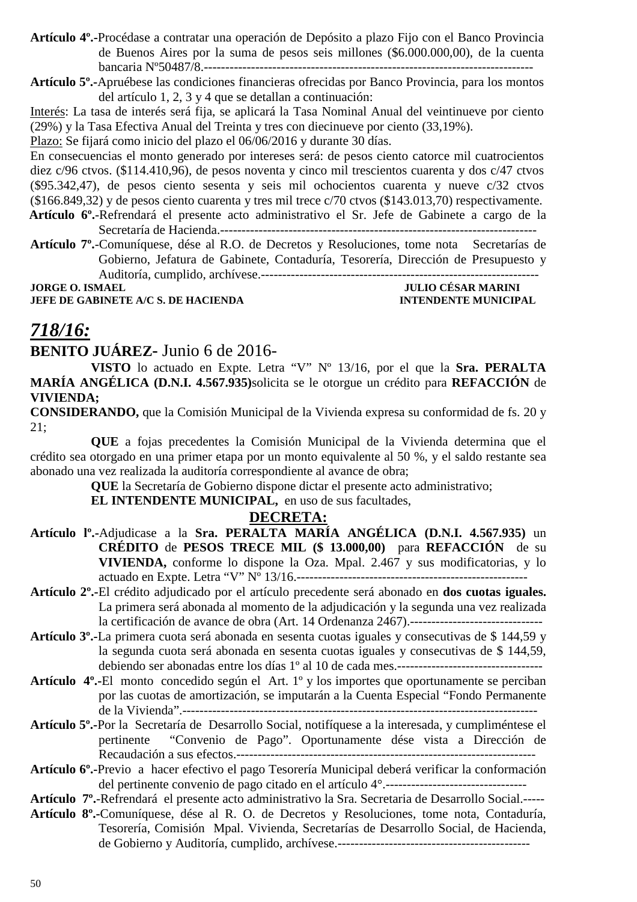**Artículo 4º.-**Procédase a contratar una operación de Depósito a plazo Fijo con el Banco Provincia de Buenos Aires por la suma de pesos seis millones ($6.000.000,00), de la cuenta bancaria Nº50487/8.---------------------------------------------------------------------------

**Artículo 5º.-**Apruébese las condiciones financieras ofrecidas por Banco Provincia, para los montos del artículo 1, 2, 3 y 4 que se detallan a continuación:

Interés: La tasa de interés será fija, se aplicará la Tasa Nominal Anual del veintinueve por ciento (29%) y la Tasa Efectiva Anual del Treinta y tres con diecinueve por ciento (33,19%).

Plazo: Se fijará como inicio del plazo el 06/06/2016 y durante 30 días.

En consecuencias el monto generado por intereses será: de pesos ciento catorce mil cuatrocientos diez c/96 ctvos. ($114.410,96), de pesos noventa y cinco mil trescientos cuarenta y dos c/47 ctvos ($95.342,47), de pesos ciento sesenta y seis mil ochocientos cuarenta y nueve c/32 ctvos ($166.849,32) y de pesos ciento cuarenta y tres mil trece c/70 ctvos ($143.013,70) respectivamente.

**Artículo 6º.-**Refrendará el presente acto administrativo el Sr. Jefe de Gabinete a cargo de la Secretaría de Hacienda.-------------------------------------------------------------------------

**Artículo 7º.-**Comuníquese, dése al R.O. de Decretos y Resoluciones, tome nota Secretarías de Gobierno, Jefatura de Gabinete, Contaduría, Tesorería, Dirección de Presupuesto y Auditoría, cumplido, archívese.----------------------------------------------------------------

**JORGE O. ISMAEL** — **JULIO CÉSAR MARINI**
**JEFE DE GABINETE A/C S. DE HACIENDA** — **INTENDENTE MUNICIPAL**

## *718/16:*

**BENITO JUÁREZ-** Junio 6 de 2016-

**VISTO** lo actuado en Expte. Letra "V" Nº 13/16, por el que la **Sra. PERALTA MARÍA ANGÉLICA (D.N.I. 4.567.935)**solicita se le otorgue un crédito para **REFACCIÓN** de **VIVIENDA;**

**CONSIDERANDO,** que la Comisión Municipal de la Vivienda expresa su conformidad de fs. 20 y 21;

**QUE** a fojas precedentes la Comisión Municipal de la Vivienda determina que el crédito sea otorgado en una primer etapa por un monto equivalente al 50 %, y el saldo restante sea abonado una vez realizada la auditoría correspondiente al avance de obra;

**QUE** la Secretaría de Gobierno dispone dictar el presente acto administrativo;

**EL INTENDENTE MUNICIPAL,** en uso de sus facultades,

**DECRETA:**

**Artículo lº.-**Adjudicase a la **Sra. PERALTA MARÍA ANGÉLICA (D.N.I. 4.567.935)** un **CRÉDITO** de **PESOS TRECE MIL ($ 13.000,00)** para **REFACCIÓN** de su **VIVIENDA,** conforme lo dispone la Oza. Mpal. 2.467 y sus modificatorias, y lo actuado en Expte. Letra "V" Nº 13/16.------------------------------------------------------

**Artículo 2º.-**El crédito adjudicado por el artículo precedente será abonado en **dos cuotas iguales.** La primera será abonada al momento de la adjudicación y la segunda una vez realizada la certificación de avance de obra (Art. 14 Ordenanza 2467).-------------------------------

**Artículo 3º.-**La primera cuota será abonada en sesenta cuotas iguales y consecutivas de $ 144,59 y la segunda cuota será abonada en sesenta cuotas iguales y consecutivas de $ 144,59, debiendo ser abonadas entre los días 1º al 10 de cada mes.----------------------------------

**Artículo 4º.-**El monto concedido según el Art. 1º y los importes que oportunamente se perciban por las cuotas de amortización, se imputarán a la Cuenta Especial "Fondo Permanente de la Vivienda".-----------------------------------------------------------------------------------

**Artículo 5º.-**Por la Secretaría de Desarrollo Social, notifíquese a la interesada, y cumpliméntese el pertinente "Convenio de Pago". Oportunamente dése vista a Dirección de Recaudación a sus efectos.----------------------------------------------------------------------

**Artículo 6º.-**Previo a hacer efectivo el pago Tesorería Municipal deberá verificar la conformación del pertinente convenio de pago citado en el artículo 4°.---------------------------------

**Artículo 7º.-**Refrendará el presente acto administrativo la Sra. Secretaria de Desarrollo Social.-----

**Artículo 8º.-**Comuníquese, dése al R. O. de Decretos y Resoluciones, tome nota, Contaduría, Tesorería, Comisión Mpal. Vivienda, Secretarías de Desarrollo Social, de Hacienda, de Gobierno y Auditoría, cumplido, archívese.---------------------------------------------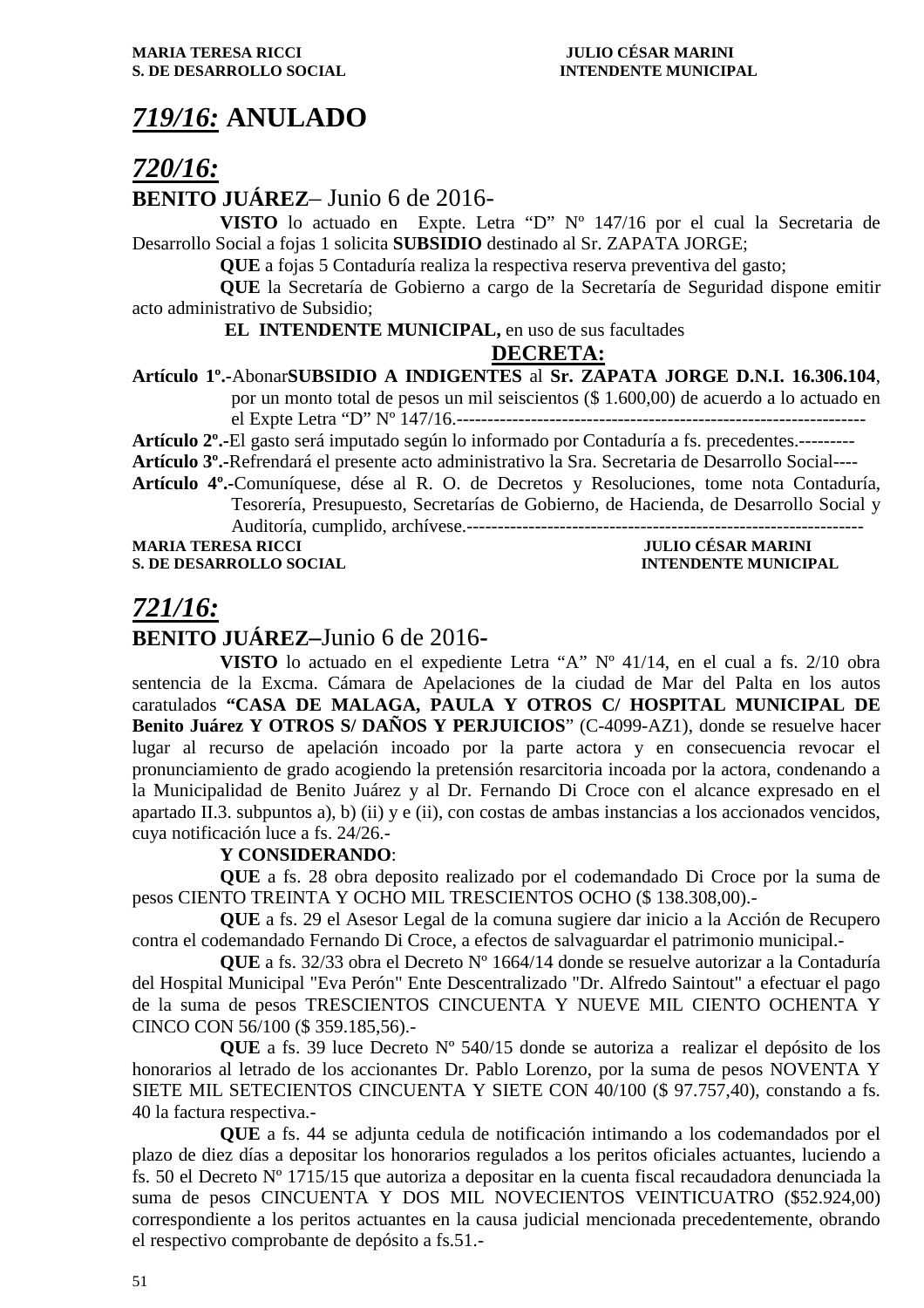MARIA TERESA RICCI                                    JULIO CÉSAR MARINI
S. DE DESARROLLO SOCIAL                               INTENDENTE MUNICIPAL

## *719/16:* ANULADO

## *720/16:*

**BENITO JUÁREZ**– Junio 6 de 2016-

**VISTO** lo actuado en Expte. Letra “D” Nº 147/16 por el cual la Secretaria de Desarrollo Social a fojas 1 solicita **SUBSIDIO** destinado al Sr. ZAPATA JORGE;

**QUE** a fojas 5 Contaduría realiza la respectiva reserva preventiva del gasto;

**QUE** la Secretaría de Gobierno a cargo de la Secretaría de Seguridad dispone emitir acto administrativo de Subsidio;

**EL INTENDENTE MUNICIPAL,** en uso de sus facultades

**DECRETA:**

**Artículo 1º.-**Abonar**SUBSIDIO A INDIGENTES** al **Sr. ZAPATA JORGE D.N.I. 16.306.104**, por un monto total de pesos un mil seiscientos ($ 1.600,00) de acuerdo a lo actuado en el Expte Letra “D” Nº 147/16.-------------------------------------------------------------------

**Artículo 2º.-**El gasto será imputado según lo informado por Contaduría a fs. precedentes.---------

**Artículo 3º.-**Refrendará el presente acto administrativo la Sra. Secretaria de Desarrollo Social----

**Artículo 4º.-**Comuníquese, dése al R. O. de Decretos y Resoluciones, tome nota Contaduría, Tesorería, Presupuesto, Secretarías de Gobierno, de Hacienda, de Desarrollo Social y Auditoría, cumplido, archívese.----------------------------------------------------------------

MARIA TERESA RICCI                                    JULIO CÉSAR MARINI
S. DE DESARROLLO SOCIAL                               INTENDENTE MUNICIPAL

## *721/16:*

**BENITO JUÁREZ–**Junio 6 de 2016-

**VISTO** lo actuado en el expediente Letra “A” Nº 41/14, en el cual a fs. 2/10 obra sentencia de la Excma. Cámara de Apelaciones de la ciudad de Mar del Palta en los autos caratulados **“CASA DE MALAGA, PAULA Y OTROS C/ HOSPITAL MUNICIPAL DE Benito Juárez Y OTROS S/ DAÑOS Y PERJUICIOS**” (C-4099-AZ1), donde se resuelve hacer lugar al recurso de apelación incoado por la parte actora y en consecuencia revocar el pronunciamiento de grado acogiendo la pretensión resarcitoria incoada por la actora, condenando a la Municipalidad de Benito Juárez y al Dr. Fernando Di Croce con el alcance expresado en el apartado II.3. subpuntos a), b) (ii) y e (ii), con costas de ambas instancias a los accionados vencidos, cuya notificación luce a fs. 24/26.-

**Y CONSIDERANDO**:

**QUE** a fs. 28 obra deposito realizado por el codemandado Di Croce por la suma de pesos CIENTO TREINTA Y OCHO MIL TRESCIENTOS OCHO ($ 138.308,00).-

**QUE** a fs. 29 el Asesor Legal de la comuna sugiere dar inicio a la Acción de Recupero contra el codemandado Fernando Di Croce, a efectos de salvaguardar el patrimonio municipal.-

**QUE** a fs. 32/33 obra el Decreto Nº 1664/14 donde se resuelve autorizar a la Contaduría del Hospital Municipal "Eva Perón" Ente Descentralizado "Dr. Alfredo Saintout" a efectuar el pago de la suma de pesos TRESCIENTOS CINCUENTA Y NUEVE MIL CIENTO OCHENTA Y CINCO CON 56/100 ($ 359.185,56).-

**QUE** a fs. 39 luce Decreto Nº 540/15 donde se autoriza a realizar el depósito de los honorarios al letrado de los accionantes Dr. Pablo Lorenzo, por la suma de pesos NOVENTA Y SIETE MIL SETECIENTOS CINCUENTA Y SIETE CON 40/100 ($ 97.757,40), constando a fs. 40 la factura respectiva.-

**QUE** a fs. 44 se adjunta cedula de notificación intimando a los codemandados por el plazo de diez días a depositar los honorarios regulados a los peritos oficiales actuantes, luciendo a fs. 50 el Decreto Nº 1715/15 que autoriza a depositar en la cuenta fiscal recaudadora denunciada la suma de pesos CINCUENTA Y DOS MIL NOVECIENTOS VEINTICUATRO ($52.924,00) correspondiente a los peritos actuantes en la causa judicial mencionada precedentemente, obrando el respectivo comprobante de depósito a fs.51.-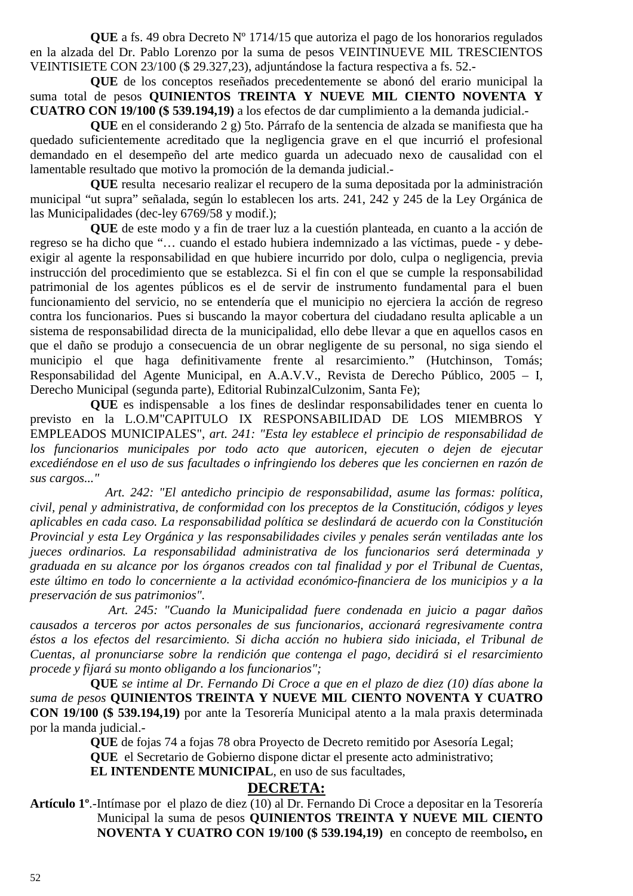**QUE** a fs. 49 obra Decreto Nº 1714/15 que autoriza el pago de los honorarios regulados en la alzada del Dr. Pablo Lorenzo por la suma de pesos VEINTINUEVE MIL TRESCIENTOS VEINTISIETE CON 23/100 ($ 29.327,23), adjuntándose la factura respectiva a fs. 52.-

**QUE** de los conceptos reseñados precedentemente se abonó del erario municipal la suma total de pesos **QUINIENTOS TREINTA Y NUEVE MIL CIENTO NOVENTA Y CUATRO CON 19/100 ($ 539.194,19)** a los efectos de dar cumplimiento a la demanda judicial.-

**QUE** en el considerando 2 g) 5to. Párrafo de la sentencia de alzada se manifiesta que ha quedado suficientemente acreditado que la negligencia grave en el que incurrió el profesional demandado en el desempeño del arte medico guarda un adecuado nexo de causalidad con el lamentable resultado que motivo la promoción de la demanda judicial.-

**QUE** resulta necesario realizar el recupero de la suma depositada por la administración municipal "ut supra" señalada, según lo establecen los arts. 241, 242 y 245 de la Ley Orgánica de las Municipalidades (dec-ley 6769/58 y modif.);

**QUE** de este modo y a fin de traer luz a la cuestión planteada, en cuanto a la acción de regreso se ha dicho que "… cuando el estado hubiera indemnizado a las víctimas, puede - y debe- exigir al agente la responsabilidad en que hubiere incurrido por dolo, culpa o negligencia, previa instrucción del procedimiento que se establezca. Si el fin con el que se cumple la responsabilidad patrimonial de los agentes públicos es el de servir de instrumento fundamental para el buen funcionamiento del servicio, no se entendería que el municipio no ejerciera la acción de regreso contra los funcionarios. Pues si buscando la mayor cobertura del ciudadano resulta aplicable a un sistema de responsabilidad directa de la municipalidad, ello debe llevar a que en aquellos casos en que el daño se produjo a consecuencia de un obrar negligente de su personal, no siga siendo el municipio el que haga definitivamente frente al resarcimiento." (Hutchinson, Tomás; Responsabilidad del Agente Municipal, en A.A.V.V., Revista de Derecho Público, 2005 – I, Derecho Municipal (segunda parte), Editorial RubinzalCulzonim, Santa Fe);

**QUE** es indispensable a los fines de deslindar responsabilidades tener en cuenta lo previsto en la L.O.M"CAPITULO IX RESPONSABILIDAD DE LOS MIEMBROS Y EMPLEADOS MUNICIPALES", *art. 241: "Esta ley establece el principio de responsabilidad de los funcionarios municipales por todo acto que autoricen, ejecuten o dejen de ejecutar excediéndose en el uso de sus facultades o infringiendo los deberes que les conciernen en razón de sus cargos..."*

*Art. 242: "El antedicho principio de responsabilidad, asume las formas: política, civil, penal y administrativa, de conformidad con los preceptos de la Constitución, códigos y leyes aplicables en cada caso. La responsabilidad política se deslindará de acuerdo con la Constitución Provincial y esta Ley Orgánica y las responsabilidades civiles y penales serán ventiladas ante los jueces ordinarios. La responsabilidad administrativa de los funcionarios será determinada y graduada en su alcance por los órganos creados con tal finalidad y por el Tribunal de Cuentas, este último en todo lo concerniente a la actividad económico-financiera de los municipios y a la preservación de sus patrimonios".*

*Art. 245: "Cuando la Municipalidad fuere condenada en juicio a pagar daños causados a terceros por actos personales de sus funcionarios, accionará regresivamente contra éstos a los efectos del resarcimiento. Si dicha acción no hubiera sido iniciada, el Tribunal de Cuentas, al pronunciarse sobre la rendición que contenga el pago, decidirá si el resarcimiento procede y fijará su monto obligando a los funcionarios";*

**QUE** *se intime al Dr. Fernando Di Croce a que en el plazo de diez (10) días abone la suma de pesos* **QUINIENTOS TREINTA Y NUEVE MIL CIENTO NOVENTA Y CUATRO CON 19/100 ($ 539.194,19)** por ante la Tesorería Municipal atento a la mala praxis determinada por la manda judicial.-

**QUE** de fojas 74 a fojas 78 obra Proyecto de Decreto remitido por Asesoría Legal;

**QUE** el Secretario de Gobierno dispone dictar el presente acto administrativo;

**EL INTENDENTE MUNICIPAL**, en uso de sus facultades,

## DECRETA:

**Artículo 1º**.-Intímase por el plazo de diez (10) al Dr. Fernando Di Croce a depositar en la Tesorería Municipal la suma de pesos **QUINIENTOS TREINTA Y NUEVE MIL CIENTO NOVENTA Y CUATRO CON 19/100 ($ 539.194,19)** en concepto de reembolso**,** en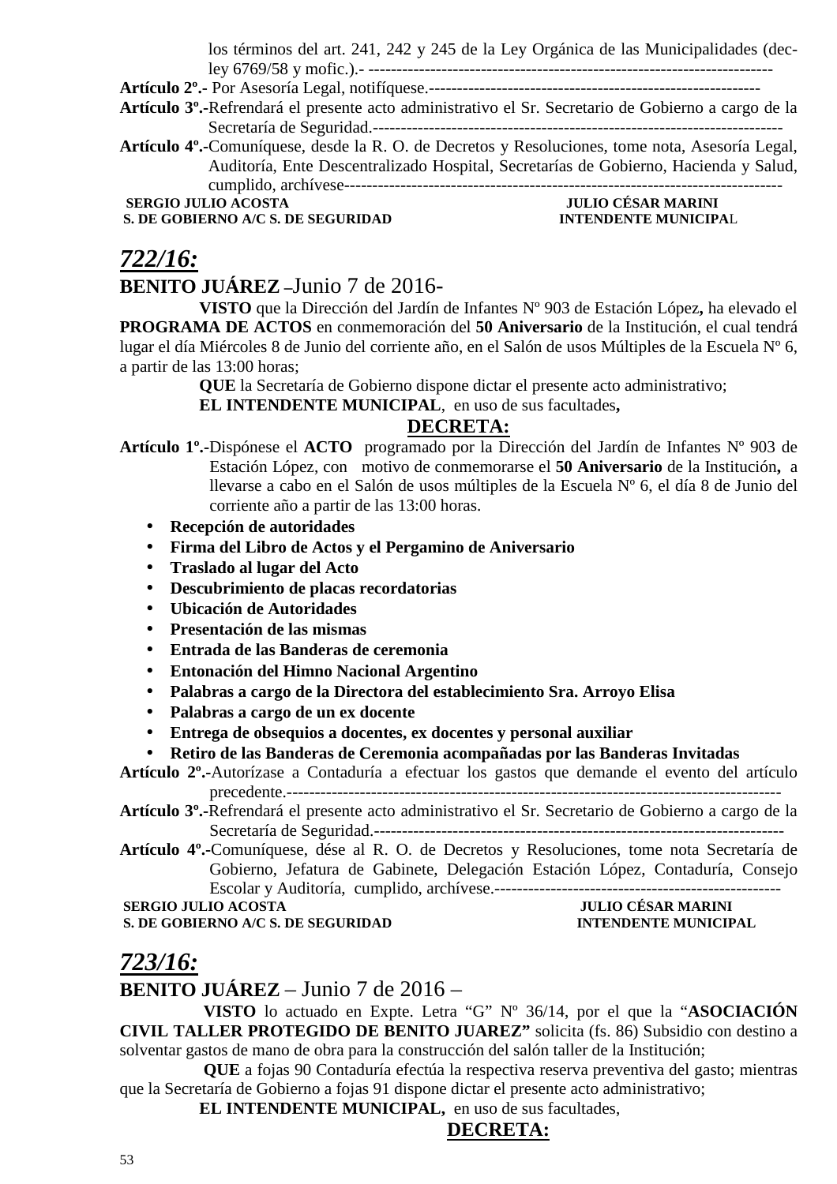los términos del art. 241, 242 y 245 de la Ley Orgánica de las Municipalidades (dec-ley 6769/58 y mofic.).- ------------------------------------------------------------------------

**Artículo 2º.-** Por Asesoría Legal, notifíquese.------------------------------------------------------------

**Artículo 3º.-**Refrendará el presente acto administrativo el Sr. Secretario de Gobierno a cargo de la Secretaría de Seguridad.------------------------------------------------------------------------

**Artículo 4º.-**Comuníquese, desde la R. O. de Decretos y Resoluciones, tome nota, Asesoría Legal, Auditoría, Ente Descentralizado Hospital, Secretarías de Gobierno, Hacienda y Salud, cumplido, archívese-------------------------------------------------------------------------------

**SERGIO JULIO ACOSTA** — **JULIO CÉSAR MARINI**
**S. DE GOBIERNO A/C S. DE SEGURIDAD** — **INTENDENTE MUNICIPAL**

## *722/16:*

**BENITO JUÁREZ** –Junio 7 de 2016-

**VISTO** que la Dirección del Jardín de Infantes Nº 903 de Estación López**,** ha elevado el **PROGRAMA DE ACTOS** en conmemoración del **50 Aniversario** de la Institución, el cual tendrá lugar el día Miércoles 8 de Junio del corriente año, en el Salón de usos Múltiples de la Escuela Nº 6, a partir de las 13:00 horas;

**QUE** la Secretaría de Gobierno dispone dictar el presente acto administrativo;

**EL INTENDENTE MUNICIPAL**, en uso de sus facultades**,**

**DECRETA:**

**Artículo 1º.-**Dispónese el **ACTO** programado por la Dirección del Jardín de Infantes Nº 903 de Estación López, con motivo de conmemorarse el **50 Aniversario** de la Institución**,** a llevarse a cabo en el Salón de usos múltiples de la Escuela Nº 6, el día 8 de Junio del corriente año a partir de las 13:00 horas.

- **Recepción de autoridades**
- **Firma del Libro de Actos y el Pergamino de Aniversario**
- **Traslado al lugar del Acto**
- **Descubrimiento de placas recordatorias**
- **Ubicación de Autoridades**
- **Presentación de las mismas**
- **Entrada de las Banderas de ceremonia**
- **Entonación del Himno Nacional Argentino**
- **Palabras a cargo de la Directora del establecimiento Sra. Arroyo Elisa**
- **Palabras a cargo de un ex docente**
- **Entrega de obsequios a docentes, ex docentes y personal auxiliar**
- **Retiro de las Banderas de Ceremonia acompañadas por las Banderas Invitadas**

**Artículo 2º.-**Autorízase a Contaduría a efectuar los gastos que demande el evento del artículo precedente.--------------------------------------------------------------------------------------

**Artículo 3º.-**Refrendará el presente acto administrativo el Sr. Secretario de Gobierno a cargo de la Secretaría de Seguridad.------------------------------------------------------------------------

**Artículo 4º.-**Comuníquese, dése al R. O. de Decretos y Resoluciones, tome nota Secretaría de Gobierno, Jefatura de Gabinete, Delegación Estación López, Contaduría, Consejo Escolar y Auditoría, cumplido, archívese.---------------------------------------------------

**SERGIO JULIO ACOSTA** — **JULIO CÉSAR MARINI**
**S. DE GOBIERNO A/C S. DE SEGURIDAD** — **INTENDENTE MUNICIPAL**

## *723/16:*

**BENITO JUÁREZ** – Junio 7 de 2016 –

**VISTO** lo actuado en Expte. Letra "G" Nº 36/14, por el que la "**ASOCIACIÓN CIVIL TALLER PROTEGIDO DE BENITO JUAREZ"** solicita (fs. 86) Subsidio con destino a solventar gastos de mano de obra para la construcción del salón taller de la Institución;

**QUE** a fojas 90 Contaduría efectúa la respectiva reserva preventiva del gasto; mientras que la Secretaría de Gobierno a fojas 91 dispone dictar el presente acto administrativo;

**EL INTENDENTE MUNICIPAL,** en uso de sus facultades,

**DECRETA:**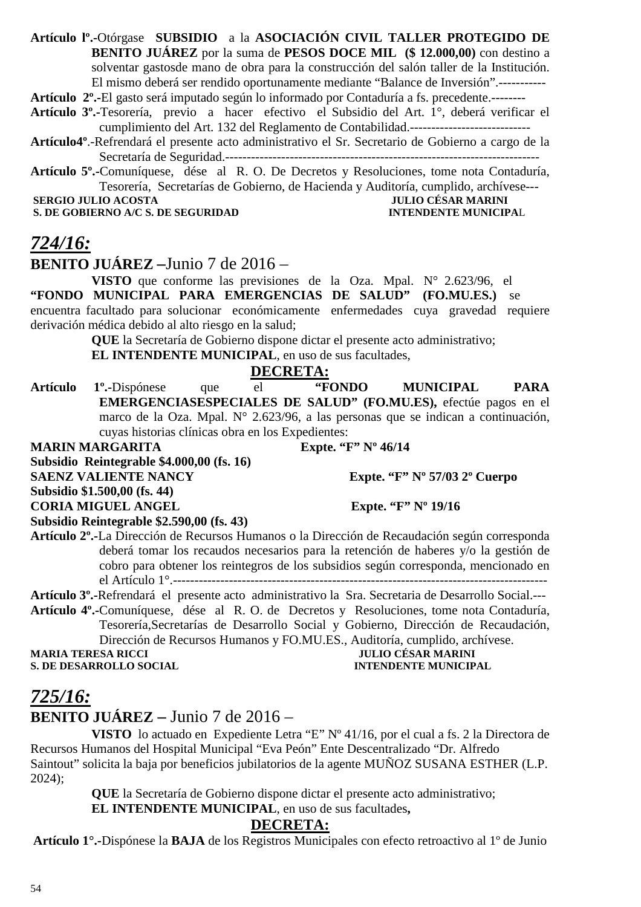**Artículo lº.-**Otórgase **SUBSIDIO** a la **ASOCIACIÓN CIVIL TALLER PROTEGIDO DE BENITO JUÁREZ** por la suma de **PESOS DOCE MIL ($ 12.000,00)** con destino a solventar gastosde mano de obra para la construcción del salón taller de la Institución. El mismo deberá ser rendido oportunamente mediante "Balance de Inversión".-----------

**Artículo 2º.-**El gasto será imputado según lo informado por Contaduría a fs. precedente.--------

**Artículo 3º.-**Tesorería, previo a hacer efectivo el Subsidio del Art. 1°, deberá verificar el cumplimiento del Art. 132 del Reglamento de Contabilidad.----------------------------

**Artículo4º**.-Refrendará el presente acto administrativo el Sr. Secretario de Gobierno a cargo de la Secretaría de Seguridad.---------------------------------------------------------------------------

**Artículo 5º.-**Comuníquese, dése al R. O. De Decretos y Resoluciones, tome nota Contaduría, Tesorería, Secretarías de Gobierno, de Hacienda y Auditoría, cumplido, archívese---

**SERGIO JULIO ACOSTA** — **JULIO CÉSAR MARINI**
**S. DE GOBIERNO A/C S. DE SEGURIDAD** — **INTENDENTE MUNICIPAL**

## *724/16:*

**BENITO JUÁREZ –**Junio 7 de 2016 –

**VISTO** que conforme las previsiones de la Oza. Mpal. N° 2.623/96, el **"FONDO MUNICIPAL PARA EMERGENCIAS DE SALUD" (FO.MU.ES.)** se encuentra facultado para solucionar económicamente enfermedades cuya gravedad requiere derivación médica debido al alto riesgo en la salud;

**QUE** la Secretaría de Gobierno dispone dictar el presente acto administrativo;

**EL INTENDENTE MUNICIPAL**, en uso de sus facultades,

**DECRETA:**

**Artículo 1º.-**Dispónese que el **"FONDO MUNICIPAL PARA EMERGENCIASESPECIALES DE SALUD" (FO.MU.ES),** efectúe pagos en el marco de la Oza. Mpal. N° 2.623/96, a las personas que se indican a continuación, cuyas historias clínicas obra en los Expedientes:

**MARIN MARGARITA** — **Expte. "F" Nº 46/14**
**Subsidio Reintegrable $4.000,00 (fs. 16)**
**SAENZ VALIENTE NANCY** — **Expte. "F" Nº 57/03 2º Cuerpo**
**Subsidio $1.500,00 (fs. 44)**
**CORIA MIGUEL ANGEL** — **Expte. "F" Nº 19/16**
**Subsidio Reintegrable $2.590,00 (fs. 43)**

**Artículo 2º.-**La Dirección de Recursos Humanos o la Dirección de Recaudación según corresponda deberá tomar los recaudos necesarios para la retención de haberes y/o la gestión de cobro para obtener los reintegros de los subsidios según corresponda, mencionado en el Artículo 1°.------------------------------------------------------------------------------------

**Artículo 3º.-**Refrendará el presente acto administrativo la Sra. Secretaria de Desarrollo Social.---

**Artículo 4º.-**Comuníquese, dése al R. O. de Decretos y Resoluciones, tome nota Contaduría, Tesorería,Secretarías de Desarrollo Social y Gobierno, Dirección de Recaudación, Dirección de Recursos Humanos y FO.MU.ES., Auditoría, cumplido, archívese.

**MARIA TERESA RICCI** — **JULIO CÉSAR MARINI**
**S. DE DESARROLLO SOCIAL** — **INTENDENTE MUNICIPAL**

## *725/16:*

**BENITO JUÁREZ –** Junio 7 de 2016 –

**VISTO** lo actuado en Expediente Letra "E" Nº 41/16, por el cual a fs. 2 la Directora de Recursos Humanos del Hospital Municipal "Eva Peón" Ente Descentralizado "Dr. Alfredo Saintout" solicita la baja por beneficios jubilatorios de la agente MUÑOZ SUSANA ESTHER (L.P. 2024);

**QUE** la Secretaría de Gobierno dispone dictar el presente acto administrativo;

**EL INTENDENTE MUNICIPAL**, en uso de sus facultades**,**

**DECRETA:**

**Artículo 1°.-**Dispónese la **BAJA** de los Registros Municipales con efecto retroactivo al 1º de Junio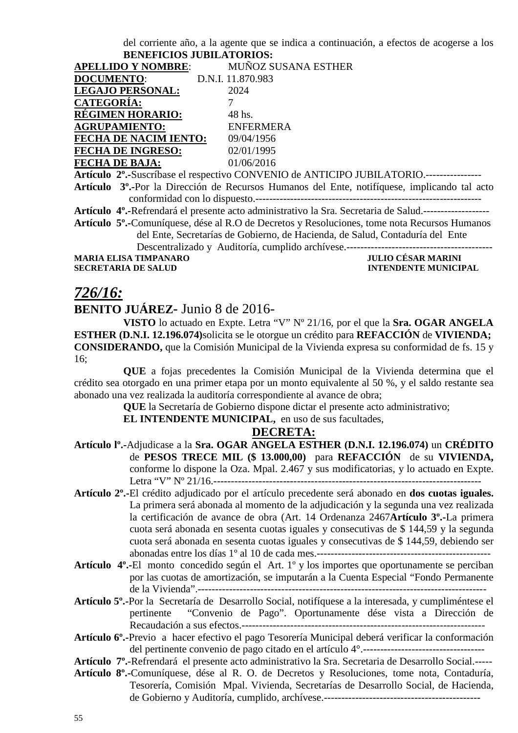del corriente año, a la agente que se indica a continuación, a efectos de acogerse a los **BENEFICIOS JUBILATORIOS:**

**APELLIDO Y NOMBRE**: MUÑOZ SUSANA ESTHER
**DOCUMENTO**: D.N.I. 11.870.983
**LEGAJO PERSONAL:** 2024
**CATEGORÍA:** 7
**RÉGIMEN HORARIO:** 48 hs.
**AGRUPAMIENTO:** ENFERMERA
**FECHA DE NACIM IENTO:** 09/04/1956
**FECHA DE INGRESO:** 02/01/1995
**FECHA DE BAJA:** 01/06/2016

**Artículo 2º.-**Suscríbase el respectivo CONVENIO de ANTICIPO JUBILATORIO.----------------

**Artículo 3º.-**Por la Dirección de Recursos Humanos del Ente, notifíquese, implicando tal acto conformidad con lo dispuesto.-----------------------------------------------------------------

**Artículo 4º.-**Refrendará el presente acto administrativo la Sra. Secretaria de Salud.-------------------

**Artículo 5º.-**Comuníquese, dése al R.O de Decretos y Resoluciones, tome nota Recursos Humanos del Ente, Secretarías de Gobierno, de Hacienda, de Salud, Contaduría del Ente Descentralizado y Auditoría, cumplido archívese.-------------------------------------------

**MARIA ELISA TIMPANARO** — **SECRETARIA DE SALUD**
**JULIO CÉSAR MARINI** — **INTENDENTE MUNICIPAL**

## *726/16:*

**BENITO JUÁREZ-** Junio 8 de 2016-

**VISTO** lo actuado en Expte. Letra "V" Nº 21/16, por el que la **Sra. OGAR ANGELA ESTHER (D.N.I. 12.196.074)**solicita se le otorgue un crédito para **REFACCIÓN** de **VIVIENDA;**
**CONSIDERANDO,** que la Comisión Municipal de la Vivienda expresa su conformidad de fs. 15 y 16;

**QUE** a fojas precedentes la Comisión Municipal de la Vivienda determina que el crédito sea otorgado en una primer etapa por un monto equivalente al 50 %, y el saldo restante sea abonado una vez realizada la auditoría correspondiente al avance de obra;

**QUE** la Secretaría de Gobierno dispone dictar el presente acto administrativo;

**EL INTENDENTE MUNICIPAL,** en uso de sus facultades,

**DECRETA:**

**Artículo lº.-**Adjudicase a la **Sra. OGAR ANGELA ESTHER (D.N.I. 12.196.074)** un **CRÉDITO** de **PESOS TRECE MIL ($ 13.000,00)** para **REFACCIÓN** de su **VIVIENDA,** conforme lo dispone la Oza. Mpal. 2.467 y sus modificatorias, y lo actuado en Expte. Letra "V" Nº 21/16.-----------------------------------------------------------------------------

**Artículo 2º.-**El crédito adjudicado por el artículo precedente será abonado en **dos cuotas iguales.** La primera será abonada al momento de la adjudicación y la segunda una vez realizada la certificación de avance de obra (Art. 14 Ordenanza 2467**Artículo 3º.-**La primera cuota será abonada en sesenta cuotas iguales y consecutivas de $ 144,59 y la segunda cuota será abonada en sesenta cuotas iguales y consecutivas de $ 144,59, debiendo ser abonadas entre los días 1º al 10 de cada mes.--------------------------------------------------

**Artículo 4º.-**El monto concedido según el Art. 1º y los importes que oportunamente se perciban por las cuotas de amortización, se imputarán a la Cuenta Especial "Fondo Permanente de la Vivienda".---------------------------------------------------------------------------------

**Artículo 5º.-**Por la Secretaría de Desarrollo Social, notifíquese a la interesada, y cumpliméntese el pertinente "Convenio de Pago". Oportunamente dése vista a Dirección de Recaudación a sus efectos.---------------------------------------------------------------------

**Artículo 6º.-**Previo a hacer efectivo el pago Tesorería Municipal deberá verificar la conformación del pertinente convenio de pago citado en el artículo 4°.-----------------------------------

**Artículo 7º.-**Refrendará el presente acto administrativo la Sra. Secretaria de Desarrollo Social.-----

**Artículo 8º.-**Comuníquese, dése al R. O. de Decretos y Resoluciones, tome nota, Contaduría, Tesorería, Comisión Mpal. Vivienda, Secretarías de Desarrollo Social, de Hacienda, de Gobierno y Auditoría, cumplido, archívese.---------------------------------------------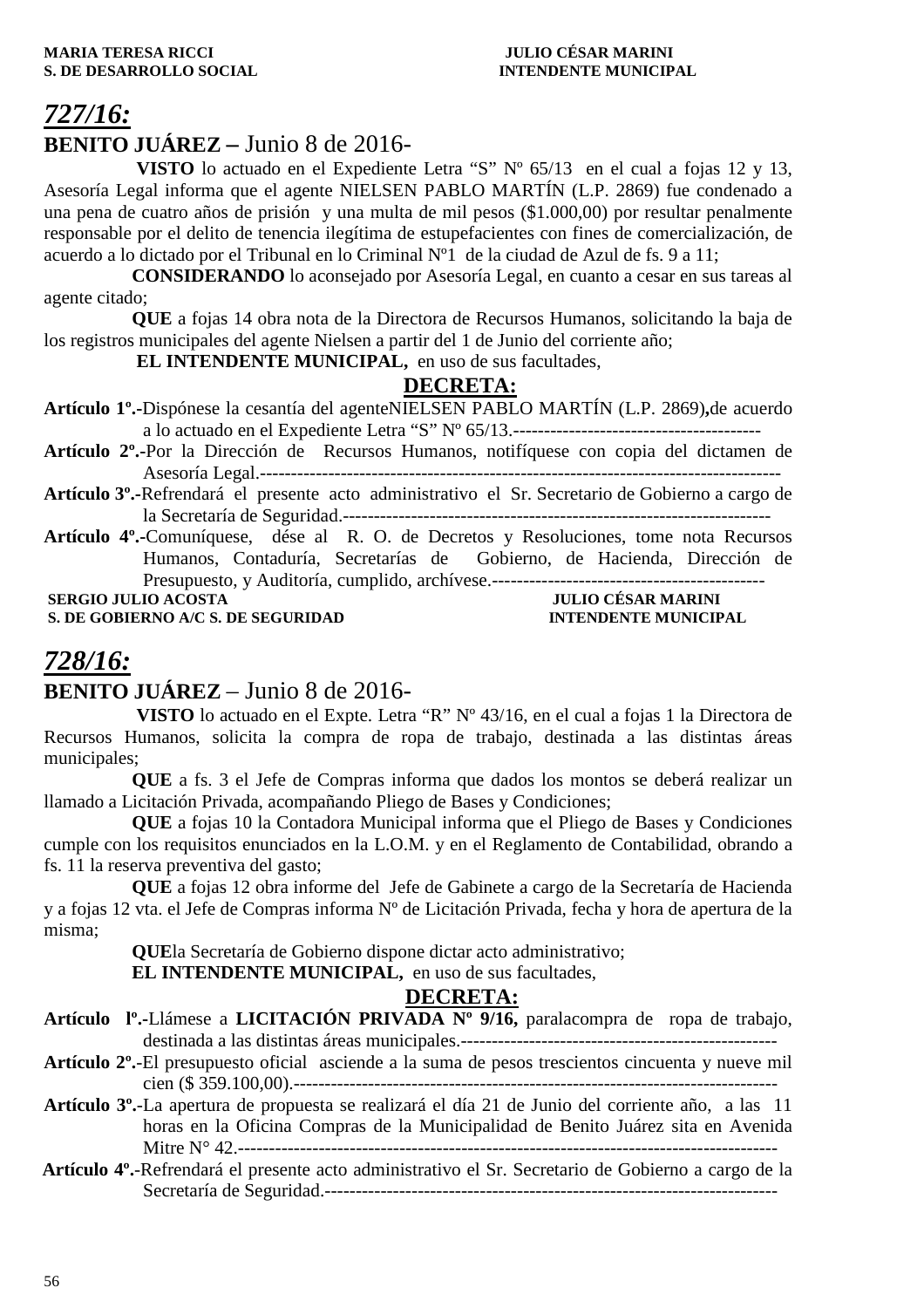**MARIA TERESA RICCI** **JULIO CÉSAR MARINI**
**S. DE DESARROLLO SOCIAL** **INTENDENTE MUNICIPAL**

## *727/16:*

**BENITO JUÁREZ –** Junio 8 de 2016-

**VISTO** lo actuado en el Expediente Letra "S" Nº 65/13 en el cual a fojas 12 y 13, Asesoría Legal informa que el agente NIELSEN PABLO MARTÍN (L.P. 2869) fue condenado a una pena de cuatro años de prisión y una multa de mil pesos ($1.000,00) por resultar penalmente responsable por el delito de tenencia ilegítima de estupefacientes con fines de comercialización, de acuerdo a lo dictado por el Tribunal en lo Criminal Nº1 de la ciudad de Azul de fs. 9 a 11;

**CONSIDERANDO** lo aconsejado por Asesoría Legal, en cuanto a cesar en sus tareas al agente citado;

**QUE** a fojas 14 obra nota de la Directora de Recursos Humanos, solicitando la baja de los registros municipales del agente Nielsen a partir del 1 de Junio del corriente año;

**EL INTENDENTE MUNICIPAL,** en uso de sus facultades,

**DECRETA:**

**Artículo 1º.-**Dispónese la cesantía del agenteNIELSEN PABLO MARTÍN (L.P. 2869)**,**de acuerdo a lo actuado en el Expediente Letra "S" Nº 65/13.----------------------------------------

**Artículo 2º.-**Por la Dirección de Recursos Humanos, notifíquese con copia del dictamen de Asesoría Legal.-----------------------------------------------------------------------------------

**Artículo 3º.-**Refrendará el presente acto administrativo el Sr. Secretario de Gobierno a cargo de la Secretaría de Seguridad.---------------------------------------------------------------------

**Artículo 4º.-**Comuníquese, dése al R. O. de Decretos y Resoluciones, tome nota Recursos Humanos, Contaduría, Secretarías de Gobierno, de Hacienda, Dirección de Presupuesto, y Auditoría, cumplido, archívese.--------------------------------------------

**SERGIO JULIO ACOSTA** **JULIO CÉSAR MARINI**
**S. DE GOBIERNO A/C S. DE SEGURIDAD** **INTENDENTE MUNICIPAL**

## *728/16:*

**BENITO JUÁREZ** – Junio 8 de 2016-

**VISTO** lo actuado en el Expte. Letra "R" Nº 43/16, en el cual a fojas 1 la Directora de Recursos Humanos, solicita la compra de ropa de trabajo, destinada a las distintas áreas municipales;

**QUE** a fs. 3 el Jefe de Compras informa que dados los montos se deberá realizar un llamado a Licitación Privada, acompañando Pliego de Bases y Condiciones;

**QUE** a fojas 10 la Contadora Municipal informa que el Pliego de Bases y Condiciones cumple con los requisitos enunciados en la L.O.M. y en el Reglamento de Contabilidad, obrando a fs. 11 la reserva preventiva del gasto;

**QUE** a fojas 12 obra informe del Jefe de Gabinete a cargo de la Secretaría de Hacienda y a fojas 12 vta. el Jefe de Compras informa Nº de Licitación Privada, fecha y hora de apertura de la misma;

**QUE**la Secretaría de Gobierno dispone dictar acto administrativo;

**EL INTENDENTE MUNICIPAL,** en uso de sus facultades,

**DECRETA:**

**Artículo lº.-**Llámese a **LICITACIÓN PRIVADA Nº 9/16,** paralacompra de ropa de trabajo, destinada a las distintas áreas municipales.---------------------------------------------------

**Artículo 2º.-**El presupuesto oficial asciende a la suma de pesos trescientos cincuenta y nueve mil cien ($ 359.100,00).--------------------------------------------------------------------------------

**Artículo 3º.-**La apertura de propuesta se realizará el día 21 de Junio del corriente año, a las 11 horas en la Oficina Compras de la Municipalidad de Benito Juárez sita en Avenida Mitre N° 42.-------------------------------------------------------------------------------------

**Artículo 4º.-**Refrendará el presente acto administrativo el Sr. Secretario de Gobierno a cargo de la Secretaría de Seguridad.-----------------------------------------------------------------------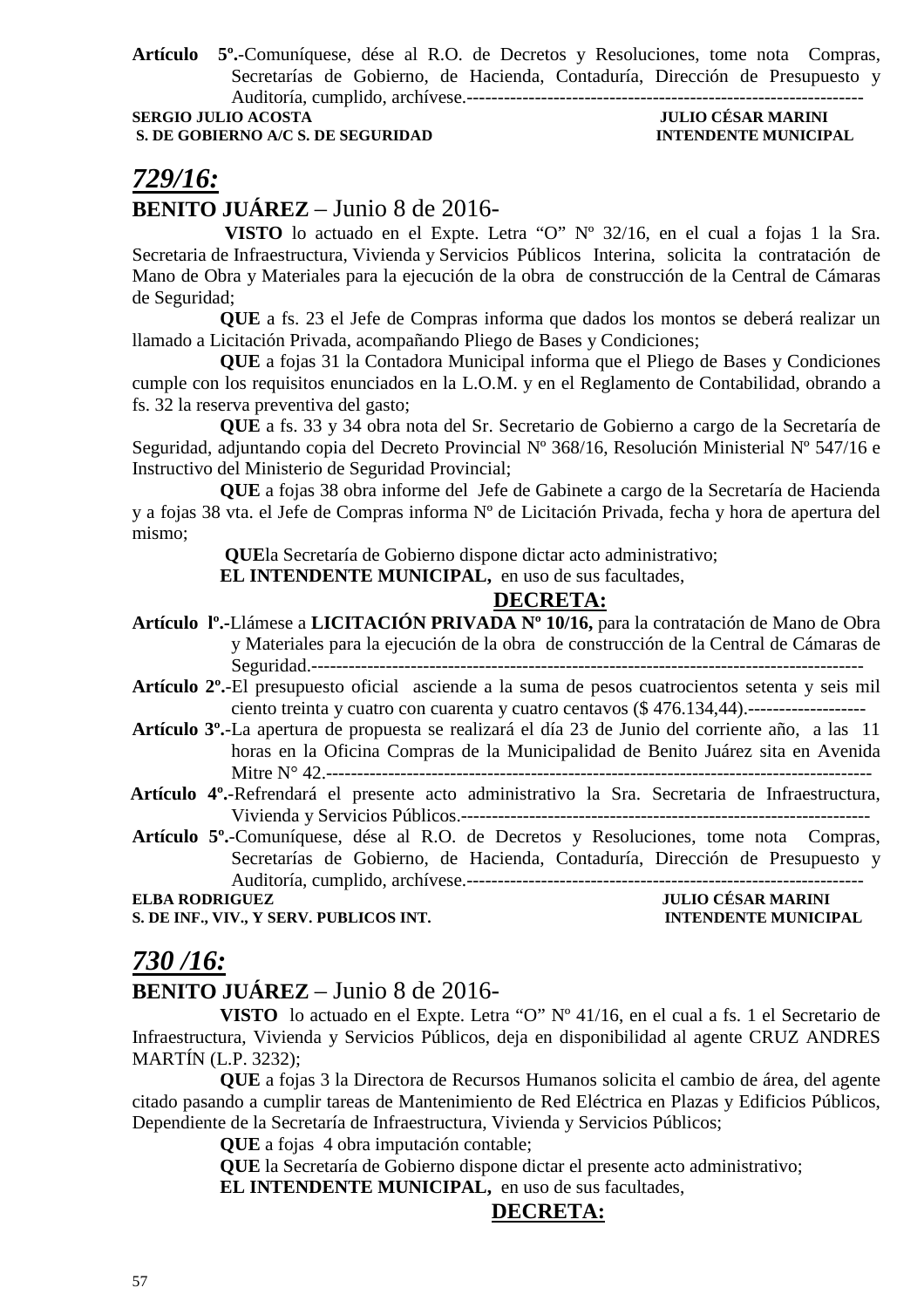**Artículo 5º.**-Comuníquese, dése al R.O. de Decretos y Resoluciones, tome nota Compras, Secretarías de Gobierno, de Hacienda, Contaduría, Dirección de Presupuesto y Auditoría, cumplido, archívese.-----------------------------------------------------------------

**SERGIO JULIO ACOSTA** — **S. DE GOBIERNO A/C S. DE SEGURIDAD**

**JULIO CÉSAR MARINI** — **INTENDENTE MUNICIPAL**

## *729/16:*

**BENITO JUÁREZ** – Junio 8 de 2016-

**VISTO** lo actuado en el Expte. Letra "O" Nº 32/16, en el cual a fojas 1 la Sra. Secretaria de Infraestructura, Vivienda y Servicios Públicos Interina, solicita la contratación de Mano de Obra y Materiales para la ejecución de la obra de construcción de la Central de Cámaras de Seguridad;

**QUE** a fs. 23 el Jefe de Compras informa que dados los montos se deberá realizar un llamado a Licitación Privada, acompañando Pliego de Bases y Condiciones;

**QUE** a fojas 31 la Contadora Municipal informa que el Pliego de Bases y Condiciones cumple con los requisitos enunciados en la L.O.M. y en el Reglamento de Contabilidad, obrando a fs. 32 la reserva preventiva del gasto;

**QUE** a fs. 33 y 34 obra nota del Sr. Secretario de Gobierno a cargo de la Secretaría de Seguridad, adjuntando copia del Decreto Provincial Nº 368/16, Resolución Ministerial Nº 547/16 e Instructivo del Ministerio de Seguridad Provincial;

**QUE** a fojas 38 obra informe del Jefe de Gabinete a cargo de la Secretaría de Hacienda y a fojas 38 vta. el Jefe de Compras informa Nº de Licitación Privada, fecha y hora de apertura del mismo;

**QUE**la Secretaría de Gobierno dispone dictar acto administrativo;

**EL INTENDENTE MUNICIPAL,** en uso de sus facultades,

**DECRETA:**

**Artículo lº.**-Llámese a **LICITACIÓN PRIVADA Nº 10/16,** para la contratación de Mano de Obra y Materiales para la ejecución de la obra de construcción de la Central de Cámaras de Seguridad.-------------------------------------------------------------------------------------

**Artículo 2º.**-El presupuesto oficial asciende a la suma de pesos cuatrocientos setenta y seis mil ciento treinta y cuatro con cuarenta y cuatro centavos ($ 476.134,44).-------------------

**Artículo 3º.**-La apertura de propuesta se realizará el día 23 de Junio del corriente año, a las 11 horas en la Oficina Compras de la Municipalidad de Benito Juárez sita en Avenida Mitre N° 42.-------------------------------------------------------------------------------------

**Artículo 4º.**-Refrendará el presente acto administrativo la Sra. Secretaria de Infraestructura, Vivienda y Servicios Públicos.------------------------------------------------------------------

**Artículo 5º.**-Comuníquese, dése al R.O. de Decretos y Resoluciones, tome nota Compras, Secretarías de Gobierno, de Hacienda, Contaduría, Dirección de Presupuesto y Auditoría, cumplido, archívese.-----------------------------------------------------------------

**ELBA RODRIGUEZ** — **S. DE INF., VIV., Y SERV. PUBLICOS INT.**

**JULIO CÉSAR MARINI** — **INTENDENTE MUNICIPAL**

## *730 /16:*

**BENITO JUÁREZ** – Junio 8 de 2016-

**VISTO** lo actuado en el Expte. Letra "O" Nº 41/16, en el cual a fs. 1 el Secretario de Infraestructura, Vivienda y Servicios Públicos, deja en disponibilidad al agente CRUZ ANDRES MARTÍN (L.P. 3232);

**QUE** a fojas 3 la Directora de Recursos Humanos solicita el cambio de área, del agente citado pasando a cumplir tareas de Mantenimiento de Red Eléctrica en Plazas y Edificios Públicos, Dependiente de la Secretaría de Infraestructura, Vivienda y Servicios Públicos;

**QUE** a fojas 4 obra imputación contable;

**QUE** la Secretaría de Gobierno dispone dictar el presente acto administrativo;

**EL INTENDENTE MUNICIPAL,** en uso de sus facultades,

**DECRETA:**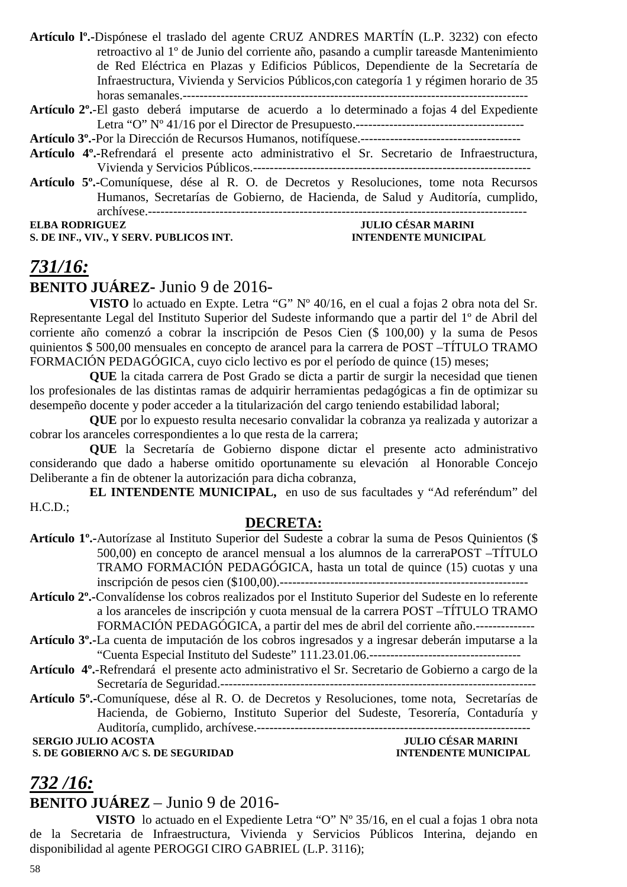**Artículo lº.-**Dispónese el traslado del agente CRUZ ANDRES MARTÍN (L.P. 3232) con efecto retroactivo al 1º de Junio del corriente año, pasando a cumplir tareasde Mantenimiento de Red Eléctrica en Plazas y Edificios Públicos, Dependiente de la Secretaría de Infraestructura, Vivienda y Servicios Públicos,con categoría 1 y régimen horario de 35 horas semanales.----------------------------------------------------------------------------------

**Artículo 2º.-**El gasto deberá imputarse de acuerdo a lo determinado a fojas 4 del Expediente Letra "O" Nº 41/16 por el Director de Presupuesto.----------------------------------------

**Artículo 3º.-**Por la Dirección de Recursos Humanos, notifíquese.--------------------------------------

**Artículo 4º.-**Refrendará el presente acto administrativo el Sr. Secretario de Infraestructura, Vivienda y Servicios Públicos.-------------------------------------------------------------------

**Artículo 5º.-**Comuníquese, dése al R. O. de Decretos y Resoluciones, tome nota Recursos Humanos, Secretarías de Gobierno, de Hacienda, de Salud y Auditoría, cumplido, archívese.------------------------------------------------------------------------------------------

**ELBA RODRIGUEZ** — **JULIO CÉSAR MARINI**
**S. DE INF., VIV., Y SERV. PUBLICOS INT.** — **INTENDENTE MUNICIPAL**

## *731/16:*

**BENITO JUÁREZ-** Junio 9 de 2016-

**VISTO** lo actuado en Expte. Letra "G" Nº 40/16, en el cual a fojas 2 obra nota del Sr. Representante Legal del Instituto Superior del Sudeste informando que a partir del 1º de Abril del corriente año comenzó a cobrar la inscripción de Pesos Cien ($ 100,00) y la suma de Pesos quinientos $ 500,00 mensuales en concepto de arancel para la carrera de POST –TÍTULO TRAMO FORMACIÓN PEDAGÓGICA, cuyo ciclo lectivo es por el período de quince (15) meses;

**QUE** la citada carrera de Post Grado se dicta a partir de surgir la necesidad que tienen los profesionales de las distintas ramas de adquirir herramientas pedagógicas a fin de optimizar su desempeño docente y poder acceder a la titularización del cargo teniendo estabilidad laboral;

**QUE** por lo expuesto resulta necesario convalidar la cobranza ya realizada y autorizar a cobrar los aranceles correspondientes a lo que resta de la carrera;

**QUE** la Secretaría de Gobierno dispone dictar el presente acto administrativo considerando que dado a haberse omitido oportunamente su elevación al Honorable Concejo Deliberante a fin de obtener la autorización para dicha cobranza,

**EL INTENDENTE MUNICIPAL,** en uso de sus facultades y "Ad referéndum" del H.C.D.;

**DECRETA:**

**Artículo 1º.-**Autorízase al Instituto Superior del Sudeste a cobrar la suma de Pesos Quinientos ($ 500,00) en concepto de arancel mensual a los alumnos de la carreraPOST –TÍTULO TRAMO FORMACIÓN PEDAGÓGICA, hasta un total de quince (15) cuotas y una inscripción de pesos cien ($100,00).-----------------------------------------------------------

**Artículo 2º.-**Convalídense los cobros realizados por el Instituto Superior del Sudeste en lo referente a los aranceles de inscripción y cuota mensual de la carrera POST –TÍTULO TRAMO FORMACIÓN PEDAGÓGICA, a partir del mes de abril del corriente año.--------------

**Artículo 3º.-**La cuenta de imputación de los cobros ingresados y a ingresar deberán imputarse a la "Cuenta Especial Instituto del Sudeste" 111.23.01.06.------------------------------------

**Artículo 4º.-**Refrendará el presente acto administrativo el Sr. Secretario de Gobierno a cargo de la Secretaría de Seguridad.---------------------------------------------------------------------------

**Artículo 5º.-**Comuníquese, dése al R. O. de Decretos y Resoluciones, tome nota, Secretarías de Hacienda, de Gobierno, Instituto Superior del Sudeste, Tesorería, Contaduría y Auditoría, cumplido, archívese.----------------------------------------------------------------

**SERGIO JULIO ACOSTA** — **JULIO CÉSAR MARINI**
**S. DE GOBIERNO A/C S. DE SEGURIDAD** — **INTENDENTE MUNICIPAL**

## *732 /16:*

**BENITO JUÁREZ** – Junio 9 de 2016-

**VISTO** lo actuado en el Expediente Letra "O" Nº 35/16, en el cual a fojas 1 obra nota de la Secretaria de Infraestructura, Vivienda y Servicios Públicos Interina, dejando en disponibilidad al agente PEROGGI CIRO GABRIEL (L.P. 3116);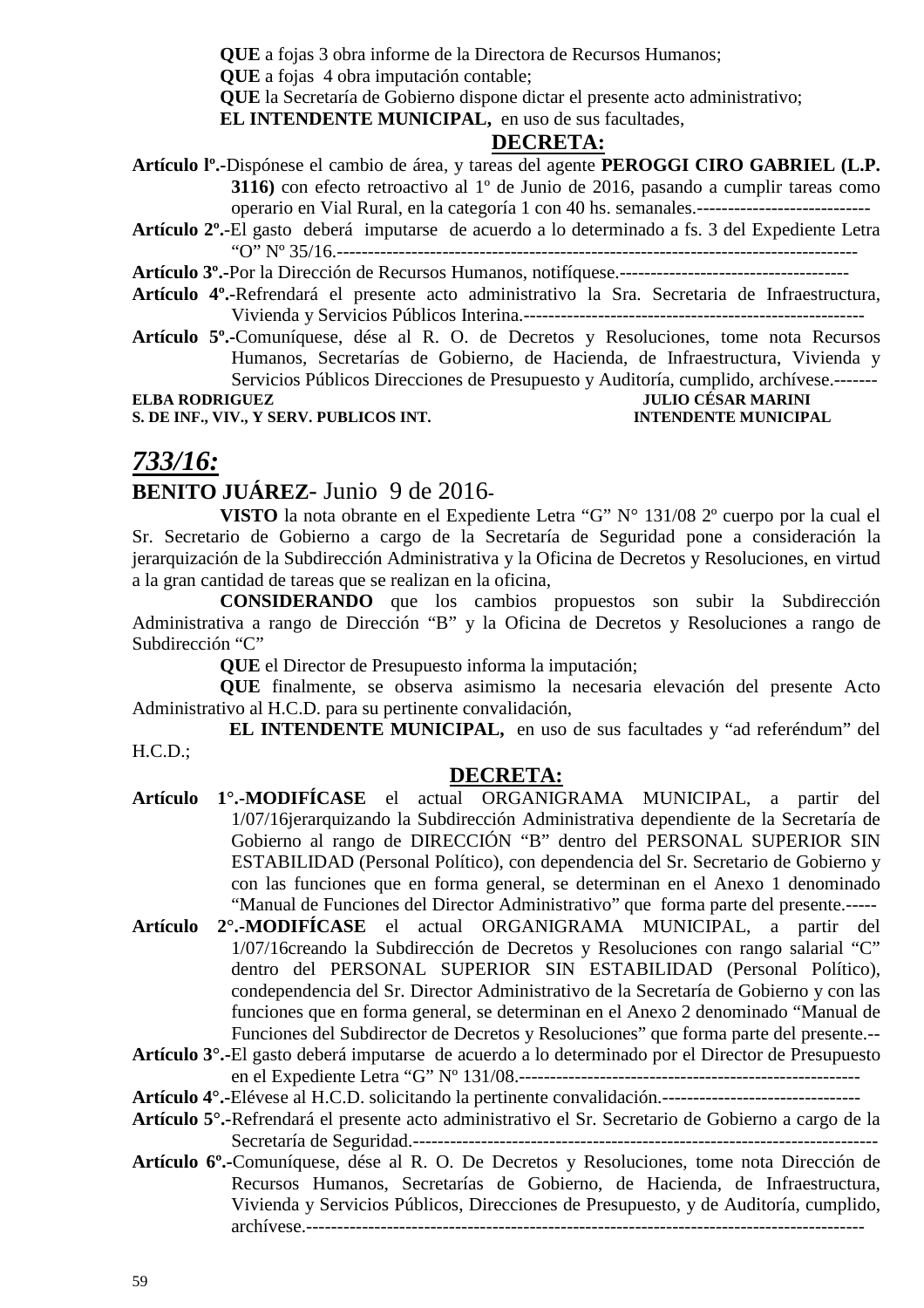**QUE** a fojas 3 obra informe de la Directora de Recursos Humanos;
**QUE** a fojas 4 obra imputación contable;
**QUE** la Secretaría de Gobierno dispone dictar el presente acto administrativo;
**EL INTENDENTE MUNICIPAL,** en uso de sus facultades,

**DECRETA:**

**Artículo lº.-**Dispónese el cambio de área, y tareas del agente **PEROGGI CIRO GABRIEL (L.P. 3116)** con efecto retroactivo al 1º de Junio de 2016, pasando a cumplir tareas como operario en Vial Rural, en la categoría 1 con 40 hs. semanales.----------------------------

**Artículo 2º.-**El gasto deberá imputarse de acuerdo a lo determinado a fs. 3 del Expediente Letra "O" Nº 35/16.----------------------------------------------------------------------------------------

**Artículo 3º.-**Por la Dirección de Recursos Humanos, notifíquese.-------------------------------------

**Artículo 4º.-**Refrendará el presente acto administrativo la Sra. Secretaria de Infraestructura, Vivienda y Servicios Públicos Interina.------------------------------------------------------

**Artículo 5º.-**Comuníquese, dése al R. O. de Decretos y Resoluciones, tome nota Recursos Humanos, Secretarías de Gobierno, de Hacienda, de Infraestructura, Vivienda y Servicios Públicos Direcciones de Presupuesto y Auditoría, cumplido, archívese.-------

**ELBA RODRIGUEZ** — **S. DE INF., VIV., Y SERV. PUBLICOS INT.**
**JULIO CÉSAR MARINI** — **INTENDENTE MUNICIPAL**

## *733/16:*

**BENITO JUÁREZ**- Junio 9 de 2016-

**VISTO** la nota obrante en el Expediente Letra "G" N° 131/08 2º cuerpo por la cual el Sr. Secretario de Gobierno a cargo de la Secretaría de Seguridad pone a consideración la jerarquización de la Subdirección Administrativa y la Oficina de Decretos y Resoluciones, en virtud a la gran cantidad de tareas que se realizan en la oficina,

**CONSIDERANDO** que los cambios propuestos son subir la Subdirección Administrativa a rango de Dirección "B" y la Oficina de Decretos y Resoluciones a rango de Subdirección "C"

**QUE** el Director de Presupuesto informa la imputación;

**QUE** finalmente, se observa asimismo la necesaria elevación del presente Acto Administrativo al H.C.D. para su pertinente convalidación,

**EL INTENDENTE MUNICIPAL,** en uso de sus facultades y "ad referéndum" del H.C.D.;

**DECRETA:**

**Artículo 1°.-MODIFÍCASE** el actual ORGANIGRAMA MUNICIPAL, a partir del 1/07/16jerarquizando la Subdirección Administrativa dependiente de la Secretaría de Gobierno al rango de DIRECCIÓN "B" dentro del PERSONAL SUPERIOR SIN ESTABILIDAD (Personal Político), con dependencia del Sr. Secretario de Gobierno y con las funciones que en forma general, se determinan en el Anexo 1 denominado "Manual de Funciones del Director Administrativo" que forma parte del presente.-----

**Artículo 2°.-MODIFÍCASE** el actual ORGANIGRAMA MUNICIPAL, a partir del 1/07/16creando la Subdirección de Decretos y Resoluciones con rango salarial "C" dentro del PERSONAL SUPERIOR SIN ESTABILIDAD (Personal Político), condependencia del Sr. Director Administrativo de la Secretaría de Gobierno y con las funciones que en forma general, se determinan en el Anexo 2 denominado "Manual de Funciones del Subdirector de Decretos y Resoluciones" que forma parte del presente.--

**Artículo 3°.-**El gasto deberá imputarse de acuerdo a lo determinado por el Director de Presupuesto en el Expediente Letra "G" Nº 131/08.-------------------------------------------------------

**Artículo 4°.-**Elévese al H.C.D. solicitando la pertinente convalidación.--------------------------------

**Artículo 5°.-**Refrendará el presente acto administrativo el Sr. Secretario de Gobierno a cargo de la Secretaría de Seguridad.-------------------------------------------------------------------------

**Artículo 6º.-**Comuníquese, dése al R. O. De Decretos y Resoluciones, tome nota Dirección de Recursos Humanos, Secretarías de Gobierno, de Hacienda, de Infraestructura, Vivienda y Servicios Públicos, Direcciones de Presupuesto, y de Auditoría, cumplido, archívese.------------------------------------------------------------------------------------------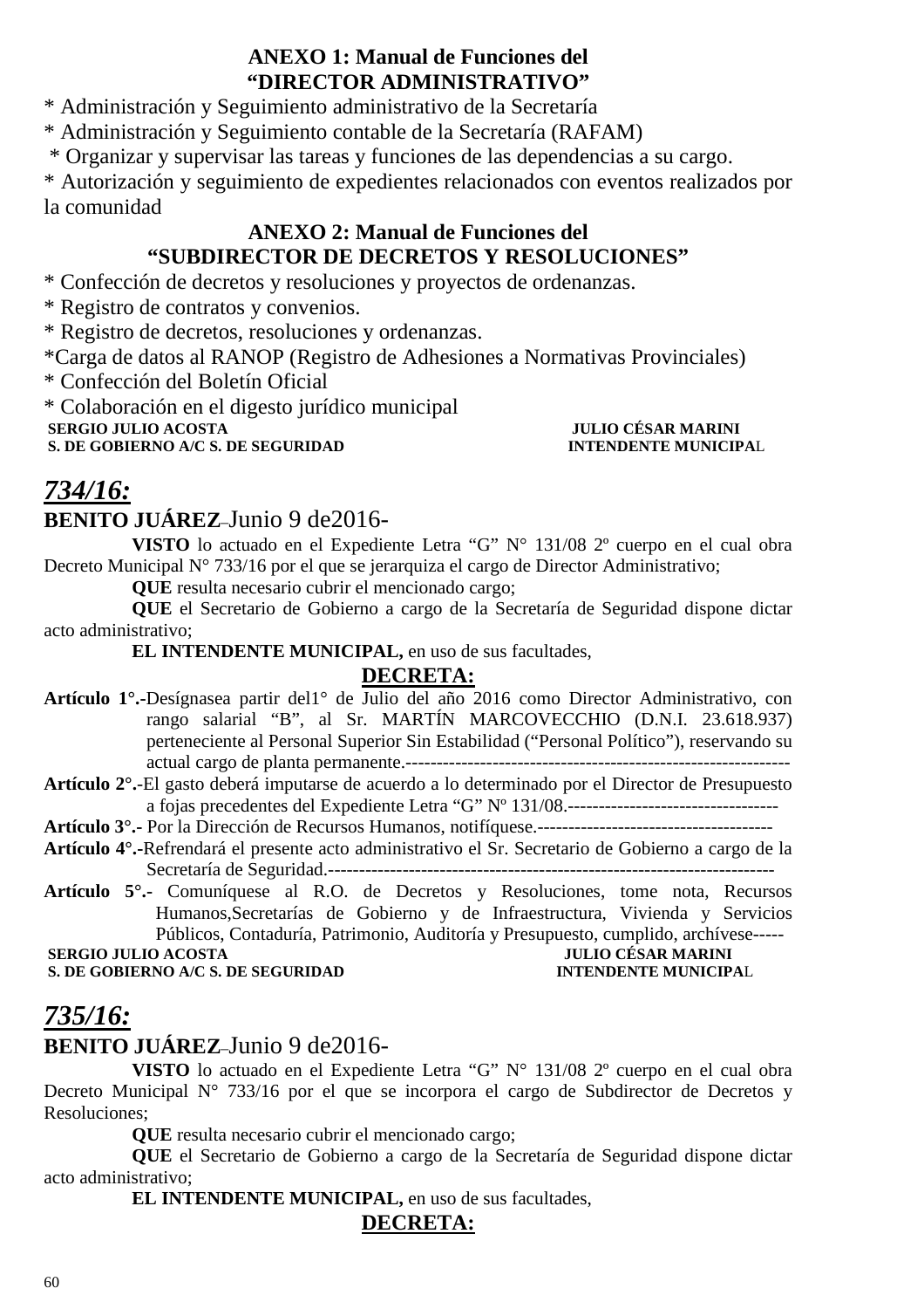**ANEXO 1: Manual de Funciones del**
**"DIRECTOR ADMINISTRATIVO"**

* Administración y Seguimiento administrativo de la Secretaría
* Administración y Seguimiento contable de la Secretaría (RAFAM)
* Organizar y supervisar las tareas y funciones de las dependencias a su cargo.
* Autorización y seguimiento de expedientes relacionados con eventos realizados por la comunidad

**ANEXO 2: Manual de Funciones del**
**"SUBDIRECTOR DE DECRETOS Y RESOLUCIONES"**

* Confección de decretos y resoluciones y proyectos de ordenanzas.
* Registro de contratos y convenios.
* Registro de decretos, resoluciones y ordenanzas.
*Carga de datos al RANOP (Registro de Adhesiones a Normativas Provinciales)
* Confección del Boletín Oficial
* Colaboración en el digesto jurídico municipal

**SERGIO JULIO ACOSTA** — **JULIO CÉSAR MARINI**
**S. DE GOBIERNO A/C S. DE SEGURIDAD** — **INTENDENTE MUNICIPAL**

## *734/16:*

**BENITO JUÁREZ**–Junio 9 de2016-

**VISTO** lo actuado en el Expediente Letra "G" N° 131/08 2º cuerpo en el cual obra Decreto Municipal N° 733/16 por el que se jerarquiza el cargo de Director Administrativo;

**QUE** resulta necesario cubrir el mencionado cargo;

**QUE** el Secretario de Gobierno a cargo de la Secretaría de Seguridad dispone dictar acto administrativo;

**EL INTENDENTE MUNICIPAL,** en uso de sus facultades,

**DECRETA:**

**Artículo 1°.-**Desígnasea partir del1° de Julio del año 2016 como Director Administrativo, con rango salarial "B", al Sr. MARTÍN MARCOVECCHIO (D.N.I. 23.618.937) pertenenciente al Personal Superior Sin Estabilidad ("Personal Político"), reservando su actual cargo de planta permanente.----------------------------------------------------------------

**Artículo 2°.-**El gasto deberá imputarse de acuerdo a lo determinado por el Director de Presupuesto a fojas precedentes del Expediente Letra "G" Nº 131/08.----------------------------------

**Artículo 3°.-** Por la Dirección de Recursos Humanos, notifíquese.--------------------------------------

**Artículo 4°.-**Refrendará el presente acto administrativo el Sr. Secretario de Gobierno a cargo de la Secretaría de Seguridad.------------------------------------------------------------------------

**Artículo 5°.-** Comuníquese al R.O. de Decretos y Resoluciones, tome nota, Recursos Humanos,Secretarías de Gobierno y de Infraestructura, Vivienda y Servicios Públicos, Contaduría, Patrimonio, Auditoría y Presupuesto, cumplido, archívese-----

**SERGIO JULIO ACOSTA** — **JULIO CÉSAR MARINI**
**S. DE GOBIERNO A/C S. DE SEGURIDAD** — **INTENDENTE MUNICIPAL**

## *735/16:*

**BENITO JUÁREZ**–Junio 9 de2016-

**VISTO** lo actuado en el Expediente Letra "G" N° 131/08 2º cuerpo en el cual obra Decreto Municipal N° 733/16 por el que se incorpora el cargo de Subdirector de Decretos y Resoluciones;

**QUE** resulta necesario cubrir el mencionado cargo;

**QUE** el Secretario de Gobierno a cargo de la Secretaría de Seguridad dispone dictar acto administrativo;

**EL INTENDENTE MUNICIPAL,** en uso de sus facultades,

**DECRETA:**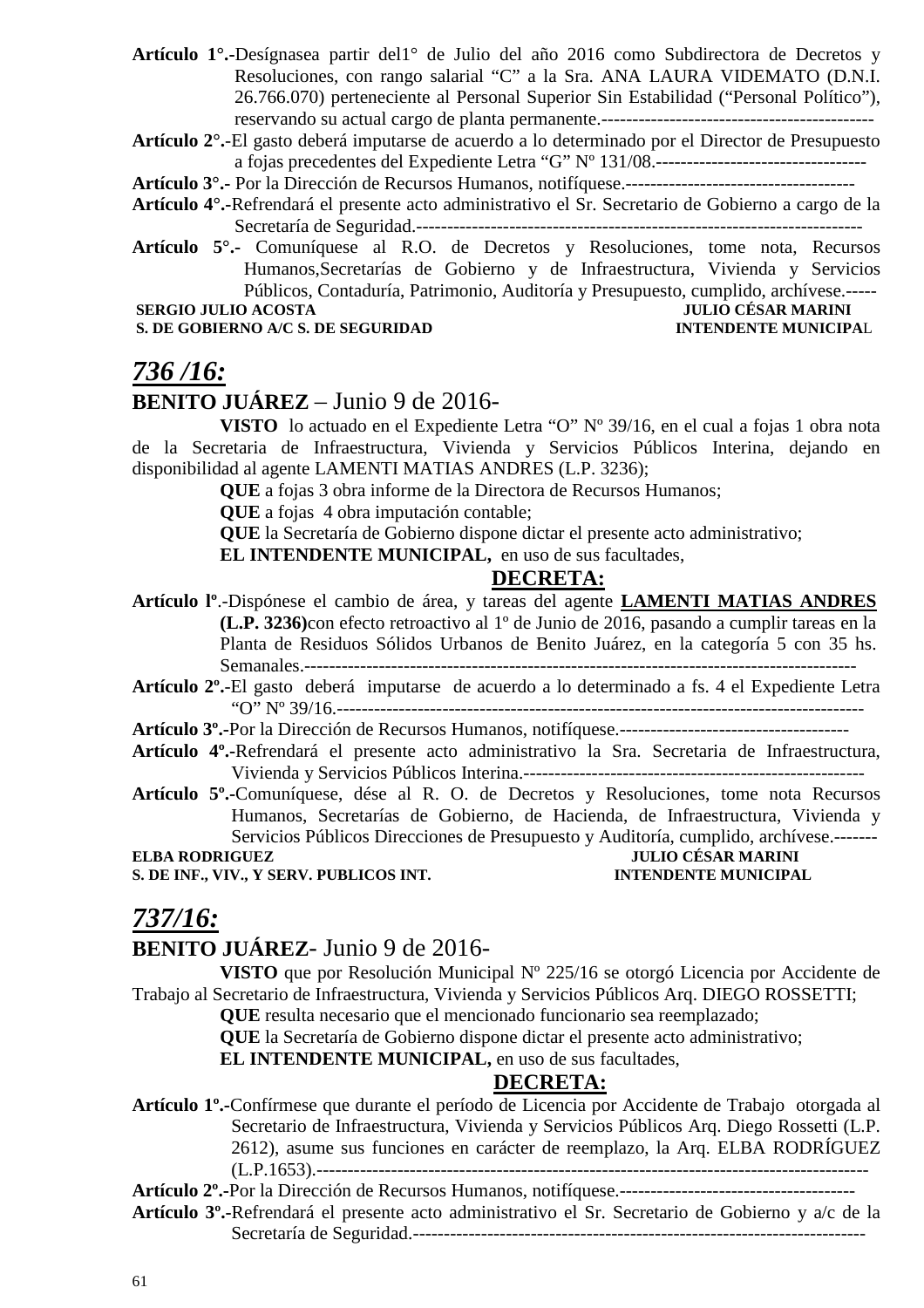**Artículo 1°.-**Desígnasea partir del1° de Julio del año 2016 como Subdirectora de Decretos y Resoluciones, con rango salarial "C" a la Sra. ANA LAURA VIDEMATO (D.N.I. 26.766.070) perteneciente al Personal Superior Sin Estabilidad ("Personal Político"), reservando su actual cargo de planta permanente.------------------------------------------

**Artículo 2°.-**El gasto deberá imputarse de acuerdo a lo determinado por el Director de Presupuesto a fojas precedentes del Expediente Letra "G" Nº 131/08.----------------------------------

**Artículo 3°.-** Por la Dirección de Recursos Humanos, notifíquese.-------------------------------------

**Artículo 4°.-**Refrendará el presente acto administrativo el Sr. Secretario de Gobierno a cargo de la Secretaría de Seguridad.------------------------------------------------------------------------

**Artículo 5°.-** Comuníquese al R.O. de Decretos y Resoluciones, tome nota, Recursos Humanos,Secretarías de Gobierno y de Infraestructura, Vivienda y Servicios Públicos, Contaduría, Patrimonio, Auditoría y Presupuesto, cumplido, archívese.-----

**SERGIO JULIO ACOSTA** — **JULIO CÉSAR MARINI**
**S. DE GOBIERNO A/C S. DE SEGURIDAD** — **INTENDENTE MUNICIPAL**

## *736 /16:*

**BENITO JUÁREZ** – Junio 9 de 2016-

**VISTO** lo actuado en el Expediente Letra "O" Nº 39/16, en el cual a fojas 1 obra nota de la Secretaria de Infraestructura, Vivienda y Servicios Públicos Interina, dejando en disponibilidad al agente LAMENTI MATIAS ANDRES (L.P. 3236);

**QUE** a fojas 3 obra informe de la Directora de Recursos Humanos;

**QUE** a fojas 4 obra imputación contable;

**QUE** la Secretaría de Gobierno dispone dictar el presente acto administrativo;

**EL INTENDENTE MUNICIPAL,** en uso de sus facultades,

**DECRETA:**

**Artículo lº.**-Dispónese el cambio de área, y tareas del agente **LAMENTI MATIAS ANDRES (L.P. 3236)**con efecto retroactivo al 1º de Junio de 2016, pasando a cumplir tareas en la Planta de Residuos Sólidos Urbanos de Benito Juárez, en la categoría 5 con 35 hs. Semanales.-----------------------------------------------------------------------------------------

**Artículo 2º.**-El gasto deberá imputarse de acuerdo a lo determinado a fs. 4 el Expediente Letra "O" Nº 39/16.---------------------------------------------------------------------------------

**Artículo 3º.**-Por la Dirección de Recursos Humanos, notifíquese.-------------------------------------

**Artículo 4º.**-Refrendará el presente acto administrativo la Sra. Secretaria de Infraestructura, Vivienda y Servicios Públicos Interina.------------------------------------------------------

**Artículo 5º.**-Comuníquese, dése al R. O. de Decretos y Resoluciones, tome nota Recursos Humanos, Secretarías de Gobierno, de Hacienda, de Infraestructura, Vivienda y Servicios Públicos Direcciones de Presupuesto y Auditoría, cumplido, archívese.-------

**ELBA RODRIGUEZ** — **JULIO CÉSAR MARINI**
**S. DE INF., VIV., Y SERV. PUBLICOS INT.** — **INTENDENTE MUNICIPAL**

## *737/16:*

**BENITO JUÁREZ**- Junio 9 de 2016-

**VISTO** que por Resolución Municipal Nº 225/16 se otorgó Licencia por Accidente de Trabajo al Secretario de Infraestructura, Vivienda y Servicios Públicos Arq. DIEGO ROSSETTI;

**QUE** resulta necesario que el mencionado funcionario sea reemplazado;

**QUE** la Secretaría de Gobierno dispone dictar el presente acto administrativo;

**EL INTENDENTE MUNICIPAL,** en uso de sus facultades,

**DECRETA:**

**Artículo 1º.**-Confírmese que durante el período de Licencia por Accidente de Trabajo otorgada al Secretario de Infraestructura, Vivienda y Servicios Públicos Arq. Diego Rossetti (L.P. 2612), asume sus funciones en carácter de reemplazo, la Arq. ELBA RODRÍGUEZ (L.P.1653).----------------------------------------------------------------------------------------

**Artículo 2º.**-Por la Dirección de Recursos Humanos, notifíquese.--------------------------------------

**Artículo 3º.**-Refrendará el presente acto administrativo el Sr. Secretario de Gobierno y a/c de la Secretaría de Seguridad.-----------------------------------------------------------------------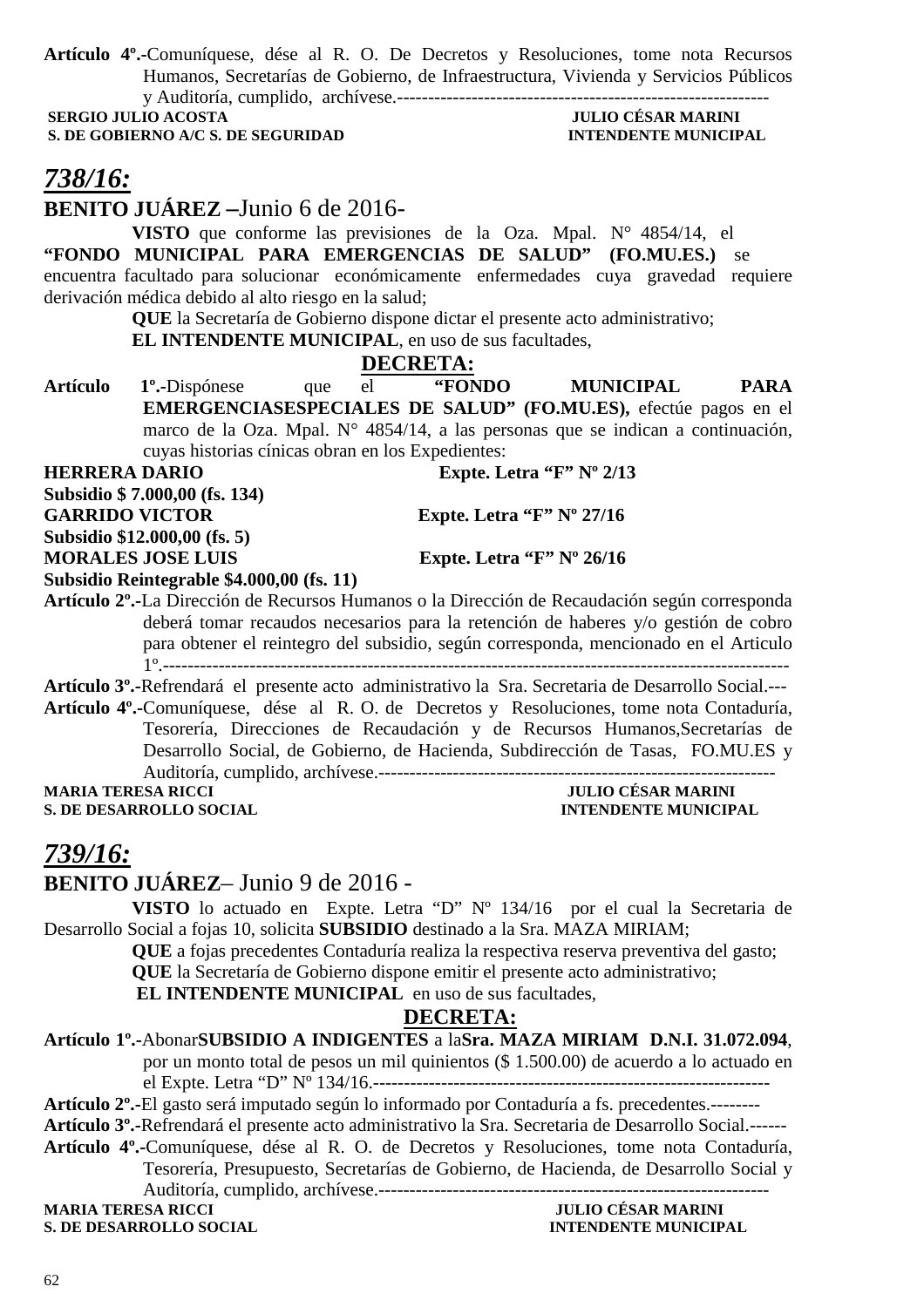**Artículo 4º.-**Comuníquese, dése al R. O. De Decretos y Resoluciones, tome nota Recursos Humanos, Secretarías de Gobierno, de Infraestructura, Vivienda y Servicios Públicos y Auditoría, cumplido, archívese.-----------------------------------------------------------

**SERGIO JULIO ACOSTA** — **JULIO CÉSAR MARINI**
**S. DE GOBIERNO A/C S. DE SEGURIDAD** — **INTENDENTE MUNICIPAL**

## *738/16:*

**BENITO JUÁREZ –**Junio 6 de 2016-

**VISTO** que conforme las previsiones de la Oza. Mpal. N° 4854/14, el **"FONDO MUNICIPAL PARA EMERGENCIAS DE SALUD" (FO.MU.ES.)** se encuentra facultado para solucionar económicamente enfermedades cuya gravedad requiere derivación médica debido al alto riesgo en la salud;

**QUE** la Secretaría de Gobierno dispone dictar el presente acto administrativo;

**EL INTENDENTE MUNICIPAL**, en uso de sus facultades,

**DECRETA:**

**Artículo 1º.-**Dispónese que el **"FONDO MUNICIPAL PARA EMERGENCIASESPECIALES DE SALUD" (FO.MU.ES),** efectúe pagos en el marco de la Oza. Mpal. N° 4854/14, a las personas que se indican a continuación, cuyas historias cínicas obran en los Expedientes:

**HERRERA DARIO** — **Expte. Letra "F" Nº 2/13**
**Subsidio $ 7.000,00 (fs. 134)**
**GARRIDO VICTOR** — **Expte. Letra "F" Nº 27/16**
**Subsidio $12.000,00 (fs. 5)**
**MORALES JOSE LUIS** — **Expte. Letra "F" Nº 26/16**
**Subsidio Reintegrable $4.000,00 (fs. 11)**

**Artículo 2º.-**La Dirección de Recursos Humanos o la Dirección de Recaudación según corresponda deberá tomar recaudos necesarios para la retención de haberes y/o gestión de cobro para obtener el reintegro del subsidio, según corresponda, mencionado en el Articulo 1º.---------------------------------------------------------------------------------------------------

**Artículo 3º.-**Refrendará el presente acto administrativo la Sra. Secretaria de Desarrollo Social.---

**Artículo 4º.-**Comuníquese, dése al R. O. de Decretos y Resoluciones, tome nota Contaduría, Tesorería, Direcciones de Recaudación y de Recursos Humanos,Secretarías de Desarrollo Social, de Gobierno, de Hacienda, Subdirección de Tasas, FO.MU.ES y Auditoría, cumplido, archívese.----------------------------------------------------------------

**MARIA TERESA RICCI** — **JULIO CÉSAR MARINI**
**S. DE DESARROLLO SOCIAL** — **INTENDENTE MUNICIPAL**

## *739/16:*

**BENITO JUÁREZ**– Junio 9 de 2016 -

**VISTO** lo actuado en Expte. Letra "D" Nº 134/16 por el cual la Secretaria de Desarrollo Social a fojas 10, solicita **SUBSIDIO** destinado a la Sra. MAZA MIRIAM;

**QUE** a fojas precedentes Contaduría realiza la respectiva reserva preventiva del gasto;

**QUE** la Secretaría de Gobierno dispone emitir el presente acto administrativo;

**EL INTENDENTE MUNICIPAL** en uso de sus facultades,

**DECRETA:**

**Artículo 1º.-**Abonar**SUBSIDIO A INDIGENTES** a la**Sra. MAZA MIRIAM D.N.I. 31.072.094**, por un monto total de pesos un mil quinientos ($ 1.500.00) de acuerdo a lo actuado en el Expte. Letra "D" Nº 134/16.----------------------------------------------------------------

**Artículo 2º.-**El gasto será imputado según lo informado por Contaduría a fs. precedentes.--------

**Artículo 3º.-**Refrendará el presente acto administrativo la Sra. Secretaria de Desarrollo Social.------

**Artículo 4º.-**Comuníquese, dése al R. O. de Decretos y Resoluciones, tome nota Contaduría, Tesorería, Presupuesto, Secretarías de Gobierno, de Hacienda, de Desarrollo Social y Auditoría, cumplido, archívese.---------------------------------------------------------------

**MARIA TERESA RICCI** — **JULIO CÉSAR MARINI**
**S. DE DESARROLLO SOCIAL** — **INTENDENTE MUNICIPAL**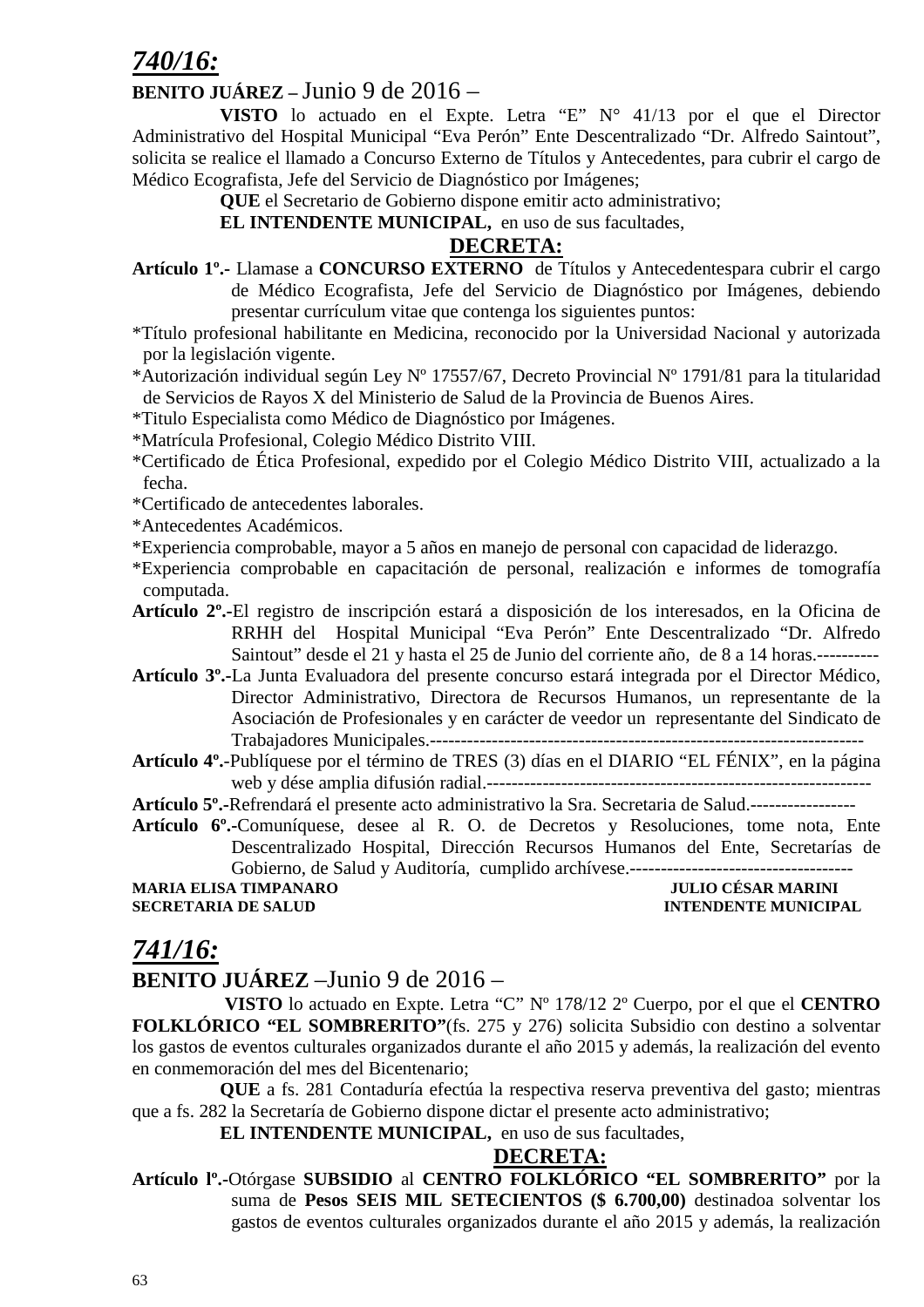## *740/16:*

**BENITO JUÁREZ –** Junio 9 de 2016 –

**VISTO** lo actuado en el Expte. Letra "E" N° 41/13 por el que el Director Administrativo del Hospital Municipal "Eva Perón" Ente Descentralizado "Dr. Alfredo Saintout", solicita se realice el llamado a Concurso Externo de Títulos y Antecedentes, para cubrir el cargo de Médico Ecografista, Jefe del Servicio de Diagnóstico por Imágenes;

**QUE** el Secretario de Gobierno dispone emitir acto administrativo;

**EL INTENDENTE MUNICIPAL,** en uso de sus facultades,

**DECRETA:**

**Artículo 1º.-** Llamase a **CONCURSO EXTERNO** de Títulos y Antecedentespara cubrir el cargo de Médico Ecografista, Jefe del Servicio de Diagnóstico por Imágenes, debiendo presentar currículum vitae que contenga los siguientes puntos:

*Título profesional habilitante en Medicina, reconocido por la Universidad Nacional y autorizada por la legislación vigente.

*Autorización individual según Ley Nº 17557/67, Decreto Provincial Nº 1791/81 para la titularidad de Servicios de Rayos X del Ministerio de Salud de la Provincia de Buenos Aires.

*Titulo Especialista como Médico de Diagnóstico por Imágenes.

*Matrícula Profesional, Colegio Médico Distrito VIII.

*Certificado de Ética Profesional, expedido por el Colegio Médico Distrito VIII, actualizado a la fecha.

*Certificado de antecedentes laborales.

*Antecedentes Académicos.

*Experiencia comprobable, mayor a 5 años en manejo de personal con capacidad de liderazgo.

*Experiencia comprobable en capacitación de personal, realización e informes de tomografía computada.

**Artículo 2º.-**El registro de inscripción estará a disposición de los interesados, en la Oficina de RRHH del Hospital Municipal "Eva Perón" Ente Descentralizado "Dr. Alfredo Saintout" desde el 21 y hasta el 25 de Junio del corriente año, de 8 a 14 horas.----------

**Artículo 3º.-**La Junta Evaluadora del presente concurso estará integrada por el Director Médico, Director Administrativo, Directora de Recursos Humanos, un representante de la Asociación de Profesionales y en carácter de veedor un representante del Sindicato de Trabajadores Municipales.---------------------------------------------------------------------

**Artículo 4º.-**Publíquese por el término de TRES (3) días en el DIARIO "EL FÉNIX", en la página web y dése amplia difusión radial.--------------------------------------------------------------

**Artículo 5º.-**Refrendará el presente acto administrativo la Sra. Secretaria de Salud.-----------------

**Artículo 6º.-**Comuníquese, desee al R. O. de Decretos y Resoluciones, tome nota, Ente Descentralizado Hospital, Dirección Recursos Humanos del Ente, Secretarías de Gobierno, de Salud y Auditoría, cumplido archívese.------------------------------------

**MARIA ELISA TIMPANARO** — **SECRETARIA DE SALUD**

**JULIO CÉSAR MARINI** — **INTENDENTE MUNICIPAL**

## *741/16:*

**BENITO JUÁREZ** –Junio 9 de 2016 –

**VISTO** lo actuado en Expte. Letra "C" Nº 178/12 2º Cuerpo, por el que el **CENTRO FOLKLÓRICO "EL SOMBRERITO"**(fs. 275 y 276) solicita Subsidio con destino a solventar los gastos de eventos culturales organizados durante el año 2015 y además, la realización del evento en conmemoración del mes del Bicentenario;

**QUE** a fs. 281 Contaduría efectúa la respectiva reserva preventiva del gasto; mientras que a fs. 282 la Secretaría de Gobierno dispone dictar el presente acto administrativo;

**EL INTENDENTE MUNICIPAL,** en uso de sus facultades,

**DECRETA:**

**Artículo lº.-**Otórgase **SUBSIDIO** al **CENTRO FOLKLÓRICO "EL SOMBRERITO"** por la suma de **Pesos SEIS MIL SETECIENTOS ($ 6.700,00)** destinadoa solventar los gastos de eventos culturales organizados durante el año 2015 y además, la realización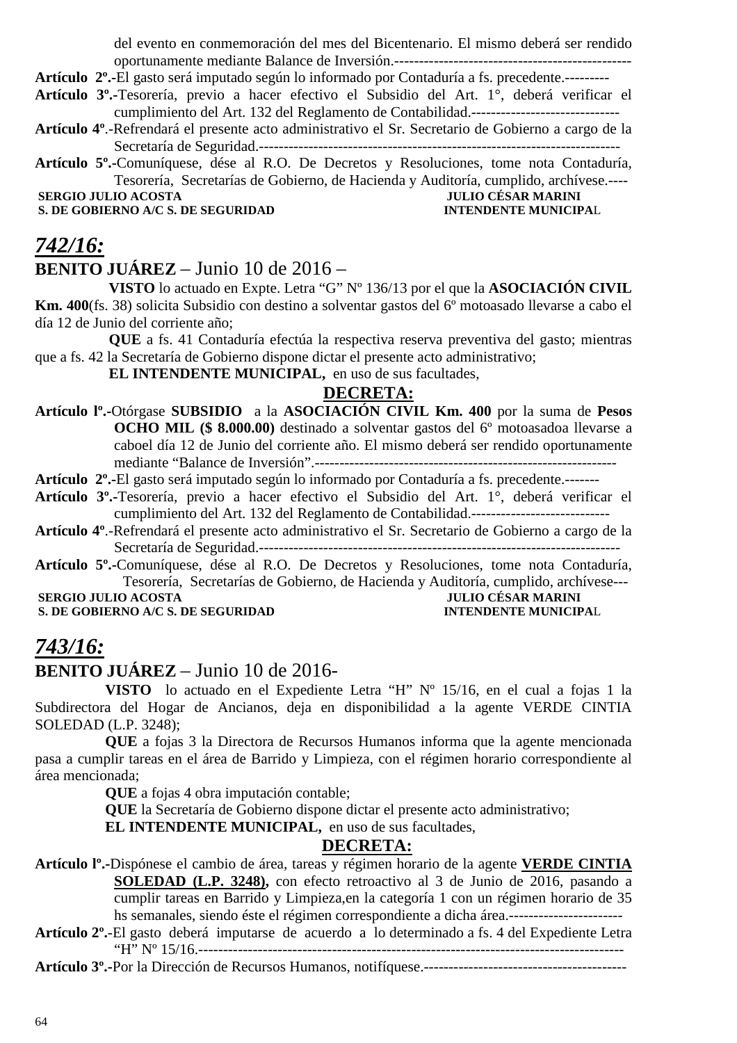del evento en conmemoración del mes del Bicentenario. El mismo deberá ser rendido oportunamente mediante Balance de Inversión.------------------------------------------------

**Artículo 2º.-**El gasto será imputado según lo informado por Contaduría a fs. precedente.---------

**Artículo 3º.-**Tesorería, previo a hacer efectivo el Subsidio del Art. 1°, deberá verificar el cumplimiento del Art. 132 del Reglamento de Contabilidad.------------------------------

**Artículo 4º**.-Refrendará el presente acto administrativo el Sr. Secretario de Gobierno a cargo de la Secretaría de Seguridad.------------------------------------------------------------------------

**Artículo 5º.-**Comuníquese, dése al R.O. De Decretos y Resoluciones, tome nota Contaduría, Tesorería, Secretarías de Gobierno, de Hacienda y Auditoría, cumplido, archívese.----

**SERGIO JULIO ACOSTA** — **JULIO CÉSAR MARINI**
**S. DE GOBIERNO A/C S. DE SEGURIDAD** — **INTENDENTE MUNICIPAL**

## *742/16:*

**BENITO JUÁREZ** – Junio 10 de 2016 –

**VISTO** lo actuado en Expte. Letra "G" Nº 136/13 por el que la **ASOCIACIÓN CIVIL Km. 400**(fs. 38) solicita Subsidio con destino a solventar gastos del 6º motoasado llevarse a cabo el día 12 de Junio del corriente año;

**QUE** a fs. 41 Contaduría efectúa la respectiva reserva preventiva del gasto; mientras que a fs. 42 la Secretaría de Gobierno dispone dictar el presente acto administrativo;

**EL INTENDENTE MUNICIPAL,** en uso de sus facultades,

**DECRETA:**

**Artículo lº.-**Otórgase **SUBSIDIO** a la **ASOCIACIÓN CIVIL Km. 400** por la suma de **Pesos OCHO MIL ($ 8.000.00)** destinado a solventar gastos del 6º motoasadoa llevarse a caboel día 12 de Junio del corriente año. El mismo deberá ser rendido oportunamente mediante "Balance de Inversión".-------------------------------------------------------------

**Artículo 2º.-**El gasto será imputado según lo informado por Contaduría a fs. precedente.-------

**Artículo 3º.-**Tesorería, previo a hacer efectivo el Subsidio del Art. 1°, deberá verificar el cumplimiento del Art. 132 del Reglamento de Contabilidad.----------------------------

**Artículo 4º**.-Refrendará el presente acto administrativo el Sr. Secretario de Gobierno a cargo de la Secretaría de Seguridad.------------------------------------------------------------------------

**Artículo 5º.-**Comuníquese, dése al R.O. De Decretos y Resoluciones, tome nota Contaduría, Tesorería, Secretarías de Gobierno, de Hacienda y Auditoría, cumplido, archívese---

**SERGIO JULIO ACOSTA** — **JULIO CÉSAR MARINI**
**S. DE GOBIERNO A/C S. DE SEGURIDAD** — **INTENDENTE MUNICIPAL**

## *743/16:*

**BENITO JUÁREZ** – Junio 10 de 2016-

**VISTO** lo actuado en el Expediente Letra "H" Nº 15/16, en el cual a fojas 1 la Subdirectora del Hogar de Ancianos, deja en disponibilidad a la agente VERDE CINTIA SOLEDAD (L.P. 3248);

**QUE** a fojas 3 la Directora de Recursos Humanos informa que la agente mencionada pasa a cumplir tareas en el área de Barrido y Limpieza, con el régimen horario correspondiente al área mencionada;

**QUE** a fojas 4 obra imputación contable;

**QUE** la Secretaría de Gobierno dispone dictar el presente acto administrativo;

**EL INTENDENTE MUNICIPAL,** en uso de sus facultades,

**DECRETA:**

**Artículo lº.-**Dispónese el cambio de área, tareas y régimen horario de la agente **VERDE CINTIA SOLEDAD (L.P. 3248),** con efecto retroactivo al 3 de Junio de 2016, pasando a cumplir tareas en Barrido y Limpieza,en la categoría 1 con un régimen horario de 35 hs semanales, siendo éste el régimen correspondiente a dicha área.-----------------------

**Artículo 2º.-**El gasto deberá imputarse de acuerdo a lo determinado a fs. 4 del Expediente Letra "H" Nº 15/16.---------------------------------------------------------------------------------

**Artículo 3º.-**Por la Dirección de Recursos Humanos, notifíquese.----------------------------------------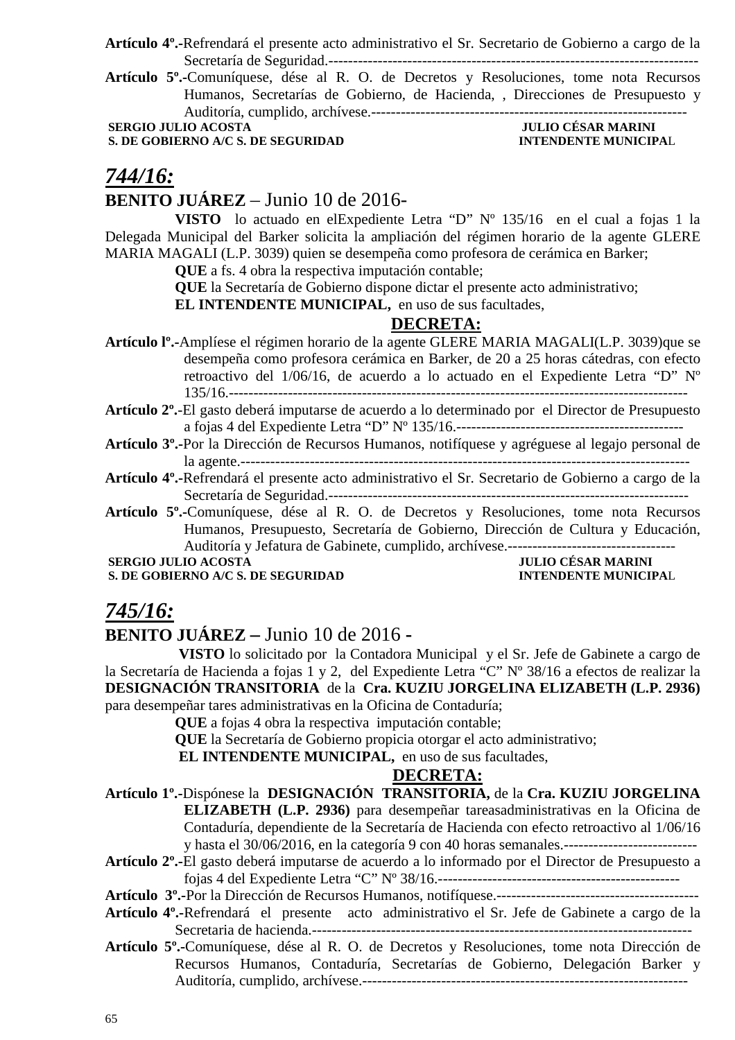**Artículo 4º.-**Refrendará el presente acto administrativo el Sr. Secretario de Gobierno a cargo de la Secretaría de Seguridad.---------------------------------------------------------------------------

**Artículo 5º.-**Comuníquese, dése al R. O. de Decretos y Resoluciones, tome nota Recursos Humanos, Secretarías de Gobierno, de Hacienda, , Direcciones de Presupuesto y Auditoría, cumplido, archívese.----------------------------------------------------------------

**SERGIO JULIO ACOSTA** — **JULIO CÉSAR MARINI**
**S. DE GOBIERNO A/C S. DE SEGURIDAD** — **INTENDENTE MUNICIPAL**

## *744/16:*

**BENITO JUÁREZ** – Junio 10 de 2016-

**VISTO** lo actuado en elExpediente Letra "D" Nº 135/16 en el cual a fojas 1 la Delegada Municipal del Barker solicita la ampliación del régimen horario de la agente GLERE MARIA MAGALI (L.P. 3039) quien se desempeña como profesora de cerámica en Barker;

**QUE** a fs. 4 obra la respectiva imputación contable;

**QUE** la Secretaría de Gobierno dispone dictar el presente acto administrativo;

**EL INTENDENTE MUNICIPAL,** en uso de sus facultades,

**DECRETA:**

**Artículo lº.-**Amplíese el régimen horario de la agente GLERE MARIA MAGALI(L.P. 3039)que se desempeña como profesora cerámica en Barker, de 20 a 25 horas cátedras, con efecto retroactivo del 1/06/16, de acuerdo a lo actuado en el Expediente Letra "D" Nº 135/16.--------------------------------------------------------------------------------------------

**Artículo 2º.-**El gasto deberá imputarse de acuerdo a lo determinado por el Director de Presupuesto a fojas 4 del Expediente Letra "D" Nº 135/16.----------------------------------------------

**Artículo 3º.-**Por la Dirección de Recursos Humanos, notifíquese y agréguese al legajo personal de la agente.------------------------------------------------------------------------------------------

**Artículo 4º.-**Refrendará el presente acto administrativo el Sr. Secretario de Gobierno a cargo de la Secretaría de Seguridad.-------------------------------------------------------------------------

**Artículo 5º.-**Comuníquese, dése al R. O. de Decretos y Resoluciones, tome nota Recursos Humanos, Presupuesto, Secretaría de Gobierno, Dirección de Cultura y Educación, Auditoría y Jefatura de Gabinete, cumplido, archívese.----------------------------------

**SERGIO JULIO ACOSTA** — **JULIO CÉSAR MARINI**
**S. DE GOBIERNO A/C S. DE SEGURIDAD** — **INTENDENTE MUNICIPAL**

## *745/16:*

**BENITO JUÁREZ –** Junio 10 de 2016 -

**VISTO** lo solicitado por la Contadora Municipal y el Sr. Jefe de Gabinete a cargo de la Secretaría de Hacienda a fojas 1 y 2, del Expediente Letra "C" Nº 38/16 a efectos de realizar la **DESIGNACIÓN TRANSITORIA** de la **Cra. KUZIU JORGELINA ELIZABETH (L.P. 2936)** para desempeñar tares administrativas en la Oficina de Contaduría;

**QUE** a fojas 4 obra la respectiva imputación contable;

**QUE** la Secretaría de Gobierno propicia otorgar el acto administrativo;

**EL INTENDENTE MUNICIPAL,** en uso de sus facultades,

**DECRETA:**

**Artículo 1º.-**Dispónese la **DESIGNACIÓN TRANSITORIA,** de la **Cra. KUZIU JORGELINA ELIZABETH (L.P. 2936)** para desempeñar tareasadministrativas en la Oficina de Contaduría, dependiente de la Secretaría de Hacienda con efecto retroactivo al 1/06/16 y hasta el 30/06/2016, en la categoría 9 con 40 horas semanales.---------------------------

**Artículo 2º.-**El gasto deberá imputarse de acuerdo a lo informado por el Director de Presupuesto a fojas 4 del Expediente Letra "C" Nº 38/16.-------------------------------------------------

**Artículo 3º.-**Por la Dirección de Recursos Humanos, notifíquese.------------------------------------------

**Artículo 4º.-**Refrendará el presente acto administrativo el Sr. Jefe de Gabinete a cargo de la Secretaria de hacienda.-----------------------------------------------------------------------------

**Artículo 5º.-**Comuníquese, dése al R. O. de Decretos y Resoluciones, tome nota Dirección de Recursos Humanos, Contaduría, Secretarías de Gobierno, Delegación Barker y Auditoría, cumplido, archívese.------------------------------------------------------------------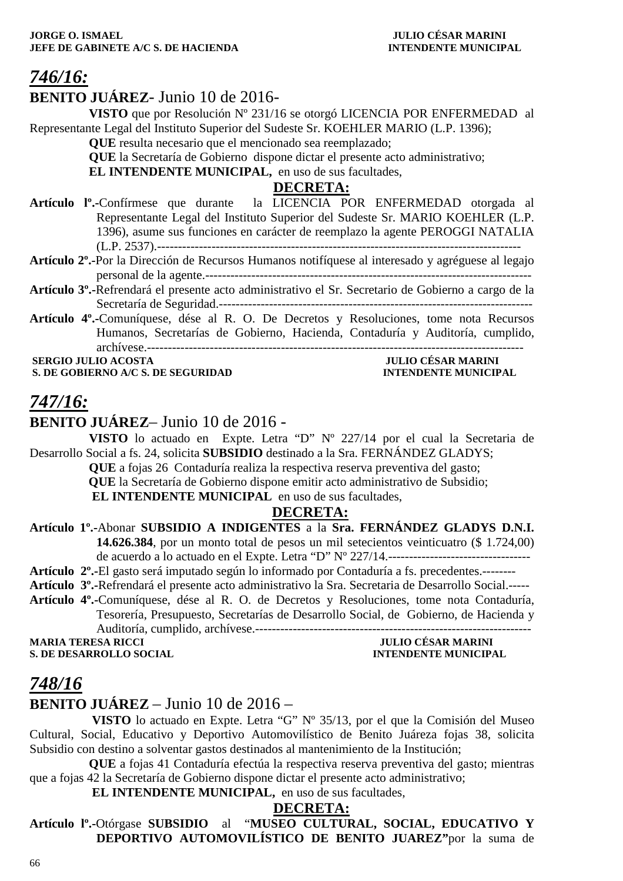**JORGE O. ISMAEL** **JULIO CÉSAR MARINI**
**JEFE DE GABINETE A/C S. DE HACIENDA** **INTENDENTE MUNICIPAL**

## *746/16:*

**BENITO JUÁREZ**- Junio 10 de 2016-

**VISTO** que por Resolución Nº 231/16 se otorgó LICENCIA POR ENFERMEDAD al Representante Legal del Instituto Superior del Sudeste Sr. KOEHLER MARIO (L.P. 1396);

**QUE** resulta necesario que el mencionado sea reemplazado;

**QUE** la Secretaría de Gobierno dispone dictar el presente acto administrativo;

**EL INTENDENTE MUNICIPAL,** en uso de sus facultades,

**DECRETA:**

**Artículo lº.-**Confírmese que durante la LICENCIA POR ENFERMEDAD otorgada al Representante Legal del Instituto Superior del Sudeste Sr. MARIO KOEHLER (L.P. 1396), asume sus funciones en carácter de reemplazo la agente PEROGGI NATALIA (L.P. 2537).-------------------------------------------------------------------------------------

**Artículo 2º.-**Por la Dirección de Recursos Humanos notifíquese al interesado y agréguese al legajo personal de la agente.----------------------------------------------------------------------------

**Artículo 3º.-**Refrendará el presente acto administrativo el Sr. Secretario de Gobierno a cargo de la Secretaría de Seguridad.-------------------------------------------------------------------------

**Artículo 4º.-**Comuníquese, dése al R. O. De Decretos y Resoluciones, tome nota Recursos Humanos, Secretarías de Gobierno, Hacienda, Contaduría y Auditoría, cumplido, archívese.-------------------------------------------------------------------------------------------

**SERGIO JULIO ACOSTA** **JULIO CÉSAR MARINI**
**S. DE GOBIERNO A/C S. DE SEGURIDAD** **INTENDENTE MUNICIPAL**

## *747/16:*

**BENITO JUÁREZ**– Junio 10 de 2016 -

**VISTO** lo actuado en Expte. Letra “D” Nº 227/14 por el cual la Secretaria de Desarrollo Social a fs. 24, solicita **SUBSIDIO** destinado a la Sra. FERNÁNDEZ GLADYS;

**QUE** a fojas 26 Contaduría realiza la respectiva reserva preventiva del gasto;

**QUE** la Secretaría de Gobierno dispone emitir acto administrativo de Subsidio;

**EL INTENDENTE MUNICIPAL** en uso de sus facultades,

**DECRETA:**

**Artículo 1º.-**Abonar **SUBSIDIO A INDIGENTES** a la **Sra. FERNÁNDEZ GLADYS D.N.I. 14.626.384**, por un monto total de pesos un mil setecientos veinticuatro ($ 1.724,00) de acuerdo a lo actuado en el Expte. Letra “D” Nº 227/14.----------------------------------

**Artículo 2º.-**El gasto será imputado según lo informado por Contaduría a fs. precedentes.--------

**Artículo 3º.-**Refrendará el presente acto administrativo la Sra. Secretaria de Desarrollo Social.-----

**Artículo 4º.-**Comuníquese, dése al R. O. de Decretos y Resoluciones, tome nota Contaduría, Tesorería, Presupuesto, Secretarías de Desarrollo Social, de Gobierno, de Hacienda y Auditoría, cumplido, archívese.------------------------------------------------------------------

**MARIA TERESA RICCI** **JULIO CÉSAR MARINI**
**S. DE DESARROLLO SOCIAL** **INTENDENTE MUNICIPAL**

## *748/16*

**BENITO JUÁREZ** – Junio 10 de 2016 –

**VISTO** lo actuado en Expte. Letra “G” Nº 35/13, por el que la Comisión del Museo Cultural, Social, Educativo y Deportivo Automovilístico de Benito Juáreza fojas 38, solicita Subsidio con destino a solventar gastos destinados al mantenimiento de la Institución;

**QUE** a fojas 41 Contaduría efectúa la respectiva reserva preventiva del gasto; mientras que a fojas 42 la Secretaría de Gobierno dispone dictar el presente acto administrativo;

**EL INTENDENTE MUNICIPAL,** en uso de sus facultades,

**DECRETA:**

**Artículo lº.-**Otórgase **SUBSIDIO** al “**MUSEO CULTURAL, SOCIAL, EDUCATIVO Y DEPORTIVO AUTOMOVILÍSTICO DE BENITO JUAREZ”**por la suma de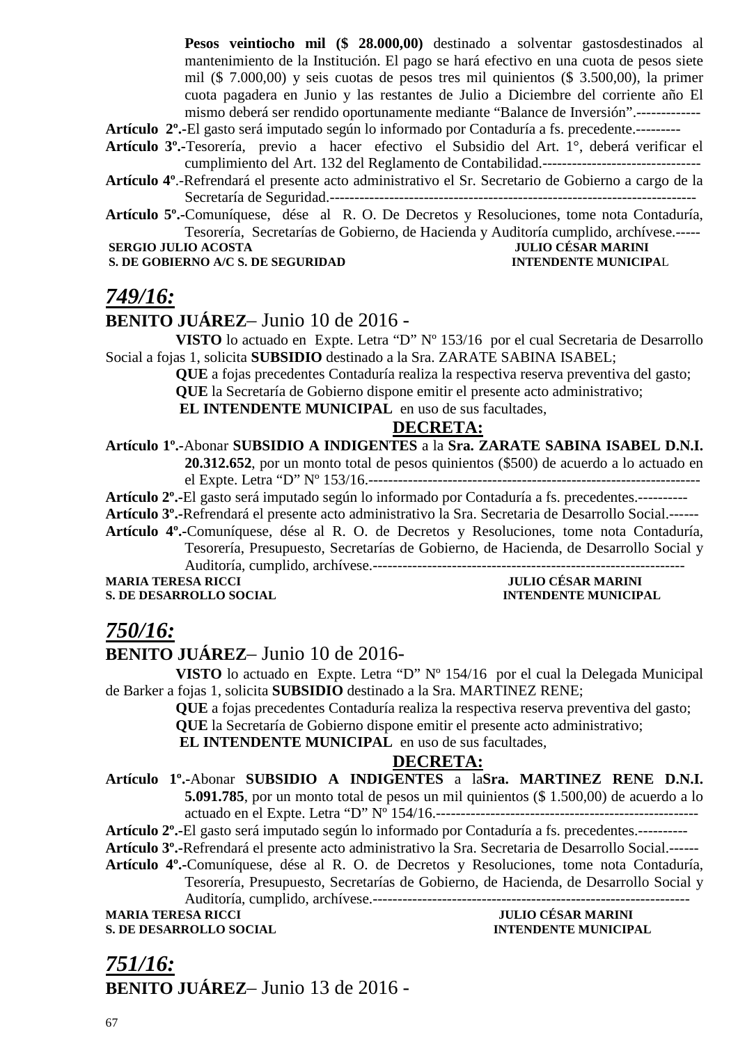**Pesos veintiocho mil ($ 28.000,00)** destinado a solventar gastosdestinados al mantenimiento de la Institución. El pago se hará efectivo en una cuota de pesos siete mil ($ 7.000,00) y seis cuotas de pesos tres mil quinientos ($ 3.500,00), la primer cuota pagadera en Junio y las restantes de Julio a Diciembre del corriente año El mismo deberá ser rendido oportunamente mediante "Balance de Inversión".-------------

**Artículo 2º.**-El gasto será imputado según lo informado por Contaduría a fs. precedente.---------

**Artículo 3º.-**Tesorería, previo a hacer efectivo el Subsidio del Art. 1°, deberá verificar el cumplimiento del Art. 132 del Reglamento de Contabilidad.--------------------------------

**Artículo 4º**.-Refrendará el presente acto administrativo el Sr. Secretario de Gobierno a cargo de la Secretaría de Seguridad.---------------------------------------------------------------------------

**Artículo 5º.-**Comuníquese, dése al R. O. De Decretos y Resoluciones, tome nota Contaduría, Tesorería, Secretarías de Gobierno, de Hacienda y Auditoría cumplido, archívese.-----

**SERGIO JULIO ACOSTA** — **JULIO CÉSAR MARINI**
**S. DE GOBIERNO A/C S. DE SEGURIDAD** — **INTENDENTE MUNICIPAL**

## *749/16:*

**BENITO JUÁREZ**– Junio 10 de 2016 -

**VISTO** lo actuado en Expte. Letra "D" Nº 153/16 por el cual Secretaria de Desarrollo Social a fojas 1, solicita **SUBSIDIO** destinado a la Sra. ZARATE SABINA ISABEL;

**QUE** a fojas precedentes Contaduría realiza la respectiva reserva preventiva del gasto;

**QUE** la Secretaría de Gobierno dispone emitir el presente acto administrativo;

**EL INTENDENTE MUNICIPAL** en uso de sus facultades,

**DECRETA:**

**Artículo 1º.-**Abonar **SUBSIDIO A INDIGENTES** a la **Sra. ZARATE SABINA ISABEL D.N.I. 20.312.652**, por un monto total de pesos quinientos ($500) de acuerdo a lo actuado en el Expte. Letra "D" Nº 153/16.-------------------------------------------------------------------

**Artículo 2º.-**El gasto será imputado según lo informado por Contaduría a fs. precedentes.----------

**Artículo 3º.-**Refrendará el presente acto administrativo la Sra. Secretaria de Desarrollo Social.------

**Artículo 4º.-**Comuníquese, dése al R. O. de Decretos y Resoluciones, tome nota Contaduría, Tesorería, Presupuesto, Secretarías de Gobierno, de Hacienda, de Desarrollo Social y Auditoría, cumplido, archívese.---------------------------------------------------------------

**MARIA TERESA RICCI** — **JULIO CÉSAR MARINI**
**S. DE DESARROLLO SOCIAL** — **INTENDENTE MUNICIPAL**

## *750/16:*

**BENITO JUÁREZ**– Junio 10 de 2016-

**VISTO** lo actuado en Expte. Letra "D" Nº 154/16 por el cual la Delegada Municipal de Barker a fojas 1, solicita **SUBSIDIO** destinado a la Sra. MARTINEZ RENE;

**QUE** a fojas precedentes Contaduría realiza la respectiva reserva preventiva del gasto;

**QUE** la Secretaría de Gobierno dispone emitir el presente acto administrativo;

**EL INTENDENTE MUNICIPAL** en uso de sus facultades,

**DECRETA:**

**Artículo 1º.-**Abonar **SUBSIDIO A INDIGENTES** a la**Sra. MARTINEZ RENE D.N.I. 5.091.785**, por un monto total de pesos un mil quinientos ($ 1.500,00) de acuerdo a lo actuado en el Expte. Letra "D" Nº 154/16.-----------------------------------------------------

**Artículo 2º.-**El gasto será imputado según lo informado por Contaduría a fs. precedentes.----------

**Artículo 3º.-**Refrendará el presente acto administrativo la Sra. Secretaria de Desarrollo Social.------

**Artículo 4º.-**Comuníquese, dése al R. O. de Decretos y Resoluciones, tome nota Contaduría, Tesorería, Presupuesto, Secretarías de Gobierno, de Hacienda, de Desarrollo Social y Auditoría, cumplido, archívese.-----------------------------------------------------------------

**MARIA TERESA RICCI** — **JULIO CÉSAR MARINI**
**S. DE DESARROLLO SOCIAL** — **INTENDENTE MUNICIPAL**

## *751/16:*

**BENITO JUÁREZ**– Junio 13 de 2016 -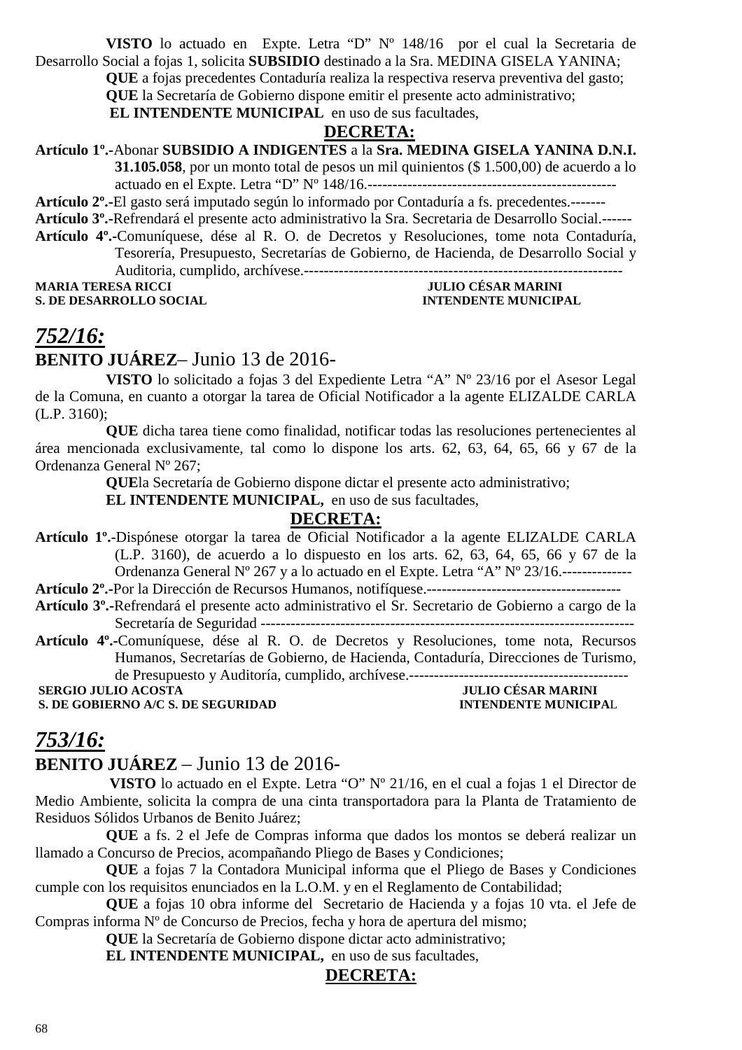**VISTO** lo actuado en Expte. Letra "D" Nº 148/16 por el cual la Secretaria de Desarrollo Social a fojas 1, solicita **SUBSIDIO** destinado a la Sra. MEDINA GISELA YANINA;

**QUE** a fojas precedentes Contaduría realiza la respectiva reserva preventiva del gasto;

**QUE** la Secretaría de Gobierno dispone emitir el presente acto administrativo;

**EL INTENDENTE MUNICIPAL** en uso de sus facultades,

**DECRETA:**

**Artículo 1º.-**Abonar **SUBSIDIO A INDIGENTES** a la **Sra. MEDINA GISELA YANINA D.N.I. 31.105.058**, por un monto total de pesos un mil quinientos ($ 1.500,00) de acuerdo a lo actuado en el Expte. Letra "D" Nº 148/16.--------------------------------------------------

**Artículo 2º.-**El gasto será imputado según lo informado por Contaduría a fs. precedentes.-------

**Artículo 3º.-**Refrendará el presente acto administrativo la Sra. Secretaria de Desarrollo Social.------

**Artículo 4º.-**Comuníquese, dése al R. O. de Decretos y Resoluciones, tome nota Contaduría, Tesorería, Presupuesto, Secretarías de Gobierno, de Hacienda, de Desarrollo Social y Auditoria, cumplido, archívese.----------------------------------------------------------------

**MARIA TERESA RICCI** — **JULIO CÉSAR MARINI**
**S. DE DESARROLLO SOCIAL** — **INTENDENTE MUNICIPAL**

## *752/16:*

**BENITO JUÁREZ**– Junio 13 de 2016-

**VISTO** lo solicitado a fojas 3 del Expediente Letra "A" Nº 23/16 por el Asesor Legal de la Comuna, en cuanto a otorgar la tarea de Oficial Notificador a la agente ELIZALDE CARLA (L.P. 3160);

**QUE** dicha tarea tiene como finalidad, notificar todas las resoluciones pertenecientes al área mencionada exclusivamente, tal como lo dispone los arts. 62, 63, 64, 65, 66 y 67 de la Ordenanza General Nº 267;

**QUE**la Secretaría de Gobierno dispone dictar el presente acto administrativo;

**EL INTENDENTE MUNICIPAL,** en uso de sus facultades,

**DECRETA:**

**Artículo 1º.-**Dispónese otorgar la tarea de Oficial Notificador a la agente ELIZALDE CARLA (L.P. 3160), de acuerdo a lo dispuesto en los arts. 62, 63, 64, 65, 66 y 67 de la Ordenanza General Nº 267 y a lo actuado en el Expte. Letra "A" Nº 23/16.--------------

**Artículo 2º.-**Por la Dirección de Recursos Humanos, notifíquese.---------------------------------------

**Artículo 3º.-**Refrendará el presente acto administrativo el Sr. Secretario de Gobierno a cargo de la Secretaría de Seguridad --------------------------------------------------------------------------

**Artículo 4º.-**Comuníquese, dése al R. O. de Decretos y Resoluciones, tome nota, Recursos Humanos, Secretarías de Gobierno, de Hacienda, Contaduría, Direcciones de Turismo, de Presupuesto y Auditoría, cumplido, archívese.---------------------------------------------

**SERGIO JULIO ACOSTA** — **JULIO CÉSAR MARINI**
**S. DE GOBIERNO A/C S. DE SEGURIDAD** — **INTENDENTE MUNICIPAL**

## *753/16:*

**BENITO JUÁREZ** – Junio 13 de 2016-

**VISTO** lo actuado en el Expte. Letra "O" Nº 21/16, en el cual a fojas 1 el Director de Medio Ambiente, solicita la compra de una cinta transportadora para la Planta de Tratamiento de Residuos Sólidos Urbanos de Benito Juárez;

**QUE** a fs. 2 el Jefe de Compras informa que dados los montos se deberá realizar un llamado a Concurso de Precios, acompañando Pliego de Bases y Condiciones;

**QUE** a fojas 7 la Contadora Municipal informa que el Pliego de Bases y Condiciones cumple con los requisitos enunciados en la L.O.M. y en el Reglamento de Contabilidad;

**QUE** a fojas 10 obra informe del Secretario de Hacienda y a fojas 10 vta. el Jefe de Compras informa Nº de Concurso de Precios, fecha y hora de apertura del mismo;

**QUE** la Secretaría de Gobierno dispone dictar acto administrativo;

**EL INTENDENTE MUNICIPAL,** en uso de sus facultades,

**DECRETA:**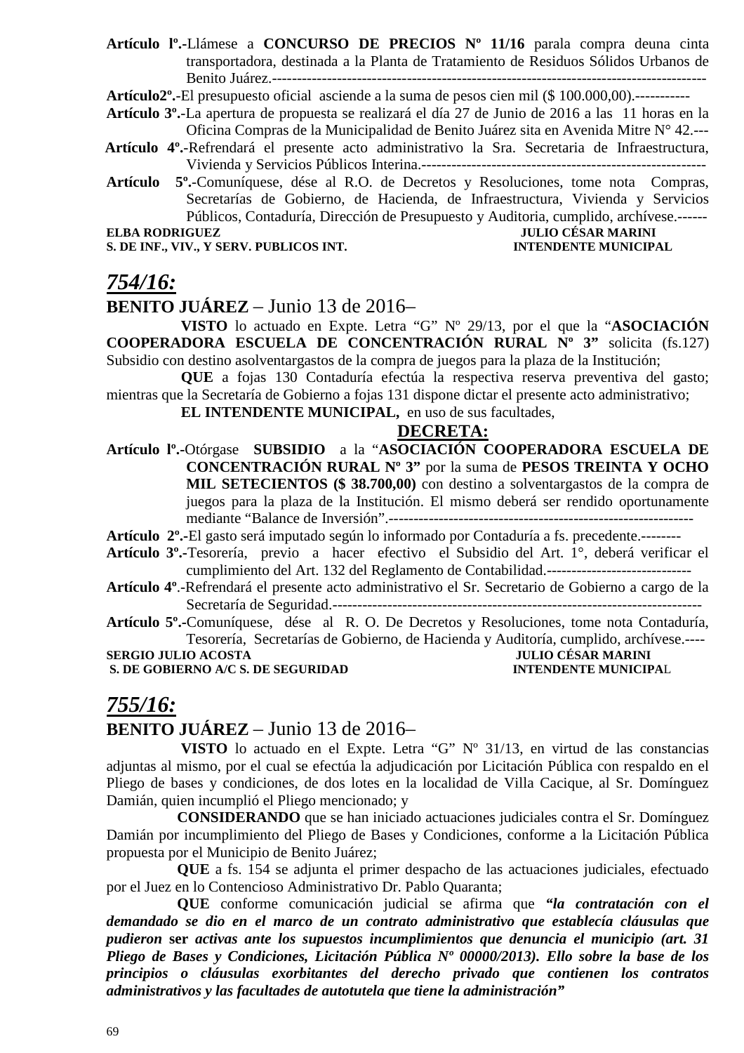**Artículo lº.-**Llámese a **CONCURSO DE PRECIOS Nº 11/16** parala compra deuna cinta transportadora, destinada a la Planta de Tratamiento de Residuos Sólidos Urbanos de Benito Juárez.----------------------------------------------------------------------------------------

**Artículo2º.-**El presupuesto oficial asciende a la suma de pesos cien mil ($ 100.000,00).-----------

**Artículo 3º.-**La apertura de propuesta se realizará el día 27 de Junio de 2016 a las 11 horas en la Oficina Compras de la Municipalidad de Benito Juárez sita en Avenida Mitre N° 42.---

**Artículo 4º.-**Refrendará el presente acto administrativo la Sra. Secretaria de Infraestructura, Vivienda y Servicios Públicos Interina.--------------------------------------------------------

**Artículo 5º.-**Comuníquese, dése al R.O. de Decretos y Resoluciones, tome nota Compras, Secretarías de Gobierno, de Hacienda, de Infraestructura, Vivienda y Servicios Públicos, Contaduría, Dirección de Presupuesto y Auditoria, cumplido, archívese.------

**ELBA RODRIGUEZ** — **JULIO CÉSAR MARINI**
**S. DE INF., VIV., Y SERV. PUBLICOS INT.** — **INTENDENTE MUNICIPAL**

## *754/16:*

**BENITO JUÁREZ** – Junio 13 de 2016–

**VISTO** lo actuado en Expte. Letra "G" Nº 29/13, por el que la "**ASOCIACIÓN COOPERADORA ESCUELA DE CONCENTRACIÓN RURAL Nº 3"** solicita (fs.127) Subsidio con destino asolventargastos de la compra de juegos para la plaza de la Institución;

**QUE** a fojas 130 Contaduría efectúa la respectiva reserva preventiva del gasto; mientras que la Secretaría de Gobierno a fojas 131 dispone dictar el presente acto administrativo;

**EL INTENDENTE MUNICIPAL,** en uso de sus facultades,

**DECRETA:**

**Artículo lº.-**Otórgase **SUBSIDIO** a la "**ASOCIACIÓN COOPERADORA ESCUELA DE CONCENTRACIÓN RURAL Nº 3"** por la suma de **PESOS TREINTA Y OCHO MIL SETECIENTOS ($ 38.700,00)** con destino a solventargastos de la compra de juegos para la plaza de la Institución. El mismo deberá ser rendido oportunamente mediante "Balance de Inversión".-------------------------------------------------------------

**Artículo 2º.-**El gasto será imputado según lo informado por Contaduría a fs. precedente.--------

**Artículo 3º.-**Tesorería, previo a hacer efectivo el Subsidio del Art. 1°, deberá verificar el cumplimiento del Art. 132 del Reglamento de Contabilidad.-----------------------------

**Artículo 4º**.-Refrendará el presente acto administrativo el Sr. Secretario de Gobierno a cargo de la Secretaría de Seguridad.-------------------------------------------------------------------------

**Artículo 5º.-**Comuníquese, dése al R. O. De Decretos y Resoluciones, tome nota Contaduría, Tesorería, Secretarías de Gobierno, de Hacienda y Auditoría, cumplido, archívese.----

**SERGIO JULIO ACOSTA** — **JULIO CÉSAR MARINI**
**S. DE GOBIERNO A/C S. DE SEGURIDAD** — **INTENDENTE MUNICIPAL**

## *755/16:*

**BENITO JUÁREZ** – Junio 13 de 2016–

**VISTO** lo actuado en el Expte. Letra "G" Nº 31/13, en virtud de las constancias adjuntas al mismo, por el cual se efectúa la adjudicación por Licitación Pública con respaldo en el Pliego de bases y condiciones, de dos lotes en la localidad de Villa Cacique, al Sr. Domínguez Damián, quien incumplió el Pliego mencionado; y

**CONSIDERANDO** que se han iniciado actuaciones judiciales contra el Sr. Domínguez Damián por incumplimiento del Pliego de Bases y Condiciones, conforme a la Licitación Pública propuesta por el Municipio de Benito Juárez;

**QUE** a fs. 154 se adjunta el primer despacho de las actuaciones judiciales, efectuado por el Juez en lo Contencioso Administrativo Dr. Pablo Quaranta;

**QUE** conforme comunicación judicial se afirma que ***"la contratación con el demandado se dio en el marco de un contrato administrativo que establecía cláusulas que pudieron* ser *activas ante los supuestos incumplimientos que denuncia el municipio (art. 31 Pliego de Bases y Condiciones, Licitación Pública Nº 00000/2013). Ello sobre la base de los principios o cláusulas exorbitantes del derecho privado que contienen los contratos administrativos y las facultades de autotutela que tiene la administración"***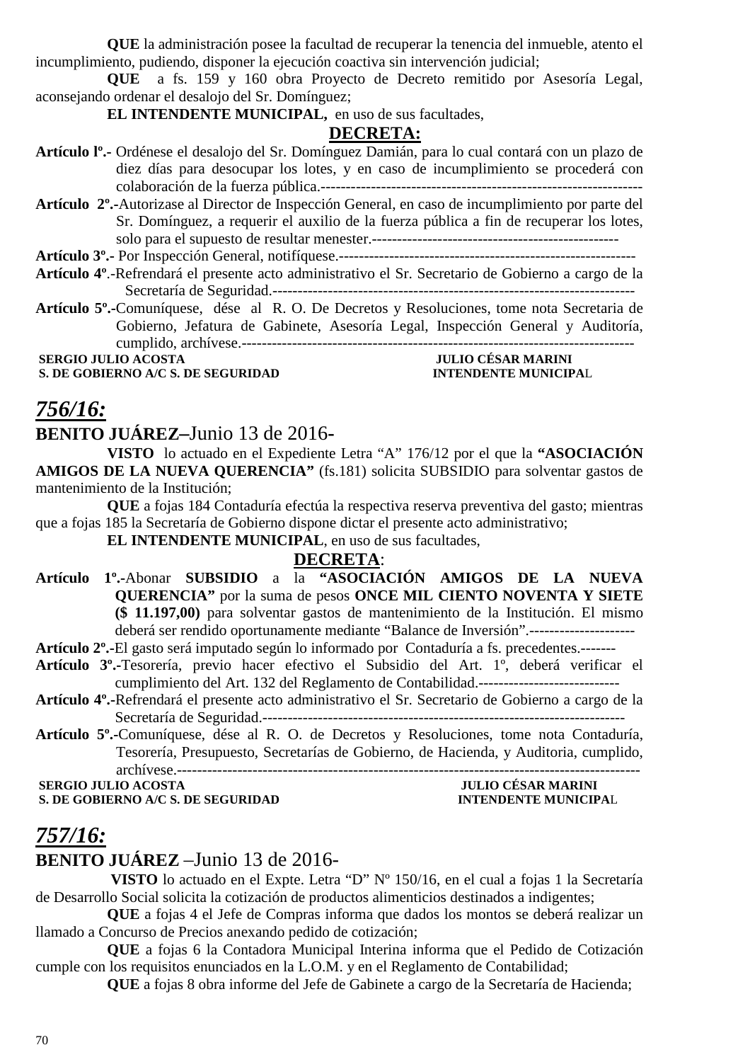**QUE** la administración posee la facultad de recuperar la tenencia del inmueble, atento el incumplimiento, pudiendo, disponer la ejecución coactiva sin intervención judicial;

**QUE** a fs. 159 y 160 obra Proyecto de Decreto remitido por Asesoría Legal, aconsejando ordenar el desalojo del Sr. Domínguez;

**EL INTENDENTE MUNICIPAL,** en uso de sus facultades,

**DECRETA:**

**Artículo lº.-** Ordénese el desalojo del Sr. Domínguez Damián, para lo cual contará con un plazo de diez días para desocupar los lotes, y en caso de incumplimiento se procederá con colaboración de la fuerza pública.---------------------------------------------------------------

**Artículo 2º.-**Autorizase al Director de Inspección General, en caso de incumplimiento por parte del Sr. Domínguez, a requerir el auxilio de la fuerza pública a fin de recuperar los lotes, solo para el supuesto de resultar menester.-------------------------------------------------

**Artículo 3º.-** Por Inspección General, notifíquese.--------------------------------------------------------

**Artículo 4º**.-Refrendará el presente acto administrativo el Sr. Secretario de Gobierno a cargo de la Secretaría de Seguridad.---------------------------------------------------------------------

**Artículo 5º.-**Comuníquese, dése al R. O. De Decretos y Resoluciones, tome nota Secretaria de Gobierno, Jefatura de Gabinete, Asesoría Legal, Inspección General y Auditoría, cumplido, archívese.-----------------------------------------------------------------------------

**SERGIO JULIO ACOSTA** — **JULIO CÉSAR MARINI**
**S. DE GOBIERNO A/C S. DE SEGURIDAD** — **INTENDENTE MUNICIPAL**

## *756/16:*

**BENITO JUÁREZ–**Junio 13 de 2016-

**VISTO** lo actuado en el Expediente Letra "A" 176/12 por el que la **"ASOCIACIÓN AMIGOS DE LA NUEVA QUERENCIA"** (fs.181) solicita SUBSIDIO para solventar gastos de mantenimiento de la Institución;

**QUE** a fojas 184 Contaduría efectúa la respectiva reserva preventiva del gasto; mientras que a fojas 185 la Secretaría de Gobierno dispone dictar el presente acto administrativo;

**EL INTENDENTE MUNICIPAL**, en uso de sus facultades,

**DECRETA**:

**Artículo 1º.-**Abonar **SUBSIDIO** a la **"ASOCIACIÓN AMIGOS DE LA NUEVA QUERENCIA"** por la suma de pesos **ONCE MIL CIENTO NOVENTA Y SIETE ($ 11.197,00)** para solventar gastos de mantenimiento de la Institución. El mismo deberá ser rendido oportunamente mediante "Balance de Inversión".---------------------

**Artículo 2º.-**El gasto será imputado según lo informado por Contaduría a fs. precedentes.-------

**Artículo 3º.-**Tesorería, previo hacer efectivo el Subsidio del Art. 1º, deberá verificar el cumplimiento del Art. 132 del Reglamento de Contabilidad.----------------------------

**Artículo 4º.-**Refrendará el presente acto administrativo el Sr. Secretario de Gobierno a cargo de la Secretaría de Seguridad.---------------------------------------------------------------------

**Artículo 5º.-**Comuníquese, dése al R. O. de Decretos y Resoluciones, tome nota Contaduría, Tesorería, Presupuesto, Secretarías de Gobierno, de Hacienda, y Auditoria, cumplido, archívese.-------------------------------------------------------------------------------------------

**SERGIO JULIO ACOSTA** — **JULIO CÉSAR MARINI**
**S. DE GOBIERNO A/C S. DE SEGURIDAD** — **INTENDENTE MUNICIPAL**

## *757/16:*

**BENITO JUÁREZ** –Junio 13 de 2016-

**VISTO** lo actuado en el Expte. Letra "D" Nº 150/16, en el cual a fojas 1 la Secretaría de Desarrollo Social solicita la cotización de productos alimenticios destinados a indigentes;

**QUE** a fojas 4 el Jefe de Compras informa que dados los montos se deberá realizar un llamado a Concurso de Precios anexando pedido de cotización;

**QUE** a fojas 6 la Contadora Municipal Interina informa que el Pedido de Cotización cumple con los requisitos enunciados en la L.O.M. y en el Reglamento de Contabilidad;

**QUE** a fojas 8 obra informe del Jefe de Gabinete a cargo de la Secretaría de Hacienda;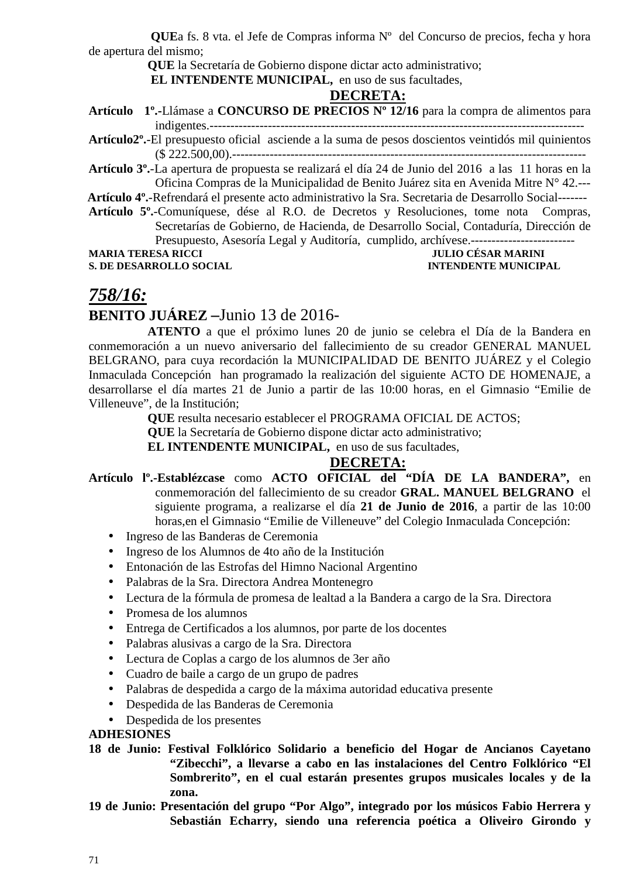**QUE**a fs. 8 vta. el Jefe de Compras informa Nº del Concurso de precios, fecha y hora de apertura del mismo;

**QUE** la Secretaría de Gobierno dispone dictar acto administrativo;

**EL INTENDENTE MUNICIPAL,** en uso de sus facultades,

**DECRETA:**

**Artículo 1º.-**Llámase a **CONCURSO DE PRECIOS Nº 12/16** para la compra de alimentos para indigentes.-------------------------------------------------------------------------------------------

**Artículo2º.-**El presupuesto oficial asciende a la suma de pesos doscientos veintidós mil quinientos ($ 222.500,00).------------------------------------------------------------------------------------

**Artículo 3º.-**La apertura de propuesta se realizará el día 24 de Junio del 2016 a las 11 horas en la Oficina Compras de la Municipalidad de Benito Juárez sita en Avenida Mitre N° 42.---

**Artículo 4º.-**Refrendará el presente acto administrativo la Sra. Secretaria de Desarrollo Social-------

**Artículo 5º.-**Comuníquese, dése al R.O. de Decretos y Resoluciones, tome nota Compras, Secretarías de Gobierno, de Hacienda, de Desarrollo Social, Contaduría, Dirección de Presupuesto, Asesoría Legal y Auditoría, cumplido, archívese.-------------------------

**MARIA TERESA RICCI** — **JULIO CÉSAR MARINI**
**S. DE DESARROLLO SOCIAL** — **INTENDENTE MUNICIPAL**

## *758/16:*

**BENITO JUÁREZ –**Junio 13 de 2016-

**ATENTO** a que el próximo lunes 20 de junio se celebra el Día de la Bandera en conmemoración a un nuevo aniversario del fallecimiento de su creador GENERAL MANUEL BELGRANO, para cuya recordación la MUNICIPALIDAD DE BENITO JUÁREZ y el Colegio Inmaculada Concepción han programado la realización del siguiente ACTO DE HOMENAJE, a desarrollarse el día martes 21 de Junio a partir de las 10:00 horas, en el Gimnasio "Emilie de Villeneuve", de la Institución;

**QUE** resulta necesario establecer el PROGRAMA OFICIAL DE ACTOS;

**QUE** la Secretaría de Gobierno dispone dictar acto administrativo;

**EL INTENDENTE MUNICIPAL,** en uso de sus facultades,

**DECRETA:**

**Artículo lº.-Establézcase** como **ACTO OFICIAL del "DÍA DE LA BANDERA",** en conmemoración del fallecimiento de su creador **GRAL. MANUEL BELGRANO** el siguiente programa, a realizarse el día **21 de Junio de 2016**, a partir de las 10:00 horas,en el Gimnasio "Emilie de Villeneuve" del Colegio Inmaculada Concepción:

- Ingreso de las Banderas de Ceremonia
- Ingreso de los Alumnos de 4to año de la Institución
- Entonación de las Estrofas del Himno Nacional Argentino
- Palabras de la Sra. Directora Andrea Montenegro
- Lectura de la fórmula de promesa de lealtad a la Bandera a cargo de la Sra. Directora
- Promesa de los alumnos
- Entrega de Certificados a los alumnos, por parte de los docentes
- Palabras alusivas a cargo de la Sra. Directora
- Lectura de Coplas a cargo de los alumnos de 3er año
- Cuadro de baile a cargo de un grupo de padres
- Palabras de despedida a cargo de la máxima autoridad educativa presente
- Despedida de las Banderas de Ceremonia
- Despedida de los presentes

**ADHESIONES**

**18 de Junio: Festival Folklórico Solidario a beneficio del Hogar de Ancianos Cayetano "Zibecchi", a llevarse a cabo en las instalaciones del Centro Folklórico "El Sombrerito", en el cual estarán presentes grupos musicales locales y de la zona.**

**19 de Junio: Presentación del grupo "Por Algo", integrado por los músicos Fabio Herrera y Sebastián Echarry, siendo una referencia poética a Oliveiro Girondo y**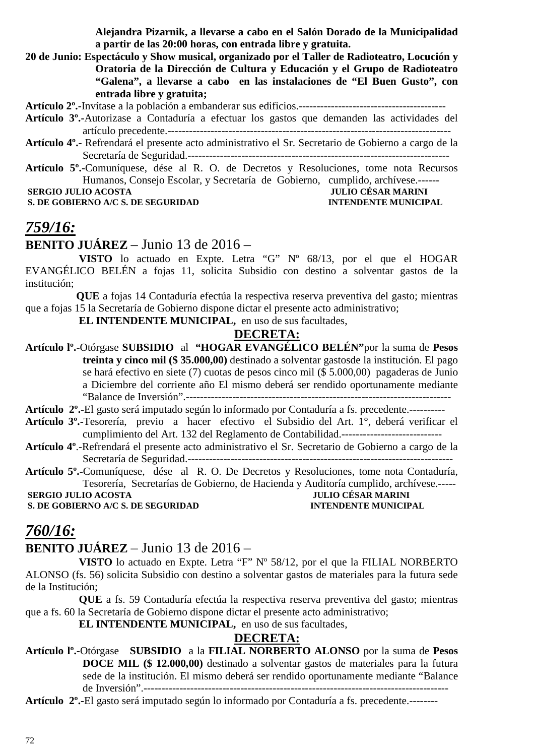**Alejandra Pizarnik, a llevarse a cabo en el Salón Dorado de la Municipalidad a partir de las 20:00 horas, con entrada libre y gratuita.**

**20 de Junio: Espectáculo y Show musical, organizado por el Taller de Radioteatro, Locución y Oratoria de la Dirección de Cultura y Educación y el Grupo de Radioteatro "Galena", a llevarse a cabo en las instalaciones de "El Buen Gusto", con entrada libre y gratuita;**

**Artículo 2º.-**Invítase a la población a embanderar sus edificios.-----------------------------------------

**Artículo 3º.-**Autorizase a Contaduría a efectuar los gastos que demanden las actividades del artículo precedente.--------------------------------------------------------------------------------

**Artículo 4º.-** Refrendará el presente acto administrativo el Sr. Secretario de Gobierno a cargo de la Secretaría de Seguridad.-------------------------------------------------------------------------

**Artículo 5º.-**Comuníquese, dése al R. O. de Decretos y Resoluciones, tome nota Recursos Humanos, Consejo Escolar, y Secretaría de Gobierno, cumplido, archívese.------

**SERGIO JULIO ACOSTA** — **JULIO CÉSAR MARINI**
**S. DE GOBIERNO A/C S. DE SEGURIDAD** — **INTENDENTE MUNICIPAL**

## *759/16:*

**BENITO JUÁREZ** – Junio 13 de 2016 –

**VISTO** lo actuado en Expte. Letra "G" Nº 68/13, por el que el HOGAR EVANGÉLICO BELÉN a fojas 11, solicita Subsidio con destino a solventar gastos de la institución;

**QUE** a fojas 14 Contaduría efectúa la respectiva reserva preventiva del gasto; mientras que a fojas 15 la Secretaría de Gobierno dispone dictar el presente acto administrativo;

**EL INTENDENTE MUNICIPAL,** en uso de sus facultades,

**DECRETA:**

**Artículo lº.-**Otórgase **SUBSIDIO** al **"HOGAR EVANGÉLICO BELÉN"**por la suma de **Pesos treinta y cinco mil ($ 35.000,00)** destinado a solventar gastosde la institución. El pago se hará efectivo en siete (7) cuotas de pesos cinco mil ($ 5.000,00) pagaderas de Junio a Diciembre del corriente año El mismo deberá ser rendido oportunamente mediante "Balance de Inversión".--------------------------------------------------------------------------

**Artículo 2º.-**El gasto será imputado según lo informado por Contaduría a fs. precedente.----------

**Artículo 3º.-**Tesorería, previo a hacer efectivo el Subsidio del Art. 1°, deberá verificar el cumplimiento del Art. 132 del Reglamento de Contabilidad.----------------------------

**Artículo 4º**.-Refrendará el presente acto administrativo el Sr. Secretario de Gobierno a cargo de la Secretaría de Seguridad.--------------------------------------------------------------------------

**Artículo 5º.-**Comuníquese, dése al R. O. De Decretos y Resoluciones, tome nota Contaduría, Tesorería, Secretarías de Gobierno, de Hacienda y Auditoría cumplido, archívese.-----

**SERGIO JULIO ACOSTA** — **JULIO CÉSAR MARINI**
**S. DE GOBIERNO A/C S. DE SEGURIDAD** — **INTENDENTE MUNICIPAL**

## *760/16:*

**BENITO JUÁREZ** – Junio 13 de 2016 –

**VISTO** lo actuado en Expte. Letra "F" Nº 58/12, por el que la FILIAL NORBERTO ALONSO (fs. 56) solicita Subsidio con destino a solventar gastos de materiales para la futura sede de la Institución;

**QUE** a fs. 59 Contaduría efectúa la respectiva reserva preventiva del gasto; mientras que a fs. 60 la Secretaría de Gobierno dispone dictar el presente acto administrativo;

**EL INTENDENTE MUNICIPAL,** en uso de sus facultades,

**DECRETA:**

**Artículo lº.-**Otórgase **SUBSIDIO** a la **FILIAL NORBERTO ALONSO** por la suma de **Pesos DOCE MIL ($ 12.000,00)** destinado a solventar gastos de materiales para la futura sede de la institución. El mismo deberá ser rendido oportunamente mediante "Balance de Inversión".-----------------------------------------------------------------------------------

**Artículo 2º.-**El gasto será imputado según lo informado por Contaduría a fs. precedente.--------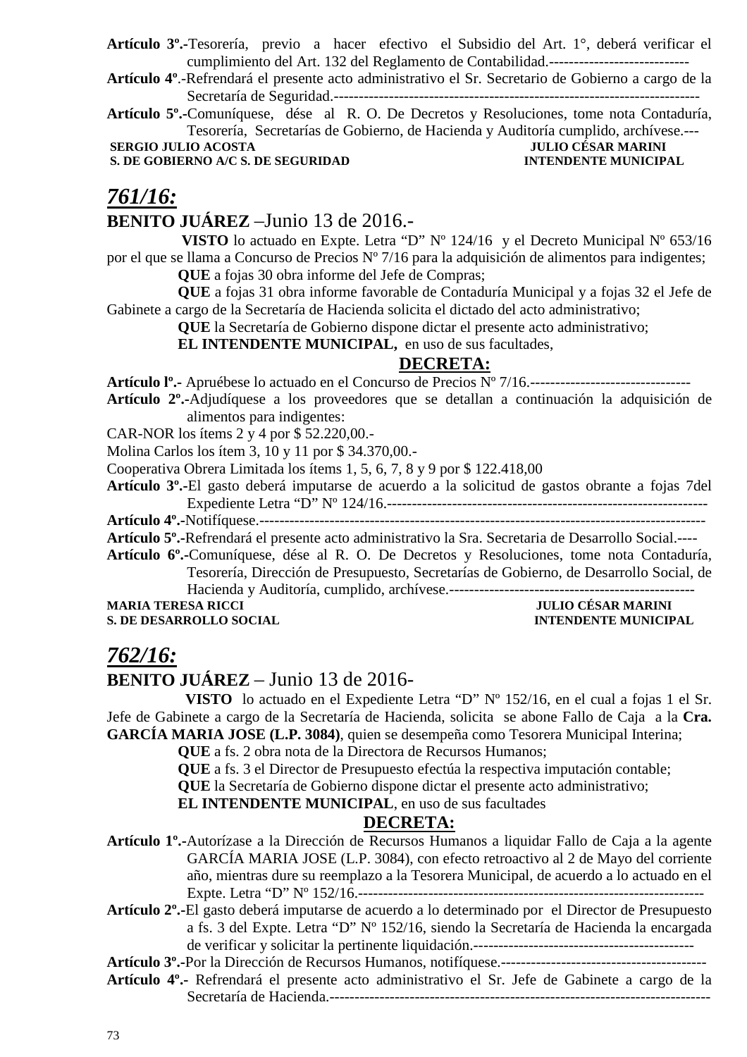**Artículo 3º.-**Tesorería, previo a hacer efectivo el Subsidio del Art. 1°, deberá verificar el cumplimiento del Art. 132 del Reglamento de Contabilidad.----------------------------

**Artículo 4º**.-Refrendará el presente acto administrativo el Sr. Secretario de Gobierno a cargo de la Secretaría de Seguridad.---------------------------------------------------------------------

**Artículo 5º.-**Comuníquese, dése al R. O. De Decretos y Resoluciones, tome nota Contaduría, Tesorería, Secretarías de Gobierno, de Hacienda y Auditoría cumplido, archívese.---

**SERGIO JULIO ACOSTA** — **JULIO CÉSAR MARINI**
**S. DE GOBIERNO A/C S. DE SEGURIDAD** — **INTENDENTE MUNICIPAL**

## *761/16:*

**BENITO JUÁREZ** –Junio 13 de 2016.-

**VISTO** lo actuado en Expte. Letra "D" Nº 124/16 y el Decreto Municipal Nº 653/16 por el que se llama a Concurso de Precios Nº 7/16 para la adquisición de alimentos para indigentes;

**QUE** a fojas 30 obra informe del Jefe de Compras;

**QUE** a fojas 31 obra informe favorable de Contaduría Municipal y a fojas 32 el Jefe de Gabinete a cargo de la Secretaría de Hacienda solicita el dictado del acto administrativo;

**QUE** la Secretaría de Gobierno dispone dictar el presente acto administrativo;

**EL INTENDENTE MUNICIPAL,** en uso de sus facultades,

**DECRETA:**

**Artículo lº.-** Apruébese lo actuado en el Concurso de Precios Nº 7/16.--------------------------------

**Artículo 2º.-**Adjudíquese a los proveedores que se detallan a continuación la adquisición de alimentos para indigentes:

CAR-NOR los ítems 2 y 4 por $ 52.220,00.-

Molina Carlos los ítem 3, 10 y 11 por $ 34.370,00.-

Cooperativa Obrera Limitada los ítems 1, 5, 6, 7, 8 y 9 por $ 122.418,00

**Artículo 3º.-**El gasto deberá imputarse de acuerdo a la solicitud de gastos obrante a fojas 7del Expediente Letra "D" Nº 124/16.----------------------------------------------------------------

**Artículo 4º.-**Notifíquese.------------------------------------------------------------------------------------------

**Artículo 5º.-**Refrendará el presente acto administrativo la Sra. Secretaria de Desarrollo Social.----

**Artículo 6º.-**Comuníquese, dése al R. O. De Decretos y Resoluciones, tome nota Contaduría, Tesorería, Dirección de Presupuesto, Secretarías de Gobierno, de Desarrollo Social, de Hacienda y Auditoría, cumplido, archívese.-------------------------------------------------

**MARIA TERESA RICCI** — **JULIO CÉSAR MARINI**
**S. DE DESARROLLO SOCIAL** — **INTENDENTE MUNICIPAL**

## *762/16:*

**BENITO JUÁREZ** – Junio 13 de 2016-

**VISTO** lo actuado en el Expediente Letra "D" Nº 152/16, en el cual a fojas 1 el Sr. Jefe de Gabinete a cargo de la Secretaría de Hacienda, solicita se abone Fallo de Caja a la **Cra. GARCÍA MARIA JOSE (L.P. 3084)**, quien se desempeña como Tesorera Municipal Interina;

**QUE** a fs. 2 obra nota de la Directora de Recursos Humanos;

**QUE** a fs. 3 el Director de Presupuesto efectúa la respectiva imputación contable;

**QUE** la Secretaría de Gobierno dispone dictar el presente acto administrativo;

**EL INTENDENTE MUNICIPAL**, en uso de sus facultades

**DECRETA:**

**Artículo 1º.-**Autorízase a la Dirección de Recursos Humanos a liquidar Fallo de Caja a la agente GARCÍA MARIA JOSE (L.P. 3084), con efecto retroactivo al 2 de Mayo del corriente año, mientras dure su reemplazo a la Tesorera Municipal, de acuerdo a lo actuado en el Expte. Letra "D" Nº 152/16.---------------------------------------------------------------------

**Artículo 2º.-**El gasto deberá imputarse de acuerdo a lo determinado por el Director de Presupuesto a fs. 3 del Expte. Letra "D" Nº 152/16, siendo la Secretaría de Hacienda la encargada de verificar y solicitar la pertinente liquidación.--------------------------------------------

**Artículo 3º.-**Por la Dirección de Recursos Humanos, notifíquese.----------------------------------------

**Artículo 4º.-** Refrendará el presente acto administrativo el Sr. Jefe de Gabinete a cargo de la Secretaría de Hacienda.--------------------------------------------------------------------------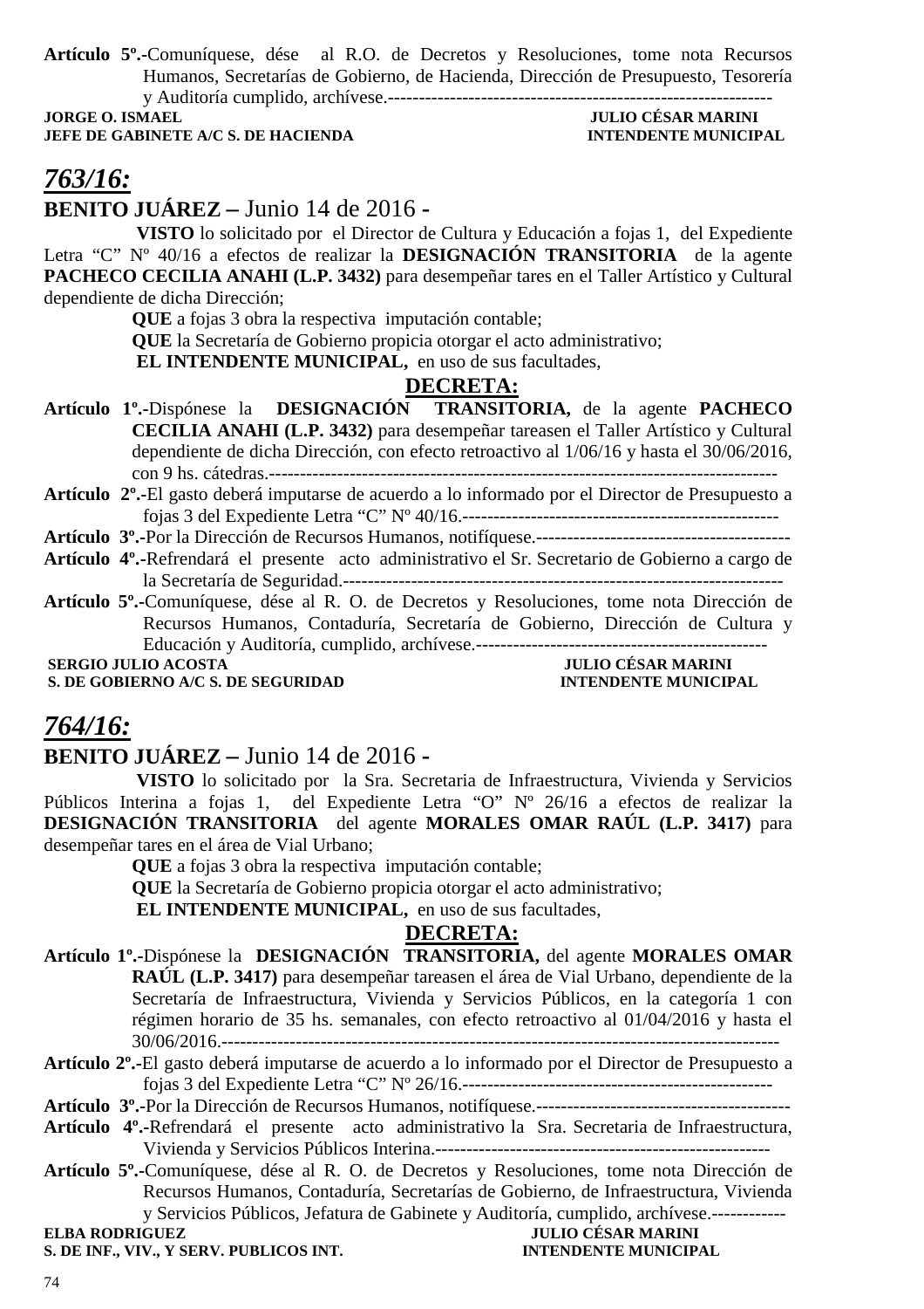**Artículo 5º.-**Comuníquese, dése al R.O. de Decretos y Resoluciones, tome nota Recursos Humanos, Secretarías de Gobierno, de Hacienda, Dirección de Presupuesto, Tesorería y Auditoría cumplido, archívese.---------------------------------------------------------------

**JORGE O. ISMAEL** — **JULIO CÉSAR MARINI**
**JEFE DE GABINETE A/C S. DE HACIENDA** — **INTENDENTE MUNICIPAL**

## *763/16:*

**BENITO JUÁREZ –** Junio 14 de 2016 -

**VISTO** lo solicitado por el Director de Cultura y Educación a fojas 1, del Expediente Letra “C” Nº 40/16 a efectos de realizar la **DESIGNACIÓN TRANSITORIA** de la agente **PACHECO CECILIA ANAHI (L.P. 3432)** para desempeñar tares en el Taller Artístico y Cultural dependiente de dicha Dirección;

**QUE** a fojas 3 obra la respectiva imputación contable;

**QUE** la Secretaría de Gobierno propicia otorgar el acto administrativo;

**EL INTENDENTE MUNICIPAL,** en uso de sus facultades,

**DECRETA:**

**Artículo 1º.-**Dispónese la **DESIGNACIÓN TRANSITORIA,** de la agente **PACHECO CECILIA ANAHI (L.P. 3432)** para desempeñar tareasen el Taller Artístico y Cultural dependiente de dicha Dirección, con efecto retroactivo al 1/06/16 y hasta el 30/06/2016, con 9 hs. cátedras.----------------------------------------------------------------------------------

**Artículo 2º.-**El gasto deberá imputarse de acuerdo a lo informado por el Director de Presupuesto a fojas 3 del Expediente Letra “C” Nº 40/16.---------------------------------------------------

**Artículo 3º.-**Por la Dirección de Recursos Humanos, notifíquese.------------------------------------------

**Artículo 4º.-**Refrendará el presente acto administrativo el Sr. Secretario de Gobierno a cargo de la Secretaría de Seguridad.----------------------------------------------------------------------

**Artículo 5º.-**Comuníquese, dése al R. O. de Decretos y Resoluciones, tome nota Dirección de Recursos Humanos, Contaduría, Secretaría de Gobierno, Dirección de Cultura y Educación y Auditoría, cumplido, archívese.-----------------------------------------------

**SERGIO JULIO ACOSTA** — **JULIO CÉSAR MARINI**
**S. DE GOBIERNO A/C S. DE SEGURIDAD** — **INTENDENTE MUNICIPAL**

## *764/16:*

**BENITO JUÁREZ –** Junio 14 de 2016 -

**VISTO** lo solicitado por la Sra. Secretaria de Infraestructura, Vivienda y Servicios Públicos Interina a fojas 1, del Expediente Letra “O” Nº 26/16 a efectos de realizar la **DESIGNACIÓN TRANSITORIA** del agente **MORALES OMAR RAÚL (L.P. 3417)** para desempeñar tares en el área de Vial Urbano;

**QUE** a fojas 3 obra la respectiva imputación contable;

**QUE** la Secretaría de Gobierno propicia otorgar el acto administrativo;

**EL INTENDENTE MUNICIPAL,** en uso de sus facultades,

**DECRETA:**

**Artículo 1º.-**Dispónese la **DESIGNACIÓN TRANSITORIA,** del agente **MORALES OMAR RAÚL (L.P. 3417)** para desempeñar tareasen el área de Vial Urbano, dependiente de la Secretaría de Infraestructura, Vivienda y Servicios Públicos, en la categoría 1 con régimen horario de 35 hs. semanales, con efecto retroactivo al 01/04/2016 y hasta el 30/06/2016.-------------------------------------------------------------------------------------------

**Artículo 2º.-**El gasto deberá imputarse de acuerdo a lo informado por el Director de Presupuesto a fojas 3 del Expediente Letra “C” Nº 26/16.--------------------------------------------------

**Artículo 3º.-**Por la Dirección de Recursos Humanos, notifíquese.------------------------------------------

**Artículo 4º.-**Refrendará el presente acto administrativo la Sra. Secretaria de Infraestructura, Vivienda y Servicios Públicos Interina.-----------------------------------------------------

**Artículo 5º.-**Comuníquese, dése al R. O. de Decretos y Resoluciones, tome nota Dirección de Recursos Humanos, Contaduría, Secretarías de Gobierno, de Infraestructura, Vivienda y Servicios Públicos, Jefatura de Gabinete y Auditoría, cumplido, archívese.------------

**ELBA RODRIGUEZ** — **JULIO CÉSAR MARINI**
**S. DE INF., VIV., Y SERV. PUBLICOS INT.** — **INTENDENTE MUNICIPAL**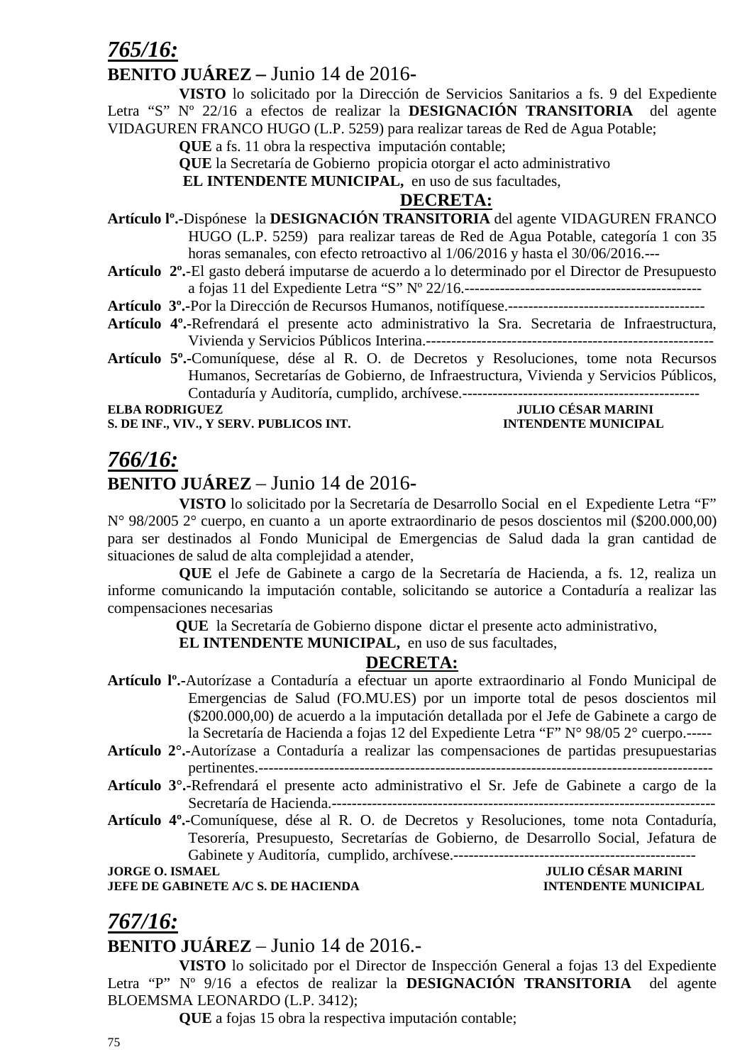## *765/16:*

**BENITO JUÁREZ –** Junio 14 de 2016-

**VISTO** lo solicitado por la Dirección de Servicios Sanitarios a fs. 9 del Expediente Letra "S" Nº 22/16 a efectos de realizar la **DESIGNACIÓN TRANSITORIA** del agente VIDAGUREN FRANCO HUGO (L.P. 5259) para realizar tareas de Red de Agua Potable;

**QUE** a fs. 11 obra la respectiva imputación contable;

**QUE** la Secretaría de Gobierno propicia otorgar el acto administrativo

**EL INTENDENTE MUNICIPAL,** en uso de sus facultades,

**DECRETA:**

**Artículo lº.-**Dispónese la **DESIGNACIÓN TRANSITORIA** del agente VIDAGUREN FRANCO HUGO (L.P. 5259) para realizar tareas de Red de Agua Potable, categoría 1 con 35 horas semanales, con efecto retroactivo al 1/06/2016 y hasta el 30/06/2016.---

**Artículo 2º.-**El gasto deberá imputarse de acuerdo a lo determinado por el Director de Presupuesto a fojas 11 del Expediente Letra "S" Nº 22/16.-----------------------------------------------

**Artículo 3º.-**Por la Dirección de Recursos Humanos, notifíquese.---------------------------------------

**Artículo 4º.-**Refrendará el presente acto administrativo la Sra. Secretaria de Infraestructura, Vivienda y Servicios Públicos Interina.----------------------------------------------------------

**Artículo 5º.-**Comuníquese, dése al R. O. de Decretos y Resoluciones, tome nota Recursos Humanos, Secretarías de Gobierno, de Infraestructura, Vivienda y Servicios Públicos, Contaduría y Auditoría, cumplido, archívese.-----------------------------------------------

**ELBA RODRIGUEZ** — **JULIO CÉSAR MARINI**
**S. DE INF., VIV., Y SERV. PUBLICOS INT.** — **INTENDENTE MUNICIPAL**

## *766/16:*

**BENITO JUÁREZ** – Junio 14 de 2016-

**VISTO** lo solicitado por la Secretaría de Desarrollo Social en el Expediente Letra "F" N° 98/2005 2° cuerpo, en cuanto a un aporte extraordinario de pesos doscientos mil ($200.000,00) para ser destinados al Fondo Municipal de Emergencias de Salud dada la gran cantidad de situaciones de salud de alta complejidad a atender,

**QUE** el Jefe de Gabinete a cargo de la Secretaría de Hacienda, a fs. 12, realiza un informe comunicando la imputación contable, solicitando se autorice a Contaduría a realizar las compensaciones necesarias

**QUE** la Secretaría de Gobierno dispone dictar el presente acto administrativo,

**EL INTENDENTE MUNICIPAL,** en uso de sus facultades,

**DECRETA:**

**Artículo lº.-**Autorízase a Contaduría a efectuar un aporte extraordinario al Fondo Municipal de Emergencias de Salud (FO.MU.ES) por un importe total de pesos doscientos mil ($200.000,00) de acuerdo a la imputación detallada por el Jefe de Gabinete a cargo de la Secretaría de Hacienda a fojas 12 del Expediente Letra "F" N° 98/05 2° cuerpo.-----

**Artículo 2°.-**Autorízase a Contaduría a realizar las compensaciones de partidas presupuestarias pertinentes.------------------------------------------------------------------------------------------

**Artículo 3°.-**Refrendará el presente acto administrativo el Sr. Jefe de Gabinete a cargo de la Secretaría de Hacienda.----------------------------------------------------------------------------

**Artículo 4º.-**Comuníquese, dése al R. O. de Decretos y Resoluciones, tome nota Contaduría, Tesorería, Presupuesto, Secretarías de Gobierno, de Desarrollo Social, Jefatura de Gabinete y Auditoría, cumplido, archívese.------------------------------------------------

**JORGE O. ISMAEL** — **JULIO CÉSAR MARINI**
**JEFE DE GABINETE A/C S. DE HACIENDA** — **INTENDENTE MUNICIPAL**

## *767/16:*

**BENITO JUÁREZ** – Junio 14 de 2016.-

**VISTO** lo solicitado por el Director de Inspección General a fojas 13 del Expediente Letra "P" Nº 9/16 a efectos de realizar la **DESIGNACIÓN TRANSITORIA** del agente BLOEMSMA LEONARDO (L.P. 3412);

**QUE** a fojas 15 obra la respectiva imputación contable;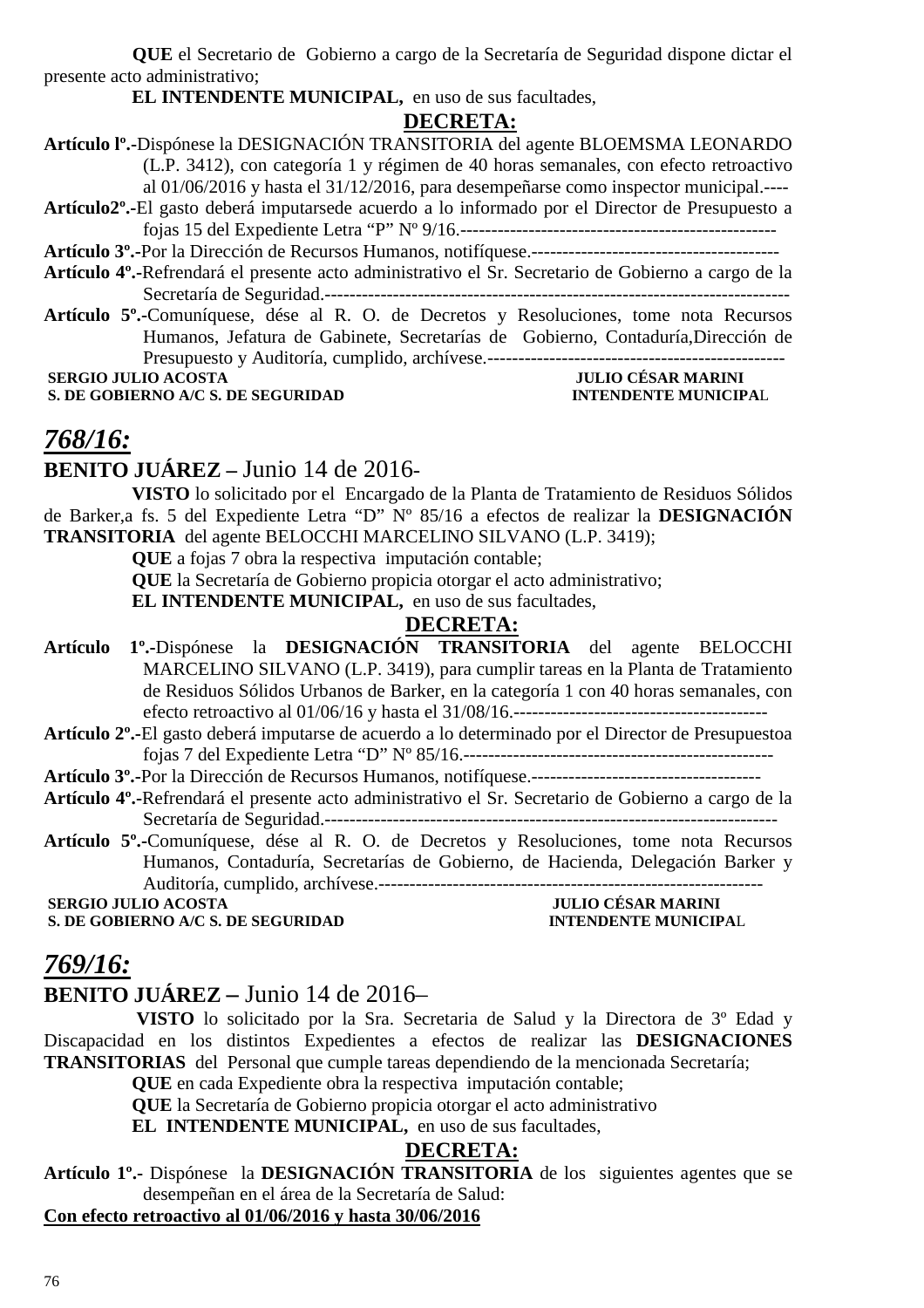**QUE** el Secretario de Gobierno a cargo de la Secretaría de Seguridad dispone dictar el presente acto administrativo;

**EL INTENDENTE MUNICIPAL,** en uso de sus facultades,

**DECRETA:**

**Artículo lº.-**Dispónese la DESIGNACIÓN TRANSITORIA del agente BLOEMSMA LEONARDO (L.P. 3412), con categoría 1 y régimen de 40 horas semanales, con efecto retroactivo al 01/06/2016 y hasta el 31/12/2016, para desempeñarse como inspector municipal.----

**Artículo2º.-**El gasto deberá imputarsede acuerdo a lo informado por el Director de Presupuesto a fojas 15 del Expediente Letra "P" Nº 9/16.---------------------------------------------------

**Artículo 3º.-**Por la Dirección de Recursos Humanos, notifíquese.----------------------------------------

**Artículo 4º.-**Refrendará el presente acto administrativo el Sr. Secretario de Gobierno a cargo de la Secretaría de Seguridad.---------------------------------------------------------------------------

**Artículo 5º.-**Comuníquese, dése al R. O. de Decretos y Resoluciones, tome nota Recursos Humanos, Jefatura de Gabinete, Secretarías de Gobierno, Contaduría,Dirección de Presupuesto y Auditoría, cumplido, archívese.------------------------------------------------

**SERGIO JULIO ACOSTA** — **JULIO CÉSAR MARINI**
**S. DE GOBIERNO A/C S. DE SEGURIDAD** — **INTENDENTE MUNICIPAL**

## ***768/16:***

**BENITO JUÁREZ –** Junio 14 de 2016-

**VISTO** lo solicitado por el Encargado de la Planta de Tratamiento de Residuos Sólidos de Barker,a fs. 5 del Expediente Letra "D" Nº 85/16 a efectos de realizar la **DESIGNACIÓN TRANSITORIA** del agente BELOCCHI MARCELINO SILVANO (L.P. 3419);

**QUE** a fojas 7 obra la respectiva imputación contable;

**QUE** la Secretaría de Gobierno propicia otorgar el acto administrativo;

**EL INTENDENTE MUNICIPAL,** en uso de sus facultades,

**DECRETA:**

**Artículo 1º.-**Dispónese la **DESIGNACIÓN TRANSITORIA** del agente BELOCCHI MARCELINO SILVANO (L.P. 3419), para cumplir tareas en la Planta de Tratamiento de Residuos Sólidos Urbanos de Barker, en la categoría 1 con 40 horas semanales, con efecto retroactivo al 01/06/16 y hasta el 31/08/16.------------------------------------------

**Artículo 2º.-**El gasto deberá imputarse de acuerdo a lo determinado por el Director de Presupuestoa fojas 7 del Expediente Letra "D" Nº 85/16.--------------------------------------------------

**Artículo 3º.-**Por la Dirección de Recursos Humanos, notifíquese.-------------------------------------

**Artículo 4º.-**Refrendará el presente acto administrativo el Sr. Secretario de Gobierno a cargo de la Secretaría de Seguridad.------------------------------------------------------------------------

**Artículo 5º.-**Comuníquese, dése al R. O. de Decretos y Resoluciones, tome nota Recursos Humanos, Contaduría, Secretarías de Gobierno, de Hacienda, Delegación Barker y Auditoría, cumplido, archívese.--------------------------------------------------------------

**SERGIO JULIO ACOSTA** — **JULIO CÉSAR MARINI**
**S. DE GOBIERNO A/C S. DE SEGURIDAD** — **INTENDENTE MUNICIPAL**

## ***769/16:***

**BENITO JUÁREZ –** Junio 14 de 2016–

**VISTO** lo solicitado por la Sra. Secretaria de Salud y la Directora de 3º Edad y Discapacidad en los distintos Expedientes a efectos de realizar las **DESIGNACIONES TRANSITORIAS** del Personal que cumple tareas dependiendo de la mencionada Secretaría;

**QUE** en cada Expediente obra la respectiva imputación contable;

**QUE** la Secretaría de Gobierno propicia otorgar el acto administrativo

**EL INTENDENTE MUNICIPAL,** en uso de sus facultades,

**DECRETA:**

**Artículo 1º.-** Dispónese la **DESIGNACIÓN TRANSITORIA** de los siguientes agentes que se desempeñan en el área de la Secretaría de Salud:

**Con efecto retroactivo al 01/06/2016 y hasta 30/06/2016**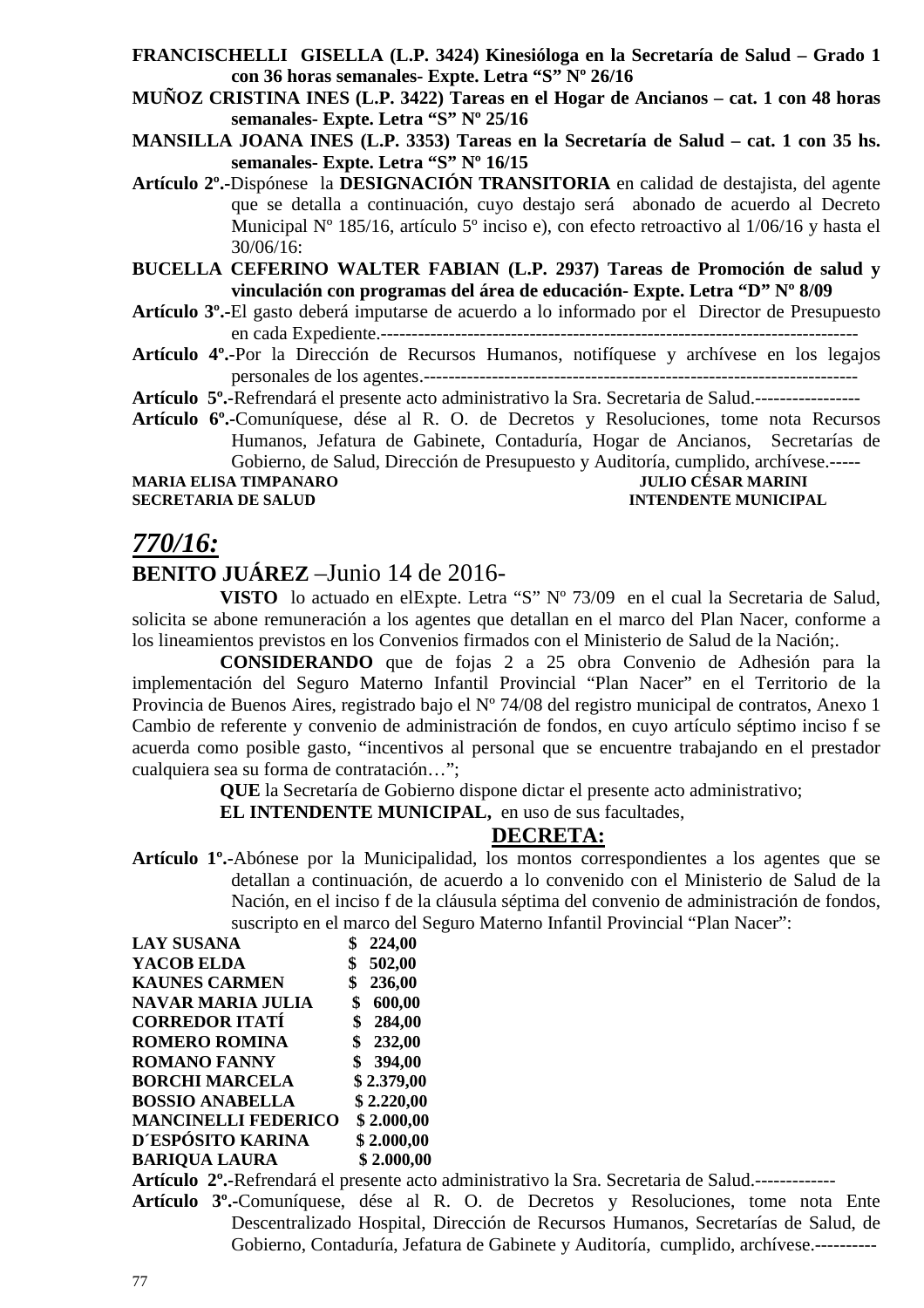**FRANCISCHELLI GISELLA (L.P. 3424) Kinesióloga en la Secretaría de Salud – Grado 1 con 36 horas semanales- Expte. Letra "S" Nº 26/16**

**MUÑOZ CRISTINA INES (L.P. 3422) Tareas en el Hogar de Ancianos – cat. 1 con 48 horas semanales- Expte. Letra "S" Nº 25/16**

**MANSILLA JOANA INES (L.P. 3353) Tareas en la Secretaría de Salud – cat. 1 con 35 hs. semanales- Expte. Letra "S" Nº 16/15**

**Artículo 2º.-**Dispónese la **DESIGNACIÓN TRANSITORIA** en calidad de destajista, del agente que se detalla a continuación, cuyo destajo será abonado de acuerdo al Decreto Municipal Nº 185/16, artículo 5º inciso e), con efecto retroactivo al 1/06/16 y hasta el 30/06/16:

**BUCELLA CEFERINO WALTER FABIAN (L.P. 2937) Tareas de Promoción de salud y vinculación con programas del área de educación- Expte. Letra "D" Nº 8/09**

**Artículo 3º.-**El gasto deberá imputarse de acuerdo a lo informado por el Director de Presupuesto en cada Expediente.---------------------------------------------------------------------------

**Artículo 4º.-**Por la Dirección de Recursos Humanos, notifíquese y archívese en los legajos personales de los agentes.--------------------------------------------------------------------

**Artículo 5º.-**Refrendará el presente acto administrativo la Sra. Secretaria de Salud.-----------------

**Artículo 6º.-**Comuníquese, dése al R. O. de Decretos y Resoluciones, tome nota Recursos Humanos, Jefatura de Gabinete, Contaduría, Hogar de Ancianos, Secretarías de Gobierno, de Salud, Dirección de Presupuesto y Auditoría, cumplido, archívese.-----

**MARIA ELISA TIMPANARO** — **JULIO CÉSAR MARINI**
**SECRETARIA DE SALUD** — **INTENDENTE MUNICIPAL**

## ***770/16:***

**BENITO JUÁREZ** –Junio 14 de 2016-

**VISTO** lo actuado en elExpte. Letra "S" Nº 73/09 en el cual la Secretaria de Salud, solicita se abone remuneración a los agentes que detallan en el marco del Plan Nacer, conforme a los lineamientos previstos en los Convenios firmados con el Ministerio de Salud de la Nación;.

**CONSIDERANDO** que de fojas 2 a 25 obra Convenio de Adhesión para la implementación del Seguro Materno Infantil Provincial "Plan Nacer" en el Territorio de la Provincia de Buenos Aires, registrado bajo el Nº 74/08 del registro municipal de contratos, Anexo 1 Cambio de referente y convenio de administración de fondos, en cuyo artículo séptimo inciso f se acuerda como posible gasto, "incentivos al personal que se encuentre trabajando en el prestador cualquiera sea su forma de contratación…";

**QUE** la Secretaría de Gobierno dispone dictar el presente acto administrativo;

**EL INTENDENTE MUNICIPAL,** en uso de sus facultades,

**DECRETA:**

**Artículo 1º.-**Abónese por la Municipalidad, los montos correspondientes a los agentes que se detallan a continuación, de acuerdo a lo convenido con el Ministerio de Salud de la Nación, en el inciso f de la cláusula séptima del convenio de administración de fondos, suscripto en el marco del Seguro Materno Infantil Provincial "Plan Nacer":

| | |
|---|---|
| **LAY SUSANA** | **$ 224,00** |
| **YACOB ELDA** | **$ 502,00** |
| **KAUNES CARMEN** | **$ 236,00** |
| **NAVAR MARIA JULIA** | **$ 600,00** |
| **CORREDOR ITATÍ** | **$ 284,00** |
| **ROMERO ROMINA** | **$ 232,00** |
| **ROMANO FANNY** | **$ 394,00** |
| **BORCHI MARCELA** | **$ 2.379,00** |
| **BOSSIO ANABELLA** | **$ 2.220,00** |
| **MANCINELLI FEDERICO** | **$ 2.000,00** |
| **D´ESPÓSITO KARINA** | **$ 2.000,00** |
| **BARIQUA LAURA** | **$ 2.000,00** |

**Artículo 2º.-**Refrendará el presente acto administrativo la Sra. Secretaria de Salud.-------------

**Artículo 3º.-**Comuníquese, dése al R. O. de Decretos y Resoluciones, tome nota Ente Descentralizado Hospital, Dirección de Recursos Humanos, Secretarías de Salud, de Gobierno, Contaduría, Jefatura de Gabinete y Auditoría, cumplido, archívese.----------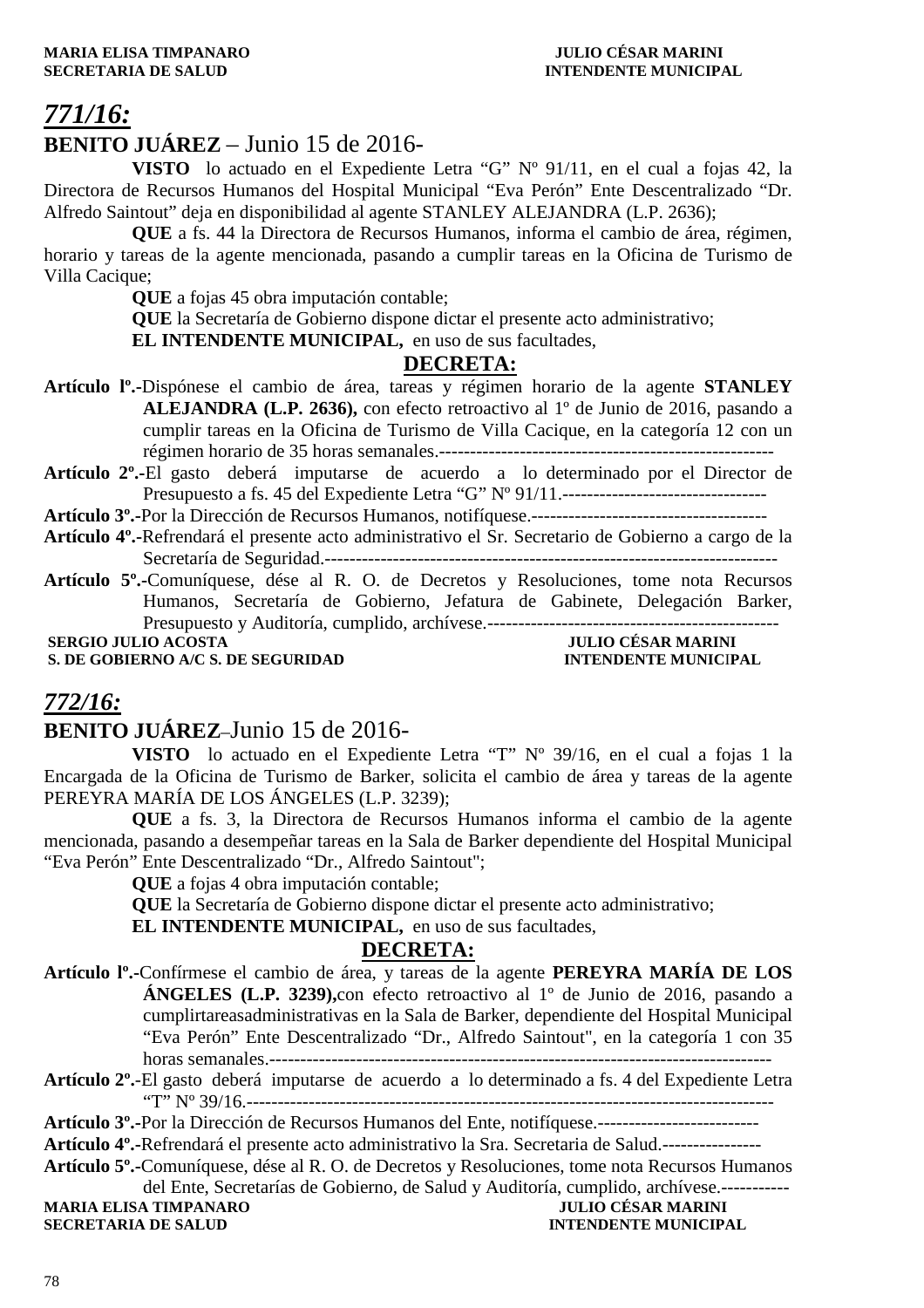MARIA ELISA TIMPANARO JULIO CÉSAR MARINI
SECRETARIA DE SALUD INTENDENTE MUNICIPAL

## *771/16:*

**BENITO JUÁREZ** – Junio 15 de 2016-

**VISTO** lo actuado en el Expediente Letra "G" Nº 91/11, en el cual a fojas 42, la Directora de Recursos Humanos del Hospital Municipal "Eva Perón" Ente Descentralizado "Dr. Alfredo Saintout" deja en disponibilidad al agente STANLEY ALEJANDRA (L.P. 2636);

**QUE** a fs. 44 la Directora de Recursos Humanos, informa el cambio de área, régimen, horario y tareas de la agente mencionada, pasando a cumplir tareas en la Oficina de Turismo de Villa Cacique;

**QUE** a fojas 45 obra imputación contable;

**QUE** la Secretaría de Gobierno dispone dictar el presente acto administrativo;

**EL INTENDENTE MUNICIPAL,** en uso de sus facultades,

**DECRETA:**

**Artículo lº.-**Dispónese el cambio de área, tareas y régimen horario de la agente **STANLEY ALEJANDRA (L.P. 2636),** con efecto retroactivo al 1º de Junio de 2016, pasando a cumplir tareas en la Oficina de Turismo de Villa Cacique, en la categoría 12 con un régimen horario de 35 horas semanales.-----------------------------------------------------

**Artículo 2º.-**El gasto deberá imputarse de acuerdo a lo determinado por el Director de Presupuesto a fs. 45 del Expediente Letra "G" Nº 91/11.---------------------------------

**Artículo 3º.-**Por la Dirección de Recursos Humanos, notifíquese.--------------------------------------

**Artículo 4º.-**Refrendará el presente acto administrativo el Sr. Secretario de Gobierno a cargo de la Secretaría de Seguridad.-----------------------------------------------------------------------

**Artículo 5º.-**Comuníquese, dése al R. O. de Decretos y Resoluciones, tome nota Recursos Humanos, Secretaría de Gobierno, Jefatura de Gabinete, Delegación Barker, Presupuesto y Auditoría, cumplido, archívese.-----------------------------------------------

SERGIO JULIO ACOSTA JULIO CÉSAR MARINI
S. DE GOBIERNO A/C S. DE SEGURIDAD INTENDENTE MUNICIPAL

## *772/16:*

**BENITO JUÁREZ**–Junio 15 de 2016-

**VISTO** lo actuado en el Expediente Letra "T" Nº 39/16, en el cual a fojas 1 la Encargada de la Oficina de Turismo de Barker, solicita el cambio de área y tareas de la agente PEREYRA MARÍA DE LOS ÁNGELES (L.P. 3239);

**QUE** a fs. 3, la Directora de Recursos Humanos informa el cambio de la agente mencionada, pasando a desempeñar tareas en la Sala de Barker dependiente del Hospital Municipal "Eva Perón" Ente Descentralizado "Dr., Alfredo Saintout";

**QUE** a fojas 4 obra imputación contable;

**QUE** la Secretaría de Gobierno dispone dictar el presente acto administrativo;

**EL INTENDENTE MUNICIPAL,** en uso de sus facultades,

**DECRETA:**

**Artículo lº.-**Confírmese el cambio de área, y tareas de la agente **PEREYRA MARÍA DE LOS ÁNGELES (L.P. 3239),**con efecto retroactivo al 1º de Junio de 2016, pasando a cumplirtareasadministrativas en la Sala de Barker, dependiente del Hospital Municipal "Eva Perón" Ente Descentralizado "Dr., Alfredo Saintout", en la categoría 1 con 35 horas semanales.--------------------------------------------------------------------------------

**Artículo 2º.-**El gasto deberá imputarse de acuerdo a lo determinado a fs. 4 del Expediente Letra "T" Nº 39/16.-------------------------------------------------------------------------------------

**Artículo 3º.-**Por la Dirección de Recursos Humanos del Ente, notifíquese.--------------------------

**Artículo 4º.-**Refrendará el presente acto administrativo la Sra. Secretaria de Salud.----------------

**Artículo 5º.-**Comuníquese, dése al R. O. de Decretos y Resoluciones, tome nota Recursos Humanos del Ente, Secretarías de Gobierno, de Salud y Auditoría, cumplido, archívese.-----------

MARIA ELISA TIMPANARO JULIO CÉSAR MARINI
SECRETARIA DE SALUD INTENDENTE MUNICIPAL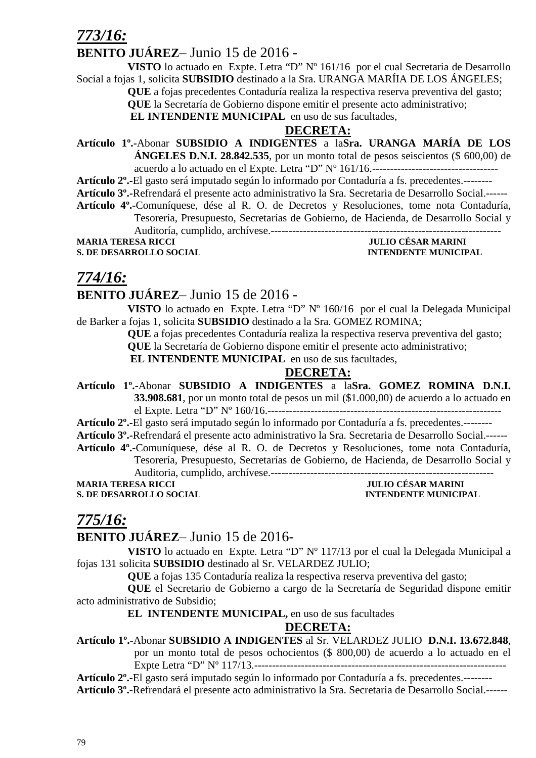## ***773/16:***

**BENITO JUÁREZ**– Junio 15 de 2016 -

**VISTO** lo actuado en Expte. Letra “D” Nº 161/16 por el cual Secretaria de Desarrollo Social a fojas 1, solicita **SUBSIDIO** destinado a la Sra. URANGA MARÍIA DE LOS ÁNGELES;

**QUE** a fojas precedentes Contaduría realiza la respectiva reserva preventiva del gasto;

**QUE** la Secretaría de Gobierno dispone emitir el presente acto administrativo;

**EL INTENDENTE MUNICIPAL** en uso de sus facultades,

**DECRETA:**

**Artículo 1º.-**Abonar **SUBSIDIO A INDIGENTES** a la**Sra. URANGA MARÍA DE LOS ÁNGELES D.N.I. 28.842.535**, por un monto total de pesos seiscientos ($ 600,00) de acuerdo a lo actuado en el Expte. Letra “D” Nº 161/16.-----------------------------------

**Artículo 2º.-**El gasto será imputado según lo informado por Contaduría a fs. precedentes.--------

**Artículo 3º.-**Refrendará el presente acto administrativo la Sra. Secretaria de Desarrollo Social.------

**Artículo 4º.-**Comuníquese, dése al R. O. de Decretos y Resoluciones, tome nota Contaduría, Tesorería, Presupuesto, Secretarías de Gobierno, de Hacienda, de Desarrollo Social y Auditoría, cumplido, archívese.----------------------------------------------------------------

**MARIA TERESA RICCI** — **JULIO CÉSAR MARINI**
**S. DE DESARROLLO SOCIAL** — **INTENDENTE MUNICIPAL**

## ***774/16:***

**BENITO JUÁREZ**– Junio 15 de 2016 -

**VISTO** lo actuado en Expte. Letra “D” Nº 160/16 por el cual la Delegada Municipal de Barker a fojas 1, solicita **SUBSIDIO** destinado a la Sra. GOMEZ ROMINA;

**QUE** a fojas precedentes Contaduría realiza la respectiva reserva preventiva del gasto;

**QUE** la Secretaría de Gobierno dispone emitir el presente acto administrativo;

**EL INTENDENTE MUNICIPAL** en uso de sus facultades,

**DECRETA:**

**Artículo 1º.-**Abonar **SUBSIDIO A INDIGENTES** a la**Sra. GOMEZ ROMINA D.N.I. 33.908.681**, por un monto total de pesos un mil ($1.000,00) de acuerdo a lo actuado en el Expte. Letra “D” Nº 160/16.-----------------------------------------------------------------

**Artículo 2º.-**El gasto será imputado según lo informado por Contaduría a fs. precedentes.--------

**Artículo 3º.-**Refrendará el presente acto administrativo la Sra. Secretaria de Desarrollo Social.------

**Artículo 4º.-**Comuníquese, dése al R. O. de Decretos y Resoluciones, tome nota Contaduría, Tesorería, Presupuesto, Secretarías de Gobierno, de Hacienda, de Desarrollo Social y Auditoria, cumplido, archívese.--------------------------------------------------------------

**MARIA TERESA RICCI** — **JULIO CÉSAR MARINI**
**S. DE DESARROLLO SOCIAL** — **INTENDENTE MUNICIPAL**

## ***775/16:***

**BENITO JUÁREZ**– Junio 15 de 2016-

**VISTO** lo actuado en Expte. Letra “D” Nº 117/13 por el cual la Delegada Municipal a fojas 131 solicita **SUBSIDIO** destinado al Sr. VELARDEZ JULIO;

**QUE** a fojas 135 Contaduría realiza la respectiva reserva preventiva del gasto;

**QUE** el Secretario de Gobierno a cargo de la Secretaría de Seguridad dispone emitir acto administrativo de Subsidio;

**EL INTENDENTE MUNICIPAL,** en uso de sus facultades

**DECRETA:**

**Artículo 1º.-**Abonar **SUBSIDIO A INDIGENTES** al Sr. VELARDEZ JULIO **D.N.I. 13.672.848**, por un monto total de pesos ochocientos ($ 800,00) de acuerdo a lo actuado en el Expte Letra “D” Nº 117/13.---------------------------------------------------------------------

**Artículo 2º.-**El gasto será imputado según lo informado por Contaduría a fs. precedentes.--------

**Artículo 3º.-**Refrendará el presente acto administrativo la Sra. Secretaria de Desarrollo Social.------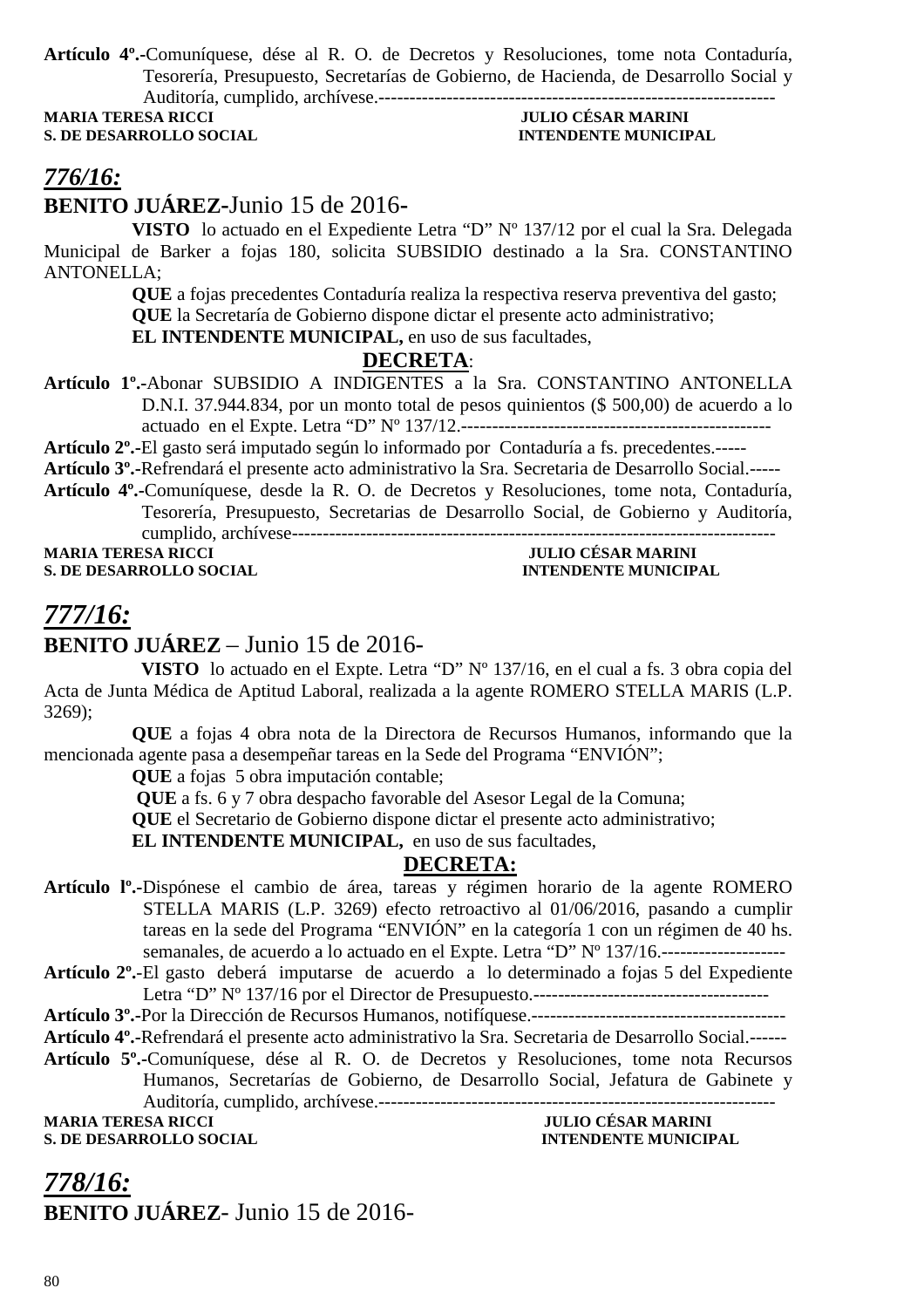**Artículo 4º.-**Comuníquese, dése al R. O. de Decretos y Resoluciones, tome nota Contaduría, Tesorería, Presupuesto, Secretarías de Gobierno, de Hacienda, de Desarrollo Social y Auditoría, cumplido, archívese.----------------------------------------------------------------

**MARIA TERESA RICCI** — **JULIO CÉSAR MARINI**
**S. DE DESARROLLO SOCIAL** — **INTENDENTE MUNICIPAL**

## *776/16:*

**BENITO JUÁREZ-**Junio 15 de 2016-

**VISTO** lo actuado en el Expediente Letra "D" Nº 137/12 por el cual la Sra. Delegada Municipal de Barker a fojas 180, solicita SUBSIDIO destinado a la Sra. CONSTANTINO ANTONELLA;

**QUE** a fojas precedentes Contaduría realiza la respectiva reserva preventiva del gasto;

**QUE** la Secretaría de Gobierno dispone dictar el presente acto administrativo;

**EL INTENDENTE MUNICIPAL,** en uso de sus facultades,

**DECRETA**:

**Artículo 1º.-**Abonar SUBSIDIO A INDIGENTES a la Sra. CONSTANTINO ANTONELLA D.N.I. 37.944.834, por un monto total de pesos quinientos ($ 500,00) de acuerdo a lo actuado en el Expte. Letra "D" Nº 137/12.-------------------------------------------------

**Artículo 2º.-**El gasto será imputado según lo informado por Contaduría a fs. precedentes.-----

**Artículo 3º.-**Refrendará el presente acto administrativo la Sra. Secretaria de Desarrollo Social.-----

**Artículo 4º.-**Comuníquese, desde la R. O. de Decretos y Resoluciones, tome nota, Contaduría, Tesorería, Presupuesto, Secretarias de Desarrollo Social, de Gobierno y Auditoría, cumplido, archívese-----------------------------------------------------------------------------

**MARIA TERESA RICCI** — **JULIO CÉSAR MARINI**
**S. DE DESARROLLO SOCIAL** — **INTENDENTE MUNICIPAL**

## *777/16:*

**BENITO JUÁREZ** – Junio 15 de 2016-

**VISTO** lo actuado en el Expte. Letra "D" Nº 137/16, en el cual a fs. 3 obra copia del Acta de Junta Médica de Aptitud Laboral, realizada a la agente ROMERO STELLA MARIS (L.P. 3269);

**QUE** a fojas 4 obra nota de la Directora de Recursos Humanos, informando que la mencionada agente pasa a desempeñar tareas en la Sede del Programa "ENVIÓN";

**QUE** a fojas 5 obra imputación contable;

**QUE** a fs. 6 y 7 obra despacho favorable del Asesor Legal de la Comuna;

**QUE** el Secretario de Gobierno dispone dictar el presente acto administrativo;

**EL INTENDENTE MUNICIPAL,** en uso de sus facultades,

**DECRETA:**

**Artículo lº.-**Dispónese el cambio de área, tareas y régimen horario de la agente ROMERO STELLA MARIS (L.P. 3269) efecto retroactivo al 01/06/2016, pasando a cumplir tareas en la sede del Programa "ENVIÓN" en la categoría 1 con un régimen de 40 hs. semanales, de acuerdo a lo actuado en el Expte. Letra "D" Nº 137/16.--------------------

**Artículo 2º.-**El gasto deberá imputarse de acuerdo a lo determinado a fojas 5 del Expediente Letra "D" Nº 137/16 por el Director de Presupuesto.--------------------------------------

**Artículo 3º.-**Por la Dirección de Recursos Humanos, notifíquese.-----------------------------------------

**Artículo 4º.-**Refrendará el presente acto administrativo la Sra. Secretaria de Desarrollo Social.------

**Artículo 5º.-**Comuníquese, dése al R. O. de Decretos y Resoluciones, tome nota Recursos Humanos, Secretarías de Gobierno, de Desarrollo Social, Jefatura de Gabinete y Auditoría, cumplido, archívese.----------------------------------------------------------------

**MARIA TERESA RICCI** — **JULIO CÉSAR MARINI**
**S. DE DESARROLLO SOCIAL** — **INTENDENTE MUNICIPAL**

## *778/16:*

**BENITO JUÁREZ**- Junio 15 de 2016-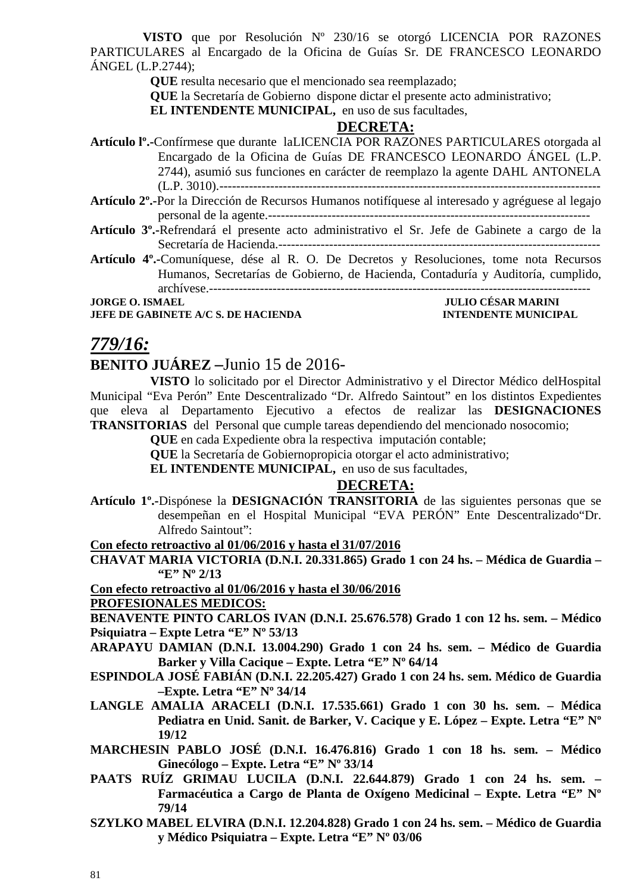**VISTO** que por Resolución Nº 230/16 se otorgó LICENCIA POR RAZONES PARTICULARES al Encargado de la Oficina de Guías Sr. DE FRANCESCO LEONARDO ÁNGEL (L.P.2744);

**QUE** resulta necesario que el mencionado sea reemplazado;

**QUE** la Secretaría de Gobierno dispone dictar el presente acto administrativo;

**EL INTENDENTE MUNICIPAL,** en uso de sus facultades,

**DECRETA:**

**Artículo lº.-**Confírmese que durante laLICENCIA POR RAZONES PARTICULARES otorgada al Encargado de la Oficina de Guías DE FRANCESCO LEONARDO ÁNGEL (L.P. 2744), asumió sus funciones en carácter de reemplazo la agente DAHL ANTONELA (L.P. 3010).-------------------------------------------------------------------------------------------

**Artículo 2º.-**Por la Dirección de Recursos Humanos notifíquese al interesado y agréguese al legajo personal de la agente.---------------------------------------------------------------------------

**Artículo 3º.-**Refrendará el presente acto administrativo el Sr. Jefe de Gabinete a cargo de la Secretaría de Hacienda.--------------------------------------------------------------------------

**Artículo 4º.-**Comuníquese, dése al R. O. De Decretos y Resoluciones, tome nota Recursos Humanos, Secretarías de Gobierno, de Hacienda, Contaduría y Auditoría, cumplido, archívese.-------------------------------------------------------------------------------------

**JORGE O. ISMAEL** — **JULIO CÉSAR MARINI**
**JEFE DE GABINETE A/C S. DE HACIENDA** — **INTENDENTE MUNICIPAL**

## *779/16:*

**BENITO JUÁREZ –**Junio 15 de 2016-

**VISTO** lo solicitado por el Director Administrativo y el Director Médico delHospital Municipal "Eva Perón" Ente Descentralizado "Dr. Alfredo Saintout" en los distintos Expedientes que eleva al Departamento Ejecutivo a efectos de realizar las **DESIGNACIONES TRANSITORIAS** del Personal que cumple tareas dependiendo del mencionado nosocomio;

**QUE** en cada Expediente obra la respectiva imputación contable;

**QUE** la Secretaría de Gobiernopropicia otorgar el acto administrativo;

**EL INTENDENTE MUNICIPAL,** en uso de sus facultades,

**DECRETA:**

**Artículo 1º.-**Dispónese la **DESIGNACIÓN TRANSITORIA** de las siguientes personas que se desempeñan en el Hospital Municipal "EVA PERÓN" Ente Descentralizado"Dr. Alfredo Saintout":

**Con efecto retroactivo al 01/06/2016 y hasta el 31/07/2016**

**CHAVAT MARIA VICTORIA (D.N.I. 20.331.865) Grado 1 con 24 hs. – Médica de Guardia – "E" Nº 2/13**

**Con efecto retroactivo al 01/06/2016 y hasta el 30/06/2016**

**PROFESIONALES MEDICOS:**

**BENAVENTE PINTO CARLOS IVAN (D.N.I. 25.676.578) Grado 1 con 12 hs. sem. – Médico Psiquiatra – Expte Letra "E" Nº 53/13**

**ARAPAYU DAMIAN (D.N.I. 13.004.290) Grado 1 con 24 hs. sem. – Médico de Guardia Barker y Villa Cacique – Expte. Letra "E" Nº 64/14**

**ESPINDOLA JOSÉ FABIÁN (D.N.I. 22.205.427) Grado 1 con 24 hs. sem. Médico de Guardia –Expte. Letra "E" Nº 34/14**

**LANGLE AMALIA ARACELI (D.N.I. 17.535.661) Grado 1 con 30 hs. sem. – Médica Pediatra en Unid. Sanit. de Barker, V. Cacique y E. López – Expte. Letra "E" Nº 19/12**

**MARCHESIN PABLO JOSÉ (D.N.I. 16.476.816) Grado 1 con 18 hs. sem. – Médico Ginecólogo – Expte. Letra "E" Nº 33/14**

**PAATS RUÍZ GRIMAU LUCILA (D.N.I. 22.644.879) Grado 1 con 24 hs. sem. – Farmacéutica a Cargo de Planta de Oxígeno Medicinal – Expte. Letra "E" Nº 79/14**

**SZYLKO MABEL ELVIRA (D.N.I. 12.204.828) Grado 1 con 24 hs. sem. – Médico de Guardia y Médico Psiquiatra – Expte. Letra "E" Nº 03/06**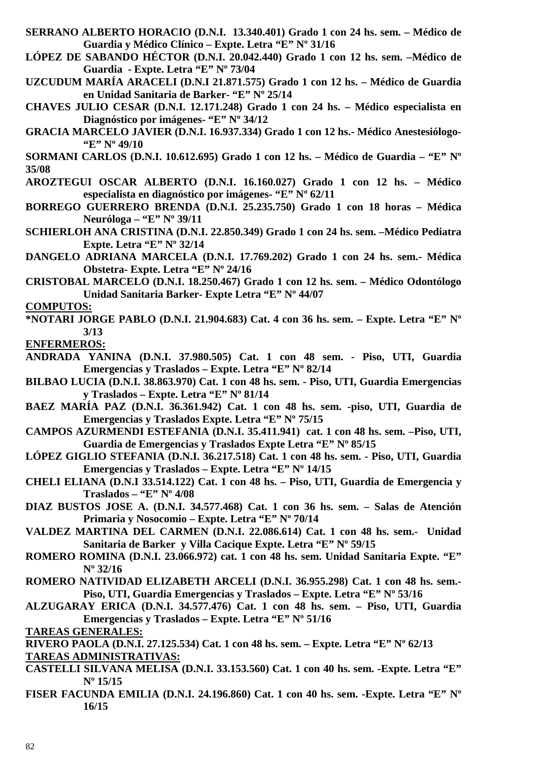**SERRANO ALBERTO HORACIO (D.N.I. 13.340.401) Grado 1 con 24 hs. sem. – Médico de Guardia y Médico Clínico – Expte. Letra "E" Nº 31/16**

**LÓPEZ DE SABANDO HÉCTOR (D.N.I. 20.042.440) Grado 1 con 12 hs. sem. –Médico de Guardia - Expte. Letra "E" Nº 73/04**

**UZCUDUM MARÍA ARACELI (D.N.I 21.871.575) Grado 1 con 12 hs. – Médico de Guardia en Unidad Sanitaria de Barker- "E" Nº 25/14**

**CHAVES JULIO CESAR (D.N.I. 12.171.248) Grado 1 con 24 hs. – Médico especialista en Diagnóstico por imágenes- "E" Nº 34/12**

**GRACIA MARCELO JAVIER (D.N.I. 16.937.334) Grado 1 con 12 hs.- Médico Anestesiólogo- "E" Nº 49/10**

**SORMANI CARLOS (D.N.I. 10.612.695) Grado 1 con 12 hs. – Médico de Guardia – "E" Nº 35/08**

**AROZTEGUI OSCAR ALBERTO (D.N.I. 16.160.027) Grado 1 con 12 hs. – Médico especialista en diagnóstico por imágenes- "E" Nº 62/11**

**BORREGO GUERRERO BRENDA (D.N.I. 25.235.750) Grado 1 con 18 horas – Médica Neuróloga – "E" Nº 39/11**

**SCHIERLOH ANA CRISTINA (D.N.I. 22.850.349) Grado 1 con 24 hs. sem. –Médico Pediatra Expte. Letra "E" Nº 32/14**

**DANGELO ADRIANA MARCELA (D.N.I. 17.769.202) Grado 1 con 24 hs. sem.- Médica Obstetra- Expte. Letra "E" Nº 24/16**

**CRISTOBAL MARCELO (D.N.I. 18.250.467) Grado 1 con 12 hs. sem. – Médico Odontólogo Unidad Sanitaria Barker- Expte Letra "E" Nº 44/07**

**COMPUTOS:**

**\*NOTARI JORGE PABLO (D.N.I. 21.904.683) Cat. 4 con 36 hs. sem. – Expte. Letra "E" Nº 3/13**

**ENFERMEROS:**

**ANDRADA YANINA (D.N.I. 37.980.505) Cat. 1 con 48 sem. - Piso, UTI, Guardia Emergencias y Traslados – Expte. Letra "E" Nº 82/14**

**BILBAO LUCIA (D.N.I. 38.863.970) Cat. 1 con 48 hs. sem. - Piso, UTI, Guardia Emergencias y Traslados – Expte. Letra "E" Nº 81/14**

**BAEZ MARÍA PAZ (D.N.I. 36.361.942) Cat. 1 con 48 hs. sem. -piso, UTI, Guardia de Emergencias y Traslados Expte. Letra "E" Nº 75/15**

**CAMPOS AZURMENDI ESTEFANIA (D.N.I. 35.411.941) cat. 1 con 48 hs. sem. –Piso, UTI, Guardia de Emergencias y Traslados Expte Letra "E" Nº 85/15**

**LÓPEZ GIGLIO STEFANIA (D.N.I. 36.217.518) Cat. 1 con 48 hs. sem. - Piso, UTI, Guardia Emergencias y Traslados – Expte. Letra "E" Nº 14/15**

**CHELI ELIANA (D.N.I 33.514.122) Cat. 1 con 48 hs. – Piso, UTI, Guardia de Emergencia y Traslados – "E" Nº 4/08**

**DIAZ BUSTOS JOSE A. (D.N.I. 34.577.468) Cat. 1 con 36 hs. sem. – Salas de Atención Primaria y Nosocomio – Expte. Letra "E" Nº 70/14**

**VALDEZ MARTINA DEL CARMEN (D.N.I. 22.086.614) Cat. 1 con 48 hs. sem.- Unidad Sanitaria de Barker y Villa Cacique Expte. Letra "E" Nº 59/15**

**ROMERO ROMINA (D.N.I. 23.066.972) cat. 1 con 48 hs. sem. Unidad Sanitaria Expte. "E" Nº 32/16**

**ROMERO NATIVIDAD ELIZABETH ARCELI (D.N.I. 36.955.298) Cat. 1 con 48 hs. sem.- Piso, UTI, Guardia Emergencias y Traslados – Expte. Letra "E" Nº 53/16**

**ALZUGARAY ERICA (D.N.I. 34.577.476) Cat. 1 con 48 hs. sem. – Piso, UTI, Guardia Emergencias y Traslados – Expte. Letra "E" Nº 51/16**

**TAREAS GENERALES:**

**RIVERO PAOLA (D.N.I. 27.125.534) Cat. 1 con 48 hs. sem. – Expte. Letra "E" Nº 62/13**

**TAREAS ADMINISTRATIVAS:**

**CASTELLI SILVANA MELISA (D.N.I. 33.153.560) Cat. 1 con 40 hs. sem. -Expte. Letra "E" Nº 15/15**

**FISER FACUNDA EMILIA (D.N.I. 24.196.860) Cat. 1 con 40 hs. sem. -Expte. Letra "E" Nº 16/15**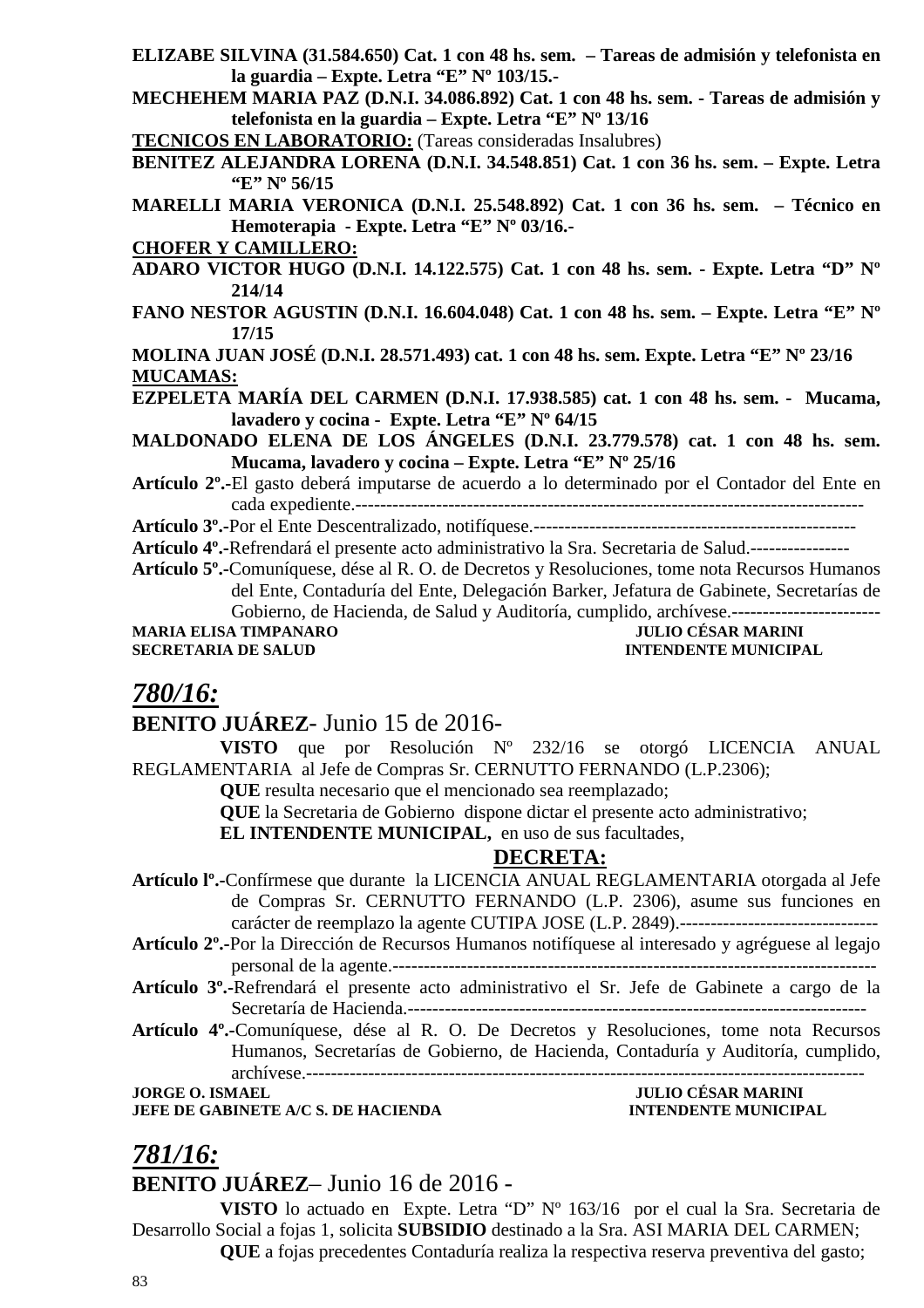**ELIZABE SILVINA (31.584.650) Cat. 1 con 48 hs. sem. – Tareas de admisión y telefonista en la guardia – Expte. Letra "E" Nº 103/15.-**

**MECHEHEM MARIA PAZ (D.N.I. 34.086.892) Cat. 1 con 48 hs. sem. - Tareas de admisión y telefonista en la guardia – Expte. Letra "E" Nº 13/16**

**TECNICOS EN LABORATORIO:** (Tareas consideradas Insalubres)

**BENITEZ ALEJANDRA LORENA (D.N.I. 34.548.851) Cat. 1 con 36 hs. sem. – Expte. Letra "E" Nº 56/15**

**MARELLI MARIA VERONICA (D.N.I. 25.548.892) Cat. 1 con 36 hs. sem. – Técnico en Hemoterapia - Expte. Letra "E" Nº 03/16.-**

**CHOFER Y CAMILLERO:**

**ADARO VICTOR HUGO (D.N.I. 14.122.575) Cat. 1 con 48 hs. sem. - Expte. Letra "D" Nº 214/14**

**FANO NESTOR AGUSTIN (D.N.I. 16.604.048) Cat. 1 con 48 hs. sem. – Expte. Letra "E" Nº 17/15**

**MOLINA JUAN JOSÉ (D.N.I. 28.571.493) cat. 1 con 48 hs. sem. Expte. Letra "E" Nº 23/16**

**MUCAMAS:**

**EZPELETA MARÍA DEL CARMEN (D.N.I. 17.938.585) cat. 1 con 48 hs. sem. - Mucama, lavadero y cocina - Expte. Letra "E" Nº 64/15**

**MALDONADO ELENA DE LOS ÁNGELES (D.N.I. 23.779.578) cat. 1 con 48 hs. sem. Mucama, lavadero y cocina – Expte. Letra "E" Nº 25/16**

**Artículo 2º.-**El gasto deberá imputarse de acuerdo a lo determinado por el Contador del Ente en cada expediente.-----------------------------------------------------------------------------------

**Artículo 3º.-**Por el Ente Descentralizado, notifíquese.----------------------------------------------------

**Artículo 4º.-**Refrendará el presente acto administrativo la Sra. Secretaria de Salud.----------------

**Artículo 5º.-**Comuníquese, dése al R. O. de Decretos y Resoluciones, tome nota Recursos Humanos del Ente, Contaduría del Ente, Delegación Barker, Jefatura de Gabinete, Secretarías de Gobierno, de Hacienda, de Salud y Auditoría, cumplido, archívese.------------------------

**MARIA ELISA TIMPANARO** — **JULIO CÉSAR MARINI**
**SECRETARIA DE SALUD** — **INTENDENTE MUNICIPAL**

## *780/16:*

**BENITO JUÁREZ**- Junio 15 de 2016-

**VISTO** que por Resolución Nº 232/16 se otorgó LICENCIA ANUAL REGLAMENTARIA al Jefe de Compras Sr. CERNUTTO FERNANDO (L.P.2306);

**QUE** resulta necesario que el mencionado sea reemplazado;

**QUE** la Secretaria de Gobierno dispone dictar el presente acto administrativo;

**EL INTENDENTE MUNICIPAL,** en uso de sus facultades,

**DECRETA:**

**Artículo lº.-**Confírmese que durante la LICENCIA ANUAL REGLAMENTARIA otorgada al Jefe de Compras Sr. CERNUTTO FERNANDO (L.P. 2306), asume sus funciones en carácter de reemplazo la agente CUTIPA JOSE (L.P. 2849).--------------------------------

**Artículo 2º.-**Por la Dirección de Recursos Humanos notifíquese al interesado y agréguese al legajo personal de la agente.-------------------------------------------------------------------------------

**Artículo 3º.-**Refrendará el presente acto administrativo el Sr. Jefe de Gabinete a cargo de la Secretaría de Hacienda.---------------------------------------------------------------------------

**Artículo 4º.-**Comuníquese, dése al R. O. De Decretos y Resoluciones, tome nota Recursos Humanos, Secretarías de Gobierno, de Hacienda, Contaduría y Auditoría, cumplido, archívese.-----------------------------------------------------------------------------------------

**JORGE O. ISMAEL** — **JULIO CÉSAR MARINI**
**JEFE DE GABINETE A/C S. DE HACIENDA** — **INTENDENTE MUNICIPAL**

## *781/16:*

**BENITO JUÁREZ**– Junio 16 de 2016 -

**VISTO** lo actuado en Expte. Letra "D" Nº 163/16 por el cual la Sra. Secretaria de Desarrollo Social a fojas 1, solicita **SUBSIDIO** destinado a la Sra. ASI MARIA DEL CARMEN;

**QUE** a fojas precedentes Contaduría realiza la respectiva reserva preventiva del gasto;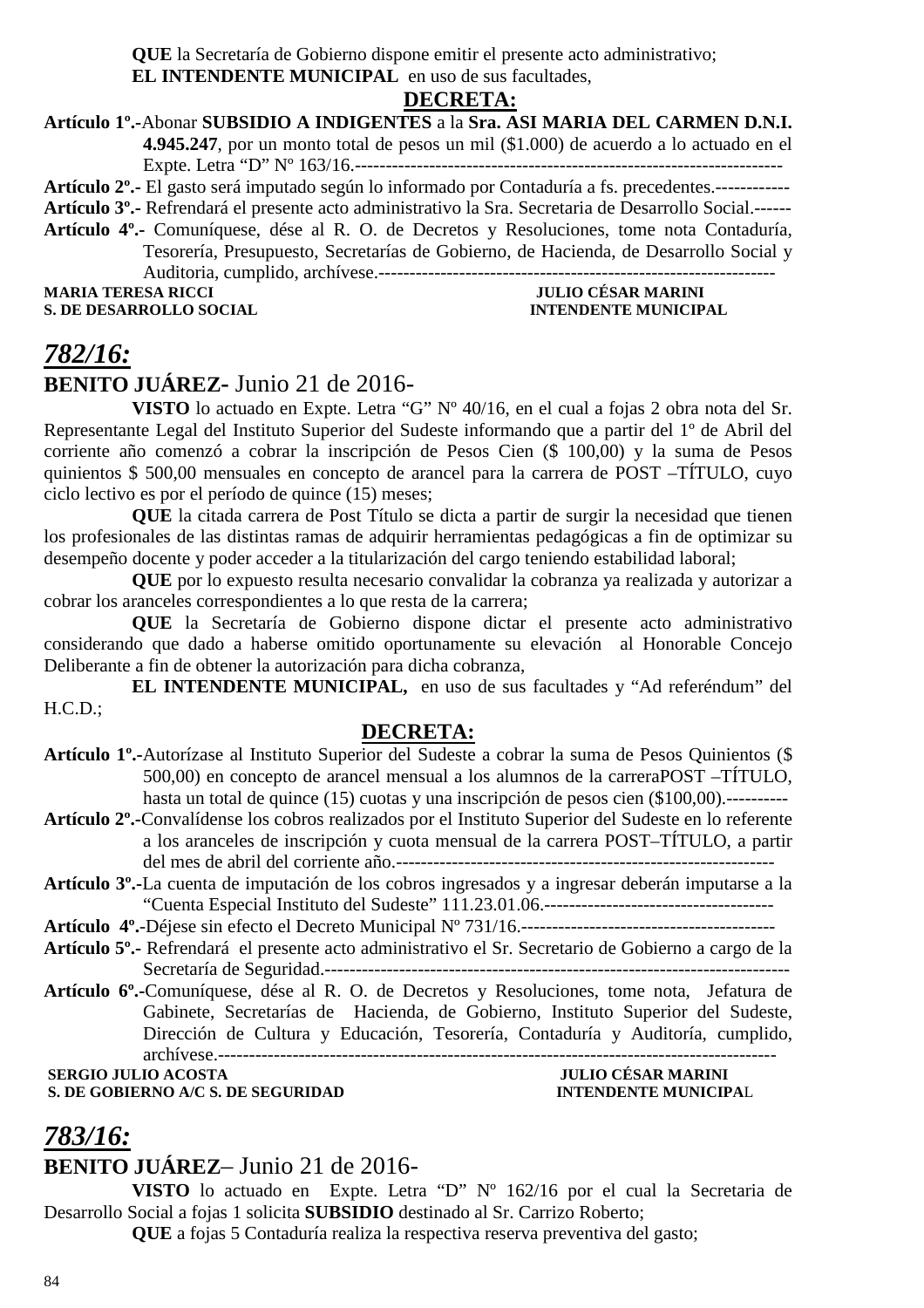**QUE** la Secretaría de Gobierno dispone emitir el presente acto administrativo;

**EL INTENDENTE MUNICIPAL** en uso de sus facultades,

**DECRETA:**

**Artículo 1º.-**Abonar **SUBSIDIO A INDIGENTES** a la **Sra. ASI MARIA DEL CARMEN D.N.I. 4.945.247**, por un monto total de pesos un mil ($1.000) de acuerdo a lo actuado en el Expte. Letra "D" Nº 163/16.------------------------------------------------------------------

**Artículo 2º.-** El gasto será imputado según lo informado por Contaduría a fs. precedentes.-----------

**Artículo 3º.-** Refrendará el presente acto administrativo la Sra. Secretaria de Desarrollo Social.------

**Artículo 4º.-** Comuníquese, dése al R. O. de Decretos y Resoluciones, tome nota Contaduría, Tesorería, Presupuesto, Secretarías de Gobierno, de Hacienda, de Desarrollo Social y Auditoria, cumplido, archívese.-----------------------------------------------------------------

**MARIA TERESA RICCI** — **JULIO CÉSAR MARINI**
**S. DE DESARROLLO SOCIAL** — **INTENDENTE MUNICIPAL**

## *782/16:*

**BENITO JUÁREZ-** Junio 21 de 2016-

**VISTO** lo actuado en Expte. Letra "G" Nº 40/16, en el cual a fojas 2 obra nota del Sr. Representante Legal del Instituto Superior del Sudeste informando que a partir del 1º de Abril del corriente año comenzó a cobrar la inscripción de Pesos Cien ($ 100,00) y la suma de Pesos quinientos $ 500,00 mensuales en concepto de arancel para la carrera de POST –TÍTULO, cuyo ciclo lectivo es por el período de quince (15) meses;

**QUE** la citada carrera de Post Título se dicta a partir de surgir la necesidad que tienen los profesionales de las distintas ramas de adquirir herramientas pedagógicas a fin de optimizar su desempeño docente y poder acceder a la titularización del cargo teniendo estabilidad laboral;

**QUE** por lo expuesto resulta necesario convalidar la cobranza ya realizada y autorizar a cobrar los aranceles correspondientes a lo que resta de la carrera;

**QUE** la Secretaría de Gobierno dispone dictar el presente acto administrativo considerando que dado a haberse omitido oportunamente su elevación al Honorable Concejo Deliberante a fin de obtener la autorización para dicha cobranza,

**EL INTENDENTE MUNICIPAL,** en uso de sus facultades y "Ad referéndum" del H.C.D.;

**DECRETA:**

**Artículo 1º.-**Autorízase al Instituto Superior del Sudeste a cobrar la suma de Pesos Quinientos ($ 500,00) en concepto de arancel mensual a los alumnos de la carreraPOST –TÍTULO, hasta un total de quince (15) cuotas y una inscripción de pesos cien ($100,00).----------

**Artículo 2º.-**Convalídense los cobros realizados por el Instituto Superior del Sudeste en lo referente a los aranceles de inscripción y cuota mensual de la carrera POST–TÍTULO, a partir del mes de abril del corriente año.-------------------------------------------------------------

**Artículo 3º.-**La cuenta de imputación de los cobros ingresados y a ingresar deberán imputarse a la "Cuenta Especial Instituto del Sudeste" 111.23.01.06.-------------------------------------

**Artículo 4º.-**Déjese sin efecto el Decreto Municipal Nº 731/16.-----------------------------------------

**Artículo 5º.-** Refrendará el presente acto administrativo el Sr. Secretario de Gobierno a cargo de la Secretaría de Seguridad.------------------------------------------------------------------------

**Artículo 6º.-**Comuníquese, dése al R. O. de Decretos y Resoluciones, tome nota, Jefatura de Gabinete, Secretarías de Hacienda, de Gobierno, Instituto Superior del Sudeste, Dirección de Cultura y Educación, Tesorería, Contaduría y Auditoría, cumplido, archívese.-----------------------------------------------------------------------------------

**SERGIO JULIO ACOSTA** — **JULIO CÉSAR MARINI**
**S. DE GOBIERNO A/C S. DE SEGURIDAD** — **INTENDENTE MUNICIPAL**

## *783/16:*

**BENITO JUÁREZ**– Junio 21 de 2016-

**VISTO** lo actuado en Expte. Letra "D" Nº 162/16 por el cual la Secretaria de Desarrollo Social a fojas 1 solicita **SUBSIDIO** destinado al Sr. Carrizo Roberto;

**QUE** a fojas 5 Contaduría realiza la respectiva reserva preventiva del gasto;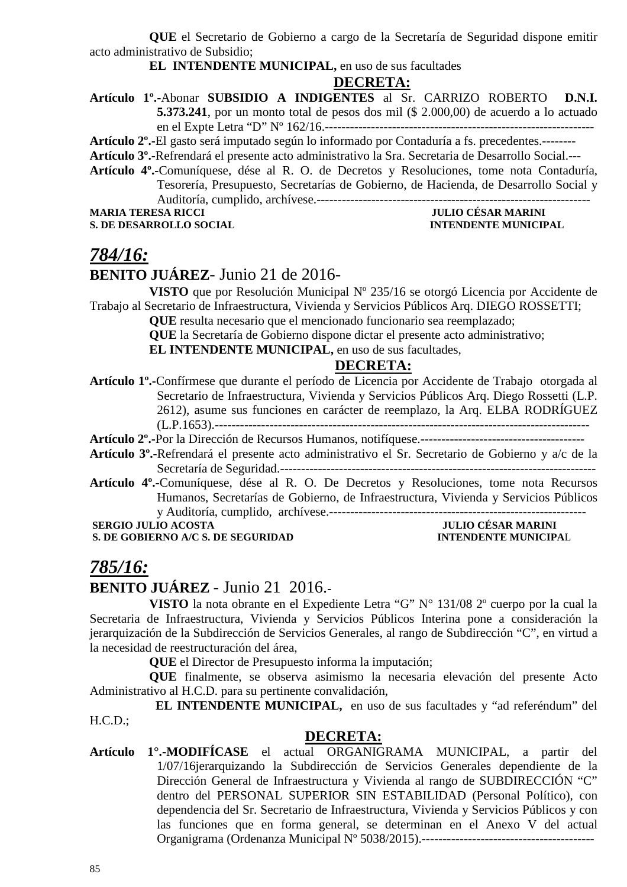**QUE** el Secretario de Gobierno a cargo de la Secretaría de Seguridad dispone emitir acto administrativo de Subsidio;

**EL INTENDENTE MUNICIPAL,** en uso de sus facultades

**DECRETA:**

**Artículo 1º.-**Abonar **SUBSIDIO A INDIGENTES** al Sr. CARRIZO ROBERTO **D.N.I. 5.373.241**, por un monto total de pesos dos mil ($ 2.000,00) de acuerdo a lo actuado en el Expte Letra “D” Nº 162/16.---------------------------------------------------------------

**Artículo 2º.-**El gasto será imputado según lo informado por Contaduría a fs. precedentes.--------

**Artículo 3º.-**Refrendará el presente acto administrativo la Sra. Secretaria de Desarrollo Social.---

**Artículo 4º.-**Comuníquese, dése al R. O. de Decretos y Resoluciones, tome nota Contaduría, Tesorería, Presupuesto, Secretarías de Gobierno, de Hacienda, de Desarrollo Social y Auditoría, cumplido, archívese.-----------------------------------------------------------------

**MARIA TERESA RICCI** — **JULIO CÉSAR MARINI**
**S. DE DESARROLLO SOCIAL** — **INTENDENTE MUNICIPAL**

## *784/16:*

**BENITO JUÁREZ**- Junio 21 de 2016-

**VISTO** que por Resolución Municipal Nº 235/16 se otorgó Licencia por Accidente de Trabajo al Secretario de Infraestructura, Vivienda y Servicios Públicos Arq. DIEGO ROSSETTI;

**QUE** resulta necesario que el mencionado funcionario sea reemplazado;

**QUE** la Secretaría de Gobierno dispone dictar el presente acto administrativo;

**EL INTENDENTE MUNICIPAL,** en uso de sus facultades,

**DECRETA:**

**Artículo 1º.-**Confírmese que durante el período de Licencia por Accidente de Trabajo otorgada al Secretario de Infraestructura, Vivienda y Servicios Públicos Arq. Diego Rossetti (L.P. 2612), asume sus funciones en carácter de reemplazo, la Arq. ELBA RODRÍGUEZ (L.P.1653).---------------------------------------------------------------------------------------

**Artículo 2º.-**Por la Dirección de Recursos Humanos, notifíquese.---------------------------------------

**Artículo 3º.-**Refrendará el presente acto administrativo el Sr. Secretario de Gobierno y a/c de la Secretaría de Seguridad.----------------------------------------------------------------------------

**Artículo 4º.-**Comuníquese, dése al R. O. De Decretos y Resoluciones, tome nota Recursos Humanos, Secretarías de Gobierno, de Infraestructura, Vivienda y Servicios Públicos y Auditoría, cumplido, archívese.-------------------------------------------------------------

**SERGIO JULIO ACOSTA** — **JULIO CÉSAR MARINI**
**S. DE GOBIERNO A/C S. DE SEGURIDAD** — **INTENDENTE MUNICIPAL**

## *785/16:*

**BENITO JUÁREZ** - Junio 21 2016.-

**VISTO** la nota obrante en el Expediente Letra “G” N° 131/08 2º cuerpo por la cual la Secretaria de Infraestructura, Vivienda y Servicios Públicos Interina pone a consideración la jerarquización de la Subdirección de Servicios Generales, al rango de Subdirección “C”, en virtud a la necesidad de reestructuración del área,

**QUE** el Director de Presupuesto informa la imputación;

**QUE** finalmente, se observa asimismo la necesaria elevación del presente Acto Administrativo al H.C.D. para su pertinente convalidación,

**EL INTENDENTE MUNICIPAL,** en uso de sus facultades y “ad referéndum” del H.C.D.;

**DECRETA:**

**Artículo 1°.-MODIFÍCASE** el actual ORGANIGRAMA MUNICIPAL, a partir del 1/07/16jerarquizando la Subdirección de Servicios Generales dependiente de la Dirección General de Infraestructura y Vivienda al rango de SUBDIRECCIÓN “C” dentro del PERSONAL SUPERIOR SIN ESTABILIDAD (Personal Político), con dependencia del Sr. Secretario de Infraestructura, Vivienda y Servicios Públicos y con las funciones que en forma general, se determinan en el Anexo V del actual Organigrama (Ordenanza Municipal Nº 5038/2015).-----------------------------------------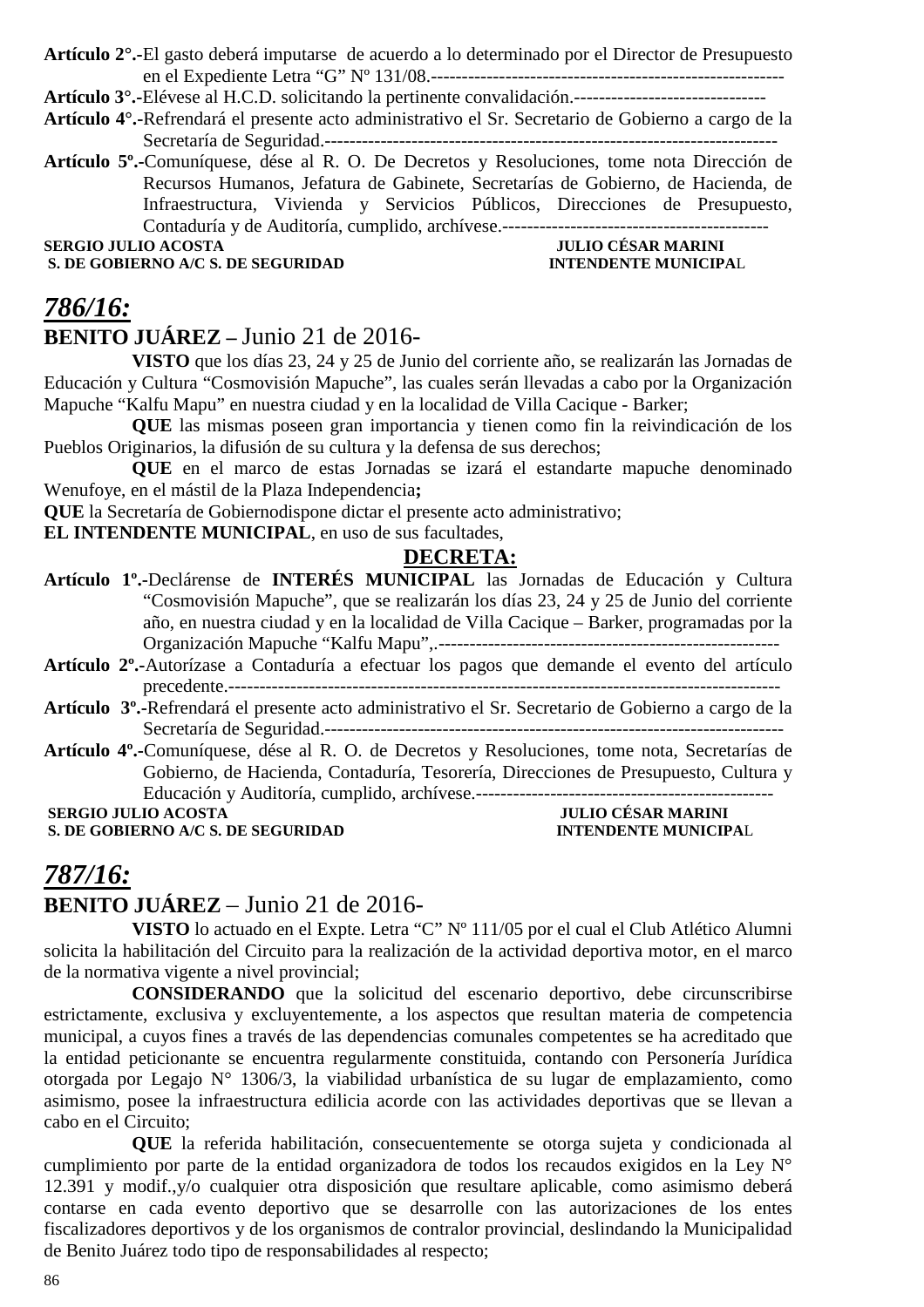**Artículo 2°.-**El gasto deberá imputarse de acuerdo a lo determinado por el Director de Presupuesto en el Expediente Letra "G" Nº 131/08.-----------------------------------------------------------

**Artículo 3°.-**Elévese al H.C.D. solicitando la pertinente convalidación.-------------------------------

**Artículo 4°.-**Refrendará el presente acto administrativo el Sr. Secretario de Gobierno a cargo de la Secretaría de Seguridad.-----------------------------------------------------------------------

**Artículo 5º.-**Comuníquese, dése al R. O. De Decretos y Resoluciones, tome nota Dirección de Recursos Humanos, Jefatura de Gabinete, Secretarías de Gobierno, de Hacienda, de Infraestructura, Vivienda y Servicios Públicos, Direcciones de Presupuesto, Contaduría y de Auditoría, cumplido, archívese.-------------------------------------------

**SERGIO JULIO ACOSTA** — **JULIO CÉSAR MARINI**
**S. DE GOBIERNO A/C S. DE SEGURIDAD** — **INTENDENTE MUNICIPAL**

## *786/16:*

**BENITO JUÁREZ –** Junio 21 de 2016-

**VISTO** que los días 23, 24 y 25 de Junio del corriente año, se realizarán las Jornadas de Educación y Cultura "Cosmovisión Mapuche", las cuales serán llevadas a cabo por la Organización Mapuche "Kalfu Mapu" en nuestra ciudad y en la localidad de Villa Cacique - Barker;

**QUE** las mismas poseen gran importancia y tienen como fin la reivindicación de los Pueblos Originarios, la difusión de su cultura y la defensa de sus derechos;

**QUE** en el marco de estas Jornadas se izará el estandarte mapuche denominado Wenufoye, en el mástil de la Plaza Independencia**;**

**QUE** la Secretaría de Gobiernodispone dictar el presente acto administrativo;

**EL INTENDENTE MUNICIPAL**, en uso de sus facultades,

**DECRETA:**

**Artículo 1º.-**Declárense de **INTERÉS MUNICIPAL** las Jornadas de Educación y Cultura "Cosmovisión Mapuche", que se realizarán los días 23, 24 y 25 de Junio del corriente año, en nuestra ciudad y en la localidad de Villa Cacique – Barker, programadas por la Organización Mapuche "Kalfu Mapu",.-----------------------------------------------------

**Artículo 2º.-**Autorízase a Contaduría a efectuar los pagos que demande el evento del artículo precedente.--------------------------------------------------------------------------------------

**Artículo 3º.-**Refrendará el presente acto administrativo el Sr. Secretario de Gobierno a cargo de la Secretaría de Seguridad.------------------------------------------------------------------------

**Artículo 4º.-**Comuníquese, dése al R. O. de Decretos y Resoluciones, tome nota, Secretarías de Gobierno, de Hacienda, Contaduría, Tesorería, Direcciones de Presupuesto, Cultura y Educación y Auditoría, cumplido, archívese.-----------------------------------------------

**SERGIO JULIO ACOSTA** — **JULIO CÉSAR MARINI**
**S. DE GOBIERNO A/C S. DE SEGURIDAD** — **INTENDENTE MUNICIPAL**

## *787/16:*

**BENITO JUÁREZ** – Junio 21 de 2016-

**VISTO** lo actuado en el Expte. Letra "C" Nº 111/05 por el cual el Club Atlético Alumni solicita la habilitación del Circuito para la realización de la actividad deportiva motor, en el marco de la normativa vigente a nivel provincial;

**CONSIDERANDO** que la solicitud del escenario deportivo, debe circunscribirse estrictamente, exclusiva y excluyentemente, a los aspectos que resultan materia de competencia municipal, a cuyos fines a través de las dependencias comunales competentes se ha acreditado que la entidad peticionante se encuentra regularmente constituida, contando con Personería Jurídica otorgada por Legajo N° 1306/3, la viabilidad urbanística de su lugar de emplazamiento, como asimismo, posee la infraestructura edilicia acorde con las actividades deportivas que se llevan a cabo en el Circuito;

**QUE** la referida habilitación, consecuentemente se otorga sujeta y condicionada al cumplimiento por parte de la entidad organizadora de todos los recaudos exigidos en la Ley N° 12.391 y modif.,y/o cualquier otra disposición que resultare aplicable, como asimismo deberá contarse en cada evento deportivo que se desarrolle con las autorizaciones de los entes fiscalizadores deportivos y de los organismos de contralor provincial, deslindando la Municipalidad de Benito Juárez todo tipo de responsabilidades al respecto;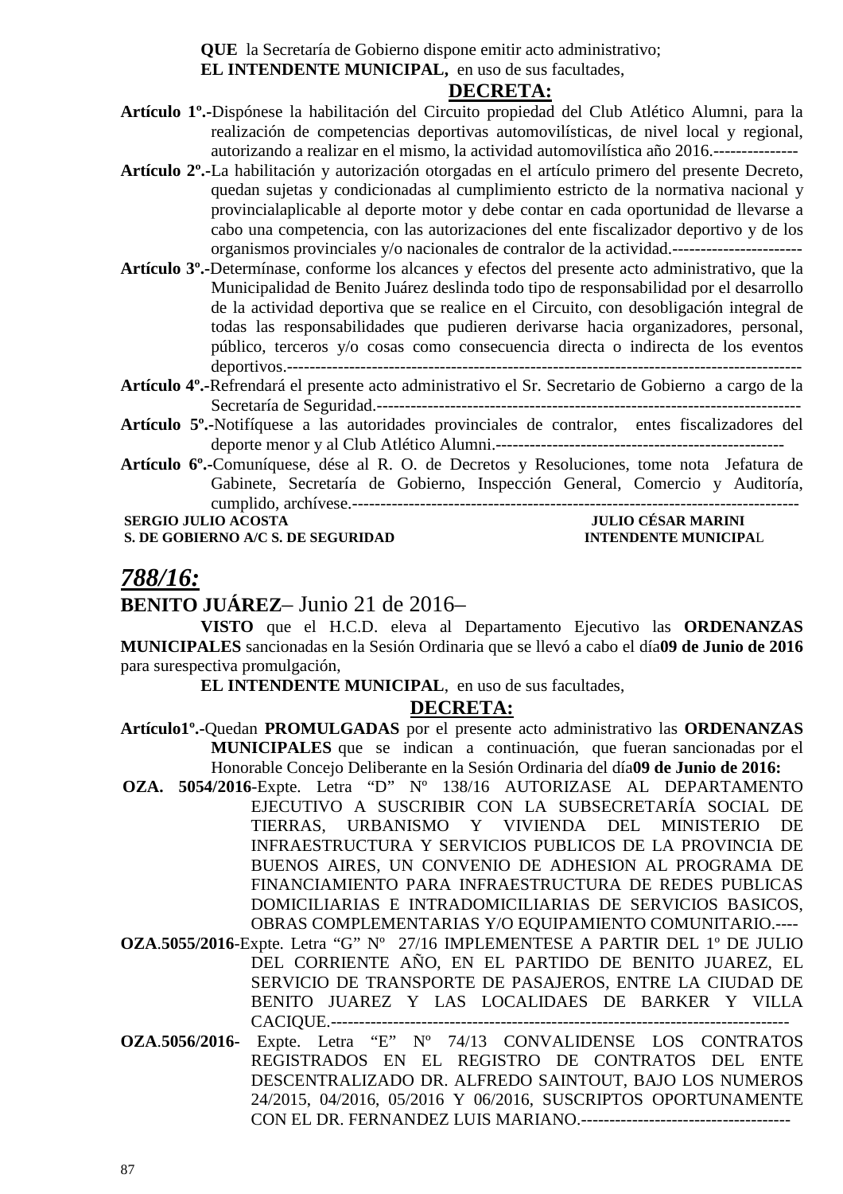**QUE** la Secretaría de Gobierno dispone emitir acto administrativo;

**EL INTENDENTE MUNICIPAL,** en uso de sus facultades,

**DECRETA:**

**Artículo 1º.-**Dispónese la habilitación del Circuito propiedad del Club Atlético Alumni, para la realización de competencias deportivas automovilísticas, de nivel local y regional, autorizando a realizar en el mismo, la actividad automovilística año 2016.---------------

**Artículo 2º.-**La habilitación y autorización otorgadas en el artículo primero del presente Decreto, quedan sujetas y condicionadas al cumplimiento estricto de la normativa nacional y provincialaplicable al deporte motor y debe contar en cada oportunidad de llevarse a cabo una competencia, con las autorizaciones del ente fiscalizador deportivo y de los organismos provinciales y/o nacionales de contralor de la actividad.-----------------------

**Artículo 3º.-**Determínase, conforme los alcances y efectos del presente acto administrativo, que la Municipalidad de Benito Juárez deslinda todo tipo de responsabilidad por el desarrollo de la actividad deportiva que se realice en el Circuito, con desobligación integral de todas las responsabilidades que pudieren derivarse hacia organizadores, personal, público, terceros y/o cosas como consecuencia directa o indirecta de los eventos deportivos.------------------------------------------------------------------------------------------

**Artículo 4º.-**Refrendará el presente acto administrativo el Sr. Secretario de Gobierno a cargo de la Secretaría de Seguridad.----------------------------------------------------------------------------

**Artículo 5º.-**Notifíquese a las autoridades provinciales de contralor, entes fiscalizadores del deporte menor y al Club Atlético Alumni.---------------------------------------------------

**Artículo 6º.-**Comuníquese, dése al R. O. de Decretos y Resoluciones, tome nota Jefatura de Gabinete, Secretaría de Gobierno, Inspección General, Comercio y Auditoría, cumplido, archívese.---------------------------------------------------------------------------------

**SERGIO JULIO ACOSTA** — **S. DE GOBIERNO A/C S. DE SEGURIDAD**

**JULIO CÉSAR MARINI** — **INTENDENTE MUNICIPAL**

## *788/16:*

**BENITO JUÁREZ**– Junio 21 de 2016–

**VISTO** que el H.C.D. eleva al Departamento Ejecutivo las **ORDENANZAS MUNICIPALES** sancionadas en la Sesión Ordinaria que se llevó a cabo el día**09 de Junio de 2016** para surespectiva promulgación,

**EL INTENDENTE MUNICIPAL**, en uso de sus facultades,

**DECRETA:**

**Artículo1º.-**Quedan **PROMULGADAS** por el presente acto administrativo las **ORDENANZAS MUNICIPALES** que se indican a continuación, que fueran sancionadas por el Honorable Concejo Deliberante en la Sesión Ordinaria del día**09 de Junio de 2016:**

**OZA. 5054/2016**-Expte. Letra "D" Nº 138/16 AUTORIZASE AL DEPARTAMENTO EJECUTIVO A SUSCRIBIR CON LA SUBSECRETARÍA SOCIAL DE TIERRAS, URBANISMO Y VIVIENDA DEL MINISTERIO DE INFRAESTRUCTURA Y SERVICIOS PUBLICOS DE LA PROVINCIA DE BUENOS AIRES, UN CONVENIO DE ADHESION AL PROGRAMA DE FINANCIAMIENTO PARA INFRAESTRUCTURA DE REDES PUBLICAS DOMICILIARIAS E INTRADOMICILIARIAS DE SERVICIOS BASICOS, OBRAS COMPLEMENTARIAS Y/O EQUIPAMIENTO COMUNITARIO.----

**OZA**.**5055/2016**-Expte. Letra "G" Nº 27/16 IMPLEMENTESE A PARTIR DEL 1º DE JULIO DEL CORRIENTE AÑO, EN EL PARTIDO DE BENITO JUAREZ, EL SERVICIO DE TRANSPORTE DE PASAJEROS, ENTRE LA CIUDAD DE BENITO JUAREZ Y LAS LOCALIDAES DE BARKER Y VILLA CACIQUE.---------------------------------------------------------------------------------

**OZA**.**5056/2016-** Expte. Letra "E" Nº 74/13 CONVALIDENSE LOS CONTRATOS REGISTRADOS EN EL REGISTRO DE CONTRATOS DEL ENTE DESCENTRALIZADO DR. ALFREDO SAINTOUT, BAJO LOS NUMEROS 24/2015, 04/2016, 05/2016 Y 06/2016, SUSCRIPTOS OPORTUNAMENTE CON EL DR. FERNANDEZ LUIS MARIANO.-------------------------------------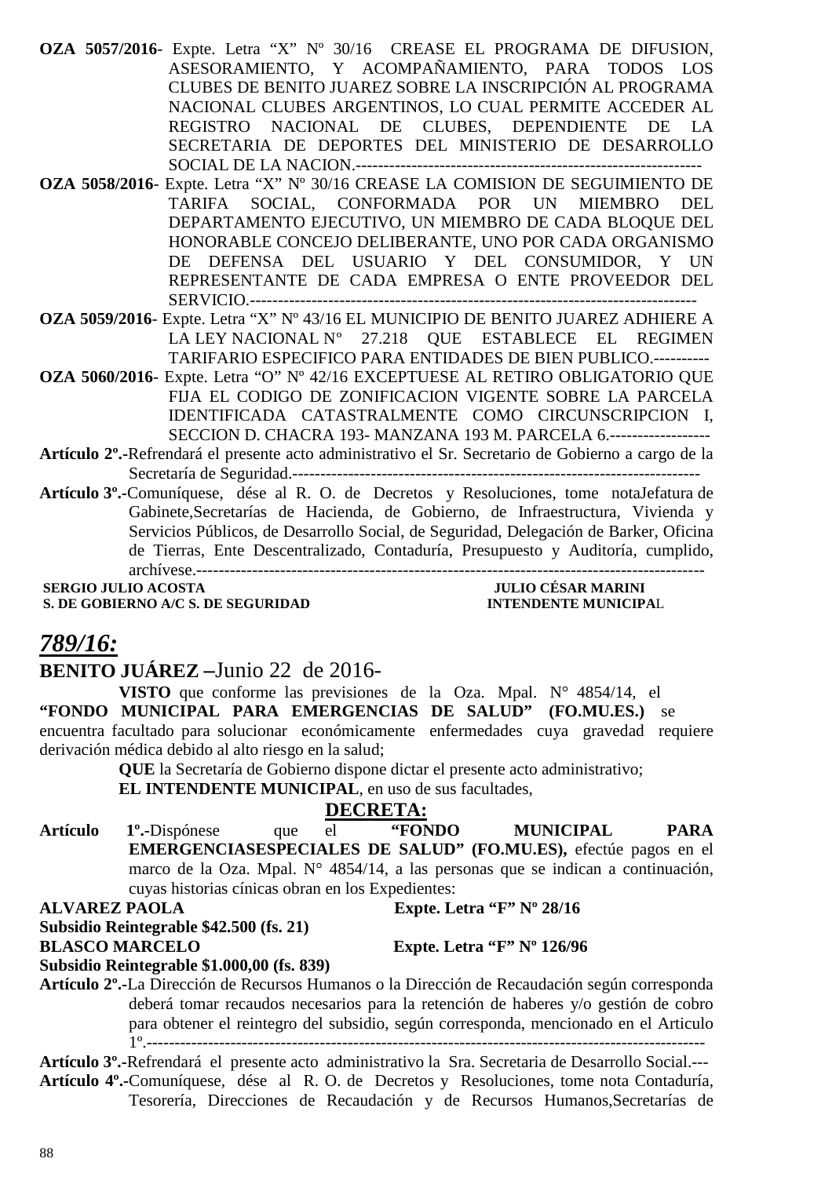**OZA 5057/2016**- Expte. Letra "X" Nº 30/16 CREASE EL PROGRAMA DE DIFUSION, ASESORAMIENTO, Y ACOMPAÑAMIENTO, PARA TODOS LOS CLUBES DE BENITO JUAREZ SOBRE LA INSCRIPCIÓN AL PROGRAMA NACIONAL CLUBES ARGENTINOS, LO CUAL PERMITE ACCEDER AL REGISTRO NACIONAL DE CLUBES, DEPENDIENTE DE LA SECRETARIA DE DEPORTES DEL MINISTERIO DE DESARROLLO SOCIAL DE LA NACION.-------------------------------------------------------------

**OZA 5058/2016**- Expte. Letra "X" Nº 30/16 CREASE LA COMISION DE SEGUIMIENTO DE TARIFA SOCIAL, CONFORMADA POR UN MIEMBRO DEL DEPARTAMENTO EJECUTIVO, UN MIEMBRO DE CADA BLOQUE DEL HONORABLE CONCEJO DELIBERANTE, UNO POR CADA ORGANISMO DE DEFENSA DEL USUARIO Y DEL CONSUMIDOR, Y UN REPRESENTANTE DE CADA EMPRESA O ENTE PROVEEDOR DEL SERVICIO.------------------------------------------------------------------------------

**OZA 5059/2016**- Expte. Letra "X" Nº 43/16 EL MUNICIPIO DE BENITO JUAREZ ADHIERE A LA LEY NACIONAL N° 27.218 QUE ESTABLECE EL REGIMEN TARIFARIO ESPECIFICO PARA ENTIDADES DE BIEN PUBLICO.----------

**OZA 5060/2016**- Expte. Letra "O" Nº 42/16 EXCEPTUESE AL RETIRO OBLIGATORIO QUE FIJA EL CODIGO DE ZONIFICACION VIGENTE SOBRE LA PARCELA IDENTIFICADA CATASTRALMENTE COMO CIRCUNSCRIPCION I, SECCION D. CHACRA 193- MANZANA 193 M. PARCELA 6.------------------

**Artículo 2º.-**Refrendará el presente acto administrativo el Sr. Secretario de Gobierno a cargo de la Secretaría de Seguridad.------------------------------------------------------------------------

**Artículo 3º.-**Comuníquese, dése al R. O. de Decretos y Resoluciones, tome notaJefatura de Gabinete,Secretarías de Hacienda, de Gobierno, de Infraestructura, Vivienda y Servicios Públicos, de Desarrollo Social, de Seguridad, Delegación de Barker, Oficina de Tierras, Ente Descentralizado, Contaduría, Presupuesto y Auditoría, cumplido, archívese.------------------------------------------------------------------------------------------

**SERGIO JULIO ACOSTA** — **JULIO CÉSAR MARINI**
**S. DE GOBIERNO A/C S. DE SEGURIDAD** — **INTENDENTE MUNICIPAL**

## *789/16:*

**BENITO JUÁREZ –**Junio 22 de 2016-

**VISTO** que conforme las previsiones de la Oza. Mpal. N° 4854/14, el **"FONDO MUNICIPAL PARA EMERGENCIAS DE SALUD" (FO.MU.ES.)** se encuentra facultado para solucionar económicamente enfermedades cuya gravedad requiere derivación médica debido al alto riesgo en la salud;

**QUE** la Secretaría de Gobierno dispone dictar el presente acto administrativo;

**EL INTENDENTE MUNICIPAL**, en uso de sus facultades,

**DECRETA:**

**Artículo 1º.-**Dispónese que el **"FONDO MUNICIPAL PARA EMERGENCIASESPECIALES DE SALUD" (FO.MU.ES),** efectúe pagos en el marco de la Oza. Mpal. N° 4854/14, a las personas que se indican a continuación, cuyas historias cínicas obran en los Expedientes:

**ALVAREZ PAOLA** — **Expte. Letra "F" Nº 28/16**
**Subsidio Reintegrable $42.500 (fs. 21)**
**BLASCO MARCELO** — **Expte. Letra "F" Nº 126/96**
**Subsidio Reintegrable $1.000,00 (fs. 839)**

**Artículo 2º.-**La Dirección de Recursos Humanos o la Dirección de Recaudación según corresponda deberá tomar recaudos necesarios para la retención de haberes y/o gestión de cobro para obtener el reintegro del subsidio, según corresponda, mencionado en el Articulo 1º.-----------------------------------------------------------------------------------------------------

**Artículo 3º.-**Refrendará el presente acto administrativo la Sra. Secretaria de Desarrollo Social.---

**Artículo 4º.-**Comuníquese, dése al R. O. de Decretos y Resoluciones, tome nota Contaduría, Tesorería, Direcciones de Recaudación y de Recursos Humanos,Secretarías de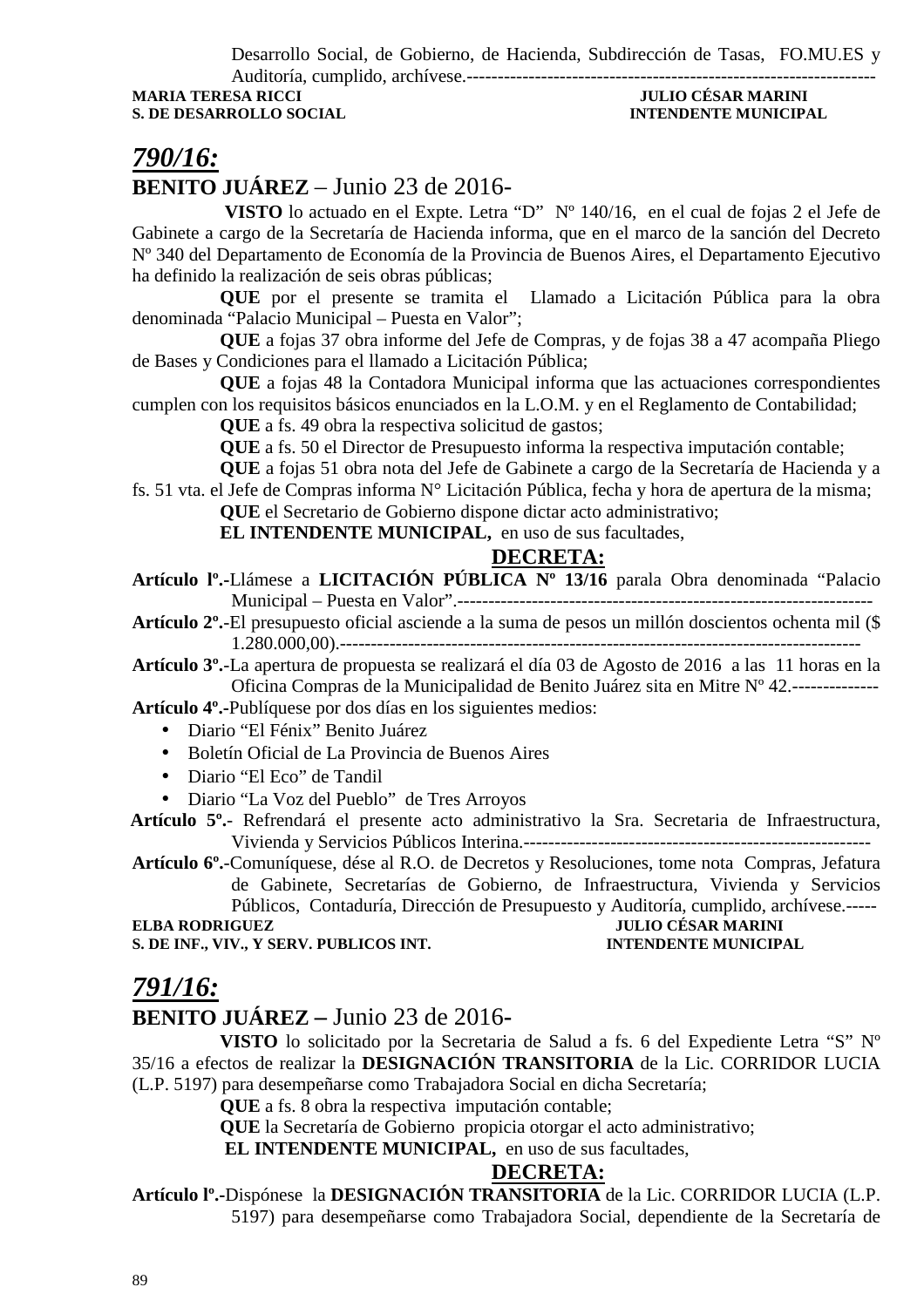Desarrollo Social, de Gobierno, de Hacienda, Subdirección de Tasas, FO.MU.ES y Auditoría, cumplido, archívese.-------------------------------------------------------------------

**MARIA TERESA RICCI** **JULIO CÉSAR MARINI**
**S. DE DESARROLLO SOCIAL** **INTENDENTE MUNICIPAL**

## *790/16:*

**BENITO JUÁREZ** – Junio 23 de 2016-

**VISTO** lo actuado en el Expte. Letra "D" Nº 140/16, en el cual de fojas 2 el Jefe de Gabinete a cargo de la Secretaría de Hacienda informa, que en el marco de la sanción del Decreto Nº 340 del Departamento de Economía de la Provincia de Buenos Aires, el Departamento Ejecutivo ha definido la realización de seis obras públicas;

**QUE** por el presente se tramita el Llamado a Licitación Pública para la obra denominada "Palacio Municipal – Puesta en Valor";

**QUE** a fojas 37 obra informe del Jefe de Compras, y de fojas 38 a 47 acompaña Pliego de Bases y Condiciones para el llamado a Licitación Pública;

**QUE** a fojas 48 la Contadora Municipal informa que las actuaciones correspondientes cumplen con los requisitos básicos enunciados en la L.O.M. y en el Reglamento de Contabilidad;

**QUE** a fs. 49 obra la respectiva solicitud de gastos;

**QUE** a fs. 50 el Director de Presupuesto informa la respectiva imputación contable;

**QUE** a fojas 51 obra nota del Jefe de Gabinete a cargo de la Secretaría de Hacienda y a fs. 51 vta. el Jefe de Compras informa N° Licitación Pública, fecha y hora de apertura de la misma;

**QUE** el Secretario de Gobierno dispone dictar acto administrativo;

**EL INTENDENTE MUNICIPAL,** en uso de sus facultades,

**DECRETA:**

**Artículo lº.-**Llámese a **LICITACIÓN PÚBLICA Nº 13/16** parala Obra denominada "Palacio Municipal – Puesta en Valor".-------------------------------------------------------------------

**Artículo 2º.-**El presupuesto oficial asciende a la suma de pesos un millón doscientos ochenta mil ($ 1.280.000,00).-------------------------------------------------------------------------------------

**Artículo 3º.-**La apertura de propuesta se realizará el día 03 de Agosto de 2016 a las 11 horas en la Oficina Compras de la Municipalidad de Benito Juárez sita en Mitre Nº 42.--------------

**Artículo 4º.-**Publíquese por dos días en los siguientes medios:

- Diario "El Fénix" Benito Juárez
- Boletín Oficial de La Provincia de Buenos Aires
- Diario "El Eco" de Tandil
- Diario "La Voz del Pueblo" de Tres Arroyos

**Artículo 5º.-** Refrendará el presente acto administrativo la Sra. Secretaria de Infraestructura, Vivienda y Servicios Públicos Interina.-------------------------------------------------------

**Artículo 6º.-**Comuníquese, dése al R.O. de Decretos y Resoluciones, tome nota Compras, Jefatura de Gabinete, Secretarías de Gobierno, de Infraestructura, Vivienda y Servicios Públicos, Contaduría, Dirección de Presupuesto y Auditoría, cumplido, archívese.-----

**ELBA RODRIGUEZ** **JULIO CÉSAR MARINI**
**S. DE INF., VIV., Y SERV. PUBLICOS INT.** **INTENDENTE MUNICIPAL**

## *791/16:*

**BENITO JUÁREZ –** Junio 23 de 2016-

**VISTO** lo solicitado por la Secretaria de Salud a fs. 6 del Expediente Letra "S" Nº 35/16 a efectos de realizar la **DESIGNACIÓN TRANSITORIA** de la Lic. CORRIDOR LUCIA (L.P. 5197) para desempeñarse como Trabajadora Social en dicha Secretaría;

**QUE** a fs. 8 obra la respectiva imputación contable;

**QUE** la Secretaría de Gobierno propicia otorgar el acto administrativo;

**EL INTENDENTE MUNICIPAL,** en uso de sus facultades,

**DECRETA:**

**Artículo lº.-**Dispónese la **DESIGNACIÓN TRANSITORIA** de la Lic. CORRIDOR LUCIA (L.P. 5197) para desempeñarse como Trabajadora Social, dependiente de la Secretaría de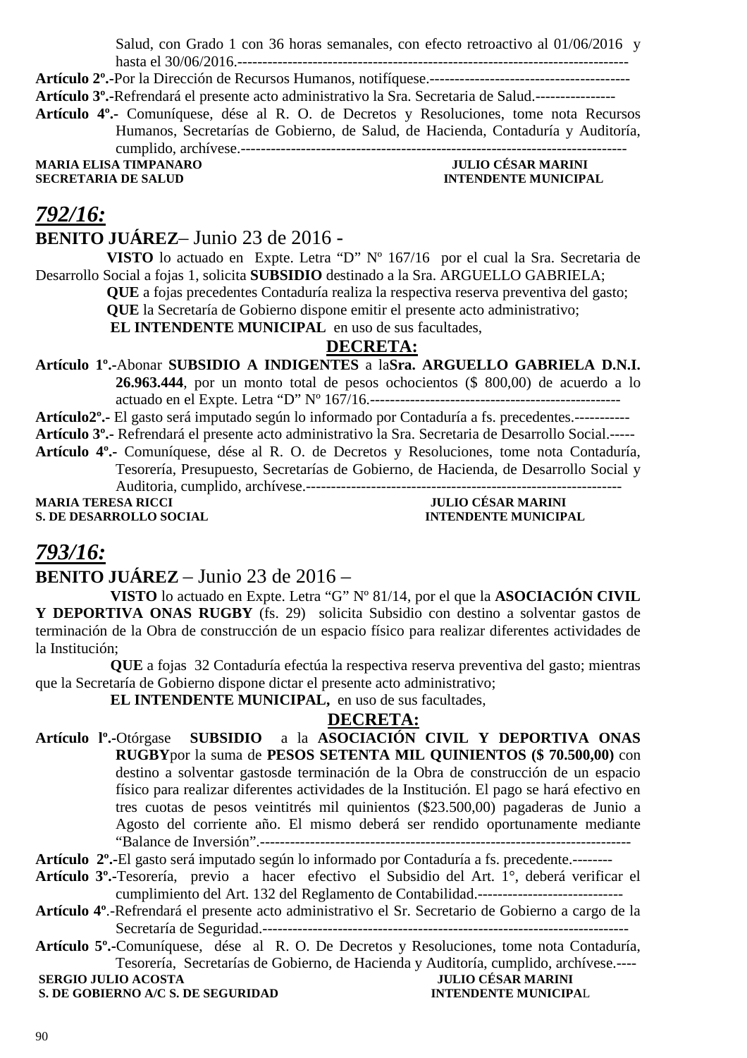Salud, con Grado 1 con 36 horas semanales, con efecto retroactivo al 01/06/2016 y hasta el 30/06/2016.-------------------------------------------------------------------------------

**Artículo 2º.-**Por la Dirección de Recursos Humanos, notifíquese.----------------------------------------

**Artículo 3º.-**Refrendará el presente acto administrativo la Sra. Secretaria de Salud.----------------

**Artículo 4º.-** Comuníquese, dése al R. O. de Decretos y Resoluciones, tome nota Recursos Humanos, Secretarías de Gobierno, de Salud, de Hacienda, Contaduría y Auditoría, cumplido, archívese.-----------------------------------------------------------------------------

**MARIA ELISA TIMPANARO** — **JULIO CÉSAR MARINI**
**SECRETARIA DE SALUD** — **INTENDENTE MUNICIPAL**

## *792/16:*

**BENITO JUÁREZ**– Junio 23 de 2016 -

**VISTO** lo actuado en Expte. Letra “D” Nº 167/16 por el cual la Sra. Secretaria de Desarrollo Social a fojas 1, solicita **SUBSIDIO** destinado a la Sra. ARGUELLO GABRIELA;

**QUE** a fojas precedentes Contaduría realiza la respectiva reserva preventiva del gasto;

**QUE** la Secretaría de Gobierno dispone emitir el presente acto administrativo;

**EL INTENDENTE MUNICIPAL** en uso de sus facultades,

**DECRETA:**

**Artículo 1º.-**Abonar **SUBSIDIO A INDIGENTES** a la**Sra. ARGUELLO GABRIELA D.N.I. 26.963.444**, por un monto total de pesos ochocientos ($ 800,00) de acuerdo a lo actuado en el Expte. Letra “D” Nº 167/16.--------------------------------------------------

**Artículo2º.-** El gasto será imputado según lo informado por Contaduría a fs. precedentes.-----------

**Artículo 3º.-** Refrendará el presente acto administrativo la Sra. Secretaria de Desarrollo Social.-----

**Artículo 4º.-** Comuníquese, dése al R. O. de Decretos y Resoluciones, tome nota Contaduría, Tesorería, Presupuesto, Secretarías de Gobierno, de Hacienda, de Desarrollo Social y Auditoria, cumplido, archívese.---------------------------------------------------------------

**MARIA TERESA RICCI** — **JULIO CÉSAR MARINI**
**S. DE DESARROLLO SOCIAL** — **INTENDENTE MUNICIPAL**

## *793/16:*

**BENITO JUÁREZ** – Junio 23 de 2016 –

**VISTO** lo actuado en Expte. Letra “G” Nº 81/14, por el que la **ASOCIACIÓN CIVIL Y DEPORTIVA ONAS RUGBY** (fs. 29) solicita Subsidio con destino a solventar gastos de terminación de la Obra de construcción de un espacio físico para realizar diferentes actividades de la Institución;

**QUE** a fojas 32 Contaduría efectúa la respectiva reserva preventiva del gasto; mientras que la Secretaría de Gobierno dispone dictar el presente acto administrativo;

**EL INTENDENTE MUNICIPAL,** en uso de sus facultades,

**DECRETA:**

**Artículo lº.-**Otórgase **SUBSIDIO** a la **ASOCIACIÓN CIVIL Y DEPORTIVA ONAS RUGBY**por la suma de **PESOS SETENTA MIL QUINIENTOS ($ 70.500,00)** con destino a solventar gastosde terminación de la Obra de construcción de un espacio físico para realizar diferentes actividades de la Institución. El pago se hará efectivo en tres cuotas de pesos veintitrés mil quinientos ($23.500,00) pagaderas de Junio a Agosto del corriente año. El mismo deberá ser rendido oportunamente mediante “Balance de Inversión”.-----------------------------------------------------------------------

**Artículo 2º.-**El gasto será imputado según lo informado por Contaduría a fs. precedente.--------

**Artículo 3º.-**Tesorería, previo a hacer efectivo el Subsidio del Art. 1°, deberá verificar el cumplimiento del Art. 132 del Reglamento de Contabilidad.-----------------------------

**Artículo 4º**.-Refrendará el presente acto administrativo el Sr. Secretario de Gobierno a cargo de la Secretaría de Seguridad.---------------------------------------------------------------------

**Artículo 5º.-**Comuníquese, dése al R. O. De Decretos y Resoluciones, tome nota Contaduría, Tesorería, Secretarías de Gobierno, de Hacienda y Auditoría, cumplido, archívese.----

**SERGIO JULIO ACOSTA** — **JULIO CÉSAR MARINI**
**S. DE GOBIERNO A/C S. DE SEGURIDAD** — **INTENDENTE MUNICIPAL**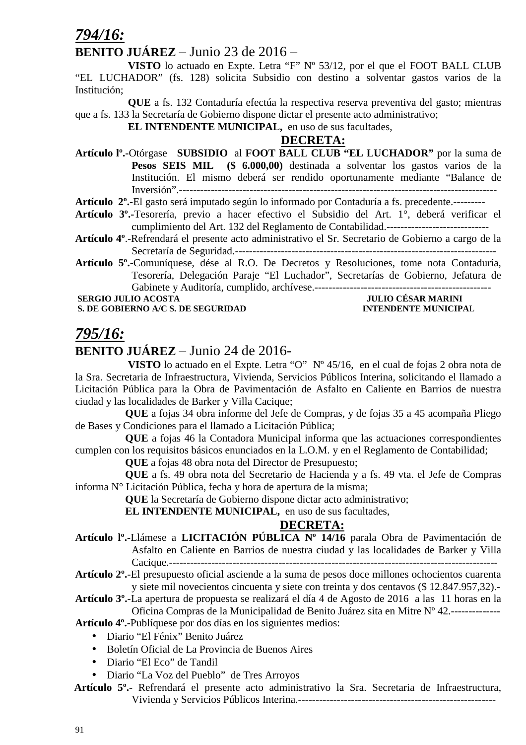## *794/16:*

**BENITO JUÁREZ** – Junio 23 de 2016 –

**VISTO** lo actuado en Expte. Letra “F” Nº 53/12, por el que el FOOT BALL CLUB “EL LUCHADOR” (fs. 128) solicita Subsidio con destino a solventar gastos varios de la Institución;

**QUE** a fs. 132 Contaduría efectúa la respectiva reserva preventiva del gasto; mientras que a fs. 133 la Secretaría de Gobierno dispone dictar el presente acto administrativo;

**EL INTENDENTE MUNICIPAL,** en uso de sus facultades,

**DECRETA:**

**Artículo lº.-**Otórgase **SUBSIDIO** al **FOOT BALL CLUB “EL LUCHADOR”** por la suma de **Pesos SEIS MIL ($ 6.000,00)** destinada a solventar los gastos varios de la Institución. El mismo deberá ser rendido oportunamente mediante “Balance de Inversión”.------------------------------------------------------------------------------------------

**Artículo 2º.-**El gasto será imputado según lo informado por Contaduría a fs. precedente.---------

**Artículo 3º.-**Tesorería, previo a hacer efectivo el Subsidio del Art. 1°, deberá verificar el cumplimiento del Art. 132 del Reglamento de Contabilidad.-----------------------------

**Artículo 4º**.-Refrendará el presente acto administrativo el Sr. Secretario de Gobierno a cargo de la Secretaría de Seguridad.--------------------------------------------------------------------------

**Artículo 5º.-**Comuníquese, dése al R.O. De Decretos y Resoluciones, tome nota Contaduría, Tesorería, Delegación Paraje “El Luchador”, Secretarías de Gobierno, Jefatura de Gabinete y Auditoría, cumplido, archívese.--------------------------------------------------

**SERGIO JULIO ACOSTA** — **S. DE GOBIERNO A/C S. DE SEGURIDAD**

**JULIO CÉSAR MARINI** — **INTENDENTE MUNICIPAL**

## *795/16:*

**BENITO JUÁREZ** – Junio 24 de 2016-

**VISTO** lo actuado en el Expte. Letra “O” Nº 45/16, en el cual de fojas 2 obra nota de la Sra. Secretaria de Infraestructura, Vivienda, Servicios Públicos Interina, solicitando el llamado a Licitación Pública para la Obra de Pavimentación de Asfalto en Caliente en Barrios de nuestra ciudad y las localidades de Barker y Villa Cacique;

**QUE** a fojas 34 obra informe del Jefe de Compras, y de fojas 35 a 45 acompaña Pliego de Bases y Condiciones para el llamado a Licitación Pública;

**QUE** a fojas 46 la Contadora Municipal informa que las actuaciones correspondientes cumplen con los requisitos básicos enunciados en la L.O.M. y en el Reglamento de Contabilidad;

**QUE** a fojas 48 obra nota del Director de Presupuesto;

**QUE** a fs. 49 obra nota del Secretario de Hacienda y a fs. 49 vta. el Jefe de Compras informa N° Licitación Pública, fecha y hora de apertura de la misma;

**QUE** la Secretaría de Gobierno dispone dictar acto administrativo;

**EL INTENDENTE MUNICIPAL,** en uso de sus facultades,

**DECRETA:**

**Artículo lº.-**Llámese a **LICITACIÓN PÚBLICA Nº 14/16** parala Obra de Pavimentación de Asfalto en Caliente en Barrios de nuestra ciudad y las localidades de Barker y Villa Cacique.---------------------------------------------------------------------------------------------

**Artículo 2º.-**El presupuesto oficial asciende a la suma de pesos doce millones ochocientos cuarenta y siete mil novecientos cincuenta y siete con treinta y dos centavos ($ 12.847.957,32).-

**Artículo 3º.-**La apertura de propuesta se realizará el día 4 de Agosto de 2016 a las 11 horas en la Oficina Compras de la Municipalidad de Benito Juárez sita en Mitre Nº 42.--------------

**Artículo 4º.-**Publíquese por dos días en los siguientes medios:

- Diario “El Fénix” Benito Juárez
- Boletín Oficial de La Provincia de Buenos Aires
- Diario “El Eco” de Tandil
- Diario “La Voz del Pueblo” de Tres Arroyos

**Artículo 5º.-** Refrendará el presente acto administrativo la Sra. Secretaria de Infraestructura, Vivienda y Servicios Públicos Interina.--------------------------------------------------------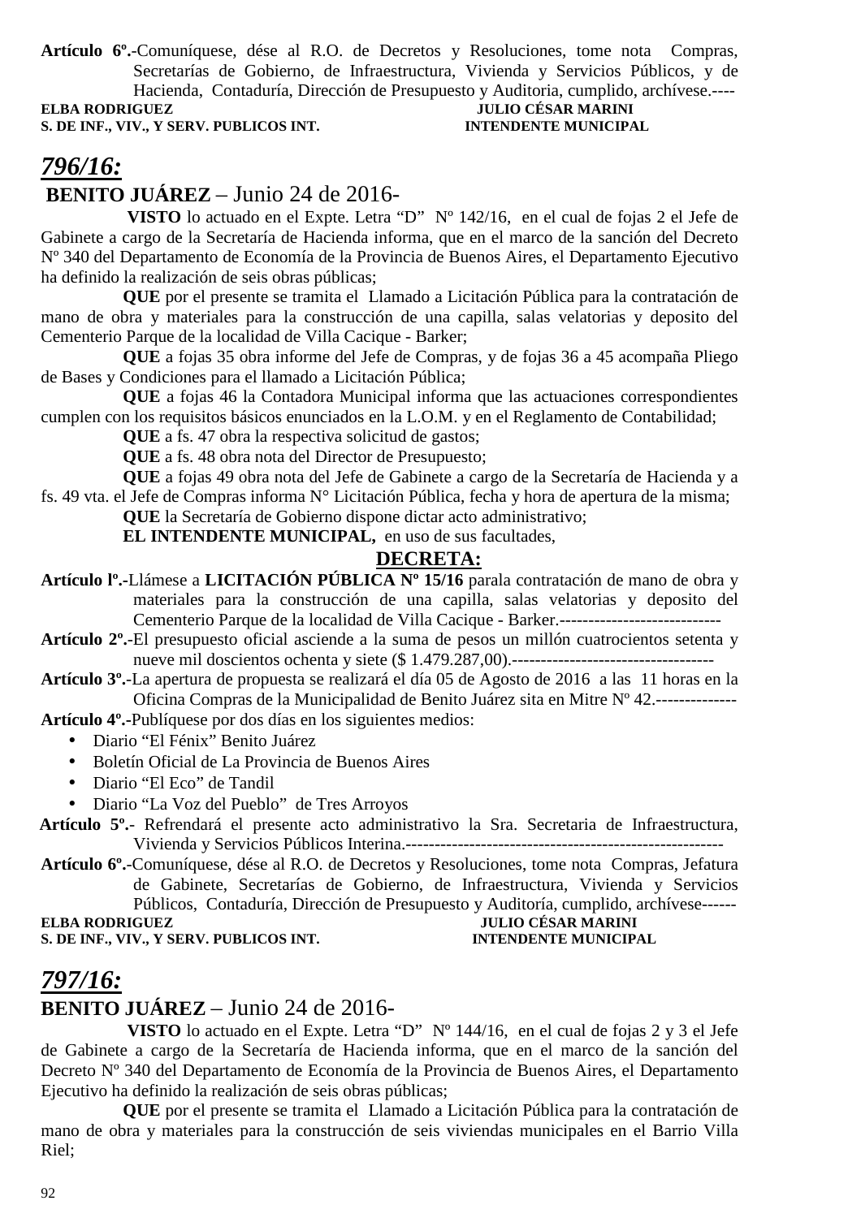**Artículo 6º.-**Comuníquese, dése al R.O. de Decretos y Resoluciones, tome nota Compras, Secretarías de Gobierno, de Infraestructura, Vivienda y Servicios Públicos, y de Hacienda, Contaduría, Dirección de Presupuesto y Auditoria, cumplido, archívese.----

**ELBA RODRIGUEZ** — **JULIO CÉSAR MARINI**
**S. DE INF., VIV., Y SERV. PUBLICOS INT.** — **INTENDENTE MUNICIPAL**

## *796/16:*

**BENITO JUÁREZ** – Junio 24 de 2016-

**VISTO** lo actuado en el Expte. Letra "D" Nº 142/16, en el cual de fojas 2 el Jefe de Gabinete a cargo de la Secretaría de Hacienda informa, que en el marco de la sanción del Decreto Nº 340 del Departamento de Economía de la Provincia de Buenos Aires, el Departamento Ejecutivo ha definido la realización de seis obras públicas;

**QUE** por el presente se tramita el Llamado a Licitación Pública para la contratación de mano de obra y materiales para la construcción de una capilla, salas velatorias y deposito del Cementerio Parque de la localidad de Villa Cacique - Barker;

**QUE** a fojas 35 obra informe del Jefe de Compras, y de fojas 36 a 45 acompaña Pliego de Bases y Condiciones para el llamado a Licitación Pública;

**QUE** a fojas 46 la Contadora Municipal informa que las actuaciones correspondientes cumplen con los requisitos básicos enunciados en la L.O.M. y en el Reglamento de Contabilidad;

**QUE** a fs. 47 obra la respectiva solicitud de gastos;

**QUE** a fs. 48 obra nota del Director de Presupuesto;

**QUE** a fojas 49 obra nota del Jefe de Gabinete a cargo de la Secretaría de Hacienda y a fs. 49 vta. el Jefe de Compras informa N° Licitación Pública, fecha y hora de apertura de la misma;

**QUE** la Secretaría de Gobierno dispone dictar acto administrativo;

**EL INTENDENTE MUNICIPAL,** en uso de sus facultades,

**DECRETA:**

**Artículo lº.-**Llámese a **LICITACIÓN PÚBLICA Nº 15/16** parala contratación de mano de obra y materiales para la construcción de una capilla, salas velatorias y deposito del Cementerio Parque de la localidad de Villa Cacique - Barker.----------------------------

**Artículo 2º.-**El presupuesto oficial asciende a la suma de pesos un millón cuatrocientos setenta y nueve mil doscientos ochenta y siete ($ 1.479.287,00).-----------------------------------

**Artículo 3º.-**La apertura de propuesta se realizará el día 05 de Agosto de 2016 a las 11 horas en la Oficina Compras de la Municipalidad de Benito Juárez sita en Mitre Nº 42.--------------

**Artículo 4º.-**Publíquese por dos días en los siguientes medios:

- Diario "El Fénix" Benito Juárez
- Boletín Oficial de La Provincia de Buenos Aires
- Diario "El Eco" de Tandil
- Diario "La Voz del Pueblo" de Tres Arroyos

**Artículo 5º.-** Refrendará el presente acto administrativo la Sra. Secretaria de Infraestructura, Vivienda y Servicios Públicos Interina.-------------------------------------------------------

**Artículo 6º.-**Comuníquese, dése al R.O. de Decretos y Resoluciones, tome nota Compras, Jefatura de Gabinete, Secretarías de Gobierno, de Infraestructura, Vivienda y Servicios Públicos, Contaduría, Dirección de Presupuesto y Auditoría, cumplido, archívese------

**ELBA RODRIGUEZ** — **JULIO CÉSAR MARINI**
**S. DE INF., VIV., Y SERV. PUBLICOS INT.** — **INTENDENTE MUNICIPAL**

## *797/16:*

**BENITO JUÁREZ** – Junio 24 de 2016-

**VISTO** lo actuado en el Expte. Letra "D" Nº 144/16, en el cual de fojas 2 y 3 el Jefe de Gabinete a cargo de la Secretaría de Hacienda informa, que en el marco de la sanción del Decreto Nº 340 del Departamento de Economía de la Provincia de Buenos Aires, el Departamento Ejecutivo ha definido la realización de seis obras públicas;

**QUE** por el presente se tramita el Llamado a Licitación Pública para la contratación de mano de obra y materiales para la construcción de seis viviendas municipales en el Barrio Villa Riel;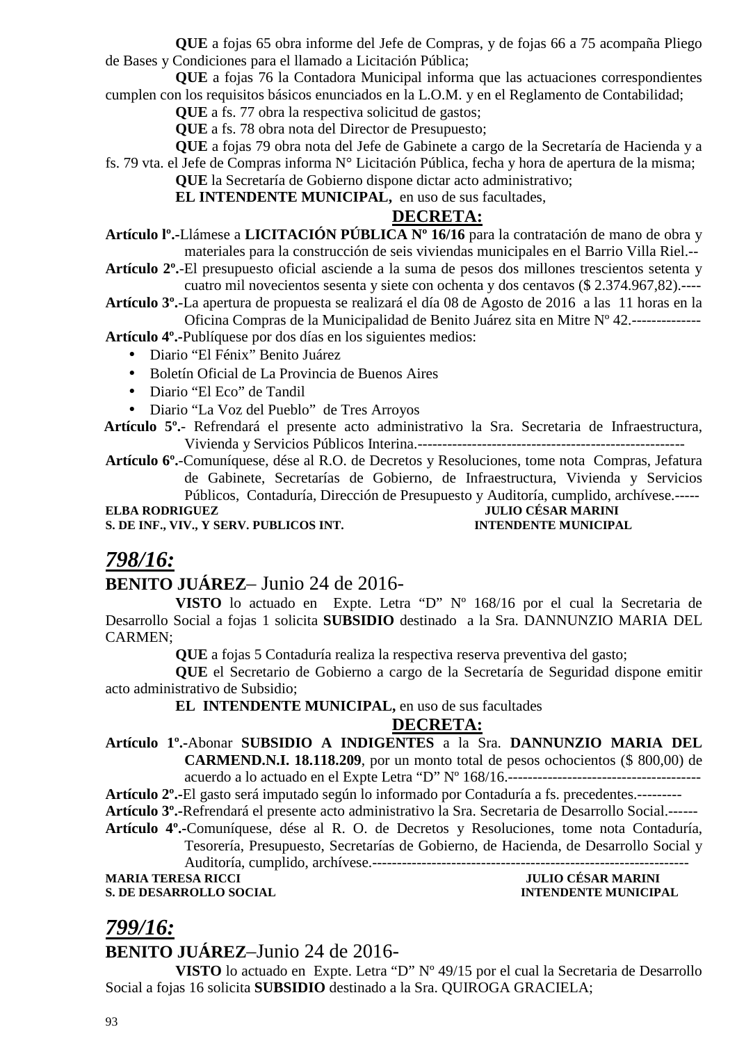**QUE** a fojas 65 obra informe del Jefe de Compras, y de fojas 66 a 75 acompaña Pliego de Bases y Condiciones para el llamado a Licitación Pública;

**QUE** a fojas 76 la Contadora Municipal informa que las actuaciones correspondientes cumplen con los requisitos básicos enunciados en la L.O.M. y en el Reglamento de Contabilidad;

**QUE** a fs. 77 obra la respectiva solicitud de gastos;

**QUE** a fs. 78 obra nota del Director de Presupuesto;

**QUE** a fojas 79 obra nota del Jefe de Gabinete a cargo de la Secretaría de Hacienda y a fs. 79 vta. el Jefe de Compras informa N° Licitación Pública, fecha y hora de apertura de la misma;

**QUE** la Secretaría de Gobierno dispone dictar acto administrativo;

**EL INTENDENTE MUNICIPAL,** en uso de sus facultades,

**DECRETA:**

**Artículo lº.-**Llámese a **LICITACIÓN PÚBLICA Nº 16/16** para la contratación de mano de obra y materiales para la construcción de seis viviendas municipales en el Barrio Villa Riel.--

**Artículo 2º.-**El presupuesto oficial asciende a la suma de pesos dos millones trescientos setenta y cuatro mil novecientos sesenta y siete con ochenta y dos centavos ($ 2.374.967,82).----

**Artículo 3º.-**La apertura de propuesta se realizará el día 08 de Agosto de 2016 a las 11 horas en la Oficina Compras de la Municipalidad de Benito Juárez sita en Mitre Nº 42.--------------

**Artículo 4º.-**Publíquese por dos días en los siguientes medios:

- Diario "El Fénix" Benito Juárez
- Boletín Oficial de La Provincia de Buenos Aires
- Diario "El Eco" de Tandil
- Diario "La Voz del Pueblo" de Tres Arroyos

**Artículo 5º.-** Refrendará el presente acto administrativo la Sra. Secretaria de Infraestructura, Vivienda y Servicios Públicos Interina.------------------------------------------------------

**Artículo 6º.-**Comuníquese, dése al R.O. de Decretos y Resoluciones, tome nota Compras, Jefatura de Gabinete, Secretarías de Gobierno, de Infraestructura, Vivienda y Servicios Públicos, Contaduría, Dirección de Presupuesto y Auditoría, cumplido, archívese.-----

**ELBA RODRIGUEZ** — **JULIO CÉSAR MARINI**
**S. DE INF., VIV., Y SERV. PUBLICOS INT.** — **INTENDENTE MUNICIPAL**

## *798/16:*

**BENITO JUÁREZ**– Junio 24 de 2016-

**VISTO** lo actuado en Expte. Letra "D" Nº 168/16 por el cual la Secretaria de Desarrollo Social a fojas 1 solicita **SUBSIDIO** destinado a la Sra. DANNUNZIO MARIA DEL CARMEN;

**QUE** a fojas 5 Contaduría realiza la respectiva reserva preventiva del gasto;

**QUE** el Secretario de Gobierno a cargo de la Secretaría de Seguridad dispone emitir acto administrativo de Subsidio;

**EL INTENDENTE MUNICIPAL,** en uso de sus facultades

**DECRETA:**

**Artículo 1º.-**Abonar **SUBSIDIO A INDIGENTES** a la Sra. **DANNUNZIO MARIA DEL CARMEND.N.I. 18.118.209**, por un monto total de pesos ochocientos ($ 800,00) de acuerdo a lo actuado en el Expte Letra "D" Nº 168/16.---------------------------------------

**Artículo 2º.-**El gasto será imputado según lo informado por Contaduría a fs. precedentes.---------

**Artículo 3º.-**Refrendará el presente acto administrativo la Sra. Secretaria de Desarrollo Social.------

**Artículo 4º.-**Comuníquese, dése al R. O. de Decretos y Resoluciones, tome nota Contaduría, Tesorería, Presupuesto, Secretarías de Gobierno, de Hacienda, de Desarrollo Social y Auditoría, cumplido, archívese.-----------------------------------------------------------------

**MARIA TERESA RICCI** — **JULIO CÉSAR MARINI**
**S. DE DESARROLLO SOCIAL** — **INTENDENTE MUNICIPAL**

## *799/16:*

**BENITO JUÁREZ**–Junio 24 de 2016-

**VISTO** lo actuado en Expte. Letra "D" Nº 49/15 por el cual la Secretaria de Desarrollo Social a fojas 16 solicita **SUBSIDIO** destinado a la Sra. QUIROGA GRACIELA;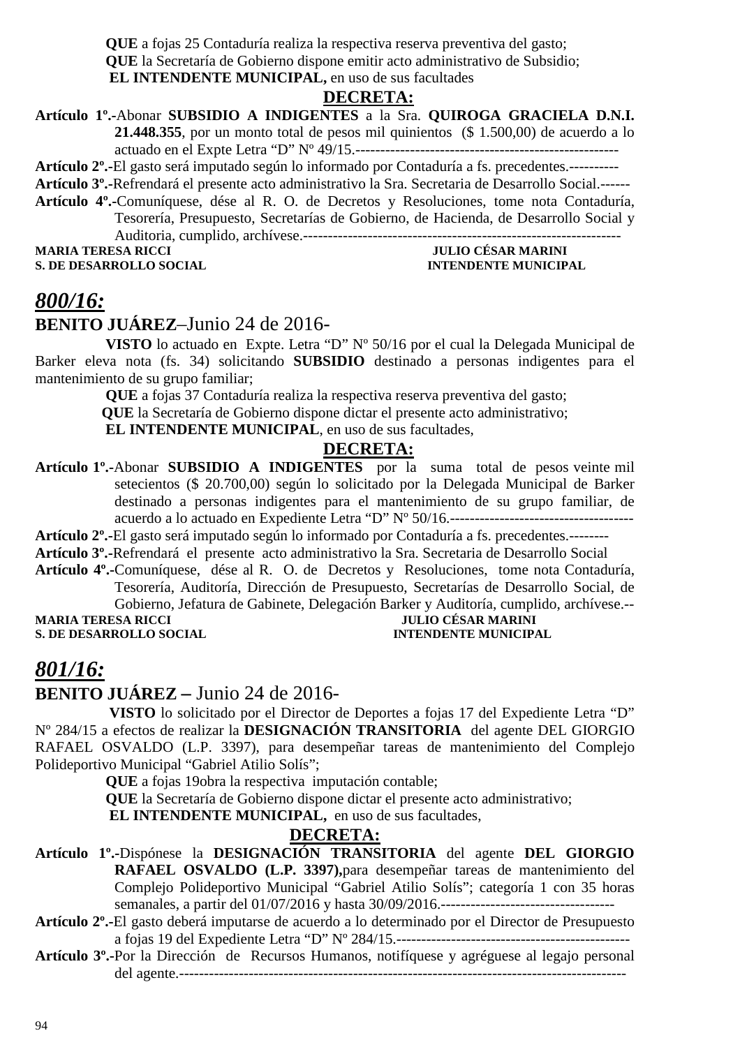**QUE** a fojas 25 Contaduría realiza la respectiva reserva preventiva del gasto;
**QUE** la Secretaría de Gobierno dispone emitir acto administrativo de Subsidio;
**EL INTENDENTE MUNICIPAL,** en uso de sus facultades

**DECRETA:**

**Artículo 1º.-**Abonar **SUBSIDIO A INDIGENTES** a la Sra. **QUIROGA GRACIELA D.N.I. 21.448.355**, por un monto total de pesos mil quinientos ($ 1.500,00) de acuerdo a lo actuado en el Expte Letra "D" Nº 49/15.-----------------------------------------------------

**Artículo 2º.-**El gasto será imputado según lo informado por Contaduría a fs. precedentes.----------

**Artículo 3º.-**Refrendará el presente acto administrativo la Sra. Secretaria de Desarrollo Social.------

**Artículo 4º.-**Comuníquese, dése al R. O. de Decretos y Resoluciones, tome nota Contaduría, Tesorería, Presupuesto, Secretarías de Gobierno, de Hacienda, de Desarrollo Social y Auditoria, cumplido, archívese.-----------------------------------------------------------------

**MARIA TERESA RICCI** — **S. DE DESARROLLO SOCIAL**
**JULIO CÉSAR MARINI** — **INTENDENTE MUNICIPAL**

## *800/16:*

**BENITO JUÁREZ**–Junio 24 de 2016-

**VISTO** lo actuado en Expte. Letra "D" Nº 50/16 por el cual la Delegada Municipal de Barker eleva nota (fs. 34) solicitando **SUBSIDIO** destinado a personas indigentes para el mantenimiento de su grupo familiar;
**QUE** a fojas 37 Contaduría realiza la respectiva reserva preventiva del gasto;
**QUE** la Secretaría de Gobierno dispone dictar el presente acto administrativo;
**EL INTENDENTE MUNICIPAL**, en uso de sus facultades,

**DECRETA:**

**Artículo 1º.-**Abonar **SUBSIDIO A INDIGENTES** por la suma total de pesos veinte mil setecientos ($ 20.700,00) según lo solicitado por la Delegada Municipal de Barker destinado a personas indigentes para el mantenimiento de su grupo familiar, de acuerdo a lo actuado en Expediente Letra "D" Nº 50/16.-------------------------------------

**Artículo 2º.-**El gasto será imputado según lo informado por Contaduría a fs. precedentes.--------

**Artículo 3º.-**Refrendará el presente acto administrativo la Sra. Secretaria de Desarrollo Social

**Artículo 4º.-**Comuníquese, dése al R. O. de Decretos y Resoluciones, tome nota Contaduría, Tesorería, Auditoría, Dirección de Presupuesto, Secretarías de Desarrollo Social, de Gobierno, Jefatura de Gabinete, Delegación Barker y Auditoría, cumplido, archívese.--

**MARIA TERESA RICCI** — **S. DE DESARROLLO SOCIAL**
**JULIO CÉSAR MARINI** — **INTENDENTE MUNICIPAL**

## *801/16:*

**BENITO JUÁREZ –** Junio 24 de 2016-

**VISTO** lo solicitado por el Director de Deportes a fojas 17 del Expediente Letra "D" Nº 284/15 a efectos de realizar la **DESIGNACIÓN TRANSITORIA** del agente DEL GIORGIO RAFAEL OSVALDO (L.P. 3397), para desempeñar tareas de mantenimiento del Complejo Polideportivo Municipal "Gabriel Atilio Solís";
**QUE** a fojas 19obra la respectiva imputación contable;
**QUE** la Secretaría de Gobierno dispone dictar el presente acto administrativo;
**EL INTENDENTE MUNICIPAL,** en uso de sus facultades,

**DECRETA:**

**Artículo 1º.-**Dispónese la **DESIGNACIÓN TRANSITORIA** del agente **DEL GIORGIO RAFAEL OSVALDO (L.P. 3397),**para desempeñar tareas de mantenimiento del Complejo Polideportivo Municipal "Gabriel Atilio Solís"; categoría 1 con 35 horas semanales, a partir del 01/07/2016 y hasta 30/09/2016.-----------------------------------

**Artículo 2º.-**El gasto deberá imputarse de acuerdo a lo determinado por el Director de Presupuesto a fojas 19 del Expediente Letra "D" Nº 284/15.-----------------------------------------------

**Artículo 3º.-**Por la Dirección de Recursos Humanos, notifíquese y agréguese al legajo personal del agente.-----------------------------------------------------------------------------------------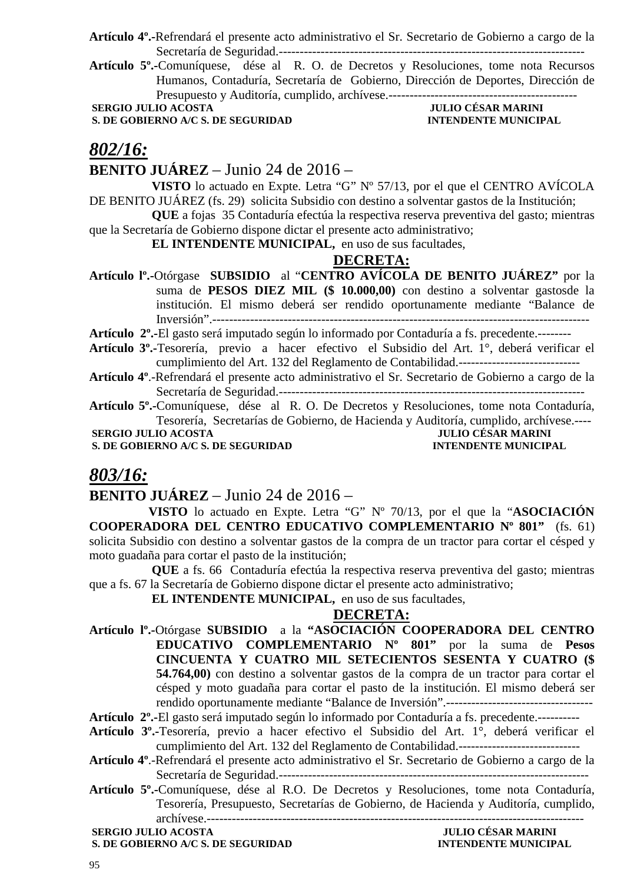**Artículo 4º.-**Refrendará el presente acto administrativo el Sr. Secretario de Gobierno a cargo de la Secretaría de Seguridad.-------------------------------------------------------------------------

**Artículo 5º.-**Comuníquese, dése al R. O. de Decretos y Resoluciones, tome nota Recursos Humanos, Contaduría, Secretaría de Gobierno, Dirección de Deportes, Dirección de Presupuesto y Auditoría, cumplido, archívese.---------------------------------------------

**SERGIO JULIO ACOSTA** — **JULIO CÉSAR MARINI**
**S. DE GOBIERNO A/C S. DE SEGURIDAD** — **INTENDENTE MUNICIPAL**

## *802/16:*

**BENITO JUÁREZ** – Junio 24 de 2016 –

**VISTO** lo actuado en Expte. Letra "G" Nº 57/13, por el que el CENTRO AVÍCOLA DE BENITO JUÁREZ (fs. 29) solicita Subsidio con destino a solventar gastos de la Institución;

**QUE** a fojas 35 Contaduría efectúa la respectiva reserva preventiva del gasto; mientras que la Secretaría de Gobierno dispone dictar el presente acto administrativo;

**EL INTENDENTE MUNICIPAL,** en uso de sus facultades,

**DECRETA:**

**Artículo lº.-**Otórgase **SUBSIDIO** al "**CENTRO AVÍCOLA DE BENITO JUÁREZ"** por la suma de **PESOS DIEZ MIL ($ 10.000,00)** con destino a solventar gastosde la institución. El mismo deberá ser rendido oportunamente mediante "Balance de Inversión".------------------------------------------------------------------------------------------

**Artículo 2º.-**El gasto será imputado según lo informado por Contaduría a fs. precedente.--------

**Artículo 3º.-**Tesorería, previo a hacer efectivo el Subsidio del Art. 1°, deberá verificar el cumplimiento del Art. 132 del Reglamento de Contabilidad.-----------------------------

**Artículo 4º**.-Refrendará el presente acto administrativo el Sr. Secretario de Gobierno a cargo de la Secretaría de Seguridad.-------------------------------------------------------------------------

**Artículo 5º.-**Comuníquese, dése al R. O. De Decretos y Resoluciones, tome nota Contaduría, Tesorería, Secretarías de Gobierno, de Hacienda y Auditoría, cumplido, archívese.----

**SERGIO JULIO ACOSTA** — **JULIO CÉSAR MARINI**
**S. DE GOBIERNO A/C S. DE SEGURIDAD** — **INTENDENTE MUNICIPAL**

## *803/16:*

**BENITO JUÁREZ** – Junio 24 de 2016 –

**VISTO** lo actuado en Expte. Letra "G" Nº 70/13, por el que la "**ASOCIACIÓN COOPERADORA DEL CENTRO EDUCATIVO COMPLEMENTARIO Nº 801"** (fs. 61) solicita Subsidio con destino a solventar gastos de la compra de un tractor para cortar el césped y moto guadaña para cortar el pasto de la institución;

**QUE** a fs. 66 Contaduría efectúa la respectiva reserva preventiva del gasto; mientras que a fs. 67 la Secretaría de Gobierno dispone dictar el presente acto administrativo;

**EL INTENDENTE MUNICIPAL,** en uso de sus facultades,

**DECRETA:**

**Artículo lº.-**Otórgase **SUBSIDIO** a la **"ASOCIACIÓN COOPERADORA DEL CENTRO EDUCATIVO COMPLEMENTARIO Nº 801"** por la suma de **Pesos CINCUENTA Y CUATRO MIL SETECIENTOS SESENTA Y CUATRO ($ 54.764,00)** con destino a solventar gastos de la compra de un tractor para cortar el césped y moto guadaña para cortar el pasto de la institución. El mismo deberá ser rendido oportunamente mediante "Balance de Inversión".-----------------------------------

**Artículo 2º.-**El gasto será imputado según lo informado por Contaduría a fs. precedente.----------

**Artículo 3º.-**Tesorería, previo a hacer efectivo el Subsidio del Art. 1°, deberá verificar el cumplimiento del Art. 132 del Reglamento de Contabilidad.-----------------------------

**Artículo 4º**.-Refrendará el presente acto administrativo el Sr. Secretario de Gobierno a cargo de la Secretaría de Seguridad.--------------------------------------------------------------------------

**Artículo 5º.-**Comuníquese, dése al R.O. De Decretos y Resoluciones, tome nota Contaduría, Tesorería, Presupuesto, Secretarías de Gobierno, de Hacienda y Auditoría, cumplido, archívese.--------------------------------------------------------------------------------------

**SERGIO JULIO ACOSTA** — **JULIO CÉSAR MARINI**
**S. DE GOBIERNO A/C S. DE SEGURIDAD** — **INTENDENTE MUNICIPAL**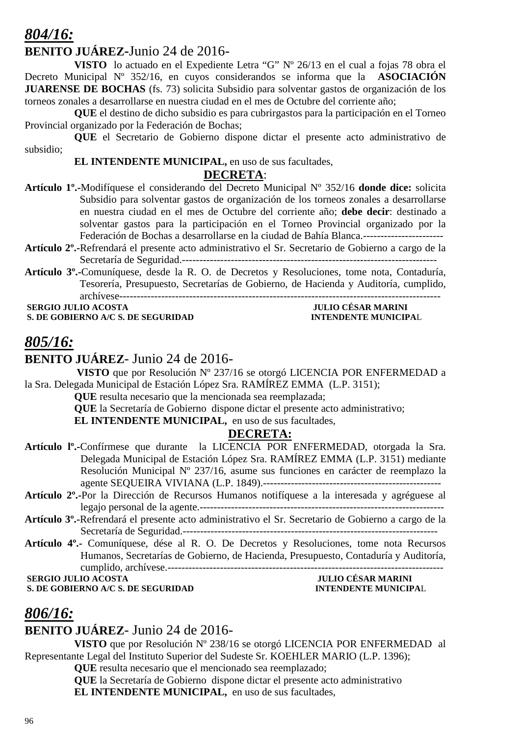## *804/16:*

**BENITO JUÁREZ-**Junio 24 de 2016-

**VISTO** lo actuado en el Expediente Letra "G" Nº 26/13 en el cual a fojas 78 obra el Decreto Municipal Nº 352/16, en cuyos considerandos se informa que la **ASOCIACIÓN JUARENSE DE BOCHAS** (fs. 73) solicita Subsidio para solventar gastos de organización de los torneos zonales a desarrollarse en nuestra ciudad en el mes de Octubre del corriente año;

**QUE** el destino de dicho subsidio es para cubrirgastos para la participación en el Torneo Provincial organizado por la Federación de Bochas;

**QUE** el Secretario de Gobierno dispone dictar el presente acto administrativo de subsidio;

**EL INTENDENTE MUNICIPAL,** en uso de sus facultades,

**DECRETA**:

**Artículo 1º.-**Modifíquese el considerando del Decreto Municipal Nº 352/16 **donde dice:** solicita Subsidio para solventar gastos de organización de los torneos zonales a desarrollarse en nuestra ciudad en el mes de Octubre del corriente año; **debe decir**: destinado a solventar gastos para la participación en el Torneo Provincial organizado por la Federación de Bochas a desarrollarse en la ciudad de Bahía Blanca.-----------------------

**Artículo 2º.-**Refrendará el presente acto administrativo el Sr. Secretario de Gobierno a cargo de la Secretaría de Seguridad.------------------------------------------------------------------------

**Artículo 3º.-**Comuníquese, desde la R. O. de Decretos y Resoluciones, tome nota, Contaduría, Tesorería, Presupuesto, Secretarías de Gobierno, de Hacienda y Auditoría, cumplido, archívese-------------------------------------------------------------------------------------------

**SERGIO JULIO ACOSTA** — **JULIO CÉSAR MARINI**
**S. DE GOBIERNO A/C S. DE SEGURIDAD** — **INTENDENTE MUNICIPAL**

## *805/16:*

**BENITO JUÁREZ**- Junio 24 de 2016-

**VISTO** que por Resolución Nº 237/16 se otorgó LICENCIA POR ENFERMEDAD a la Sra. Delegada Municipal de Estación López Sra. RAMÍREZ EMMA (L.P. 3151);

**QUE** resulta necesario que la mencionada sea reemplazada;

**QUE** la Secretaría de Gobierno dispone dictar el presente acto administrativo;

**EL INTENDENTE MUNICIPAL,** en uso de sus facultades,

**DECRETA:**

**Artículo lº.-**Confírmese que durante la LICENCIA POR ENFERMEDAD, otorgada la Sra. Delegada Municipal de Estación López Sra. RAMÍREZ EMMA (L.P. 3151) mediante Resolución Municipal Nº 237/16, asume sus funciones en carácter de reemplazo la agente SEQUEIRA VIVIANA (L.P. 1849).---------------------------------------------------

**Artículo 2º.-**Por la Dirección de Recursos Humanos notifíquese a la interesada y agréguese al legajo personal de la agente.---------------------------------------------------------------------

**Artículo 3º.-**Refrendará el presente acto administrativo el Sr. Secretario de Gobierno a cargo de la Secretaría de Seguridad.------------------------------------------------------------------------

**Artículo 4º.-** Comuníquese, dése al R. O. De Decretos y Resoluciones, tome nota Recursos Humanos, Secretarías de Gobierno, de Hacienda, Presupuesto, Contaduría y Auditoría, cumplido, archívese.-------------------------------------------------------------------------------

**SERGIO JULIO ACOSTA** — **JULIO CÉSAR MARINI**
**S. DE GOBIERNO A/C S. DE SEGURIDAD** — **INTENDENTE MUNICIPAL**

## *806/16:*

**BENITO JUÁREZ**- Junio 24 de 2016-

**VISTO** que por Resolución Nº 238/16 se otorgó LICENCIA POR ENFERMEDAD al Representante Legal del Instituto Superior del Sudeste Sr. KOEHLER MARIO (L.P. 1396);

**QUE** resulta necesario que el mencionado sea reemplazado;

**QUE** la Secretaría de Gobierno dispone dictar el presente acto administrativo

**EL INTENDENTE MUNICIPAL,** en uso de sus facultades,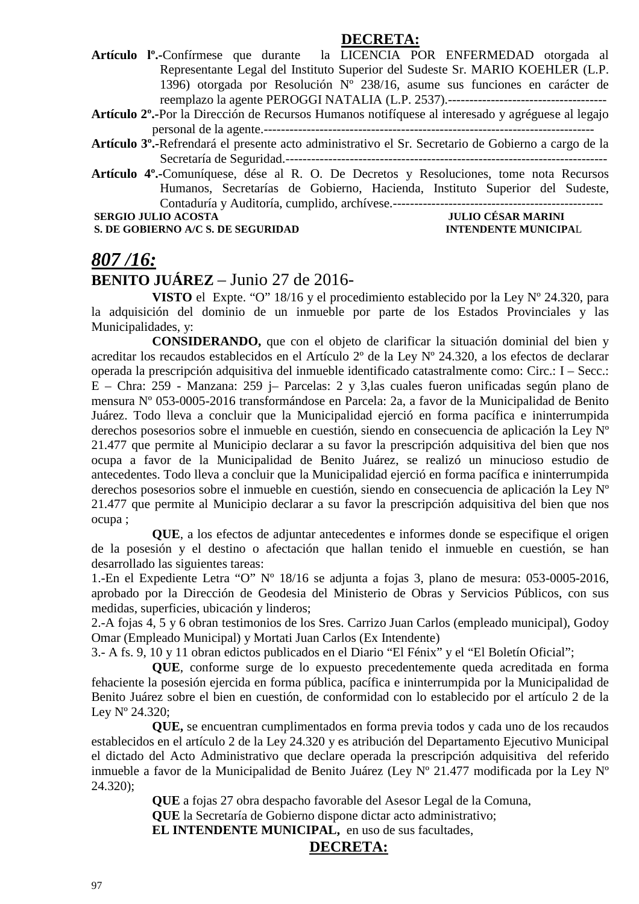**DECRETA:**

**Artículo lº.-**Confírmese que durante la LICENCIA POR ENFERMEDAD otorgada al Representante Legal del Instituto Superior del Sudeste Sr. MARIO KOEHLER (L.P. 1396) otorgada por Resolución Nº 238/16, asume sus funciones en carácter de reemplazo la agente PEROGGI NATALIA (L.P. 2537).-------------------------------------

**Artículo 2º.-**Por la Dirección de Recursos Humanos notifíquese al interesado y agréguese al legajo personal de la agente.-----------------------------------------------------------------------------

**Artículo 3º.-**Refrendará el presente acto administrativo el Sr. Secretario de Gobierno a cargo de la Secretaría de Seguridad.-------------------------------------------------------------------------

**Artículo 4º.-**Comuníquese, dése al R. O. De Decretos y Resoluciones, tome nota Recursos Humanos, Secretarías de Gobierno, Hacienda, Instituto Superior del Sudeste, Contaduría y Auditoría, cumplido, archívese.-------------------------------------------------

**SERGIO JULIO ACOSTA** — **JULIO CÉSAR MARINI**
**S. DE GOBIERNO A/C S. DE SEGURIDAD** — **INTENDENTE MUNICIPAL**

## *807 /16:*

**BENITO JUÁREZ** – Junio 27 de 2016-

**VISTO** el Expte. "O" 18/16 y el procedimiento establecido por la Ley Nº 24.320, para la adquisición del dominio de un inmueble por parte de los Estados Provinciales y las Municipalidades, y:

**CONSIDERANDO,** que con el objeto de clarificar la situación dominial del bien y acreditar los recaudos establecidos en el Artículo 2º de la Ley Nº 24.320, a los efectos de declarar operada la prescripción adquisitiva del inmueble identificado catastralmente como: Circ.: I – Secc.: E – Chra: 259 - Manzana: 259 j– Parcelas: 2 y 3,las cuales fueron unificadas según plano de mensura Nº 053-0005-2016 transformándose en Parcela: 2a, a favor de la Municipalidad de Benito Juárez. Todo lleva a concluir que la Municipalidad ejerció en forma pacífica e ininterrumpida derechos posesorios sobre el inmueble en cuestión, siendo en consecuencia de aplicación la Ley Nº 21.477 que permite al Municipio declarar a su favor la prescripción adquisitiva del bien que nos ocupa a favor de la Municipalidad de Benito Juárez, se realizó un minucioso estudio de antecedentes. Todo lleva a concluir que la Municipalidad ejerció en forma pacífica e ininterrumpida derechos posesorios sobre el inmueble en cuestión, siendo en consecuencia de aplicación la Ley Nº 21.477 que permite al Municipio declarar a su favor la prescripción adquisitiva del bien que nos ocupa ;

**QUE**, a los efectos de adjuntar antecedentes e informes donde se especifique el origen de la posesión y el destino o afectación que hallan tenido el inmueble en cuestión, se han desarrollado las siguientes tareas:

1.-En el Expediente Letra "O" Nº 18/16 se adjunta a fojas 3, plano de mesura: 053-0005-2016, aprobado por la Dirección de Geodesia del Ministerio de Obras y Servicios Públicos, con sus medidas, superficies, ubicación y linderos;

2.-A fojas 4, 5 y 6 obran testimonios de los Sres. Carrizo Juan Carlos (empleado municipal), Godoy Omar (Empleado Municipal) y Mortati Juan Carlos (Ex Intendente)

3.- A fs. 9, 10 y 11 obran edictos publicados en el Diario "El Fénix" y el "El Boletín Oficial";

**QUE**, conforme surge de lo expuesto precedentemente queda acreditada en forma fehaciente la posesión ejercida en forma pública, pacífica e ininterrumpida por la Municipalidad de Benito Juárez sobre el bien en cuestión, de conformidad con lo establecido por el artículo 2 de la Ley Nº 24.320;

**QUE,** se encuentran cumplimentados en forma previa todos y cada uno de los recaudos establecidos en el artículo 2 de la Ley 24.320 y es atribución del Departamento Ejecutivo Municipal el dictado del Acto Administrativo que declare operada la prescripción adquisitiva del referido inmueble a favor de la Municipalidad de Benito Juárez (Ley Nº 21.477 modificada por la Ley Nº 24.320);

**QUE** a fojas 27 obra despacho favorable del Asesor Legal de la Comuna,

**QUE** la Secretaría de Gobierno dispone dictar acto administrativo;

**EL INTENDENTE MUNICIPAL,** en uso de sus facultades,

**DECRETA:**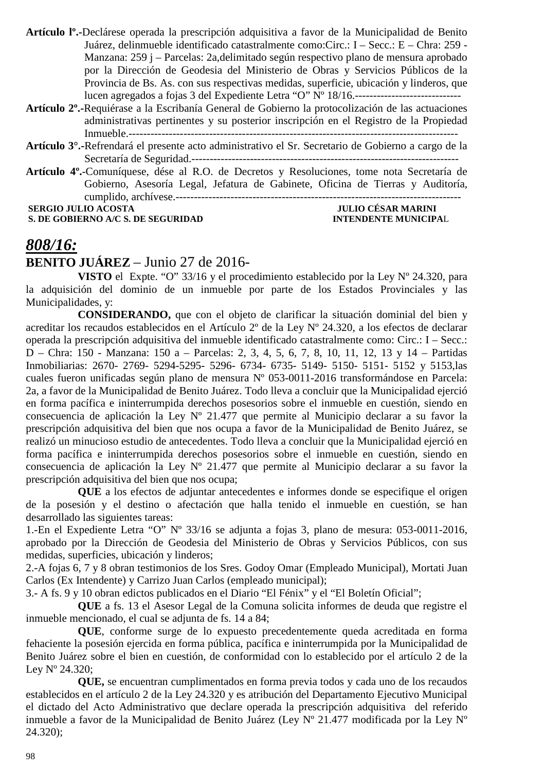**Artículo lº.-**Declárese operada la prescripción adquisitiva a favor de la Municipalidad de Benito Juárez, delinmueble identificado catastralmente como:Circ.: I – Secc.: E – Chra: 259 - Manzana: 259 j – Parcelas: 2a,delimitado según respectivo plano de mensura aprobado por la Dirección de Geodesia del Ministerio de Obras y Servicios Públicos de la Provincia de Bs. As. con sus respectivas medidas, superficie, ubicación y linderos, que lucen agregados a fojas 3 del Expediente Letra "O" Nº 18/16.-----------------------------

**Artículo 2º.-**Requiérase a la Escribanía General de Gobierno la protocolización de las actuaciones administrativas pertinentes y su posterior inscripción en el Registro de la Propiedad Inmueble.-------------------------------------------------------------------------------------------

**Artículo 3°.-**Refrendará el presente acto administrativo el Sr. Secretario de Gobierno a cargo de la Secretaría de Seguridad.-----------------------------------------------------------------------

**Artículo 4º.-**Comuníquese, dése al R.O. de Decretos y Resoluciones, tome nota Secretaría de Gobierno, Asesoría Legal, Jefatura de Gabinete, Oficina de Tierras y Auditoría, cumplido, archívese.-----------------------------------------------------------------------------

**SERGIO JULIO ACOSTA** — **JULIO CÉSAR MARINI**
**S. DE GOBIERNO A/C S. DE SEGURIDAD** — **INTENDENTE MUNICIPAL**

## *808/16:*

**BENITO JUÁREZ** – Junio 27 de 2016-

**VISTO** el Expte. "O" 33/16 y el procedimiento establecido por la Ley Nº 24.320, para la adquisición del dominio de un inmueble por parte de los Estados Provinciales y las Municipalidades, y:

**CONSIDERANDO,** que con el objeto de clarificar la situación dominial del bien y acreditar los recaudos establecidos en el Artículo 2º de la Ley Nº 24.320, a los efectos de declarar operada la prescripción adquisitiva del inmueble identificado catastralmente como: Circ.: I – Secc.: D – Chra: 150 - Manzana: 150 a – Parcelas: 2, 3, 4, 5, 6, 7, 8, 10, 11, 12, 13 y 14 – Partidas Inmobiliarias: 2670- 2769- 5294-5295- 5296- 6734- 6735- 5149- 5150- 5151- 5152 y 5153,las cuales fueron unificadas según plano de mensura Nº 053-0011-2016 transformándose en Parcela: 2a, a favor de la Municipalidad de Benito Juárez. Todo lleva a concluir que la Municipalidad ejerció en forma pacífica e ininterrumpida derechos posesorios sobre el inmueble en cuestión, siendo en consecuencia de aplicación la Ley Nº 21.477 que permite al Municipio declarar a su favor la prescripción adquisitiva del bien que nos ocupa a favor de la Municipalidad de Benito Juárez, se realizó un minucioso estudio de antecedentes. Todo lleva a concluir que la Municipalidad ejerció en forma pacífica e ininterrumpida derechos posesorios sobre el inmueble en cuestión, siendo en consecuencia de aplicación la Ley Nº 21.477 que permite al Municipio declarar a su favor la prescripción adquisitiva del bien que nos ocupa;

**QUE** a los efectos de adjuntar antecedentes e informes donde se especifique el origen de la posesión y el destino o afectación que halla tenido el inmueble en cuestión, se han desarrollado las siguientes tareas:

1.-En el Expediente Letra "O" Nº 33/16 se adjunta a fojas 3, plano de mesura: 053-0011-2016, aprobado por la Dirección de Geodesia del Ministerio de Obras y Servicios Públicos, con sus medidas, superficies, ubicación y linderos;

2.-A fojas 6, 7 y 8 obran testimonios de los Sres. Godoy Omar (Empleado Municipal), Mortati Juan Carlos (Ex Intendente) y Carrizo Juan Carlos (empleado municipal);

3.- A fs. 9 y 10 obran edictos publicados en el Diario "El Fénix" y el "El Boletín Oficial";

**QUE** a fs. 13 el Asesor Legal de la Comuna solicita informes de deuda que registre el inmueble mencionado, el cual se adjunta de fs. 14 a 84;

**QUE**, conforme surge de lo expuesto precedentemente queda acreditada en forma fehaciente la posesión ejercida en forma pública, pacífica e ininterrumpida por la Municipalidad de Benito Juárez sobre el bien en cuestión, de conformidad con lo establecido por el artículo 2 de la Ley Nº 24.320;

**QUE,** se encuentran cumplimentados en forma previa todos y cada uno de los recaudos establecidos en el artículo 2 de la Ley 24.320 y es atribución del Departamento Ejecutivo Municipal el dictado del Acto Administrativo que declare operada la prescripción adquisitiva del referido inmueble a favor de la Municipalidad de Benito Juárez (Ley Nº 21.477 modificada por la Ley Nº 24.320);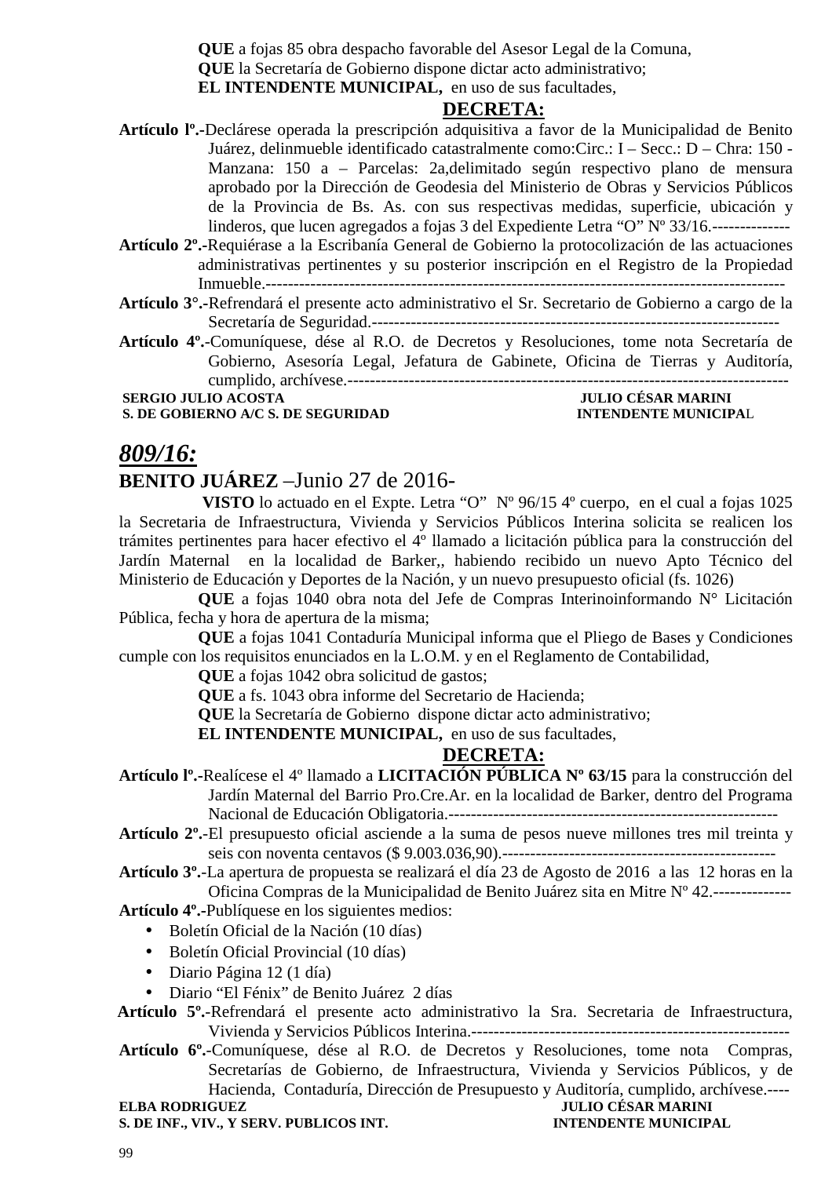**QUE** a fojas 85 obra despacho favorable del Asesor Legal de la Comuna,

**QUE** la Secretaría de Gobierno dispone dictar acto administrativo;

**EL INTENDENTE MUNICIPAL,** en uso de sus facultades,

**DECRETA:**

**Artículo lº.-**Declárese operada la prescripción adquisitiva a favor de la Municipalidad de Benito Juárez, delinmueble identificado catastralmente como:Circ.: I – Secc.: D – Chra: 150 - Manzana: 150 a – Parcelas: 2a,delimitado según respectivo plano de mensura aprobado por la Dirección de Geodesia del Ministerio de Obras y Servicios Públicos de la Provincia de Bs. As. con sus respectivas medidas, superficie, ubicación y linderos, que lucen agregados a fojas 3 del Expediente Letra "O" Nº 33/16.--------------

**Artículo 2º.-**Requiérase a la Escribanía General de Gobierno la protocolización de las actuaciones administrativas pertinentes y su posterior inscripción en el Registro de la Propiedad Inmueble.-------------------------------------------------------------------------------------------

**Artículo 3°.-**Refrendará el presente acto administrativo el Sr. Secretario de Gobierno a cargo de la Secretaría de Seguridad.------------------------------------------------------------------------

**Artículo 4º.-**Comuníquese, dése al R.O. de Decretos y Resoluciones, tome nota Secretaría de Gobierno, Asesoría Legal, Jefatura de Gabinete, Oficina de Tierras y Auditoría, cumplido, archívese.-----------------------------------------------------------------------------

**SERGIO JULIO ACOSTA** — **S. DE GOBIERNO A/C S. DE SEGURIDAD**

**JULIO CÉSAR MARINI** — **INTENDENTE MUNICIPAL**

## *809/16:*

**BENITO JUÁREZ** –Junio 27 de 2016-

**VISTO** lo actuado en el Expte. Letra "O" Nº 96/15 4º cuerpo, en el cual a fojas 1025 la Secretaria de Infraestructura, Vivienda y Servicios Públicos Interina solicita se realicen los trámites pertinentes para hacer efectivo el 4º llamado a licitación pública para la construcción del Jardín Maternal en la localidad de Barker,, habiendo recibido un nuevo Apto Técnico del Ministerio de Educación y Deportes de la Nación, y un nuevo presupuesto oficial (fs. 1026)

**QUE** a fojas 1040 obra nota del Jefe de Compras Interinoinformando N° Licitación Pública, fecha y hora de apertura de la misma;

**QUE** a fojas 1041 Contaduría Municipal informa que el Pliego de Bases y Condiciones cumple con los requisitos enunciados en la L.O.M. y en el Reglamento de Contabilidad,

**QUE** a fojas 1042 obra solicitud de gastos;

**QUE** a fs. 1043 obra informe del Secretario de Hacienda;

**QUE** la Secretaría de Gobierno dispone dictar acto administrativo;

**EL INTENDENTE MUNICIPAL,** en uso de sus facultades,

**DECRETA:**

**Artículo lº.-**Realícese el 4º llamado a **LICITACIÓN PÚBLICA Nº 63/15** para la construcción del Jardín Maternal del Barrio Pro.Cre.Ar. en la localidad de Barker, dentro del Programa Nacional de Educación Obligatoria.-----------------------------------------------------------

**Artículo 2º.-**El presupuesto oficial asciende a la suma de pesos nueve millones tres mil treinta y seis con noventa centavos ($ 9.003.036,90).-------------------------------------------------

**Artículo 3º.-**La apertura de propuesta se realizará el día 23 de Agosto de 2016 a las 12 horas en la Oficina Compras de la Municipalidad de Benito Juárez sita en Mitre Nº 42.--------------

**Artículo 4º.-**Publíquese en los siguientes medios:

- Boletín Oficial de la Nación (10 días)
- Boletín Oficial Provincial (10 días)
- Diario Página 12 (1 día)
- Diario "El Fénix" de Benito Juárez 2 días

**Artículo 5º.-**Refrendará el presente acto administrativo la Sra. Secretaria de Infraestructura, Vivienda y Servicios Públicos Interina.---------------------------------------------------------

**Artículo 6º.-**Comuníquese, dése al R.O. de Decretos y Resoluciones, tome nota Compras, Secretarías de Gobierno, de Infraestructura, Vivienda y Servicios Públicos, y de Hacienda, Contaduría, Dirección de Presupuesto y Auditoría, cumplido, archívese.----

**ELBA RODRIGUEZ** — **S. DE INF., VIV., Y SERV. PUBLICOS INT.**

**JULIO CÉSAR MARINI** — **INTENDENTE MUNICIPAL**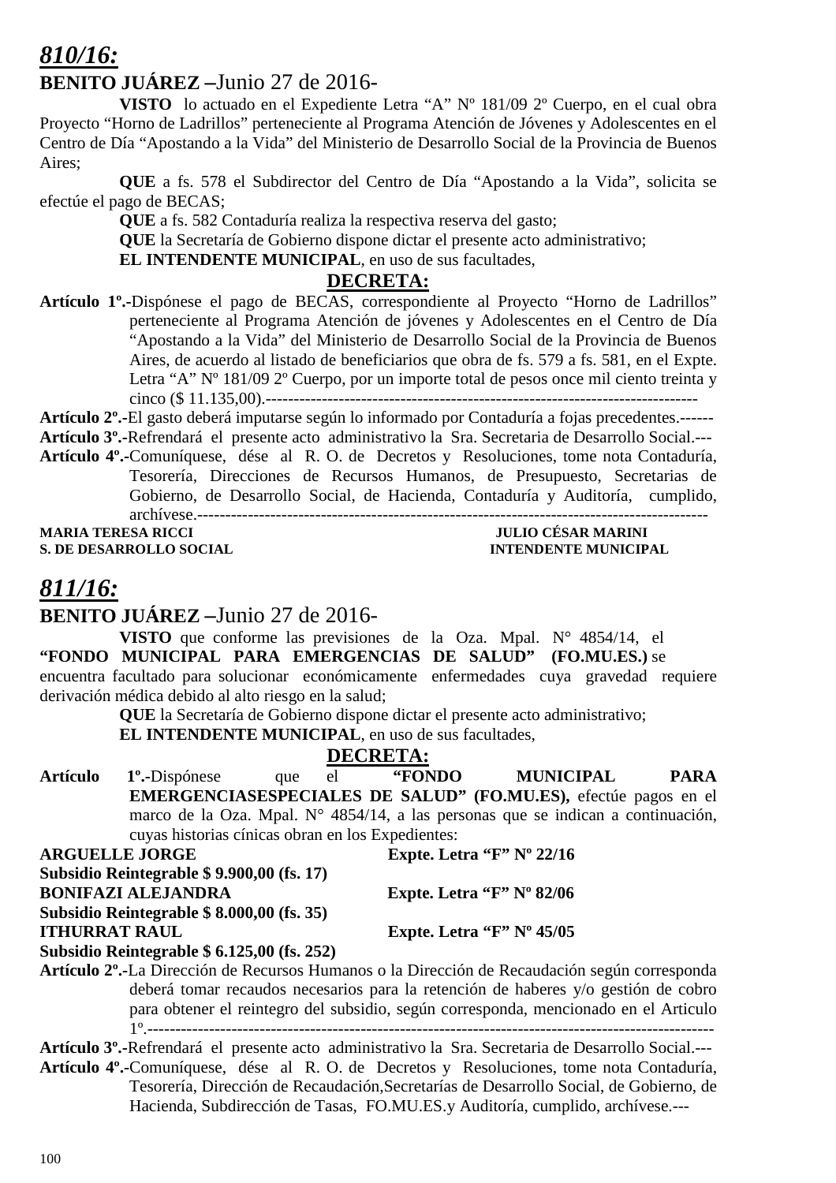## *810/16:*

**BENITO JUÁREZ –**Junio 27 de 2016-

**VISTO** lo actuado en el Expediente Letra "A" Nº 181/09 2º Cuerpo, en el cual obra Proyecto "Horno de Ladrillos" perteneciente al Programa Atención de Jóvenes y Adolescentes en el Centro de Día "Apostando a la Vida" del Ministerio de Desarrollo Social de la Provincia de Buenos Aires;

**QUE** a fs. 578 el Subdirector del Centro de Día "Apostando a la Vida", solicita se efectúe el pago de BECAS;

**QUE** a fs. 582 Contaduría realiza la respectiva reserva del gasto;

**QUE** la Secretaría de Gobierno dispone dictar el presente acto administrativo;

**EL INTENDENTE MUNICIPAL**, en uso de sus facultades,

**DECRETA:**

**Artículo 1º.-**Dispónese el pago de BECAS, correspondiente al Proyecto "Horno de Ladrillos" perteneciente al Programa Atención de jóvenes y Adolescentes en el Centro de Día "Apostando a la Vida" del Ministerio de Desarrollo Social de la Provincia de Buenos Aires, de acuerdo al listado de beneficiarios que obra de fs. 579 a fs. 581, en el Expte. Letra "A" Nº 181/09 2º Cuerpo, por un importe total de pesos once mil ciento treinta y cinco ($ 11.135,00).--------------------------------------------------------------------------

**Artículo 2º.-**El gasto deberá imputarse según lo informado por Contaduría a fojas precedentes.------

**Artículo 3º.-**Refrendará el presente acto administrativo la Sra. Secretaria de Desarrollo Social.---

**Artículo 4º.-**Comuníquese, dése al R. O. de Decretos y Resoluciones, tome nota Contaduría, Tesorería, Direcciones de Recursos Humanos, de Presupuesto, Secretarias de Gobierno, de Desarrollo Social, de Hacienda, Contaduría y Auditoría, cumplido, archívese.-----------------------------------------------------------------------------------------

**MARIA TERESA RICCI** — **JULIO CÉSAR MARINI**
**S. DE DESARROLLO SOCIAL** — **INTENDENTE MUNICIPAL**

## *811/16:*

**BENITO JUÁREZ –**Junio 27 de 2016-

**VISTO** que conforme las previsiones de la Oza. Mpal. N° 4854/14, el **"FONDO MUNICIPAL PARA EMERGENCIAS DE SALUD" (FO.MU.ES.)** se encuentra facultado para solucionar económicamente enfermedades cuya gravedad requiere derivación médica debido al alto riesgo en la salud;

**QUE** la Secretaría de Gobierno dispone dictar el presente acto administrativo;

**EL INTENDENTE MUNICIPAL**, en uso de sus facultades,

**DECRETA:**

**Artículo 1º.-**Dispónese que el **"FONDO MUNICIPAL PARA EMERGENCIASESPECIALES DE SALUD" (FO.MU.ES),** efectúe pagos en el marco de la Oza. Mpal. N° 4854/14, a las personas que se indican a continuación, cuyas historias cínicas obran en los Expedientes:

**ARGUELLE JORGE** — **Expte. Letra "F" Nº 22/16**
**Subsidio Reintegrable $ 9.900,00 (fs. 17)**

**BONIFAZI ALEJANDRA** — **Expte. Letra "F" Nº 82/06**
**Subsidio Reintegrable $ 8.000,00 (fs. 35)**

**ITHURRAT RAUL** — **Expte. Letra "F" Nº 45/05**
**Subsidio Reintegrable $ 6.125,00 (fs. 252)**

**Artículo 2º.-**La Dirección de Recursos Humanos o la Dirección de Recaudación según corresponda deberá tomar recaudos necesarios para la retención de haberes y/o gestión de cobro para obtener el reintegro del subsidio, según corresponda, mencionado en el Articulo 1º.-----------------------------------------------------------------------------------------------------

**Artículo 3º.-**Refrendará el presente acto administrativo la Sra. Secretaria de Desarrollo Social.---

**Artículo 4º.-**Comuníquese, dése al R. O. de Decretos y Resoluciones, tome nota Contaduría, Tesorería, Dirección de Recaudación,Secretarías de Desarrollo Social, de Gobierno, de Hacienda, Subdirección de Tasas, FO.MU.ES.y Auditoría, cumplido, archívese.---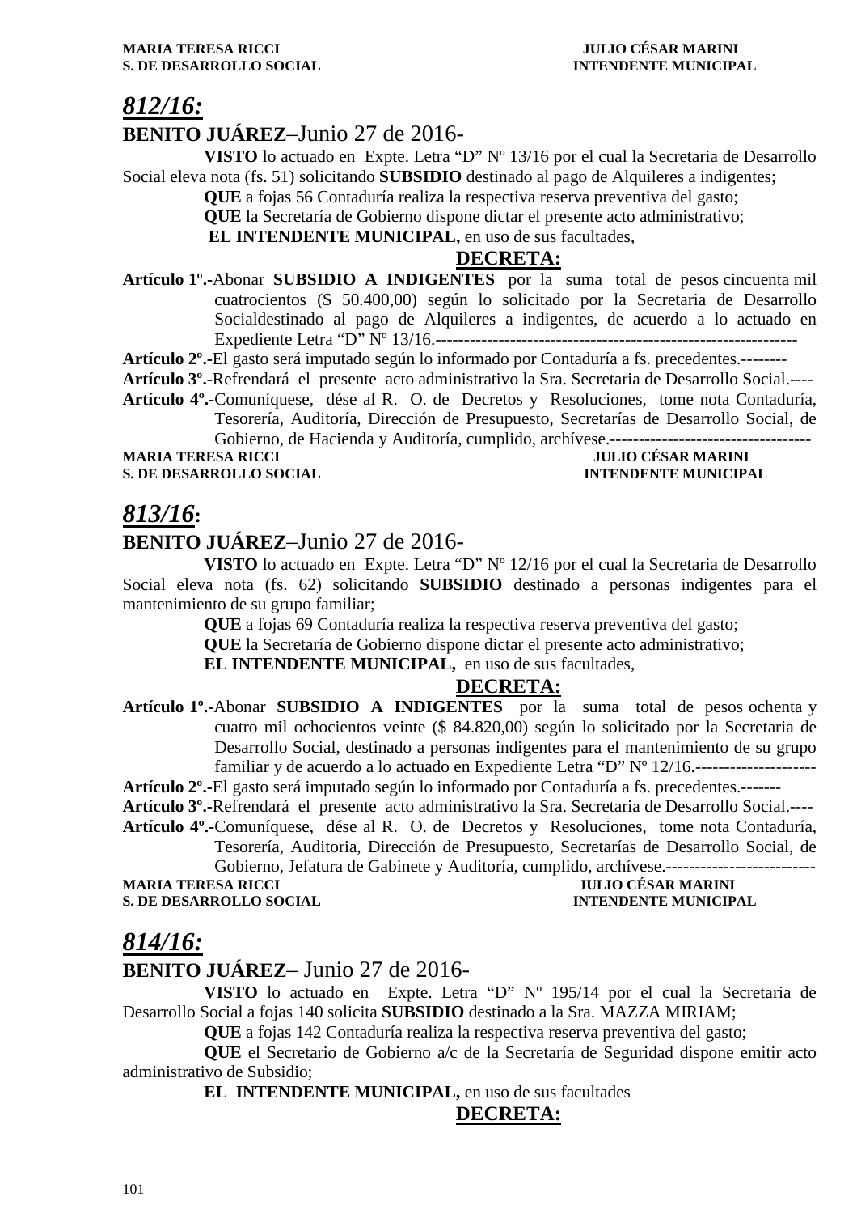**MARIA TERESA RICCI** **JULIO CÉSAR MARINI**
**S. DE DESARROLLO SOCIAL** **INTENDENTE MUNICIPAL**

## *812/16:*

**BENITO JUÁREZ**–Junio 27 de 2016-

**VISTO** lo actuado en Expte. Letra "D" Nº 13/16 por el cual la Secretaria de Desarrollo Social eleva nota (fs. 51) solicitando **SUBSIDIO** destinado al pago de Alquileres a indigentes;

**QUE** a fojas 56 Contaduría realiza la respectiva reserva preventiva del gasto;

**QUE** la Secretaría de Gobierno dispone dictar el presente acto administrativo;

**EL INTENDENTE MUNICIPAL,** en uso de sus facultades,

**DECRETA:**

**Artículo 1º.-**Abonar **SUBSIDIO A INDIGENTES** por la suma total de pesos cincuenta mil cuatrocientos ($ 50.400,00) según lo solicitado por la Secretaria de Desarrollo Socialdestinado al pago de Alquileres a indigentes, de acuerdo a lo actuado en Expediente Letra "D" Nº 13/16.--------------------------------------------------------------

**Artículo 2º.-**El gasto será imputado según lo informado por Contaduría a fs. precedentes.--------

**Artículo 3º.-**Refrendará el presente acto administrativo la Sra. Secretaria de Desarrollo Social.----

**Artículo 4º.-**Comuníquese, dése al R. O. de Decretos y Resoluciones, tome nota Contaduría, Tesorería, Auditoría, Dirección de Presupuesto, Secretarías de Desarrollo Social, de Gobierno, de Hacienda y Auditoría, cumplido, archívese.-----------------------------------

**MARIA TERESA RICCI** **JULIO CÉSAR MARINI**
**S. DE DESARROLLO SOCIAL** **INTENDENTE MUNICIPAL**

## *813/16*:

**BENITO JUÁREZ**–Junio 27 de 2016-

**VISTO** lo actuado en Expte. Letra "D" Nº 12/16 por el cual la Secretaria de Desarrollo Social eleva nota (fs. 62) solicitando **SUBSIDIO** destinado a personas indigentes para el mantenimiento de su grupo familiar;

**QUE** a fojas 69 Contaduría realiza la respectiva reserva preventiva del gasto;

**QUE** la Secretaría de Gobierno dispone dictar el presente acto administrativo;

**EL INTENDENTE MUNICIPAL,** en uso de sus facultades,

**DECRETA:**

**Artículo 1º.-**Abonar **SUBSIDIO A INDIGENTES** por la suma total de pesos ochenta y cuatro mil ochocientos veinte ($ 84.820,00) según lo solicitado por la Secretaria de Desarrollo Social, destinado a personas indigentes para el mantenimiento de su grupo familiar y de acuerdo a lo actuado en Expediente Letra "D" Nº 12/16.---------------------

**Artículo 2º.-**El gasto será imputado según lo informado por Contaduría a fs. precedentes.-------

**Artículo 3º.-**Refrendará el presente acto administrativo la Sra. Secretaria de Desarrollo Social.----

**Artículo 4º.-**Comuníquese, dése al R. O. de Decretos y Resoluciones, tome nota Contaduría, Tesorería, Auditoria, Dirección de Presupuesto, Secretarías de Desarrollo Social, de Gobierno, Jefatura de Gabinete y Auditoría, cumplido, archívese.--------------------------

**MARIA TERESA RICCI** **JULIO CÉSAR MARINI**
**S. DE DESARROLLO SOCIAL** **INTENDENTE MUNICIPAL**

## *814/16:*

**BENITO JUÁREZ**– Junio 27 de 2016-

**VISTO** lo actuado en Expte. Letra "D" Nº 195/14 por el cual la Secretaria de Desarrollo Social a fojas 140 solicita **SUBSIDIO** destinado a la Sra. MAZZA MIRIAM;

**QUE** a fojas 142 Contaduría realiza la respectiva reserva preventiva del gasto;

**QUE** el Secretario de Gobierno a/c de la Secretaría de Seguridad dispone emitir acto administrativo de Subsidio;

**EL INTENDENTE MUNICIPAL,** en uso de sus facultades

**DECRETA:**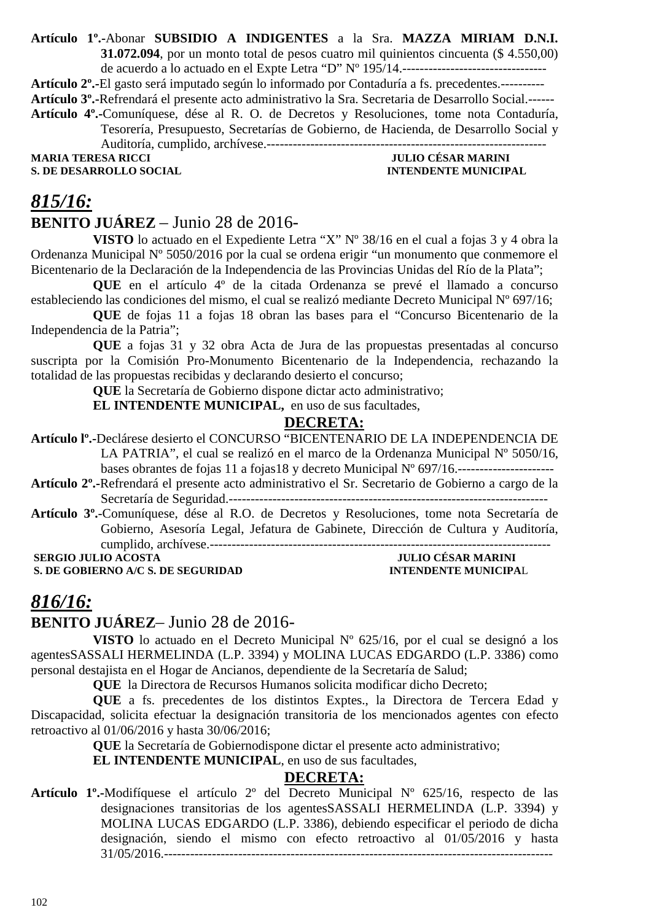**Artículo 1º.-**Abonar **SUBSIDIO A INDIGENTES** a la Sra. **MAZZA MIRIAM D.N.I. 31.072.094**, por un monto total de pesos cuatro mil quinientos cincuenta ($ 4.550,00) de acuerdo a lo actuado en el Expte Letra "D" Nº 195/14.---------------------------------

**Artículo 2º.-**El gasto será imputado según lo informado por Contaduría a fs. precedentes.----------

**Artículo 3º.-**Refrendará el presente acto administrativo la Sra. Secretaria de Desarrollo Social.------

**Artículo 4º.-**Comuníquese, dése al R. O. de Decretos y Resoluciones, tome nota Contaduría, Tesorería, Presupuesto, Secretarías de Gobierno, de Hacienda, de Desarrollo Social y Auditoría, cumplido, archívese.---------------------------------------------------------------

**MARIA TERESA RICCI** — **S. DE DESARROLLO SOCIAL**
**JULIO CÉSAR MARINI** — **INTENDENTE MUNICIPAL**

## *815/16:*

**BENITO JUÁREZ** – Junio 28 de 2016-

**VISTO** lo actuado en el Expediente Letra "X" Nº 38/16 en el cual a fojas 3 y 4 obra la Ordenanza Municipal Nº 5050/2016 por la cual se ordena erigir "un monumento que conmemore el Bicentenario de la Declaración de la Independencia de las Provincias Unidas del Río de la Plata";

**QUE** en el artículo 4º de la citada Ordenanza se prevé el llamado a concurso estableciendo las condiciones del mismo, el cual se realizó mediante Decreto Municipal Nº 697/16;

**QUE** de fojas 11 a fojas 18 obran las bases para el "Concurso Bicentenario de la Independencia de la Patria";

**QUE** a fojas 31 y 32 obra Acta de Jura de las propuestas presentadas al concurso suscripta por la Comisión Pro-Monumento Bicentenario de la Independencia, rechazando la totalidad de las propuestas recibidas y declarando desierto el concurso;

**QUE** la Secretaría de Gobierno dispone dictar acto administrativo;

**EL INTENDENTE MUNICIPAL,** en uso de sus facultades,

**DECRETA:**

**Artículo lº.-**Declárese desierto el CONCURSO "BICENTENARIO DE LA INDEPENDENCIA DE LA PATRIA", el cual se realizó en el marco de la Ordenanza Municipal Nº 5050/16, bases obrantes de fojas 11 a fojas18 y decreto Municipal Nº 697/16.----------------------

**Artículo 2º.-**Refrendará el presente acto administrativo el Sr. Secretario de Gobierno a cargo de la Secretaría de Seguridad.-------------------------------------------------------------------------

**Artículo 3º.-**Comuníquese, dése al R.O. de Decretos y Resoluciones, tome nota Secretaría de Gobierno, Asesoría Legal, Jefatura de Gabinete, Dirección de Cultura y Auditoría, cumplido, archívese.-------------------------------------------------------------------------------

**SERGIO JULIO ACOSTA** — **S. DE GOBIERNO A/C S. DE SEGURIDAD**
**JULIO CÉSAR MARINI** — **INTENDENTE MUNICIPAL**

## *816/16:*

**BENITO JUÁREZ**– Junio 28 de 2016-

**VISTO** lo actuado en el Decreto Municipal Nº 625/16, por el cual se designó a los agentesSASSALI HERMELINDA (L.P. 3394) y MOLINA LUCAS EDGARDO (L.P. 3386) como personal destajista en el Hogar de Ancianos, dependiente de la Secretaría de Salud;

**QUE** la Directora de Recursos Humanos solicita modificar dicho Decreto;

**QUE** a fs. precedentes de los distintos Exptes., la Directora de Tercera Edad y Discapacidad, solicita efectuar la designación transitoria de los mencionados agentes con efecto retroactivo al 01/06/2016 y hasta 30/06/2016;

**QUE** la Secretaría de Gobiernodispone dictar el presente acto administrativo;

**EL INTENDENTE MUNICIPAL**, en uso de sus facultades,

**DECRETA:**

**Artículo 1º.-**Modifíquese el artículo 2º del Decreto Municipal Nº 625/16, respecto de las designaciones transitorias de los agentesSASSALI HERMELINDA (L.P. 3394) y MOLINA LUCAS EDGARDO (L.P. 3386), debiendo especificar el periodo de dicha designación, siendo el mismo con efecto retroactivo al 01/05/2016 y hasta 31/05/2016.-----------------------------------------------------------------------------------------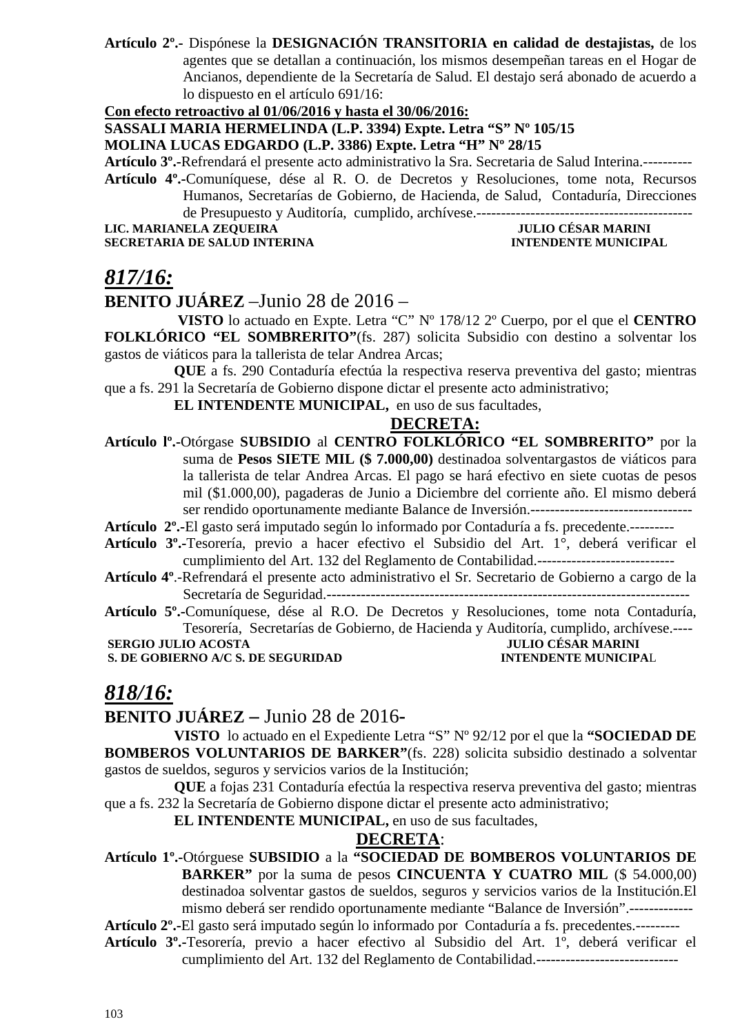**Artículo 2º.-** Dispónese la **DESIGNACIÓN TRANSITORIA en calidad de destajistas,** de los agentes que se detallan a continuación, los mismos desempeñan tareas en el Hogar de Ancianos, dependiente de la Secretaría de Salud. El destajo será abonado de acuerdo a lo dispuesto en el artículo 691/16:

**Con efecto retroactivo al 01/06/2016 y hasta el 30/06/2016:**

**SASSALI MARIA HERMELINDA (L.P. 3394) Expte. Letra "S" Nº 105/15**

**MOLINA LUCAS EDGARDO (L.P. 3386) Expte. Letra "H" Nº 28/15**

**Artículo 3º.-**Refrendará el presente acto administrativo la Sra. Secretaria de Salud Interina.----------

**Artículo 4º.-**Comuníquese, dése al R. O. de Decretos y Resoluciones, tome nota, Recursos Humanos, Secretarías de Gobierno, de Hacienda, de Salud, Contaduría, Direcciones de Presupuesto y Auditoría, cumplido, archívese.--------------------------------------------

**LIC. MARIANELA ZEQUEIRA** — **JULIO CÉSAR MARINI**
**SECRETARIA DE SALUD INTERINA** — **INTENDENTE MUNICIPAL**

## *817/16:*

**BENITO JUÁREZ** –Junio 28 de 2016 –

**VISTO** lo actuado en Expte. Letra "C" Nº 178/12 2º Cuerpo, por el que el **CENTRO FOLKLÓRICO "EL SOMBRERITO"**(fs. 287) solicita Subsidio con destino a solventar los gastos de viáticos para la tallerista de telar Andrea Arcas;

**QUE** a fs. 290 Contaduría efectúa la respectiva reserva preventiva del gasto; mientras que a fs. 291 la Secretaría de Gobierno dispone dictar el presente acto administrativo;

**EL INTENDENTE MUNICIPAL,** en uso de sus facultades,

**DECRETA:**

**Artículo lº.-**Otórgase **SUBSIDIO** al **CENTRO FOLKLÓRICO "EL SOMBRERITO"** por la suma de **Pesos SIETE MIL ($ 7.000,00)** destinadoa solventargastos de viáticos para la tallerista de telar Andrea Arcas. El pago se hará efectivo en siete cuotas de pesos mil ($1.000,00), pagaderas de Junio a Diciembre del corriente año. El mismo deberá ser rendido oportunamente mediante Balance de Inversión.---------------------------------

**Artículo 2º.-**El gasto será imputado según lo informado por Contaduría a fs. precedente.---------

**Artículo 3º.-**Tesorería, previo a hacer efectivo el Subsidio del Art. 1°, deberá verificar el cumplimiento del Art. 132 del Reglamento de Contabilidad.----------------------------

**Artículo 4º**.-Refrendará el presente acto administrativo el Sr. Secretario de Gobierno a cargo de la Secretaría de Seguridad.------------------------------------------------------------------------

**Artículo 5º.-**Comuníquese, dése al R.O. De Decretos y Resoluciones, tome nota Contaduría, Tesorería, Secretarías de Gobierno, de Hacienda y Auditoría, cumplido, archívese.----

**SERGIO JULIO ACOSTA** — **JULIO CÉSAR MARINI**
**S. DE GOBIERNO A/C S. DE SEGURIDAD** — **INTENDENTE MUNICIPAL**

## *818/16:*

**BENITO JUÁREZ –** Junio 28 de 2016-

**VISTO** lo actuado en el Expediente Letra "S" Nº 92/12 por el que la **"SOCIEDAD DE BOMBEROS VOLUNTARIOS DE BARKER"**(fs. 228) solicita subsidio destinado a solventar gastos de sueldos, seguros y servicios varios de la Institución;

**QUE** a fojas 231 Contaduría efectúa la respectiva reserva preventiva del gasto; mientras que a fs. 232 la Secretaría de Gobierno dispone dictar el presente acto administrativo;

**EL INTENDENTE MUNICIPAL,** en uso de sus facultades,

**DECRETA**:

**Artículo 1º.-**Otórguese **SUBSIDIO** a la **"SOCIEDAD DE BOMBEROS VOLUNTARIOS DE BARKER"** por la suma de pesos **CINCUENTA Y CUATRO MIL** ($ 54.000,00) destinadoa solventar gastos de sueldos, seguros y servicios varios de la Institución.El mismo deberá ser rendido oportunamente mediante "Balance de Inversión".-------------

**Artículo 2º.-**El gasto será imputado según lo informado por Contaduría a fs. precedentes.---------

**Artículo 3º.-**Tesorería, previo a hacer efectivo al Subsidio del Art. 1º, deberá verificar el cumplimiento del Art. 132 del Reglamento de Contabilidad.-----------------------------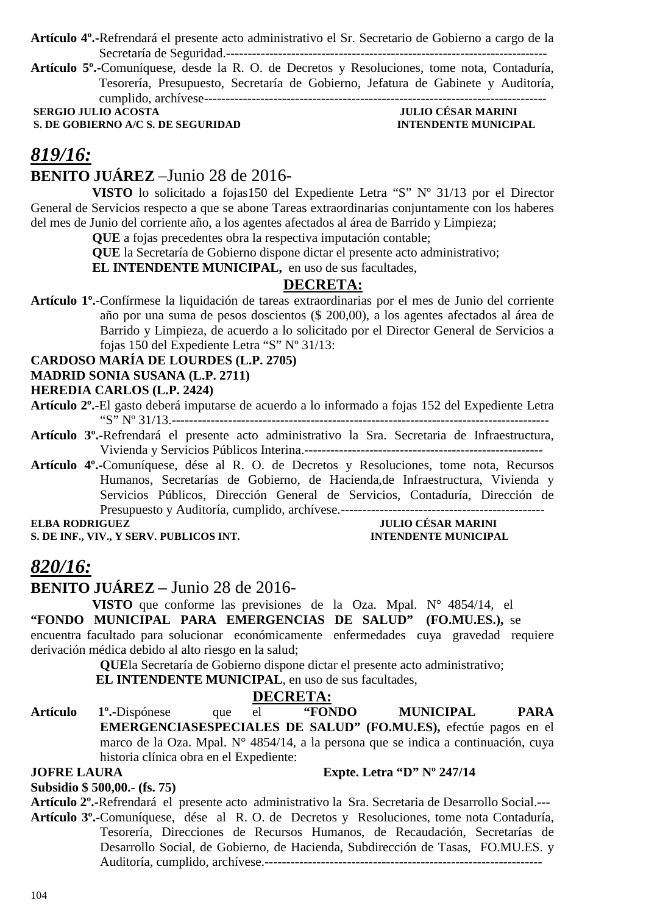**Artículo 4º.-**Refrendará el presente acto administrativo el Sr. Secretario de Gobierno a cargo de la Secretaría de Seguridad.-----------------------------------------------------------------------------

**Artículo 5º.-**Comuníquese, desde la R. O. de Decretos y Resoluciones, tome nota, Contaduría, Tesorería, Presupuesto, Secretaría de Gobierno, Jefatura de Gabinete y Auditoría, cumplido, archívese-----------------------------------------------------------------------------

**SERGIO JULIO ACOSTA** — **JULIO CÉSAR MARINI**
**S. DE GOBIERNO A/C S. DE SEGURIDAD** — **INTENDENTE MUNICIPAL**

## *819/16:*

**BENITO JUÁREZ** –Junio 28 de 2016-

**VISTO** lo solicitado a fojas150 del Expediente Letra "S" Nº 31/13 por el Director General de Servicios respecto a que se abone Tareas extraordinarias conjuntamente con los haberes del mes de Junio del corriente año, a los agentes afectados al área de Barrido y Limpieza;

**QUE** a fojas precedentes obra la respectiva imputación contable;

**QUE** la Secretaría de Gobierno dispone dictar el presente acto administrativo;

**EL INTENDENTE MUNICIPAL,** en uso de sus facultades,

**DECRETA:**

**Artículo 1º.-**Confírmese la liquidación de tareas extraordinarias por el mes de Junio del corriente año por una suma de pesos doscientos ($ 200,00), a los agentes afectados al área de Barrido y Limpieza, de acuerdo a lo solicitado por el Director General de Servicios a fojas 150 del Expediente Letra "S" Nº 31/13:

**CARDOSO MARÍA DE LOURDES (L.P. 2705)**
**MADRID SONIA SUSANA (L.P. 2711)**
**HEREDIA CARLOS (L.P. 2424)**

**Artículo 2º.-**El gasto deberá imputarse de acuerdo a lo informado a fojas 152 del Expediente Letra "S" Nº 31/13.-------------------------------------------------------------------------------------

**Artículo 3º.-**Refrendará el presente acto administrativo la Sra. Secretaria de Infraestructura, Vivienda y Servicios Públicos Interina.-------------------------------------------------------

**Artículo 4º.-**Comuníquese, dése al R. O. de Decretos y Resoluciones, tome nota, Recursos Humanos, Secretarías de Gobierno, de Hacienda,de Infraestructura, Vivienda y Servicios Públicos, Dirección General de Servicios, Contaduría, Dirección de Presupuesto y Auditoría, cumplido, archívese.-----------------------------------------------

**ELBA RODRIGUEZ** — **JULIO CÉSAR MARINI**
**S. DE INF., VIV., Y SERV. PUBLICOS INT.** — **INTENDENTE MUNICIPAL**

## *820/16:*

**BENITO JUÁREZ –** Junio 28 de 2016-

**VISTO** que conforme las previsiones de la Oza. Mpal. N° 4854/14, el **"FONDO MUNICIPAL PARA EMERGENCIAS DE SALUD" (FO.MU.ES.),** se encuentra facultado para solucionar económicamente enfermedades cuya gravedad requiere derivación médica debido al alto riesgo en la salud;

**QUE**la Secretaría de Gobierno dispone dictar el presente acto administrativo;

**EL INTENDENTE MUNICIPAL**, en uso de sus facultades,

**DECRETA:**

**Artículo 1º.-**Dispónese que el **"FONDO MUNICIPAL PARA EMERGENCIASESPECIALES DE SALUD" (FO.MU.ES),** efectúe pagos en el marco de la Oza. Mpal. N° 4854/14, a la persona que se indica a continuación, cuya historia clínica obra en el Expediente:

**JOFRE LAURA** — **Expte. Letra "D" Nº 247/14**
**Subsidio $ 500,00.- (fs. 75)**

**Artículo 2º.-**Refrendará el presente acto administrativo la Sra. Secretaria de Desarrollo Social.---

**Artículo 3º.-**Comuníquese, dése al R. O. de Decretos y Resoluciones, tome nota Contaduría, Tesorería, Direcciones de Recursos Humanos, de Recaudación, Secretarías de Desarrollo Social, de Gobierno, de Hacienda, Subdirección de Tasas, FO.MU.ES. y Auditoría, cumplido, archívese.----------------------------------------------------------------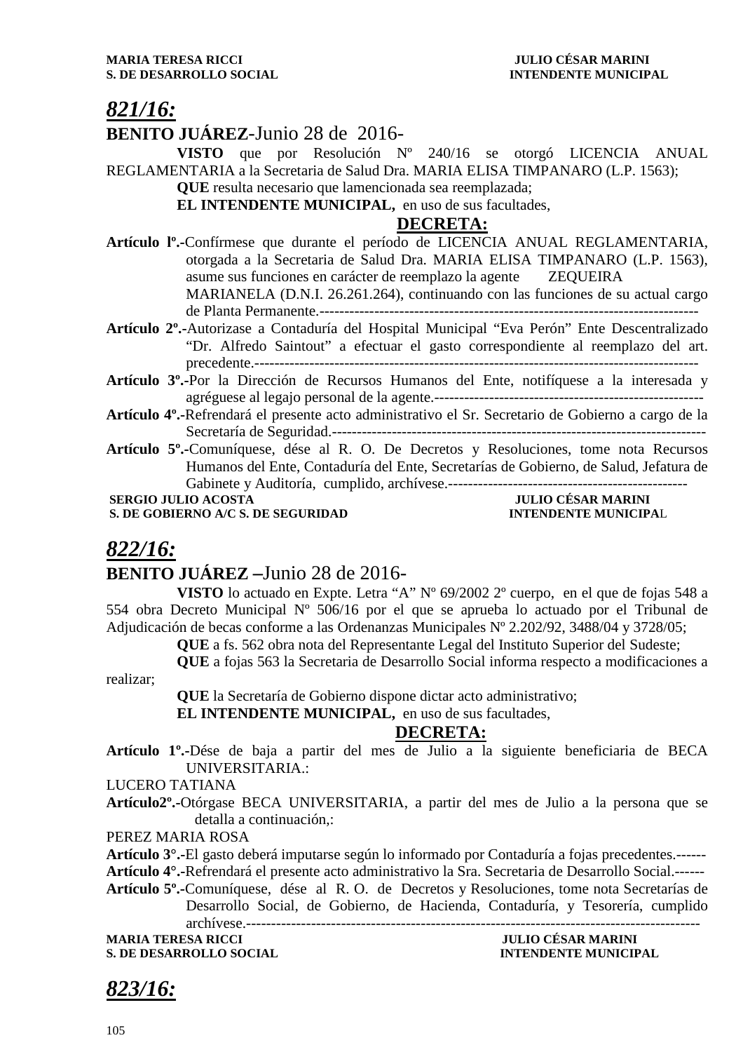**MARIA TERESA RICCI** — **JULIO CÉSAR MARINI**
**S. DE DESARROLLO SOCIAL** — **INTENDENTE MUNICIPAL**

## *821/16:*

**BENITO JUÁREZ**-Junio 28 de 2016-

**VISTO** que por Resolución Nº 240/16 se otorgó LICENCIA ANUAL REGLAMENTARIA a la Secretaria de Salud Dra. MARIA ELISA TIMPANARO (L.P. 1563);

**QUE** resulta necesario que lamencionada sea reemplazada;

**EL INTENDENTE MUNICIPAL,** en uso de sus facultades,

**DECRETA:**

**Artículo lº.-**Confírmese que durante el período de LICENCIA ANUAL REGLAMENTARIA, otorgada a la Secretaria de Salud Dra. MARIA ELISA TIMPANARO (L.P. 1563), asume sus funciones en carácter de reemplazo la agente ZEQUEIRA MARIANELA (D.N.I. 26.261.264), continuando con las funciones de su actual cargo de Planta Permanente.---------------------------------------------------------------------------

**Artículo 2º.-**Autorizase a Contaduría del Hospital Municipal "Eva Perón" Ente Descentralizado "Dr. Alfredo Saintout" a efectuar el gasto correspondiente al reemplazo del art. precedente.-----------------------------------------------------------------------------------------

**Artículo 3º.-**Por la Dirección de Recursos Humanos del Ente, notifíquese a la interesada y agréguese al legajo personal de la agente.------------------------------------------------------

**Artículo 4º.-**Refrendará el presente acto administrativo el Sr. Secretario de Gobierno a cargo de la Secretaría de Seguridad.---------------------------------------------------------------------------

**Artículo 5º.-**Comuníquese, dése al R. O. De Decretos y Resoluciones, tome nota Recursos Humanos del Ente, Contaduría del Ente, Secretarías de Gobierno, de Salud, Jefatura de Gabinete y Auditoría, cumplido, archívese.------------------------------------------------

**SERGIO JULIO ACOSTA** — **JULIO CÉSAR MARINI**
**S. DE GOBIERNO A/C S. DE SEGURIDAD** — **INTENDENTE MUNICIPAL**

## *822/16:*

**BENITO JUÁREZ –**Junio 28 de 2016-

**VISTO** lo actuado en Expte. Letra "A" Nº 69/2002 2º cuerpo, en el que de fojas 548 a 554 obra Decreto Municipal Nº 506/16 por el que se aprueba lo actuado por el Tribunal de Adjudicación de becas conforme a las Ordenanzas Municipales Nº 2.202/92, 3488/04 y 3728/05;

**QUE** a fs. 562 obra nota del Representante Legal del Instituto Superior del Sudeste;

**QUE** a fojas 563 la Secretaria de Desarrollo Social informa respecto a modificaciones a realizar;

**QUE** la Secretaría de Gobierno dispone dictar acto administrativo;

**EL INTENDENTE MUNICIPAL,** en uso de sus facultades,

**DECRETA:**

**Artículo 1º.-**Dése de baja a partir del mes de Julio a la siguiente beneficiaria de BECA UNIVERSITARIA.:

LUCERO TATIANA

**Artículo2º.-**Otórgase BECA UNIVERSITARIA, a partir del mes de Julio a la persona que se detalla a continuación,:

PEREZ MARIA ROSA

**Artículo 3°.-**El gasto deberá imputarse según lo informado por Contaduría a fojas precedentes.------

**Artículo 4°.-**Refrendará el presente acto administrativo la Sra. Secretaria de Desarrollo Social.------

**Artículo 5º.-**Comuníquese, dése al R. O. de Decretos y Resoluciones, tome nota Secretarías de Desarrollo Social, de Gobierno, de Hacienda, Contaduría, y Tesorería, cumplido archívese.-------------------------------------------------------------------------------------------

**MARIA TERESA RICCI** — **JULIO CÉSAR MARINI**
**S. DE DESARROLLO SOCIAL** — **INTENDENTE MUNICIPAL**

## *823/16:*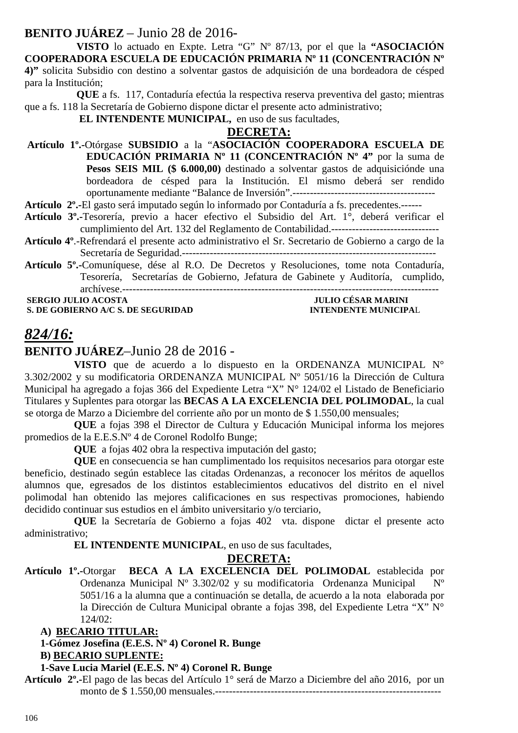**BENITO JUÁREZ** – Junio 28 de 2016-

**VISTO** lo actuado en Expte. Letra “G” Nº 87/13, por el que la **“ASOCIACIÓN COOPERADORA ESCUELA DE EDUCACIÓN PRIMARIA Nº 11 (CONCENTRACIÓN Nº 4)”** solicita Subsidio con destino a solventar gastos de adquisición de una bordeadora de césped para la Institución;

**QUE** a fs. 117, Contaduría efectúa la respectiva reserva preventiva del gasto; mientras que a fs. 118 la Secretaría de Gobierno dispone dictar el presente acto administrativo;

**EL INTENDENTE MUNICIPAL,** en uso de sus facultades,

**DECRETA:**

**Artículo 1º.-**Otórgase **SUBSIDIO** a la “**ASOCIACIÓN COOPERADORA ESCUELA DE EDUCACIÓN PRIMARIA Nº 11 (CONCENTRACIÓN Nº 4”** por la suma de **Pesos SEIS MIL ($ 6.000,00)** destinado a solventar gastos de adquisiciónde una bordeadora de césped para la Institución. El mismo deberá ser rendido oportunamente mediante “Balance de Inversión”.----------------------------------------

**Artículo 2º.-**El gasto será imputado según lo informado por Contaduría a fs. precedentes.------

**Artículo 3º.-**Tesorería, previo a hacer efectivo el Subsidio del Art. 1°, deberá verificar el cumplimiento del Art. 132 del Reglamento de Contabilidad.-------------------------------

**Artículo 4º**.-Refrendará el presente acto administrativo el Sr. Secretario de Gobierno a cargo de la Secretaría de Seguridad.----------------------------------------------------------------------

**Artículo 5º.-**Comuníquese, dése al R.O. De Decretos y Resoluciones, tome nota Contaduría, Tesorería, Secretarías de Gobierno, Jefatura de Gabinete y Auditoría, cumplido, archívese.---------------------------------------------------------------------------------------

**SERGIO JULIO ACOSTA** — **JULIO CÉSAR MARINI**
**S. DE GOBIERNO A/C S. DE SEGURIDAD** — **INTENDENTE MUNICIPAL**

## *824/16:*

**BENITO JUÁREZ**–Junio 28 de 2016 -

**VISTO** que de acuerdo a lo dispuesto en la ORDENANZA MUNICIPAL N° 3.302/2002 y su modificatoria ORDENANZA MUNICIPAL Nº 5051/16 la Dirección de Cultura Municipal ha agregado a fojas 366 del Expediente Letra “X” N° 124/02 el Listado de Beneficiario Titulares y Suplentes para otorgar las **BECAS A LA EXCELENCIA DEL POLIMODAL**, la cual se otorga de Marzo a Diciembre del corriente año por un monto de $ 1.550,00 mensuales;

**QUE** a fojas 398 el Director de Cultura y Educación Municipal informa los mejores promedios de la E.E.S.Nº 4 de Coronel Rodolfo Bunge;

**QUE** a fojas 402 obra la respectiva imputación del gasto;

**QUE** en consecuencia se han cumplimentado los requisitos necesarios para otorgar este beneficio, destinado según establece las citadas Ordenanzas, a reconocer los méritos de aquellos alumnos que, egresados de los distintos establecimientos educativos del distrito en el nivel polimodal han obtenido las mejores calificaciones en sus respectivas promociones, habiendo decidido continuar sus estudios en el ámbito universitario y/o terciario,

**QUE** la Secretaría de Gobierno a fojas 402 vta. dispone dictar el presente acto administrativo;

**EL INTENDENTE MUNICIPAL**, en uso de sus facultades,

**DECRETA:**

**Artículo 1º.-**Otorgar **BECA A LA EXCELENCIA DEL POLIMODAL** establecida por Ordenanza Municipal Nº 3.302/02 y su modificatoria Ordenanza Municipal Nº 5051/16 a la alumna que a continuación se detalla, de acuerdo a la nota elaborada por la Dirección de Cultura Municipal obrante a fojas 398, del Expediente Letra “X” N° 124/02:

**A) BECARIO TITULAR:**
**1-Gómez Josefina (E.E.S. Nº 4) Coronel R. Bunge**
**B) BECARIO SUPLENTE:**
**1-Save Lucia Mariel (E.E.S. Nº 4) Coronel R. Bunge**

**Artículo 2º.-**El pago de las becas del Artículo 1° será de Marzo a Diciembre del año 2016, por un monto de $ 1.550,00 mensuales.----------------------------------------------------------------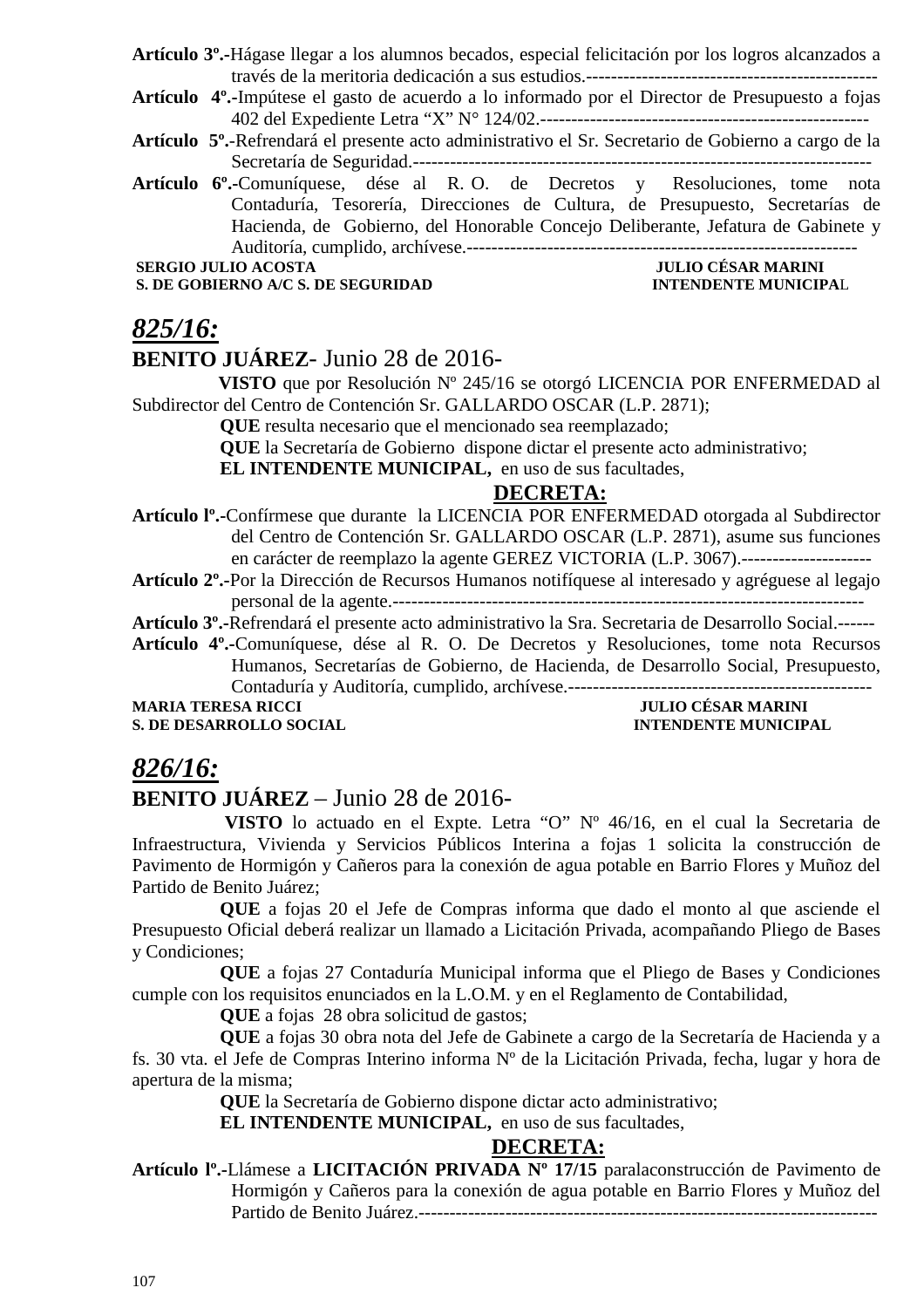**Artículo 3º.-**Hágase llegar a los alumnos becados, especial felicitación por los logros alcanzados a través de la meritoria dedicación a sus estudios.-----------------------------------------------

**Artículo 4º.-**Impútese el gasto de acuerdo a lo informado por el Director de Presupuesto a fojas 402 del Expediente Letra “X” N° 124/02.----------------------------------------------------

**Artículo 5º.-**Refrendará el presente acto administrativo el Sr. Secretario de Gobierno a cargo de la Secretaría de Seguridad.------------------------------------------------------------------------

**Artículo 6º.-**Comuníquese, dése al R. O. de Decretos y Resoluciones, tome nota Contaduría, Tesorería, Direcciones de Cultura, de Presupuesto, Secretarías de Hacienda, de Gobierno, del Honorable Concejo Deliberante, Jefatura de Gabinete y Auditoría, cumplido, archívese.-----------------------------------------------------------------

**SERGIO JULIO ACOSTA** — **JULIO CÉSAR MARINI**
**S. DE GOBIERNO A/C S. DE SEGURIDAD** — **INTENDENTE MUNICIPAL**

## *825/16:*

**BENITO JUÁREZ**- Junio 28 de 2016-

**VISTO** que por Resolución Nº 245/16 se otorgó LICENCIA POR ENFERMEDAD al Subdirector del Centro de Contención Sr. GALLARDO OSCAR (L.P. 2871);

**QUE** resulta necesario que el mencionado sea reemplazado;

**QUE** la Secretaría de Gobierno dispone dictar el presente acto administrativo;

**EL INTENDENTE MUNICIPAL,** en uso de sus facultades,

**DECRETA:**

**Artículo lº.-**Confírmese que durante la LICENCIA POR ENFERMEDAD otorgada al Subdirector del Centro de Contención Sr. GALLARDO OSCAR (L.P. 2871), asume sus funciones en carácter de reemplazo la agente GEREZ VICTORIA (L.P. 3067).---------------------

**Artículo 2º.-**Por la Dirección de Recursos Humanos notifíquese al interesado y agréguese al legajo personal de la agente.--------------------------------------------------------------------------

**Artículo 3º.-**Refrendará el presente acto administrativo la Sra. Secretaria de Desarrollo Social.------

**Artículo 4º.-**Comuníquese, dése al R. O. De Decretos y Resoluciones, tome nota Recursos Humanos, Secretarías de Gobierno, de Hacienda, de Desarrollo Social, Presupuesto, Contaduría y Auditoría, cumplido, archívese.-------------------------------------------------

**MARIA TERESA RICCI** — **JULIO CÉSAR MARINI**
**S. DE DESARROLLO SOCIAL** — **INTENDENTE MUNICIPAL**

## *826/16:*

**BENITO JUÁREZ** – Junio 28 de 2016-

**VISTO** lo actuado en el Expte. Letra “O” Nº 46/16, en el cual la Secretaria de Infraestructura, Vivienda y Servicios Públicos Interina a fojas 1 solicita la construcción de Pavimento de Hormigón y Cañeros para la conexión de agua potable en Barrio Flores y Muñoz del Partido de Benito Juárez;

**QUE** a fojas 20 el Jefe de Compras informa que dado el monto al que asciende el Presupuesto Oficial deberá realizar un llamado a Licitación Privada, acompañando Pliego de Bases y Condiciones;

**QUE** a fojas 27 Contaduría Municipal informa que el Pliego de Bases y Condiciones cumple con los requisitos enunciados en la L.O.M. y en el Reglamento de Contabilidad,

**QUE** a fojas 28 obra solicitud de gastos;

**QUE** a fojas 30 obra nota del Jefe de Gabinete a cargo de la Secretaría de Hacienda y a fs. 30 vta. el Jefe de Compras Interino informa Nº de la Licitación Privada, fecha, lugar y hora de apertura de la misma;

**QUE** la Secretaría de Gobierno dispone dictar acto administrativo;

**EL INTENDENTE MUNICIPAL,** en uso de sus facultades,

**DECRETA:**

**Artículo lº.-**Llámese a **LICITACIÓN PRIVADA Nº 17/15** paralaconstrucción de Pavimento de Hormigón y Cañeros para la conexión de agua potable en Barrio Flores y Muñoz del Partido de Benito Juárez.--------------------------------------------------------------------------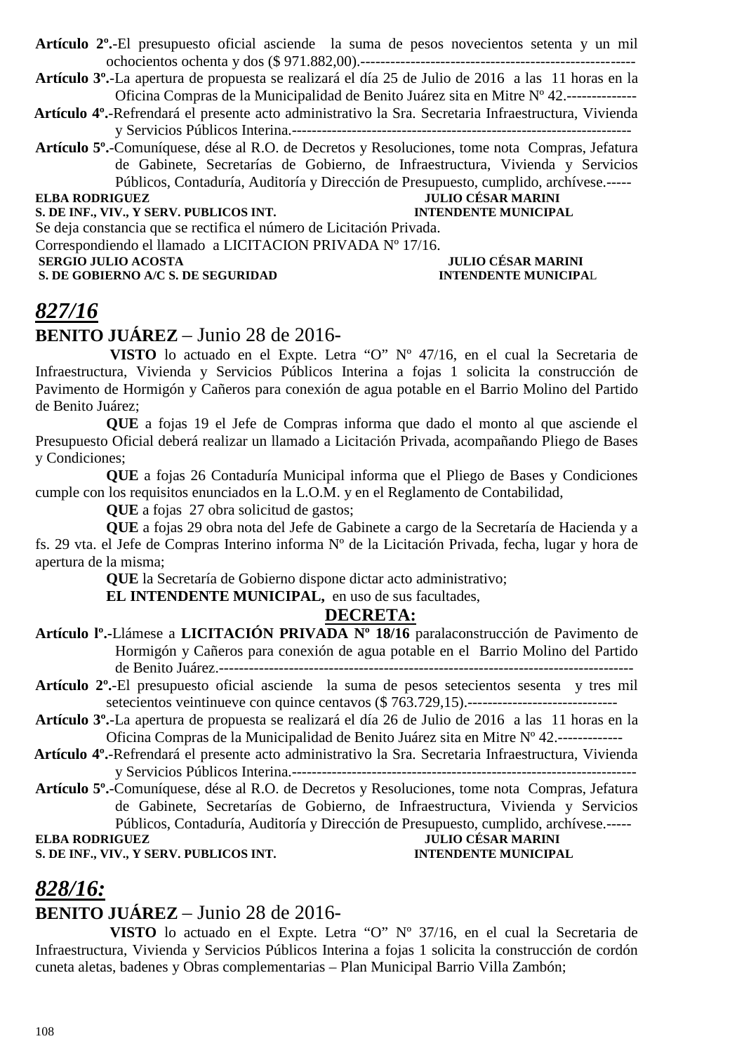**Artículo 2º.-**El presupuesto oficial asciende la suma de pesos novecientos setenta y un mil ochocientos ochenta y dos ($ 971.882,00).-------------------------------------------------------

**Artículo 3º.-**La apertura de propuesta se realizará el día 25 de Julio de 2016 a las 11 horas en la Oficina Compras de la Municipalidad de Benito Juárez sita en Mitre Nº 42.--------------

**Artículo 4º.-**Refrendará el presente acto administrativo la Sra. Secretaria Infraestructura, Vivienda y Servicios Públicos Interina.-------------------------------------------------------------------

**Artículo 5º.-**Comuníquese, dése al R.O. de Decretos y Resoluciones, tome nota Compras, Jefatura de Gabinete, Secretarías de Gobierno, de Infraestructura, Vivienda y Servicios Públicos, Contaduría, Auditoría y Dirección de Presupuesto, cumplido, archívese.-----

**ELBA RODRIGUEZ** — **S. DE INF., VIV., Y SERV. PUBLICOS INT.**
**JULIO CÉSAR MARINI** — **INTENDENTE MUNICIPAL**

Se deja constancia que se rectifica el número de Licitación Privada.
Correspondiendo el llamado a LICITACION PRIVADA Nº 17/16.

**SERGIO JULIO ACOSTA** — **S. DE GOBIERNO A/C S. DE SEGURIDAD**
**JULIO CÉSAR MARINI** — **INTENDENTE MUNICIPAL**

## *827/16*

**BENITO JUÁREZ** – Junio 28 de 2016-

**VISTO** lo actuado en el Expte. Letra "O" Nº 47/16, en el cual la Secretaria de Infraestructura, Vivienda y Servicios Públicos Interina a fojas 1 solicita la construcción de Pavimento de Hormigón y Cañeros para conexión de agua potable en el Barrio Molino del Partido de Benito Juárez;

**QUE** a fojas 19 el Jefe de Compras informa que dado el monto al que asciende el Presupuesto Oficial deberá realizar un llamado a Licitación Privada, acompañando Pliego de Bases y Condiciones;

**QUE** a fojas 26 Contaduría Municipal informa que el Pliego de Bases y Condiciones cumple con los requisitos enunciados en la L.O.M. y en el Reglamento de Contabilidad,

**QUE** a fojas 27 obra solicitud de gastos;

**QUE** a fojas 29 obra nota del Jefe de Gabinete a cargo de la Secretaría de Hacienda y a fs. 29 vta. el Jefe de Compras Interino informa Nº de la Licitación Privada, fecha, lugar y hora de apertura de la misma;

**QUE** la Secretaría de Gobierno dispone dictar acto administrativo;

**EL INTENDENTE MUNICIPAL,** en uso de sus facultades,

**DECRETA:**

**Artículo lº.-**Llámese a **LICITACIÓN PRIVADA Nº 18/16** paralaconstrucción de Pavimento de Hormigón y Cañeros para conexión de agua potable en el Barrio Molino del Partido de Benito Juárez.-----------------------------------------------------------------------------------

**Artículo 2º.-**El presupuesto oficial asciende la suma de pesos setecientos sesenta y tres mil setecientos veintinueve con quince centavos ($ 763.729,15).------------------------------

**Artículo 3º.-**La apertura de propuesta se realizará el día 26 de Julio de 2016 a las 11 horas en la Oficina Compras de la Municipalidad de Benito Juárez sita en Mitre Nº 42.-------------

**Artículo 4º.-**Refrendará el presente acto administrativo la Sra. Secretaria Infraestructura, Vivienda y Servicios Públicos Interina.---------------------------------------------------------------------

**Artículo 5º.-**Comuníquese, dése al R.O. de Decretos y Resoluciones, tome nota Compras, Jefatura de Gabinete, Secretarías de Gobierno, de Infraestructura, Vivienda y Servicios Públicos, Contaduría, Auditoría y Dirección de Presupuesto, cumplido, archívese.-----

**ELBA RODRIGUEZ** — **S. DE INF., VIV., Y SERV. PUBLICOS INT.**
**JULIO CÉSAR MARINI** — **INTENDENTE MUNICIPAL**

## *828/16:*

**BENITO JUÁREZ** – Junio 28 de 2016-

**VISTO** lo actuado en el Expte. Letra "O" Nº 37/16, en el cual la Secretaria de Infraestructura, Vivienda y Servicios Públicos Interina a fojas 1 solicita la construcción de cordón cuneta aletas, badenes y Obras complementarias – Plan Municipal Barrio Villa Zambón;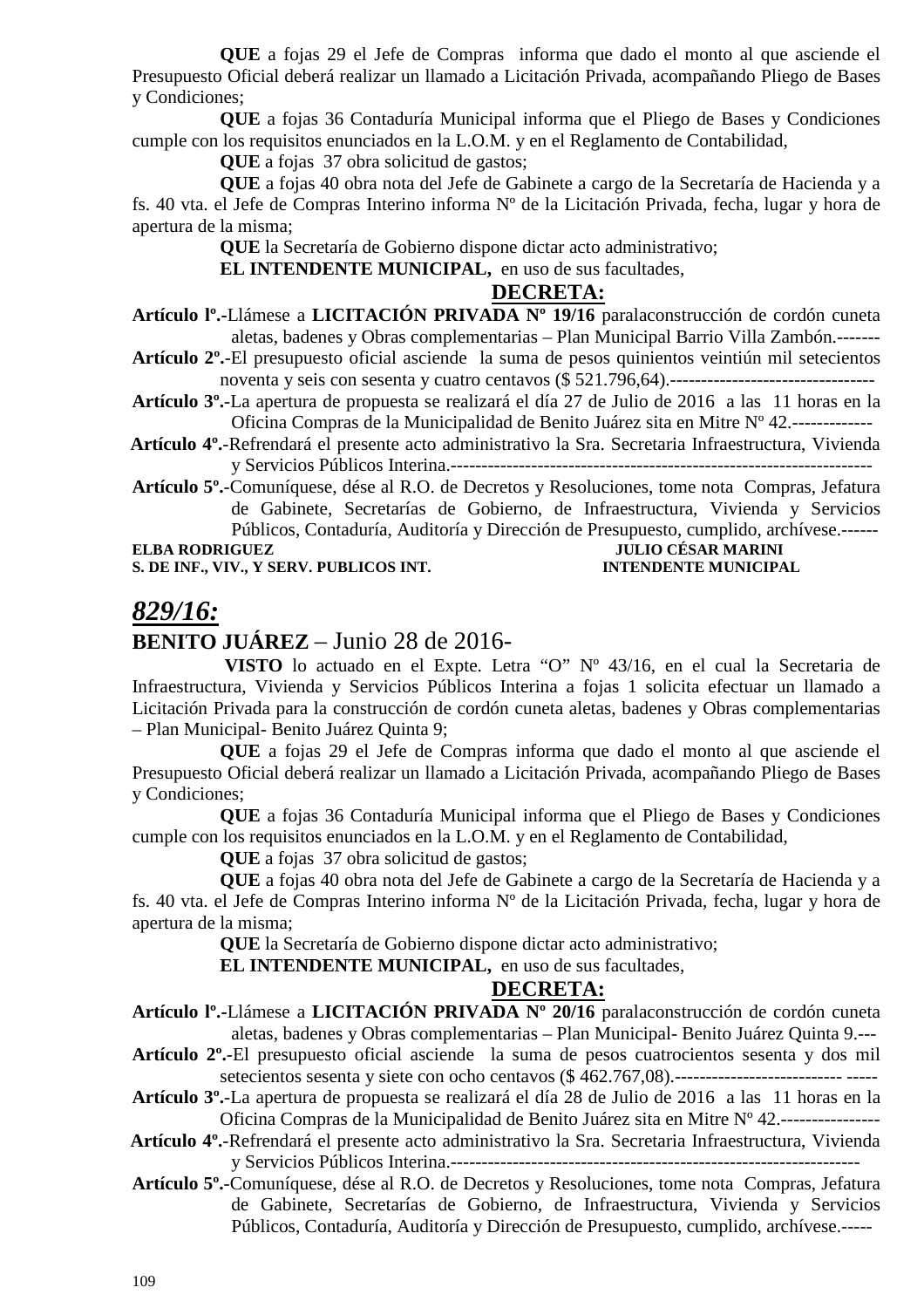**QUE** a fojas 29 el Jefe de Compras informa que dado el monto al que asciende el Presupuesto Oficial deberá realizar un llamado a Licitación Privada, acompañando Pliego de Bases y Condiciones;

**QUE** a fojas 36 Contaduría Municipal informa que el Pliego de Bases y Condiciones cumple con los requisitos enunciados en la L.O.M. y en el Reglamento de Contabilidad,

**QUE** a fojas 37 obra solicitud de gastos;

**QUE** a fojas 40 obra nota del Jefe de Gabinete a cargo de la Secretaría de Hacienda y a fs. 40 vta. el Jefe de Compras Interino informa Nº de la Licitación Privada, fecha, lugar y hora de apertura de la misma;

**QUE** la Secretaría de Gobierno dispone dictar acto administrativo;

**EL INTENDENTE MUNICIPAL,** en uso de sus facultades,

**DECRETA:**

**Artículo lº.-**Llámese a **LICITACIÓN PRIVADA Nº 19/16** paralaconstrucción de cordón cuneta aletas, badenes y Obras complementarias – Plan Municipal Barrio Villa Zambón.-------

**Artículo 2º.-**El presupuesto oficial asciende la suma de pesos quinientos veintiún mil setecientos noventa y seis con sesenta y cuatro centavos ($ 521.796,64).---------------------------------

**Artículo 3º.-**La apertura de propuesta se realizará el día 27 de Julio de 2016 a las 11 horas en la Oficina Compras de la Municipalidad de Benito Juárez sita en Mitre Nº 42.-------------

**Artículo 4º.-**Refrendará el presente acto administrativo la Sra. Secretaria Infraestructura, Vivienda y Servicios Públicos Interina.-------------------------------------------------------------------

**Artículo 5º.-**Comuníquese, dése al R.O. de Decretos y Resoluciones, tome nota Compras, Jefatura de Gabinete, Secretarías de Gobierno, de Infraestructura, Vivienda y Servicios Públicos, Contaduría, Auditoría y Dirección de Presupuesto, cumplido, archívese.------

**ELBA RODRIGUEZ** — **S. DE INF., VIV., Y SERV. PUBLICOS INT.**

**JULIO CÉSAR MARINI** — **INTENDENTE MUNICIPAL**

## ***829/16:***

**BENITO JUÁREZ** – Junio 28 de 2016-

**VISTO** lo actuado en el Expte. Letra "O" Nº 43/16, en el cual la Secretaria de Infraestructura, Vivienda y Servicios Públicos Interina a fojas 1 solicita efectuar un llamado a Licitación Privada para la construcción de cordón cuneta aletas, badenes y Obras complementarias – Plan Municipal- Benito Juárez Quinta 9;

**QUE** a fojas 29 el Jefe de Compras informa que dado el monto al que asciende el Presupuesto Oficial deberá realizar un llamado a Licitación Privada, acompañando Pliego de Bases y Condiciones;

**QUE** a fojas 36 Contaduría Municipal informa que el Pliego de Bases y Condiciones cumple con los requisitos enunciados en la L.O.M. y en el Reglamento de Contabilidad,

**QUE** a fojas 37 obra solicitud de gastos;

**QUE** a fojas 40 obra nota del Jefe de Gabinete a cargo de la Secretaría de Hacienda y a fs. 40 vta. el Jefe de Compras Interino informa Nº de la Licitación Privada, fecha, lugar y hora de apertura de la misma;

**QUE** la Secretaría de Gobierno dispone dictar acto administrativo;

**EL INTENDENTE MUNICIPAL,** en uso de sus facultades,

**DECRETA:**

**Artículo lº.-**Llámese a **LICITACIÓN PRIVADA Nº 20/16** paralaconstrucción de cordón cuneta aletas, badenes y Obras complementarias – Plan Municipal- Benito Juárez Quinta 9.---

**Artículo 2º.-**El presupuesto oficial asciende la suma de pesos cuatrocientos sesenta y dos mil setecientos sesenta y siete con ocho centavos ($ 462.767,08).--------------------------- -----

**Artículo 3º.-**La apertura de propuesta se realizará el día 28 de Julio de 2016 a las 11 horas en la Oficina Compras de la Municipalidad de Benito Juárez sita en Mitre Nº 42.----------------

**Artículo 4º.-**Refrendará el presente acto administrativo la Sra. Secretaria Infraestructura, Vivienda y Servicios Públicos Interina.-----------------------------------------------------------------

**Artículo 5º.-**Comuníquese, dése al R.O. de Decretos y Resoluciones, tome nota Compras, Jefatura de Gabinete, Secretarías de Gobierno, de Infraestructura, Vivienda y Servicios Públicos, Contaduría, Auditoría y Dirección de Presupuesto, cumplido, archívese.-----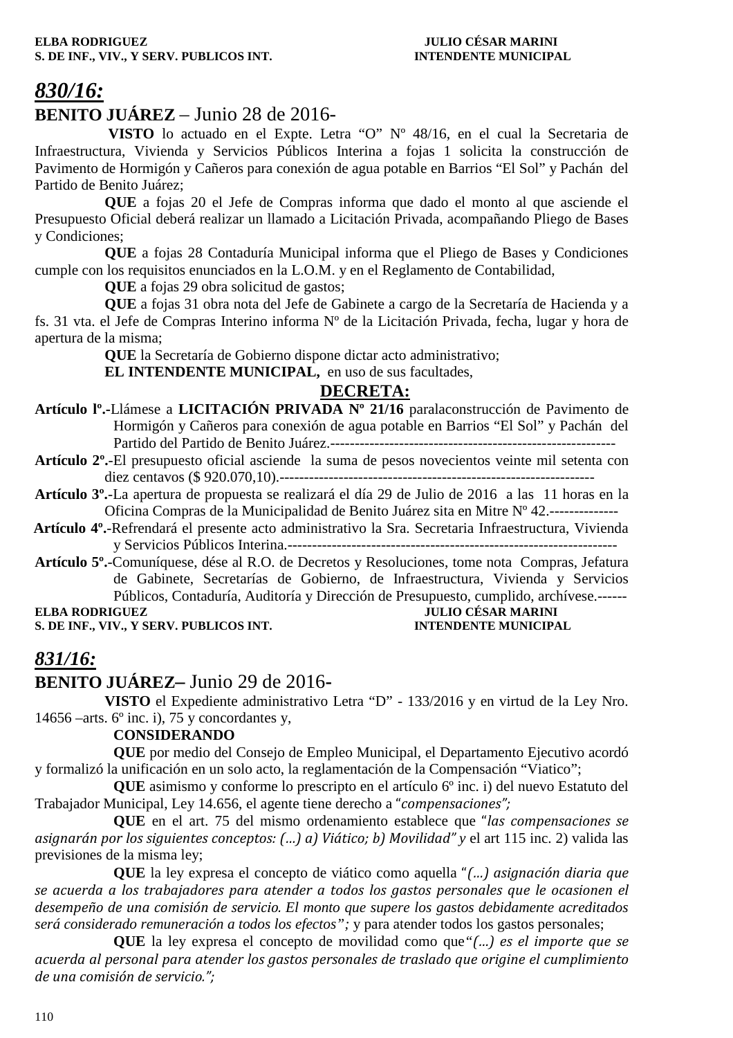**ELBA RODRIGUEZ** **JULIO CÉSAR MARINI**
**S. DE INF., VIV., Y SERV. PUBLICOS INT.** **INTENDENTE MUNICIPAL**

## *830/16:*

**BENITO JUÁREZ** – Junio 28 de 2016-

**VISTO** lo actuado en el Expte. Letra "O" Nº 48/16, en el cual la Secretaria de Infraestructura, Vivienda y Servicios Públicos Interina a fojas 1 solicita la construcción de Pavimento de Hormigón y Cañeros para conexión de agua potable en Barrios "El Sol" y Pachán del Partido de Benito Juárez;

**QUE** a fojas 20 el Jefe de Compras informa que dado el monto al que asciende el Presupuesto Oficial deberá realizar un llamado a Licitación Privada, acompañando Pliego de Bases y Condiciones;

**QUE** a fojas 28 Contaduría Municipal informa que el Pliego de Bases y Condiciones cumple con los requisitos enunciados en la L.O.M. y en el Reglamento de Contabilidad,

**QUE** a fojas 29 obra solicitud de gastos;

**QUE** a fojas 31 obra nota del Jefe de Gabinete a cargo de la Secretaría de Hacienda y a fs. 31 vta. el Jefe de Compras Interino informa Nº de la Licitación Privada, fecha, lugar y hora de apertura de la misma;

**QUE** la Secretaría de Gobierno dispone dictar acto administrativo;

**EL INTENDENTE MUNICIPAL,** en uso de sus facultades,

**DECRETA:**

**Artículo lº.-**Llámese a **LICITACIÓN PRIVADA Nº 21/16** paralaconstrucción de Pavimento de Hormigón y Cañeros para conexión de agua potable en Barrios "El Sol" y Pachán del Partido del Partido de Benito Juárez.---------------------------------------------------------

**Artículo 2º.-**El presupuesto oficial asciende la suma de pesos novecientos veinte mil setenta con diez centavos ($ 920.070,10).---------------------------------------------------------------

**Artículo 3º.-**La apertura de propuesta se realizará el día 29 de Julio de 2016 a las 11 horas en la Oficina Compras de la Municipalidad de Benito Juárez sita en Mitre Nº 42.--------------

**Artículo 4º.-**Refrendará el presente acto administrativo la Sra. Secretaria Infraestructura, Vivienda y Servicios Públicos Interina.-------------------------------------------------------------------

**Artículo 5º.-**Comuníquese, dése al R.O. de Decretos y Resoluciones, tome nota Compras, Jefatura de Gabinete, Secretarías de Gobierno, de Infraestructura, Vivienda y Servicios Públicos, Contaduría, Auditoría y Dirección de Presupuesto, cumplido, archívese.------

**ELBA RODRIGUEZ** **JULIO CÉSAR MARINI**
**S. DE INF., VIV., Y SERV. PUBLICOS INT.** **INTENDENTE MUNICIPAL**

## *831/16:*

**BENITO JUÁREZ**– Junio 29 de 2016-

**VISTO** el Expediente administrativo Letra "D" - 133/2016 y en virtud de la Ley Nro. 14656 –arts. 6º inc. i), 75 y concordantes y,

**CONSIDERANDO**

**QUE** por medio del Consejo de Empleo Municipal, el Departamento Ejecutivo acordó y formalizó la unificación en un solo acto, la reglamentación de la Compensación "Viatico";

**QUE** asimismo y conforme lo prescripto en el artículo 6º inc. i) del nuevo Estatuto del Trabajador Municipal, Ley 14.656, el agente tiene derecho a *"compensaciones";*

**QUE** en el art. 75 del mismo ordenamiento establece que *"las compensaciones se asignarán por los siguientes conceptos: (…) a) Viático; b) Movilidad" y* el art 115 inc. 2) valida las previsiones de la misma ley;

**QUE** la ley expresa el concepto de viático como aquella *"(…) asignación diaria que se acuerda a los trabajadores para atender a todos los gastos personales que le ocasionen el desempeño de una comisión de servicio. El monto que supere los gastos debidamente acreditados será considerado remuneración a todos los efectos";* y para atender todos los gastos personales;

**QUE** la ley expresa el concepto de movilidad como que*"(…) es el importe que se acuerda al personal para atender los gastos personales de traslado que origine el cumplimiento de una comisión de servicio.";*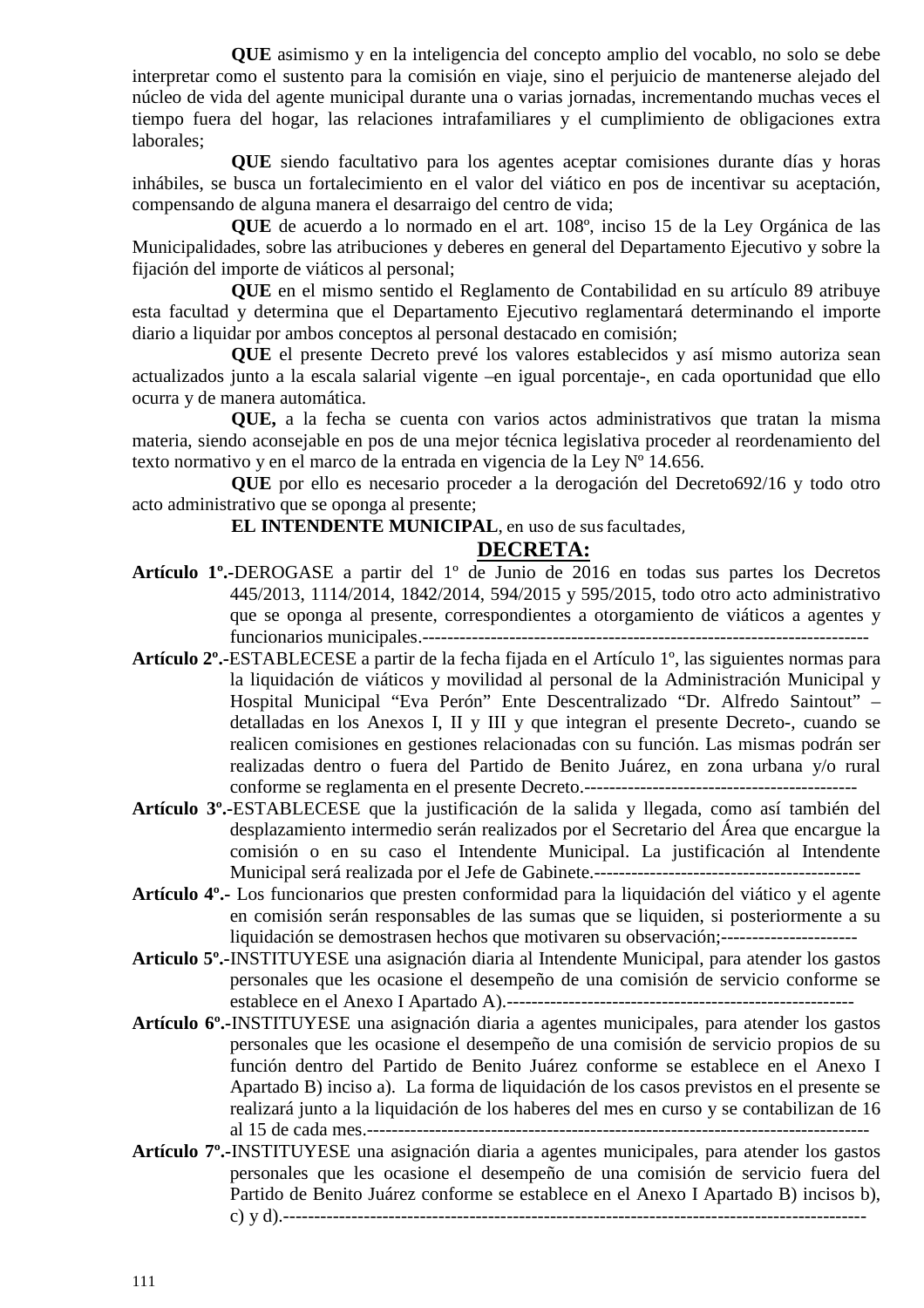**QUE** asimismo y en la inteligencia del concepto amplio del vocablo, no solo se debe interpretar como el sustento para la comisión en viaje, sino el perjuicio de mantenerse alejado del núcleo de vida del agente municipal durante una o varias jornadas, incrementando muchas veces el tiempo fuera del hogar, las relaciones intrafamiliares y el cumplimiento de obligaciones extra laborales;

**QUE** siendo facultativo para los agentes aceptar comisiones durante días y horas inhábiles, se busca un fortalecimiento en el valor del viático en pos de incentivar su aceptación, compensando de alguna manera el desarraigo del centro de vida;

**QUE** de acuerdo a lo normado en el art. 108º, inciso 15 de la Ley Orgánica de las Municipalidades, sobre las atribuciones y deberes en general del Departamento Ejecutivo y sobre la fijación del importe de viáticos al personal;

**QUE** en el mismo sentido el Reglamento de Contabilidad en su artículo 89 atribuye esta facultad y determina que el Departamento Ejecutivo reglamentará determinando el importe diario a liquidar por ambos conceptos al personal destacado en comisión;

**QUE** el presente Decreto prevé los valores establecidos y así mismo autoriza sean actualizados junto a la escala salarial vigente –en igual porcentaje-, en cada oportunidad que ello ocurra y de manera automática.

**QUE,** a la fecha se cuenta con varios actos administrativos que tratan la misma materia, siendo aconsejable en pos de una mejor técnica legislativa proceder al reordenamiento del texto normativo y en el marco de la entrada en vigencia de la Ley Nº 14.656.

**QUE** por ello es necesario proceder a la derogación del Decreto692/16 y todo otro acto administrativo que se oponga al presente;

**EL INTENDENTE MUNICIPAL**, en uso de sus facultades,

## DECRETA:

**Artículo 1º.-**DEROGASE a partir del 1º de Junio de 2016 en todas sus partes los Decretos 445/2013, 1114/2014, 1842/2014, 594/2015 y 595/2015, todo otro acto administrativo que se oponga al presente, correspondientes a otorgamiento de viáticos a agentes y funcionarios municipales.--------------------------------------------------------------------------

**Artículo 2º.-**ESTABLECESE a partir de la fecha fijada en el Artículo 1º, las siguientes normas para la liquidación de viáticos y movilidad al personal de la Administración Municipal y Hospital Municipal "Eva Perón" Ente Descentralizado "Dr. Alfredo Saintout" –detalladas en los Anexos I, II y III y que integran el presente Decreto-, cuando se realicen comisiones en gestiones relacionadas con su función. Las mismas podrán ser realizadas dentro o fuera del Partido de Benito Juárez, en zona urbana y/o rural conforme se reglamenta en el presente Decreto.--------------------------------------------

**Artículo 3º.-**ESTABLECESE que la justificación de la salida y llegada, como así también del desplazamiento intermedio serán realizados por el Secretario del Área que encargue la comisión o en su caso el Intendente Municipal. La justificación al Intendente Municipal será realizada por el Jefe de Gabinete.-------------------------------------------

**Artículo 4º.-** Los funcionarios que presten conformidad para la liquidación del viático y el agente en comisión serán responsables de las sumas que se liquiden, si posteriormente a su liquidación se demostrasen hechos que motivaren su observación;---------------------

**Articulo 5º.-**INSTITUYESE una asignación diaria al Intendente Municipal, para atender los gastos personales que les ocasione el desempeño de una comisión de servicio conforme se establece en el Anexo I Apartado A).-------------------------------------------------------

**Artículo 6º.-**INSTITUYESE una asignación diaria a agentes municipales, para atender los gastos personales que les ocasione el desempeño de una comisión de servicio propios de su función dentro del Partido de Benito Juárez conforme se establece en el Anexo I Apartado B) inciso a). La forma de liquidación de los casos previstos en el presente se realizará junto a la liquidación de los haberes del mes en curso y se contabilizan de 16 al 15 de cada mes.-------------------------------------------------------------------------------

**Artículo 7º.-**INSTITUYESE una asignación diaria a agentes municipales, para atender los gastos personales que les ocasione el desempeño de una comisión de servicio fuera del Partido de Benito Juárez conforme se establece en el Anexo I Apartado B) incisos b), c) y d).------------------------------------------------------------------------------------------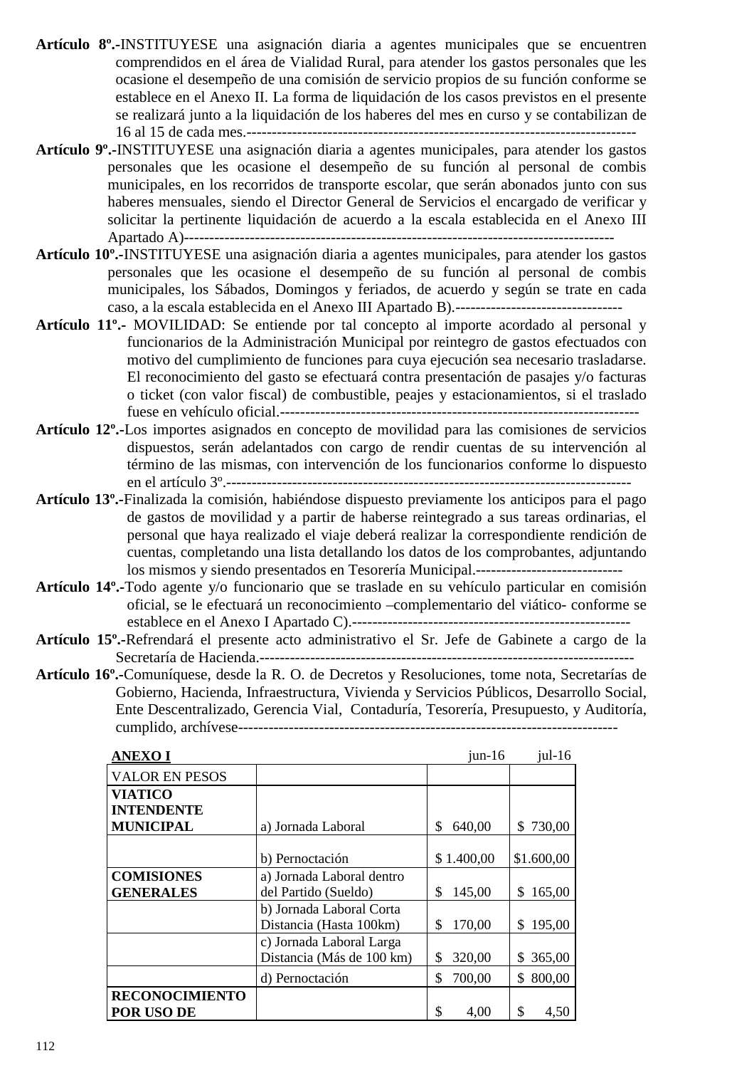**Artículo 8º.-**INSTITUYESE una asignación diaria a agentes municipales que se encuentren comprendidos en el área de Vialidad Rural, para atender los gastos personales que les ocasione el desempeño de una comisión de servicio propios de su función conforme se establece en el Anexo II. La forma de liquidación de los casos previstos en el presente se realizará junto a la liquidación de los haberes del mes en curso y se contabilizan de 16 al 15 de cada mes.---------------------------------------------------------------------------

**Artículo 9º.-**INSTITUYESE una asignación diaria a agentes municipales, para atender los gastos personales que les ocasione el desempeño de su función al personal de combis municipales, en los recorridos de transporte escolar, que serán abonados junto con sus haberes mensuales, siendo el Director General de Servicios el encargado de verificar y solicitar la pertinente liquidación de acuerdo a la escala establecida en el Anexo III Apartado A)---------------------------------------------------------------------------------

**Artículo 10º.-**INSTITUYESE una asignación diaria a agentes municipales, para atender los gastos personales que les ocasione el desempeño de su función al personal de combis municipales, los Sábados, Domingos y feriados, de acuerdo y según se trate en cada caso, a la escala establecida en el Anexo III Apartado B).---------------------------------

**Artículo 11º.-** MOVILIDAD: Se entiende por tal concepto al importe acordado al personal y funcionarios de la Administración Municipal por reintegro de gastos efectuados con motivo del cumplimiento de funciones para cuya ejecución sea necesario trasladarse. El reconocimiento del gasto se efectuará contra presentación de pasajes y/o facturas o ticket (con valor fiscal) de combustible, peajes y estacionamientos, si el traslado fuese en vehículo oficial.---------------------------------------------------------------------

**Artículo 12º.-**Los importes asignados en concepto de movilidad para las comisiones de servicios dispuestos, serán adelantados con cargo de rendir cuentas de su intervención al término de las mismas, con intervención de los funcionarios conforme lo dispuesto en el artículo 3º.---------------------------------------------------------------------------------

**Artículo 13º.-**Finalizada la comisión, habiéndose dispuesto previamente los anticipos para el pago de gastos de movilidad y a partir de haberse reintegrado a sus tareas ordinarias, el personal que haya realizado el viaje deberá realizar la correspondiente rendición de cuentas, completando una lista detallando los datos de los comprobantes, adjuntando los mismos y siendo presentados en Tesorería Municipal.-----------------------------

**Artículo 14º.-**Todo agente y/o funcionario que se traslade en su vehículo particular en comisión oficial, se le efectuará un reconocimiento –complementario del viático- conforme se establece en el Anexo I Apartado C).--------------------------------------------------------

**Artículo 15º.-**Refrendará el presente acto administrativo el Sr. Jefe de Gabinete a cargo de la Secretaría de Hacienda.-------------------------------------------------------------------------

**Artículo 16º.-**Comuníquese, desde la R. O. de Decretos y Resoluciones, tome nota, Secretarías de Gobierno, Hacienda, Infraestructura, Vivienda y Servicios Públicos, Desarrollo Social, Ente Descentralizado, Gerencia Vial, Contaduría, Tesorería, Presupuesto, y Auditoría, cumplido, archívese--------------------------------------------------------------------------

| **ANEXO I** | | jun-16 | jul-16 |
|---|---|---|---|
| VALOR EN PESOS | | | |
| **VIATICO INTENDENTE MUNICIPAL** | a) Jornada Laboral | $ 640,00 | $ 730,00 |
| | b) Pernoctación | $ 1.400,00 | $1.600,00 |
| **COMISIONES GENERALES** | a) Jornada Laboral dentro del Partido (Sueldo) | $ 145,00 | $ 165,00 |
| | b) Jornada Laboral Corta Distancia (Hasta 100km) | $ 170,00 | $ 195,00 |
| | c) Jornada Laboral Larga Distancia (Más de 100 km) | $ 320,00 | $ 365,00 |
| | d) Pernoctación | $ 700,00 | $ 800,00 |
| **RECONOCIMIENTO POR USO DE** | | $ 4,00 | $ 4,50 |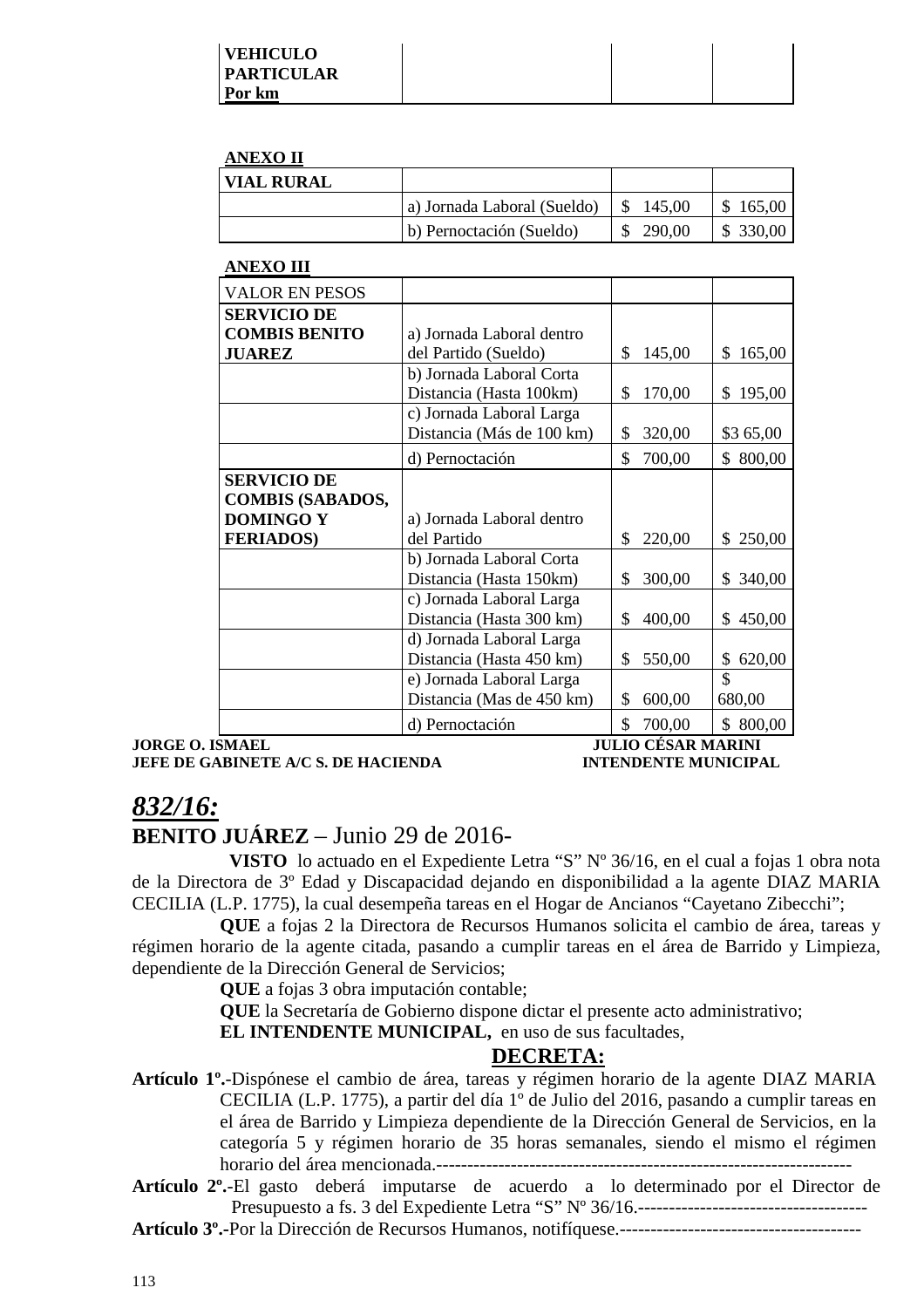| **VEHICULO PARTICULAR** **Por km** | | | |
|---|---|---|---|

**ANEXO II**

| **VIAL RURAL** | | | |
|---|---|---|---|
| | a) Jornada Laboral (Sueldo) | $ 145,00 | $ 165,00 |
| | b) Pernoctación (Sueldo) | $ 290,00 | $ 330,00 |

**ANEXO III**

| VALOR EN PESOS | | | |
|---|---|---|---|
| **SERVICIO DE COMBIS BENITO JUAREZ** | a) Jornada Laboral dentro del Partido (Sueldo) | $ 145,00 | $ 165,00 |
| | b) Jornada Laboral Corta Distancia (Hasta 100km) | $ 170,00 | $ 195,00 |
| | c) Jornada Laboral Larga Distancia (Más de 100 km) | $ 320,00 | $3 65,00 |
| | d) Pernoctación | $ 700,00 | $ 800,00 |
| **SERVICIO DE COMBIS (SABADOS, DOMINGO Y FERIADOS)** | a) Jornada Laboral dentro del Partido | $ 220,00 | $ 250,00 |
| | b) Jornada Laboral Corta Distancia (Hasta 150km) | $ 300,00 | $ 340,00 |
| | c) Jornada Laboral Larga Distancia (Hasta 300 km) | $ 400,00 | $ 450,00 |
| | d) Jornada Laboral Larga Distancia (Hasta 450 km) | $ 550,00 | $ 620,00 |
| | e) Jornada Laboral Larga Distancia (Mas de 450 km) | $ 600,00 | $ 680,00 |
| | d) Pernoctación | $ 700,00 | $ 800,00 |

**JORGE O. ISMAEL** — **JULIO CÉSAR MARINI**
**JEFE DE GABINETE A/C S. DE HACIENDA** — **INTENDENTE MUNICIPAL**

## ***832/16:***

**BENITO JUÁREZ** – Junio 29 de 2016-

**VISTO** lo actuado en el Expediente Letra "S" Nº 36/16, en el cual a fojas 1 obra nota de la Directora de 3º Edad y Discapacidad dejando en disponibilidad a la agente DIAZ MARIA CECILIA (L.P. 1775), la cual desempeña tareas en el Hogar de Ancianos "Cayetano Zibecchi";

**QUE** a fojas 2 la Directora de Recursos Humanos solicita el cambio de área, tareas y régimen horario de la agente citada, pasando a cumplir tareas en el área de Barrido y Limpieza, dependiente de la Dirección General de Servicios;

**QUE** a fojas 3 obra imputación contable;

**QUE** la Secretaría de Gobierno dispone dictar el presente acto administrativo;

**EL INTENDENTE MUNICIPAL,** en uso de sus facultades,

**DECRETA:**

**Artículo 1º.-**Dispónese el cambio de área, tareas y régimen horario de la agente DIAZ MARIA CECILIA (L.P. 1775), a partir del día 1º de Julio del 2016, pasando a cumplir tareas en el área de Barrido y Limpieza dependiente de la Dirección General de Servicios, en la categoría 5 y régimen horario de 35 horas semanales, siendo el mismo el régimen horario del área mencionada.-------------------------------------------------------------------

**Artículo 2º.-**El gasto deberá imputarse de acuerdo a lo determinado por el Director de Presupuesto a fs. 3 del Expediente Letra "S" Nº 36/16.-------------------------------------

**Artículo 3º.-**Por la Dirección de Recursos Humanos, notifíquese.---------------------------------------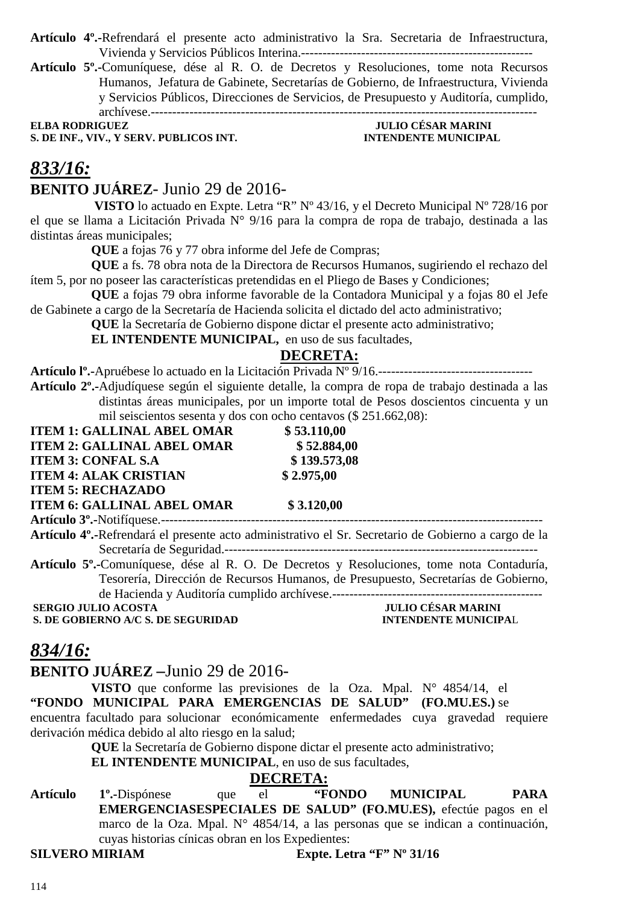**Artículo 4º.-**Refrendará el presente acto administrativo la Sra. Secretaria de Infraestructura, Vivienda y Servicios Públicos Interina.-----------------------------------------------------

**Artículo 5º.-**Comuníquese, dése al R. O. de Decretos y Resoluciones, tome nota Recursos Humanos, Jefatura de Gabinete, Secretarías de Gobierno, de Infraestructura, Vivienda y Servicios Públicos, Direcciones de Servicios, de Presupuesto y Auditoría, cumplido, archívese.-------------------------------------------------------------------------------------

**ELBA RODRIGUEZ** — **JULIO CÉSAR MARINI**
**S. DE INF., VIV., Y SERV. PUBLICOS INT.** — **INTENDENTE MUNICIPAL**

## *833/16:*

**BENITO JUÁREZ**- Junio 29 de 2016-

**VISTO** lo actuado en Expte. Letra "R" Nº 43/16, y el Decreto Municipal Nº 728/16 por el que se llama a Licitación Privada N° 9/16 para la compra de ropa de trabajo, destinada a las distintas áreas municipales;

**QUE** a fojas 76 y 77 obra informe del Jefe de Compras;

**QUE** a fs. 78 obra nota de la Directora de Recursos Humanos, sugiriendo el rechazo del ítem 5, por no poseer las características pretendidas en el Pliego de Bases y Condiciones;

**QUE** a fojas 79 obra informe favorable de la Contadora Municipal y a fojas 80 el Jefe de Gabinete a cargo de la Secretaría de Hacienda solicita el dictado del acto administrativo;

**QUE** la Secretaría de Gobierno dispone dictar el presente acto administrativo;

**EL INTENDENTE MUNICIPAL,** en uso de sus facultades,

**DECRETA:**

**Artículo lº.-**Apruébese lo actuado en la Licitación Privada Nº 9/16.------------------------------------

**Artículo 2º.-**Adjudíquese según el siguiente detalle, la compra de ropa de trabajo destinada a las distintas áreas municipales, por un importe total de Pesos doscientos cincuenta y un mil seiscientos sesenta y dos con ocho centavos ($ 251.662,08):

**ITEM 1: GALLINAL ABEL OMAR $ 53.110,00**
**ITEM 2: GALLINAL ABEL OMAR $ 52.884,00**
**ITEM 3: CONFAL S.A $ 139.573,08**
**ITEM 4: ALAK CRISTIAN $ 2.975,00**
**ITEM 5: RECHAZADO**
**ITEM 6: GALLINAL ABEL OMAR $ 3.120,00**

**Artículo 3º.-**Notifíquese.--------------------------------------------------------------------------------------

**Artículo 4º.-**Refrendará el presente acto administrativo el Sr. Secretario de Gobierno a cargo de la Secretaría de Seguridad.-----------------------------------------------------------------------

**Artículo 5º.-**Comuníquese, dése al R. O. De Decretos y Resoluciones, tome nota Contaduría, Tesorería, Dirección de Recursos Humanos, de Presupuesto, Secretarías de Gobierno, de Hacienda y Auditoría cumplido archívese.-------------------------------------------------

**SERGIO JULIO ACOSTA** — **JULIO CÉSAR MARINI**
**S. DE GOBIERNO A/C S. DE SEGURIDAD** — **INTENDENTE MUNICIPAL**

## *834/16:*

**BENITO JUÁREZ –**Junio 29 de 2016-

**VISTO** que conforme las previsiones de la Oza. Mpal. N° 4854/14, el **"FONDO MUNICIPAL PARA EMERGENCIAS DE SALUD" (FO.MU.ES.)** se encuentra facultado para solucionar económicamente enfermedades cuya gravedad requiere derivación médica debido al alto riesgo en la salud;

**QUE** la Secretaría de Gobierno dispone dictar el presente acto administrativo;

**EL INTENDENTE MUNICIPAL**, en uso de sus facultades,

**DECRETA:**

**Artículo 1º.-**Dispónese que el **"FONDO MUNICIPAL PARA EMERGENCIASESPECIALES DE SALUD" (FO.MU.ES),** efectúe pagos en el marco de la Oza. Mpal. N° 4854/14, a las personas que se indican a continuación, cuyas historias cínicas obran en los Expedientes:

**SILVERO MIRIAM Expte. Letra "F" Nº 31/16**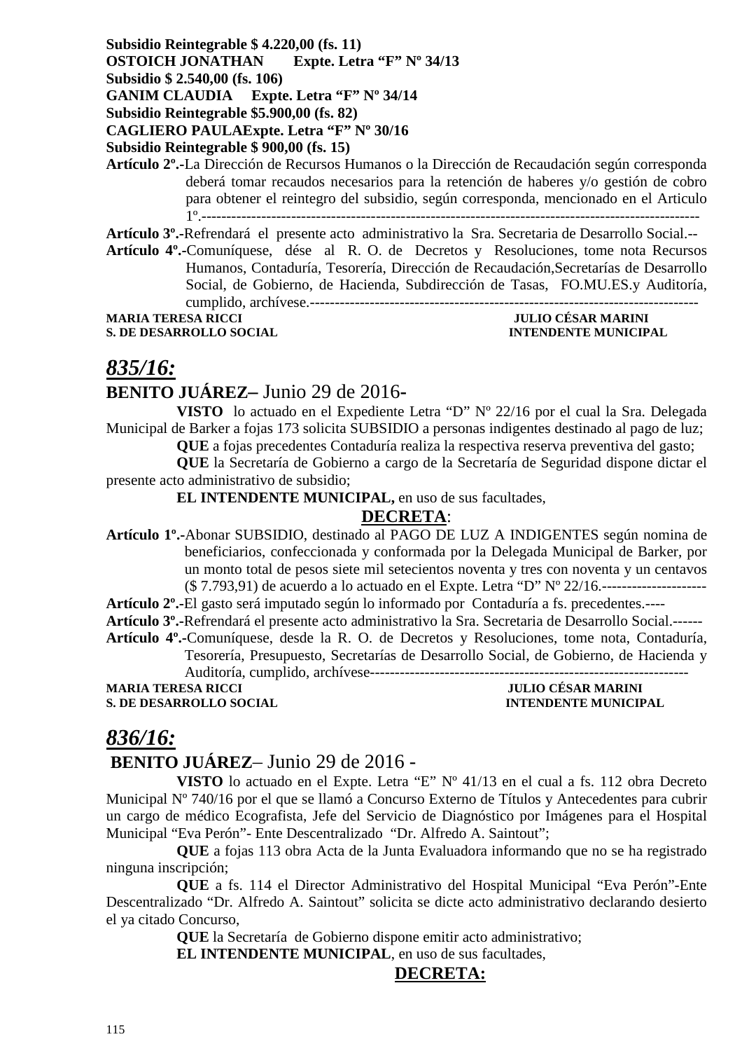**Subsidio Reintegrable $ 4.220,00 (fs. 11)**
**OSTOICH JONATHAN Expte. Letra “F” Nº 34/13**
**Subsidio $ 2.540,00 (fs. 106)**
**GANIM CLAUDIA Expte. Letra “F” Nº 34/14**
**Subsidio Reintegrable $5.900,00 (fs. 82)**
**CAGLIERO PAULAExpte. Letra “F” Nº 30/16**
**Subsidio Reintegrable $ 900,00 (fs. 15)**

**Artículo 2º.-**La Dirección de Recursos Humanos o la Dirección de Recaudación según corresponda deberá tomar recaudos necesarios para la retención de haberes y/o gestión de cobro para obtener el reintegro del subsidio, según corresponda, mencionado en el Articulo 1º.----------------------------------------------------------------------------------------------------

**Artículo 3º.-**Refrendará el presente acto administrativo la Sra. Secretaria de Desarrollo Social.--

**Artículo 4º.-**Comuníquese, dése al R. O. de Decretos y Resoluciones, tome nota Recursos Humanos, Contaduría, Tesorería, Dirección de Recaudación,Secretarías de Desarrollo Social, de Gobierno, de Hacienda, Subdirección de Tasas, FO.MU.ES.y Auditoría, cumplido, archívese.------------------------------------------------------------------------------

**MARIA TERESA RICCI** — **JULIO CÉSAR MARINI**
**S. DE DESARROLLO SOCIAL** — **INTENDENTE MUNICIPAL**

## *835/16:*

**BENITO JUÁREZ–** Junio 29 de 2016-

**VISTO** lo actuado en el Expediente Letra “D” Nº 22/16 por el cual la Sra. Delegada Municipal de Barker a fojas 173 solicita SUBSIDIO a personas indigentes destinado al pago de luz;

**QUE** a fojas precedentes Contaduría realiza la respectiva reserva preventiva del gasto;

**QUE** la Secretaría de Gobierno a cargo de la Secretaría de Seguridad dispone dictar el presente acto administrativo de subsidio;

**EL INTENDENTE MUNICIPAL,** en uso de sus facultades,

**DECRETA**:

**Artículo 1º.-**Abonar SUBSIDIO, destinado al PAGO DE LUZ A INDIGENTES según nomina de beneficiarios, confeccionada y conformada por la Delegada Municipal de Barker, por un monto total de pesos siete mil setecientos noventa y tres con noventa y un centavos ($ 7.793,91) de acuerdo a lo actuado en el Expte. Letra “D” Nº 22/16.---------------------

**Artículo 2º.-**El gasto será imputado según lo informado por Contaduría a fs. precedentes.----

**Artículo 3º.-**Refrendará el presente acto administrativo la Sra. Secretaria de Desarrollo Social.------

**Artículo 4º.-**Comuníquese, desde la R. O. de Decretos y Resoluciones, tome nota, Contaduría, Tesorería, Presupuesto, Secretarías de Desarrollo Social, de Gobierno, de Hacienda y Auditoría, cumplido, archívese----------------------------------------------------------------

**MARIA TERESA RICCI** — **JULIO CÉSAR MARINI**
**S. DE DESARROLLO SOCIAL** — **INTENDENTE MUNICIPAL**

## *836/16:*

**BENITO JUÁREZ**– Junio 29 de 2016 -

**VISTO** lo actuado en el Expte. Letra “E” Nº 41/13 en el cual a fs. 112 obra Decreto Municipal Nº 740/16 por el que se llamó a Concurso Externo de Títulos y Antecedentes para cubrir un cargo de médico Ecografista, Jefe del Servicio de Diagnóstico por Imágenes para el Hospital Municipal “Eva Perón”- Ente Descentralizado “Dr. Alfredo A. Saintout”;

**QUE** a fojas 113 obra Acta de la Junta Evaluadora informando que no se ha registrado ninguna inscripción;

**QUE** a fs. 114 el Director Administrativo del Hospital Municipal “Eva Perón”-Ente Descentralizado “Dr. Alfredo A. Saintout” solicita se dicte acto administrativo declarando desierto el ya citado Concurso,

**QUE** la Secretaría de Gobierno dispone emitir acto administrativo;

**EL INTENDENTE MUNICIPAL**, en uso de sus facultades,

**DECRETA:**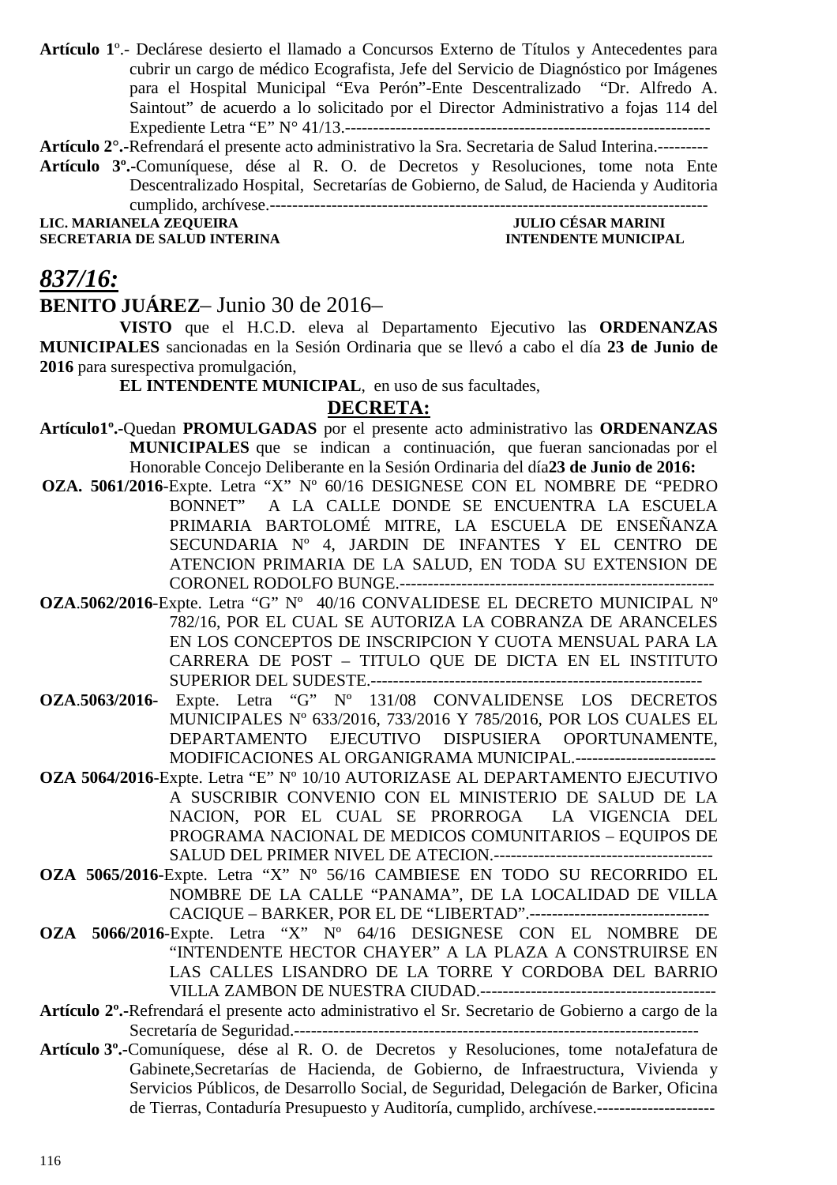**Artículo 1º**.- Declárese desierto el llamado a Concursos Externo de Títulos y Antecedentes para cubrir un cargo de médico Ecografista, Jefe del Servicio de Diagnóstico por Imágenes para el Hospital Municipal "Eva Perón"-Ente Descentralizado "Dr. Alfredo A. Saintout" de acuerdo a lo solicitado por el Director Administrativo a fojas 114 del Expediente Letra "E" N° 41/13.----------------------------------------------------------------

**Artículo 2°.-**Refrendará el presente acto administrativo la Sra. Secretaria de Salud Interina.---------

**Artículo 3º.-**Comuníquese, dése al R. O. de Decretos y Resoluciones, tome nota Ente Descentralizado Hospital, Secretarías de Gobierno, de Salud, de Hacienda y Auditoria cumplido, archívese.-------------------------------------------------------------------------------

**LIC. MARIANELA ZEQUEIRA** — **SECRETARIA DE SALUD INTERINA**

**JULIO CÉSAR MARINI** — **INTENDENTE MUNICIPAL**

## *837/16:*

**BENITO JUÁREZ**– Junio 30 de 2016–

**VISTO** que el H.C.D. eleva al Departamento Ejecutivo las **ORDENANZAS MUNICIPALES** sancionadas en la Sesión Ordinaria que se llevó a cabo el día **23 de Junio de 2016** para surespectiva promulgación,

**EL INTENDENTE MUNICIPAL**, en uso de sus facultades,

**DECRETA:**

**Artículo1º.-**Quedan **PROMULGADAS** por el presente acto administrativo las **ORDENANZAS MUNICIPALES** que se indican a continuación, que fueran sancionadas por el Honorable Concejo Deliberante en la Sesión Ordinaria del día**23 de Junio de 2016:**

**OZA. 5061/2016**-Expte. Letra "X" Nº 60/16 DESIGNESE CON EL NOMBRE DE "PEDRO BONNET" A LA CALLE DONDE SE ENCUENTRA LA ESCUELA PRIMARIA BARTOLOMÉ MITRE, LA ESCUELA DE ENSEÑANZA SECUNDARIA Nº 4, JARDIN DE INFANTES Y EL CENTRO DE ATENCION PRIMARIA DE LA SALUD, EN TODA SU EXTENSION DE CORONEL RODOLFO BUNGE.--------------------------------------------------------

**OZA**.**5062/2016**-Expte. Letra "G" Nº 40/16 CONVALIDESE EL DECRETO MUNICIPAL Nº 782/16, POR EL CUAL SE AUTORIZA LA COBRANZA DE ARANCELES EN LOS CONCEPTOS DE INSCRIPCION Y CUOTA MENSUAL PARA LA CARRERA DE POST – TITULO QUE DE DICTA EN EL INSTITUTO SUPERIOR DEL SUDESTE.----------------------------------------------------------

**OZA**.**5063/2016-** Expte. Letra "G" Nº 131/08 CONVALIDENSE LOS DECRETOS MUNICIPALES Nº 633/2016, 733/2016 Y 785/2016, POR LOS CUALES EL DEPARTAMENTO EJECUTIVO DISPUSIERA OPORTUNAMENTE, MODIFICACIONES AL ORGANIGRAMA MUNICIPAL.-------------------------

**OZA 5064/2016**-Expte. Letra "E" Nº 10/10 AUTORIZASE AL DEPARTAMENTO EJECUTIVO A SUSCRIBIR CONVENIO CON EL MINISTERIO DE SALUD DE LA NACION, POR EL CUAL SE PRORROGA LA VIGENCIA DEL PROGRAMA NACIONAL DE MEDICOS COMUNITARIOS – EQUIPOS DE SALUD DEL PRIMER NIVEL DE ATECION.---------------------------------------

**OZA 5065/2016**-Expte. Letra "X" Nº 56/16 CAMBIESE EN TODO SU RECORRIDO EL NOMBRE DE LA CALLE "PANAMA", DE LA LOCALIDAD DE VILLA CACIQUE – BARKER, POR EL DE "LIBERTAD".--------------------------------

**OZA 5066/2016**-Expte. Letra "X" Nº 64/16 DESIGNESE CON EL NOMBRE DE "INTENDENTE HECTOR CHAYER" A LA PLAZA A CONSTRUIRSE EN LAS CALLES LISANDRO DE LA TORRE Y CORDOBA DEL BARRIO VILLA ZAMBON DE NUESTRA CIUDAD.------------------------------------------

**Artículo 2º.-**Refrendará el presente acto administrativo el Sr. Secretario de Gobierno a cargo de la Secretaría de Seguridad.-----------------------------------------------------------------------

**Artículo 3º.-**Comuníquese, dése al R. O. de Decretos y Resoluciones, tome notaJefatura de Gabinete,Secretarías de Hacienda, de Gobierno, de Infraestructura, Vivienda y Servicios Públicos, de Desarrollo Social, de Seguridad, Delegación de Barker, Oficina de Tierras, Contaduría Presupuesto y Auditoría, cumplido, archívese.---------------------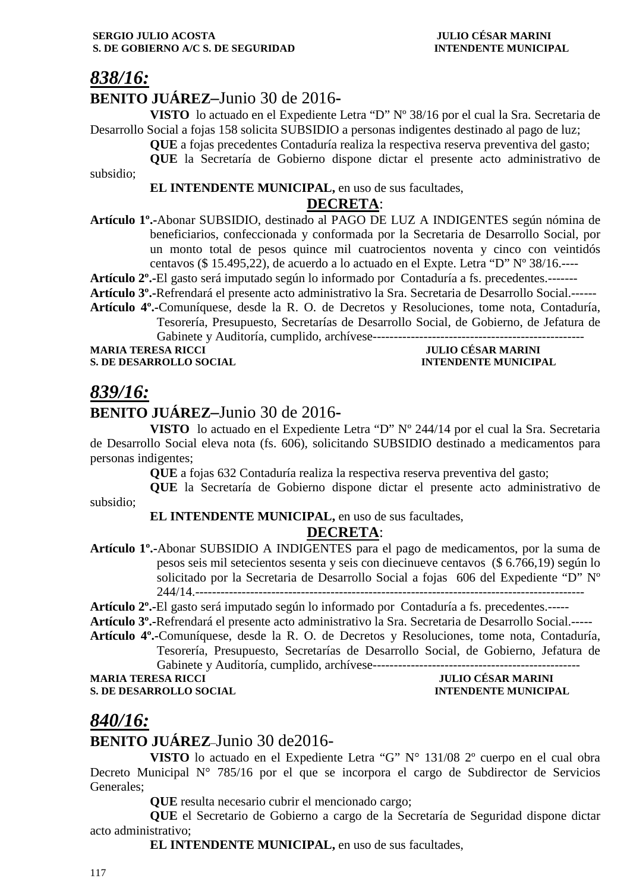SERGIO JULIO ACOSTA JULIO CÉSAR MARINI
S. DE GOBIERNO A/C S. DE SEGURIDAD INTENDENTE MUNICIPAL

## *838/16:*

**BENITO JUÁREZ–**Junio 30 de 2016-

**VISTO** lo actuado en el Expediente Letra "D" Nº 38/16 por el cual la Sra. Secretaria de Desarrollo Social a fojas 158 solicita SUBSIDIO a personas indigentes destinado al pago de luz;

**QUE** a fojas precedentes Contaduría realiza la respectiva reserva preventiva del gasto;

**QUE** la Secretaría de Gobierno dispone dictar el presente acto administrativo de subsidio;

**EL INTENDENTE MUNICIPAL,** en uso de sus facultades,

**DECRETA**:

**Artículo 1º.-**Abonar SUBSIDIO, destinado al PAGO DE LUZ A INDIGENTES según nómina de beneficiarios, confeccionada y conformada por la Secretaria de Desarrollo Social, por un monto total de pesos quince mil cuatrocientos noventa y cinco con veintidós centavos ($ 15.495,22), de acuerdo a lo actuado en el Expte. Letra "D" Nº 38/16.----

**Artículo 2º.-**El gasto será imputado según lo informado por Contaduría a fs. precedentes.-------

**Artículo 3º.-**Refrendará el presente acto administrativo la Sra. Secretaria de Desarrollo Social.------

**Artículo 4º.-**Comuníquese, desde la R. O. de Decretos y Resoluciones, tome nota, Contaduría, Tesorería, Presupuesto, Secretarías de Desarrollo Social, de Gobierno, de Jefatura de Gabinete y Auditoría, cumplido, archívese--------------------------------------------------

MARIA TERESA RICCI JULIO CÉSAR MARINI
S. DE DESARROLLO SOCIAL INTENDENTE MUNICIPAL

## *839/16:*

**BENITO JUÁREZ–**Junio 30 de 2016-

**VISTO** lo actuado en el Expediente Letra "D" Nº 244/14 por el cual la Sra. Secretaria de Desarrollo Social eleva nota (fs. 606), solicitando SUBSIDIO destinado a medicamentos para personas indigentes;

**QUE** a fojas 632 Contaduría realiza la respectiva reserva preventiva del gasto;

**QUE** la Secretaría de Gobierno dispone dictar el presente acto administrativo de subsidio;

**EL INTENDENTE MUNICIPAL,** en uso de sus facultades,

**DECRETA**:

**Artículo 1º.-**Abonar SUBSIDIO A INDIGENTES para el pago de medicamentos, por la suma de pesos seis mil setecientos sesenta y seis con diecinueve centavos ($ 6.766,19) según lo solicitado por la Secretaria de Desarrollo Social a fojas 606 del Expediente "D" Nº 244/14.------------------------------------------------------------------------------------------

**Artículo 2º.-**El gasto será imputado según lo informado por Contaduría a fs. precedentes.-----

**Artículo 3º.-**Refrendará el presente acto administrativo la Sra. Secretaria de Desarrollo Social.-----

**Artículo 4º.-**Comuníquese, desde la R. O. de Decretos y Resoluciones, tome nota, Contaduría, Tesorería, Presupuesto, Secretarías de Desarrollo Social, de Gobierno, Jefatura de Gabinete y Auditoría, cumplido, archívese-------------------------------------------------

MARIA TERESA RICCI JULIO CÉSAR MARINI
S. DE DESARROLLO SOCIAL INTENDENTE MUNICIPAL

## *840/16:*

**BENITO JUÁREZ**–Junio 30 de2016-

**VISTO** lo actuado en el Expediente Letra "G" N° 131/08 2º cuerpo en el cual obra Decreto Municipal N° 785/16 por el que se incorpora el cargo de Subdirector de Servicios Generales;

**QUE** resulta necesario cubrir el mencionado cargo;

**QUE** el Secretario de Gobierno a cargo de la Secretaría de Seguridad dispone dictar acto administrativo;

**EL INTENDENTE MUNICIPAL,** en uso de sus facultades,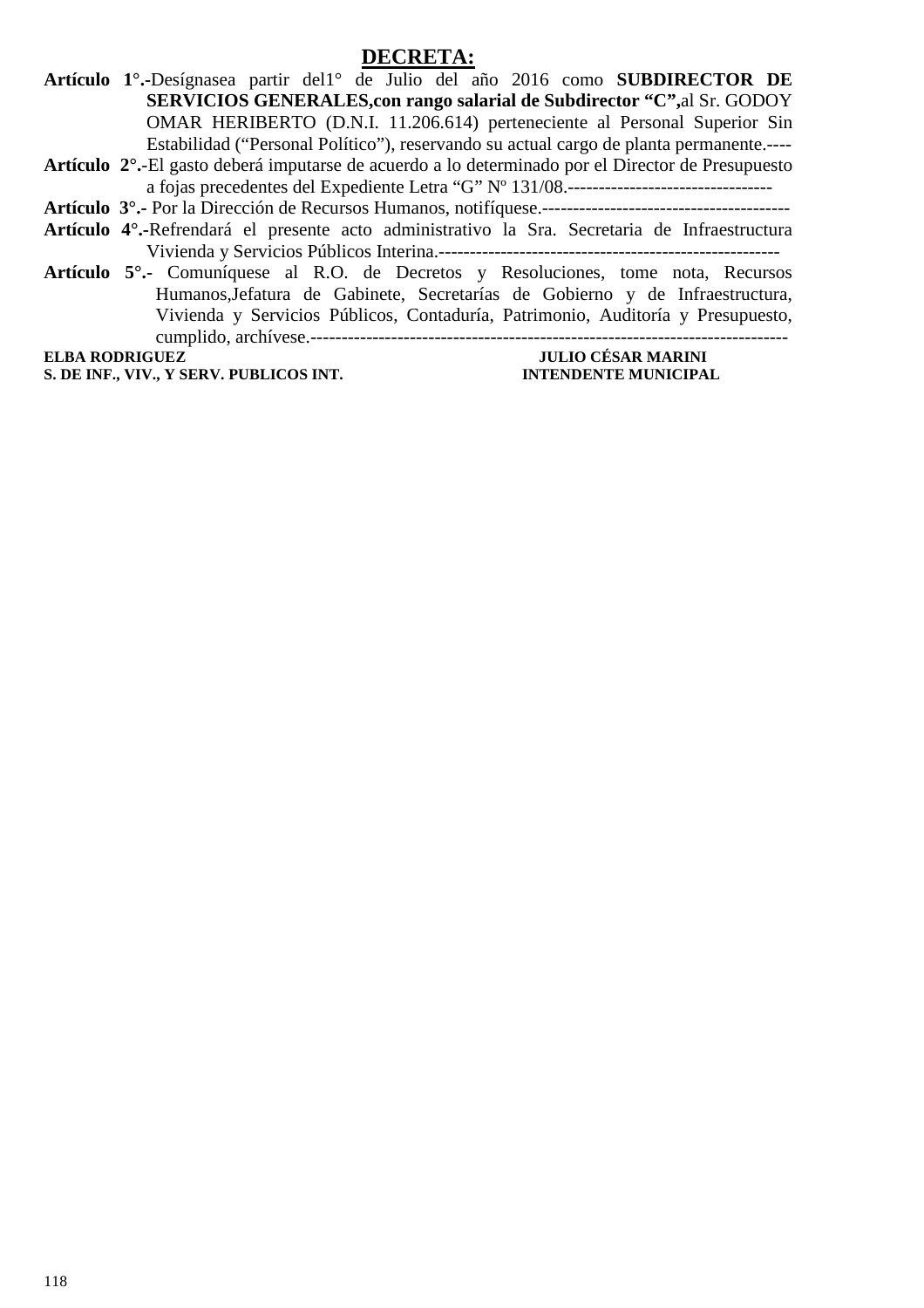## DECRETA:

**Artículo 1°.-**Desígnasea partir del1° de Julio del año 2016 como **SUBDIRECTOR DE SERVICIOS GENERALES,con rango salarial de Subdirector "C",**al Sr. GODOY OMAR HERIBERTO (D.N.I. 11.206.614) perteneciente al Personal Superior Sin Estabilidad ("Personal Político"), reservando su actual cargo de planta permanente.----

**Artículo 2°.-**El gasto deberá imputarse de acuerdo a lo determinado por el Director de Presupuesto a fojas precedentes del Expediente Letra "G" Nº 131/08.---------------------------------

**Artículo 3°.-** Por la Dirección de Recursos Humanos, notifíquese.----------------------------------------

**Artículo 4°.-**Refrendará el presente acto administrativo la Sra. Secretaria de Infraestructura Vivienda y Servicios Públicos Interina.-------------------------------------------------------

**Artículo 5°.-** Comuníquese al R.O. de Decretos y Resoluciones, tome nota, Recursos Humanos,Jefatura de Gabinete, Secretarías de Gobierno y de Infraestructura, Vivienda y Servicios Públicos, Contaduría, Patrimonio, Auditoría y Presupuesto, cumplido, archívese.----------------------------------------------------------------------------

**ELBA RODRIGUEZ**
**S. DE INF., VIV., Y SERV. PUBLICOS INT.**

**JULIO CÉSAR MARINI**
**INTENDENTE MUNICIPAL**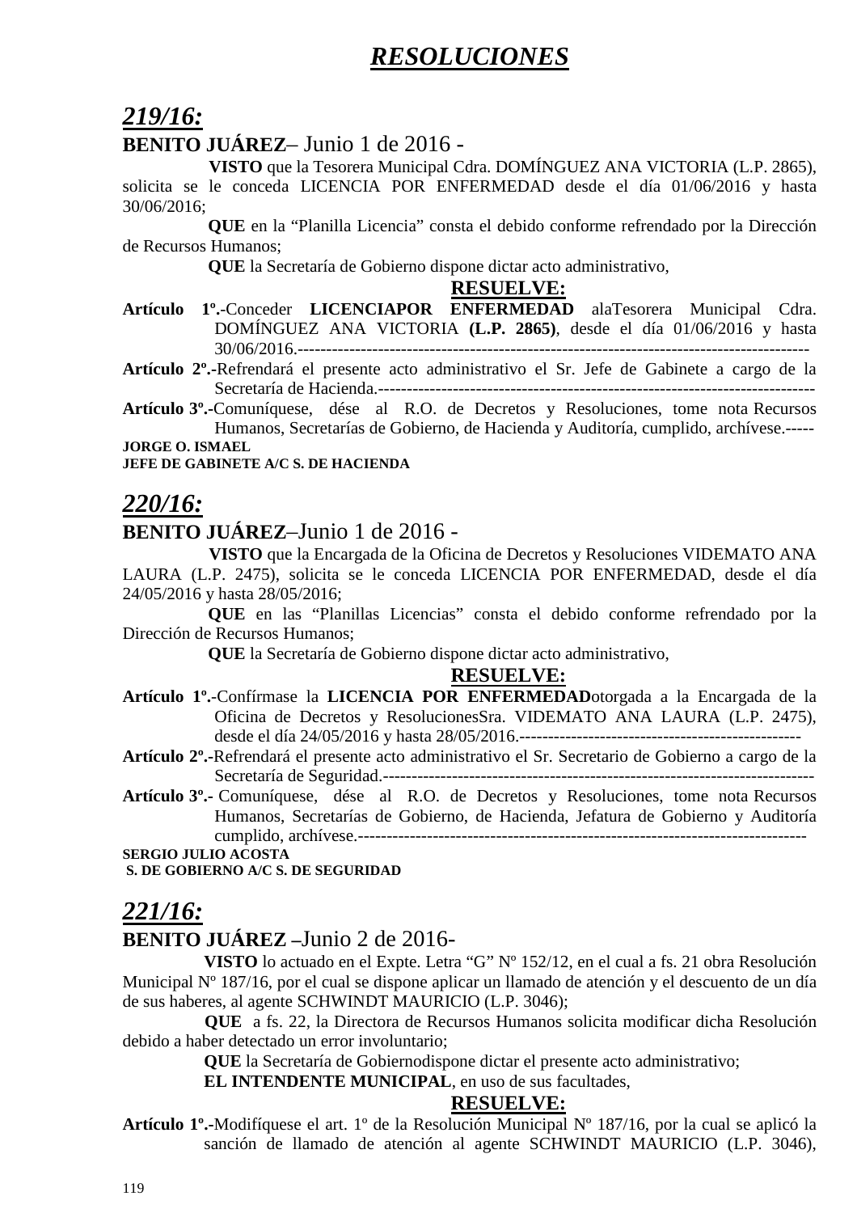# *RESOLUCIONES*

## *219/16:*

**BENITO JUÁREZ**– Junio 1 de 2016 -

**VISTO** que la Tesorera Municipal Cdra. DOMÍNGUEZ ANA VICTORIA (L.P. 2865), solicita se le conceda LICENCIA POR ENFERMEDAD desde el día 01/06/2016 y hasta 30/06/2016;

**QUE** en la "Planilla Licencia" consta el debido conforme refrendado por la Dirección de Recursos Humanos;

**QUE** la Secretaría de Gobierno dispone dictar acto administrativo,

**RESUELVE:**

**Artículo 1º.-**Conceder **LICENCIAPOR ENFERMEDAD** alaTesorera Municipal Cdra. DOMÍNGUEZ ANA VICTORIA **(L.P. 2865)**, desde el día 01/06/2016 y hasta 30/06/2016.-------------------------------------------------------------------------------------------

**Artículo 2º.-**Refrendará el presente acto administrativo el Sr. Jefe de Gabinete a cargo de la Secretaría de Hacienda.-----------------------------------------------------------------------------

**Artículo 3º.-**Comuníquese, dése al R.O. de Decretos y Resoluciones, tome nota Recursos Humanos, Secretarías de Gobierno, de Hacienda y Auditoría, cumplido, archívese.-----

**JORGE O. ISMAEL**
**JEFE DE GABINETE A/C S. DE HACIENDA**

## *220/16:*

**BENITO JUÁREZ**–Junio 1 de 2016 -

**VISTO** que la Encargada de la Oficina de Decretos y Resoluciones VIDEMATO ANA LAURA (L.P. 2475), solicita se le conceda LICENCIA POR ENFERMEDAD, desde el día 24/05/2016 y hasta 28/05/2016;

**QUE** en las "Planillas Licencias" consta el debido conforme refrendado por la Dirección de Recursos Humanos;

**QUE** la Secretaría de Gobierno dispone dictar acto administrativo,

**RESUELVE:**

**Artículo 1º.-**Confírmase la **LICENCIA POR ENFERMEDAD**otorgada a la Encargada de la Oficina de Decretos y ResolucionesSra. VIDEMATO ANA LAURA (L.P. 2475), desde el día 24/05/2016 y hasta 28/05/2016.-------------------------------------------------

**Artículo 2º.-**Refrendará el presente acto administrativo el Sr. Secretario de Gobierno a cargo de la Secretaría de Seguridad.---------------------------------------------------------------------------

**Artículo 3º.-** Comuníquese, dése al R.O. de Decretos y Resoluciones, tome nota Recursos Humanos, Secretarías de Gobierno, de Hacienda, Jefatura de Gobierno y Auditoría cumplido, archívese.------------------------------------------------------------------------------

**SERGIO JULIO ACOSTA**
**S. DE GOBIERNO A/C S. DE SEGURIDAD**

## *221/16:*

**BENITO JUÁREZ** –Junio 2 de 2016-

**VISTO** lo actuado en el Expte. Letra "G" Nº 152/12, en el cual a fs. 21 obra Resolución Municipal Nº 187/16, por el cual se dispone aplicar un llamado de atención y el descuento de un día de sus haberes, al agente SCHWINDT MAURICIO (L.P. 3046);

**QUE** a fs. 22, la Directora de Recursos Humanos solicita modificar dicha Resolución debido a haber detectado un error involuntario;

**QUE** la Secretaría de Gobiernodispone dictar el presente acto administrativo;

**EL INTENDENTE MUNICIPAL**, en uso de sus facultades,

**RESUELVE:**

**Artículo 1º.-**Modifíquese el art. 1º de la Resolución Municipal Nº 187/16, por la cual se aplicó la sanción de llamado de atención al agente SCHWINDT MAURICIO (L.P. 3046),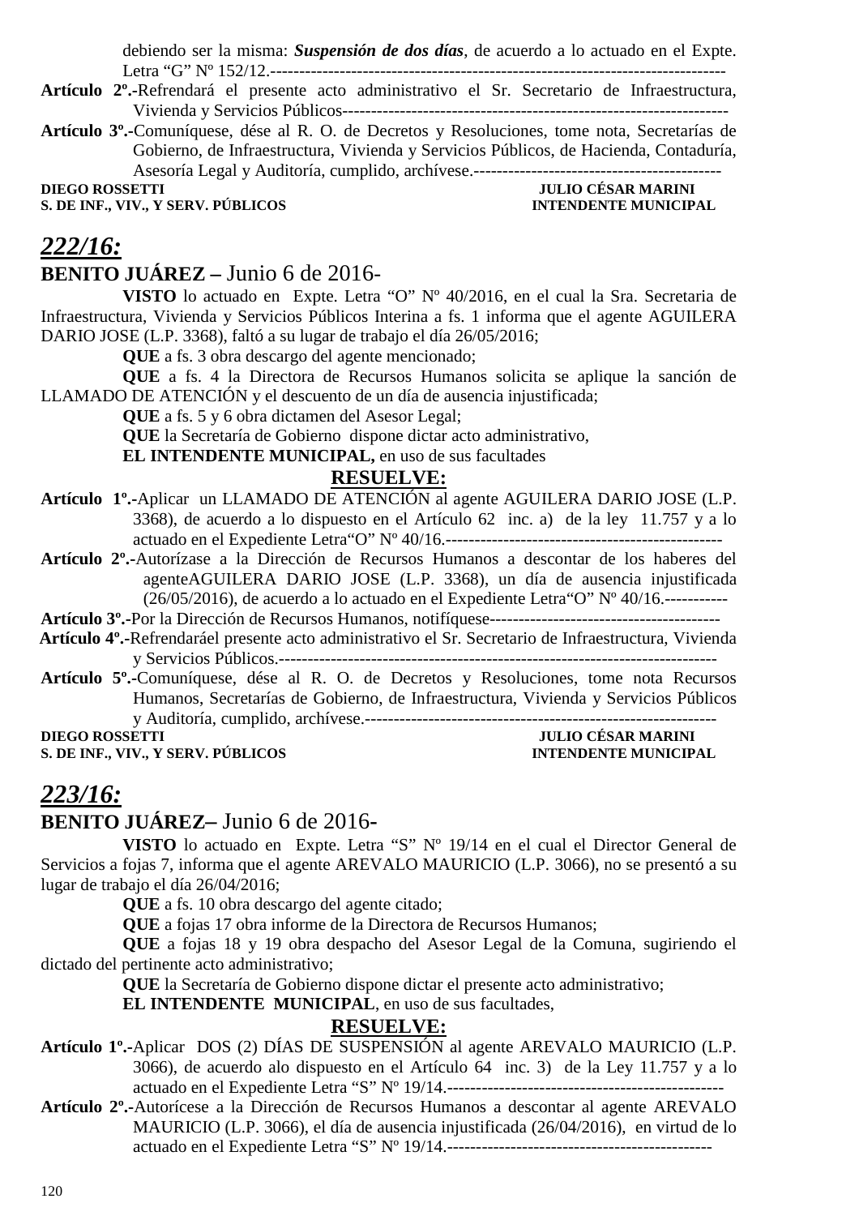debiendo ser la misma: ***Suspensión de dos días***, de acuerdo a lo actuado en el Expte. Letra "G" Nº 152/12.------------------------------------------------------------------------------

**Artículo 2º.-**Refrendará el presente acto administrativo el Sr. Secretario de Infraestructura, Vivienda y Servicios Públicos------------------------------------------------------------------

**Artículo 3º.-**Comuníquese, dése al R. O. de Decretos y Resoluciones, tome nota, Secretarías de Gobierno, de Infraestructura, Vivienda y Servicios Públicos, de Hacienda, Contaduría, Asesoría Legal y Auditoría, cumplido, archívese.-------------------------------------------

**DIEGO ROSSETTI** — **S. DE INF., VIV., Y SERV. PÚBLICOS**
**JULIO CÉSAR MARINI** — **INTENDENTE MUNICIPAL**

## *222/16:*

**BENITO JUÁREZ –** Junio 6 de 2016-

**VISTO** lo actuado en Expte. Letra "O" Nº 40/2016, en el cual la Sra. Secretaria de Infraestructura, Vivienda y Servicios Públicos Interina a fs. 1 informa que el agente AGUILERA DARIO JOSE (L.P. 3368), faltó a su lugar de trabajo el día 26/05/2016;

**QUE** a fs. 3 obra descargo del agente mencionado;

**QUE** a fs. 4 la Directora de Recursos Humanos solicita se aplique la sanción de LLAMADO DE ATENCIÓN y el descuento de un día de ausencia injustificada;

**QUE** a fs. 5 y 6 obra dictamen del Asesor Legal;

**QUE** la Secretaría de Gobierno dispone dictar acto administrativo,

**EL INTENDENTE MUNICIPAL,** en uso de sus facultades

**RESUELVE:**

**Artículo 1º.-**Aplicar un LLAMADO DE ATENCIÓN al agente AGUILERA DARIO JOSE (L.P. 3368), de acuerdo a lo dispuesto en el Artículo 62 inc. a) de la ley 11.757 y a lo actuado en el Expediente Letra"O" Nº 40/16.-----------------------------------------------

**Artículo 2º.-**Autorízase a la Dirección de Recursos Humanos a descontar de los haberes del agenteAGUILERA DARIO JOSE (L.P. 3368), un día de ausencia injustificada (26/05/2016), de acuerdo a lo actuado en el Expediente Letra"O" Nº 40/16.-----------

**Artículo 3º.-**Por la Dirección de Recursos Humanos, notifíquese---------------------------------------

**Artículo 4º.-**Refrendaráel presente acto administrativo el Sr. Secretario de Infraestructura, Vivienda y Servicios Públicos.---------------------------------------------------------------------------

**Artículo 5º.-**Comuníquese, dése al R. O. de Decretos y Resoluciones, tome nota Recursos Humanos, Secretarías de Gobierno, de Infraestructura, Vivienda y Servicios Públicos y Auditoría, cumplido, archívese.------------------------------------------------------------

**DIEGO ROSSETTI** — **S. DE INF., VIV., Y SERV. PÚBLICOS**
**JULIO CÉSAR MARINI** — **INTENDENTE MUNICIPAL**

## *223/16:*

**BENITO JUÁREZ–** Junio 6 de 2016-

**VISTO** lo actuado en Expte. Letra "S" Nº 19/14 en el cual el Director General de Servicios a fojas 7, informa que el agente AREVALO MAURICIO (L.P. 3066), no se presentó a su lugar de trabajo el día 26/04/2016;

**QUE** a fs. 10 obra descargo del agente citado;

**QUE** a fojas 17 obra informe de la Directora de Recursos Humanos;

**QUE** a fojas 18 y 19 obra despacho del Asesor Legal de la Comuna, sugiriendo el dictado del pertinente acto administrativo;

**QUE** la Secretaría de Gobierno dispone dictar el presente acto administrativo;

**EL INTENDENTE MUNICIPAL**, en uso de sus facultades,

**RESUELVE:**

**Artículo 1º.-**Aplicar DOS (2) DÍAS DE SUSPENSIÓN al agente AREVALO MAURICIO (L.P. 3066), de acuerdo alo dispuesto en el Artículo 64 inc. 3) de la Ley 11.757 y a lo actuado en el Expediente Letra "S" Nº 19/14.-----------------------------------------------

**Artículo 2º.-**Autorícese a la Dirección de Recursos Humanos a descontar al agente AREVALO MAURICIO (L.P. 3066), el día de ausencia injustificada (26/04/2016), en virtud de lo actuado en el Expediente Letra "S" Nº 19/14.---------------------------------------------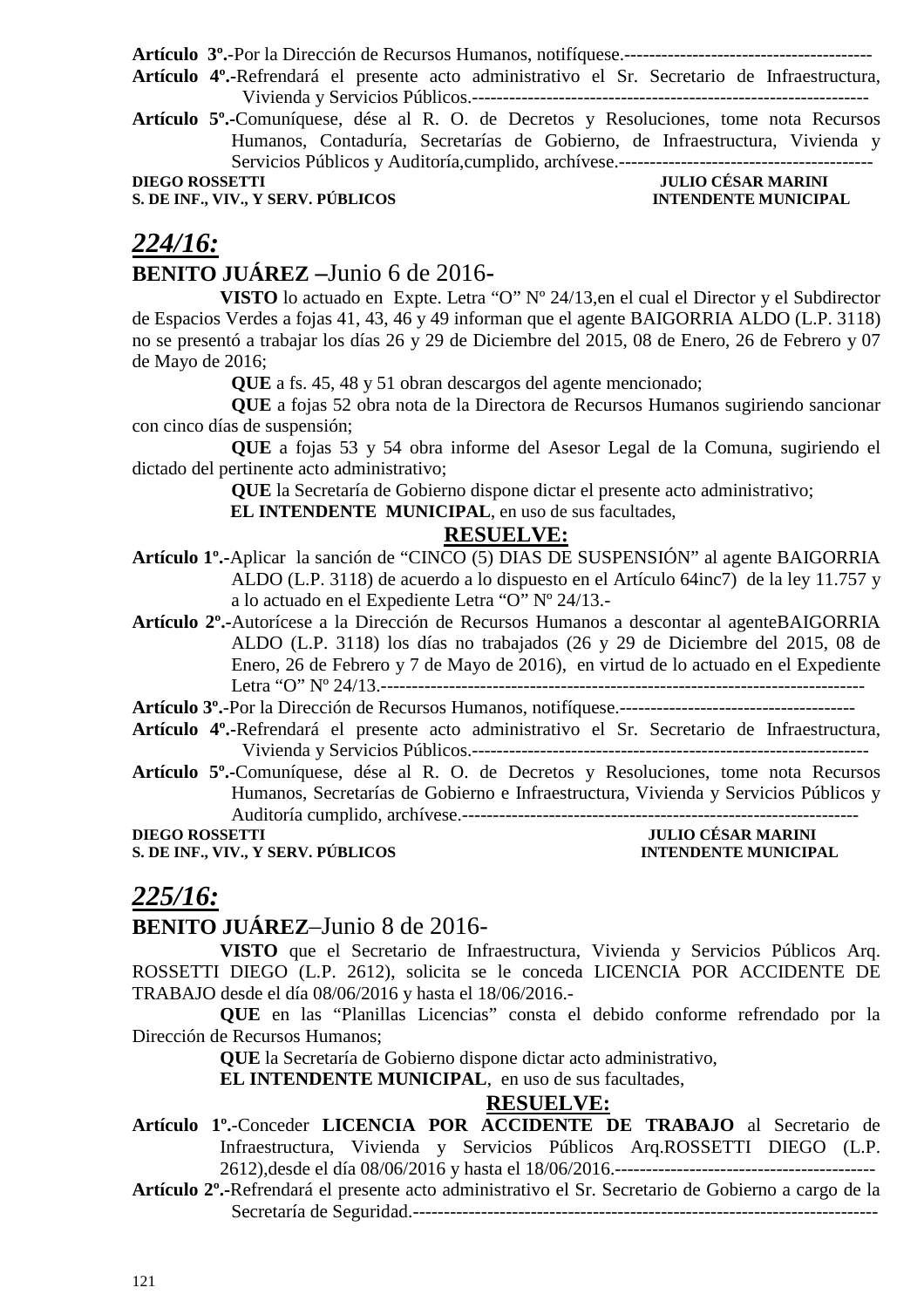**Artículo 3º.**-Por la Dirección de Recursos Humanos, notifíquese.----------------------------------------

**Artículo 4º.**-Refrendará el presente acto administrativo el Sr. Secretario de Infraestructura, Vivienda y Servicios Públicos.----------------------------------------------------------------

**Artículo 5º.**-Comuníquese, dése al R. O. de Decretos y Resoluciones, tome nota Recursos Humanos, Contaduría, Secretarías de Gobierno, de Infraestructura, Vivienda y Servicios Públicos y Auditoría,cumplido, archívese.-----------------------------------------

**DIEGO ROSSETTI** — **S. DE INF., VIV., Y SERV. PÚBLICOS**

**JULIO CÉSAR MARINI** — **INTENDENTE MUNICIPAL**

## *224/16:*

**BENITO JUÁREZ –**Junio 6 de 2016-

**VISTO** lo actuado en Expte. Letra "O" Nº 24/13,en el cual el Director y el Subdirector de Espacios Verdes a fojas 41, 43, 46 y 49 informan que el agente BAIGORRIA ALDO (L.P. 3118) no se presentó a trabajar los días 26 y 29 de Diciembre del 2015, 08 de Enero, 26 de Febrero y 07 de Mayo de 2016;

**QUE** a fs. 45, 48 y 51 obran descargos del agente mencionado;

**QUE** a fojas 52 obra nota de la Directora de Recursos Humanos sugiriendo sancionar con cinco días de suspensión;

**QUE** a fojas 53 y 54 obra informe del Asesor Legal de la Comuna, sugiriendo el dictado del pertinente acto administrativo;

**QUE** la Secretaría de Gobierno dispone dictar el presente acto administrativo;

**EL INTENDENTE MUNICIPAL**, en uso de sus facultades,

**RESUELVE:**

**Artículo 1º.**-Aplicar la sanción de "CINCO (5) DIAS DE SUSPENSIÓN" al agente BAIGORRIA ALDO (L.P. 3118) de acuerdo a lo dispuesto en el Artículo 64inc7) de la ley 11.757 y a lo actuado en el Expediente Letra "O" Nº 24/13.-

**Artículo 2º.**-Autorícese a la Dirección de Recursos Humanos a descontar al agenteBAIGORRIA ALDO (L.P. 3118) los días no trabajados (26 y 29 de Diciembre del 2015, 08 de Enero, 26 de Febrero y 7 de Mayo de 2016), en virtud de lo actuado en el Expediente Letra "O" Nº 24/13.-----------------------------------------------------------------------------

**Artículo 3º.**-Por la Dirección de Recursos Humanos, notifíquese.--------------------------------------

**Artículo 4º.**-Refrendará el presente acto administrativo el Sr. Secretario de Infraestructura, Vivienda y Servicios Públicos.----------------------------------------------------------------

**Artículo 5º.**-Comuníquese, dése al R. O. de Decretos y Resoluciones, tome nota Recursos Humanos, Secretarías de Gobierno e Infraestructura, Vivienda y Servicios Públicos y Auditoría cumplido, archívese.-----------------------------------------------------------------

**DIEGO ROSSETTI** — **S. DE INF., VIV., Y SERV. PÚBLICOS**

**JULIO CÉSAR MARINI** — **INTENDENTE MUNICIPAL**

## *225/16:*

**BENITO JUÁREZ**–Junio 8 de 2016-

**VISTO** que el Secretario de Infraestructura, Vivienda y Servicios Públicos Arq. ROSSETTI DIEGO (L.P. 2612), solicita se le conceda LICENCIA POR ACCIDENTE DE TRABAJO desde el día 08/06/2016 y hasta el 18/06/2016.-

**QUE** en las "Planillas Licencias" consta el debido conforme refrendado por la Dirección de Recursos Humanos;

**QUE** la Secretaría de Gobierno dispone dictar acto administrativo,

**EL INTENDENTE MUNICIPAL**, en uso de sus facultades,

**RESUELVE:**

**Artículo 1º.**-Conceder **LICENCIA POR ACCIDENTE DE TRABAJO** al Secretario de Infraestructura, Vivienda y Servicios Públicos Arq.ROSSETTI DIEGO (L.P. 2612),desde el día 08/06/2016 y hasta el 18/06/2016.------------------------------------------

**Artículo 2º.**-Refrendará el presente acto administrativo el Sr. Secretario de Gobierno a cargo de la Secretaría de Seguridad.-------------------------------------------------------------------------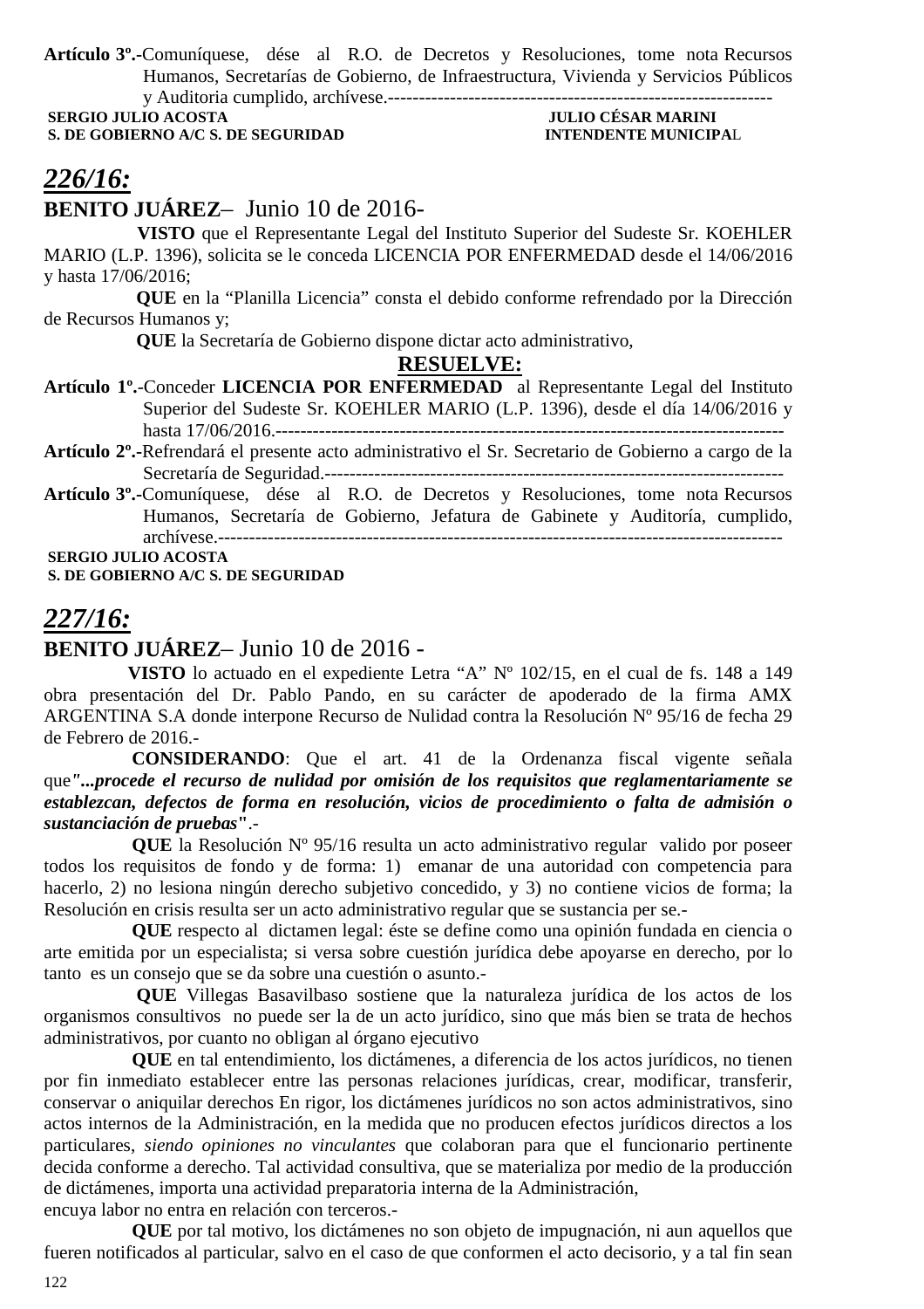**Artículo 3º.-**Comuníquese, dése al R.O. de Decretos y Resoluciones, tome nota Recursos Humanos, Secretarías de Gobierno, de Infraestructura, Vivienda y Servicios Públicos y Auditoria cumplido, archívese.---------------------------------------------------------------

**SERGIO JULIO ACOSTA** — **JULIO CÉSAR MARINI**
**S. DE GOBIERNO A/C S. DE SEGURIDAD** — **INTENDENTE MUNICIPAL**

## *226/16:*

**BENITO JUÁREZ**– Junio 10 de 2016-

**VISTO** que el Representante Legal del Instituto Superior del Sudeste Sr. KOEHLER MARIO (L.P. 1396), solicita se le conceda LICENCIA POR ENFERMEDAD desde el 14/06/2016 y hasta 17/06/2016;

**QUE** en la "Planilla Licencia" consta el debido conforme refrendado por la Dirección de Recursos Humanos y;

**QUE** la Secretaría de Gobierno dispone dictar acto administrativo,

**RESUELVE:**

**Artículo 1º.-**Conceder **LICENCIA POR ENFERMEDAD** al Representante Legal del Instituto Superior del Sudeste Sr. KOEHLER MARIO (L.P. 1396), desde el día 14/06/2016 y hasta 17/06/2016.--------------------------------------------------------------------------------

**Artículo 2º.-**Refrendará el presente acto administrativo el Sr. Secretario de Gobierno a cargo de la Secretaría de Seguridad.--------------------------------------------------------------------------

**Artículo 3º.-**Comuníquese, dése al R.O. de Decretos y Resoluciones, tome nota Recursos Humanos, Secretaría de Gobierno, Jefatura de Gabinete y Auditoría, cumplido, archívese.-------------------------------------------------------------------------------------------

**SERGIO JULIO ACOSTA**
**S. DE GOBIERNO A/C S. DE SEGURIDAD**

## *227/16:*

**BENITO JUÁREZ**– Junio 10 de 2016 -

**VISTO** lo actuado en el expediente Letra "A" Nº 102/15, en el cual de fs. 148 a 149 obra presentación del Dr. Pablo Pando, en su carácter de apoderado de la firma AMX ARGENTINA S.A donde interpone Recurso de Nulidad contra la Resolución Nº 95/16 de fecha 29 de Febrero de 2016.-

**CONSIDERANDO**: Que el art. 41 de la Ordenanza fiscal vigente señala que***"...procede el recurso de nulidad por omisión de los requisitos que reglamentariamente se establezcan, defectos de forma en resolución, vicios de procedimiento o falta de admisión o sustanciación de pruebas"***.-

**QUE** la Resolución Nº 95/16 resulta un acto administrativo regular valido por poseer todos los requisitos de fondo y de forma: 1) emanar de una autoridad con competencia para hacerlo, 2) no lesiona ningún derecho subjetivo concedido, y 3) no contiene vicios de forma; la Resolución en crisis resulta ser un acto administrativo regular que se sustancia per se.-

**QUE** respecto al dictamen legal: éste se define como una opinión fundada en ciencia o arte emitida por un especialista; si versa sobre cuestión jurídica debe apoyarse en derecho, por lo tanto es un consejo que se da sobre una cuestión o asunto.-

**QUE** Villegas Basavilbaso sostiene que la naturaleza jurídica de los actos de los organismos consultivos no puede ser la de un acto jurídico, sino que más bien se trata de hechos administrativos, por cuanto no obligan al órgano ejecutivo

**QUE** en tal entendimiento, los dictámenes, a diferencia de los actos jurídicos, no tienen por fin inmediato establecer entre las personas relaciones jurídicas, crear, modificar, transferir, conservar o aniquilar derechos En rigor, los dictámenes jurídicos no son actos administrativos, sino actos internos de la Administración, en la medida que no producen efectos jurídicos directos a los particulares, *siendo opiniones no vinculantes* que colaboran para que el funcionario pertinente decida conforme a derecho. Tal actividad consultiva, que se materializa por medio de la producción de dictámenes, importa una actividad preparatoria interna de la Administración,
encuya labor no entra en relación con terceros.-

**QUE** por tal motivo, los dictámenes no son objeto de impugnación, ni aun aquellos que fueren notificados al particular, salvo en el caso de que conformen el acto decisorio, y a tal fin sean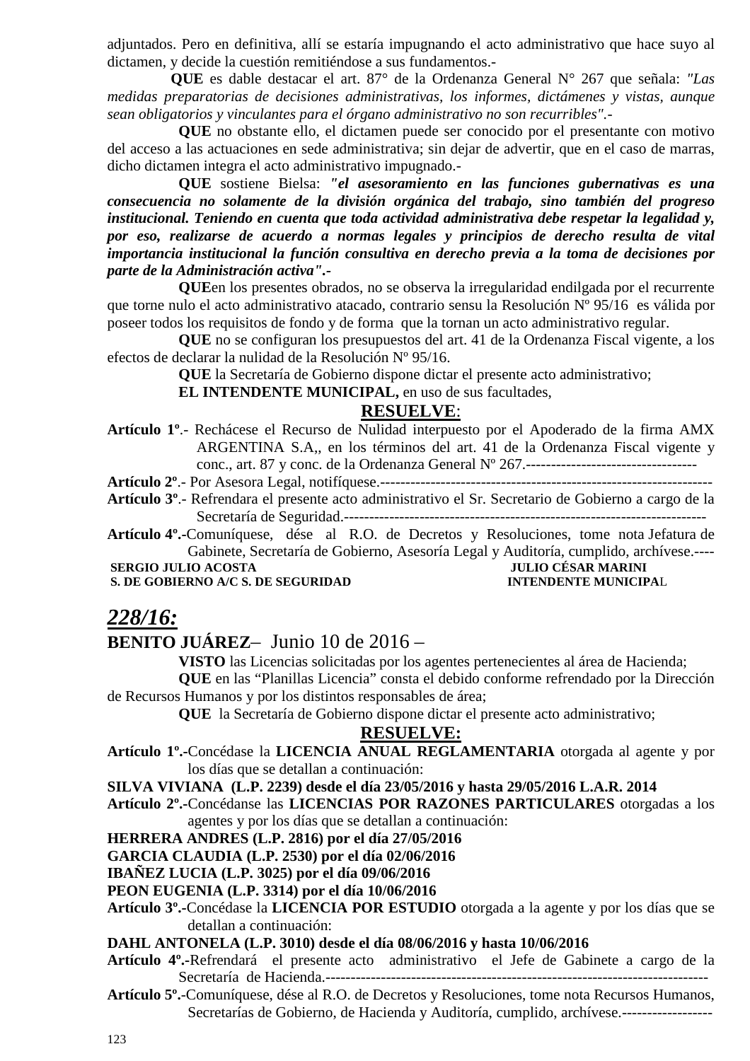adjuntados. Pero en definitiva, allí se estaría impugnando el acto administrativo que hace suyo al dictamen, y decide la cuestión remitiéndose a sus fundamentos.-

**QUE** es dable destacar el art. 87° de la Ordenanza General N° 267 que señala: *"Las medidas preparatorias de decisiones administrativas, los informes, dictámenes y vistas, aunque sean obligatorios y vinculantes para el órgano administrativo no son recurribles".-*

**QUE** no obstante ello, el dictamen puede ser conocido por el presentante con motivo del acceso a las actuaciones en sede administrativa; sin dejar de advertir, que en el caso de marras, dicho dictamen integra el acto administrativo impugnado.-

**QUE** sostiene Bielsa: ***"el asesoramiento en las funciones gubernativas es una consecuencia no solamente de la división orgánica del trabajo, sino también del progreso institucional. Teniendo en cuenta que toda actividad administrativa debe respetar la legalidad y, por eso, realizarse de acuerdo a normas legales y principios de derecho resulta de vital importancia institucional la función consultiva en derecho previa a la toma de decisiones por parte de la Administración activa".-***

**QUE**en los presentes obrados, no se observa la irregularidad endilgada por el recurrente que torne nulo el acto administrativo atacado, contrario sensu la Resolución Nº 95/16 es válida por poseer todos los requisitos de fondo y de forma que la tornan un acto administrativo regular.

**QUE** no se configuran los presupuestos del art. 41 de la Ordenanza Fiscal vigente, a los efectos de declarar la nulidad de la Resolución Nº 95/16.

**QUE** la Secretaría de Gobierno dispone dictar el presente acto administrativo;

**EL INTENDENTE MUNICIPAL,** en uso de sus facultades,

**RESUELVE**:

**Artículo 1º**.- Rechácese el Recurso de Nulidad interpuesto por el Apoderado de la firma AMX ARGENTINA S.A,, en los términos del art. 41 de la Ordenanza Fiscal vigente y conc., art. 87 y conc. de la Ordenanza General Nº 267.----------------------------------

**Artículo 2º**.- Por Asesora Legal, notifíquese.-------------------------------------------------------------------

**Artículo 3º**.- Refrendara el presente acto administrativo el Sr. Secretario de Gobierno a cargo de la Secretaría de Seguridad.------------------------------------------------------------------------

**Artículo 4º.-**Comuníquese, dése al R.O. de Decretos y Resoluciones, tome nota Jefatura de Gabinete, Secretaría de Gobierno, Asesoría Legal y Auditoría, cumplido, archívese.----

**SERGIO JULIO ACOSTA** — **S. DE GOBIERNO A/C S. DE SEGURIDAD**

**JULIO CÉSAR MARINI** — **INTENDENTE MUNICIPAL**

## ***228/16:***

**BENITO JUÁREZ**– Junio 10 de 2016 –

**VISTO** las Licencias solicitadas por los agentes pertenecientes al área de Hacienda;

**QUE** en las "Planillas Licencia" consta el debido conforme refrendado por la Dirección de Recursos Humanos y por los distintos responsables de área;

**QUE** la Secretaría de Gobierno dispone dictar el presente acto administrativo;

**RESUELVE:**

**Artículo 1º.-**Concédase la **LICENCIA ANUAL REGLAMENTARIA** otorgada al agente y por los días que se detallan a continuación:

**SILVA VIVIANA (L.P. 2239) desde el día 23/05/2016 y hasta 29/05/2016 L.A.R. 2014**

**Artículo 2º.-**Concédanse las **LICENCIAS POR RAZONES PARTICULARES** otorgadas a los agentes y por los días que se detallan a continuación:

**HERRERA ANDRES (L.P. 2816) por el día 27/05/2016**
**GARCIA CLAUDIA (L.P. 2530) por el día 02/06/2016**
**IBAÑEZ LUCIA (L.P. 3025) por el día 09/06/2016**
**PEON EUGENIA (L.P. 3314) por el día 10/06/2016**

**Artículo 3º.-**Concédase la **LICENCIA POR ESTUDIO** otorgada a la agente y por los días que se detallan a continuación:

**DAHL ANTONELA (L.P. 3010) desde el día 08/06/2016 y hasta 10/06/2016**

**Artículo 4º.-**Refrendará el presente acto administrativo el Jefe de Gabinete a cargo de la Secretaría de Hacienda.---------------------------------------------------------------------------

**Artículo 5º.-**Comuníquese, dése al R.O. de Decretos y Resoluciones, tome nota Recursos Humanos, Secretarías de Gobierno, de Hacienda y Auditoría, cumplido, archívese.------------------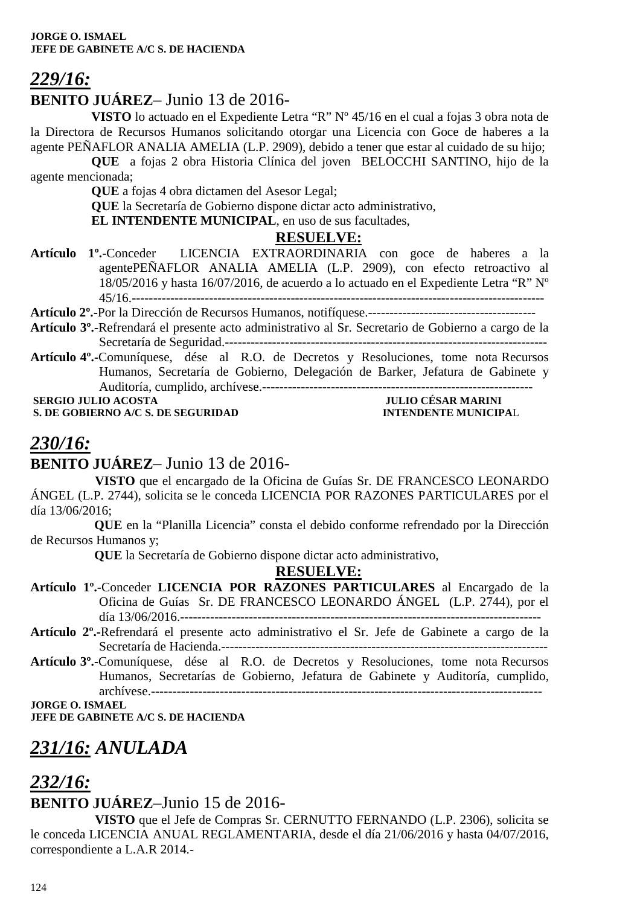**JORGE O. ISMAEL**
**JEFE DE GABINETE A/C S. DE HACIENDA**

## *229/16:*

**BENITO JUÁREZ**– Junio 13 de 2016-

**VISTO** lo actuado en el Expediente Letra "R" Nº 45/16 en el cual a fojas 3 obra nota de la Directora de Recursos Humanos solicitando otorgar una Licencia con Goce de haberes a la agente PEÑAFLOR ANALIA AMELIA (L.P. 2909), debido a tener que estar al cuidado de su hijo;

**QUE** a fojas 2 obra Historia Clínica del joven BELOCCHI SANTINO, hijo de la agente mencionada;

**QUE** a fojas 4 obra dictamen del Asesor Legal;

**QUE** la Secretaría de Gobierno dispone dictar acto administrativo,

**EL INTENDENTE MUNICIPAL**, en uso de sus facultades,

**RESUELVE:**

**Artículo 1º.-**Conceder LICENCIA EXTRAORDINARIA con goce de haberes a la agentePEÑAFLOR ANALIA AMELIA (L.P. 2909), con efecto retroactivo al 18/05/2016 y hasta 16/07/2016, de acuerdo a lo actuado en el Expediente Letra "R" Nº 45/16.-----------------------------------------------------------------------------------------------

**Artículo 2º.-**Por la Dirección de Recursos Humanos, notifíquese.--------------------------------------

**Artículo 3º.-**Refrendará el presente acto administrativo al Sr. Secretario de Gobierno a cargo de la Secretaría de Seguridad.--------------------------------------------------------------------------------

**Artículo 4º.-**Comuníquese, dése al R.O. de Decretos y Resoluciones, tome nota Recursos Humanos, Secretaría de Gobierno, Delegación de Barker, Jefatura de Gabinete y Auditoría, cumplido, archívese.---------------------------------------------------------------

**SERGIO JULIO ACOSTA** — **JULIO CÉSAR MARINI**
**S. DE GOBIERNO A/C S. DE SEGURIDAD** — **INTENDENTE MUNICIPAL**

## *230/16:*

**BENITO JUÁREZ**– Junio 13 de 2016-

**VISTO** que el encargado de la Oficina de Guías Sr. DE FRANCESCO LEONARDO ÁNGEL (L.P. 2744), solicita se le conceda LICENCIA POR RAZONES PARTICULARES por el día 13/06/2016;

**QUE** en la "Planilla Licencia" consta el debido conforme refrendado por la Dirección de Recursos Humanos y;

**QUE** la Secretaría de Gobierno dispone dictar acto administrativo,

**RESUELVE:**

**Artículo 1º.-**Conceder **LICENCIA POR RAZONES PARTICULARES** al Encargado de la Oficina de Guías Sr. DE FRANCESCO LEONARDO ÁNGEL (L.P. 2744), por el día 13/06/2016.------------------------------------------------------------------------------------

**Artículo 2º.-**Refrendará el presente acto administrativo el Sr. Jefe de Gabinete a cargo de la Secretaría de Hacienda.------------------------------------------------------------------------------

**Artículo 3º.-**Comuníquese, dése al R.O. de Decretos y Resoluciones, tome nota Recursos Humanos, Secretarías de Gobierno, Jefatura de Gabinete y Auditoría, cumplido, archívese.-------------------------------------------------------------------------------------------

**JORGE O. ISMAEL**
**JEFE DE GABINETE A/C S. DE HACIENDA**

## *231/16: ANULADA*

## *232/16:*

**BENITO JUÁREZ**–Junio 15 de 2016-

**VISTO** que el Jefe de Compras Sr. CERNUTTO FERNANDO (L.P. 2306), solicita se le conceda LICENCIA ANUAL REGLAMENTARIA, desde el día 21/06/2016 y hasta 04/07/2016, correspondiente a L.A.R 2014.-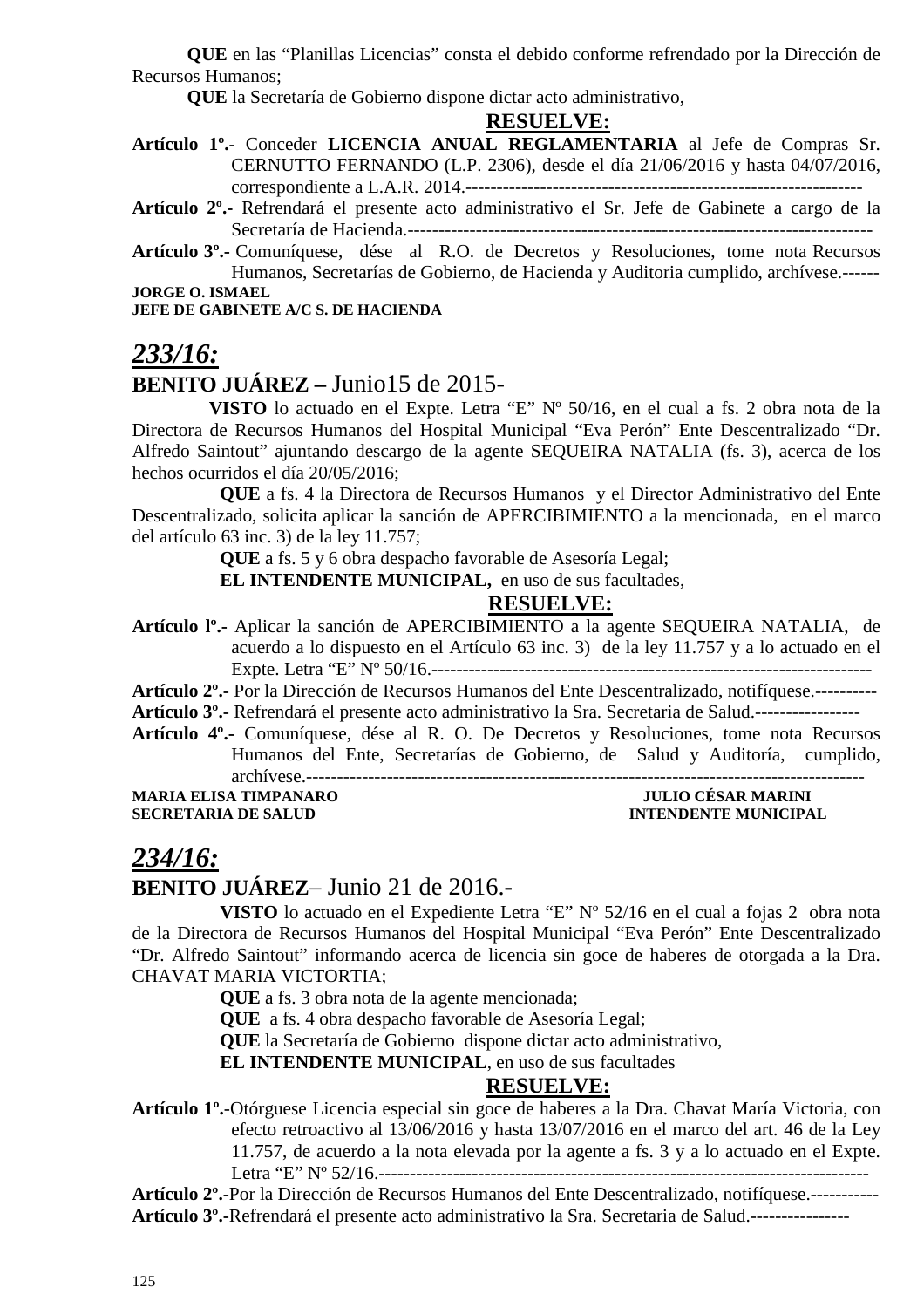**QUE** en las "Planillas Licencias" consta el debido conforme refrendado por la Dirección de Recursos Humanos;

**QUE** la Secretaría de Gobierno dispone dictar acto administrativo,

**RESUELVE:**

**Artículo 1º.-** Conceder **LICENCIA ANUAL REGLAMENTARIA** al Jefe de Compras Sr. CERNUTTO FERNANDO (L.P. 2306), desde el día 21/06/2016 y hasta 04/07/2016, correspondiente a L.A.R. 2014.----------------------------------------------------------------

**Artículo 2º.-** Refrendará el presente acto administrativo el Sr. Jefe de Gabinete a cargo de la Secretaría de Hacienda.-------------------------------------------------------------------------

**Artículo 3º.-** Comuníquese, dése al R.O. de Decretos y Resoluciones, tome nota Recursos Humanos, Secretarías de Gobierno, de Hacienda y Auditoria cumplido, archívese.------

**JORGE O. ISMAEL**
**JEFE DE GABINETE A/C S. DE HACIENDA**

## *233/16:*

### BENITO JUÁREZ – Junio15 de 2015-

**VISTO** lo actuado en el Expte. Letra "E" Nº 50/16, en el cual a fs. 2 obra nota de la Directora de Recursos Humanos del Hospital Municipal "Eva Perón" Ente Descentralizado "Dr. Alfredo Saintout" ajuntando descargo de la agente SEQUEIRA NATALIA (fs. 3), acerca de los hechos ocurridos el día 20/05/2016;

**QUE** a fs. 4 la Directora de Recursos Humanos y el Director Administrativo del Ente Descentralizado, solicita aplicar la sanción de APERCIBIMIENTO a la mencionada, en el marco del artículo 63 inc. 3) de la ley 11.757;

**QUE** a fs. 5 y 6 obra despacho favorable de Asesoría Legal;

**EL INTENDENTE MUNICIPAL,** en uso de sus facultades,

**RESUELVE:**

**Artículo lº.-** Aplicar la sanción de APERCIBIMIENTO a la agente SEQUEIRA NATALIA, de acuerdo a lo dispuesto en el Artículo 63 inc. 3) de la ley 11.757 y a lo actuado en el Expte. Letra "E" Nº 50/16.----------------------------------------------------------------------

**Artículo 2º.-** Por la Dirección de Recursos Humanos del Ente Descentralizado, notifíquese.----------

**Artículo 3º.-** Refrendará el presente acto administrativo la Sra. Secretaria de Salud.-----------------

**Artículo 4º.-** Comuníquese, dése al R. O. De Decretos y Resoluciones, tome nota Recursos Humanos del Ente, Secretarías de Gobierno, de Salud y Auditoría, cumplido, archívese.---------------------------------------------------------------------------------------

**MARIA ELISA TIMPANARO** — **JULIO CÉSAR MARINI**
**SECRETARIA DE SALUD** — **INTENDENTE MUNICIPAL**

## *234/16:*

### BENITO JUÁREZ– Junio 21 de 2016.-

**VISTO** lo actuado en el Expediente Letra "E" Nº 52/16 en el cual a fojas 2 obra nota de la Directora de Recursos Humanos del Hospital Municipal "Eva Perón" Ente Descentralizado "Dr. Alfredo Saintout" informando acerca de licencia sin goce de haberes de otorgada a la Dra. CHAVAT MARIA VICTORTIA;

**QUE** a fs. 3 obra nota de la agente mencionada;

**QUE** a fs. 4 obra despacho favorable de Asesoría Legal;

**QUE** la Secretaría de Gobierno dispone dictar acto administrativo,

**EL INTENDENTE MUNICIPAL**, en uso de sus facultades

**RESUELVE:**

**Artículo 1º.-**Otórguese Licencia especial sin goce de haberes a la Dra. Chavat María Victoria, con efecto retroactivo al 13/06/2016 y hasta 13/07/2016 en el marco del art. 46 de la Ley 11.757, de acuerdo a la nota elevada por la agente a fs. 3 y a lo actuado en el Expte. Letra "E" Nº 52/16.------------------------------------------------------------------------------

**Artículo 2º.-**Por la Dirección de Recursos Humanos del Ente Descentralizado, notifíquese.-----------

**Artículo 3º.-**Refrendará el presente acto administrativo la Sra. Secretaria de Salud.----------------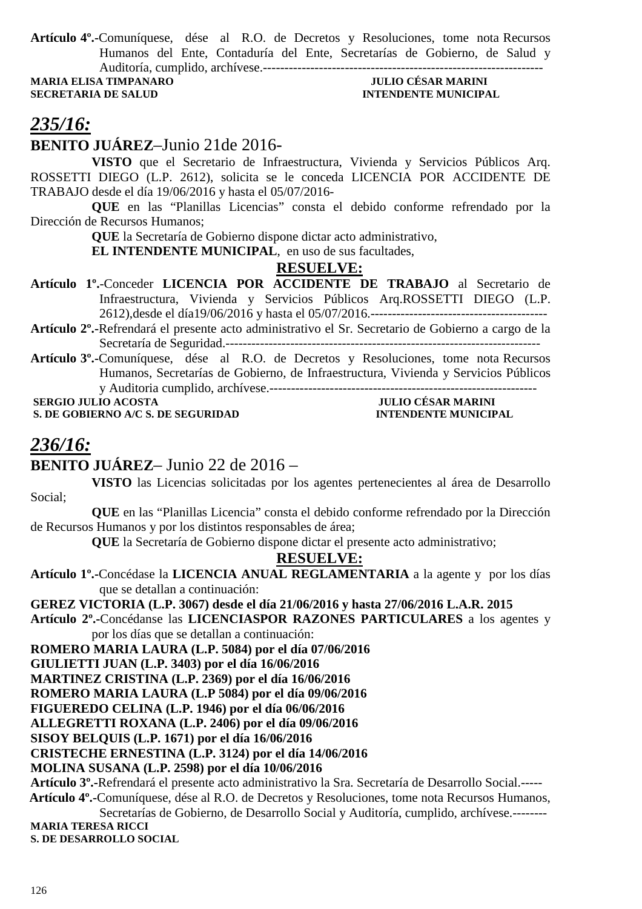**Artículo 4º.-**Comuníquese, dése al R.O. de Decretos y Resoluciones, tome nota Recursos Humanos del Ente, Contaduría del Ente, Secretarías de Gobierno, de Salud y Auditoría, cumplido, archívese.-----------------------------------------------------------------

**MARIA ELISA TIMPANARO** — **SECRETARIA DE SALUD**

**JULIO CÉSAR MARINI** — **INTENDENTE MUNICIPAL**

## *235/16:*

**BENITO JUÁREZ**–Junio 21de 2016-

**VISTO** que el Secretario de Infraestructura, Vivienda y Servicios Públicos Arq. ROSSETTI DIEGO (L.P. 2612), solicita se le conceda LICENCIA POR ACCIDENTE DE TRABAJO desde el día 19/06/2016 y hasta el 05/07/2016-

**QUE** en las "Planillas Licencias" consta el debido conforme refrendado por la Dirección de Recursos Humanos;

**QUE** la Secretaría de Gobierno dispone dictar acto administrativo,

**EL INTENDENTE MUNICIPAL**, en uso de sus facultades,

**RESUELVE:**

**Artículo 1º.-**Conceder **LICENCIA POR ACCIDENTE DE TRABAJO** al Secretario de Infraestructura, Vivienda y Servicios Públicos Arq.ROSSETTI DIEGO (L.P. 2612),desde el día19/06/2016 y hasta el 05/07/2016.-----------------------------------------

**Artículo 2º.-**Refrendará el presente acto administrativo el Sr. Secretario de Gobierno a cargo de la Secretaría de Seguridad.------------------------------------------------------------------------

**Artículo 3º.-**Comuníquese, dése al R.O. de Decretos y Resoluciones, tome nota Recursos Humanos, Secretarías de Gobierno, de Infraestructura, Vivienda y Servicios Públicos y Auditoria cumplido, archívese.--------------------------------------------------------------

**SERGIO JULIO ACOSTA** — **S. DE GOBIERNO A/C S. DE SEGURIDAD**

**JULIO CÉSAR MARINI** — **INTENDENTE MUNICIPAL**

## *236/16:*

**BENITO JUÁREZ**– Junio 22 de 2016 –

**VISTO** las Licencias solicitadas por los agentes pertenecientes al área de Desarrollo Social;

**QUE** en las "Planillas Licencia" consta el debido conforme refrendado por la Dirección de Recursos Humanos y por los distintos responsables de área;

**QUE** la Secretaría de Gobierno dispone dictar el presente acto administrativo;

**RESUELVE:**

**Artículo 1º.-**Concédase la **LICENCIA ANUAL REGLAMENTARIA** a la agente y por los días que se detallan a continuación:

**GEREZ VICTORIA (L.P. 3067) desde el día 21/06/2016 y hasta 27/06/2016 L.A.R. 2015**

**Artículo 2º.-**Concédanse las **LICENCIASPOR RAZONES PARTICULARES** a los agentes y por los días que se detallan a continuación:

**ROMERO MARIA LAURA (L.P. 5084) por el día 07/06/2016**
**GIULIETTI JUAN (L.P. 3403) por el día 16/06/2016**
**MARTINEZ CRISTINA (L.P. 2369) por el día 16/06/2016**
**ROMERO MARIA LAURA (L.P 5084) por el día 09/06/2016**
**FIGUEREDO CELINA (L.P. 1946) por el día 06/06/2016**
**ALLEGRETTI ROXANA (L.P. 2406) por el día 09/06/2016**
**SISOY BELQUIS (L.P. 1671) por el día 16/06/2016**
**CRISTECHE ERNESTINA (L.P. 3124) por el día 14/06/2016**
**MOLINA SUSANA (L.P. 2598) por el día 10/06/2016**

**Artículo 3º.-**Refrendará el presente acto administrativo la Sra. Secretaría de Desarrollo Social.-----

**Artículo 4º.-**Comuníquese, dése al R.O. de Decretos y Resoluciones, tome nota Recursos Humanos, Secretarías de Gobierno, de Desarrollo Social y Auditoría, cumplido, archívese.--------

**MARIA TERESA RICCI**
**S. DE DESARROLLO SOCIAL**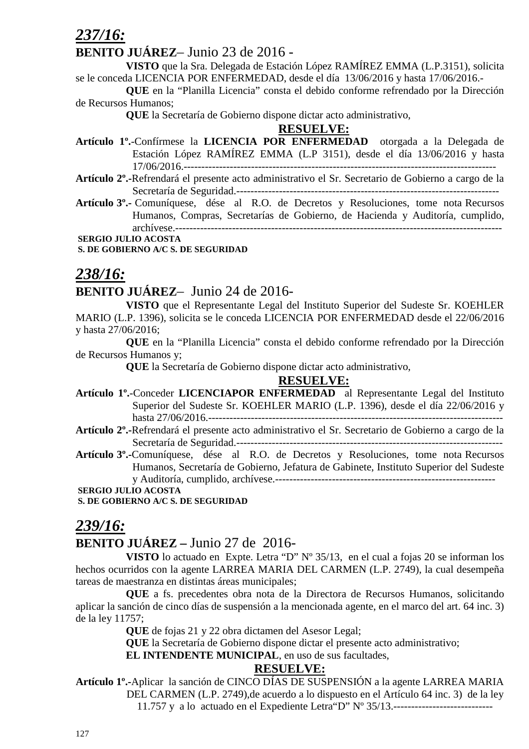## *237/16:*

**BENITO JUÁREZ**– Junio 23 de 2016 -

**VISTO** que la Sra. Delegada de Estación López RAMÍREZ EMMA (L.P.3151), solicita se le conceda LICENCIA POR ENFERMEDAD, desde el día 13/06/2016 y hasta 17/06/2016.-

**QUE** en la "Planilla Licencia" consta el debido conforme refrendado por la Dirección de Recursos Humanos;

**QUE** la Secretaría de Gobierno dispone dictar acto administrativo,

**RESUELVE:**

**Artículo 1º.-**Confírmese la **LICENCIA POR ENFERMEDAD** otorgada a la Delegada de Estación López RAMÍREZ EMMA (L.P 3151), desde el día 13/06/2016 y hasta 17/06/2016.------------------------------------------------------------------------------------

**Artículo 2º.-**Refrendará el presente acto administrativo el Sr. Secretario de Gobierno a cargo de la Secretaría de Seguridad.-----------------------------------------------------------------------

**Artículo 3º.-** Comuníquese, dése al R.O. de Decretos y Resoluciones, tome nota Recursos Humanos, Compras, Secretarías de Gobierno, de Hacienda y Auditoría, cumplido, archívese.------------------------------------------------------------------------------------------

**SERGIO JULIO ACOSTA**
**S. DE GOBIERNO A/C S. DE SEGURIDAD**

## *238/16:*

**BENITO JUÁREZ**– Junio 24 de 2016-

**VISTO** que el Representante Legal del Instituto Superior del Sudeste Sr. KOEHLER MARIO (L.P. 1396), solicita se le conceda LICENCIA POR ENFERMEDAD desde el 22/06/2016 y hasta 27/06/2016;

**QUE** en la "Planilla Licencia" consta el debido conforme refrendado por la Dirección de Recursos Humanos y;

**QUE** la Secretaría de Gobierno dispone dictar acto administrativo,

**RESUELVE:**

**Artículo 1º.-**Conceder **LICENCIAPOR ENFERMEDAD** al Representante Legal del Instituto Superior del Sudeste Sr. KOEHLER MARIO (L.P. 1396), desde el día 22/06/2016 y hasta 27/06/2016.-------------------------------------------------------------------------------

**Artículo 2º.-**Refrendará el presente acto administrativo el Sr. Secretario de Gobierno a cargo de la Secretaría de Seguridad.-------------------------------------------------------------------------

**Artículo 3º.-**Comuníquese, dése al R.O. de Decretos y Resoluciones, tome nota Recursos Humanos, Secretaría de Gobierno, Jefatura de Gabinete, Instituto Superior del Sudeste y Auditoría, cumplido, archívese.--------------------------------------------------------------

**SERGIO JULIO ACOSTA**
**S. DE GOBIERNO A/C S. DE SEGURIDAD**

## *239/16:*

**BENITO JUÁREZ –** Junio 27 de 2016-

**VISTO** lo actuado en Expte. Letra "D" Nº 35/13, en el cual a fojas 20 se informan los hechos ocurridos con la agente LARREA MARIA DEL CARMEN (L.P. 2749), la cual desempeña tareas de maestranza en distintas áreas municipales;

**QUE** a fs. precedentes obra nota de la Directora de Recursos Humanos, solicitando aplicar la sanción de cinco días de suspensión a la mencionada agente, en el marco del art. 64 inc. 3) de la ley 11757;

**QUE** de fojas 21 y 22 obra dictamen del Asesor Legal;

**QUE** la Secretaría de Gobierno dispone dictar el presente acto administrativo;

**EL INTENDENTE MUNICIPAL**, en uso de sus facultades,

**RESUELVE:**

**Artículo 1º.-**Aplicar la sanción de CINCO DÍAS DE SUSPENSIÓN a la agente LARREA MARIA DEL CARMEN (L.P. 2749),de acuerdo a lo dispuesto en el Artículo 64 inc. 3) de la ley 11.757 y a lo actuado en el Expediente Letra"D" Nº 35/13.----------------------------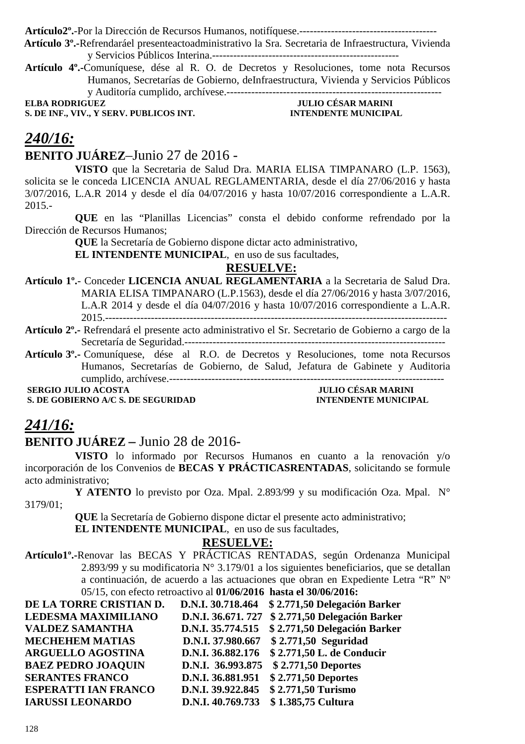**Artículo2º.-**Por la Dirección de Recursos Humanos, notifíquese.---------------------------------------

**Artículo 3º.-**Refrendaráel presenteactoadministrativo la Sra. Secretaria de Infraestructura, Vivienda y Servicios Públicos Interina.-----------------------------------------------------

**Artículo 4º.-**Comuníquese, dése al R. O. de Decretos y Resoluciones, tome nota Recursos Humanos, Secretarías de Gobierno, deInfraestructura, Vivienda y Servicios Públicos y Auditoría cumplido, archívese.-------------------------------------------------------------

**ELBA RODRIGUEZ** — **S. DE INF., VIV., Y SERV. PUBLICOS INT.**

**JULIO CÉSAR MARINI** — **INTENDENTE MUNICIPAL**

## *240/16:*

**BENITO JUÁREZ**–Junio 27 de 2016 -

**VISTO** que la Secretaria de Salud Dra. MARIA ELISA TIMPANARO (L.P. 1563), solicita se le conceda LICENCIA ANUAL REGLAMENTARIA, desde el día 27/06/2016 y hasta 3/07/2016, L.A.R 2014 y desde el día 04/07/2016 y hasta 10/07/2016 correspondiente a L.A.R. 2015.-

**QUE** en las "Planillas Licencias" consta el debido conforme refrendado por la Dirección de Recursos Humanos;

**QUE** la Secretaría de Gobierno dispone dictar acto administrativo,

**EL INTENDENTE MUNICIPAL**, en uso de sus facultades,

**RESUELVE:**

**Artículo 1º.-** Conceder **LICENCIA ANUAL REGLAMENTARIA** a la Secretaria de Salud Dra. MARIA ELISA TIMPANARO (L.P.1563), desde el día 27/06/2016 y hasta 3/07/2016, L.A.R 2014 y desde el día 04/07/2016 y hasta 10/07/2016 correspondiente a L.A.R. 2015.-----------------------------------------------------------------------------------------------

**Artículo 2º.-** Refrendará el presente acto administrativo el Sr. Secretario de Gobierno a cargo de la Secretaría de Seguridad.-------------------------------------------------------------------------

**Artículo 3º.-** Comuníquese, dése al R.O. de Decretos y Resoluciones, tome nota Recursos Humanos, Secretarías de Gobierno, de Salud, Jefatura de Gabinete y Auditoria cumplido, archívese.-------------------------------------------------------------------------------

**SERGIO JULIO ACOSTA** — **S. DE GOBIERNO A/C S. DE SEGURIDAD**

**JULIO CÉSAR MARINI** — **INTENDENTE MUNICIPAL**

## *241/16:*

**BENITO JUÁREZ –** Junio 28 de 2016-

**VISTO** lo informado por Recursos Humanos en cuanto a la renovación y/o incorporación de los Convenios de **BECAS Y PRÁCTICASRENTADAS**, solicitando se formule acto administrativo;

**Y ATENTO** lo previsto por Oza. Mpal. 2.893/99 y su modificación Oza. Mpal. N° 3179/01;

**QUE** la Secretaría de Gobierno dispone dictar el presente acto administrativo;

**EL INTENDENTE MUNICIPAL**, en uso de sus facultades,

**RESUELVE:**

**Artículo1º.-**Renovar las BECAS Y PRÁCTICAS RENTADAS, según Ordenanza Municipal 2.893/99 y su modificatoria N° 3.179/01 a los siguientes beneficiarios, que se detallan a continuación, de acuerdo a las actuaciones que obran en Expediente Letra "R" Nº 05/15, con efecto retroactivo al **01/06/2016 hasta el 30/06/2016:**

| | | | |
|---|---|---|---|
| **DE LA TORRE CRISTIAN D.** | **D.N.I. 30.718.464** | **$ 2.771,50** | **Delegación Barker** |
| **LEDESMA MAXIMILIANO** | **D.N.I. 36.671. 727** | **$ 2.771,50** | **Delegación Barker** |
| **VALDEZ SAMANTHA** | **D.N.I. 35.774.515** | **$ 2.771,50** | **Delegación Barker** |
| **MECHEHEM MATIAS** | **D.N.I. 37.980.667** | **$ 2.771,50** | **Seguridad** |
| **ARGUELLO AGOSTINA** | **D.N.I. 36.882.176** | **$ 2.771,50** | **L. de Conducir** |
| **BAEZ PEDRO JOAQUIN** | **D.N.I. 36.993.875** | **$ 2.771,50** | **Deportes** |
| **SERANTES FRANCO** | **D.N.I. 36.881.951** | **$ 2.771,50** | **Deportes** |
| **ESPERATTI IAN FRANCO** | **D.N.I. 39.922.845** | **$ 2.771,50** | **Turismo** |
| **IARUSSI LEONARDO** | **D.N.I. 40.769.733** | **$ 1.385,75** | **Cultura** |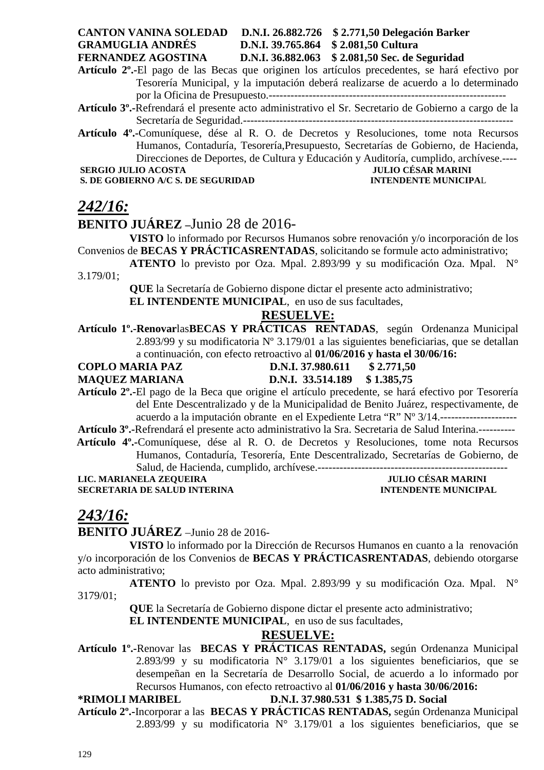**CANTON VANINA SOLEDAD D.N.I. 26.882.726 $ 2.771,50 Delegación Barker**
**GRAMUGLIA ANDRÉS D.N.I. 39.765.864 $ 2.081,50 Cultura**
**FERNANDEZ AGOSTINA D.N.I. 36.882.063 $ 2.081,50 Sec. de Seguridad**

**Artículo 2º.-**El pago de las Becas que originen los artículos precedentes, se hará efectivo por Tesorería Municipal, y la imputación deberá realizarse de acuerdo a lo determinado por la Oficina de Presupuesto.-----------------------------------------------------------------

**Artículo 3º.-**Refrendará el presente acto administrativo el Sr. Secretario de Gobierno a cargo de la Secretaría de Seguridad.--------------------------------------------------------------------------

**Artículo 4º.-**Comuníquese, dése al R. O. de Decretos y Resoluciones, tome nota Recursos Humanos, Contaduría, Tesorería,Presupuesto, Secretarías de Gobierno, de Hacienda, Direcciones de Deportes, de Cultura y Educación y Auditoría, cumplido, archívese.----

**SERGIO JULIO ACOSTA** **JULIO CÉSAR MARINI**
**S. DE GOBIERNO A/C S. DE SEGURIDAD** **INTENDENTE MUNICIPAL**

## *242/16:*

**BENITO JUÁREZ –**Junio 28 de 2016-

**VISTO** lo informado por Recursos Humanos sobre renovación y/o incorporación de los Convenios de **BECAS Y PRÁCTICASRENTADAS**, solicitando se formule acto administrativo;

**ATENTO** lo previsto por Oza. Mpal. 2.893/99 y su modificación Oza. Mpal. N° 3.179/01;

**QUE** la Secretaría de Gobierno dispone dictar el presente acto administrativo;

**EL INTENDENTE MUNICIPAL**, en uso de sus facultades,

**RESUELVE:**

**Artículo 1º.-Renovar**las**BECAS Y PRÁCTICAS RENTADAS**, según Ordenanza Municipal 2.893/99 y su modificatoria Nº 3.179/01 a las siguientes beneficiarias, que se detallan a continuación, con efecto retroactivo al **01/06/2016 y hasta el 30/06/16:**

**COPLO MARIA PAZ D.N.I. 37.980.611 $ 2.771,50**
**MAQUEZ MARIANA D.N.I. 33.514.189 $ 1.385,75**

**Artículo 2º.-**El pago de la Beca que origine el artículo precedente, se hará efectivo por Tesorería del Ente Descentralizado y de la Municipalidad de Benito Juárez, respectivamente, de acuerdo a la imputación obrante en el Expediente Letra "R" Nº 3/14.---------------------

**Artículo 3º.-**Refrendará el presente acto administrativo la Sra. Secretaria de Salud Interina.----------

**Artículo 4º.-**Comuníquese, dése al R. O. de Decretos y Resoluciones, tome nota Recursos Humanos, Contaduría, Tesorería, Ente Descentralizado, Secretarías de Gobierno, de Salud, de Hacienda, cumplido, archívese.----------------------------------------------------

**LIC. MARIANELA ZEQUEIRA** **JULIO CÉSAR MARINI**
**SECRETARIA DE SALUD INTERINA** **INTENDENTE MUNICIPAL**

## *243/16:*

**BENITO JUÁREZ** –Junio 28 de 2016-

**VISTO** lo informado por la Dirección de Recursos Humanos en cuanto a la renovación y/o incorporación de los Convenios de **BECAS Y PRÁCTICASRENTADAS**, debiendo otorgarse acto administrativo;

**ATENTO** lo previsto por Oza. Mpal. 2.893/99 y su modificación Oza. Mpal. N° 3179/01;

**QUE** la Secretaría de Gobierno dispone dictar el presente acto administrativo;

**EL INTENDENTE MUNICIPAL**, en uso de sus facultades,

**RESUELVE:**

**Artículo 1º.-**Renovar las **BECAS Y PRÁCTICAS RENTADAS,** según Ordenanza Municipal 2.893/99 y su modificatoria N° 3.179/01 a los siguientes beneficiarios, que se desempeñan en la Secretaría de Desarrollo Social, de acuerdo a lo informado por Recursos Humanos, con efecto retroactivo al **01/06/2016 y hasta 30/06/2016:**

**\*RIMOLI MARIBEL D.N.I. 37.980.531 $ 1.385,75 D. Social**

**Artículo 2º.-**Incorporar a las **BECAS Y PRÁCTICAS RENTADAS,** según Ordenanza Municipal 2.893/99 y su modificatoria N° 3.179/01 a los siguientes beneficiarios, que se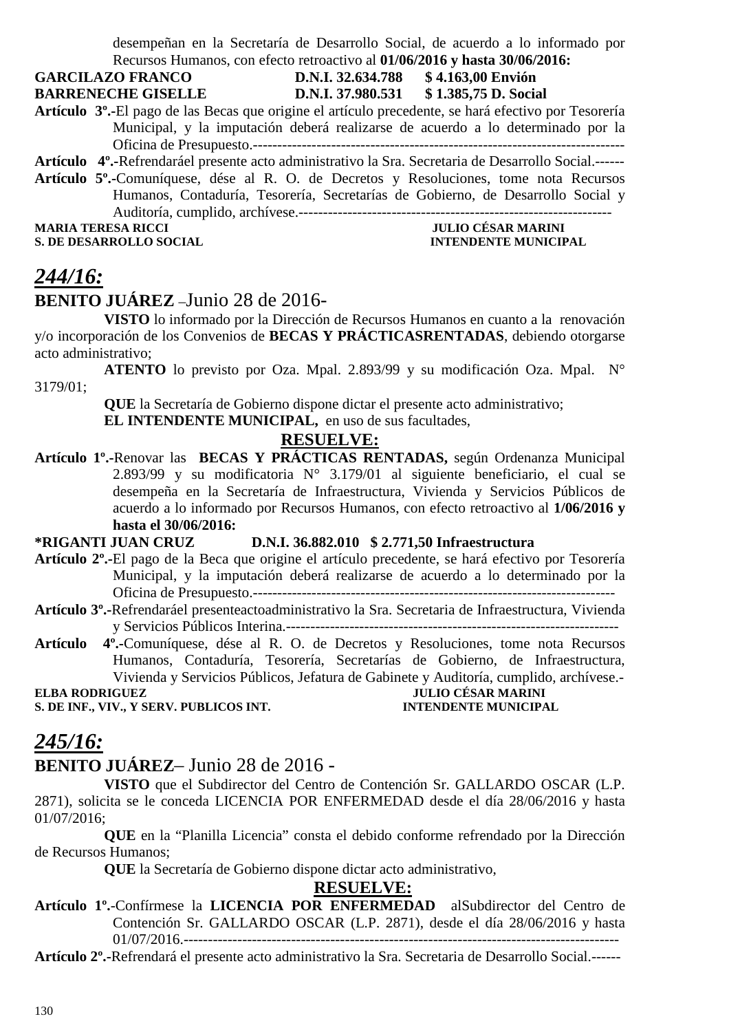desempeñan en la Secretaría de Desarrollo Social, de acuerdo a lo informado por Recursos Humanos, con efecto retroactivo al **01/06/2016 y hasta 30/06/2016:**

**GARCILAZO FRANCO D.N.I. 32.634.788 $ 4.163,00 Envión**
**BARRENECHE GISELLE D.N.I. 37.980.531 $ 1.385,75 D. Social**

**Artículo 3º.-**El pago de las Becas que origine el artículo precedente, se hará efectivo por Tesorería Municipal, y la imputación deberá realizarse de acuerdo a lo determinado por la Oficina de Presupuesto.-------------------------------------------------------------------------

**Artículo 4º.-**Refrendaráel presente acto administrativo la Sra. Secretaria de Desarrollo Social.------

**Artículo 5º.-**Comuníquese, dése al R. O. de Decretos y Resoluciones, tome nota Recursos Humanos, Contaduría, Tesorería, Secretarías de Gobierno, de Desarrollo Social y Auditoría, cumplido, archívese.---------------------------------------------------------------

**MARIA TERESA RICCI** — **JULIO CÉSAR MARINI**
**S. DE DESARROLLO SOCIAL** — **INTENDENTE MUNICIPAL**

## *244/16:*

**BENITO JUÁREZ** –Junio 28 de 2016-

**VISTO** lo informado por la Dirección de Recursos Humanos en cuanto a la renovación y/o incorporación de los Convenios de **BECAS Y PRÁCTICASRENTADAS**, debiendo otorgarse acto administrativo;

**ATENTO** lo previsto por Oza. Mpal. 2.893/99 y su modificación Oza. Mpal. N° 3179/01;

**QUE** la Secretaría de Gobierno dispone dictar el presente acto administrativo;

**EL INTENDENTE MUNICIPAL,** en uso de sus facultades,

**RESUELVE:**

**Artículo 1º.-**Renovar las **BECAS Y PRÁCTICAS RENTADAS,** según Ordenanza Municipal 2.893/99 y su modificatoria N° 3.179/01 al siguiente beneficiario, el cual se desempeña en la Secretaría de Infraestructura, Vivienda y Servicios Públicos de acuerdo a lo informado por Recursos Humanos, con efecto retroactivo al **1/06/2016 y hasta el 30/06/2016:**

***RIGANTI JUAN CRUZ D.N.I. 36.882.010 $ 2.771,50 Infraestructura**

**Artículo 2º.-**El pago de la Beca que origine el artículo precedente, se hará efectivo por Tesorería Municipal, y la imputación deberá realizarse de acuerdo a lo determinado por la Oficina de Presupuesto.-------------------------------------------------------------------------

**Artículo 3º.-**Refrendaráel presenteactoadministrativo la Sra. Secretaria de Infraestructura, Vivienda y Servicios Públicos Interina.-------------------------------------------------------------------

**Artículo 4º.-**Comuníquese, dése al R. O. de Decretos y Resoluciones, tome nota Recursos Humanos, Contaduría, Tesorería, Secretarías de Gobierno, de Infraestructura, Vivienda y Servicios Públicos, Jefatura de Gabinete y Auditoría, cumplido, archívese.-

**ELBA RODRIGUEZ** — **JULIO CÉSAR MARINI**
**S. DE INF., VIV., Y SERV. PUBLICOS INT.** — **INTENDENTE MUNICIPAL**

## *245/16:*

**BENITO JUÁREZ**– Junio 28 de 2016 -

**VISTO** que el Subdirector del Centro de Contención Sr. GALLARDO OSCAR (L.P. 2871), solicita se le conceda LICENCIA POR ENFERMEDAD desde el día 28/06/2016 y hasta 01/07/2016;

**QUE** en la “Planilla Licencia” consta el debido conforme refrendado por la Dirección de Recursos Humanos;

**QUE** la Secretaría de Gobierno dispone dictar acto administrativo,

**RESUELVE:**

**Artículo 1º.-**Confírmese la **LICENCIA POR ENFERMEDAD** alSubdirector del Centro de Contención Sr. GALLARDO OSCAR (L.P. 2871), desde el día 28/06/2016 y hasta 01/07/2016.-------------------------------------------------------------------------------------

**Artículo 2º.-**Refrendará el presente acto administrativo la Sra. Secretaria de Desarrollo Social.------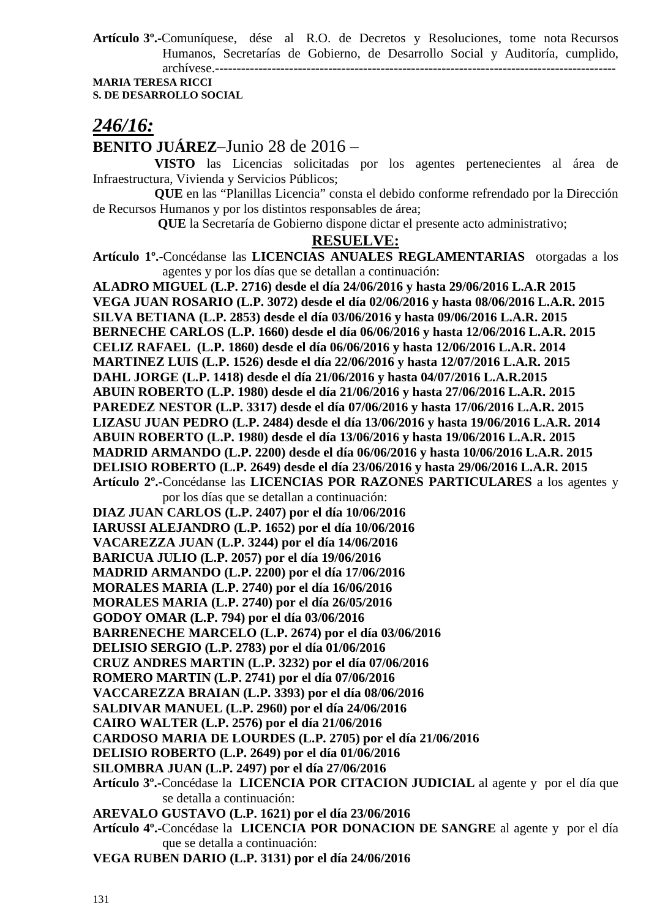**Artículo 3º.-**Comuníquese, dése al R.O. de Decretos y Resoluciones, tome nota Recursos Humanos, Secretarías de Gobierno, de Desarrollo Social y Auditoría, cumplido, archívese.------------------------------------------------------------------------------------------

**MARIA TERESA RICCI**
**S. DE DESARROLLO SOCIAL**

## *246/16:*

**BENITO JUÁREZ**–Junio 28 de 2016 –

**VISTO** las Licencias solicitadas por los agentes pertenecientes al área de Infraestructura, Vivienda y Servicios Públicos;

**QUE** en las "Planillas Licencia" consta el debido conforme refrendado por la Dirección de Recursos Humanos y por los distintos responsables de área;

**QUE** la Secretaría de Gobierno dispone dictar el presente acto administrativo;

**RESUELVE:**

**Artículo 1º.-**Concédanse las **LICENCIAS ANUALES REGLAMENTARIAS** otorgadas a los agentes y por los días que se detallan a continuación:

**ALADRO MIGUEL (L.P. 2716) desde el día 24/06/2016 y hasta 29/06/2016 L.A.R 2015**
**VEGA JUAN ROSARIO (L.P. 3072) desde el día 02/06/2016 y hasta 08/06/2016 L.A.R. 2015**
**SILVA BETIANA (L.P. 2853) desde el día 03/06/2016 y hasta 09/06/2016 L.A.R. 2015**
**BERNECHE CARLOS (L.P. 1660) desde el día 06/06/2016 y hasta 12/06/2016 L.A.R. 2015**
**CELIZ RAFAEL (L.P. 1860) desde el día 06/06/2016 y hasta 12/06/2016 L.A.R. 2014**
**MARTINEZ LUIS (L.P. 1526) desde el día 22/06/2016 y hasta 12/07/2016 L.A.R. 2015**
**DAHL JORGE (L.P. 1418) desde el día 21/06/2016 y hasta 04/07/2016 L.A.R.2015**
**ABUIN ROBERTO (L.P. 1980) desde el día 21/06/2016 y hasta 27/06/2016 L.A.R. 2015**
**PAREDEZ NESTOR (L.P. 3317) desde el día 07/06/2016 y hasta 17/06/2016 L.A.R. 2015**
**LIZASU JUAN PEDRO (L.P. 2484) desde el día 13/06/2016 y hasta 19/06/2016 L.A.R. 2014**
**ABUIN ROBERTO (L.P. 1980) desde el día 13/06/2016 y hasta 19/06/2016 L.A.R. 2015**
**MADRID ARMANDO (L.P. 2200) desde el día 06/06/2016 y hasta 10/06/2016 L.A.R. 2015**
**DELISIO ROBERTO (L.P. 2649) desde el día 23/06/2016 y hasta 29/06/2016 L.A.R. 2015**

**Artículo 2º.-**Concédanse las **LICENCIAS POR RAZONES PARTICULARES** a los agentes y por los días que se detallan a continuación:

**DIAZ JUAN CARLOS (L.P. 2407) por el día 10/06/2016**
**IARUSSI ALEJANDRO (L.P. 1652) por el día 10/06/2016**
**VACAREZZA JUAN (L.P. 3244) por el día 14/06/2016**
**BARICUA JULIO (L.P. 2057) por el día 19/06/2016**
**MADRID ARMANDO (L.P. 2200) por el día 17/06/2016**
**MORALES MARIA (L.P. 2740) por el día 16/06/2016**
**MORALES MARIA (L.P. 2740) por el día 26/05/2016**
**GODOY OMAR (L.P. 794) por el día 03/06/2016**
**BARRENECHE MARCELO (L.P. 2674) por el día 03/06/2016**
**DELISIO SERGIO (L.P. 2783) por el día 01/06/2016**
**CRUZ ANDRES MARTIN (L.P. 3232) por el día 07/06/2016**
**ROMERO MARTIN (L.P. 2741) por el día 07/06/2016**
**VACCAREZZA BRAIAN (L.P. 3393) por el día 08/06/2016**
**SALDIVAR MANUEL (L.P. 2960) por el día 24/06/2016**
**CAIRO WALTER (L.P. 2576) por el día 21/06/2016**
**CARDOSO MARIA DE LOURDES (L.P. 2705) por el día 21/06/2016**
**DELISIO ROBERTO (L.P. 2649) por el día 01/06/2016**
**SILOMBRA JUAN (L.P. 2497) por el día 27/06/2016**

**Artículo 3º.-**Concédase la **LICENCIA POR CITACION JUDICIAL** al agente y por el día que se detalla a continuación:

**AREVALO GUSTAVO (L.P. 1621) por el día 23/06/2016**

**Artículo 4º.-**Concédase la **LICENCIA POR DONACION DE SANGRE** al agente y por el día que se detalla a continuación:

**VEGA RUBEN DARIO (L.P. 3131) por el día 24/06/2016**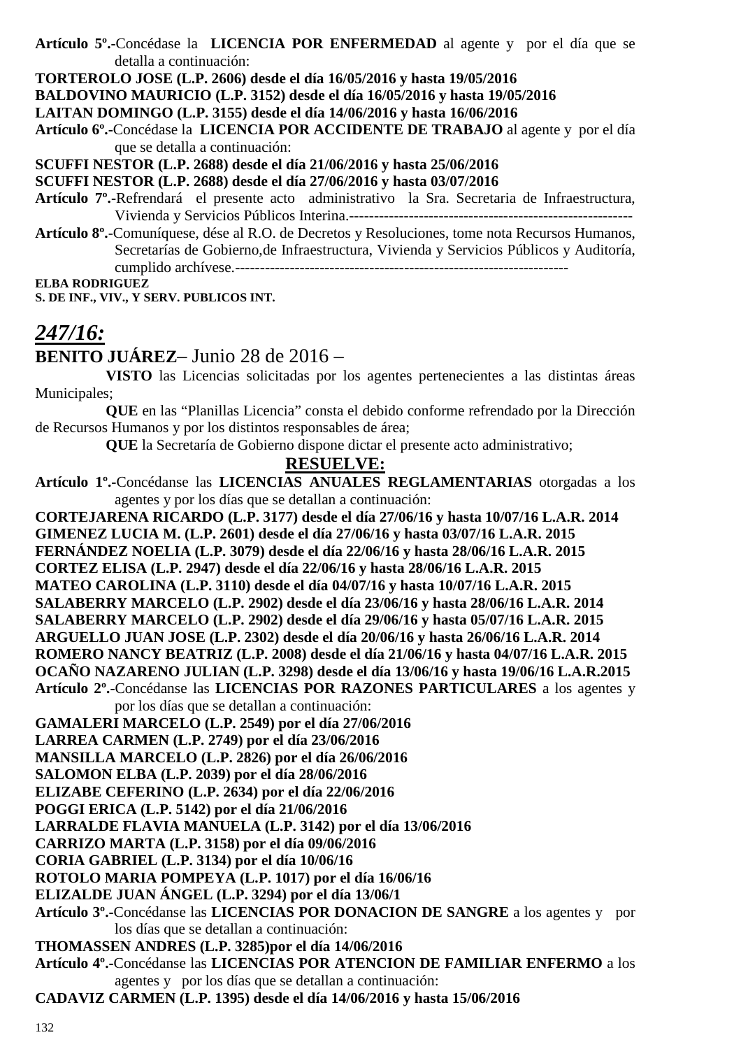**Artículo 5º.-**Concédase la **LICENCIA POR ENFERMEDAD** al agente y por el día que se detalla a continuación:

**TORTEROLO JOSE (L.P. 2606) desde el día 16/05/2016 y hasta 19/05/2016**
**BALDOVINO MAURICIO (L.P. 3152) desde el día 16/05/2016 y hasta 19/05/2016**
**LAITAN DOMINGO (L.P. 3155) desde el día 14/06/2016 y hasta 16/06/2016**

**Artículo 6º.-**Concédase la **LICENCIA POR ACCIDENTE DE TRABAJO** al agente y por el día que se detalla a continuación:

**SCUFFI NESTOR (L.P. 2688) desde el día 21/06/2016 y hasta 25/06/2016**
**SCUFFI NESTOR (L.P. 2688) desde el día 27/06/2016 y hasta 03/07/2016**

**Artículo 7º.-**Refrendará el presente acto administrativo la Sra. Secretaria de Infraestructura, Vivienda y Servicios Públicos Interina.---------------------------------------------------------

**Artículo 8º.-**Comuníquese, dése al R.O. de Decretos y Resoluciones, tome nota Recursos Humanos, Secretarías de Gobierno,de Infraestructura, Vivienda y Servicios Públicos y Auditoría, cumplido archívese.-------------------------------------------------------------------

**ELBA RODRIGUEZ**
**S. DE INF., VIV., Y SERV. PUBLICOS INT.**

## *247/16:*

**BENITO JUÁREZ**– Junio 28 de 2016 –

**VISTO** las Licencias solicitadas por los agentes pertenecientes a las distintas áreas Municipales;

**QUE** en las “Planillas Licencia” consta el debido conforme refrendado por la Dirección de Recursos Humanos y por los distintos responsables de área;

**QUE** la Secretaría de Gobierno dispone dictar el presente acto administrativo;

**RESUELVE:**

**Artículo 1º.-**Concédanse las **LICENCIAS ANUALES REGLAMENTARIAS** otorgadas a los agentes y por los días que se detallan a continuación:

**CORTEJARENA RICARDO (L.P. 3177) desde el día 27/06/16 y hasta 10/07/16 L.A.R. 2014**
**GIMENEZ LUCIA M. (L.P. 2601) desde el día 27/06/16 y hasta 03/07/16 L.A.R. 2015**
**FERNÁNDEZ NOELIA (L.P. 3079) desde el día 22/06/16 y hasta 28/06/16 L.A.R. 2015**
**CORTEZ ELISA (L.P. 2947) desde el día 22/06/16 y hasta 28/06/16 L.A.R. 2015**
**MATEO CAROLINA (L.P. 3110) desde el día 04/07/16 y hasta 10/07/16 L.A.R. 2015**
**SALABERRY MARCELO (L.P. 2902) desde el día 23/06/16 y hasta 28/06/16 L.A.R. 2014**
**SALABERRY MARCELO (L.P. 2902) desde el día 29/06/16 y hasta 05/07/16 L.A.R. 2015**
**ARGUELLO JUAN JOSE (L.P. 2302) desde el día 20/06/16 y hasta 26/06/16 L.A.R. 2014**
**ROMERO NANCY BEATRIZ (L.P. 2008) desde el día 21/06/16 y hasta 04/07/16 L.A.R. 2015**
**OCAÑO NAZARENO JULIAN (L.P. 3298) desde el día 13/06/16 y hasta 19/06/16 L.A.R.2015**

**Artículo 2º.-**Concédanse las **LICENCIAS POR RAZONES PARTICULARES** a los agentes y por los días que se detallan a continuación:

**GAMALERI MARCELO (L.P. 2549) por el día 27/06/2016**
**LARREA CARMEN (L.P. 2749) por el día 23/06/2016**
**MANSILLA MARCELO (L.P. 2826) por el día 26/06/2016**
**SALOMON ELBA (L.P. 2039) por el día 28/06/2016**
**ELIZABE CEFERINO (L.P. 2634) por el día 22/06/2016**
**POGGI ERICA (L.P. 5142) por el día 21/06/2016**
**LARRALDE FLAVIA MANUELA (L.P. 3142) por el día 13/06/2016**
**CARRIZO MARTA (L.P. 3158) por el día 09/06/2016**
**CORIA GABRIEL (L.P. 3134) por el día 10/06/16**
**ROTOLO MARIA POMPEYA (L.P. 1017) por el día 16/06/16**
**ELIZALDE JUAN ÁNGEL (L.P. 3294) por el día 13/06/1**

**Artículo 3º.-**Concédanse las **LICENCIAS POR DONACION DE SANGRE** a los agentes y por los días que se detallan a continuación:

**THOMASSEN ANDRES (L.P. 3285)por el día 14/06/2016**

**Artículo 4º.-**Concédanse las **LICENCIAS POR ATENCION DE FAMILIAR ENFERMO** a los agentes y por los días que se detallan a continuación:

**CADAVIZ CARMEN (L.P. 1395) desde el día 14/06/2016 y hasta 15/06/2016**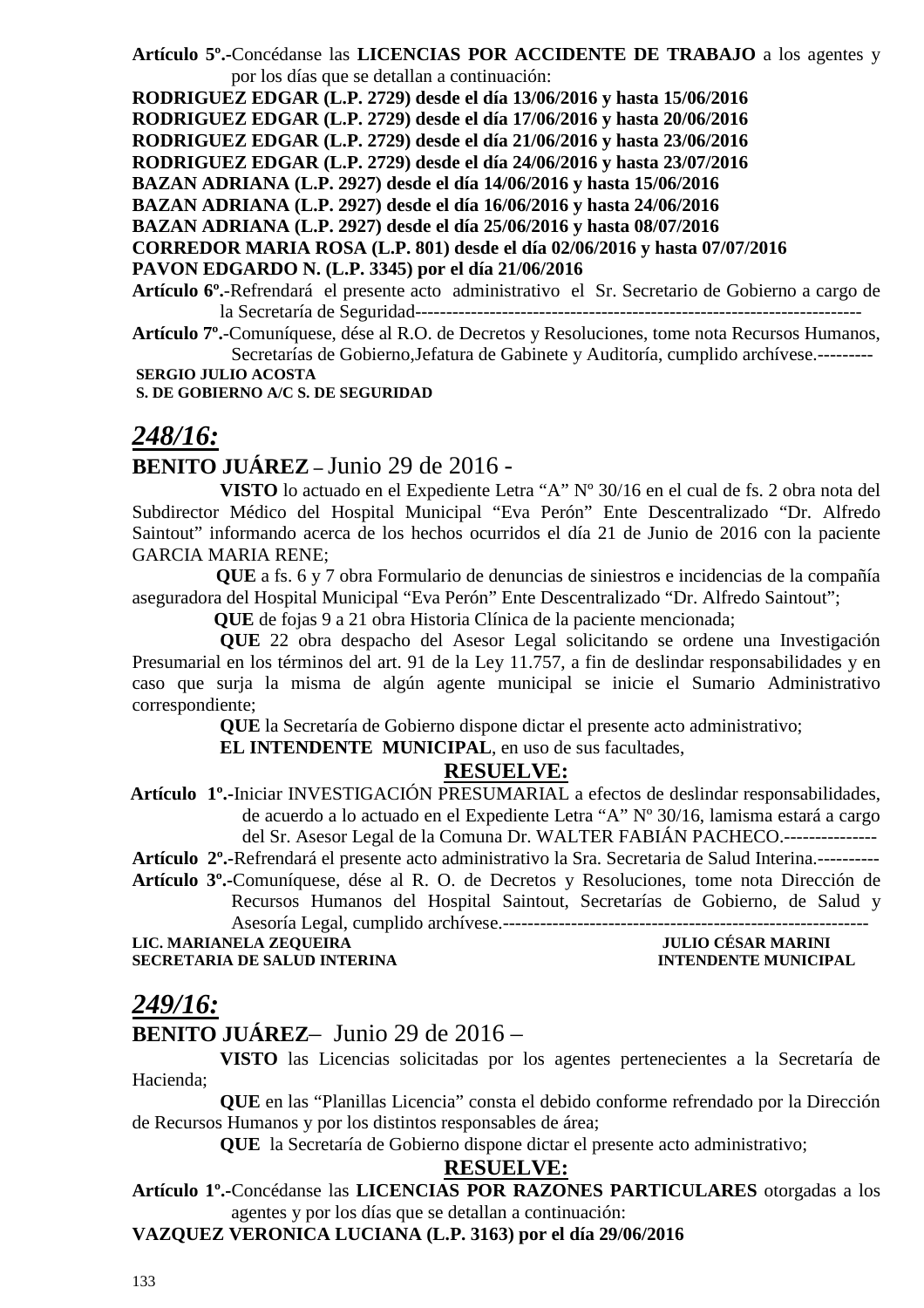**Artículo 5º.-**Concédanse las **LICENCIAS POR ACCIDENTE DE TRABAJO** a los agentes y por los días que se detallan a continuación:

**RODRIGUEZ EDGAR (L.P. 2729) desde el día 13/06/2016 y hasta 15/06/2016**
**RODRIGUEZ EDGAR (L.P. 2729) desde el día 17/06/2016 y hasta 20/06/2016**
**RODRIGUEZ EDGAR (L.P. 2729) desde el día 21/06/2016 y hasta 23/06/2016**
**RODRIGUEZ EDGAR (L.P. 2729) desde el día 24/06/2016 y hasta 23/07/2016**
**BAZAN ADRIANA (L.P. 2927) desde el día 14/06/2016 y hasta 15/06/2016**
**BAZAN ADRIANA (L.P. 2927) desde el día 16/06/2016 y hasta 24/06/2016**
**BAZAN ADRIANA (L.P. 2927) desde el día 25/06/2016 y hasta 08/07/2016**
**CORREDOR MARIA ROSA (L.P. 801) desde el día 02/06/2016 y hasta 07/07/2016**
**PAVON EDGARDO N. (L.P. 3345) por el día 21/06/2016**

**Artículo 6º.-**Refrendará el presente acto administrativo el Sr. Secretario de Gobierno a cargo de la Secretaría de Seguridad--------------------------------------------------------------------

**Artículo 7º.-**Comuníquese, dése al R.O. de Decretos y Resoluciones, tome nota Recursos Humanos, Secretarías de Gobierno,Jefatura de Gabinete y Auditoría, cumplido archívese.---------

**SERGIO JULIO ACOSTA**
**S. DE GOBIERNO A/C S. DE SEGURIDAD**

## *248/16:*

**BENITO JUÁREZ –** Junio 29 de 2016 -

**VISTO** lo actuado en el Expediente Letra "A" Nº 30/16 en el cual de fs. 2 obra nota del Subdirector Médico del Hospital Municipal "Eva Perón" Ente Descentralizado "Dr. Alfredo Saintout" informando acerca de los hechos ocurridos el día 21 de Junio de 2016 con la paciente GARCIA MARIA RENE;

**QUE** a fs. 6 y 7 obra Formulario de denuncias de siniestros e incidencias de la compañía aseguradora del Hospital Municipal "Eva Perón" Ente Descentralizado "Dr. Alfredo Saintout";

**QUE** de fojas 9 a 21 obra Historia Clínica de la paciente mencionada;

**QUE** 22 obra despacho del Asesor Legal solicitando se ordene una Investigación Presumarial en los términos del art. 91 de la Ley 11.757, a fin de deslindar responsabilidades y en caso que surja la misma de algún agente municipal se inicie el Sumario Administrativo correspondiente;

**QUE** la Secretaría de Gobierno dispone dictar el presente acto administrativo;

**EL INTENDENTE MUNICIPAL**, en uso de sus facultades,

**RESUELVE:**

**Artículo 1º.-**Iniciar INVESTIGACIÓN PRESUMARIAL a efectos de deslindar responsabilidades, de acuerdo a lo actuado en el Expediente Letra "A" Nº 30/16, lamisma estará a cargo del Sr. Asesor Legal de la Comuna Dr. WALTER FABIÁN PACHECO.---------------

**Artículo 2º.-**Refrendará el presente acto administrativo la Sra. Secretaria de Salud Interina.----------

**Artículo 3º.-**Comuníquese, dése al R. O. de Decretos y Resoluciones, tome nota Dirección de Recursos Humanos del Hospital Saintout, Secretarías de Gobierno, de Salud y Asesoría Legal, cumplido archívese.-----------------------------------------------------------

**LIC. MARIANELA ZEQUEIRA** — **JULIO CÉSAR MARINI**
**SECRETARIA DE SALUD INTERINA** — **INTENDENTE MUNICIPAL**

## *249/16:*

**BENITO JUÁREZ**– Junio 29 de 2016 –

**VISTO** las Licencias solicitadas por los agentes pertenecientes a la Secretaría de Hacienda;

**QUE** en las "Planillas Licencia" consta el debido conforme refrendado por la Dirección de Recursos Humanos y por los distintos responsables de área;

**QUE** la Secretaría de Gobierno dispone dictar el presente acto administrativo;

**RESUELVE:**

**Artículo 1º.-**Concédanse las **LICENCIAS POR RAZONES PARTICULARES** otorgadas a los agentes y por los días que se detallan a continuación:

**VAZQUEZ VERONICA LUCIANA (L.P. 3163) por el día 29/06/2016**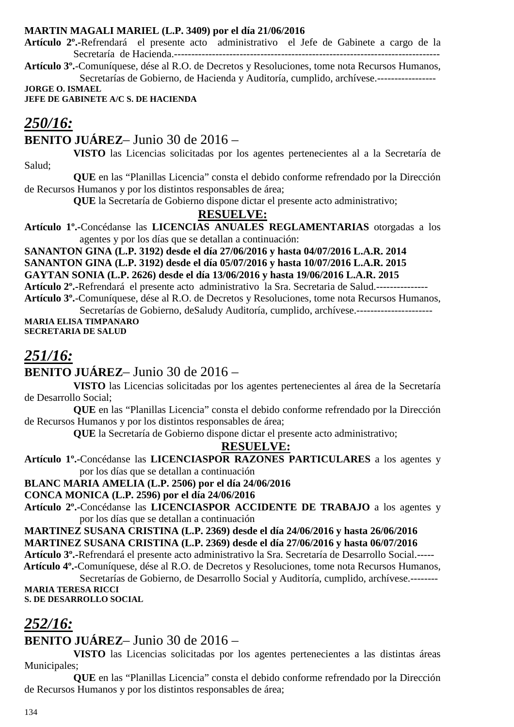**MARTIN MAGALI MARIEL (L.P. 3409) por el día 21/06/2016**

**Artículo 2º.-**Refrendará el presente acto administrativo el Jefe de Gabinete a cargo de la Secretaría de Hacienda.--------------------------------------------------------------------------

**Artículo 3º.-**Comuníquese, dése al R.O. de Decretos y Resoluciones, tome nota Recursos Humanos, Secretarías de Gobierno, de Hacienda y Auditoría, cumplido, archívese.-----------------

**JORGE O. ISMAEL**
**JEFE DE GABINETE A/C S. DE HACIENDA**

## *250/16:*

**BENITO JUÁREZ**– Junio 30 de 2016 –

**VISTO** las Licencias solicitadas por los agentes pertenecientes al a la Secretaría de Salud;

**QUE** en las "Planillas Licencia" consta el debido conforme refrendado por la Dirección de Recursos Humanos y por los distintos responsables de área;

**QUE** la Secretaría de Gobierno dispone dictar el presente acto administrativo;

**RESUELVE:**

**Artículo 1º.-**Concédanse las **LICENCIAS ANUALES REGLAMENTARIAS** otorgadas a los agentes y por los días que se detallan a continuación:

**SANANTON GINA (L.P. 3192) desde el día 27/06/2016 y hasta 04/07/2016 L.A.R. 2014**
**SANANTON GINA (L.P. 3192) desde el día 05/07/2016 y hasta 10/07/2016 L.A.R. 2015**
**GAYTAN SONIA (L.P. 2626) desde el día 13/06/2016 y hasta 19/06/2016 L.A.R. 2015**

**Artículo 2º.-**Refrendará el presente acto administrativo la Sra. Secretaria de Salud.---------------

**Artículo 3º.-**Comuníquese, dése al R.O. de Decretos y Resoluciones, tome nota Recursos Humanos, Secretarías de Gobierno, deSaludy Auditoría, cumplido, archívese.----------------------

**MARIA ELISA TIMPANARO**
**SECRETARIA DE SALUD**

## *251/16:*

**BENITO JUÁREZ**– Junio 30 de 2016 –

**VISTO** las Licencias solicitadas por los agentes pertenecientes al área de la Secretaría de Desarrollo Social;

**QUE** en las "Planillas Licencia" consta el debido conforme refrendado por la Dirección de Recursos Humanos y por los distintos responsables de área;

**QUE** la Secretaría de Gobierno dispone dictar el presente acto administrativo;

**RESUELVE:**

**Artículo 1º.-**Concédanse las **LICENCIASPOR RAZONES PARTICULARES** a los agentes y por los días que se detallan a continuación

**BLANC MARIA AMELIA (L.P. 2506) por el día 24/06/2016**
**CONCA MONICA (L.P. 2596) por el día 24/06/2016**

**Artículo 2º.-**Concédanse las **LICENCIASPOR ACCIDENTE DE TRABAJO** a los agentes y por los días que se detallan a continuación

**MARTINEZ SUSANA CRISTINA (L.P. 2369) desde el día 24/06/2016 y hasta 26/06/2016**
**MARTINEZ SUSANA CRISTINA (L.P. 2369) desde el día 27/06/2016 y hasta 06/07/2016**

**Artículo 3º.-**Refrendará el presente acto administrativo la Sra. Secretaría de Desarrollo Social.-----

**Artículo 4º.-**Comuníquese, dése al R.O. de Decretos y Resoluciones, tome nota Recursos Humanos, Secretarías de Gobierno, de Desarrollo Social y Auditoría, cumplido, archívese.--------

**MARIA TERESA RICCI**
**S. DE DESARROLLO SOCIAL**

## *252/16:*

**BENITO JUÁREZ**– Junio 30 de 2016 –

**VISTO** las Licencias solicitadas por los agentes pertenecientes a las distintas áreas Municipales;

**QUE** en las "Planillas Licencia" consta el debido conforme refrendado por la Dirección de Recursos Humanos y por los distintos responsables de área;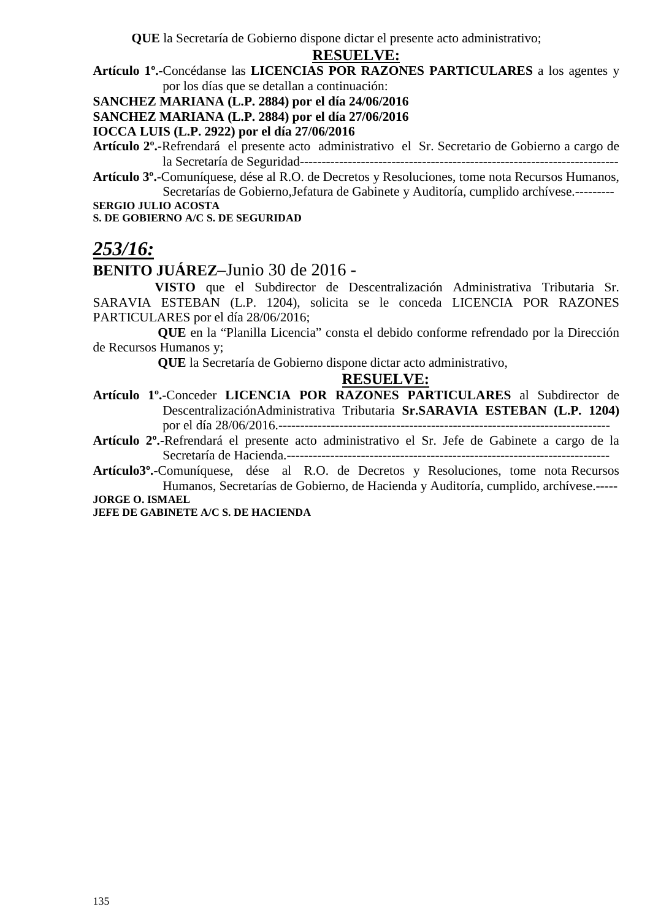**QUE** la Secretaría de Gobierno dispone dictar el presente acto administrativo;

**RESUELVE:**

**Artículo 1º.-**Concédanse las **LICENCIAS POR RAZONES PARTICULARES** a los agentes y por los días que se detallan a continuación:

**SANCHEZ MARIANA (L.P. 2884) por el día 24/06/2016**
**SANCHEZ MARIANA (L.P. 2884) por el día 27/06/2016**
**IOCCA LUIS (L.P. 2922) por el día 27/06/2016**

**Artículo 2º.-**Refrendará el presente acto administrativo el Sr. Secretario de Gobierno a cargo de la Secretaría de Seguridad-------------------------------------------------------------------------

**Artículo 3º.-**Comuníquese, dése al R.O. de Decretos y Resoluciones, tome nota Recursos Humanos, Secretarías de Gobierno,Jefatura de Gabinete y Auditoría, cumplido archívese.---------

**SERGIO JULIO ACOSTA**
**S. DE GOBIERNO A/C S. DE SEGURIDAD**

## ***253/16:***

**BENITO JUÁREZ**–Junio 30 de 2016 -

**VISTO** que el Subdirector de Descentralización Administrativa Tributaria Sr. SARAVIA ESTEBAN (L.P. 1204), solicita se le conceda LICENCIA POR RAZONES PARTICULARES por el día 28/06/2016;

**QUE** en la “Planilla Licencia” consta el debido conforme refrendado por la Dirección de Recursos Humanos y;

**QUE** la Secretaría de Gobierno dispone dictar acto administrativo,

**RESUELVE:**

**Artículo 1º.-**Conceder **LICENCIA POR RAZONES PARTICULARES** al Subdirector de DescentralizaciónAdministrativa Tributaria **Sr.SARAVIA ESTEBAN (L.P. 1204)** por el día 28/06/2016.--------------------------------------------------------------------------

**Artículo 2º.-**Refrendará el presente acto administrativo el Sr. Jefe de Gabinete a cargo de la Secretaría de Hacienda.--------------------------------------------------------------------------

**Artículo3º.-**Comuníquese, dése al R.O. de Decretos y Resoluciones, tome nota Recursos Humanos, Secretarías de Gobierno, de Hacienda y Auditoría, cumplido, archívese.-----

**JORGE O. ISMAEL**
**JEFE DE GABINETE A/C S. DE HACIENDA**